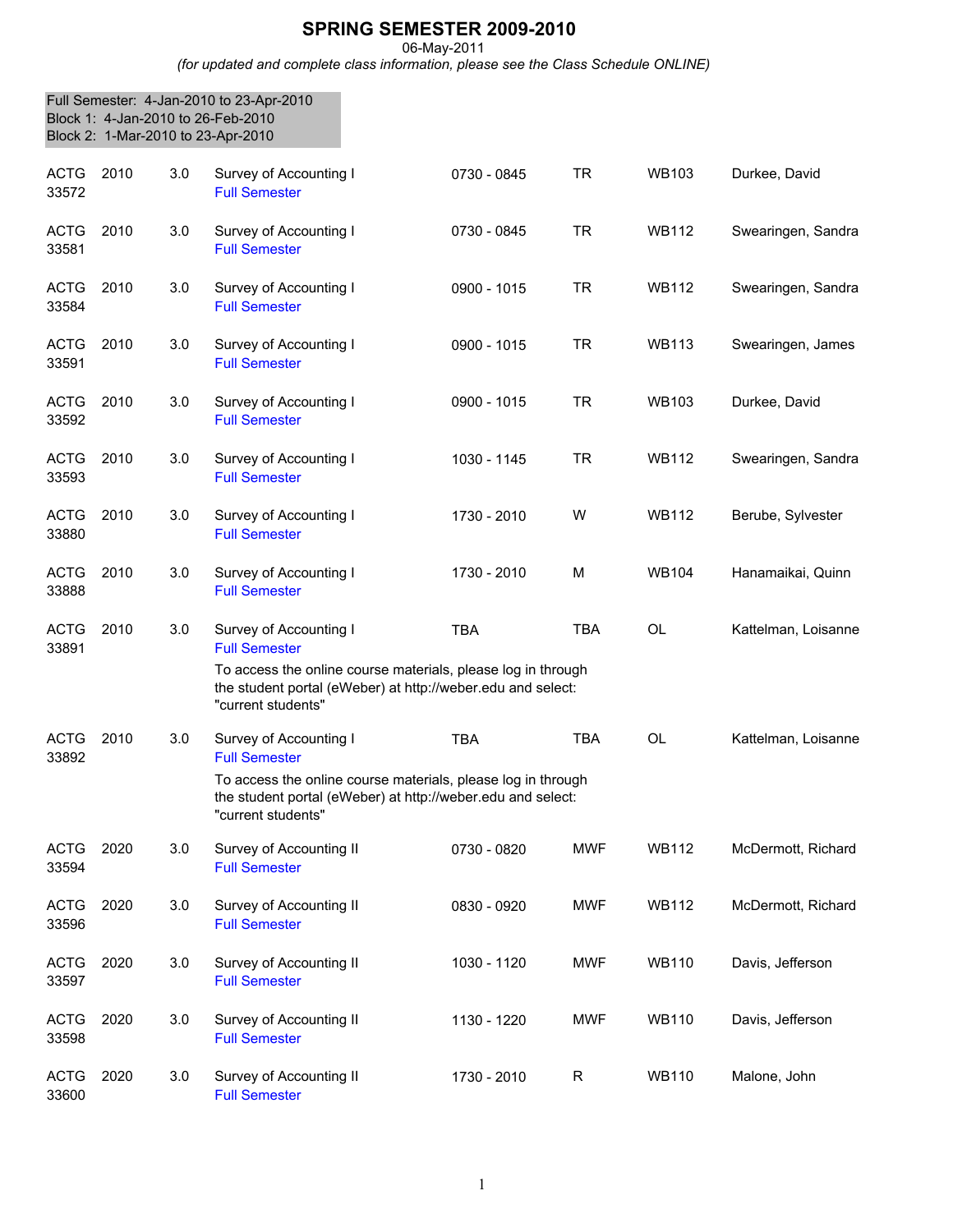# SPRING SEMESTER 2009-2010

06-May-2011

*(for updated and complete class information, please see the Class Schedule ONLINE)*

Full Semester: 4-Jan-2010 to 23-Apr-2010
Block 1: 4-Jan-2010 to 26-Feb-2010
Block 2: 1-Mar-2010 to 23-Apr-2010

| Subject/CRN | Course | Credits | Title | Time | Days | Room | Instructor |
|---|---|---|---|---|---|---|---|
| ACTG 33572 | 2010 | 3.0 | Survey of Accounting I<br>Full Semester | 0730 - 0845 | TR | WB103 | Durkee, David |
| ACTG 33581 | 2010 | 3.0 | Survey of Accounting I<br>Full Semester | 0730 - 0845 | TR | WB112 | Swearingen, Sandra |
| ACTG 33584 | 2010 | 3.0 | Survey of Accounting I<br>Full Semester | 0900 - 1015 | TR | WB112 | Swearingen, Sandra |
| ACTG 33591 | 2010 | 3.0 | Survey of Accounting I<br>Full Semester | 0900 - 1015 | TR | WB113 | Swearingen, James |
| ACTG 33592 | 2010 | 3.0 | Survey of Accounting I<br>Full Semester | 0900 - 1015 | TR | WB103 | Durkee, David |
| ACTG 33593 | 2010 | 3.0 | Survey of Accounting I<br>Full Semester | 1030 - 1145 | TR | WB112 | Swearingen, Sandra |
| ACTG 33880 | 2010 | 3.0 | Survey of Accounting I<br>Full Semester | 1730 - 2010 | W | WB112 | Berube, Sylvester |
| ACTG 33888 | 2010 | 3.0 | Survey of Accounting I<br>Full Semester | 1730 - 2010 | M | WB104 | Hanamaikai, Quinn |
| ACTG 33891 | 2010 | 3.0 | Survey of Accounting I<br>Full Semester<br>To access the online course materials, please log in through the student portal (eWeber) at http://weber.edu and select: "current students" | TBA | TBA | OL | Kattelman, Loisanne |
| ACTG 33892 | 2010 | 3.0 | Survey of Accounting I<br>Full Semester<br>To access the online course materials, please log in through the student portal (eWeber) at http://weber.edu and select: "current students" | TBA | TBA | OL | Kattelman, Loisanne |
| ACTG 33594 | 2020 | 3.0 | Survey of Accounting II<br>Full Semester | 0730 - 0820 | MWF | WB112 | McDermott, Richard |
| ACTG 33596 | 2020 | 3.0 | Survey of Accounting II<br>Full Semester | 0830 - 0920 | MWF | WB112 | McDermott, Richard |
| ACTG 33597 | 2020 | 3.0 | Survey of Accounting II<br>Full Semester | 1030 - 1120 | MWF | WB110 | Davis, Jefferson |
| ACTG 33598 | 2020 | 3.0 | Survey of Accounting II<br>Full Semester | 1130 - 1220 | MWF | WB110 | Davis, Jefferson |
| ACTG 33600 | 2020 | 3.0 | Survey of Accounting II<br>Full Semester | 1730 - 2010 | R | WB110 | Malone, John |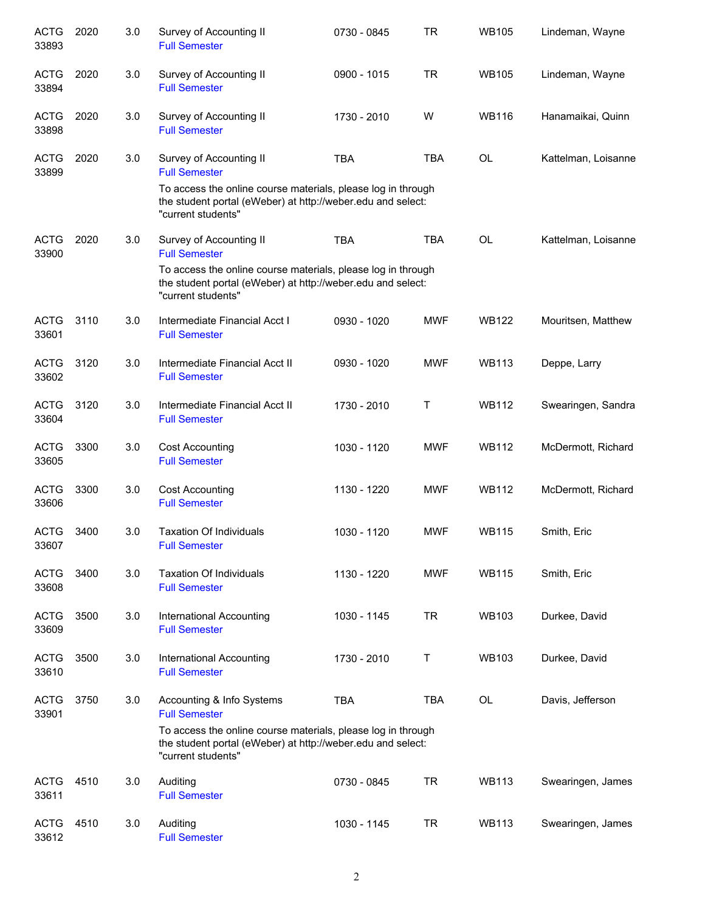| | | | | | | | |
|---|---|---|---|---|---|---|---|
| ACTG 33893 | 2020 | 3.0 | Survey of Accounting II<br>Full Semester | 0730 - 0845 | TR | WB105 | Lindeman, Wayne |
| ACTG 33894 | 2020 | 3.0 | Survey of Accounting II<br>Full Semester | 0900 - 1015 | TR | WB105 | Lindeman, Wayne |
| ACTG 33898 | 2020 | 3.0 | Survey of Accounting II<br>Full Semester | 1730 - 2010 | W | WB116 | Hanamaikai, Quinn |
| ACTG 33899 | 2020 | 3.0 | Survey of Accounting II<br>Full Semester<br>To access the online course materials, please log in through the student portal (eWeber) at http://weber.edu and select: "current students" | TBA | TBA | OL | Kattelman, Loisanne |
| ACTG 33900 | 2020 | 3.0 | Survey of Accounting II<br>Full Semester<br>To access the online course materials, please log in through the student portal (eWeber) at http://weber.edu and select: "current students" | TBA | TBA | OL | Kattelman, Loisanne |
| ACTG 33601 | 3110 | 3.0 | Intermediate Financial Acct I<br>Full Semester | 0930 - 1020 | MWF | WB122 | Mouritsen, Matthew |
| ACTG 33602 | 3120 | 3.0 | Intermediate Financial Acct II<br>Full Semester | 0930 - 1020 | MWF | WB113 | Deppe, Larry |
| ACTG 33604 | 3120 | 3.0 | Intermediate Financial Acct II<br>Full Semester | 1730 - 2010 | T | WB112 | Swearingen, Sandra |
| ACTG 33605 | 3300 | 3.0 | Cost Accounting<br>Full Semester | 1030 - 1120 | MWF | WB112 | McDermott, Richard |
| ACTG 33606 | 3300 | 3.0 | Cost Accounting<br>Full Semester | 1130 - 1220 | MWF | WB112 | McDermott, Richard |
| ACTG 33607 | 3400 | 3.0 | Taxation Of Individuals<br>Full Semester | 1030 - 1120 | MWF | WB115 | Smith, Eric |
| ACTG 33608 | 3400 | 3.0 | Taxation Of Individuals<br>Full Semester | 1130 - 1220 | MWF | WB115 | Smith, Eric |
| ACTG 33609 | 3500 | 3.0 | International Accounting<br>Full Semester | 1030 - 1145 | TR | WB103 | Durkee, David |
| ACTG 33610 | 3500 | 3.0 | International Accounting<br>Full Semester | 1730 - 2010 | T | WB103 | Durkee, David |
| ACTG 33901 | 3750 | 3.0 | Accounting & Info Systems<br>Full Semester<br>To access the online course materials, please log in through the student portal (eWeber) at http://weber.edu and select: "current students" | TBA | TBA | OL | Davis, Jefferson |
| ACTG 33611 | 4510 | 3.0 | Auditing<br>Full Semester | 0730 - 0845 | TR | WB113 | Swearingen, James |
| ACTG 33612 | 4510 | 3.0 | Auditing<br>Full Semester | 1030 - 1145 | TR | WB113 | Swearingen, James |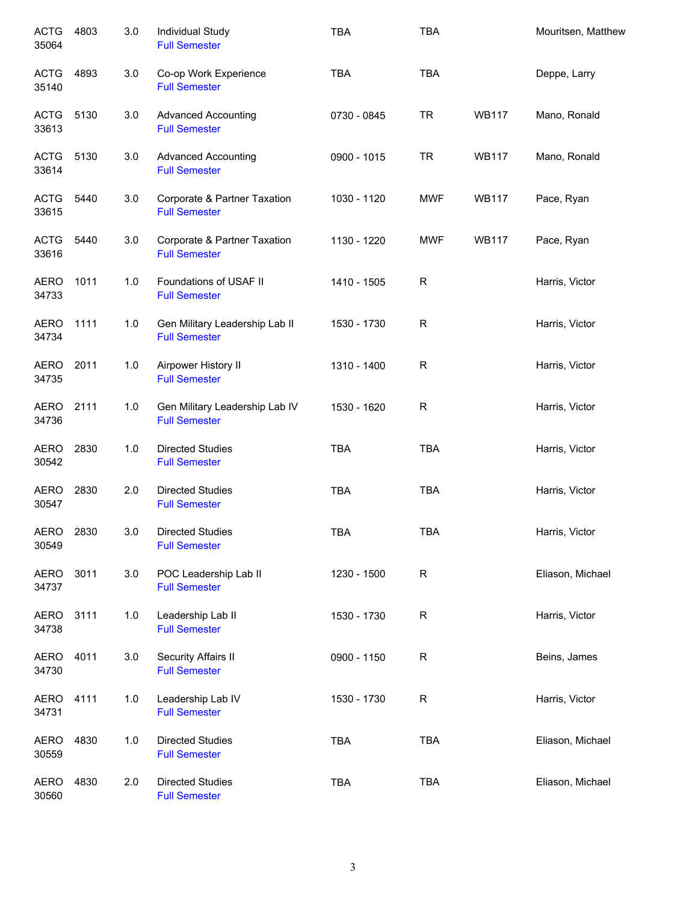| | | | | | | | |
|---|---|---|---|---|---|---|---|
| ACTG 35064 | 4803 | 3.0 | Individual Study<br>Full Semester | TBA | TBA | | Mouritsen, Matthew |
| ACTG 35140 | 4893 | 3.0 | Co-op Work Experience<br>Full Semester | TBA | TBA | | Deppe, Larry |
| ACTG 33613 | 5130 | 3.0 | Advanced Accounting<br>Full Semester | 0730 - 0845 | TR | WB117 | Mano, Ronald |
| ACTG 33614 | 5130 | 3.0 | Advanced Accounting<br>Full Semester | 0900 - 1015 | TR | WB117 | Mano, Ronald |
| ACTG 33615 | 5440 | 3.0 | Corporate & Partner Taxation<br>Full Semester | 1030 - 1120 | MWF | WB117 | Pace, Ryan |
| ACTG 33616 | 5440 | 3.0 | Corporate & Partner Taxation<br>Full Semester | 1130 - 1220 | MWF | WB117 | Pace, Ryan |
| AERO 34733 | 1011 | 1.0 | Foundations of USAF II<br>Full Semester | 1410 - 1505 | R | | Harris, Victor |
| AERO 34734 | 1111 | 1.0 | Gen Military Leadership Lab II<br>Full Semester | 1530 - 1730 | R | | Harris, Victor |
| AERO 34735 | 2011 | 1.0 | Airpower History II<br>Full Semester | 1310 - 1400 | R | | Harris, Victor |
| AERO 34736 | 2111 | 1.0 | Gen Military Leadership Lab IV<br>Full Semester | 1530 - 1620 | R | | Harris, Victor |
| AERO 30542 | 2830 | 1.0 | Directed Studies<br>Full Semester | TBA | TBA | | Harris, Victor |
| AERO 30547 | 2830 | 2.0 | Directed Studies<br>Full Semester | TBA | TBA | | Harris, Victor |
| AERO 30549 | 2830 | 3.0 | Directed Studies<br>Full Semester | TBA | TBA | | Harris, Victor |
| AERO 34737 | 3011 | 3.0 | POC Leadership Lab II<br>Full Semester | 1230 - 1500 | R | | Eliason, Michael |
| AERO 34738 | 3111 | 1.0 | Leadership Lab II<br>Full Semester | 1530 - 1730 | R | | Harris, Victor |
| AERO 34730 | 4011 | 3.0 | Security Affairs II<br>Full Semester | 0900 - 1150 | R | | Beins, James |
| AERO 34731 | 4111 | 1.0 | Leadership Lab IV<br>Full Semester | 1530 - 1730 | R | | Harris, Victor |
| AERO 30559 | 4830 | 1.0 | Directed Studies<br>Full Semester | TBA | TBA | | Eliason, Michael |
| AERO 30560 | 4830 | 2.0 | Directed Studies<br>Full Semester | TBA | TBA | | Eliason, Michael |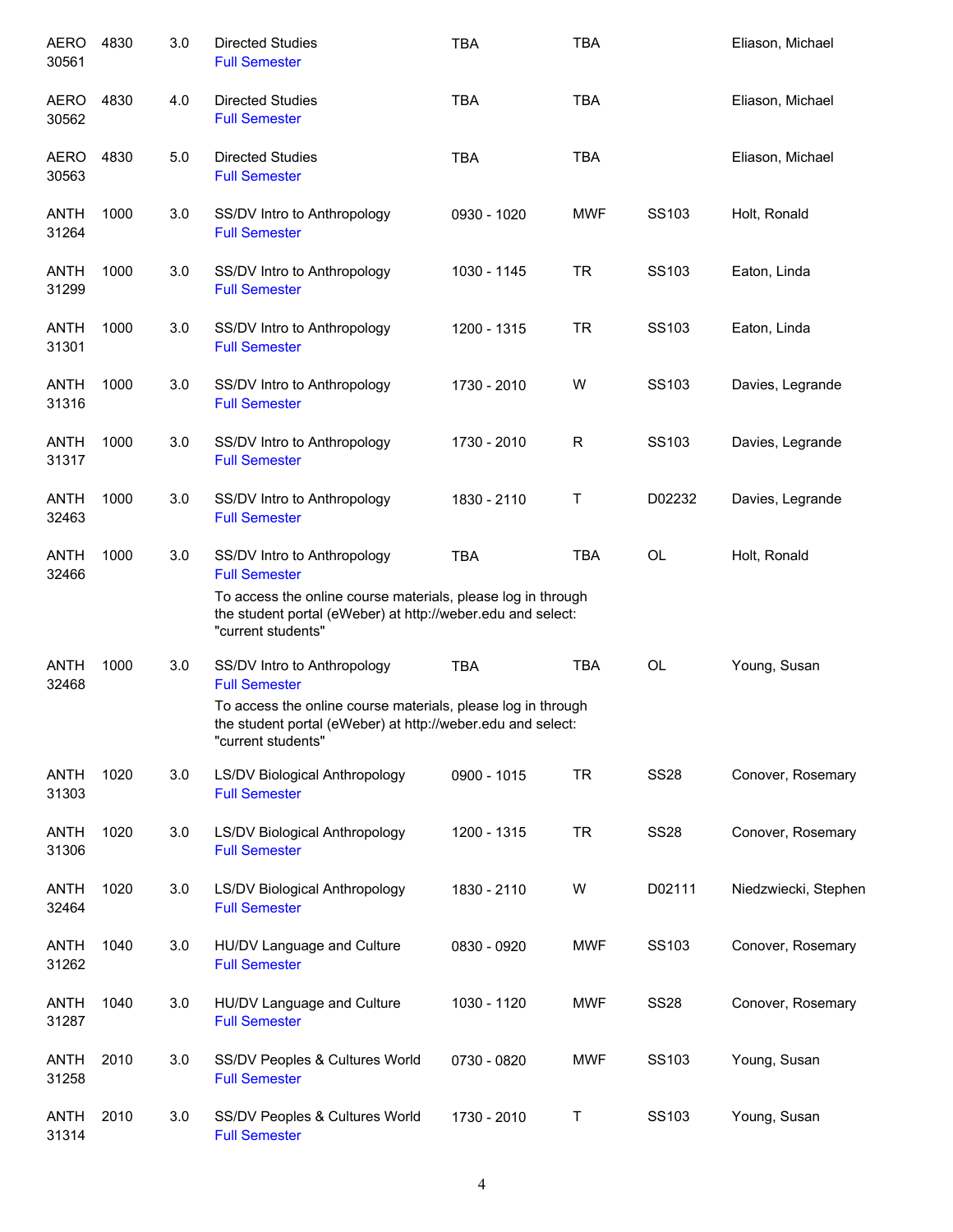| | | | | | | | |
|---|---|---|---|---|---|---|---|
| AERO 30561 | 4830 | 3.0 | Directed Studies<br>Full Semester | TBA | TBA | | Eliason, Michael |
| AERO 30562 | 4830 | 4.0 | Directed Studies<br>Full Semester | TBA | TBA | | Eliason, Michael |
| AERO 30563 | 4830 | 5.0 | Directed Studies<br>Full Semester | TBA | TBA | | Eliason, Michael |
| ANTH 31264 | 1000 | 3.0 | SS/DV Intro to Anthropology<br>Full Semester | 0930 - 1020 | MWF | SS103 | Holt, Ronald |
| ANTH 31299 | 1000 | 3.0 | SS/DV Intro to Anthropology<br>Full Semester | 1030 - 1145 | TR | SS103 | Eaton, Linda |
| ANTH 31301 | 1000 | 3.0 | SS/DV Intro to Anthropology<br>Full Semester | 1200 - 1315 | TR | SS103 | Eaton, Linda |
| ANTH 31316 | 1000 | 3.0 | SS/DV Intro to Anthropology<br>Full Semester | 1730 - 2010 | W | SS103 | Davies, Legrande |
| ANTH 31317 | 1000 | 3.0 | SS/DV Intro to Anthropology<br>Full Semester | 1730 - 2010 | R | SS103 | Davies, Legrande |
| ANTH 32463 | 1000 | 3.0 | SS/DV Intro to Anthropology<br>Full Semester | 1830 - 2110 | T | D02232 | Davies, Legrande |
| ANTH 32466 | 1000 | 3.0 | SS/DV Intro to Anthropology<br>Full Semester<br>To access the online course materials, please log in through the student portal (eWeber) at http://weber.edu and select: "current students" | TBA | TBA | OL | Holt, Ronald |
| ANTH 32468 | 1000 | 3.0 | SS/DV Intro to Anthropology<br>Full Semester<br>To access the online course materials, please log in through the student portal (eWeber) at http://weber.edu and select: "current students" | TBA | TBA | OL | Young, Susan |
| ANTH 31303 | 1020 | 3.0 | LS/DV Biological Anthropology<br>Full Semester | 0900 - 1015 | TR | SS28 | Conover, Rosemary |
| ANTH 31306 | 1020 | 3.0 | LS/DV Biological Anthropology<br>Full Semester | 1200 - 1315 | TR | SS28 | Conover, Rosemary |
| ANTH 32464 | 1020 | 3.0 | LS/DV Biological Anthropology<br>Full Semester | 1830 - 2110 | W | D02111 | Niedzwiecki, Stephen |
| ANTH 31262 | 1040 | 3.0 | HU/DV Language and Culture<br>Full Semester | 0830 - 0920 | MWF | SS103 | Conover, Rosemary |
| ANTH 31287 | 1040 | 3.0 | HU/DV Language and Culture<br>Full Semester | 1030 - 1120 | MWF | SS28 | Conover, Rosemary |
| ANTH 31258 | 2010 | 3.0 | SS/DV Peoples & Cultures World<br>Full Semester | 0730 - 0820 | MWF | SS103 | Young, Susan |
| ANTH 31314 | 2010 | 3.0 | SS/DV Peoples & Cultures World<br>Full Semester | 1730 - 2010 | T | SS103 | Young, Susan |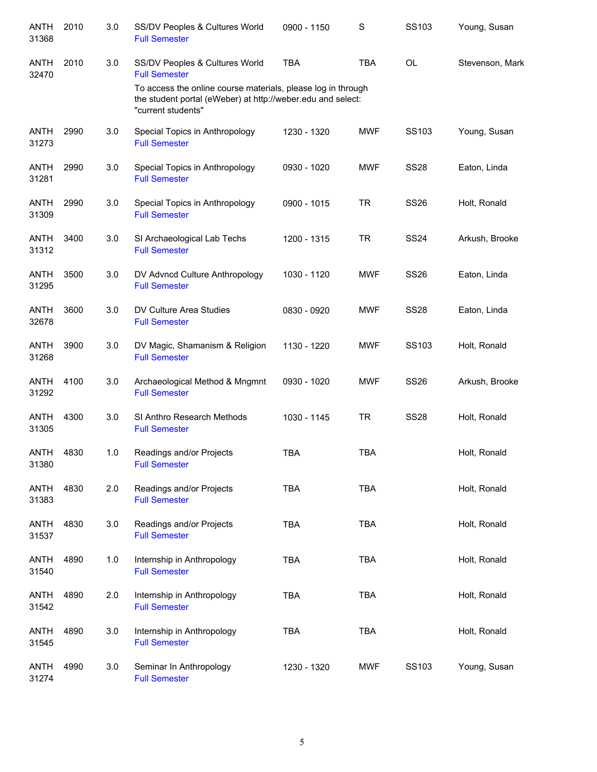| Subject | Course | Credits | Title | Time | Days | Room | Instructor |
|---|---|---|---|---|---|---|---|
| ANTH 31368 | 2010 | 3.0 | SS/DV Peoples & Cultures World<br>Full Semester | 0900 - 1150 | S | SS103 | Young, Susan |
| ANTH 32470 | 2010 | 3.0 | SS/DV Peoples & Cultures World<br>Full Semester<br>To access the online course materials, please log in through the student portal (eWeber) at http://weber.edu and select: "current students" | TBA | TBA | OL | Stevenson, Mark |
| ANTH 31273 | 2990 | 3.0 | Special Topics in Anthropology<br>Full Semester | 1230 - 1320 | MWF | SS103 | Young, Susan |
| ANTH 31281 | 2990 | 3.0 | Special Topics in Anthropology<br>Full Semester | 0930 - 1020 | MWF | SS28 | Eaton, Linda |
| ANTH 31309 | 2990 | 3.0 | Special Topics in Anthropology<br>Full Semester | 0900 - 1015 | TR | SS26 | Holt, Ronald |
| ANTH 31312 | 3400 | 3.0 | SI Archaeological Lab Techs<br>Full Semester | 1200 - 1315 | TR | SS24 | Arkush, Brooke |
| ANTH 31295 | 3500 | 3.0 | DV Advncd Culture Anthropology<br>Full Semester | 1030 - 1120 | MWF | SS26 | Eaton, Linda |
| ANTH 32678 | 3600 | 3.0 | DV Culture Area Studies<br>Full Semester | 0830 - 0920 | MWF | SS28 | Eaton, Linda |
| ANTH 31268 | 3900 | 3.0 | DV Magic, Shamanism & Religion<br>Full Semester | 1130 - 1220 | MWF | SS103 | Holt, Ronald |
| ANTH 31292 | 4100 | 3.0 | Archaeological Method & Mngmnt<br>Full Semester | 0930 - 1020 | MWF | SS26 | Arkush, Brooke |
| ANTH 31305 | 4300 | 3.0 | SI Anthro Research Methods<br>Full Semester | 1030 - 1145 | TR | SS28 | Holt, Ronald |
| ANTH 31380 | 4830 | 1.0 | Readings and/or Projects<br>Full Semester | TBA | TBA | | Holt, Ronald |
| ANTH 31383 | 4830 | 2.0 | Readings and/or Projects<br>Full Semester | TBA | TBA | | Holt, Ronald |
| ANTH 31537 | 4830 | 3.0 | Readings and/or Projects<br>Full Semester | TBA | TBA | | Holt, Ronald |
| ANTH 31540 | 4890 | 1.0 | Internship in Anthropology<br>Full Semester | TBA | TBA | | Holt, Ronald |
| ANTH 31542 | 4890 | 2.0 | Internship in Anthropology<br>Full Semester | TBA | TBA | | Holt, Ronald |
| ANTH 31545 | 4890 | 3.0 | Internship in Anthropology<br>Full Semester | TBA | TBA | | Holt, Ronald |
| ANTH 31274 | 4990 | 3.0 | Seminar In Anthropology<br>Full Semester | 1230 - 1320 | MWF | SS103 | Young, Susan |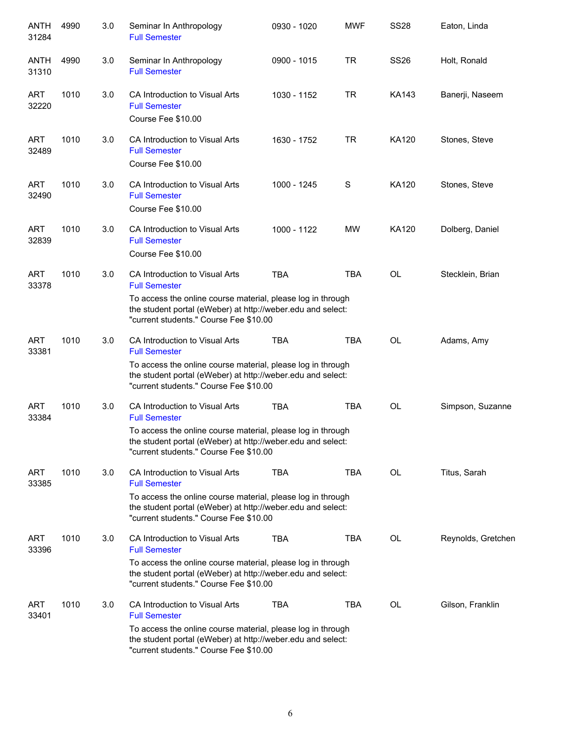| | | | | | | | |
|---|---|---|---|---|---|---|---|
| ANTH 31284 | 4990 | 3.0 | Seminar In Anthropology<br>Full Semester | 0930 - 1020 | MWF | SS28 | Eaton, Linda |
| ANTH 31310 | 4990 | 3.0 | Seminar In Anthropology<br>Full Semester | 0900 - 1015 | TR | SS26 | Holt, Ronald |
| ART 32220 | 1010 | 3.0 | CA Introduction to Visual Arts<br>Full Semester<br>Course Fee $10.00 | 1030 - 1152 | TR | KA143 | Banerji, Naseem |
| ART 32489 | 1010 | 3.0 | CA Introduction to Visual Arts<br>Full Semester<br>Course Fee $10.00 | 1630 - 1752 | TR | KA120 | Stones, Steve |
| ART 32490 | 1010 | 3.0 | CA Introduction to Visual Arts<br>Full Semester<br>Course Fee $10.00 | 1000 - 1245 | S | KA120 | Stones, Steve |
| ART 32839 | 1010 | 3.0 | CA Introduction to Visual Arts<br>Full Semester<br>Course Fee $10.00 | 1000 - 1122 | MW | KA120 | Dolberg, Daniel |
| ART 33378 | 1010 | 3.0 | CA Introduction to Visual Arts<br>Full Semester<br>To access the online course material, please log in through the student portal (eWeber) at http://weber.edu and select: "current students." Course Fee $10.00 | TBA | TBA | OL | Stecklein, Brian |
| ART 33381 | 1010 | 3.0 | CA Introduction to Visual Arts<br>Full Semester<br>To access the online course material, please log in through the student portal (eWeber) at http://weber.edu and select: "current students." Course Fee $10.00 | TBA | TBA | OL | Adams, Amy |
| ART 33384 | 1010 | 3.0 | CA Introduction to Visual Arts<br>Full Semester<br>To access the online course material, please log in through the student portal (eWeber) at http://weber.edu and select: "current students." Course Fee $10.00 | TBA | TBA | OL | Simpson, Suzanne |
| ART 33385 | 1010 | 3.0 | CA Introduction to Visual Arts<br>Full Semester<br>To access the online course material, please log in through the student portal (eWeber) at http://weber.edu and select: "current students." Course Fee $10.00 | TBA | TBA | OL | Titus, Sarah |
| ART 33396 | 1010 | 3.0 | CA Introduction to Visual Arts<br>Full Semester<br>To access the online course material, please log in through the student portal (eWeber) at http://weber.edu and select: "current students." Course Fee $10.00 | TBA | TBA | OL | Reynolds, Gretchen |
| ART 33401 | 1010 | 3.0 | CA Introduction to Visual Arts<br>Full Semester<br>To access the online course material, please log in through the student portal (eWeber) at http://weber.edu and select: "current students." Course Fee $10.00 | TBA | TBA | OL | Gilson, Franklin |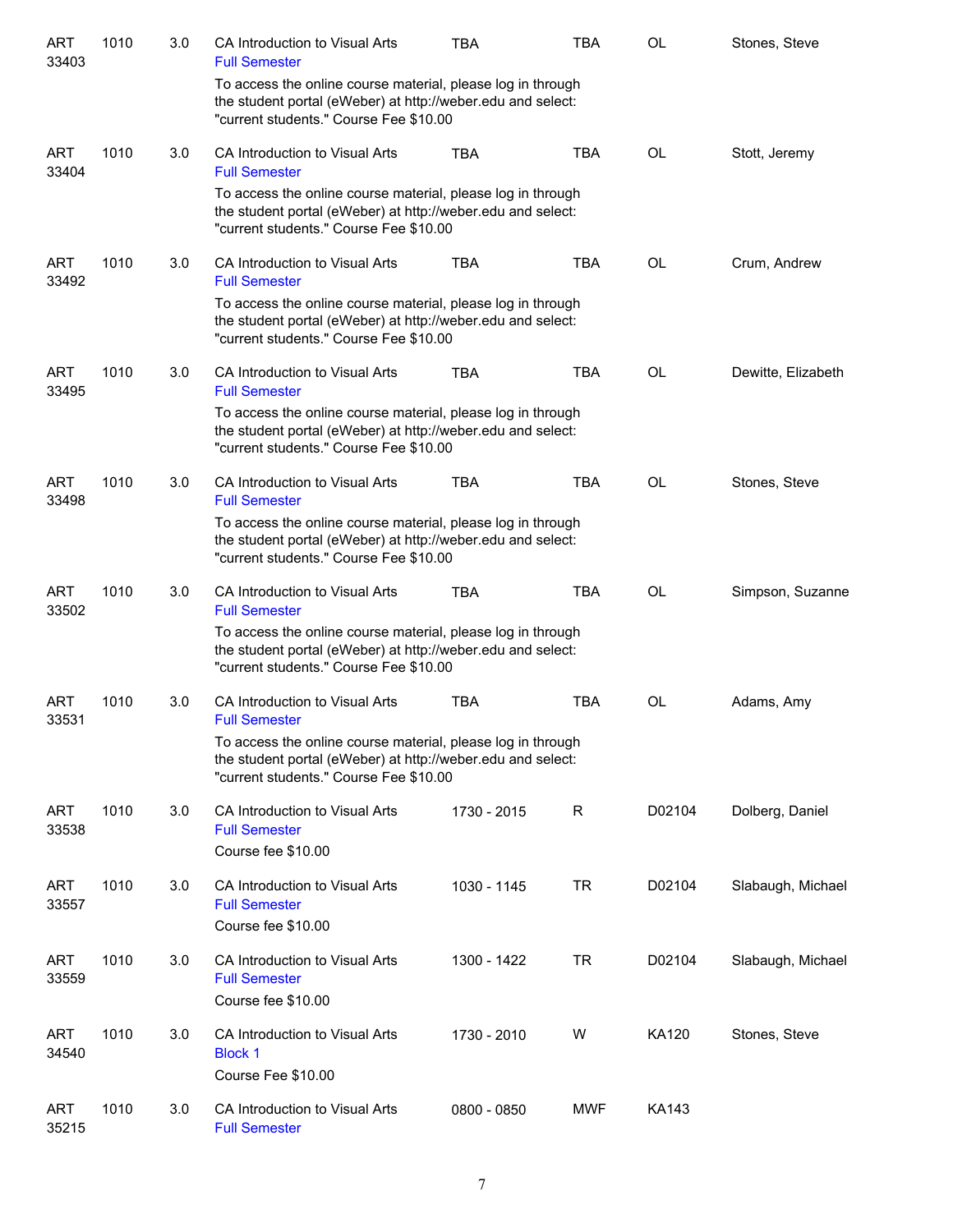| Dept | Course | Credits | Title | Time | Days | Room | Instructor |
|---|---|---|---|---|---|---|---|
| ART 33403 | 1010 | 3.0 | CA Introduction to Visual Arts<br>Full Semester<br>To access the online course material, please log in through the student portal (eWeber) at http://weber.edu and select: "current students." Course Fee $10.00 | TBA | TBA | OL | Stones, Steve |
| ART 33404 | 1010 | 3.0 | CA Introduction to Visual Arts<br>Full Semester<br>To access the online course material, please log in through the student portal (eWeber) at http://weber.edu and select: "current students." Course Fee $10.00 | TBA | TBA | OL | Stott, Jeremy |
| ART 33492 | 1010 | 3.0 | CA Introduction to Visual Arts<br>Full Semester<br>To access the online course material, please log in through the student portal (eWeber) at http://weber.edu and select: "current students." Course Fee $10.00 | TBA | TBA | OL | Crum, Andrew |
| ART 33495 | 1010 | 3.0 | CA Introduction to Visual Arts<br>Full Semester<br>To access the online course material, please log in through the student portal (eWeber) at http://weber.edu and select: "current students." Course Fee $10.00 | TBA | TBA | OL | Dewitte, Elizabeth |
| ART 33498 | 1010 | 3.0 | CA Introduction to Visual Arts<br>Full Semester<br>To access the online course material, please log in through the student portal (eWeber) at http://weber.edu and select: "current students." Course Fee $10.00 | TBA | TBA | OL | Stones, Steve |
| ART 33502 | 1010 | 3.0 | CA Introduction to Visual Arts<br>Full Semester<br>To access the online course material, please log in through the student portal (eWeber) at http://weber.edu and select: "current students." Course Fee $10.00 | TBA | TBA | OL | Simpson, Suzanne |
| ART 33531 | 1010 | 3.0 | CA Introduction to Visual Arts<br>Full Semester<br>To access the online course material, please log in through the student portal (eWeber) at http://weber.edu and select: "current students." Course Fee $10.00 | TBA | TBA | OL | Adams, Amy |
| ART 33538 | 1010 | 3.0 | CA Introduction to Visual Arts<br>Full Semester<br>Course fee $10.00 | 1730 - 2015 | R | D02104 | Dolberg, Daniel |
| ART 33557 | 1010 | 3.0 | CA Introduction to Visual Arts<br>Full Semester<br>Course fee $10.00 | 1030 - 1145 | TR | D02104 | Slabaugh, Michael |
| ART 33559 | 1010 | 3.0 | CA Introduction to Visual Arts<br>Full Semester<br>Course fee $10.00 | 1300 - 1422 | TR | D02104 | Slabaugh, Michael |
| ART 34540 | 1010 | 3.0 | CA Introduction to Visual Arts<br>Block 1<br>Course Fee $10.00 | 1730 - 2010 | W | KA120 | Stones, Steve |
| ART 35215 | 1010 | 3.0 | CA Introduction to Visual Arts<br>Full Semester | 0800 - 0850 | MWF | KA143 | |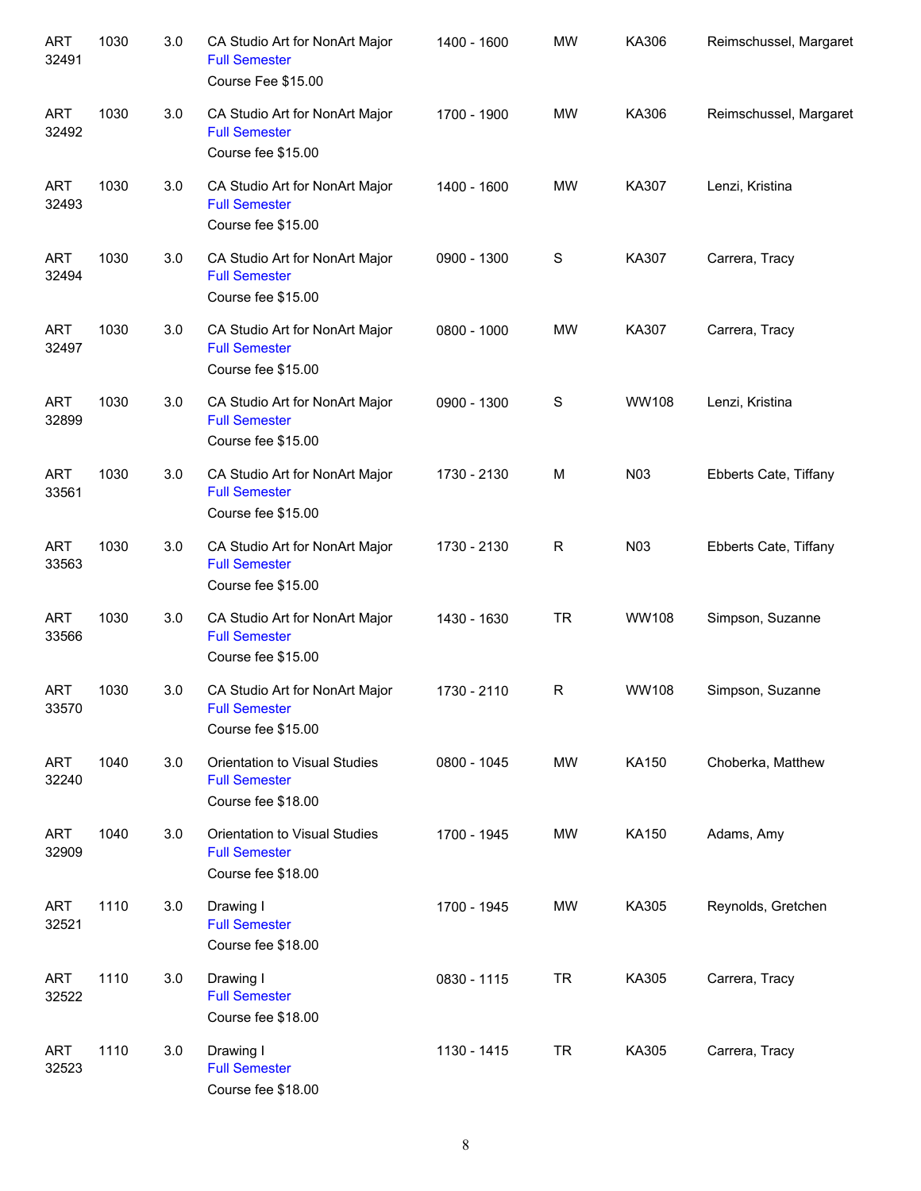| | | | | | | | |
|---|---|---|---|---|---|---|---|
| ART 32491 | 1030 | 3.0 | CA Studio Art for NonArt Major<br>Full Semester<br>Course Fee $15.00 | 1400 - 1600 | MW | KA306 | Reimschussel, Margaret |
| ART 32492 | 1030 | 3.0 | CA Studio Art for NonArt Major<br>Full Semester<br>Course fee $15.00 | 1700 - 1900 | MW | KA306 | Reimschussel, Margaret |
| ART 32493 | 1030 | 3.0 | CA Studio Art for NonArt Major<br>Full Semester<br>Course fee $15.00 | 1400 - 1600 | MW | KA307 | Lenzi, Kristina |
| ART 32494 | 1030 | 3.0 | CA Studio Art for NonArt Major<br>Full Semester<br>Course fee $15.00 | 0900 - 1300 | S | KA307 | Carrera, Tracy |
| ART 32497 | 1030 | 3.0 | CA Studio Art for NonArt Major<br>Full Semester<br>Course fee $15.00 | 0800 - 1000 | MW | KA307 | Carrera, Tracy |
| ART 32899 | 1030 | 3.0 | CA Studio Art for NonArt Major<br>Full Semester<br>Course fee $15.00 | 0900 - 1300 | S | WW108 | Lenzi, Kristina |
| ART 33561 | 1030 | 3.0 | CA Studio Art for NonArt Major<br>Full Semester<br>Course fee $15.00 | 1730 - 2130 | M | N03 | Ebberts Cate, Tiffany |
| ART 33563 | 1030 | 3.0 | CA Studio Art for NonArt Major<br>Full Semester<br>Course fee $15.00 | 1730 - 2130 | R | N03 | Ebberts Cate, Tiffany |
| ART 33566 | 1030 | 3.0 | CA Studio Art for NonArt Major<br>Full Semester<br>Course fee $15.00 | 1430 - 1630 | TR | WW108 | Simpson, Suzanne |
| ART 33570 | 1030 | 3.0 | CA Studio Art for NonArt Major<br>Full Semester<br>Course fee $15.00 | 1730 - 2110 | R | WW108 | Simpson, Suzanne |
| ART 32240 | 1040 | 3.0 | Orientation to Visual Studies<br>Full Semester<br>Course fee $18.00 | 0800 - 1045 | MW | KA150 | Choberka, Matthew |
| ART 32909 | 1040 | 3.0 | Orientation to Visual Studies<br>Full Semester<br>Course fee $18.00 | 1700 - 1945 | MW | KA150 | Adams, Amy |
| ART 32521 | 1110 | 3.0 | Drawing I<br>Full Semester<br>Course fee $18.00 | 1700 - 1945 | MW | KA305 | Reynolds, Gretchen |
| ART 32522 | 1110 | 3.0 | Drawing I<br>Full Semester<br>Course fee $18.00 | 0830 - 1115 | TR | KA305 | Carrera, Tracy |
| ART 32523 | 1110 | 3.0 | Drawing I<br>Full Semester<br>Course fee $18.00 | 1130 - 1415 | TR | KA305 | Carrera, Tracy |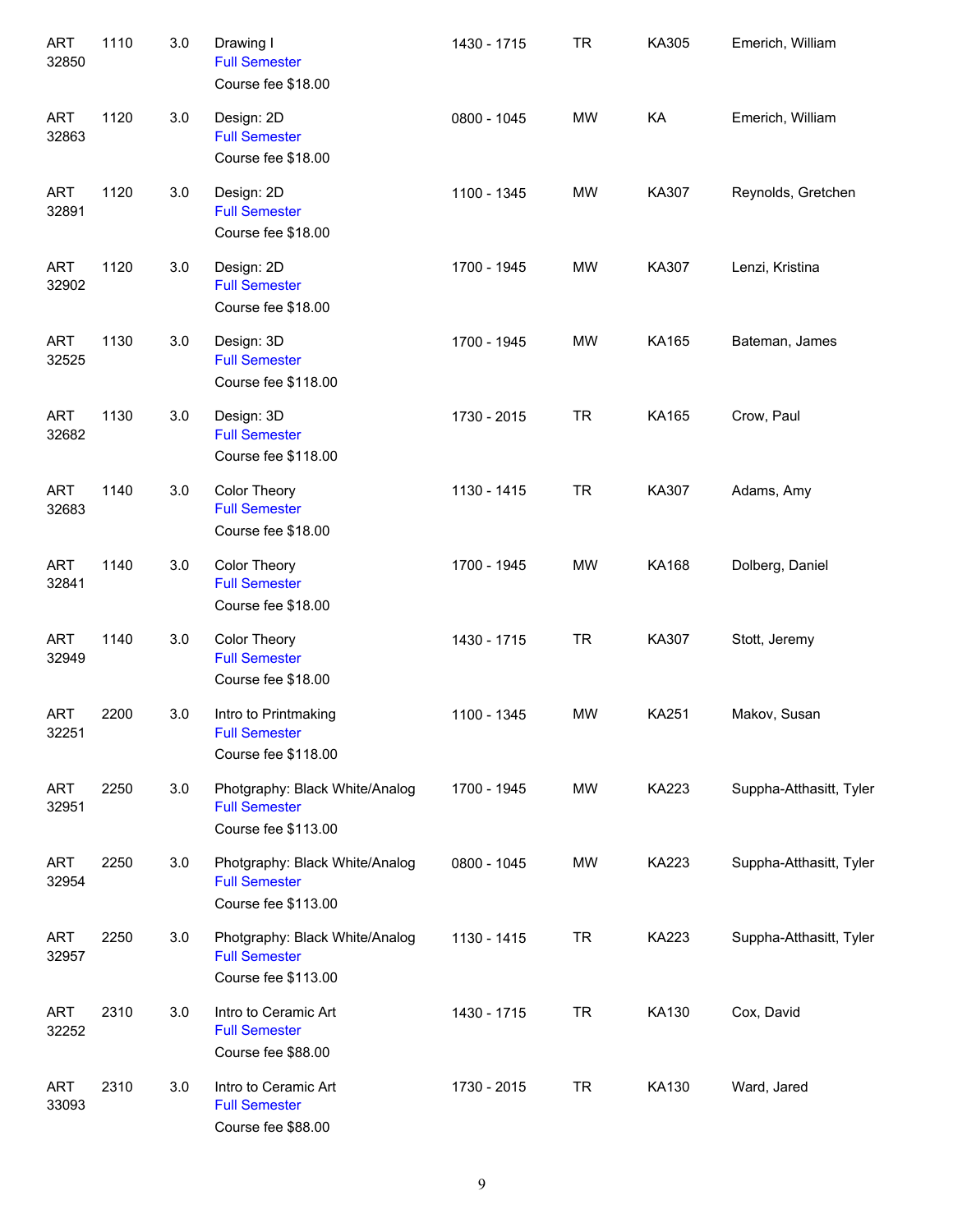| | | | | | | | |
|---|---|---|---|---|---|---|---|
| ART 32850 | 1110 | 3.0 | Drawing I<br>Full Semester<br>Course fee $18.00 | 1430 - 1715 | TR | KA305 | Emerich, William |
| ART 32863 | 1120 | 3.0 | Design: 2D<br>Full Semester<br>Course fee $18.00 | 0800 - 1045 | MW | KA | Emerich, William |
| ART 32891 | 1120 | 3.0 | Design: 2D<br>Full Semester<br>Course fee $18.00 | 1100 - 1345 | MW | KA307 | Reynolds, Gretchen |
| ART 32902 | 1120 | 3.0 | Design: 2D<br>Full Semester<br>Course fee $18.00 | 1700 - 1945 | MW | KA307 | Lenzi, Kristina |
| ART 32525 | 1130 | 3.0 | Design: 3D<br>Full Semester<br>Course fee $118.00 | 1700 - 1945 | MW | KA165 | Bateman, James |
| ART 32682 | 1130 | 3.0 | Design: 3D<br>Full Semester<br>Course fee $118.00 | 1730 - 2015 | TR | KA165 | Crow, Paul |
| ART 32683 | 1140 | 3.0 | Color Theory<br>Full Semester<br>Course fee $18.00 | 1130 - 1415 | TR | KA307 | Adams, Amy |
| ART 32841 | 1140 | 3.0 | Color Theory<br>Full Semester<br>Course fee $18.00 | 1700 - 1945 | MW | KA168 | Dolberg, Daniel |
| ART 32949 | 1140 | 3.0 | Color Theory<br>Full Semester<br>Course fee $18.00 | 1430 - 1715 | TR | KA307 | Stott, Jeremy |
| ART 32251 | 2200 | 3.0 | Intro to Printmaking<br>Full Semester<br>Course fee $118.00 | 1100 - 1345 | MW | KA251 | Makov, Susan |
| ART 32951 | 2250 | 3.0 | Photgraphy: Black White/Analog<br>Full Semester<br>Course fee $113.00 | 1700 - 1945 | MW | KA223 | Suppha-Atthasitt, Tyler |
| ART 32954 | 2250 | 3.0 | Photgraphy: Black White/Analog<br>Full Semester<br>Course fee $113.00 | 0800 - 1045 | MW | KA223 | Suppha-Atthasitt, Tyler |
| ART 32957 | 2250 | 3.0 | Photgraphy: Black White/Analog<br>Full Semester<br>Course fee $113.00 | 1130 - 1415 | TR | KA223 | Suppha-Atthasitt, Tyler |
| ART 32252 | 2310 | 3.0 | Intro to Ceramic Art<br>Full Semester<br>Course fee $88.00 | 1430 - 1715 | TR | KA130 | Cox, David |
| ART 33093 | 2310 | 3.0 | Intro to Ceramic Art<br>Full Semester<br>Course fee $88.00 | 1730 - 2015 | TR | KA130 | Ward, Jared |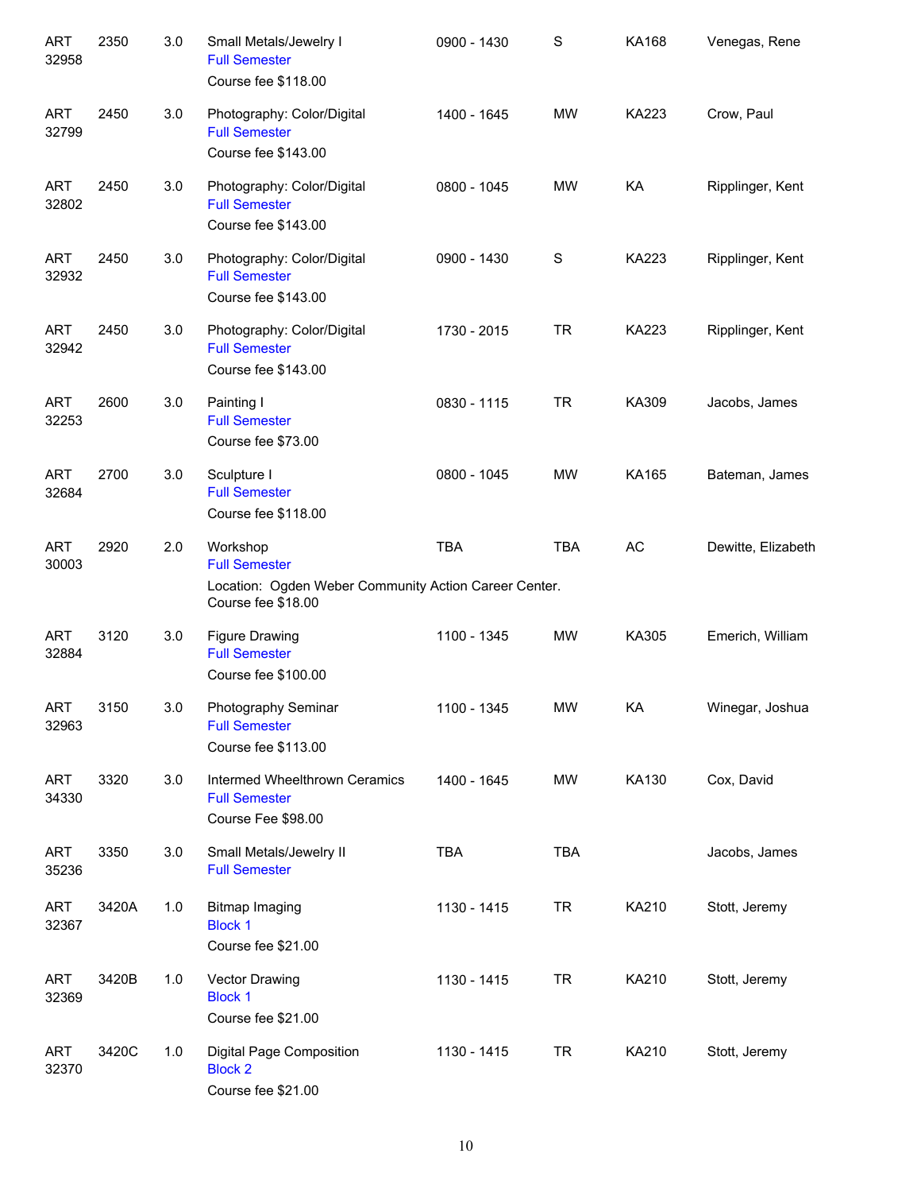| | | | | | | | |
|---|---|---|---|---|---|---|---|
| ART 32958 | 2350 | 3.0 | Small Metals/Jewelry I<br>Full Semester<br>Course fee $118.00 | 0900 - 1430 | S | KA168 | Venegas, Rene |
| ART 32799 | 2450 | 3.0 | Photography: Color/Digital<br>Full Semester<br>Course fee $143.00 | 1400 - 1645 | MW | KA223 | Crow, Paul |
| ART 32802 | 2450 | 3.0 | Photography: Color/Digital<br>Full Semester<br>Course fee $143.00 | 0800 - 1045 | MW | KA | Ripplinger, Kent |
| ART 32932 | 2450 | 3.0 | Photography: Color/Digital<br>Full Semester<br>Course fee $143.00 | 0900 - 1430 | S | KA223 | Ripplinger, Kent |
| ART 32942 | 2450 | 3.0 | Photography: Color/Digital<br>Full Semester<br>Course fee $143.00 | 1730 - 2015 | TR | KA223 | Ripplinger, Kent |
| ART 32253 | 2600 | 3.0 | Painting I<br>Full Semester<br>Course fee $73.00 | 0830 - 1115 | TR | KA309 | Jacobs, James |
| ART 32684 | 2700 | 3.0 | Sculpture I<br>Full Semester<br>Course fee $118.00 | 0800 - 1045 | MW | KA165 | Bateman, James |
| ART 30003 | 2920 | 2.0 | Workshop<br>Full Semester<br>Location: Ogden Weber Community Action Career Center.<br>Course fee $18.00 | TBA | TBA | AC | Dewitte, Elizabeth |
| ART 32884 | 3120 | 3.0 | Figure Drawing<br>Full Semester<br>Course fee $100.00 | 1100 - 1345 | MW | KA305 | Emerich, William |
| ART 32963 | 3150 | 3.0 | Photography Seminar<br>Full Semester<br>Course fee $113.00 | 1100 - 1345 | MW | KA | Winegar, Joshua |
| ART 34330 | 3320 | 3.0 | Intermed Wheelthrown Ceramics<br>Full Semester<br>Course Fee $98.00 | 1400 - 1645 | MW | KA130 | Cox, David |
| ART 35236 | 3350 | 3.0 | Small Metals/Jewelry II<br>Full Semester | TBA | TBA | | Jacobs, James |
| ART 32367 | 3420A | 1.0 | Bitmap Imaging<br>Block 1<br>Course fee $21.00 | 1130 - 1415 | TR | KA210 | Stott, Jeremy |
| ART 32369 | 3420B | 1.0 | Vector Drawing<br>Block 1<br>Course fee $21.00 | 1130 - 1415 | TR | KA210 | Stott, Jeremy |
| ART 32370 | 3420C | 1.0 | Digital Page Composition<br>Block 2<br>Course fee $21.00 | 1130 - 1415 | TR | KA210 | Stott, Jeremy |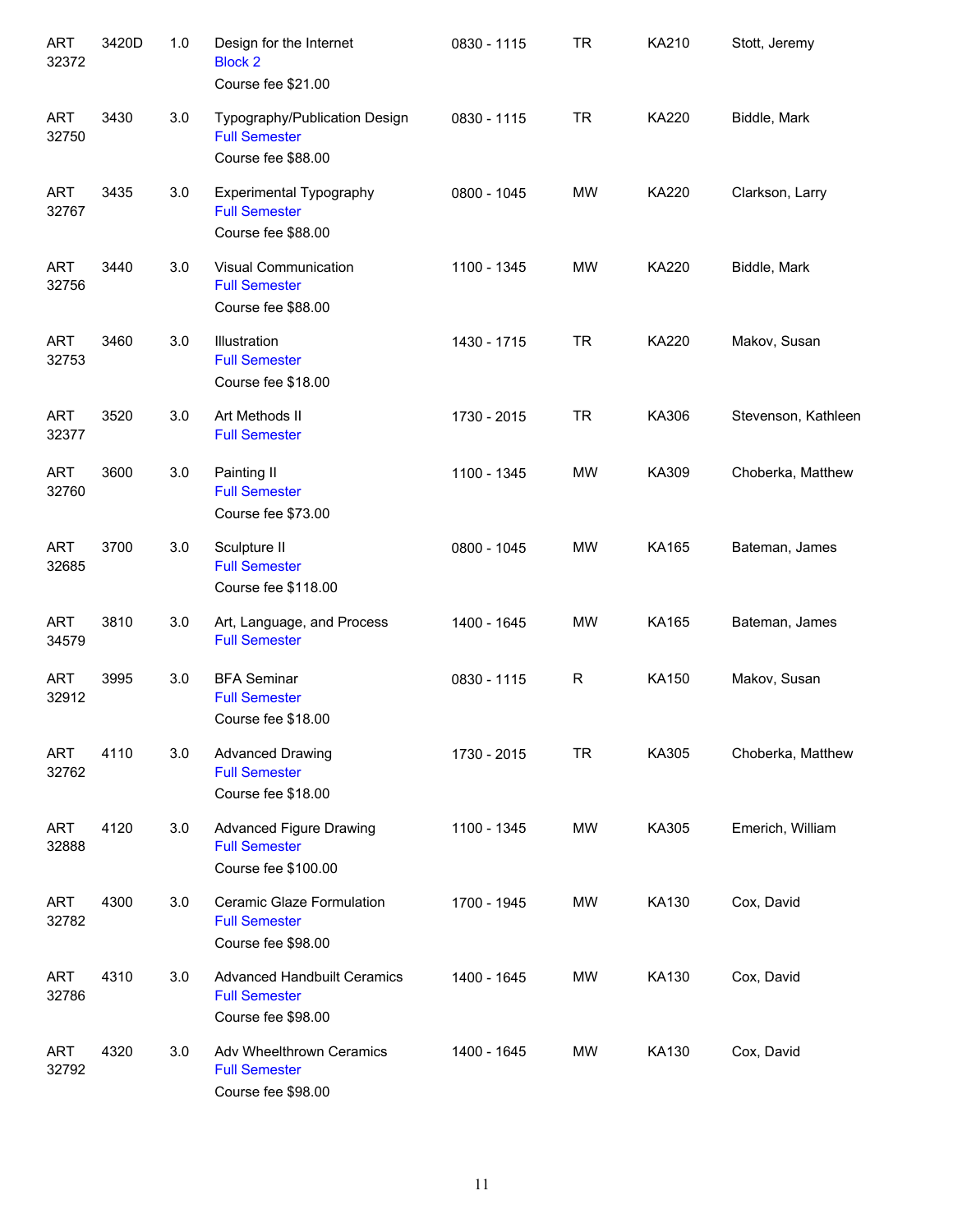| | | | | | | | |
|---|---|---|---|---|---|---|---|
| ART 32372 | 3420D | 1.0 | Design for the Internet<br>Block 2<br>Course fee $21.00 | 0830 - 1115 | TR | KA210 | Stott, Jeremy |
| ART 32750 | 3430 | 3.0 | Typography/Publication Design<br>Full Semester<br>Course fee $88.00 | 0830 - 1115 | TR | KA220 | Biddle, Mark |
| ART 32767 | 3435 | 3.0 | Experimental Typography<br>Full Semester<br>Course fee $88.00 | 0800 - 1045 | MW | KA220 | Clarkson, Larry |
| ART 32756 | 3440 | 3.0 | Visual Communication<br>Full Semester<br>Course fee $88.00 | 1100 - 1345 | MW | KA220 | Biddle, Mark |
| ART 32753 | 3460 | 3.0 | Illustration<br>Full Semester<br>Course fee $18.00 | 1430 - 1715 | TR | KA220 | Makov, Susan |
| ART 32377 | 3520 | 3.0 | Art Methods II<br>Full Semester | 1730 - 2015 | TR | KA306 | Stevenson, Kathleen |
| ART 32760 | 3600 | 3.0 | Painting II<br>Full Semester<br>Course fee $73.00 | 1100 - 1345 | MW | KA309 | Choberka, Matthew |
| ART 32685 | 3700 | 3.0 | Sculpture II<br>Full Semester<br>Course fee $118.00 | 0800 - 1045 | MW | KA165 | Bateman, James |
| ART 34579 | 3810 | 3.0 | Art, Language, and Process<br>Full Semester | 1400 - 1645 | MW | KA165 | Bateman, James |
| ART 32912 | 3995 | 3.0 | BFA Seminar<br>Full Semester<br>Course fee $18.00 | 0830 - 1115 | R | KA150 | Makov, Susan |
| ART 32762 | 4110 | 3.0 | Advanced Drawing<br>Full Semester<br>Course fee $18.00 | 1730 - 2015 | TR | KA305 | Choberka, Matthew |
| ART 32888 | 4120 | 3.0 | Advanced Figure Drawing<br>Full Semester<br>Course fee $100.00 | 1100 - 1345 | MW | KA305 | Emerich, William |
| ART 32782 | 4300 | 3.0 | Ceramic Glaze Formulation<br>Full Semester<br>Course fee $98.00 | 1700 - 1945 | MW | KA130 | Cox, David |
| ART 32786 | 4310 | 3.0 | Advanced Handbuilt Ceramics<br>Full Semester<br>Course fee $98.00 | 1400 - 1645 | MW | KA130 | Cox, David |
| ART 32792 | 4320 | 3.0 | Adv Wheelthrown Ceramics<br>Full Semester<br>Course fee $98.00 | 1400 - 1645 | MW | KA130 | Cox, David |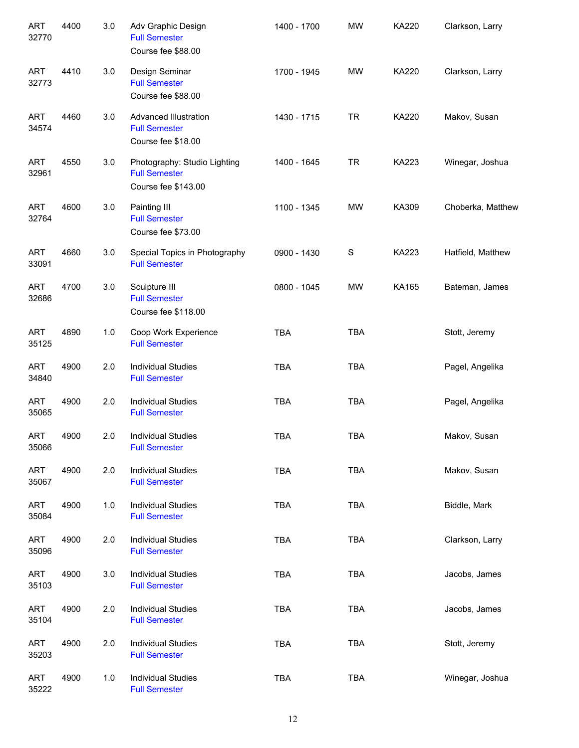| | | | | | | | |
|---|---|---|---|---|---|---|---|
| ART 32770 | 4400 | 3.0 | Adv Graphic Design<br>Full Semester<br>Course fee $88.00 | 1400 - 1700 | MW | KA220 | Clarkson, Larry |
| ART 32773 | 4410 | 3.0 | Design Seminar<br>Full Semester<br>Course fee $88.00 | 1700 - 1945 | MW | KA220 | Clarkson, Larry |
| ART 34574 | 4460 | 3.0 | Advanced Illustration<br>Full Semester<br>Course fee $18.00 | 1430 - 1715 | TR | KA220 | Makov, Susan |
| ART 32961 | 4550 | 3.0 | Photography: Studio Lighting<br>Full Semester<br>Course fee $143.00 | 1400 - 1645 | TR | KA223 | Winegar, Joshua |
| ART 32764 | 4600 | 3.0 | Painting III<br>Full Semester<br>Course fee $73.00 | 1100 - 1345 | MW | KA309 | Choberka, Matthew |
| ART 33091 | 4660 | 3.0 | Special Topics in Photography<br>Full Semester | 0900 - 1430 | S | KA223 | Hatfield, Matthew |
| ART 32686 | 4700 | 3.0 | Sculpture III<br>Full Semester<br>Course fee $118.00 | 0800 - 1045 | MW | KA165 | Bateman, James |
| ART 35125 | 4890 | 1.0 | Coop Work Experience<br>Full Semester | TBA | TBA | | Stott, Jeremy |
| ART 34840 | 4900 | 2.0 | Individual Studies<br>Full Semester | TBA | TBA | | Pagel, Angelika |
| ART 35065 | 4900 | 2.0 | Individual Studies<br>Full Semester | TBA | TBA | | Pagel, Angelika |
| ART 35066 | 4900 | 2.0 | Individual Studies<br>Full Semester | TBA | TBA | | Makov, Susan |
| ART 35067 | 4900 | 2.0 | Individual Studies<br>Full Semester | TBA | TBA | | Makov, Susan |
| ART 35084 | 4900 | 1.0 | Individual Studies<br>Full Semester | TBA | TBA | | Biddle, Mark |
| ART 35096 | 4900 | 2.0 | Individual Studies<br>Full Semester | TBA | TBA | | Clarkson, Larry |
| ART 35103 | 4900 | 3.0 | Individual Studies<br>Full Semester | TBA | TBA | | Jacobs, James |
| ART 35104 | 4900 | 2.0 | Individual Studies<br>Full Semester | TBA | TBA | | Jacobs, James |
| ART 35203 | 4900 | 2.0 | Individual Studies<br>Full Semester | TBA | TBA | | Stott, Jeremy |
| ART 35222 | 4900 | 1.0 | Individual Studies<br>Full Semester | TBA | TBA | | Winegar, Joshua |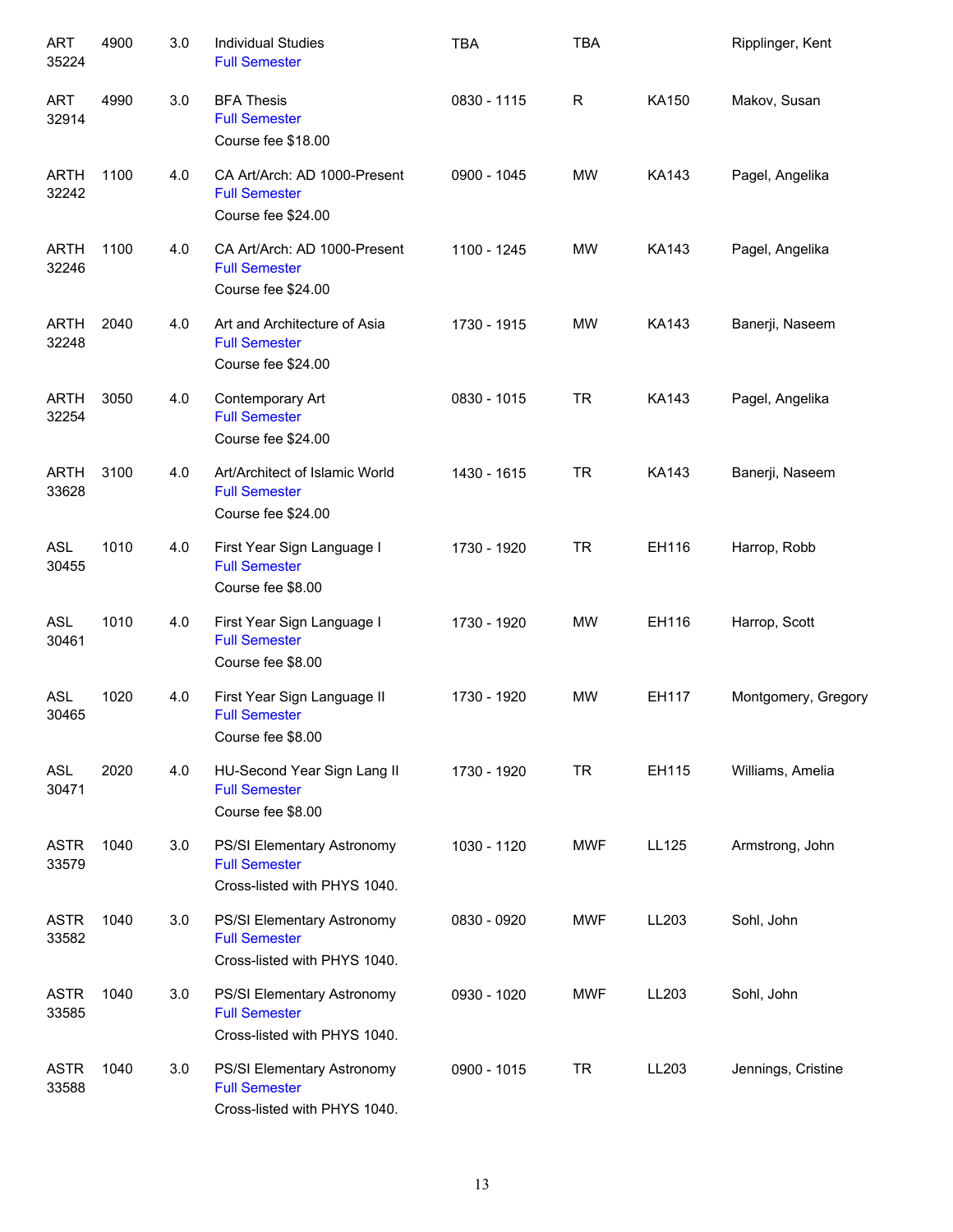| | | | | | | | |
|---|---|---|---|---|---|---|---|
| ART 35224 | 4900 | 3.0 | Individual Studies<br>Full Semester | TBA | TBA | | Ripplinger, Kent |
| ART 32914 | 4990 | 3.0 | BFA Thesis<br>Full Semester<br>Course fee $18.00 | 0830 - 1115 | R | KA150 | Makov, Susan |
| ARTH 32242 | 1100 | 4.0 | CA Art/Arch: AD 1000-Present<br>Full Semester<br>Course fee $24.00 | 0900 - 1045 | MW | KA143 | Pagel, Angelika |
| ARTH 32246 | 1100 | 4.0 | CA Art/Arch: AD 1000-Present<br>Full Semester<br>Course fee $24.00 | 1100 - 1245 | MW | KA143 | Pagel, Angelika |
| ARTH 32248 | 2040 | 4.0 | Art and Architecture of Asia<br>Full Semester<br>Course fee $24.00 | 1730 - 1915 | MW | KA143 | Banerji, Naseem |
| ARTH 32254 | 3050 | 4.0 | Contemporary Art<br>Full Semester<br>Course fee $24.00 | 0830 - 1015 | TR | KA143 | Pagel, Angelika |
| ARTH 33628 | 3100 | 4.0 | Art/Architect of Islamic World<br>Full Semester<br>Course fee $24.00 | 1430 - 1615 | TR | KA143 | Banerji, Naseem |
| ASL 30455 | 1010 | 4.0 | First Year Sign Language I<br>Full Semester<br>Course fee $8.00 | 1730 - 1920 | TR | EH116 | Harrop, Robb |
| ASL 30461 | 1010 | 4.0 | First Year Sign Language I<br>Full Semester<br>Course fee $8.00 | 1730 - 1920 | MW | EH116 | Harrop, Scott |
| ASL 30465 | 1020 | 4.0 | First Year Sign Language II<br>Full Semester<br>Course fee $8.00 | 1730 - 1920 | MW | EH117 | Montgomery, Gregory |
| ASL 30471 | 2020 | 4.0 | HU-Second Year Sign Lang II<br>Full Semester<br>Course fee $8.00 | 1730 - 1920 | TR | EH115 | Williams, Amelia |
| ASTR 33579 | 1040 | 3.0 | PS/SI Elementary Astronomy<br>Full Semester<br>Cross-listed with PHYS 1040. | 1030 - 1120 | MWF | LL125 | Armstrong, John |
| ASTR 33582 | 1040 | 3.0 | PS/SI Elementary Astronomy<br>Full Semester<br>Cross-listed with PHYS 1040. | 0830 - 0920 | MWF | LL203 | Sohl, John |
| ASTR 33585 | 1040 | 3.0 | PS/SI Elementary Astronomy<br>Full Semester<br>Cross-listed with PHYS 1040. | 0930 - 1020 | MWF | LL203 | Sohl, John |
| ASTR 33588 | 1040 | 3.0 | PS/SI Elementary Astronomy<br>Full Semester<br>Cross-listed with PHYS 1040. | 0900 - 1015 | TR | LL203 | Jennings, Cristine |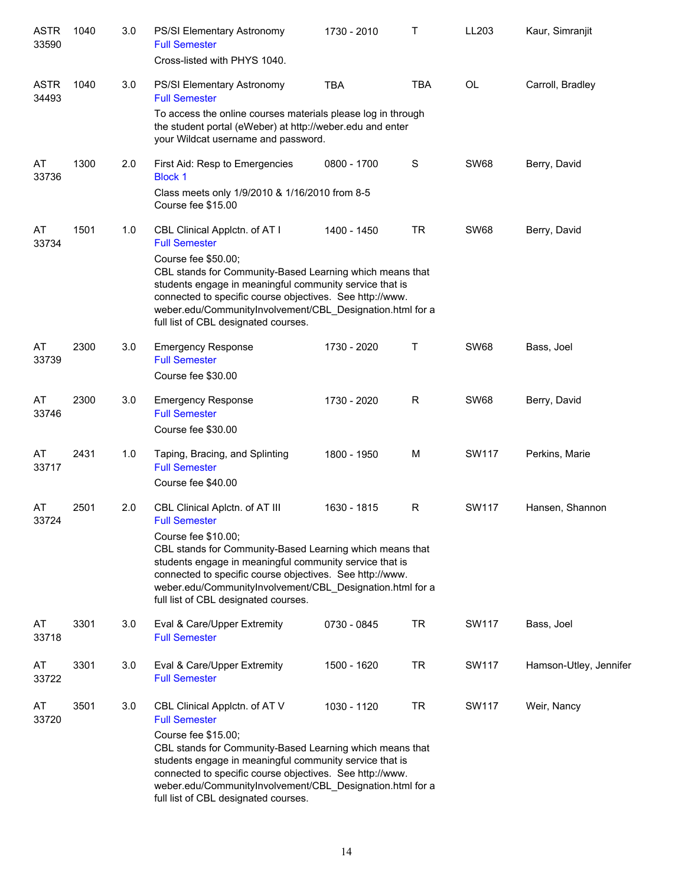| Subject / CRN | Course | Credits | Title / Notes | Time | Days | Room | Instructor |
|---|---|---|---|---|---|---|---|
| ASTR 33590 | 1040 | 3.0 | PS/SI Elementary Astronomy<br>Full Semester<br>Cross-listed with PHYS 1040. | 1730 - 2010 | T | LL203 | Kaur, Simranjit |
| ASTR 34493 | 1040 | 3.0 | PS/SI Elementary Astronomy<br>Full Semester<br>To access the online courses materials please log in through the student portal (eWeber) at http://weber.edu and enter your Wildcat username and password. | TBA | TBA | OL | Carroll, Bradley |
| AT 33736 | 1300 | 2.0 | First Aid: Resp to Emergencies<br>Block 1<br>Class meets only 1/9/2010 & 1/16/2010 from 8-5<br>Course fee $15.00 | 0800 - 1700 | S | SW68 | Berry, David |
| AT 33734 | 1501 | 1.0 | CBL Clinical Applctn. of AT I<br>Full Semester<br>Course fee $50.00;<br>CBL stands for Community-Based Learning which means that students engage in meaningful community service that is connected to specific course objectives. See http://www.weber.edu/CommunityInvolvement/CBL_Designation.html for a full list of CBL designated courses. | 1400 - 1450 | TR | SW68 | Berry, David |
| AT 33739 | 2300 | 3.0 | Emergency Response<br>Full Semester<br>Course fee $30.00 | 1730 - 2020 | T | SW68 | Bass, Joel |
| AT 33746 | 2300 | 3.0 | Emergency Response<br>Full Semester<br>Course fee $30.00 | 1730 - 2020 | R | SW68 | Berry, David |
| AT 33717 | 2431 | 1.0 | Taping, Bracing, and Splinting<br>Full Semester<br>Course fee $40.00 | 1800 - 1950 | M | SW117 | Perkins, Marie |
| AT 33724 | 2501 | 2.0 | CBL Clinical Aplctn. of AT III<br>Full Semester<br>Course fee $10.00;<br>CBL stands for Community-Based Learning which means that students engage in meaningful community service that is connected to specific course objectives. See http://www.weber.edu/CommunityInvolvement/CBL_Designation.html for a full list of CBL designated courses. | 1630 - 1815 | R | SW117 | Hansen, Shannon |
| AT 33718 | 3301 | 3.0 | Eval & Care/Upper Extremity<br>Full Semester | 0730 - 0845 | TR | SW117 | Bass, Joel |
| AT 33722 | 3301 | 3.0 | Eval & Care/Upper Extremity<br>Full Semester | 1500 - 1620 | TR | SW117 | Hamson-Utley, Jennifer |
| AT 33720 | 3501 | 3.0 | CBL Clinical Applctn. of AT V<br>Full Semester<br>Course fee $15.00;<br>CBL stands for Community-Based Learning which means that students engage in meaningful community service that is connected to specific course objectives. See http://www.weber.edu/CommunityInvolvement/CBL_Designation.html for a full list of CBL designated courses. | 1030 - 1120 | TR | SW117 | Weir, Nancy |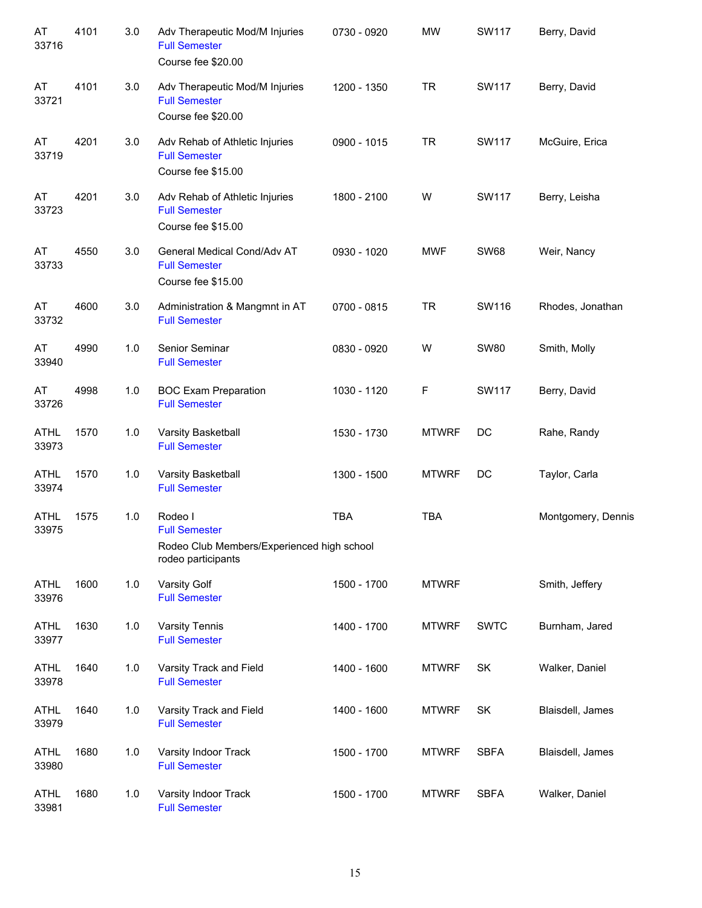| | | | | | | | |
|---|---|---|---|---|---|---|---|
| AT 33716 | 4101 | 3.0 | Adv Therapeutic Mod/M Injuries<br>Full Semester<br>Course fee $20.00 | 0730 - 0920 | MW | SW117 | Berry, David |
| AT 33721 | 4101 | 3.0 | Adv Therapeutic Mod/M Injuries<br>Full Semester<br>Course fee $20.00 | 1200 - 1350 | TR | SW117 | Berry, David |
| AT 33719 | 4201 | 3.0 | Adv Rehab of Athletic Injuries<br>Full Semester<br>Course fee $15.00 | 0900 - 1015 | TR | SW117 | McGuire, Erica |
| AT 33723 | 4201 | 3.0 | Adv Rehab of Athletic Injuries<br>Full Semester<br>Course fee $15.00 | 1800 - 2100 | W | SW117 | Berry, Leisha |
| AT 33733 | 4550 | 3.0 | General Medical Cond/Adv AT<br>Full Semester<br>Course fee $15.00 | 0930 - 1020 | MWF | SW68 | Weir, Nancy |
| AT 33732 | 4600 | 3.0 | Administration & Mangmnt in AT<br>Full Semester | 0700 - 0815 | TR | SW116 | Rhodes, Jonathan |
| AT 33940 | 4990 | 1.0 | Senior Seminar<br>Full Semester | 0830 - 0920 | W | SW80 | Smith, Molly |
| AT 33726 | 4998 | 1.0 | BOC Exam Preparation<br>Full Semester | 1030 - 1120 | F | SW117 | Berry, David |
| ATHL 33973 | 1570 | 1.0 | Varsity Basketball<br>Full Semester | 1530 - 1730 | MTWRF | DC | Rahe, Randy |
| ATHL 33974 | 1570 | 1.0 | Varsity Basketball<br>Full Semester | 1300 - 1500 | MTWRF | DC | Taylor, Carla |
| ATHL 33975 | 1575 | 1.0 | Rodeo I<br>Full Semester<br>Rodeo Club Members/Experienced high school rodeo participants | TBA | TBA | | Montgomery, Dennis |
| ATHL 33976 | 1600 | 1.0 | Varsity Golf<br>Full Semester | 1500 - 1700 | MTWRF | | Smith, Jeffery |
| ATHL 33977 | 1630 | 1.0 | Varsity Tennis<br>Full Semester | 1400 - 1700 | MTWRF | SWTC | Burnham, Jared |
| ATHL 33978 | 1640 | 1.0 | Varsity Track and Field<br>Full Semester | 1400 - 1600 | MTWRF | SK | Walker, Daniel |
| ATHL 33979 | 1640 | 1.0 | Varsity Track and Field<br>Full Semester | 1400 - 1600 | MTWRF | SK | Blaisdell, James |
| ATHL 33980 | 1680 | 1.0 | Varsity Indoor Track<br>Full Semester | 1500 - 1700 | MTWRF | SBFA | Blaisdell, James |
| ATHL 33981 | 1680 | 1.0 | Varsity Indoor Track<br>Full Semester | 1500 - 1700 | MTWRF | SBFA | Walker, Daniel |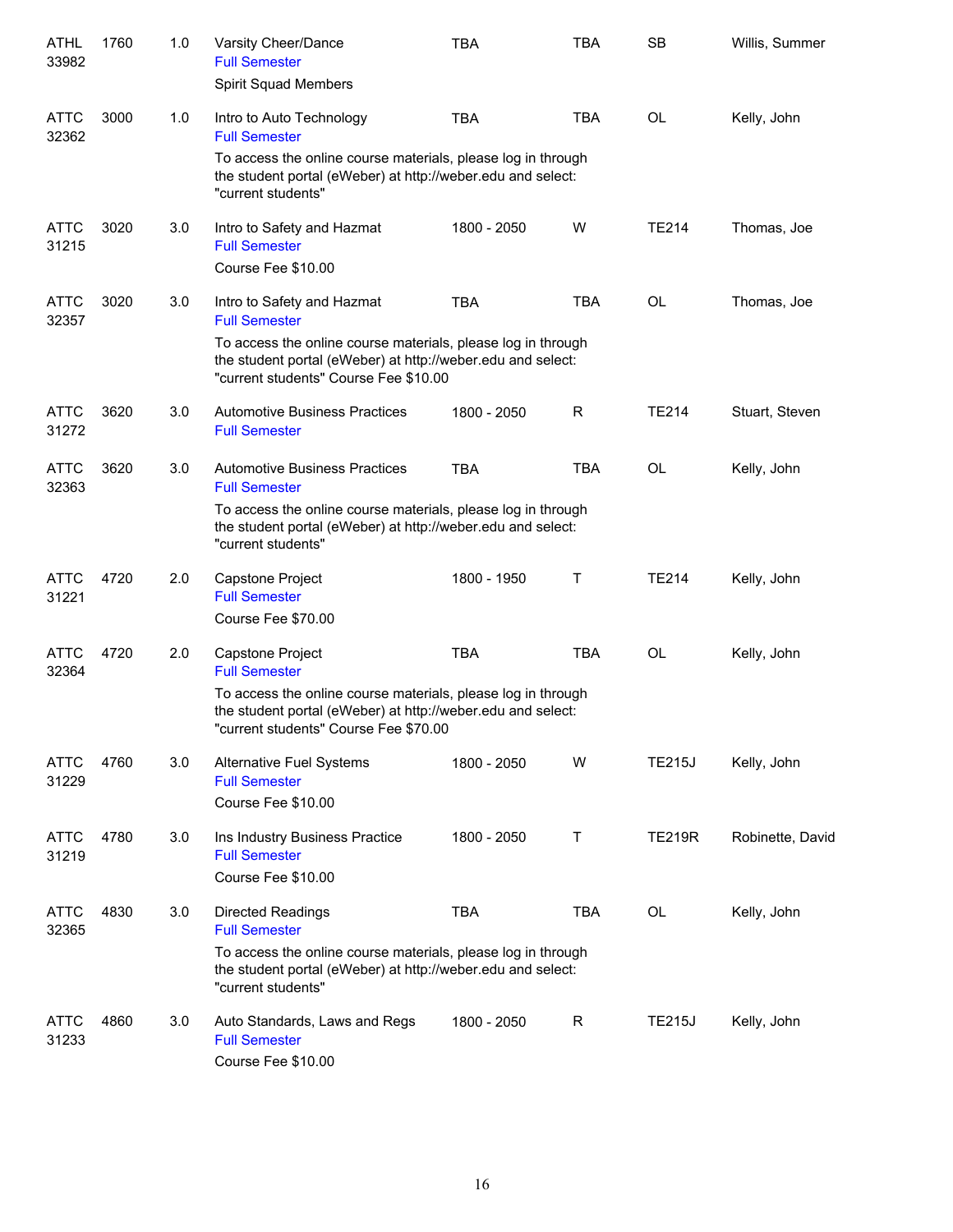| Subject / CRN | Course | Credits | Title | Time | Days | Room | Instructor |
|---|---|---|---|---|---|---|---|
| ATHL 33982 | 1760 | 1.0 | Varsity Cheer/Dance<br>Full Semester<br>Spirit Squad Members | TBA | TBA | SB | Willis, Summer |
| ATTC 32362 | 3000 | 1.0 | Intro to Auto Technology<br>Full Semester<br>To access the online course materials, please log in through the student portal (eWeber) at http://weber.edu and select: "current students" | TBA | TBA | OL | Kelly, John |
| ATTC 31215 | 3020 | 3.0 | Intro to Safety and Hazmat<br>Full Semester<br>Course Fee $10.00 | 1800 - 2050 | W | TE214 | Thomas, Joe |
| ATTC 32357 | 3020 | 3.0 | Intro to Safety and Hazmat<br>Full Semester<br>To access the online course materials, please log in through the student portal (eWeber) at http://weber.edu and select: "current students" Course Fee $10.00 | TBA | TBA | OL | Thomas, Joe |
| ATTC 31272 | 3620 | 3.0 | Automotive Business Practices<br>Full Semester | 1800 - 2050 | R | TE214 | Stuart, Steven |
| ATTC 32363 | 3620 | 3.0 | Automotive Business Practices<br>Full Semester<br>To access the online course materials, please log in through the student portal (eWeber) at http://weber.edu and select: "current students" | TBA | TBA | OL | Kelly, John |
| ATTC 31221 | 4720 | 2.0 | Capstone Project<br>Full Semester<br>Course Fee $70.00 | 1800 - 1950 | T | TE214 | Kelly, John |
| ATTC 32364 | 4720 | 2.0 | Capstone Project<br>Full Semester<br>To access the online course materials, please log in through the student portal (eWeber) at http://weber.edu and select: "current students" Course Fee $70.00 | TBA | TBA | OL | Kelly, John |
| ATTC 31229 | 4760 | 3.0 | Alternative Fuel Systems<br>Full Semester<br>Course Fee $10.00 | 1800 - 2050 | W | TE215J | Kelly, John |
| ATTC 31219 | 4780 | 3.0 | Ins Industry Business Practice<br>Full Semester<br>Course Fee $10.00 | 1800 - 2050 | T | TE219R | Robinette, David |
| ATTC 32365 | 4830 | 3.0 | Directed Readings<br>Full Semester<br>To access the online course materials, please log in through the student portal (eWeber) at http://weber.edu and select: "current students" | TBA | TBA | OL | Kelly, John |
| ATTC 31233 | 4860 | 3.0 | Auto Standards, Laws and Regs<br>Full Semester<br>Course Fee $10.00 | 1800 - 2050 | R | TE215J | Kelly, John |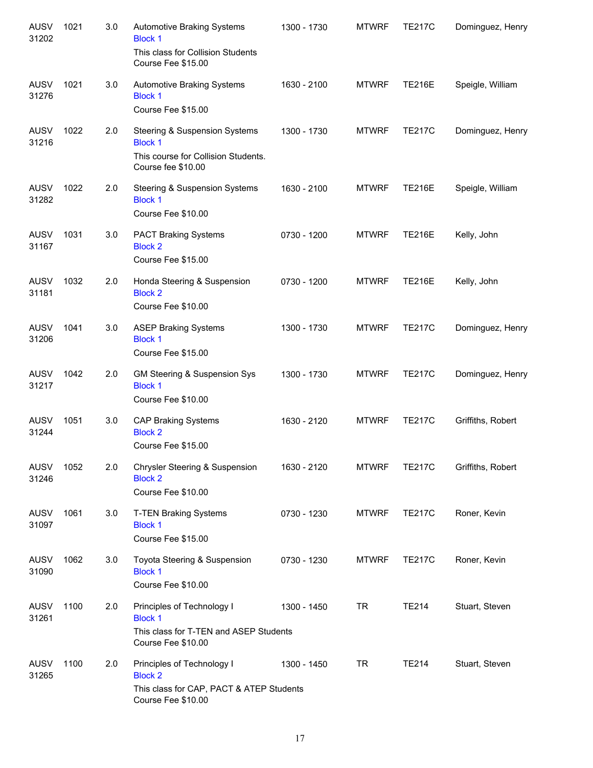| Subject / CRN | Course | Credits | Title | Time | Days | Room | Instructor |
|---|---|---|---|---|---|---|---|
| AUSV 31202 | 1021 | 3.0 | Automotive Braking Systems<br>Block 1<br>This class for Collision Students<br>Course Fee $15.00 | 1300 - 1730 | MTWRF | TE217C | Dominguez, Henry |
| AUSV 31276 | 1021 | 3.0 | Automotive Braking Systems<br>Block 1<br>Course Fee $15.00 | 1630 - 2100 | MTWRF | TE216E | Speigle, William |
| AUSV 31216 | 1022 | 2.0 | Steering & Suspension Systems<br>Block 1<br>This course for Collision Students.<br>Course fee $10.00 | 1300 - 1730 | MTWRF | TE217C | Dominguez, Henry |
| AUSV 31282 | 1022 | 2.0 | Steering & Suspension Systems<br>Block 1<br>Course Fee $10.00 | 1630 - 2100 | MTWRF | TE216E | Speigle, William |
| AUSV 31167 | 1031 | 3.0 | PACT Braking Systems<br>Block 2<br>Course Fee $15.00 | 0730 - 1200 | MTWRF | TE216E | Kelly, John |
| AUSV 31181 | 1032 | 2.0 | Honda Steering & Suspension<br>Block 2<br>Course Fee $10.00 | 0730 - 1200 | MTWRF | TE216E | Kelly, John |
| AUSV 31206 | 1041 | 3.0 | ASEP Braking Systems<br>Block 1<br>Course Fee $15.00 | 1300 - 1730 | MTWRF | TE217C | Dominguez, Henry |
| AUSV 31217 | 1042 | 2.0 | GM Steering & Suspension Sys<br>Block 1<br>Course Fee $10.00 | 1300 - 1730 | MTWRF | TE217C | Dominguez, Henry |
| AUSV 31244 | 1051 | 3.0 | CAP Braking Systems<br>Block 2<br>Course Fee $15.00 | 1630 - 2120 | MTWRF | TE217C | Griffiths, Robert |
| AUSV 31246 | 1052 | 2.0 | Chrysler Steering & Suspension<br>Block 2<br>Course Fee $10.00 | 1630 - 2120 | MTWRF | TE217C | Griffiths, Robert |
| AUSV 31097 | 1061 | 3.0 | T-TEN Braking Systems<br>Block 1<br>Course Fee $15.00 | 0730 - 1230 | MTWRF | TE217C | Roner, Kevin |
| AUSV 31090 | 1062 | 3.0 | Toyota Steering & Suspension<br>Block 1<br>Course Fee $10.00 | 0730 - 1230 | MTWRF | TE217C | Roner, Kevin |
| AUSV 31261 | 1100 | 2.0 | Principles of Technology I<br>Block 1<br>This class for T-TEN and ASEP Students<br>Course Fee $10.00 | 1300 - 1450 | TR | TE214 | Stuart, Steven |
| AUSV 31265 | 1100 | 2.0 | Principles of Technology I<br>Block 2<br>This class for CAP, PACT & ATEP Students<br>Course Fee $10.00 | 1300 - 1450 | TR | TE214 | Stuart, Steven |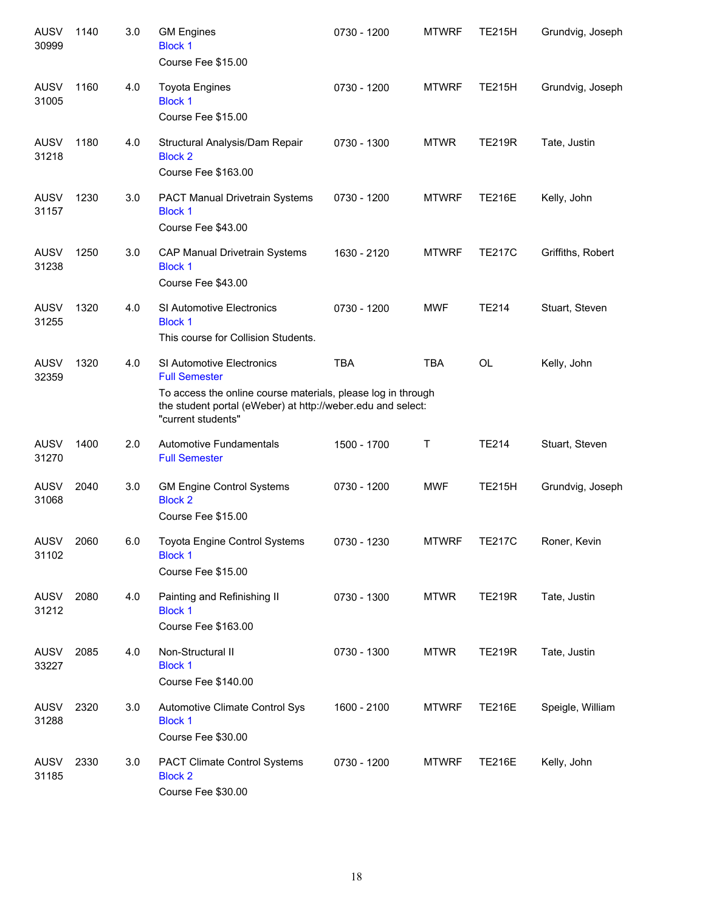| Subject / CRN | Course | Credits | Title | Time | Days | Room | Instructor |
|---|---|---|---|---|---|---|---|
| AUSV 30999 | 1140 | 3.0 | GM Engines<br>Block 1<br>Course Fee $15.00 | 0730 - 1200 | MTWRF | TE215H | Grundvig, Joseph |
| AUSV 31005 | 1160 | 4.0 | Toyota Engines<br>Block 1<br>Course Fee $15.00 | 0730 - 1200 | MTWRF | TE215H | Grundvig, Joseph |
| AUSV 31218 | 1180 | 4.0 | Structural Analysis/Dam Repair<br>Block 2<br>Course Fee $163.00 | 0730 - 1300 | MTWR | TE219R | Tate, Justin |
| AUSV 31157 | 1230 | 3.0 | PACT Manual Drivetrain Systems<br>Block 1<br>Course Fee $43.00 | 0730 - 1200 | MTWRF | TE216E | Kelly, John |
| AUSV 31238 | 1250 | 3.0 | CAP Manual Drivetrain Systems<br>Block 1<br>Course Fee $43.00 | 1630 - 2120 | MTWRF | TE217C | Griffiths, Robert |
| AUSV 31255 | 1320 | 4.0 | SI Automotive Electronics<br>Block 1<br>This course for Collision Students. | 0730 - 1200 | MWF | TE214 | Stuart, Steven |
| AUSV 32359 | 1320 | 4.0 | SI Automotive Electronics<br>Full Semester<br>To access the online course materials, please log in through the student portal (eWeber) at http://weber.edu and select: "current students" | TBA | TBA | OL | Kelly, John |
| AUSV 31270 | 1400 | 2.0 | Automotive Fundamentals<br>Full Semester | 1500 - 1700 | T | TE214 | Stuart, Steven |
| AUSV 31068 | 2040 | 3.0 | GM Engine Control Systems<br>Block 2<br>Course Fee $15.00 | 0730 - 1200 | MWF | TE215H | Grundvig, Joseph |
| AUSV 31102 | 2060 | 6.0 | Toyota Engine Control Systems<br>Block 1<br>Course Fee $15.00 | 0730 - 1230 | MTWRF | TE217C | Roner, Kevin |
| AUSV 31212 | 2080 | 4.0 | Painting and Refinishing II<br>Block 1<br>Course Fee $163.00 | 0730 - 1300 | MTWR | TE219R | Tate, Justin |
| AUSV 33227 | 2085 | 4.0 | Non-Structural II<br>Block 1<br>Course Fee $140.00 | 0730 - 1300 | MTWR | TE219R | Tate, Justin |
| AUSV 31288 | 2320 | 3.0 | Automotive Climate Control Sys<br>Block 1<br>Course Fee $30.00 | 1600 - 2100 | MTWRF | TE216E | Speigle, William |
| AUSV 31185 | 2330 | 3.0 | PACT Climate Control Systems<br>Block 2<br>Course Fee $30.00 | 0730 - 1200 | MTWRF | TE216E | Kelly, John |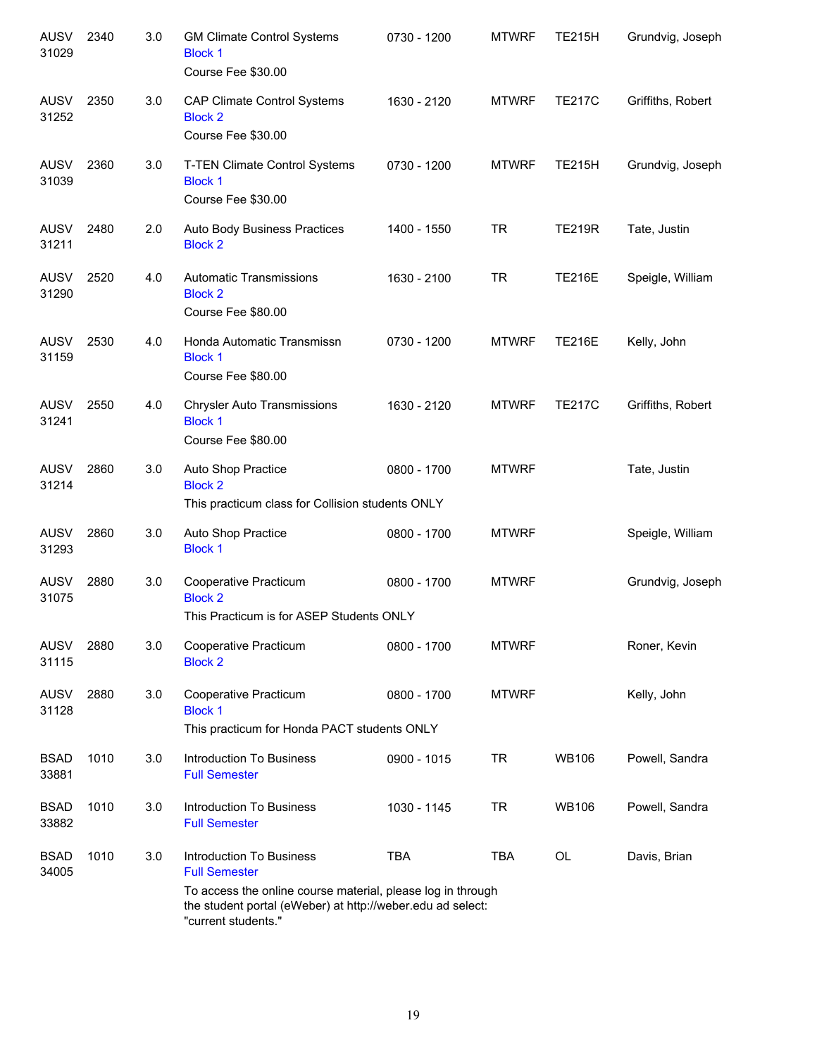| | | | | | | | |
|---|---|---|---|---|---|---|---|
| AUSV 31029 | 2340 | 3.0 | GM Climate Control Systems<br>Block 1<br>Course Fee $30.00 | 0730 - 1200 | MTWRF | TE215H | Grundvig, Joseph |
| AUSV 31252 | 2350 | 3.0 | CAP Climate Control Systems<br>Block 2<br>Course Fee $30.00 | 1630 - 2120 | MTWRF | TE217C | Griffiths, Robert |
| AUSV 31039 | 2360 | 3.0 | T-TEN Climate Control Systems<br>Block 1<br>Course Fee $30.00 | 0730 - 1200 | MTWRF | TE215H | Grundvig, Joseph |
| AUSV 31211 | 2480 | 2.0 | Auto Body Business Practices<br>Block 2 | 1400 - 1550 | TR | TE219R | Tate, Justin |
| AUSV 31290 | 2520 | 4.0 | Automatic Transmissions<br>Block 2<br>Course Fee $80.00 | 1630 - 2100 | TR | TE216E | Speigle, William |
| AUSV 31159 | 2530 | 4.0 | Honda Automatic Transmissn<br>Block 1<br>Course Fee $80.00 | 0730 - 1200 | MTWRF | TE216E | Kelly, John |
| AUSV 31241 | 2550 | 4.0 | Chrysler Auto Transmissions<br>Block 1<br>Course Fee $80.00 | 1630 - 2120 | MTWRF | TE217C | Griffiths, Robert |
| AUSV 31214 | 2860 | 3.0 | Auto Shop Practice<br>Block 2<br>This practicum class for Collision students ONLY | 0800 - 1700 | MTWRF | | Tate, Justin |
| AUSV 31293 | 2860 | 3.0 | Auto Shop Practice<br>Block 1 | 0800 - 1700 | MTWRF | | Speigle, William |
| AUSV 31075 | 2880 | 3.0 | Cooperative Practicum<br>Block 2<br>This Practicum is for ASEP Students ONLY | 0800 - 1700 | MTWRF | | Grundvig, Joseph |
| AUSV 31115 | 2880 | 3.0 | Cooperative Practicum<br>Block 2 | 0800 - 1700 | MTWRF | | Roner, Kevin |
| AUSV 31128 | 2880 | 3.0 | Cooperative Practicum<br>Block 1<br>This practicum for Honda PACT students ONLY | 0800 - 1700 | MTWRF | | Kelly, John |
| BSAD 33881 | 1010 | 3.0 | Introduction To Business<br>Full Semester | 0900 - 1015 | TR | WB106 | Powell, Sandra |
| BSAD 33882 | 1010 | 3.0 | Introduction To Business<br>Full Semester | 1030 - 1145 | TR | WB106 | Powell, Sandra |
| BSAD 34005 | 1010 | 3.0 | Introduction To Business<br>Full Semester<br>To access the online course material, please log in through the student portal (eWeber) at http://weber.edu ad select: "current students." | TBA | TBA | OL | Davis, Brian |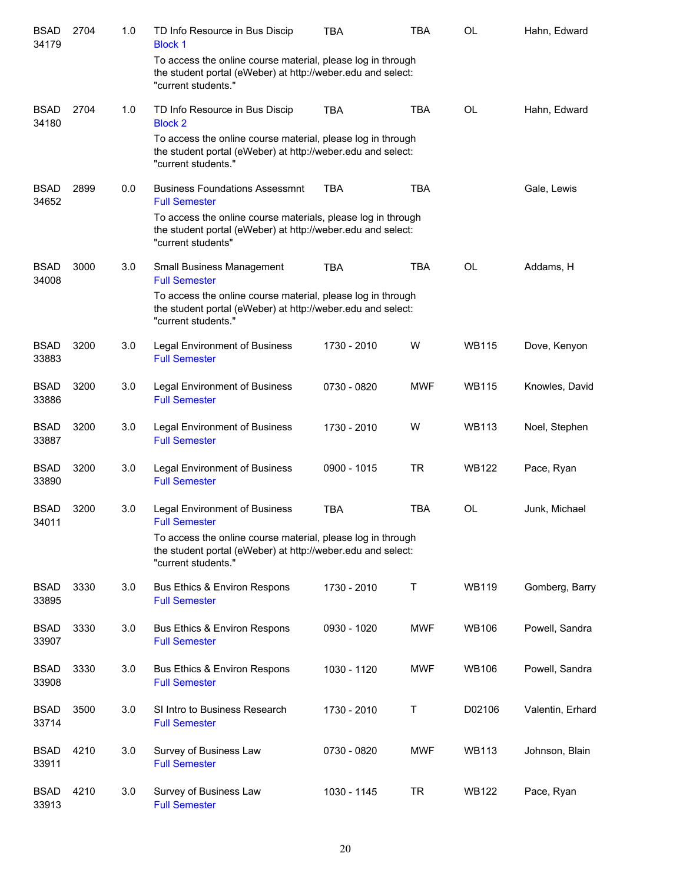| | | | | | | | |
|---|---|---|---|---|---|---|---|
| BSAD 34179 | 2704 | 1.0 | TD Info Resource in Bus Discip<br>Block 1<br>To access the online course material, please log in through the student portal (eWeber) at http://weber.edu and select: "current students." | TBA | TBA | OL | Hahn, Edward |
| BSAD 34180 | 2704 | 1.0 | TD Info Resource in Bus Discip<br>Block 2<br>To access the online course material, please log in through the student portal (eWeber) at http://weber.edu and select: "current students." | TBA | TBA | OL | Hahn, Edward |
| BSAD 34652 | 2899 | 0.0 | Business Foundations Assessmnt<br>Full Semester<br>To access the online course materials, please log in through the student portal (eWeber) at http://weber.edu and select: "current students" | TBA | TBA | | Gale, Lewis |
| BSAD 34008 | 3000 | 3.0 | Small Business Management<br>Full Semester<br>To access the online course material, please log in through the student portal (eWeber) at http://weber.edu and select: "current students." | TBA | TBA | OL | Addams, H |
| BSAD 33883 | 3200 | 3.0 | Legal Environment of Business<br>Full Semester | 1730 - 2010 | W | WB115 | Dove, Kenyon |
| BSAD 33886 | 3200 | 3.0 | Legal Environment of Business<br>Full Semester | 0730 - 0820 | MWF | WB115 | Knowles, David |
| BSAD 33887 | 3200 | 3.0 | Legal Environment of Business<br>Full Semester | 1730 - 2010 | W | WB113 | Noel, Stephen |
| BSAD 33890 | 3200 | 3.0 | Legal Environment of Business<br>Full Semester | 0900 - 1015 | TR | WB122 | Pace, Ryan |
| BSAD 34011 | 3200 | 3.0 | Legal Environment of Business<br>Full Semester<br>To access the online course material, please log in through the student portal (eWeber) at http://weber.edu and select: "current students." | TBA | TBA | OL | Junk, Michael |
| BSAD 33895 | 3330 | 3.0 | Bus Ethics & Environ Respons<br>Full Semester | 1730 - 2010 | T | WB119 | Gomberg, Barry |
| BSAD 33907 | 3330 | 3.0 | Bus Ethics & Environ Respons<br>Full Semester | 0930 - 1020 | MWF | WB106 | Powell, Sandra |
| BSAD 33908 | 3330 | 3.0 | Bus Ethics & Environ Respons<br>Full Semester | 1030 - 1120 | MWF | WB106 | Powell, Sandra |
| BSAD 33714 | 3500 | 3.0 | SI Intro to Business Research<br>Full Semester | 1730 - 2010 | T | D02106 | Valentin, Erhard |
| BSAD 33911 | 4210 | 3.0 | Survey of Business Law<br>Full Semester | 0730 - 0820 | MWF | WB113 | Johnson, Blain |
| BSAD 33913 | 4210 | 3.0 | Survey of Business Law<br>Full Semester | 1030 - 1145 | TR | WB122 | Pace, Ryan |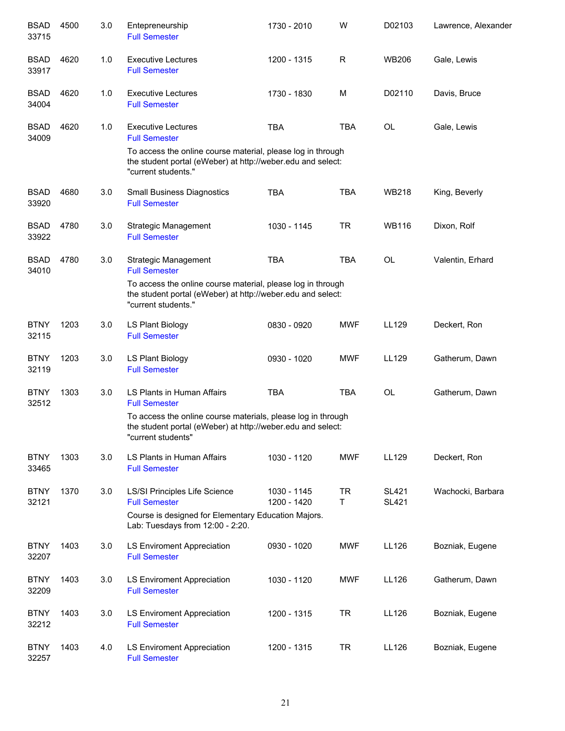| | | | | | | | |
|---|---|---|---|---|---|---|---|
| BSAD 33715 | 4500 | 3.0 | Entepreneurship<br>Full Semester | 1730 - 2010 | W | D02103 | Lawrence, Alexander |
| BSAD 33917 | 4620 | 1.0 | Executive Lectures<br>Full Semester | 1200 - 1315 | R | WB206 | Gale, Lewis |
| BSAD 34004 | 4620 | 1.0 | Executive Lectures<br>Full Semester | 1730 - 1830 | M | D02110 | Davis, Bruce |
| BSAD 34009 | 4620 | 1.0 | Executive Lectures<br>Full Semester<br>To access the online course material, please log in through the student portal (eWeber) at http://weber.edu and select: "current students." | TBA | TBA | OL | Gale, Lewis |
| BSAD 33920 | 4680 | 3.0 | Small Business Diagnostics<br>Full Semester | TBA | TBA | WB218 | King, Beverly |
| BSAD 33922 | 4780 | 3.0 | Strategic Management<br>Full Semester | 1030 - 1145 | TR | WB116 | Dixon, Rolf |
| BSAD 34010 | 4780 | 3.0 | Strategic Management<br>Full Semester<br>To access the online course material, please log in through the student portal (eWeber) at http://weber.edu and select: "current students." | TBA | TBA | OL | Valentin, Erhard |
| BTNY 32115 | 1203 | 3.0 | LS Plant Biology<br>Full Semester | 0830 - 0920 | MWF | LL129 | Deckert, Ron |
| BTNY 32119 | 1203 | 3.0 | LS Plant Biology<br>Full Semester | 0930 - 1020 | MWF | LL129 | Gatherum, Dawn |
| BTNY 32512 | 1303 | 3.0 | LS Plants in Human Affairs<br>Full Semester<br>To access the online course materials, please log in through the student portal (eWeber) at http://weber.edu and select: "current students" | TBA | TBA | OL | Gatherum, Dawn |
| BTNY 33465 | 1303 | 3.0 | LS Plants in Human Affairs<br>Full Semester | 1030 - 1120 | MWF | LL129 | Deckert, Ron |
| BTNY 32121 | 1370 | 3.0 | LS/SI Principles Life Science<br>Full Semester<br>Course is designed for Elementary Education Majors. Lab: Tuesdays from 12:00 - 2:20. | 1030 - 1145<br>1200 - 1420 | TR<br>T | SL421<br>SL421 | Wachocki, Barbara |
| BTNY 32207 | 1403 | 3.0 | LS Enviroment Appreciation<br>Full Semester | 0930 - 1020 | MWF | LL126 | Bozniak, Eugene |
| BTNY 32209 | 1403 | 3.0 | LS Enviroment Appreciation<br>Full Semester | 1030 - 1120 | MWF | LL126 | Gatherum, Dawn |
| BTNY 32212 | 1403 | 3.0 | LS Enviroment Appreciation<br>Full Semester | 1200 - 1315 | TR | LL126 | Bozniak, Eugene |
| BTNY 32257 | 1403 | 4.0 | LS Enviroment Appreciation<br>Full Semester | 1200 - 1315 | TR | LL126 | Bozniak, Eugene |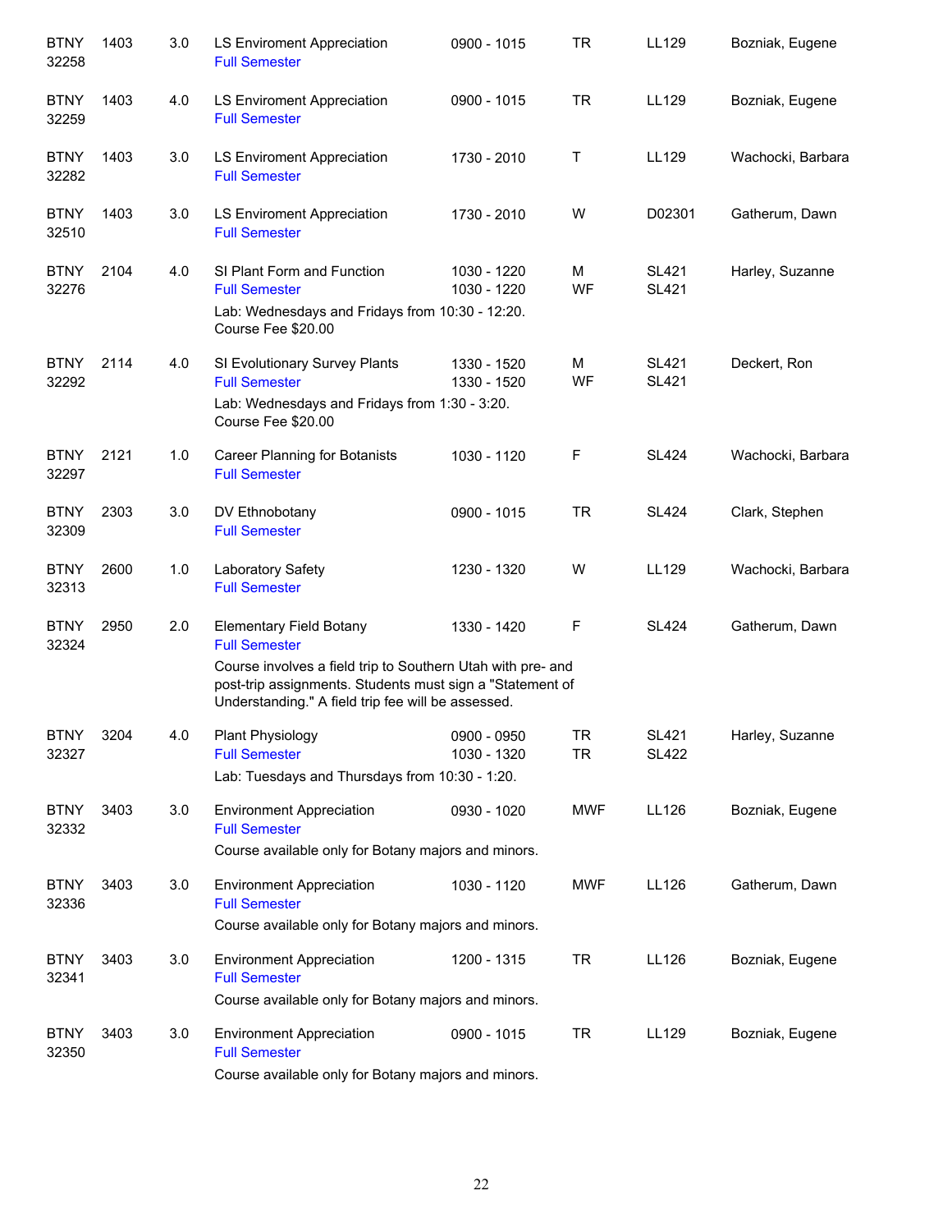| Course | Number | Credits | Title | Time | Days | Room | Instructor |
|---|---|---|---|---|---|---|---|
| BTNY 32258 | 1403 | 3.0 | LS Enviroment Appreciation<br>Full Semester | 0900 - 1015 | TR | LL129 | Bozniak, Eugene |
| BTNY 32259 | 1403 | 4.0 | LS Enviroment Appreciation<br>Full Semester | 0900 - 1015 | TR | LL129 | Bozniak, Eugene |
| BTNY 32282 | 1403 | 3.0 | LS Enviroment Appreciation<br>Full Semester | 1730 - 2010 | T | LL129 | Wachocki, Barbara |
| BTNY 32510 | 1403 | 3.0 | LS Enviroment Appreciation<br>Full Semester | 1730 - 2010 | W | D02301 | Gatherum, Dawn |
| BTNY 32276 | 2104 | 4.0 | SI Plant Form and Function<br>Full Semester<br>Lab: Wednesdays and Fridays from 10:30 - 12:20.<br>Course Fee $20.00 | 1030 - 1220<br>1030 - 1220 | M<br>WF | SL421<br>SL421 | Harley, Suzanne |
| BTNY 32292 | 2114 | 4.0 | SI Evolutionary Survey Plants<br>Full Semester<br>Lab: Wednesdays and Fridays from 1:30 - 3:20.<br>Course Fee $20.00 | 1330 - 1520<br>1330 - 1520 | M<br>WF | SL421<br>SL421 | Deckert, Ron |
| BTNY 32297 | 2121 | 1.0 | Career Planning for Botanists<br>Full Semester | 1030 - 1120 | F | SL424 | Wachocki, Barbara |
| BTNY 32309 | 2303 | 3.0 | DV Ethnobotany<br>Full Semester | 0900 - 1015 | TR | SL424 | Clark, Stephen |
| BTNY 32313 | 2600 | 1.0 | Laboratory Safety<br>Full Semester | 1230 - 1320 | W | LL129 | Wachocki, Barbara |
| BTNY 32324 | 2950 | 2.0 | Elementary Field Botany<br>Full Semester<br>Course involves a field trip to Southern Utah with pre- and post-trip assignments. Students must sign a "Statement of Understanding." A field trip fee will be assessed. | 1330 - 1420 | F | SL424 | Gatherum, Dawn |
| BTNY 32327 | 3204 | 4.0 | Plant Physiology<br>Full Semester<br>Lab: Tuesdays and Thursdays from 10:30 - 1:20. | 0900 - 0950<br>1030 - 1320 | TR<br>TR | SL421<br>SL422 | Harley, Suzanne |
| BTNY 32332 | 3403 | 3.0 | Environment Appreciation<br>Full Semester<br>Course available only for Botany majors and minors. | 0930 - 1020 | MWF | LL126 | Bozniak, Eugene |
| BTNY 32336 | 3403 | 3.0 | Environment Appreciation<br>Full Semester<br>Course available only for Botany majors and minors. | 1030 - 1120 | MWF | LL126 | Gatherum, Dawn |
| BTNY 32341 | 3403 | 3.0 | Environment Appreciation<br>Full Semester<br>Course available only for Botany majors and minors. | 1200 - 1315 | TR | LL126 | Bozniak, Eugene |
| BTNY 32350 | 3403 | 3.0 | Environment Appreciation<br>Full Semester<br>Course available only for Botany majors and minors. | 0900 - 1015 | TR | LL129 | Bozniak, Eugene |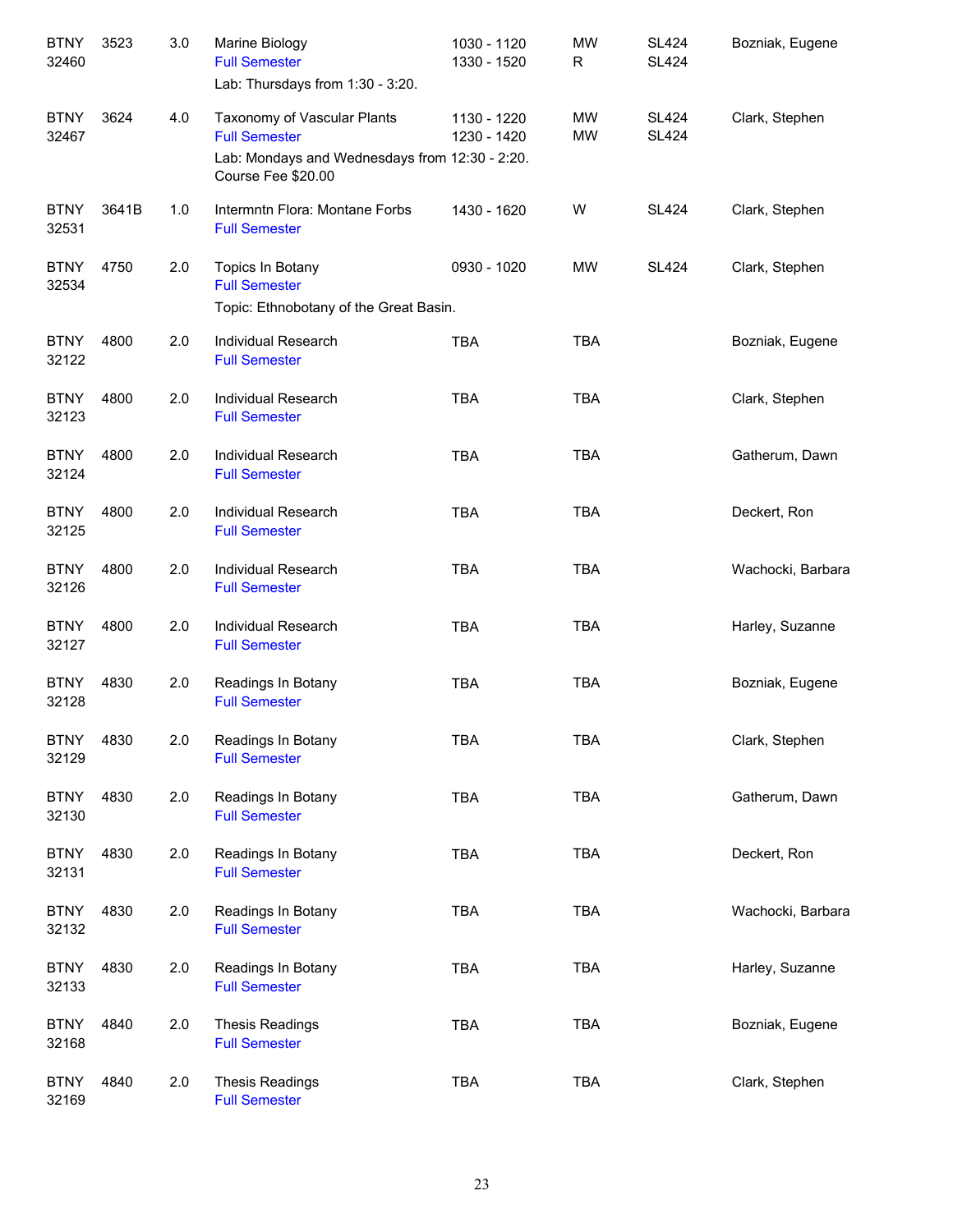| | | | | | | | |
|---|---|---|---|---|---|---|---|
| BTNY 32460 | 3523 | 3.0 | Marine Biology<br>Full Semester<br>Lab: Thursdays from 1:30 - 3:20. | 1030 - 1120<br>1330 - 1520 | MW<br>R | SL424<br>SL424 | Bozniak, Eugene |
| BTNY 32467 | 3624 | 4.0 | Taxonomy of Vascular Plants<br>Full Semester<br>Lab: Mondays and Wednesdays from 12:30 - 2:20.<br>Course Fee $20.00 | 1130 - 1220<br>1230 - 1420 | MW<br>MW | SL424<br>SL424 | Clark, Stephen |
| BTNY 32531 | 3641B | 1.0 | Intermntn Flora: Montane Forbs<br>Full Semester | 1430 - 1620 | W | SL424 | Clark, Stephen |
| BTNY 32534 | 4750 | 2.0 | Topics In Botany<br>Full Semester<br>Topic: Ethnobotany of the Great Basin. | 0930 - 1020 | MW | SL424 | Clark, Stephen |
| BTNY 32122 | 4800 | 2.0 | Individual Research<br>Full Semester | TBA | TBA | | Bozniak, Eugene |
| BTNY 32123 | 4800 | 2.0 | Individual Research<br>Full Semester | TBA | TBA | | Clark, Stephen |
| BTNY 32124 | 4800 | 2.0 | Individual Research<br>Full Semester | TBA | TBA | | Gatherum, Dawn |
| BTNY 32125 | 4800 | 2.0 | Individual Research<br>Full Semester | TBA | TBA | | Deckert, Ron |
| BTNY 32126 | 4800 | 2.0 | Individual Research<br>Full Semester | TBA | TBA | | Wachocki, Barbara |
| BTNY 32127 | 4800 | 2.0 | Individual Research<br>Full Semester | TBA | TBA | | Harley, Suzanne |
| BTNY 32128 | 4830 | 2.0 | Readings In Botany<br>Full Semester | TBA | TBA | | Bozniak, Eugene |
| BTNY 32129 | 4830 | 2.0 | Readings In Botany<br>Full Semester | TBA | TBA | | Clark, Stephen |
| BTNY 32130 | 4830 | 2.0 | Readings In Botany<br>Full Semester | TBA | TBA | | Gatherum, Dawn |
| BTNY 32131 | 4830 | 2.0 | Readings In Botany<br>Full Semester | TBA | TBA | | Deckert, Ron |
| BTNY 32132 | 4830 | 2.0 | Readings In Botany<br>Full Semester | TBA | TBA | | Wachocki, Barbara |
| BTNY 32133 | 4830 | 2.0 | Readings In Botany<br>Full Semester | TBA | TBA | | Harley, Suzanne |
| BTNY 32168 | 4840 | 2.0 | Thesis Readings<br>Full Semester | TBA | TBA | | Bozniak, Eugene |
| BTNY 32169 | 4840 | 2.0 | Thesis Readings<br>Full Semester | TBA | TBA | | Clark, Stephen |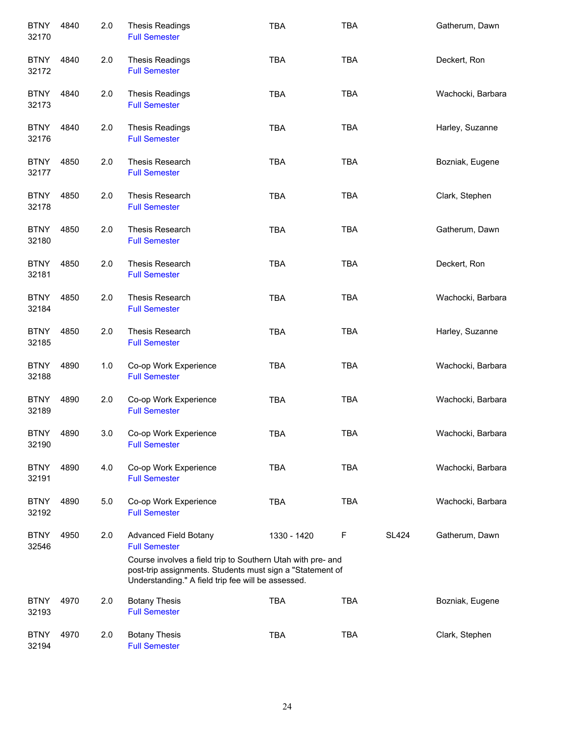| | | | | | | | |
|---|---|---|---|---|---|---|---|
| BTNY 32170 | 4840 | 2.0 | Thesis Readings<br>Full Semester | TBA | TBA | | Gatherum, Dawn |
| BTNY 32172 | 4840 | 2.0 | Thesis Readings<br>Full Semester | TBA | TBA | | Deckert, Ron |
| BTNY 32173 | 4840 | 2.0 | Thesis Readings<br>Full Semester | TBA | TBA | | Wachocki, Barbara |
| BTNY 32176 | 4840 | 2.0 | Thesis Readings<br>Full Semester | TBA | TBA | | Harley, Suzanne |
| BTNY 32177 | 4850 | 2.0 | Thesis Research<br>Full Semester | TBA | TBA | | Bozniak, Eugene |
| BTNY 32178 | 4850 | 2.0 | Thesis Research<br>Full Semester | TBA | TBA | | Clark, Stephen |
| BTNY 32180 | 4850 | 2.0 | Thesis Research<br>Full Semester | TBA | TBA | | Gatherum, Dawn |
| BTNY 32181 | 4850 | 2.0 | Thesis Research<br>Full Semester | TBA | TBA | | Deckert, Ron |
| BTNY 32184 | 4850 | 2.0 | Thesis Research<br>Full Semester | TBA | TBA | | Wachocki, Barbara |
| BTNY 32185 | 4850 | 2.0 | Thesis Research<br>Full Semester | TBA | TBA | | Harley, Suzanne |
| BTNY 32188 | 4890 | 1.0 | Co-op Work Experience<br>Full Semester | TBA | TBA | | Wachocki, Barbara |
| BTNY 32189 | 4890 | 2.0 | Co-op Work Experience<br>Full Semester | TBA | TBA | | Wachocki, Barbara |
| BTNY 32190 | 4890 | 3.0 | Co-op Work Experience<br>Full Semester | TBA | TBA | | Wachocki, Barbara |
| BTNY 32191 | 4890 | 4.0 | Co-op Work Experience<br>Full Semester | TBA | TBA | | Wachocki, Barbara |
| BTNY 32192 | 4890 | 5.0 | Co-op Work Experience<br>Full Semester | TBA | TBA | | Wachocki, Barbara |
| BTNY 32546 | 4950 | 2.0 | Advanced Field Botany<br>Full Semester<br>Course involves a field trip to Southern Utah with pre- and post-trip assignments. Students must sign a "Statement of Understanding." A field trip fee will be assessed. | 1330 - 1420 | F | SL424 | Gatherum, Dawn |
| BTNY 32193 | 4970 | 2.0 | Botany Thesis<br>Full Semester | TBA | TBA | | Bozniak, Eugene |
| BTNY 32194 | 4970 | 2.0 | Botany Thesis<br>Full Semester | TBA | TBA | | Clark, Stephen |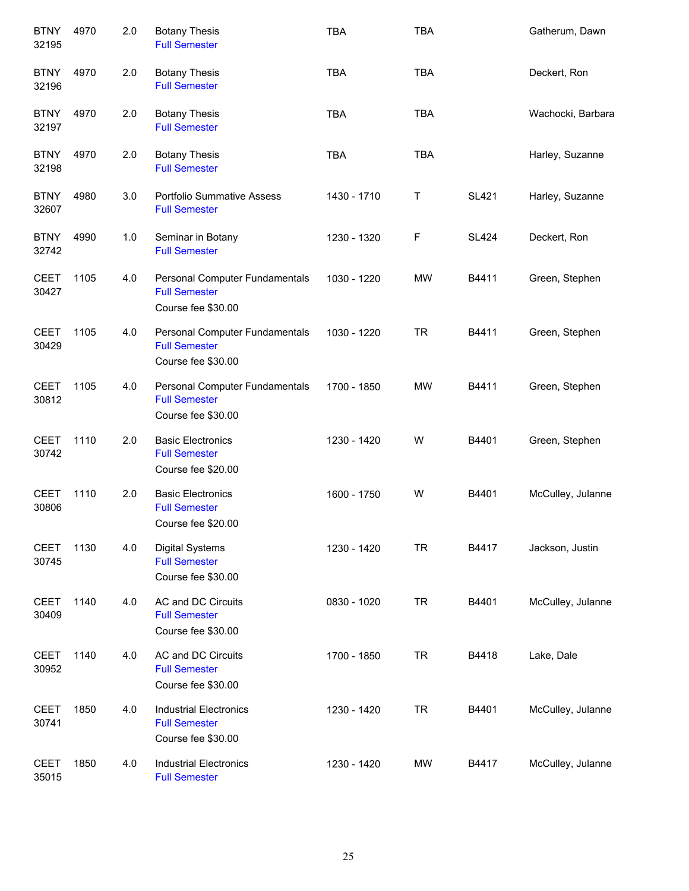| | | | | | | | |
|---|---|---|---|---|---|---|---|
| BTNY 32195 | 4970 | 2.0 | Botany Thesis<br>Full Semester | TBA | TBA | | Gatherum, Dawn |
| BTNY 32196 | 4970 | 2.0 | Botany Thesis<br>Full Semester | TBA | TBA | | Deckert, Ron |
| BTNY 32197 | 4970 | 2.0 | Botany Thesis<br>Full Semester | TBA | TBA | | Wachocki, Barbara |
| BTNY 32198 | 4970 | 2.0 | Botany Thesis<br>Full Semester | TBA | TBA | | Harley, Suzanne |
| BTNY 32607 | 4980 | 3.0 | Portfolio Summative Assess<br>Full Semester | 1430 - 1710 | T | SL421 | Harley, Suzanne |
| BTNY 32742 | 4990 | 1.0 | Seminar in Botany<br>Full Semester | 1230 - 1320 | F | SL424 | Deckert, Ron |
| CEET 30427 | 1105 | 4.0 | Personal Computer Fundamentals<br>Full Semester<br>Course fee $30.00 | 1030 - 1220 | MW | B4411 | Green, Stephen |
| CEET 30429 | 1105 | 4.0 | Personal Computer Fundamentals<br>Full Semester<br>Course fee $30.00 | 1030 - 1220 | TR | B4411 | Green, Stephen |
| CEET 30812 | 1105 | 4.0 | Personal Computer Fundamentals<br>Full Semester<br>Course fee $30.00 | 1700 - 1850 | MW | B4411 | Green, Stephen |
| CEET 30742 | 1110 | 2.0 | Basic Electronics<br>Full Semester<br>Course fee $20.00 | 1230 - 1420 | W | B4401 | Green, Stephen |
| CEET 30806 | 1110 | 2.0 | Basic Electronics<br>Full Semester<br>Course fee $20.00 | 1600 - 1750 | W | B4401 | McCulley, Julanne |
| CEET 30745 | 1130 | 4.0 | Digital Systems<br>Full Semester<br>Course fee $30.00 | 1230 - 1420 | TR | B4417 | Jackson, Justin |
| CEET 30409 | 1140 | 4.0 | AC and DC Circuits<br>Full Semester<br>Course fee $30.00 | 0830 - 1020 | TR | B4401 | McCulley, Julanne |
| CEET 30952 | 1140 | 4.0 | AC and DC Circuits<br>Full Semester<br>Course fee $30.00 | 1700 - 1850 | TR | B4418 | Lake, Dale |
| CEET 30741 | 1850 | 4.0 | Industrial Electronics<br>Full Semester<br>Course fee $30.00 | 1230 - 1420 | TR | B4401 | McCulley, Julanne |
| CEET 35015 | 1850 | 4.0 | Industrial Electronics<br>Full Semester | 1230 - 1420 | MW | B4417 | McCulley, Julanne |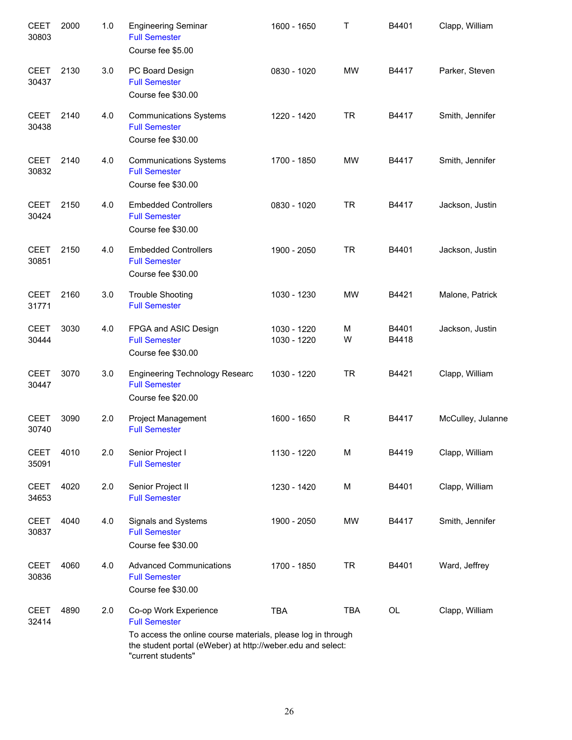| | | | | | | | |
|---|---|---|---|---|---|---|---|
| CEET 30803 | 2000 | 1.0 | Engineering Seminar<br>Full Semester<br>Course fee $5.00 | 1600 - 1650 | T | B4401 | Clapp, William |
| CEET 30437 | 2130 | 3.0 | PC Board Design<br>Full Semester<br>Course fee $30.00 | 0830 - 1020 | MW | B4417 | Parker, Steven |
| CEET 30438 | 2140 | 4.0 | Communications Systems<br>Full Semester<br>Course fee $30.00 | 1220 - 1420 | TR | B4417 | Smith, Jennifer |
| CEET 30832 | 2140 | 4.0 | Communications Systems<br>Full Semester<br>Course fee $30.00 | 1700 - 1850 | MW | B4417 | Smith, Jennifer |
| CEET 30424 | 2150 | 4.0 | Embedded Controllers<br>Full Semester<br>Course fee $30.00 | 0830 - 1020 | TR | B4417 | Jackson, Justin |
| CEET 30851 | 2150 | 4.0 | Embedded Controllers<br>Full Semester<br>Course fee $30.00 | 1900 - 2050 | TR | B4401 | Jackson, Justin |
| CEET 31771 | 2160 | 3.0 | Trouble Shooting<br>Full Semester | 1030 - 1230 | MW | B4421 | Malone, Patrick |
| CEET 30444 | 3030 | 4.0 | FPGA and ASIC Design<br>Full Semester<br>Course fee $30.00 | 1030 - 1220<br>1030 - 1220 | M<br>W | B4401<br>B4418 | Jackson, Justin |
| CEET 30447 | 3070 | 3.0 | Engineering Technology Researc<br>Full Semester<br>Course fee $20.00 | 1030 - 1220 | TR | B4421 | Clapp, William |
| CEET 30740 | 3090 | 2.0 | Project Management<br>Full Semester | 1600 - 1650 | R | B4417 | McCulley, Julanne |
| CEET 35091 | 4010 | 2.0 | Senior Project I<br>Full Semester | 1130 - 1220 | M | B4419 | Clapp, William |
| CEET 34653 | 4020 | 2.0 | Senior Project II<br>Full Semester | 1230 - 1420 | M | B4401 | Clapp, William |
| CEET 30837 | 4040 | 4.0 | Signals and Systems<br>Full Semester<br>Course fee $30.00 | 1900 - 2050 | MW | B4417 | Smith, Jennifer |
| CEET 30836 | 4060 | 4.0 | Advanced Communications<br>Full Semester<br>Course fee $30.00 | 1700 - 1850 | TR | B4401 | Ward, Jeffrey |
| CEET 32414 | 4890 | 2.0 | Co-op Work Experience<br>Full Semester<br>To access the online course materials, please log in through the student portal (eWeber) at http://weber.edu and select: "current students" | TBA | TBA | OL | Clapp, William |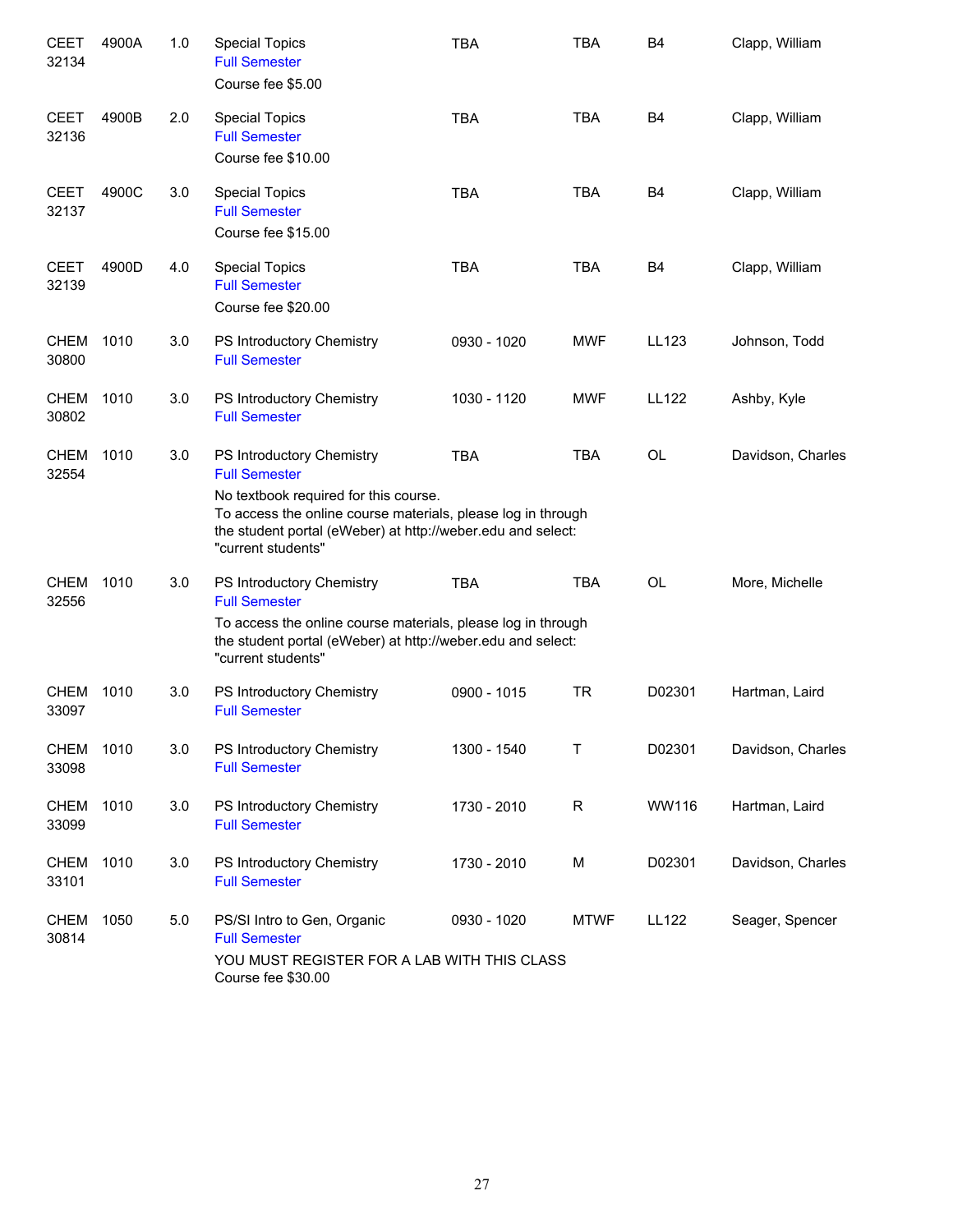| Course | | Credits | Title | Time | Days | Room | Instructor |
|---|---|---|---|---|---|---|---|
| CEET 32134 | 4900A | 1.0 | Special Topics<br>Full Semester<br>Course fee $5.00 | TBA | TBA | B4 | Clapp, William |
| CEET 32136 | 4900B | 2.0 | Special Topics<br>Full Semester<br>Course fee $10.00 | TBA | TBA | B4 | Clapp, William |
| CEET 32137 | 4900C | 3.0 | Special Topics<br>Full Semester<br>Course fee $15.00 | TBA | TBA | B4 | Clapp, William |
| CEET 32139 | 4900D | 4.0 | Special Topics<br>Full Semester<br>Course fee $20.00 | TBA | TBA | B4 | Clapp, William |
| CHEM 30800 | 1010 | 3.0 | PS Introductory Chemistry<br>Full Semester | 0930 - 1020 | MWF | LL123 | Johnson, Todd |
| CHEM 30802 | 1010 | 3.0 | PS Introductory Chemistry<br>Full Semester | 1030 - 1120 | MWF | LL122 | Ashby, Kyle |
| CHEM 32554 | 1010 | 3.0 | PS Introductory Chemistry<br>Full Semester<br>No textbook required for this course.<br>To access the online course materials, please log in through the student portal (eWeber) at http://weber.edu and select: "current students" | TBA | TBA | OL | Davidson, Charles |
| CHEM 32556 | 1010 | 3.0 | PS Introductory Chemistry<br>Full Semester<br>To access the online course materials, please log in through the student portal (eWeber) at http://weber.edu and select: "current students" | TBA | TBA | OL | More, Michelle |
| CHEM 33097 | 1010 | 3.0 | PS Introductory Chemistry<br>Full Semester | 0900 - 1015 | TR | D02301 | Hartman, Laird |
| CHEM 33098 | 1010 | 3.0 | PS Introductory Chemistry<br>Full Semester | 1300 - 1540 | T | D02301 | Davidson, Charles |
| CHEM 33099 | 1010 | 3.0 | PS Introductory Chemistry<br>Full Semester | 1730 - 2010 | R | WW116 | Hartman, Laird |
| CHEM 33101 | 1010 | 3.0 | PS Introductory Chemistry<br>Full Semester | 1730 - 2010 | M | D02301 | Davidson, Charles |
| CHEM 30814 | 1050 | 5.0 | PS/SI Intro to Gen, Organic<br>Full Semester<br>YOU MUST REGISTER FOR A LAB WITH THIS CLASS<br>Course fee $30.00 | 0930 - 1020 | MTWF | LL122 | Seager, Spencer |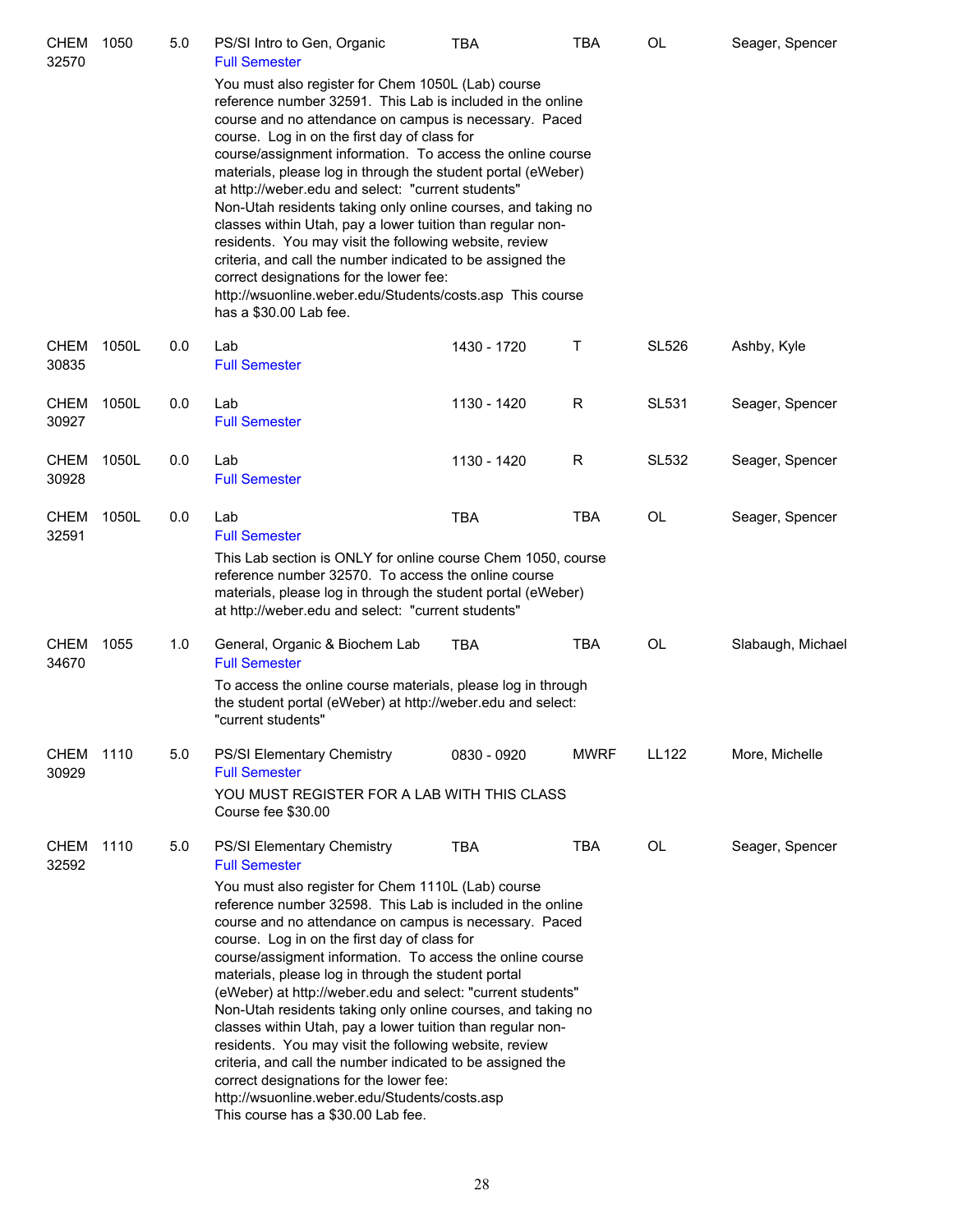| Course | Number | Credits | Title | Time | Days | Room | Instructor |
|---|---|---|---|---|---|---|---|
| CHEM 32570 | 1050 | 5.0 | PS/SI Intro to Gen, Organic<br>Full Semester | TBA | TBA | OL | Seager, Spencer |
| | | | You must also register for Chem 1050L (Lab) course reference number 32591. This Lab is included in the online course and no attendance on campus is necessary. Paced course. Log in on the first day of class for course/assignment information. To access the online course materials, please log in through the student portal (eWeber) at http://weber.edu and select: "current students" Non-Utah residents taking only online courses, and taking no classes within Utah, pay a lower tuition than regular non-residents. You may visit the following website, review criteria, and call the number indicated to be assigned the correct designations for the lower fee: http://wsuonline.weber.edu/Students/costs.asp This course has a $30.00 Lab fee. | | | | |
| CHEM 30835 | 1050L | 0.0 | Lab<br>Full Semester | 1430 - 1720 | T | SL526 | Ashby, Kyle |
| CHEM 30927 | 1050L | 0.0 | Lab<br>Full Semester | 1130 - 1420 | R | SL531 | Seager, Spencer |
| CHEM 30928 | 1050L | 0.0 | Lab<br>Full Semester | 1130 - 1420 | R | SL532 | Seager, Spencer |
| CHEM 32591 | 1050L | 0.0 | Lab<br>Full Semester | TBA | TBA | OL | Seager, Spencer |
| | | | This Lab section is ONLY for online course Chem 1050, course reference number 32570. To access the online course materials, please log in through the student portal (eWeber) at http://weber.edu and select: "current students" | | | | |
| CHEM 34670 | 1055 | 1.0 | General, Organic & Biochem Lab<br>Full Semester | TBA | TBA | OL | Slabaugh, Michael |
| | | | To access the online course materials, please log in through the student portal (eWeber) at http://weber.edu and select: "current students" | | | | |
| CHEM 30929 | 1110 | 5.0 | PS/SI Elementary Chemistry<br>Full Semester | 0830 - 0920 | MWRF | LL122 | More, Michelle |
| | | | YOU MUST REGISTER FOR A LAB WITH THIS CLASS Course fee $30.00 | | | | |
| CHEM 32592 | 1110 | 5.0 | PS/SI Elementary Chemistry<br>Full Semester | TBA | TBA | OL | Seager, Spencer |
| | | | You must also register for Chem 1110L (Lab) course reference number 32598. This Lab is included in the online course and no attendance on campus is necessary. Paced course. Log in on the first day of class for course/assigment information. To access the online course materials, please log in through the student portal (eWeber) at http://weber.edu and select: "current students" Non-Utah residents taking only online courses, and taking no classes within Utah, pay a lower tuition than regular non-residents. You may visit the following website, review criteria, and call the number indicated to be assigned the correct designations for the lower fee: http://wsuonline.weber.edu/Students/costs.asp This course has a $30.00 Lab fee. | | | | |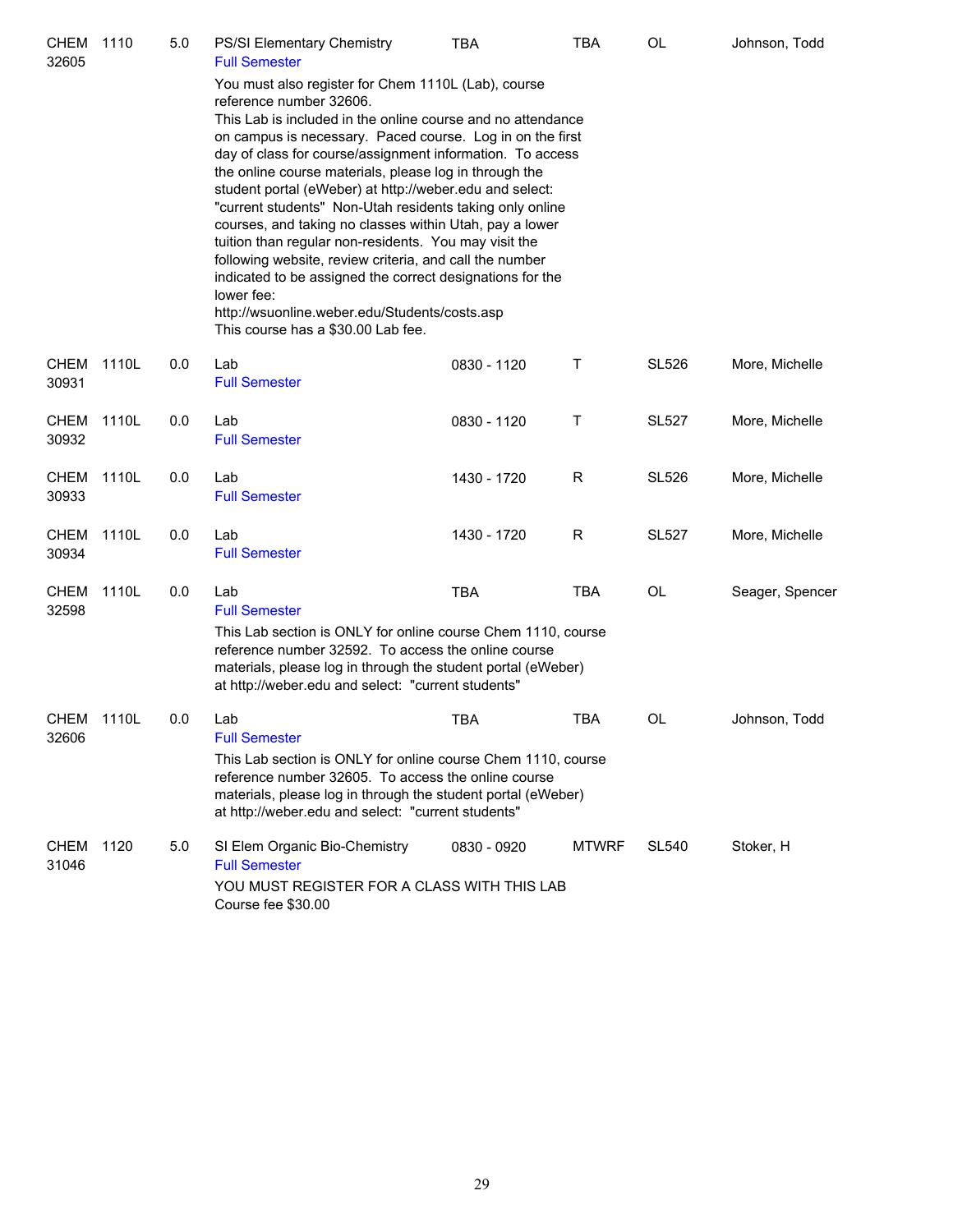| | | | | | | | |
|---|---|---|---|---|---|---|---|
| CHEM 32605 | 1110 | 5.0 | PS/SI Elementary Chemistry<br>Full Semester<br>You must also register for Chem 1110L (Lab), course reference number 32606.<br>This Lab is included in the online course and no attendance on campus is necessary. Paced course. Log in on the first day of class for course/assignment information. To access the online course materials, please log in through the student portal (eWeber) at http://weber.edu and select: "current students" Non-Utah residents taking only online courses, and taking no classes within Utah, pay a lower tuition than regular non-residents. You may visit the following website, review criteria, and call the number indicated to be assigned the correct designations for the lower fee:<br>http://wsuonline.weber.edu/Students/costs.asp<br>This course has a $30.00 Lab fee. | TBA | TBA | OL | Johnson, Todd |
| CHEM 30931 | 1110L | 0.0 | Lab<br>Full Semester | 0830 - 1120 | T | SL526 | More, Michelle |
| CHEM 30932 | 1110L | 0.0 | Lab<br>Full Semester | 0830 - 1120 | T | SL527 | More, Michelle |
| CHEM 30933 | 1110L | 0.0 | Lab<br>Full Semester | 1430 - 1720 | R | SL526 | More, Michelle |
| CHEM 30934 | 1110L | 0.0 | Lab<br>Full Semester | 1430 - 1720 | R | SL527 | More, Michelle |
| CHEM 32598 | 1110L | 0.0 | Lab<br>Full Semester<br>This Lab section is ONLY for online course Chem 1110, course reference number 32592. To access the online course materials, please log in through the student portal (eWeber) at http://weber.edu and select: "current students" | TBA | TBA | OL | Seager, Spencer |
| CHEM 32606 | 1110L | 0.0 | Lab<br>Full Semester<br>This Lab section is ONLY for online course Chem 1110, course reference number 32605. To access the online course materials, please log in through the student portal (eWeber) at http://weber.edu and select: "current students" | TBA | TBA | OL | Johnson, Todd |
| CHEM 31046 | 1120 | 5.0 | SI Elem Organic Bio-Chemistry<br>Full Semester<br>YOU MUST REGISTER FOR A CLASS WITH THIS LAB<br>Course fee $30.00 | 0830 - 0920 | MTWRF | SL540 | Stoker, H |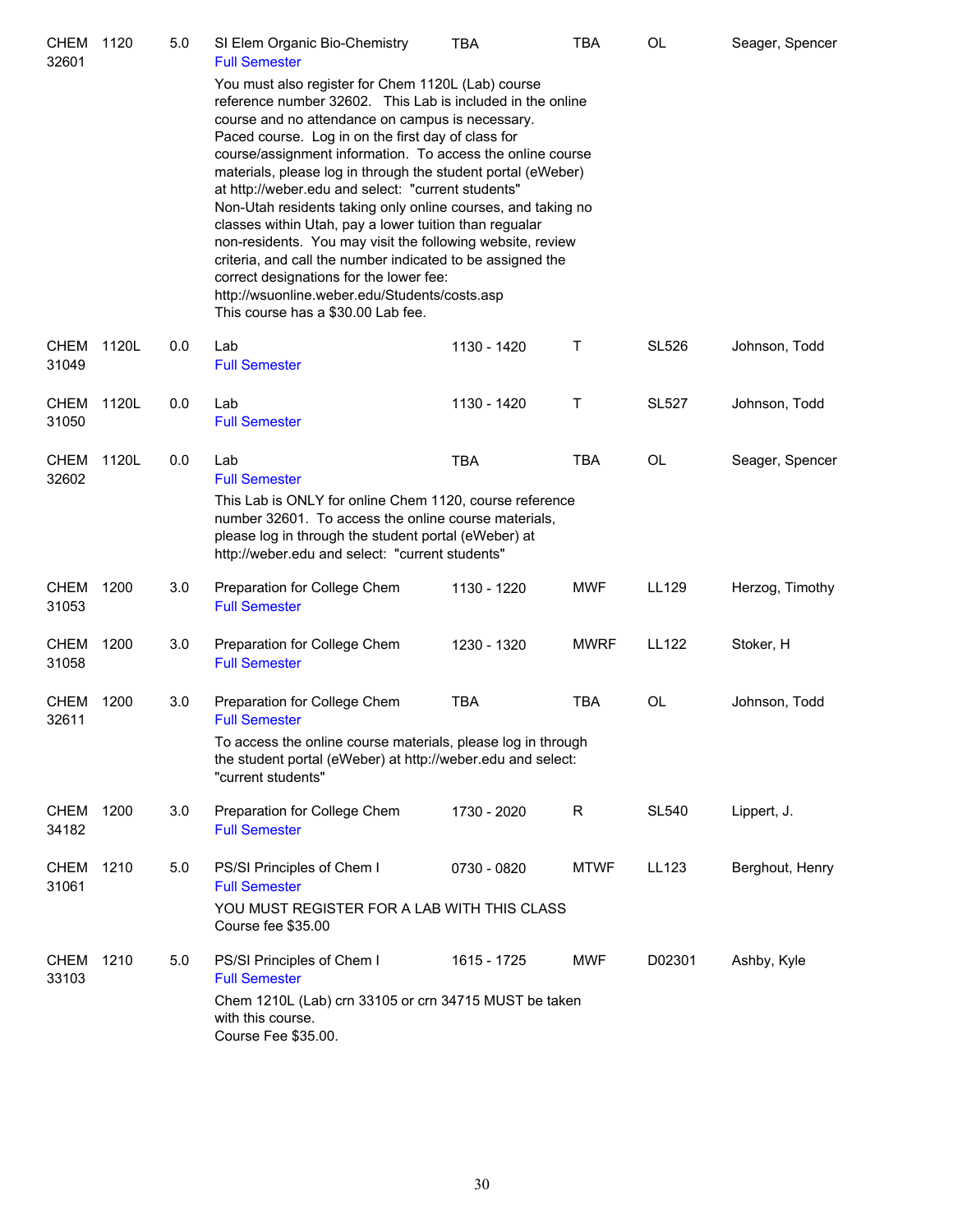| Course | Number | Credits | Title | Time | Days | Room | Instructor |
|---|---|---|---|---|---|---|---|
| CHEM 32601 | 1120 | 5.0 | SI Elem Organic Bio-Chemistry<br>Full Semester | TBA | TBA | OL | Seager, Spencer |

You must also register for Chem 1120L (Lab) course reference number 32602. This Lab is included in the online course and no attendance on campus is necessary. Paced course. Log in on the first day of class for course/assignment information. To access the online course materials, please log in through the student portal (eWeber) at http://weber.edu and select: "current students" Non-Utah residents taking only online courses, and taking no classes within Utah, pay a lower tuition than regualar non-residents. You may visit the following website, review criteria, and call the number indicated to be assigned the correct designations for the lower fee: http://wsuonline.weber.edu/Students/costs.asp
This course has a $30.00 Lab fee.

| Course | Number | Credits | Title | Time | Days | Room | Instructor |
|---|---|---|---|---|---|---|---|
| CHEM 31049 | 1120L | 0.0 | Lab<br>Full Semester | 1130 - 1420 | T | SL526 | Johnson, Todd |
| CHEM 31050 | 1120L | 0.0 | Lab<br>Full Semester | 1130 - 1420 | T | SL527 | Johnson, Todd |
| CHEM 32602 | 1120L | 0.0 | Lab<br>Full Semester | TBA | TBA | OL | Seager, Spencer |

This Lab is ONLY for online Chem 1120, course reference number 32601. To access the online course materials, please log in through the student portal (eWeber) at http://weber.edu and select: "current students"

| Course | Number | Credits | Title | Time | Days | Room | Instructor |
|---|---|---|---|---|---|---|---|
| CHEM 31053 | 1200 | 3.0 | Preparation for College Chem<br>Full Semester | 1130 - 1220 | MWF | LL129 | Herzog, Timothy |
| CHEM 31058 | 1200 | 3.0 | Preparation for College Chem<br>Full Semester | 1230 - 1320 | MWRF | LL122 | Stoker, H |
| CHEM 32611 | 1200 | 3.0 | Preparation for College Chem<br>Full Semester | TBA | TBA | OL | Johnson, Todd |

To access the online course materials, please log in through the student portal (eWeber) at http://weber.edu and select: "current students"

| Course | Number | Credits | Title | Time | Days | Room | Instructor |
|---|---|---|---|---|---|---|---|
| CHEM 34182 | 1200 | 3.0 | Preparation for College Chem<br>Full Semester | 1730 - 2020 | R | SL540 | Lippert, J. |
| CHEM 31061 | 1210 | 5.0 | PS/SI Principles of Chem I<br>Full Semester | 0730 - 0820 | MTWF | LL123 | Berghout, Henry |

YOU MUST REGISTER FOR A LAB WITH THIS CLASS
Course fee $35.00

| Course | Number | Credits | Title | Time | Days | Room | Instructor |
|---|---|---|---|---|---|---|---|
| CHEM 33103 | 1210 | 5.0 | PS/SI Principles of Chem I<br>Full Semester | 1615 - 1725 | MWF | D02301 | Ashby, Kyle |

Chem 1210L (Lab) crn 33105 or crn 34715 MUST be taken with this course.
Course Fee $35.00.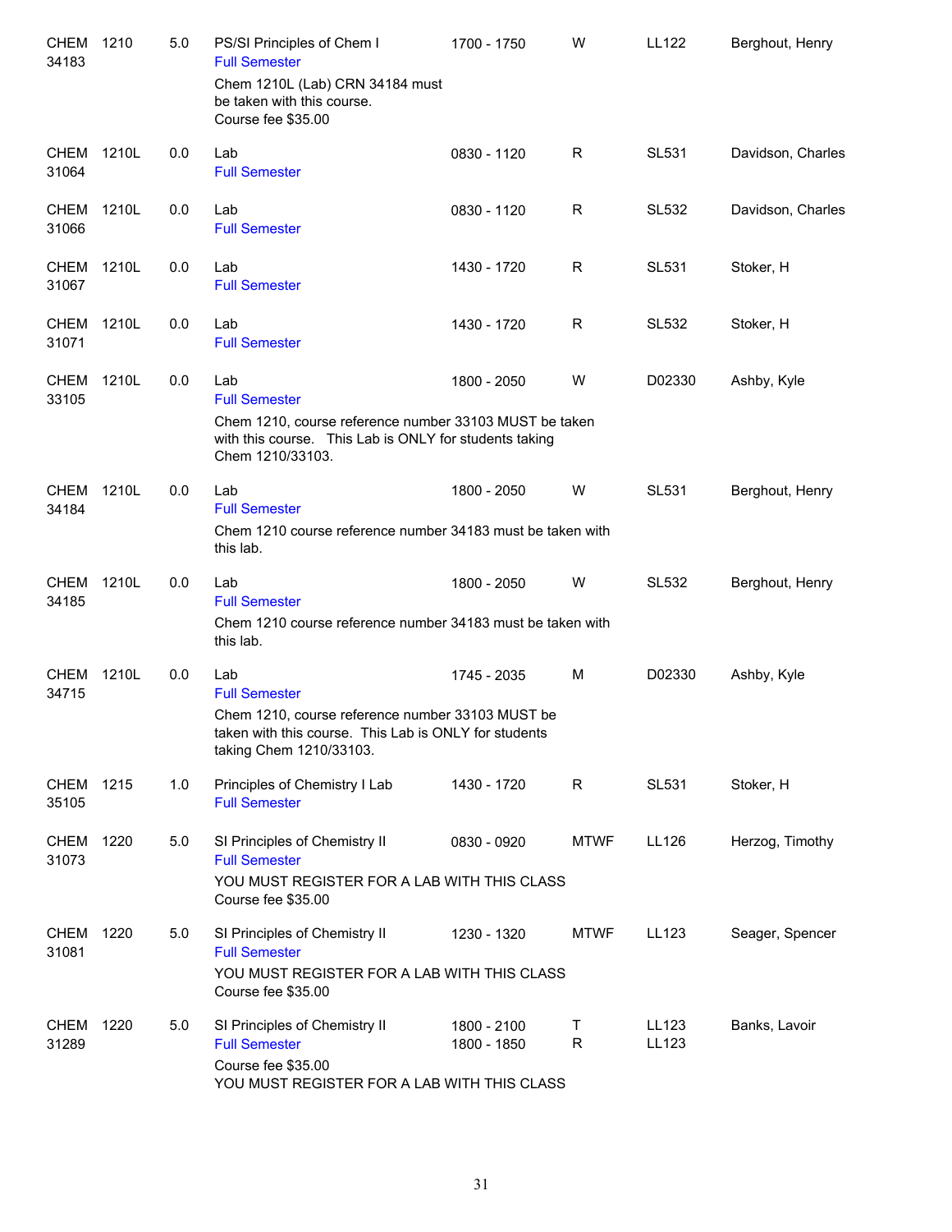| Subject/CRN | Course | Credits | Title | Time | Days | Room | Instructor |
|---|---|---|---|---|---|---|---|
| CHEM 34183 | 1210 | 5.0 | PS/SI Principles of Chem I<br>Full Semester<br>Chem 1210L (Lab) CRN 34184 must be taken with this course.<br>Course fee $35.00 | 1700 - 1750 | W | LL122 | Berghout, Henry |
| CHEM 31064 | 1210L | 0.0 | Lab<br>Full Semester | 0830 - 1120 | R | SL531 | Davidson, Charles |
| CHEM 31066 | 1210L | 0.0 | Lab<br>Full Semester | 0830 - 1120 | R | SL532 | Davidson, Charles |
| CHEM 31067 | 1210L | 0.0 | Lab<br>Full Semester | 1430 - 1720 | R | SL531 | Stoker, H |
| CHEM 31071 | 1210L | 0.0 | Lab<br>Full Semester | 1430 - 1720 | R | SL532 | Stoker, H |
| CHEM 33105 | 1210L | 0.0 | Lab<br>Full Semester<br>Chem 1210, course reference number 33103 MUST be taken with this course. This Lab is ONLY for students taking Chem 1210/33103. | 1800 - 2050 | W | D02330 | Ashby, Kyle |
| CHEM 34184 | 1210L | 0.0 | Lab<br>Full Semester<br>Chem 1210 course reference number 34183 must be taken with this lab. | 1800 - 2050 | W | SL531 | Berghout, Henry |
| CHEM 34185 | 1210L | 0.0 | Lab<br>Full Semester<br>Chem 1210 course reference number 34183 must be taken with this lab. | 1800 - 2050 | W | SL532 | Berghout, Henry |
| CHEM 34715 | 1210L | 0.0 | Lab<br>Full Semester<br>Chem 1210, course reference number 33103 MUST be taken with this course. This Lab is ONLY for students taking Chem 1210/33103. | 1745 - 2035 | M | D02330 | Ashby, Kyle |
| CHEM 35105 | 1215 | 1.0 | Principles of Chemistry I Lab<br>Full Semester | 1430 - 1720 | R | SL531 | Stoker, H |
| CHEM 31073 | 1220 | 5.0 | SI Principles of Chemistry II<br>Full Semester<br>YOU MUST REGISTER FOR A LAB WITH THIS CLASS<br>Course fee $35.00 | 0830 - 0920 | MTWF | LL126 | Herzog, Timothy |
| CHEM 31081 | 1220 | 5.0 | SI Principles of Chemistry II<br>Full Semester<br>YOU MUST REGISTER FOR A LAB WITH THIS CLASS<br>Course fee $35.00 | 1230 - 1320 | MTWF | LL123 | Seager, Spencer |
| CHEM 31289 | 1220 | 5.0 | SI Principles of Chemistry II<br>Full Semester<br>Course fee $35.00<br>YOU MUST REGISTER FOR A LAB WITH THIS CLASS | 1800 - 2100<br>1800 - 1850 | T<br>R | LL123<br>LL123 | Banks, Lavoir |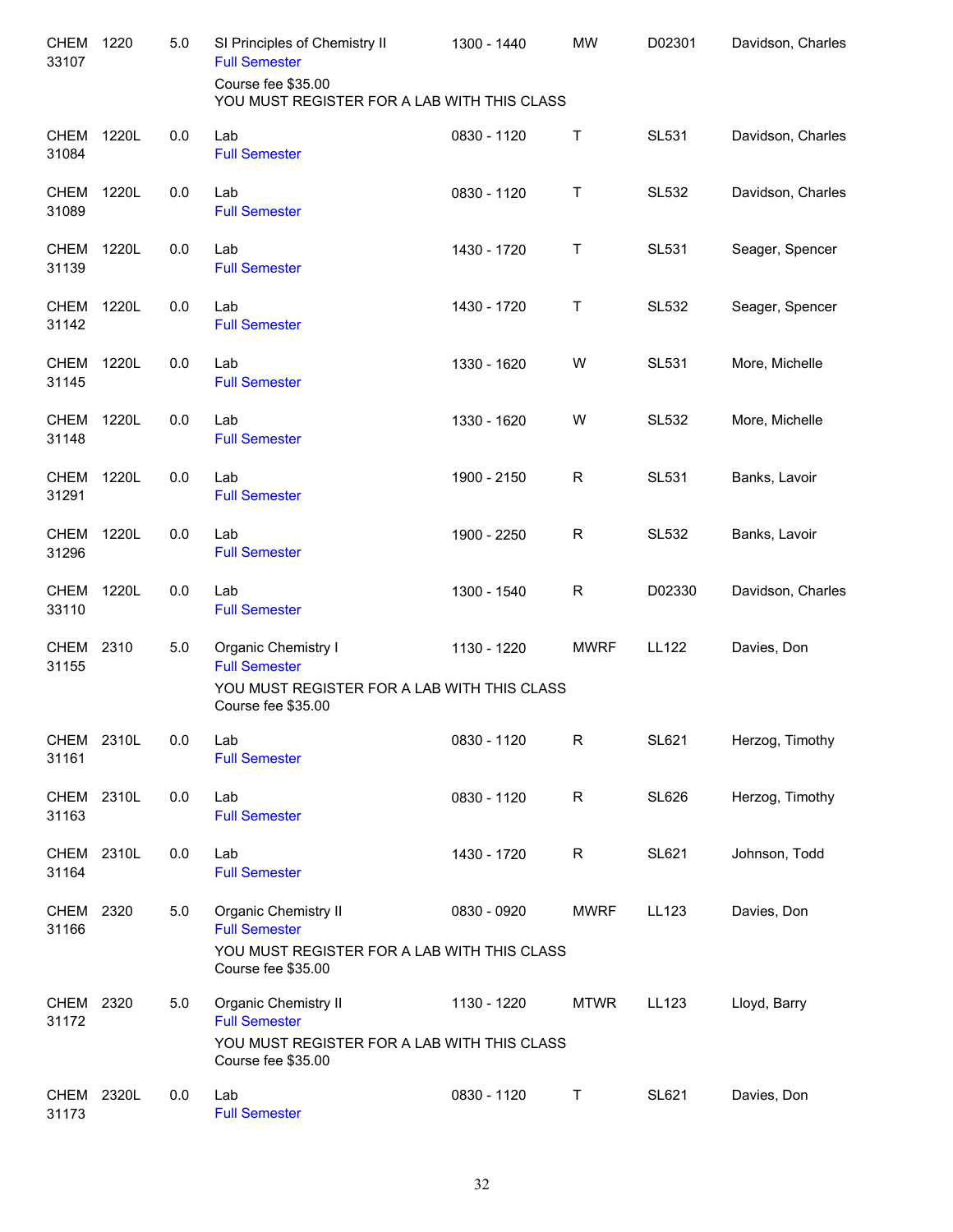| Subject/CRN | Course | Credits | Title | Time | Days | Room | Instructor |
|---|---|---|---|---|---|---|---|
| CHEM 33107 | 1220 | 5.0 | SI Principles of Chemistry II<br>Full Semester<br>Course fee $35.00<br>YOU MUST REGISTER FOR A LAB WITH THIS CLASS | 1300 - 1440 | MW | D02301 | Davidson, Charles |
| CHEM 31084 | 1220L | 0.0 | Lab<br>Full Semester | 0830 - 1120 | T | SL531 | Davidson, Charles |
| CHEM 31089 | 1220L | 0.0 | Lab<br>Full Semester | 0830 - 1120 | T | SL532 | Davidson, Charles |
| CHEM 31139 | 1220L | 0.0 | Lab<br>Full Semester | 1430 - 1720 | T | SL531 | Seager, Spencer |
| CHEM 31142 | 1220L | 0.0 | Lab<br>Full Semester | 1430 - 1720 | T | SL532 | Seager, Spencer |
| CHEM 31145 | 1220L | 0.0 | Lab<br>Full Semester | 1330 - 1620 | W | SL531 | More, Michelle |
| CHEM 31148 | 1220L | 0.0 | Lab<br>Full Semester | 1330 - 1620 | W | SL532 | More, Michelle |
| CHEM 31291 | 1220L | 0.0 | Lab<br>Full Semester | 1900 - 2150 | R | SL531 | Banks, Lavoir |
| CHEM 31296 | 1220L | 0.0 | Lab<br>Full Semester | 1900 - 2250 | R | SL532 | Banks, Lavoir |
| CHEM 33110 | 1220L | 0.0 | Lab<br>Full Semester | 1300 - 1540 | R | D02330 | Davidson, Charles |
| CHEM 31155 | 2310 | 5.0 | Organic Chemistry I<br>Full Semester<br>YOU MUST REGISTER FOR A LAB WITH THIS CLASS<br>Course fee $35.00 | 1130 - 1220 | MWRF | LL122 | Davies, Don |
| CHEM 31161 | 2310L | 0.0 | Lab<br>Full Semester | 0830 - 1120 | R | SL621 | Herzog, Timothy |
| CHEM 31163 | 2310L | 0.0 | Lab<br>Full Semester | 0830 - 1120 | R | SL626 | Herzog, Timothy |
| CHEM 31164 | 2310L | 0.0 | Lab<br>Full Semester | 1430 - 1720 | R | SL621 | Johnson, Todd |
| CHEM 31166 | 2320 | 5.0 | Organic Chemistry II<br>Full Semester<br>YOU MUST REGISTER FOR A LAB WITH THIS CLASS<br>Course fee $35.00 | 0830 - 0920 | MWRF | LL123 | Davies, Don |
| CHEM 31172 | 2320 | 5.0 | Organic Chemistry II<br>Full Semester<br>YOU MUST REGISTER FOR A LAB WITH THIS CLASS<br>Course fee $35.00 | 1130 - 1220 | MTWR | LL123 | Lloyd, Barry |
| CHEM 31173 | 2320L | 0.0 | Lab<br>Full Semester | 0830 - 1120 | T | SL621 | Davies, Don |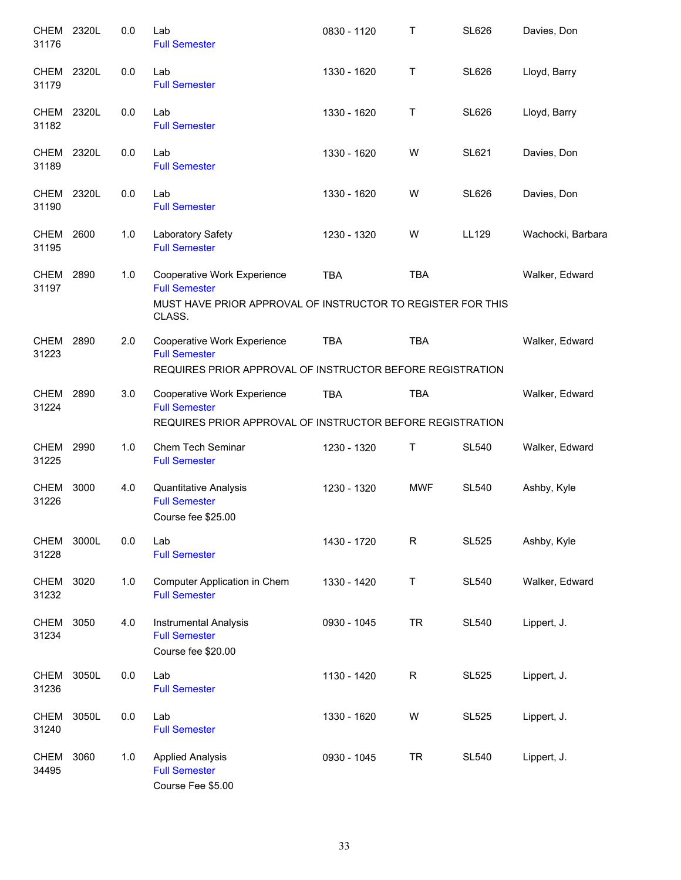| | | | | | | | |
|---|---|---|---|---|---|---|---|
| CHEM 31176 | 2320L | 0.0 | Lab<br>Full Semester | 0830 - 1120 | T | SL626 | Davies, Don |
| CHEM 31179 | 2320L | 0.0 | Lab<br>Full Semester | 1330 - 1620 | T | SL626 | Lloyd, Barry |
| CHEM 31182 | 2320L | 0.0 | Lab<br>Full Semester | 1330 - 1620 | T | SL626 | Lloyd, Barry |
| CHEM 31189 | 2320L | 0.0 | Lab<br>Full Semester | 1330 - 1620 | W | SL621 | Davies, Don |
| CHEM 31190 | 2320L | 0.0 | Lab<br>Full Semester | 1330 - 1620 | W | SL626 | Davies, Don |
| CHEM 31195 | 2600 | 1.0 | Laboratory Safety<br>Full Semester | 1230 - 1320 | W | LL129 | Wachocki, Barbara |
| CHEM 31197 | 2890 | 1.0 | Cooperative Work Experience<br>Full Semester<br>MUST HAVE PRIOR APPROVAL OF INSTRUCTOR TO REGISTER FOR THIS CLASS. | TBA | TBA | | Walker, Edward |
| CHEM 31223 | 2890 | 2.0 | Cooperative Work Experience<br>Full Semester<br>REQUIRES PRIOR APPROVAL OF INSTRUCTOR BEFORE REGISTRATION | TBA | TBA | | Walker, Edward |
| CHEM 31224 | 2890 | 3.0 | Cooperative Work Experience<br>Full Semester<br>REQUIRES PRIOR APPROVAL OF INSTRUCTOR BEFORE REGISTRATION | TBA | TBA | | Walker, Edward |
| CHEM 31225 | 2990 | 1.0 | Chem Tech Seminar<br>Full Semester | 1230 - 1320 | T | SL540 | Walker, Edward |
| CHEM 31226 | 3000 | 4.0 | Quantitative Analysis<br>Full Semester<br>Course fee $25.00 | 1230 - 1320 | MWF | SL540 | Ashby, Kyle |
| CHEM 31228 | 3000L | 0.0 | Lab<br>Full Semester | 1430 - 1720 | R | SL525 | Ashby, Kyle |
| CHEM 31232 | 3020 | 1.0 | Computer Application in Chem<br>Full Semester | 1330 - 1420 | T | SL540 | Walker, Edward |
| CHEM 31234 | 3050 | 4.0 | Instrumental Analysis<br>Full Semester<br>Course fee $20.00 | 0930 - 1045 | TR | SL540 | Lippert, J. |
| CHEM 31236 | 3050L | 0.0 | Lab<br>Full Semester | 1130 - 1420 | R | SL525 | Lippert, J. |
| CHEM 31240 | 3050L | 0.0 | Lab<br>Full Semester | 1330 - 1620 | W | SL525 | Lippert, J. |
| CHEM 34495 | 3060 | 1.0 | Applied Analysis<br>Full Semester<br>Course Fee $5.00 | 0930 - 1045 | TR | SL540 | Lippert, J. |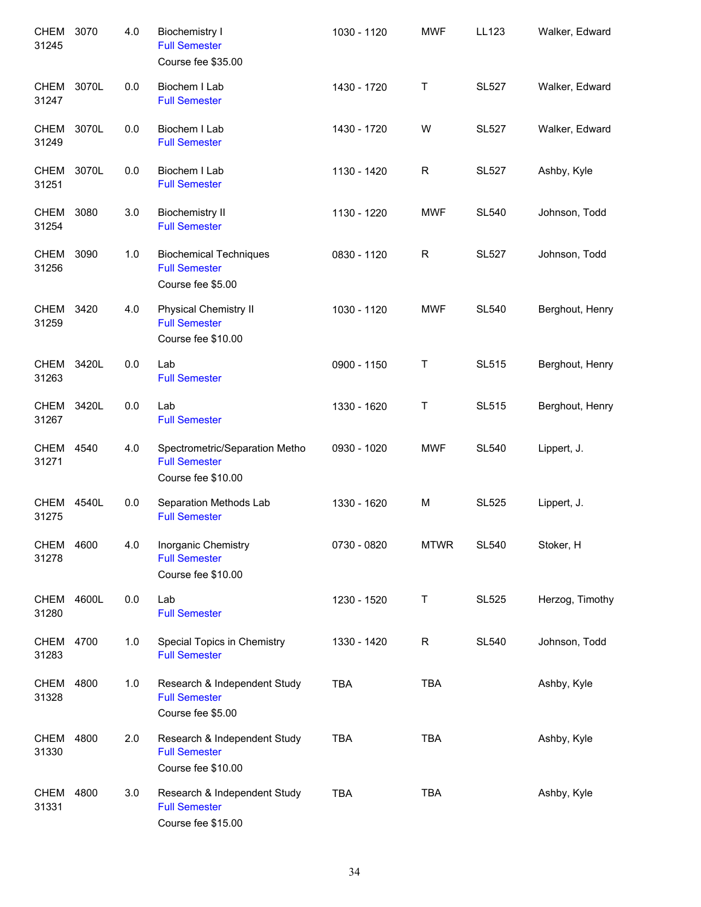| | | | | | | | |
|---|---|---|---|---|---|---|---|
| CHEM 31245 | 3070 | 4.0 | Biochemistry I<br>Full Semester<br>Course fee $35.00 | 1030 - 1120 | MWF | LL123 | Walker, Edward |
| CHEM 31247 | 3070L | 0.0 | Biochem I Lab<br>Full Semester | 1430 - 1720 | T | SL527 | Walker, Edward |
| CHEM 31249 | 3070L | 0.0 | Biochem I Lab<br>Full Semester | 1430 - 1720 | W | SL527 | Walker, Edward |
| CHEM 31251 | 3070L | 0.0 | Biochem I Lab<br>Full Semester | 1130 - 1420 | R | SL527 | Ashby, Kyle |
| CHEM 31254 | 3080 | 3.0 | Biochemistry II<br>Full Semester | 1130 - 1220 | MWF | SL540 | Johnson, Todd |
| CHEM 31256 | 3090 | 1.0 | Biochemical Techniques<br>Full Semester<br>Course fee $5.00 | 0830 - 1120 | R | SL527 | Johnson, Todd |
| CHEM 31259 | 3420 | 4.0 | Physical Chemistry II<br>Full Semester<br>Course fee $10.00 | 1030 - 1120 | MWF | SL540 | Berghout, Henry |
| CHEM 31263 | 3420L | 0.0 | Lab<br>Full Semester | 0900 - 1150 | T | SL515 | Berghout, Henry |
| CHEM 31267 | 3420L | 0.0 | Lab<br>Full Semester | 1330 - 1620 | T | SL515 | Berghout, Henry |
| CHEM 31271 | 4540 | 4.0 | Spectrometric/Separation Metho<br>Full Semester<br>Course fee $10.00 | 0930 - 1020 | MWF | SL540 | Lippert, J. |
| CHEM 31275 | 4540L | 0.0 | Separation Methods Lab<br>Full Semester | 1330 - 1620 | M | SL525 | Lippert, J. |
| CHEM 31278 | 4600 | 4.0 | Inorganic Chemistry<br>Full Semester<br>Course fee $10.00 | 0730 - 0820 | MTWR | SL540 | Stoker, H |
| CHEM 31280 | 4600L | 0.0 | Lab<br>Full Semester | 1230 - 1520 | T | SL525 | Herzog, Timothy |
| CHEM 31283 | 4700 | 1.0 | Special Topics in Chemistry<br>Full Semester | 1330 - 1420 | R | SL540 | Johnson, Todd |
| CHEM 31328 | 4800 | 1.0 | Research & Independent Study<br>Full Semester<br>Course fee $5.00 | TBA | TBA | | Ashby, Kyle |
| CHEM 31330 | 4800 | 2.0 | Research & Independent Study<br>Full Semester<br>Course fee $10.00 | TBA | TBA | | Ashby, Kyle |
| CHEM 31331 | 4800 | 3.0 | Research & Independent Study<br>Full Semester<br>Course fee $15.00 | TBA | TBA | | Ashby, Kyle |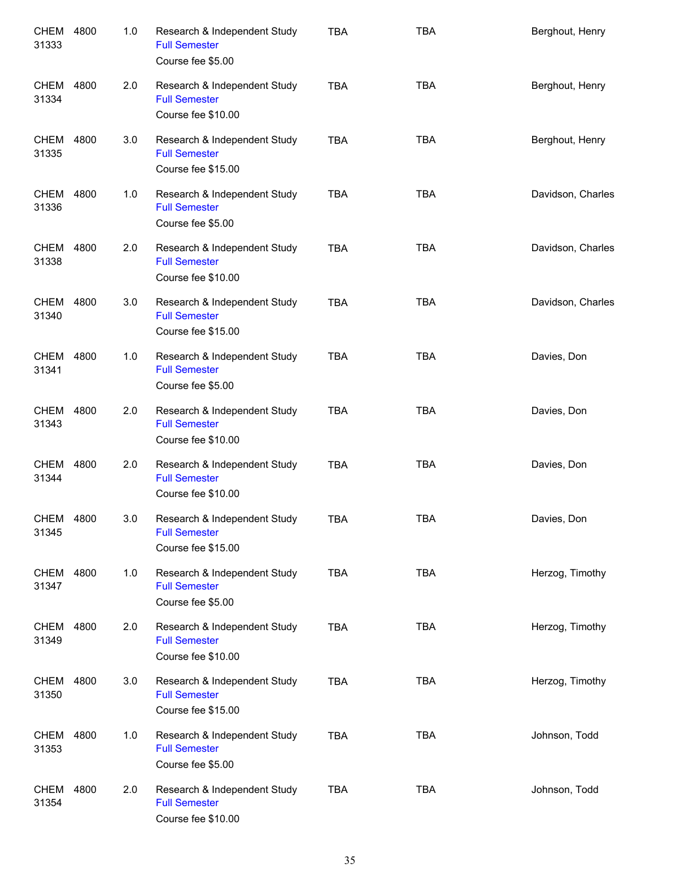| | | | | | | |
|---|---|---|---|---|---|---|
| CHEM 31333 | 4800 | 1.0 | Research & Independent Study<br>Full Semester<br>Course fee $5.00 | TBA | TBA | Berghout, Henry |
| CHEM 31334 | 4800 | 2.0 | Research & Independent Study<br>Full Semester<br>Course fee $10.00 | TBA | TBA | Berghout, Henry |
| CHEM 31335 | 4800 | 3.0 | Research & Independent Study<br>Full Semester<br>Course fee $15.00 | TBA | TBA | Berghout, Henry |
| CHEM 31336 | 4800 | 1.0 | Research & Independent Study<br>Full Semester<br>Course fee $5.00 | TBA | TBA | Davidson, Charles |
| CHEM 31338 | 4800 | 2.0 | Research & Independent Study<br>Full Semester<br>Course fee $10.00 | TBA | TBA | Davidson, Charles |
| CHEM 31340 | 4800 | 3.0 | Research & Independent Study<br>Full Semester<br>Course fee $15.00 | TBA | TBA | Davidson, Charles |
| CHEM 31341 | 4800 | 1.0 | Research & Independent Study<br>Full Semester<br>Course fee $5.00 | TBA | TBA | Davies, Don |
| CHEM 31343 | 4800 | 2.0 | Research & Independent Study<br>Full Semester<br>Course fee $10.00 | TBA | TBA | Davies, Don |
| CHEM 31344 | 4800 | 2.0 | Research & Independent Study<br>Full Semester<br>Course fee $10.00 | TBA | TBA | Davies, Don |
| CHEM 31345 | 4800 | 3.0 | Research & Independent Study<br>Full Semester<br>Course fee $15.00 | TBA | TBA | Davies, Don |
| CHEM 31347 | 4800 | 1.0 | Research & Independent Study<br>Full Semester<br>Course fee $5.00 | TBA | TBA | Herzog, Timothy |
| CHEM 31349 | 4800 | 2.0 | Research & Independent Study<br>Full Semester<br>Course fee $10.00 | TBA | TBA | Herzog, Timothy |
| CHEM 31350 | 4800 | 3.0 | Research & Independent Study<br>Full Semester<br>Course fee $15.00 | TBA | TBA | Herzog, Timothy |
| CHEM 31353 | 4800 | 1.0 | Research & Independent Study<br>Full Semester<br>Course fee $5.00 | TBA | TBA | Johnson, Todd |
| CHEM 31354 | 4800 | 2.0 | Research & Independent Study<br>Full Semester<br>Course fee $10.00 | TBA | TBA | Johnson, Todd |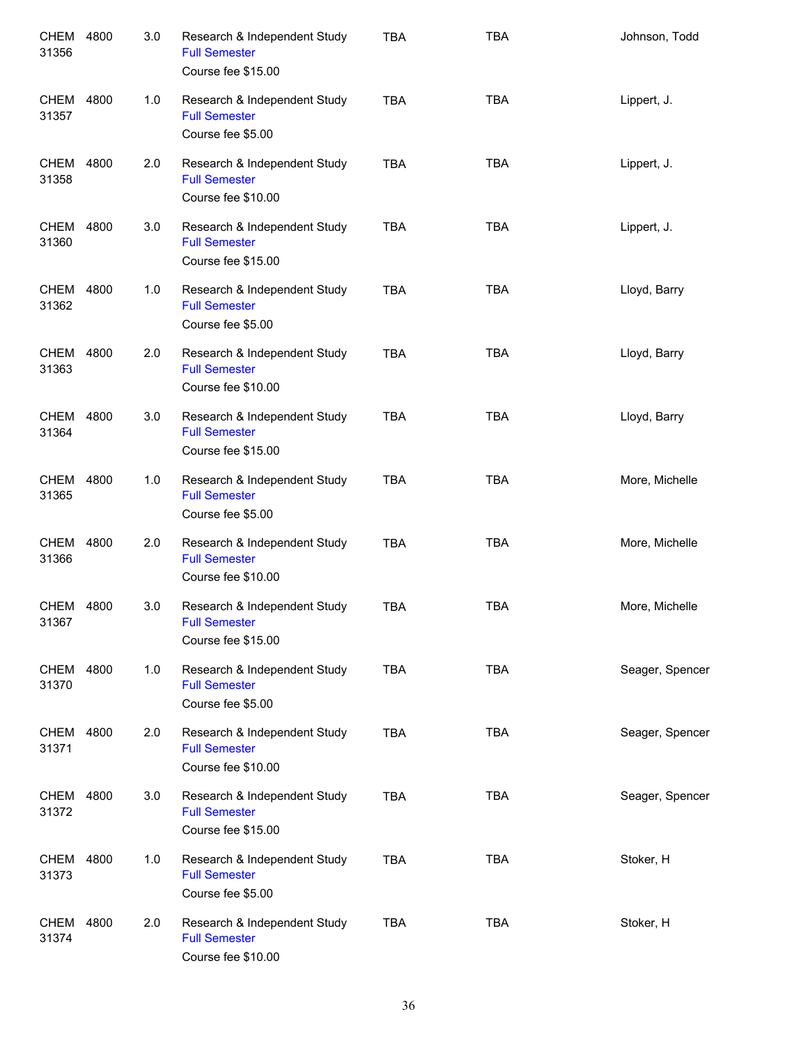| | | | | | | |
|---|---|---|---|---|---|---|
| CHEM 31356 | 4800 | 3.0 | Research & Independent Study<br>Full Semester<br>Course fee $15.00 | TBA | TBA | Johnson, Todd |
| CHEM 31357 | 4800 | 1.0 | Research & Independent Study<br>Full Semester<br>Course fee $5.00 | TBA | TBA | Lippert, J. |
| CHEM 31358 | 4800 | 2.0 | Research & Independent Study<br>Full Semester<br>Course fee $10.00 | TBA | TBA | Lippert, J. |
| CHEM 31360 | 4800 | 3.0 | Research & Independent Study<br>Full Semester<br>Course fee $15.00 | TBA | TBA | Lippert, J. |
| CHEM 31362 | 4800 | 1.0 | Research & Independent Study<br>Full Semester<br>Course fee $5.00 | TBA | TBA | Lloyd, Barry |
| CHEM 31363 | 4800 | 2.0 | Research & Independent Study<br>Full Semester<br>Course fee $10.00 | TBA | TBA | Lloyd, Barry |
| CHEM 31364 | 4800 | 3.0 | Research & Independent Study<br>Full Semester<br>Course fee $15.00 | TBA | TBA | Lloyd, Barry |
| CHEM 31365 | 4800 | 1.0 | Research & Independent Study<br>Full Semester<br>Course fee $5.00 | TBA | TBA | More, Michelle |
| CHEM 31366 | 4800 | 2.0 | Research & Independent Study<br>Full Semester<br>Course fee $10.00 | TBA | TBA | More, Michelle |
| CHEM 31367 | 4800 | 3.0 | Research & Independent Study<br>Full Semester<br>Course fee $15.00 | TBA | TBA | More, Michelle |
| CHEM 31370 | 4800 | 1.0 | Research & Independent Study<br>Full Semester<br>Course fee $5.00 | TBA | TBA | Seager, Spencer |
| CHEM 31371 | 4800 | 2.0 | Research & Independent Study<br>Full Semester<br>Course fee $10.00 | TBA | TBA | Seager, Spencer |
| CHEM 31372 | 4800 | 3.0 | Research & Independent Study<br>Full Semester<br>Course fee $15.00 | TBA | TBA | Seager, Spencer |
| CHEM 31373 | 4800 | 1.0 | Research & Independent Study<br>Full Semester<br>Course fee $5.00 | TBA | TBA | Stoker, H |
| CHEM 31374 | 4800 | 2.0 | Research & Independent Study<br>Full Semester<br>Course fee $10.00 | TBA | TBA | Stoker, H |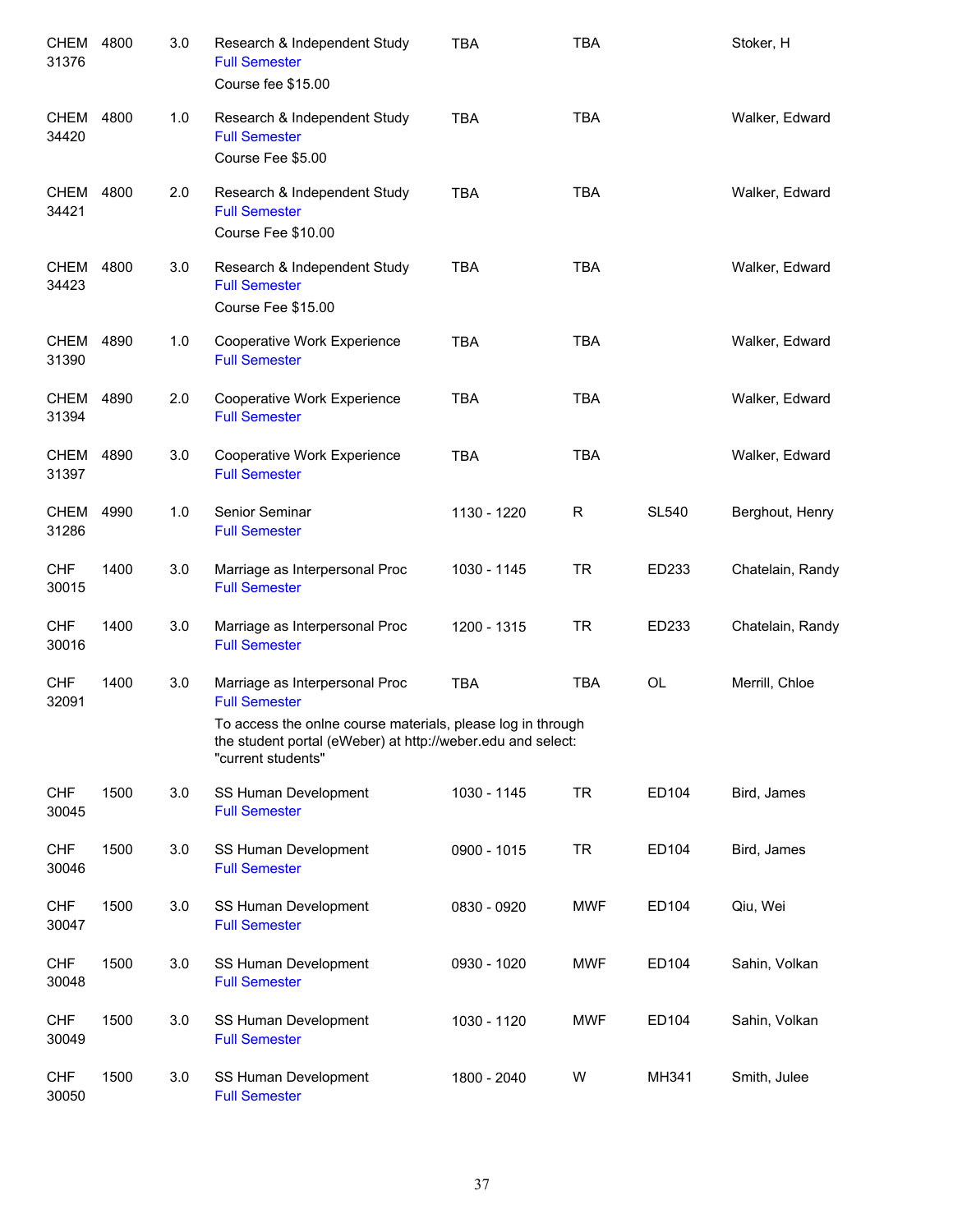| | | | | | | | |
|---|---|---|---|---|---|---|---|
| CHEM 31376 | 4800 | 3.0 | Research & Independent Study<br>Full Semester<br>Course fee $15.00 | TBA | TBA | | Stoker, H |
| CHEM 34420 | 4800 | 1.0 | Research & Independent Study<br>Full Semester<br>Course Fee $5.00 | TBA | TBA | | Walker, Edward |
| CHEM 34421 | 4800 | 2.0 | Research & Independent Study<br>Full Semester<br>Course Fee $10.00 | TBA | TBA | | Walker, Edward |
| CHEM 34423 | 4800 | 3.0 | Research & Independent Study<br>Full Semester<br>Course Fee $15.00 | TBA | TBA | | Walker, Edward |
| CHEM 31390 | 4890 | 1.0 | Cooperative Work Experience<br>Full Semester | TBA | TBA | | Walker, Edward |
| CHEM 31394 | 4890 | 2.0 | Cooperative Work Experience<br>Full Semester | TBA | TBA | | Walker, Edward |
| CHEM 31397 | 4890 | 3.0 | Cooperative Work Experience<br>Full Semester | TBA | TBA | | Walker, Edward |
| CHEM 31286 | 4990 | 1.0 | Senior Seminar<br>Full Semester | 1130 - 1220 | R | SL540 | Berghout, Henry |
| CHF 30015 | 1400 | 3.0 | Marriage as Interpersonal Proc<br>Full Semester | 1030 - 1145 | TR | ED233 | Chatelain, Randy |
| CHF 30016 | 1400 | 3.0 | Marriage as Interpersonal Proc<br>Full Semester | 1200 - 1315 | TR | ED233 | Chatelain, Randy |
| CHF 32091 | 1400 | 3.0 | Marriage as Interpersonal Proc<br>Full Semester<br>To access the onlne course materials, please log in through the student portal (eWeber) at http://weber.edu and select: "current students" | TBA | TBA | OL | Merrill, Chloe |
| CHF 30045 | 1500 | 3.0 | SS Human Development<br>Full Semester | 1030 - 1145 | TR | ED104 | Bird, James |
| CHF 30046 | 1500 | 3.0 | SS Human Development<br>Full Semester | 0900 - 1015 | TR | ED104 | Bird, James |
| CHF 30047 | 1500 | 3.0 | SS Human Development<br>Full Semester | 0830 - 0920 | MWF | ED104 | Qiu, Wei |
| CHF 30048 | 1500 | 3.0 | SS Human Development<br>Full Semester | 0930 - 1020 | MWF | ED104 | Sahin, Volkan |
| CHF 30049 | 1500 | 3.0 | SS Human Development<br>Full Semester | 1030 - 1120 | MWF | ED104 | Sahin, Volkan |
| CHF 30050 | 1500 | 3.0 | SS Human Development<br>Full Semester | 1800 - 2040 | W | MH341 | Smith, Julee |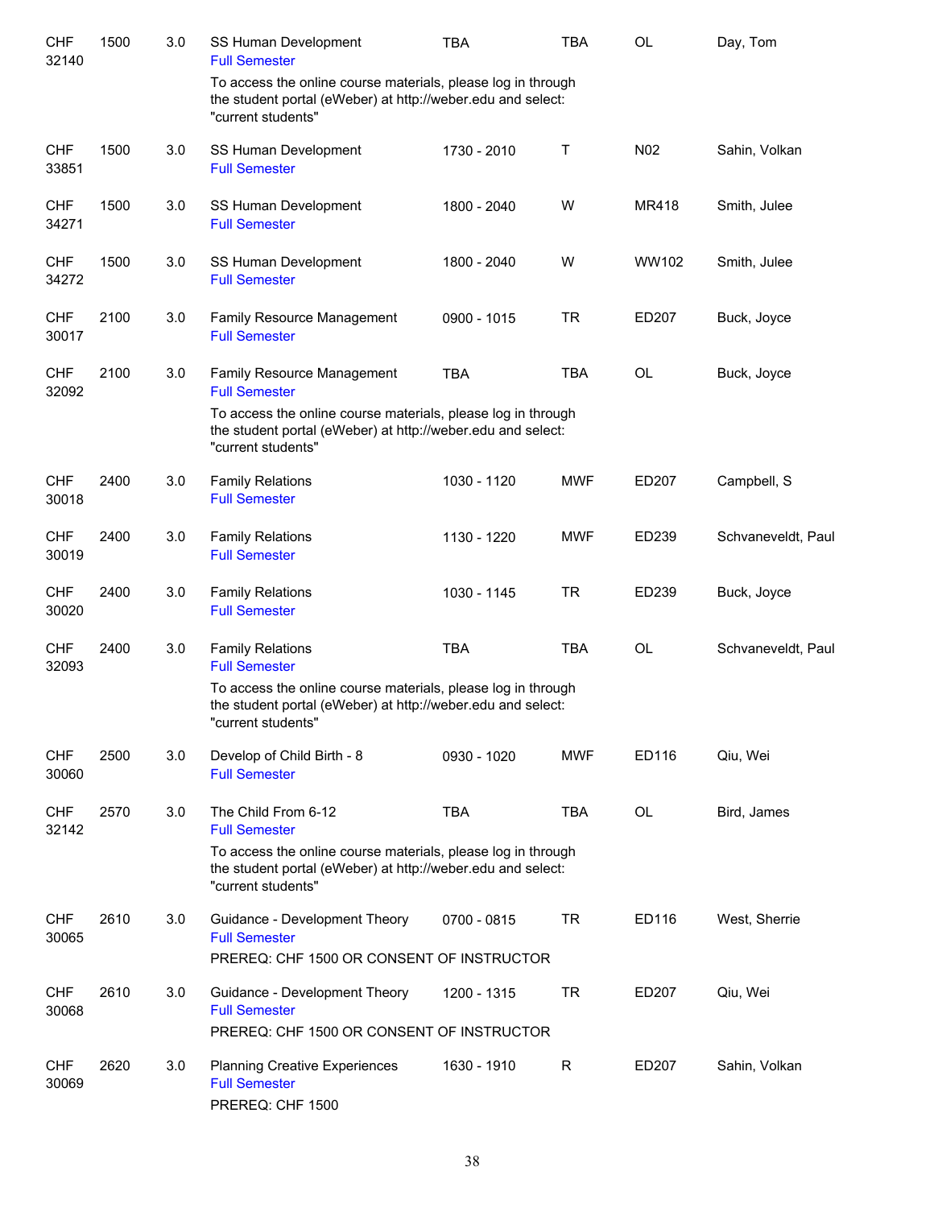| Subject | Course | Credits | Title | Time | Days | Room | Instructor |
|---|---|---|---|---|---|---|---|
| CHF 32140 | 1500 | 3.0 | SS Human Development<br>Full Semester<br>To access the online course materials, please log in through the student portal (eWeber) at http://weber.edu and select: "current students" | TBA | TBA | OL | Day, Tom |
| CHF 33851 | 1500 | 3.0 | SS Human Development<br>Full Semester | 1730 - 2010 | T | N02 | Sahin, Volkan |
| CHF 34271 | 1500 | 3.0 | SS Human Development<br>Full Semester | 1800 - 2040 | W | MR418 | Smith, Julee |
| CHF 34272 | 1500 | 3.0 | SS Human Development<br>Full Semester | 1800 - 2040 | W | WW102 | Smith, Julee |
| CHF 30017 | 2100 | 3.0 | Family Resource Management<br>Full Semester | 0900 - 1015 | TR | ED207 | Buck, Joyce |
| CHF 32092 | 2100 | 3.0 | Family Resource Management<br>Full Semester<br>To access the online course materials, please log in through the student portal (eWeber) at http://weber.edu and select: "current students" | TBA | TBA | OL | Buck, Joyce |
| CHF 30018 | 2400 | 3.0 | Family Relations<br>Full Semester | 1030 - 1120 | MWF | ED207 | Campbell, S |
| CHF 30019 | 2400 | 3.0 | Family Relations<br>Full Semester | 1130 - 1220 | MWF | ED239 | Schvaneveldt, Paul |
| CHF 30020 | 2400 | 3.0 | Family Relations<br>Full Semester | 1030 - 1145 | TR | ED239 | Buck, Joyce |
| CHF 32093 | 2400 | 3.0 | Family Relations<br>Full Semester<br>To access the online course materials, please log in through the student portal (eWeber) at http://weber.edu and select: "current students" | TBA | TBA | OL | Schvaneveldt, Paul |
| CHF 30060 | 2500 | 3.0 | Develop of Child Birth - 8<br>Full Semester | 0930 - 1020 | MWF | ED116 | Qiu, Wei |
| CHF 32142 | 2570 | 3.0 | The Child From 6-12<br>Full Semester<br>To access the online course materials, please log in through the student portal (eWeber) at http://weber.edu and select: "current students" | TBA | TBA | OL | Bird, James |
| CHF 30065 | 2610 | 3.0 | Guidance - Development Theory<br>Full Semester<br>PREREQ: CHF 1500 OR CONSENT OF INSTRUCTOR | 0700 - 0815 | TR | ED116 | West, Sherrie |
| CHF 30068 | 2610 | 3.0 | Guidance - Development Theory<br>Full Semester<br>PREREQ: CHF 1500 OR CONSENT OF INSTRUCTOR | 1200 - 1315 | TR | ED207 | Qiu, Wei |
| CHF 30069 | 2620 | 3.0 | Planning Creative Experiences<br>Full Semester<br>PREREQ: CHF 1500 | 1630 - 1910 | R | ED207 | Sahin, Volkan |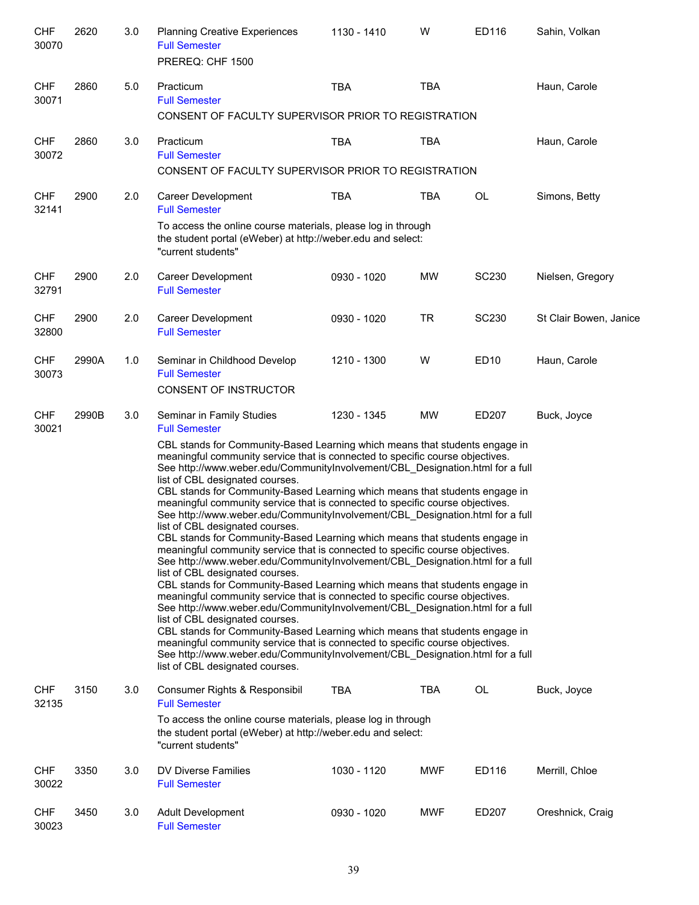| | | | | | | | |
|---|---|---|---|---|---|---|---|
| CHF 30070 | 2620 | 3.0 | Planning Creative Experiences<br>Full Semester<br>PREREQ: CHF 1500 | 1130 - 1410 | W | ED116 | Sahin, Volkan |
| CHF 30071 | 2860 | 5.0 | Practicum<br>Full Semester<br>CONSENT OF FACULTY SUPERVISOR PRIOR TO REGISTRATION | TBA | TBA | | Haun, Carole |
| CHF 30072 | 2860 | 3.0 | Practicum<br>Full Semester<br>CONSENT OF FACULTY SUPERVISOR PRIOR TO REGISTRATION | TBA | TBA | | Haun, Carole |
| CHF 32141 | 2900 | 2.0 | Career Development<br>Full Semester<br>To access the online course materials, please log in through the student portal (eWeber) at http://weber.edu and select: "current students" | TBA | TBA | OL | Simons, Betty |
| CHF 32791 | 2900 | 2.0 | Career Development<br>Full Semester | 0930 - 1020 | MW | SC230 | Nielsen, Gregory |
| CHF 32800 | 2900 | 2.0 | Career Development<br>Full Semester | 0930 - 1020 | TR | SC230 | St Clair Bowen, Janice |
| CHF 30073 | 2990A | 1.0 | Seminar in Childhood Develop<br>Full Semester<br>CONSENT OF INSTRUCTOR | 1210 - 1300 | W | ED10 | Haun, Carole |
| CHF 30021 | 2990B | 3.0 | Seminar in Family Studies<br>Full Semester<br>CBL stands for Community-Based Learning which means that students engage in meaningful community service that is connected to specific course objectives. See http://www.weber.edu/CommunityInvolvement/CBL_Designation.html for a full list of CBL designated courses.<br>CBL stands for Community-Based Learning which means that students engage in meaningful community service that is connected to specific course objectives. See http://www.weber.edu/CommunityInvolvement/CBL_Designation.html for a full list of CBL designated courses.<br>CBL stands for Community-Based Learning which means that students engage in meaningful community service that is connected to specific course objectives. See http://www.weber.edu/CommunityInvolvement/CBL_Designation.html for a full list of CBL designated courses.<br>CBL stands for Community-Based Learning which means that students engage in meaningful community service that is connected to specific course objectives. See http://www.weber.edu/CommunityInvolvement/CBL_Designation.html for a full list of CBL designated courses.<br>CBL stands for Community-Based Learning which means that students engage in meaningful community service that is connected to specific course objectives. See http://www.weber.edu/CommunityInvolvement/CBL_Designation.html for a full list of CBL designated courses. | 1230 - 1345 | MW | ED207 | Buck, Joyce |
| CHF 32135 | 3150 | 3.0 | Consumer Rights & Responsibil<br>Full Semester<br>To access the online course materials, please log in through the student portal (eWeber) at http://weber.edu and select: "current students" | TBA | TBA | OL | Buck, Joyce |
| CHF 30022 | 3350 | 3.0 | DV Diverse Families<br>Full Semester | 1030 - 1120 | MWF | ED116 | Merrill, Chloe |
| CHF 30023 | 3450 | 3.0 | Adult Development<br>Full Semester | 0930 - 1020 | MWF | ED207 | Oreshnick, Craig |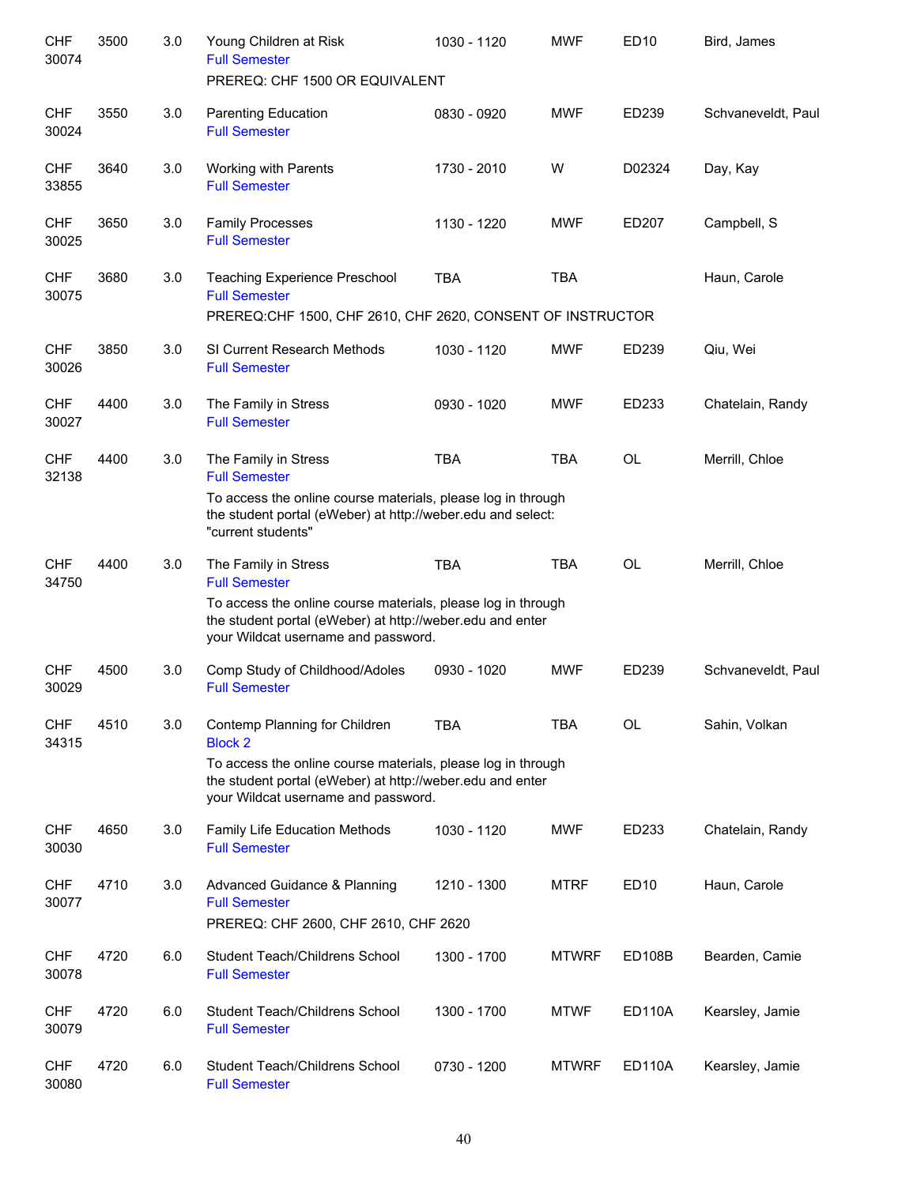| Subject/CRN | Course | Credits | Title | Time | Days | Room | Instructor |
|---|---|---|---|---|---|---|---|
| CHF 30074 | 3500 | 3.0 | Young Children at Risk<br>Full Semester<br>PREREQ: CHF 1500 OR EQUIVALENT | 1030 - 1120 | MWF | ED10 | Bird, James |
| CHF 30024 | 3550 | 3.0 | Parenting Education<br>Full Semester | 0830 - 0920 | MWF | ED239 | Schvaneveldt, Paul |
| CHF 33855 | 3640 | 3.0 | Working with Parents<br>Full Semester | 1730 - 2010 | W | D02324 | Day, Kay |
| CHF 30025 | 3650 | 3.0 | Family Processes<br>Full Semester | 1130 - 1220 | MWF | ED207 | Campbell, S |
| CHF 30075 | 3680 | 3.0 | Teaching Experience Preschool<br>Full Semester<br>PREREQ:CHF 1500, CHF 2610, CHF 2620, CONSENT OF INSTRUCTOR | TBA | TBA | | Haun, Carole |
| CHF 30026 | 3850 | 3.0 | SI Current Research Methods<br>Full Semester | 1030 - 1120 | MWF | ED239 | Qiu, Wei |
| CHF 30027 | 4400 | 3.0 | The Family in Stress<br>Full Semester | 0930 - 1020 | MWF | ED233 | Chatelain, Randy |
| CHF 32138 | 4400 | 3.0 | The Family in Stress<br>Full Semester<br>To access the online course materials, please log in through the student portal (eWeber) at http://weber.edu and select: "current students" | TBA | TBA | OL | Merrill, Chloe |
| CHF 34750 | 4400 | 3.0 | The Family in Stress<br>Full Semester<br>To access the online course materials, please log in through the student portal (eWeber) at http://weber.edu and enter your Wildcat username and password. | TBA | TBA | OL | Merrill, Chloe |
| CHF 30029 | 4500 | 3.0 | Comp Study of Childhood/Adoles<br>Full Semester | 0930 - 1020 | MWF | ED239 | Schvaneveldt, Paul |
| CHF 34315 | 4510 | 3.0 | Contemp Planning for Children<br>Block 2<br>To access the online course materials, please log in through the student portal (eWeber) at http://weber.edu and enter your Wildcat username and password. | TBA | TBA | OL | Sahin, Volkan |
| CHF 30030 | 4650 | 3.0 | Family Life Education Methods<br>Full Semester | 1030 - 1120 | MWF | ED233 | Chatelain, Randy |
| CHF 30077 | 4710 | 3.0 | Advanced Guidance & Planning<br>Full Semester<br>PREREQ: CHF 2600, CHF 2610, CHF 2620 | 1210 - 1300 | MTRF | ED10 | Haun, Carole |
| CHF 30078 | 4720 | 6.0 | Student Teach/Childrens School<br>Full Semester | 1300 - 1700 | MTWRF | ED108B | Bearden, Camie |
| CHF 30079 | 4720 | 6.0 | Student Teach/Childrens School<br>Full Semester | 1300 - 1700 | MTWF | ED110A | Kearsley, Jamie |
| CHF 30080 | 4720 | 6.0 | Student Teach/Childrens School<br>Full Semester | 0730 - 1200 | MTWRF | ED110A | Kearsley, Jamie |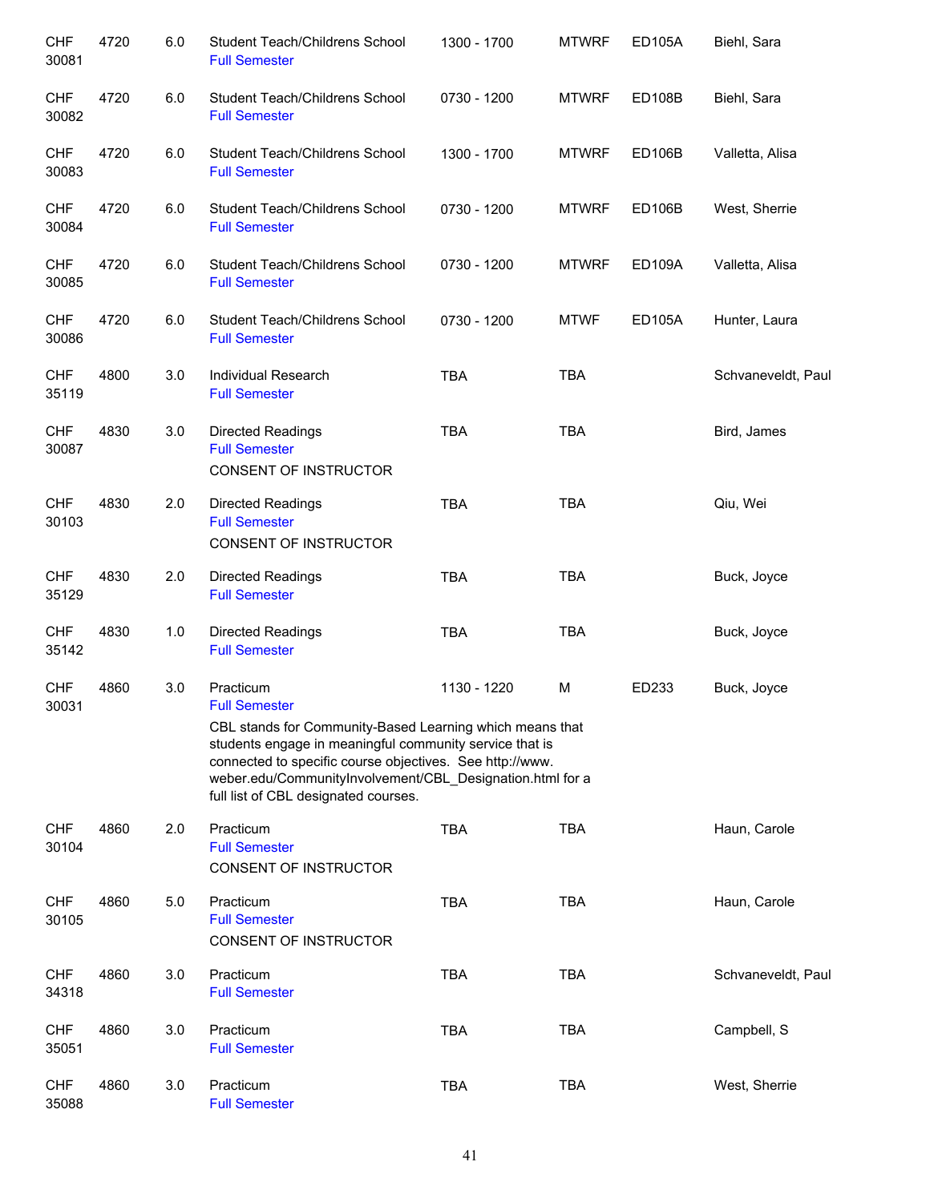| | | | | | | | |
|---|---|---|---|---|---|---|---|
| CHF 30081 | 4720 | 6.0 | Student Teach/Childrens School<br>Full Semester | 1300 - 1700 | MTWRF | ED105A | Biehl, Sara |
| CHF 30082 | 4720 | 6.0 | Student Teach/Childrens School<br>Full Semester | 0730 - 1200 | MTWRF | ED108B | Biehl, Sara |
| CHF 30083 | 4720 | 6.0 | Student Teach/Childrens School<br>Full Semester | 1300 - 1700 | MTWRF | ED106B | Valletta, Alisa |
| CHF 30084 | 4720 | 6.0 | Student Teach/Childrens School<br>Full Semester | 0730 - 1200 | MTWRF | ED106B | West, Sherrie |
| CHF 30085 | 4720 | 6.0 | Student Teach/Childrens School<br>Full Semester | 0730 - 1200 | MTWRF | ED109A | Valletta, Alisa |
| CHF 30086 | 4720 | 6.0 | Student Teach/Childrens School<br>Full Semester | 0730 - 1200 | MTWF | ED105A | Hunter, Laura |
| CHF 35119 | 4800 | 3.0 | Individual Research<br>Full Semester | TBA | TBA | | Schvaneveldt, Paul |
| CHF 30087 | 4830 | 3.0 | Directed Readings<br>Full Semester<br>CONSENT OF INSTRUCTOR | TBA | TBA | | Bird, James |
| CHF 30103 | 4830 | 2.0 | Directed Readings<br>Full Semester<br>CONSENT OF INSTRUCTOR | TBA | TBA | | Qiu, Wei |
| CHF 35129 | 4830 | 2.0 | Directed Readings<br>Full Semester | TBA | TBA | | Buck, Joyce |
| CHF 35142 | 4830 | 1.0 | Directed Readings<br>Full Semester | TBA | TBA | | Buck, Joyce |
| CHF 30031 | 4860 | 3.0 | Practicum<br>Full Semester<br>CBL stands for Community-Based Learning which means that students engage in meaningful community service that is connected to specific course objectives. See http://www.weber.edu/CommunityInvolvement/CBL_Designation.html for a full list of CBL designated courses. | 1130 - 1220 | M | ED233 | Buck, Joyce |
| CHF 30104 | 4860 | 2.0 | Practicum<br>Full Semester<br>CONSENT OF INSTRUCTOR | TBA | TBA | | Haun, Carole |
| CHF 30105 | 4860 | 5.0 | Practicum<br>Full Semester<br>CONSENT OF INSTRUCTOR | TBA | TBA | | Haun, Carole |
| CHF 34318 | 4860 | 3.0 | Practicum<br>Full Semester | TBA | TBA | | Schvaneveldt, Paul |
| CHF 35051 | 4860 | 3.0 | Practicum<br>Full Semester | TBA | TBA | | Campbell, S |
| CHF 35088 | 4860 | 3.0 | Practicum<br>Full Semester | TBA | TBA | | West, Sherrie |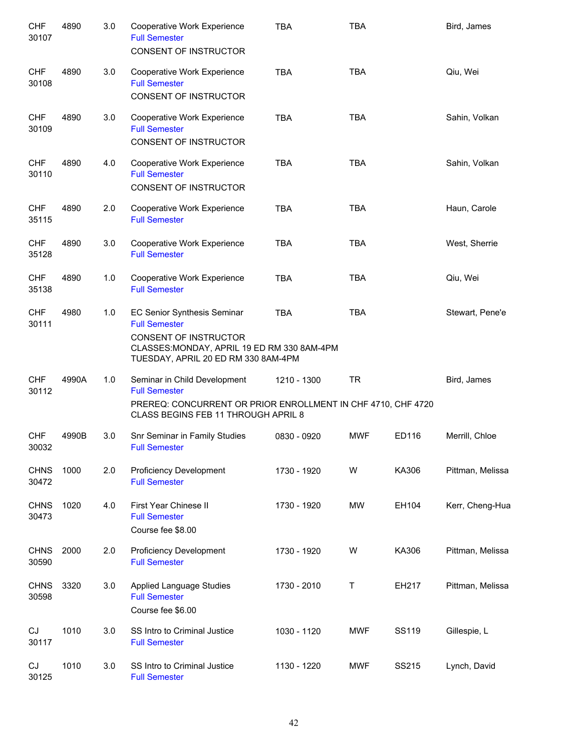| Subject / CRN | Course | Credits | Title | Time | Days | Room | Instructor |
|---|---|---|---|---|---|---|---|
| CHF 30107 | 4890 | 3.0 | Cooperative Work Experience<br>Full Semester<br>CONSENT OF INSTRUCTOR | TBA | TBA | | Bird, James |
| CHF 30108 | 4890 | 3.0 | Cooperative Work Experience<br>Full Semester<br>CONSENT OF INSTRUCTOR | TBA | TBA | | Qiu, Wei |
| CHF 30109 | 4890 | 3.0 | Cooperative Work Experience<br>Full Semester<br>CONSENT OF INSTRUCTOR | TBA | TBA | | Sahin, Volkan |
| CHF 30110 | 4890 | 4.0 | Cooperative Work Experience<br>Full Semester<br>CONSENT OF INSTRUCTOR | TBA | TBA | | Sahin, Volkan |
| CHF 35115 | 4890 | 2.0 | Cooperative Work Experience<br>Full Semester | TBA | TBA | | Haun, Carole |
| CHF 35128 | 4890 | 3.0 | Cooperative Work Experience<br>Full Semester | TBA | TBA | | West, Sherrie |
| CHF 35138 | 4890 | 1.0 | Cooperative Work Experience<br>Full Semester | TBA | TBA | | Qiu, Wei |
| CHF 30111 | 4980 | 1.0 | EC Senior Synthesis Seminar<br>Full Semester<br>CONSENT OF INSTRUCTOR<br>CLASSES:MONDAY, APRIL 19 ED RM 330 8AM-4PM<br>TUESDAY, APRIL 20 ED RM 330 8AM-4PM | TBA | TBA | | Stewart, Pene'e |
| CHF 30112 | 4990A | 1.0 | Seminar in Child Development<br>Full Semester<br>PREREQ: CONCURRENT OR PRIOR ENROLLMENT IN CHF 4710, CHF 4720<br>CLASS BEGINS FEB 11 THROUGH APRIL 8 | 1210 - 1300 | TR | | Bird, James |
| CHF 30032 | 4990B | 3.0 | Snr Seminar in Family Studies<br>Full Semester | 0830 - 0920 | MWF | ED116 | Merrill, Chloe |
| CHNS 30472 | 1000 | 2.0 | Proficiency Development<br>Full Semester | 1730 - 1920 | W | KA306 | Pittman, Melissa |
| CHNS 30473 | 1020 | 4.0 | First Year Chinese II<br>Full Semester<br>Course fee $8.00 | 1730 - 1920 | MW | EH104 | Kerr, Cheng-Hua |
| CHNS 30590 | 2000 | 2.0 | Proficiency Development<br>Full Semester | 1730 - 1920 | W | KA306 | Pittman, Melissa |
| CHNS 30598 | 3320 | 3.0 | Applied Language Studies<br>Full Semester<br>Course fee $6.00 | 1730 - 2010 | T | EH217 | Pittman, Melissa |
| CJ 30117 | 1010 | 3.0 | SS Intro to Criminal Justice<br>Full Semester | 1030 - 1120 | MWF | SS119 | Gillespie, L |
| CJ 30125 | 1010 | 3.0 | SS Intro to Criminal Justice<br>Full Semester | 1130 - 1220 | MWF | SS215 | Lynch, David |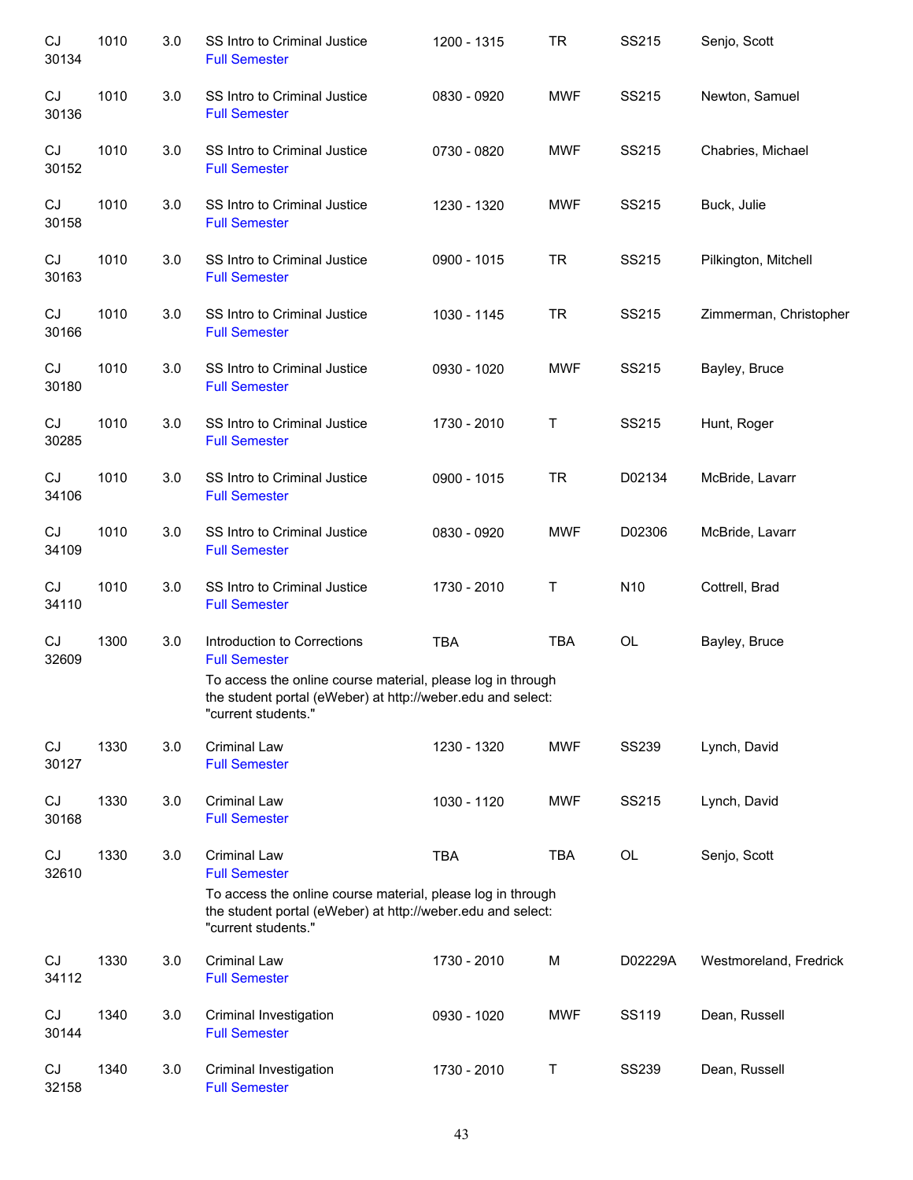| Subject / CRN | Course | Credits | Title | Time | Days | Room | Instructor |
|---|---|---|---|---|---|---|---|
| CJ 30134 | 1010 | 3.0 | SS Intro to Criminal Justice<br>Full Semester | 1200 - 1315 | TR | SS215 | Senjo, Scott |
| CJ 30136 | 1010 | 3.0 | SS Intro to Criminal Justice<br>Full Semester | 0830 - 0920 | MWF | SS215 | Newton, Samuel |
| CJ 30152 | 1010 | 3.0 | SS Intro to Criminal Justice<br>Full Semester | 0730 - 0820 | MWF | SS215 | Chabries, Michael |
| CJ 30158 | 1010 | 3.0 | SS Intro to Criminal Justice<br>Full Semester | 1230 - 1320 | MWF | SS215 | Buck, Julie |
| CJ 30163 | 1010 | 3.0 | SS Intro to Criminal Justice<br>Full Semester | 0900 - 1015 | TR | SS215 | Pilkington, Mitchell |
| CJ 30166 | 1010 | 3.0 | SS Intro to Criminal Justice<br>Full Semester | 1030 - 1145 | TR | SS215 | Zimmerman, Christopher |
| CJ 30180 | 1010 | 3.0 | SS Intro to Criminal Justice<br>Full Semester | 0930 - 1020 | MWF | SS215 | Bayley, Bruce |
| CJ 30285 | 1010 | 3.0 | SS Intro to Criminal Justice<br>Full Semester | 1730 - 2010 | T | SS215 | Hunt, Roger |
| CJ 34106 | 1010 | 3.0 | SS Intro to Criminal Justice<br>Full Semester | 0900 - 1015 | TR | D02134 | McBride, Lavarr |
| CJ 34109 | 1010 | 3.0 | SS Intro to Criminal Justice<br>Full Semester | 0830 - 0920 | MWF | D02306 | McBride, Lavarr |
| CJ 34110 | 1010 | 3.0 | SS Intro to Criminal Justice<br>Full Semester | 1730 - 2010 | T | N10 | Cottrell, Brad |
| CJ 32609 | 1300 | 3.0 | Introduction to Corrections<br>Full Semester<br>To access the online course material, please log in through the student portal (eWeber) at http://weber.edu and select: "current students." | TBA | TBA | OL | Bayley, Bruce |
| CJ 30127 | 1330 | 3.0 | Criminal Law<br>Full Semester | 1230 - 1320 | MWF | SS239 | Lynch, David |
| CJ 30168 | 1330 | 3.0 | Criminal Law<br>Full Semester | 1030 - 1120 | MWF | SS215 | Lynch, David |
| CJ 32610 | 1330 | 3.0 | Criminal Law<br>Full Semester<br>To access the online course material, please log in through the student portal (eWeber) at http://weber.edu and select: "current students." | TBA | TBA | OL | Senjo, Scott |
| CJ 34112 | 1330 | 3.0 | Criminal Law<br>Full Semester | 1730 - 2010 | M | D02229A | Westmoreland, Fredrick |
| CJ 30144 | 1340 | 3.0 | Criminal Investigation<br>Full Semester | 0930 - 1020 | MWF | SS119 | Dean, Russell |
| CJ 32158 | 1340 | 3.0 | Criminal Investigation<br>Full Semester | 1730 - 2010 | T | SS239 | Dean, Russell |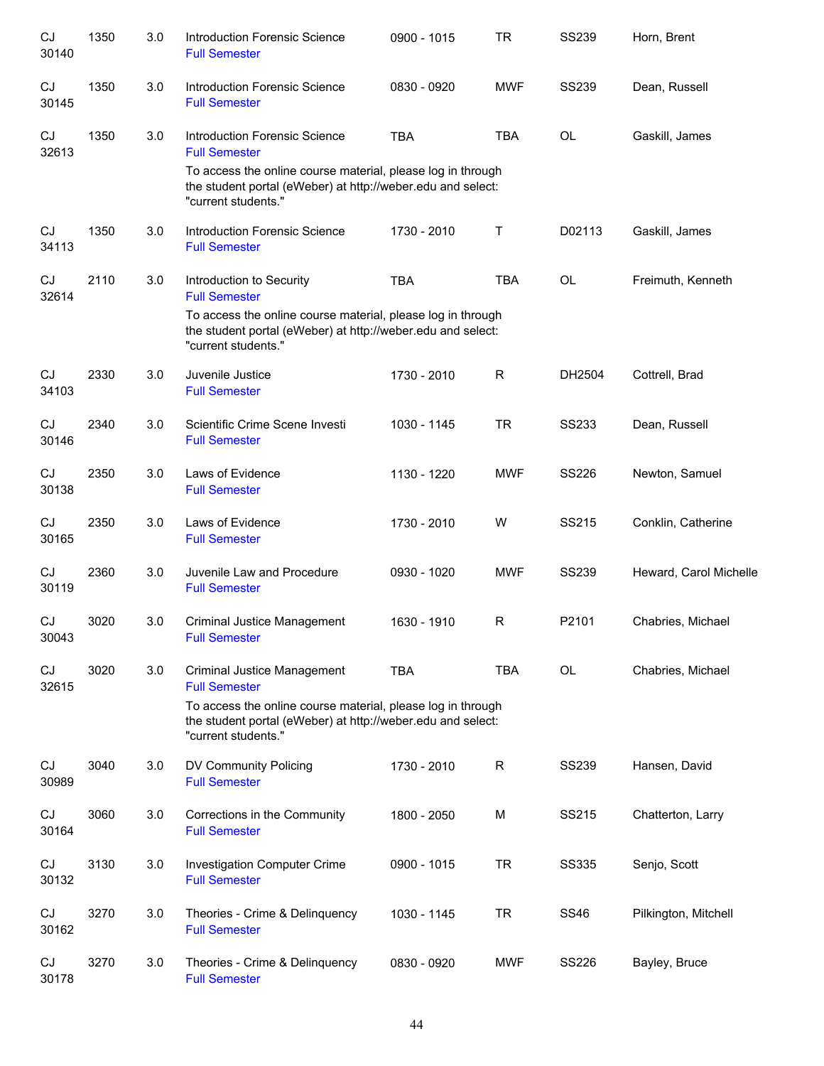| | | | | | | | |
|---|---|---|---|---|---|---|---|
| CJ 30140 | 1350 | 3.0 | Introduction Forensic Science<br>Full Semester | 0900 - 1015 | TR | SS239 | Horn, Brent |
| CJ 30145 | 1350 | 3.0 | Introduction Forensic Science<br>Full Semester | 0830 - 0920 | MWF | SS239 | Dean, Russell |
| CJ 32613 | 1350 | 3.0 | Introduction Forensic Science<br>Full Semester<br>To access the online course material, please log in through the student portal (eWeber) at http://weber.edu and select: "current students." | TBA | TBA | OL | Gaskill, James |
| CJ 34113 | 1350 | 3.0 | Introduction Forensic Science<br>Full Semester | 1730 - 2010 | T | D02113 | Gaskill, James |
| CJ 32614 | 2110 | 3.0 | Introduction to Security<br>Full Semester<br>To access the online course material, please log in through the student portal (eWeber) at http://weber.edu and select: "current students." | TBA | TBA | OL | Freimuth, Kenneth |
| CJ 34103 | 2330 | 3.0 | Juvenile Justice<br>Full Semester | 1730 - 2010 | R | DH2504 | Cottrell, Brad |
| CJ 30146 | 2340 | 3.0 | Scientific Crime Scene Investi<br>Full Semester | 1030 - 1145 | TR | SS233 | Dean, Russell |
| CJ 30138 | 2350 | 3.0 | Laws of Evidence<br>Full Semester | 1130 - 1220 | MWF | SS226 | Newton, Samuel |
| CJ 30165 | 2350 | 3.0 | Laws of Evidence<br>Full Semester | 1730 - 2010 | W | SS215 | Conklin, Catherine |
| CJ 30119 | 2360 | 3.0 | Juvenile Law and Procedure<br>Full Semester | 0930 - 1020 | MWF | SS239 | Heward, Carol Michelle |
| CJ 30043 | 3020 | 3.0 | Criminal Justice Management<br>Full Semester | 1630 - 1910 | R | P2101 | Chabries, Michael |
| CJ 32615 | 3020 | 3.0 | Criminal Justice Management<br>Full Semester<br>To access the online course material, please log in through the student portal (eWeber) at http://weber.edu and select: "current students." | TBA | TBA | OL | Chabries, Michael |
| CJ 30989 | 3040 | 3.0 | DV Community Policing<br>Full Semester | 1730 - 2010 | R | SS239 | Hansen, David |
| CJ 30164 | 3060 | 3.0 | Corrections in the Community<br>Full Semester | 1800 - 2050 | M | SS215 | Chatterton, Larry |
| CJ 30132 | 3130 | 3.0 | Investigation Computer Crime<br>Full Semester | 0900 - 1015 | TR | SS335 | Senjo, Scott |
| CJ 30162 | 3270 | 3.0 | Theories - Crime & Delinquency<br>Full Semester | 1030 - 1145 | TR | SS46 | Pilkington, Mitchell |
| CJ 30178 | 3270 | 3.0 | Theories - Crime & Delinquency<br>Full Semester | 0830 - 0920 | MWF | SS226 | Bayley, Bruce |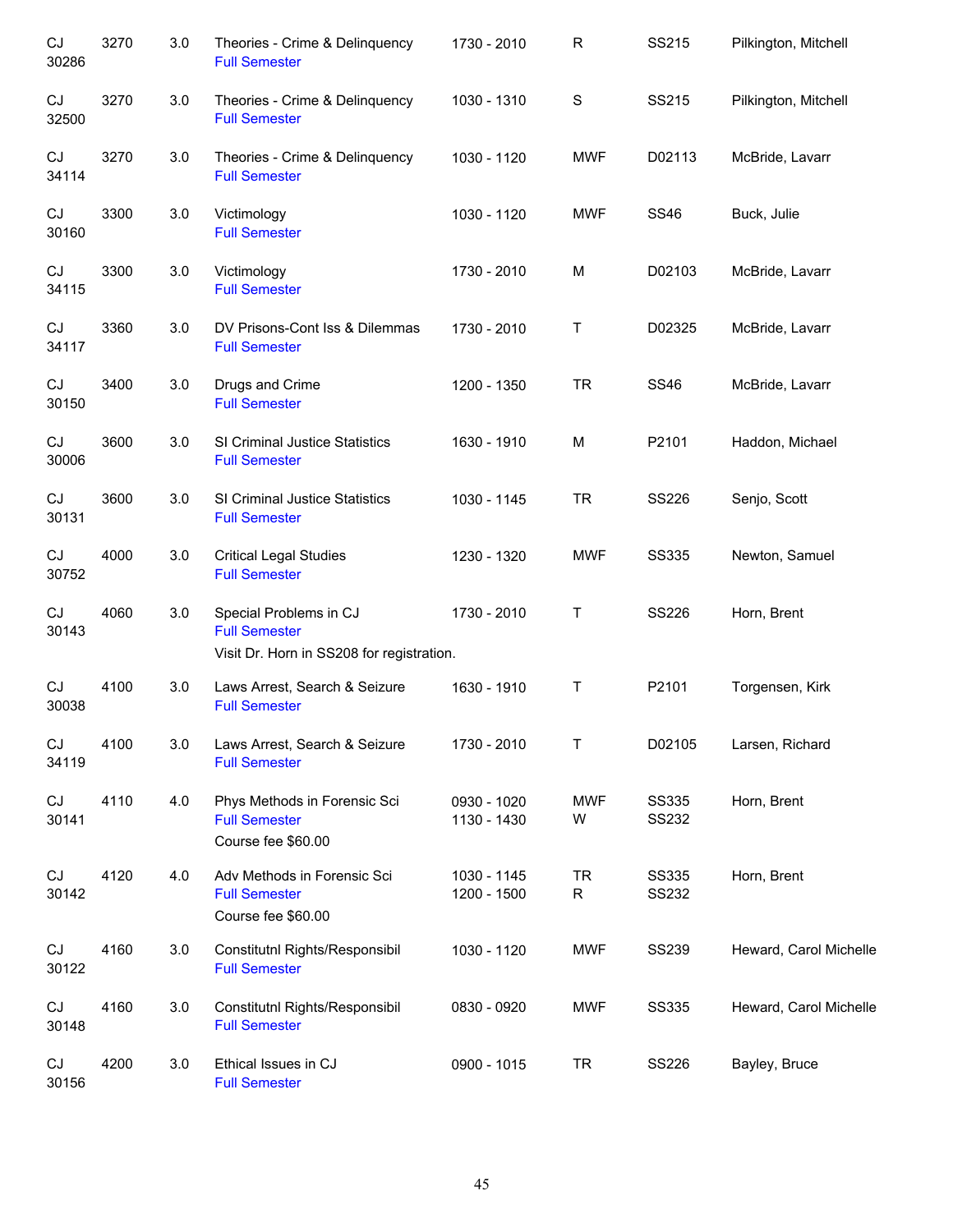| | | | | | | | |
|---|---|---|---|---|---|---|---|
| CJ 30286 | 3270 | 3.0 | Theories - Crime & Delinquency<br>Full Semester | 1730 - 2010 | R | SS215 | Pilkington, Mitchell |
| CJ 32500 | 3270 | 3.0 | Theories - Crime & Delinquency<br>Full Semester | 1030 - 1310 | S | SS215 | Pilkington, Mitchell |
| CJ 34114 | 3270 | 3.0 | Theories - Crime & Delinquency<br>Full Semester | 1030 - 1120 | MWF | D02113 | McBride, Lavarr |
| CJ 30160 | 3300 | 3.0 | Victimology<br>Full Semester | 1030 - 1120 | MWF | SS46 | Buck, Julie |
| CJ 34115 | 3300 | 3.0 | Victimology<br>Full Semester | 1730 - 2010 | M | D02103 | McBride, Lavarr |
| CJ 34117 | 3360 | 3.0 | DV Prisons-Cont Iss & Dilemmas<br>Full Semester | 1730 - 2010 | T | D02325 | McBride, Lavarr |
| CJ 30150 | 3400 | 3.0 | Drugs and Crime<br>Full Semester | 1200 - 1350 | TR | SS46 | McBride, Lavarr |
| CJ 30006 | 3600 | 3.0 | SI Criminal Justice Statistics<br>Full Semester | 1630 - 1910 | M | P2101 | Haddon, Michael |
| CJ 30131 | 3600 | 3.0 | SI Criminal Justice Statistics<br>Full Semester | 1030 - 1145 | TR | SS226 | Senjo, Scott |
| CJ 30752 | 4000 | 3.0 | Critical Legal Studies<br>Full Semester | 1230 - 1320 | MWF | SS335 | Newton, Samuel |
| CJ 30143 | 4060 | 3.0 | Special Problems in CJ<br>Full Semester<br>Visit Dr. Horn in SS208 for registration. | 1730 - 2010 | T | SS226 | Horn, Brent |
| CJ 30038 | 4100 | 3.0 | Laws Arrest, Search & Seizure<br>Full Semester | 1630 - 1910 | T | P2101 | Torgensen, Kirk |
| CJ 34119 | 4100 | 3.0 | Laws Arrest, Search & Seizure<br>Full Semester | 1730 - 2010 | T | D02105 | Larsen, Richard |
| CJ 30141 | 4110 | 4.0 | Phys Methods in Forensic Sci<br>Full Semester<br>Course fee $60.00 | 0930 - 1020<br>1130 - 1430 | MWF<br>W | SS335<br>SS232 | Horn, Brent |
| CJ 30142 | 4120 | 4.0 | Adv Methods in Forensic Sci<br>Full Semester<br>Course fee $60.00 | 1030 - 1145<br>1200 - 1500 | TR<br>R | SS335<br>SS232 | Horn, Brent |
| CJ 30122 | 4160 | 3.0 | Constitutnl Rights/Responsibil<br>Full Semester | 1030 - 1120 | MWF | SS239 | Heward, Carol Michelle |
| CJ 30148 | 4160 | 3.0 | Constitutnl Rights/Responsibil<br>Full Semester | 0830 - 0920 | MWF | SS335 | Heward, Carol Michelle |
| CJ 30156 | 4200 | 3.0 | Ethical Issues in CJ<br>Full Semester | 0900 - 1015 | TR | SS226 | Bayley, Bruce |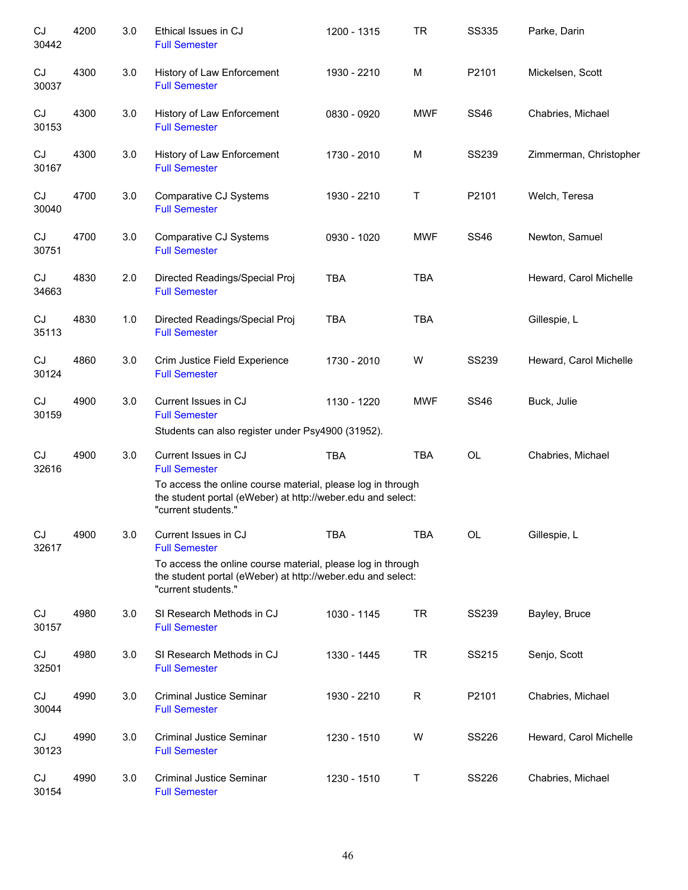| | | | | | | | |
|---|---|---|---|---|---|---|---|
| CJ 30442 | 4200 | 3.0 | Ethical Issues in CJ<br>Full Semester | 1200 - 1315 | TR | SS335 | Parke, Darin |
| CJ 30037 | 4300 | 3.0 | History of Law Enforcement<br>Full Semester | 1930 - 2210 | M | P2101 | Mickelsen, Scott |
| CJ 30153 | 4300 | 3.0 | History of Law Enforcement<br>Full Semester | 0830 - 0920 | MWF | SS46 | Chabries, Michael |
| CJ 30167 | 4300 | 3.0 | History of Law Enforcement<br>Full Semester | 1730 - 2010 | M | SS239 | Zimmerman, Christopher |
| CJ 30040 | 4700 | 3.0 | Comparative CJ Systems<br>Full Semester | 1930 - 2210 | T | P2101 | Welch, Teresa |
| CJ 30751 | 4700 | 3.0 | Comparative CJ Systems<br>Full Semester | 0930 - 1020 | MWF | SS46 | Newton, Samuel |
| CJ 34663 | 4830 | 2.0 | Directed Readings/Special Proj<br>Full Semester | TBA | TBA | | Heward, Carol Michelle |
| CJ 35113 | 4830 | 1.0 | Directed Readings/Special Proj<br>Full Semester | TBA | TBA | | Gillespie, L |
| CJ 30124 | 4860 | 3.0 | Crim Justice Field Experience<br>Full Semester | 1730 - 2010 | W | SS239 | Heward, Carol Michelle |
| CJ 30159 | 4900 | 3.0 | Current Issues in CJ<br>Full Semester<br>Students can also register under Psy4900 (31952). | 1130 - 1220 | MWF | SS46 | Buck, Julie |
| CJ 32616 | 4900 | 3.0 | Current Issues in CJ<br>Full Semester<br>To access the online course material, please log in through the student portal (eWeber) at http://weber.edu and select: "current students." | TBA | TBA | OL | Chabries, Michael |
| CJ 32617 | 4900 | 3.0 | Current Issues in CJ<br>Full Semester<br>To access the online course material, please log in through the student portal (eWeber) at http://weber.edu and select: "current students." | TBA | TBA | OL | Gillespie, L |
| CJ 30157 | 4980 | 3.0 | SI Research Methods in CJ<br>Full Semester | 1030 - 1145 | TR | SS239 | Bayley, Bruce |
| CJ 32501 | 4980 | 3.0 | SI Research Methods in CJ<br>Full Semester | 1330 - 1445 | TR | SS215 | Senjo, Scott |
| CJ 30044 | 4990 | 3.0 | Criminal Justice Seminar<br>Full Semester | 1930 - 2210 | R | P2101 | Chabries, Michael |
| CJ 30123 | 4990 | 3.0 | Criminal Justice Seminar<br>Full Semester | 1230 - 1510 | W | SS226 | Heward, Carol Michelle |
| CJ 30154 | 4990 | 3.0 | Criminal Justice Seminar<br>Full Semester | 1230 - 1510 | T | SS226 | Chabries, Michael |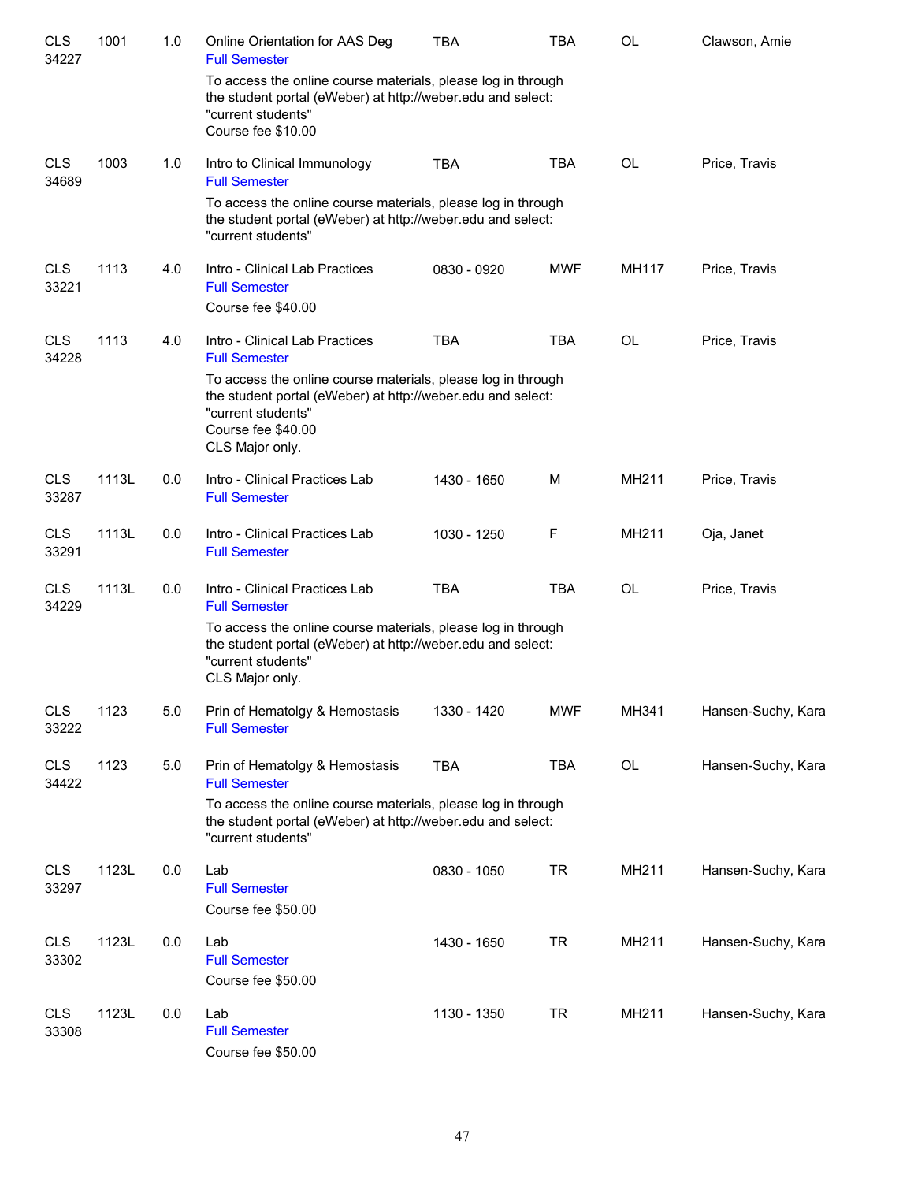| Subject | Course | Credits | Title | Time | Days | Room | Instructor |
|---|---|---|---|---|---|---|---|
| CLS 34227 | 1001 | 1.0 | Online Orientation for AAS Deg<br>Full Semester<br>To access the online course materials, please log in through the student portal (eWeber) at http://weber.edu and select: "current students"<br>Course fee $10.00 | TBA | TBA | OL | Clawson, Amie |
| CLS 34689 | 1003 | 1.0 | Intro to Clinical Immunology<br>Full Semester<br>To access the online course materials, please log in through the student portal (eWeber) at http://weber.edu and select: "current students" | TBA | TBA | OL | Price, Travis |
| CLS 33221 | 1113 | 4.0 | Intro - Clinical Lab Practices<br>Full Semester<br>Course fee $40.00 | 0830 - 0920 | MWF | MH117 | Price, Travis |
| CLS 34228 | 1113 | 4.0 | Intro - Clinical Lab Practices<br>Full Semester<br>To access the online course materials, please log in through the student portal (eWeber) at http://weber.edu and select: "current students"<br>Course fee $40.00<br>CLS Major only. | TBA | TBA | OL | Price, Travis |
| CLS 33287 | 1113L | 0.0 | Intro - Clinical Practices Lab<br>Full Semester | 1430 - 1650 | M | MH211 | Price, Travis |
| CLS 33291 | 1113L | 0.0 | Intro - Clinical Practices Lab<br>Full Semester | 1030 - 1250 | F | MH211 | Oja, Janet |
| CLS 34229 | 1113L | 0.0 | Intro - Clinical Practices Lab<br>Full Semester<br>To access the online course materials, please log in through the student portal (eWeber) at http://weber.edu and select: "current students"<br>CLS Major only. | TBA | TBA | OL | Price, Travis |
| CLS 33222 | 1123 | 5.0 | Prin of Hematolgy & Hemostasis<br>Full Semester | 1330 - 1420 | MWF | MH341 | Hansen-Suchy, Kara |
| CLS 34422 | 1123 | 5.0 | Prin of Hematolgy & Hemostasis<br>Full Semester<br>To access the online course materials, please log in through the student portal (eWeber) at http://weber.edu and select: "current students" | TBA | TBA | OL | Hansen-Suchy, Kara |
| CLS 33297 | 1123L | 0.0 | Lab<br>Full Semester<br>Course fee $50.00 | 0830 - 1050 | TR | MH211 | Hansen-Suchy, Kara |
| CLS 33302 | 1123L | 0.0 | Lab<br>Full Semester<br>Course fee $50.00 | 1430 - 1650 | TR | MH211 | Hansen-Suchy, Kara |
| CLS 33308 | 1123L | 0.0 | Lab<br>Full Semester<br>Course fee $50.00 | 1130 - 1350 | TR | MH211 | Hansen-Suchy, Kara |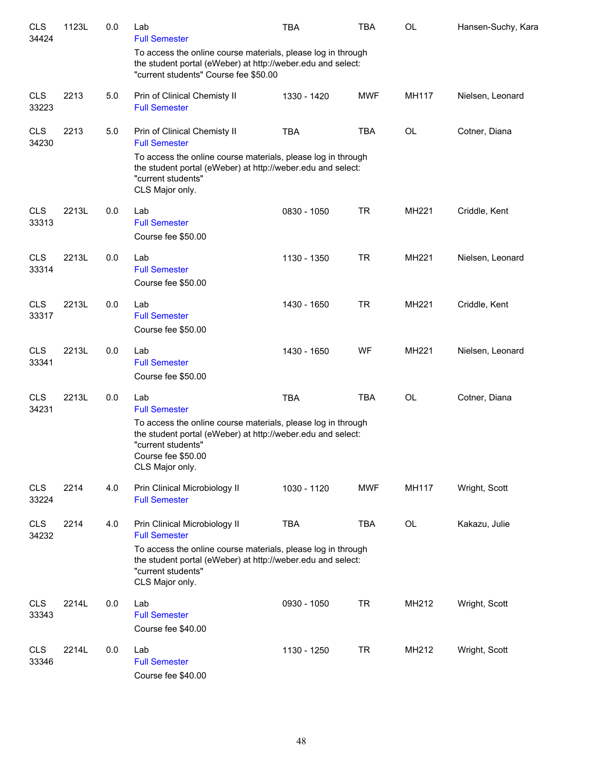| Subject/CRN | Course | Credits | Title | Time | Days | Room | Instructor |
|---|---|---|---|---|---|---|---|
| CLS 34424 | 1123L | 0.0 | Lab<br>Full Semester<br>To access the online course materials, please log in through the student portal (eWeber) at http://weber.edu and select: "current students" Course fee $50.00 | TBA | TBA | OL | Hansen-Suchy, Kara |
| CLS 33223 | 2213 | 5.0 | Prin of Clinical Chemisty II<br>Full Semester | 1330 - 1420 | MWF | MH117 | Nielsen, Leonard |
| CLS 34230 | 2213 | 5.0 | Prin of Clinical Chemisty II<br>Full Semester<br>To access the online course materials, please log in through the student portal (eWeber) at http://weber.edu and select: "current students"<br>CLS Major only. | TBA | TBA | OL | Cotner, Diana |
| CLS 33313 | 2213L | 0.0 | Lab<br>Full Semester<br>Course fee $50.00 | 0830 - 1050 | TR | MH221 | Criddle, Kent |
| CLS 33314 | 2213L | 0.0 | Lab<br>Full Semester<br>Course fee $50.00 | 1130 - 1350 | TR | MH221 | Nielsen, Leonard |
| CLS 33317 | 2213L | 0.0 | Lab<br>Full Semester<br>Course fee $50.00 | 1430 - 1650 | TR | MH221 | Criddle, Kent |
| CLS 33341 | 2213L | 0.0 | Lab<br>Full Semester<br>Course fee $50.00 | 1430 - 1650 | WF | MH221 | Nielsen, Leonard |
| CLS 34231 | 2213L | 0.0 | Lab<br>Full Semester<br>To access the online course materials, please log in through the student portal (eWeber) at http://weber.edu and select: "current students"<br>Course fee $50.00<br>CLS Major only. | TBA | TBA | OL | Cotner, Diana |
| CLS 33224 | 2214 | 4.0 | Prin Clinical Microbiology II<br>Full Semester | 1030 - 1120 | MWF | MH117 | Wright, Scott |
| CLS 34232 | 2214 | 4.0 | Prin Clinical Microbiology II<br>Full Semester<br>To access the online course materials, please log in through the student portal (eWeber) at http://weber.edu and select: "current students"<br>CLS Major only. | TBA | TBA | OL | Kakazu, Julie |
| CLS 33343 | 2214L | 0.0 | Lab<br>Full Semester<br>Course fee $40.00 | 0930 - 1050 | TR | MH212 | Wright, Scott |
| CLS 33346 | 2214L | 0.0 | Lab<br>Full Semester<br>Course fee $40.00 | 1130 - 1250 | TR | MH212 | Wright, Scott |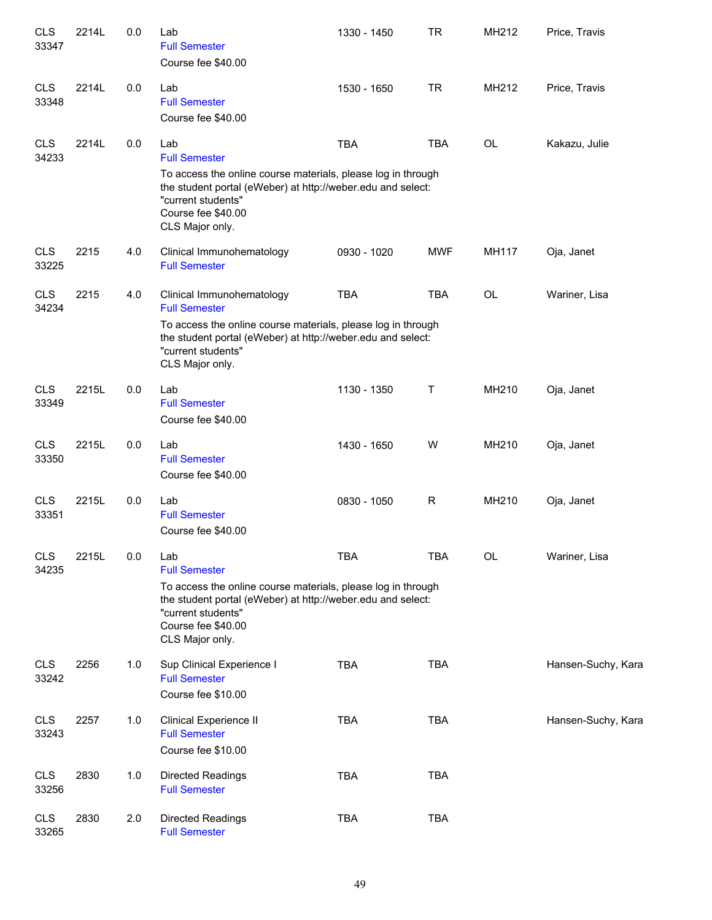| | | | | | | | |
|---|---|---|---|---|---|---|---|
| CLS 33347 | 2214L | 0.0 | Lab<br>Full Semester<br>Course fee $40.00 | 1330 - 1450 | TR | MH212 | Price, Travis |
| CLS 33348 | 2214L | 0.0 | Lab<br>Full Semester<br>Course fee $40.00 | 1530 - 1650 | TR | MH212 | Price, Travis |
| CLS 34233 | 2214L | 0.0 | Lab<br>Full Semester<br>To access the online course materials, please log in through the student portal (eWeber) at http://weber.edu and select: "current students"<br>Course fee $40.00<br>CLS Major only. | TBA | TBA | OL | Kakazu, Julie |
| CLS 33225 | 2215 | 4.0 | Clinical Immunohematology<br>Full Semester | 0930 - 1020 | MWF | MH117 | Oja, Janet |
| CLS 34234 | 2215 | 4.0 | Clinical Immunohematology<br>Full Semester<br>To access the online course materials, please log in through the student portal (eWeber) at http://weber.edu and select: "current students"<br>CLS Major only. | TBA | TBA | OL | Wariner, Lisa |
| CLS 33349 | 2215L | 0.0 | Lab<br>Full Semester<br>Course fee $40.00 | 1130 - 1350 | T | MH210 | Oja, Janet |
| CLS 33350 | 2215L | 0.0 | Lab<br>Full Semester<br>Course fee $40.00 | 1430 - 1650 | W | MH210 | Oja, Janet |
| CLS 33351 | 2215L | 0.0 | Lab<br>Full Semester<br>Course fee $40.00 | 0830 - 1050 | R | MH210 | Oja, Janet |
| CLS 34235 | 2215L | 0.0 | Lab<br>Full Semester<br>To access the online course materials, please log in through the student portal (eWeber) at http://weber.edu and select: "current students"<br>Course fee $40.00<br>CLS Major only. | TBA | TBA | OL | Wariner, Lisa |
| CLS 33242 | 2256 | 1.0 | Sup Clinical Experience I<br>Full Semester<br>Course fee $10.00 | TBA | TBA | | Hansen-Suchy, Kara |
| CLS 33243 | 2257 | 1.0 | Clinical Experience II<br>Full Semester<br>Course fee $10.00 | TBA | TBA | | Hansen-Suchy, Kara |
| CLS 33256 | 2830 | 1.0 | Directed Readings<br>Full Semester | TBA | TBA | | |
| CLS 33265 | 2830 | 2.0 | Directed Readings<br>Full Semester | TBA | TBA | | |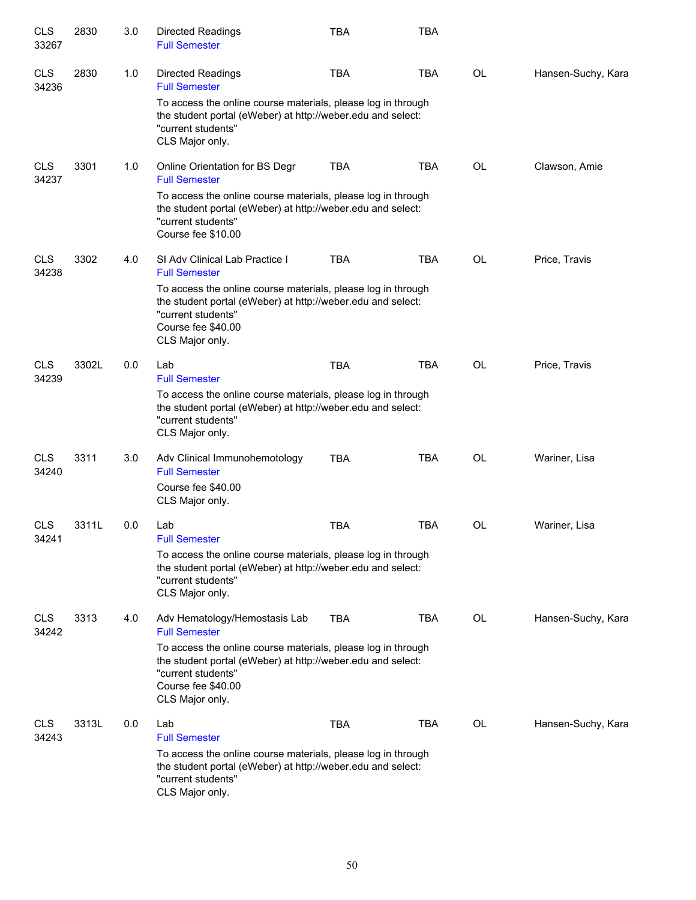| | | | | | | | |
|---|---|---|---|---|---|---|---|
| CLS 33267 | 2830 | 3.0 | Directed Readings<br>Full Semester | TBA | TBA | | |
| CLS 34236 | 2830 | 1.0 | Directed Readings<br>Full Semester<br>To access the online course materials, please log in through the student portal (eWeber) at http://weber.edu and select: "current students"<br>CLS Major only. | TBA | TBA | OL | Hansen-Suchy, Kara |
| CLS 34237 | 3301 | 1.0 | Online Orientation for BS Degr<br>Full Semester<br>To access the online course materials, please log in through the student portal (eWeber) at http://weber.edu and select: "current students"<br>Course fee $10.00 | TBA | TBA | OL | Clawson, Amie |
| CLS 34238 | 3302 | 4.0 | SI Adv Clinical Lab Practice I<br>Full Semester<br>To access the online course materials, please log in through the student portal (eWeber) at http://weber.edu and select: "current students"<br>Course fee $40.00<br>CLS Major only. | TBA | TBA | OL | Price, Travis |
| CLS 34239 | 3302L | 0.0 | Lab<br>Full Semester<br>To access the online course materials, please log in through the student portal (eWeber) at http://weber.edu and select: "current students"<br>CLS Major only. | TBA | TBA | OL | Price, Travis |
| CLS 34240 | 3311 | 3.0 | Adv Clinical Immunohemotology<br>Full Semester<br>Course fee $40.00<br>CLS Major only. | TBA | TBA | OL | Wariner, Lisa |
| CLS 34241 | 3311L | 0.0 | Lab<br>Full Semester<br>To access the online course materials, please log in through the student portal (eWeber) at http://weber.edu and select: "current students"<br>CLS Major only. | TBA | TBA | OL | Wariner, Lisa |
| CLS 34242 | 3313 | 4.0 | Adv Hematology/Hemostasis Lab<br>Full Semester<br>To access the online course materials, please log in through the student portal (eWeber) at http://weber.edu and select: "current students"<br>Course fee $40.00<br>CLS Major only. | TBA | TBA | OL | Hansen-Suchy, Kara |
| CLS 34243 | 3313L | 0.0 | Lab<br>Full Semester<br>To access the online course materials, please log in through the student portal (eWeber) at http://weber.edu and select: "current students"<br>CLS Major only. | TBA | TBA | OL | Hansen-Suchy, Kara |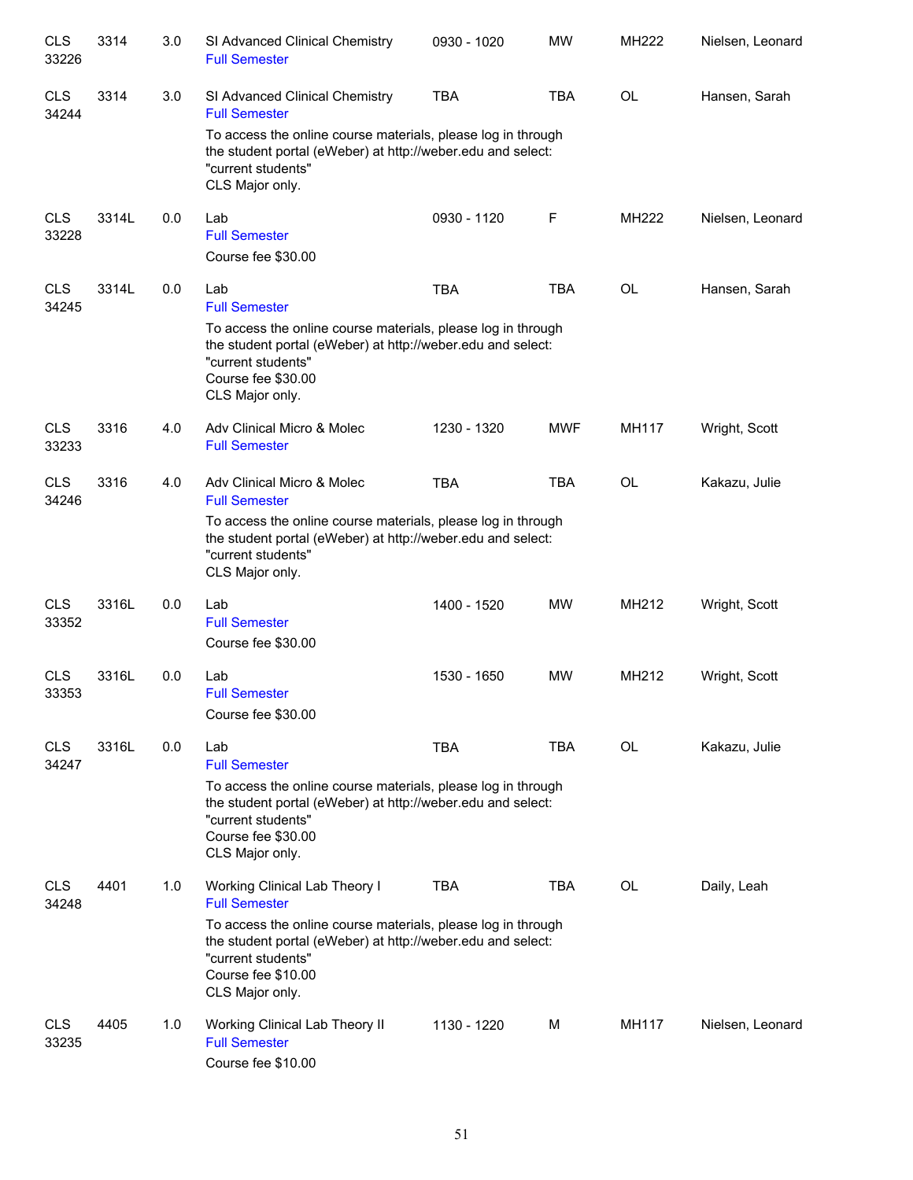| | | | | | | | |
|---|---|---|---|---|---|---|---|
| CLS 33226 | 3314 | 3.0 | SI Advanced Clinical Chemistry<br>Full Semester | 0930 - 1020 | MW | MH222 | Nielsen, Leonard |
| CLS 34244 | 3314 | 3.0 | SI Advanced Clinical Chemistry<br>Full Semester<br>To access the online course materials, please log in through the student portal (eWeber) at http://weber.edu and select: "current students"<br>CLS Major only. | TBA | TBA | OL | Hansen, Sarah |
| CLS 33228 | 3314L | 0.0 | Lab<br>Full Semester<br>Course fee $30.00 | 0930 - 1120 | F | MH222 | Nielsen, Leonard |
| CLS 34245 | 3314L | 0.0 | Lab<br>Full Semester<br>To access the online course materials, please log in through the student portal (eWeber) at http://weber.edu and select: "current students"<br>Course fee $30.00<br>CLS Major only. | TBA | TBA | OL | Hansen, Sarah |
| CLS 33233 | 3316 | 4.0 | Adv Clinical Micro & Molec<br>Full Semester | 1230 - 1320 | MWF | MH117 | Wright, Scott |
| CLS 34246 | 3316 | 4.0 | Adv Clinical Micro & Molec<br>Full Semester<br>To access the online course materials, please log in through the student portal (eWeber) at http://weber.edu and select: "current students"<br>CLS Major only. | TBA | TBA | OL | Kakazu, Julie |
| CLS 33352 | 3316L | 0.0 | Lab<br>Full Semester<br>Course fee $30.00 | 1400 - 1520 | MW | MH212 | Wright, Scott |
| CLS 33353 | 3316L | 0.0 | Lab<br>Full Semester<br>Course fee $30.00 | 1530 - 1650 | MW | MH212 | Wright, Scott |
| CLS 34247 | 3316L | 0.0 | Lab<br>Full Semester<br>To access the online course materials, please log in through the student portal (eWeber) at http://weber.edu and select: "current students"<br>Course fee $30.00<br>CLS Major only. | TBA | TBA | OL | Kakazu, Julie |
| CLS 34248 | 4401 | 1.0 | Working Clinical Lab Theory I<br>Full Semester<br>To access the online course materials, please log in through the student portal (eWeber) at http://weber.edu and select: "current students"<br>Course fee $10.00<br>CLS Major only. | TBA | TBA | OL | Daily, Leah |
| CLS 33235 | 4405 | 1.0 | Working Clinical Lab Theory II<br>Full Semester<br>Course fee $10.00 | 1130 - 1220 | M | MH117 | Nielsen, Leonard |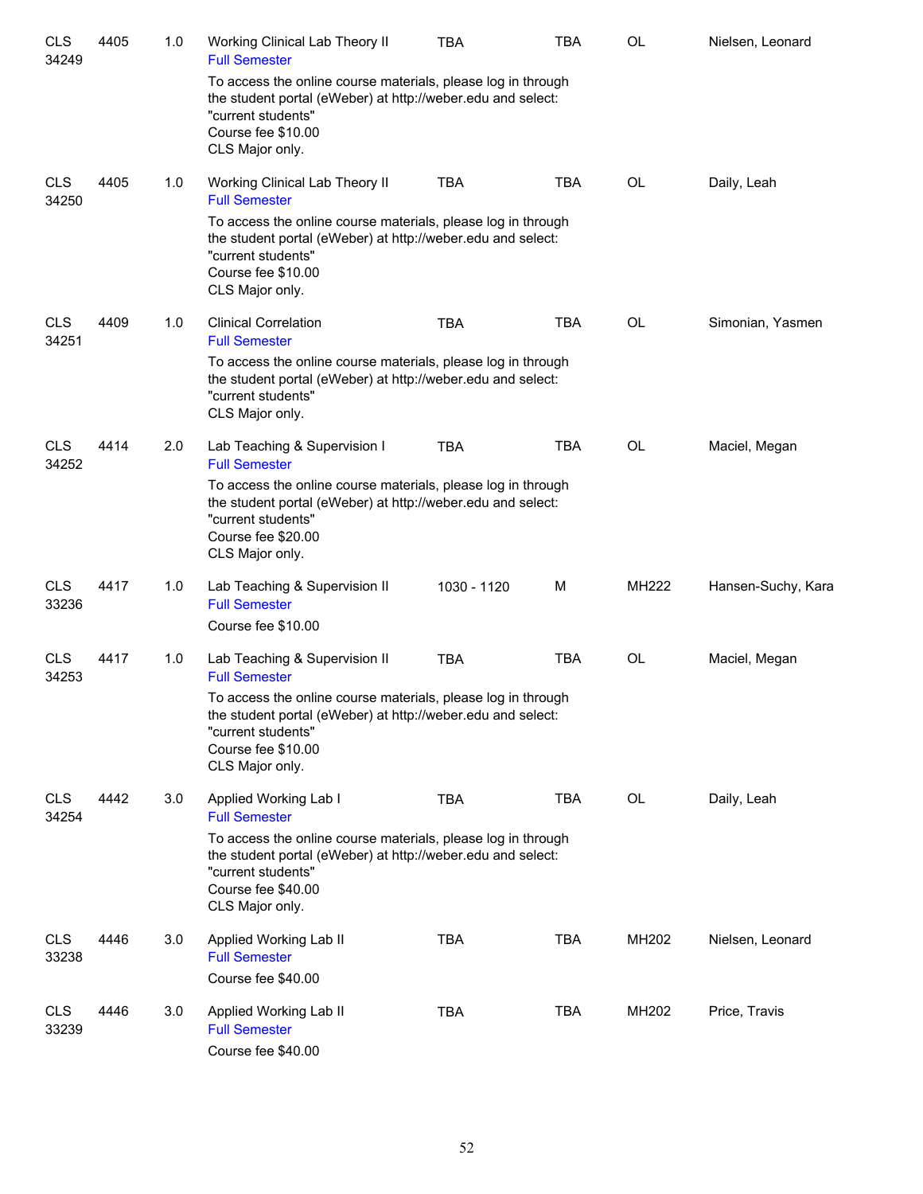| | | | | | | | |
|---|---|---|---|---|---|---|---|
| CLS 34249 | 4405 | 1.0 | Working Clinical Lab Theory II<br>Full Semester<br>To access the online course materials, please log in through the student portal (eWeber) at http://weber.edu and select: "current students"<br>Course fee $10.00<br>CLS Major only. | TBA | TBA | OL | Nielsen, Leonard |
| CLS 34250 | 4405 | 1.0 | Working Clinical Lab Theory II<br>Full Semester<br>To access the online course materials, please log in through the student portal (eWeber) at http://weber.edu and select: "current students"<br>Course fee $10.00<br>CLS Major only. | TBA | TBA | OL | Daily, Leah |
| CLS 34251 | 4409 | 1.0 | Clinical Correlation<br>Full Semester<br>To access the online course materials, please log in through the student portal (eWeber) at http://weber.edu and select: "current students"<br>CLS Major only. | TBA | TBA | OL | Simonian, Yasmen |
| CLS 34252 | 4414 | 2.0 | Lab Teaching & Supervision I<br>Full Semester<br>To access the online course materials, please log in through the student portal (eWeber) at http://weber.edu and select: "current students"<br>Course fee $20.00<br>CLS Major only. | TBA | TBA | OL | Maciel, Megan |
| CLS 33236 | 4417 | 1.0 | Lab Teaching & Supervision II<br>Full Semester<br>Course fee $10.00 | 1030 - 1120 | M | MH222 | Hansen-Suchy, Kara |
| CLS 34253 | 4417 | 1.0 | Lab Teaching & Supervision II<br>Full Semester<br>To access the online course materials, please log in through the student portal (eWeber) at http://weber.edu and select: "current students"<br>Course fee $10.00<br>CLS Major only. | TBA | TBA | OL | Maciel, Megan |
| CLS 34254 | 4442 | 3.0 | Applied Working Lab I<br>Full Semester<br>To access the online course materials, please log in through the student portal (eWeber) at http://weber.edu and select: "current students"<br>Course fee $40.00<br>CLS Major only. | TBA | TBA | OL | Daily, Leah |
| CLS 33238 | 4446 | 3.0 | Applied Working Lab II<br>Full Semester<br>Course fee $40.00 | TBA | TBA | MH202 | Nielsen, Leonard |
| CLS 33239 | 4446 | 3.0 | Applied Working Lab II<br>Full Semester<br>Course fee $40.00 | TBA | TBA | MH202 | Price, Travis |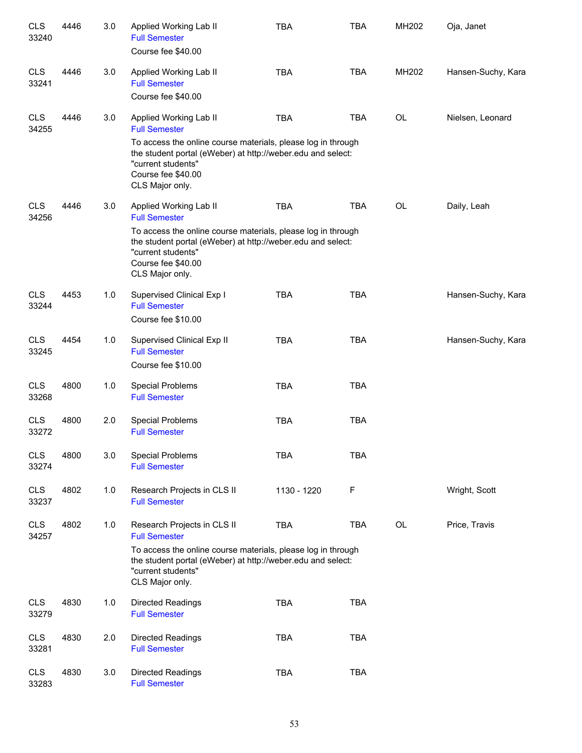| | | | | | | | |
|---|---|---|---|---|---|---|---|
| CLS 33240 | 4446 | 3.0 | Applied Working Lab II<br>Full Semester<br>Course fee $40.00 | TBA | TBA | MH202 | Oja, Janet |
| CLS 33241 | 4446 | 3.0 | Applied Working Lab II<br>Full Semester<br>Course fee $40.00 | TBA | TBA | MH202 | Hansen-Suchy, Kara |
| CLS 34255 | 4446 | 3.0 | Applied Working Lab II<br>Full Semester<br>To access the online course materials, please log in through the student portal (eWeber) at http://weber.edu and select: "current students"<br>Course fee $40.00<br>CLS Major only. | TBA | TBA | OL | Nielsen, Leonard |
| CLS 34256 | 4446 | 3.0 | Applied Working Lab II<br>Full Semester<br>To access the online course materials, please log in through the student portal (eWeber) at http://weber.edu and select: "current students"<br>Course fee $40.00<br>CLS Major only. | TBA | TBA | OL | Daily, Leah |
| CLS 33244 | 4453 | 1.0 | Supervised Clinical Exp I<br>Full Semester<br>Course fee $10.00 | TBA | TBA | | Hansen-Suchy, Kara |
| CLS 33245 | 4454 | 1.0 | Supervised Clinical Exp II<br>Full Semester<br>Course fee $10.00 | TBA | TBA | | Hansen-Suchy, Kara |
| CLS 33268 | 4800 | 1.0 | Special Problems<br>Full Semester | TBA | TBA | | |
| CLS 33272 | 4800 | 2.0 | Special Problems<br>Full Semester | TBA | TBA | | |
| CLS 33274 | 4800 | 3.0 | Special Problems<br>Full Semester | TBA | TBA | | |
| CLS 33237 | 4802 | 1.0 | Research Projects in CLS II<br>Full Semester | 1130 - 1220 | F | | Wright, Scott |
| CLS 34257 | 4802 | 1.0 | Research Projects in CLS II<br>Full Semester<br>To access the online course materials, please log in through the student portal (eWeber) at http://weber.edu and select: "current students"<br>CLS Major only. | TBA | TBA | OL | Price, Travis |
| CLS 33279 | 4830 | 1.0 | Directed Readings<br>Full Semester | TBA | TBA | | |
| CLS 33281 | 4830 | 2.0 | Directed Readings<br>Full Semester | TBA | TBA | | |
| CLS 33283 | 4830 | 3.0 | Directed Readings<br>Full Semester | TBA | TBA | | |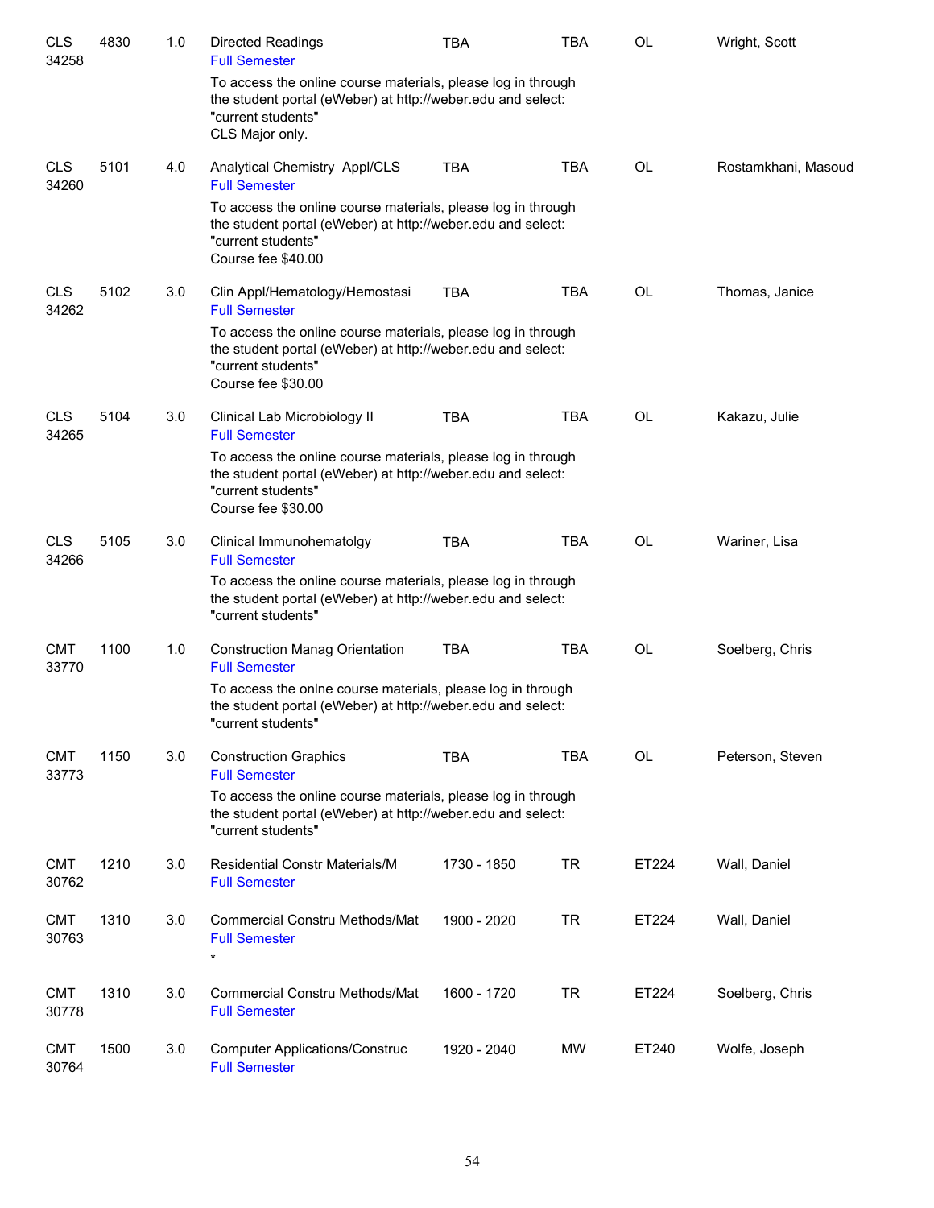| | | | | | | | |
|---|---|---|---|---|---|---|---|
| CLS 34258 | 4830 | 1.0 | Directed Readings<br>Full Semester<br>To access the online course materials, please log in through the student portal (eWeber) at http://weber.edu and select: "current students"<br>CLS Major only. | TBA | TBA | OL | Wright, Scott |
| CLS 34260 | 5101 | 4.0 | Analytical Chemistry Appl/CLS<br>Full Semester<br>To access the online course materials, please log in through the student portal (eWeber) at http://weber.edu and select: "current students"<br>Course fee $40.00 | TBA | TBA | OL | Rostamkhani, Masoud |
| CLS 34262 | 5102 | 3.0 | Clin Appl/Hematology/Hemostasi<br>Full Semester<br>To access the online course materials, please log in through the student portal (eWeber) at http://weber.edu and select: "current students"<br>Course fee $30.00 | TBA | TBA | OL | Thomas, Janice |
| CLS 34265 | 5104 | 3.0 | Clinical Lab Microbiology II<br>Full Semester<br>To access the online course materials, please log in through the student portal (eWeber) at http://weber.edu and select: "current students"<br>Course fee $30.00 | TBA | TBA | OL | Kakazu, Julie |
| CLS 34266 | 5105 | 3.0 | Clinical Immunohematolgy<br>Full Semester<br>To access the online course materials, please log in through the student portal (eWeber) at http://weber.edu and select: "current students" | TBA | TBA | OL | Wariner, Lisa |
| CMT 33770 | 1100 | 1.0 | Construction Manag Orientation<br>Full Semester<br>To access the onlne course materials, please log in through the student portal (eWeber) at http://weber.edu and select: "current students" | TBA | TBA | OL | Soelberg, Chris |
| CMT 33773 | 1150 | 3.0 | Construction Graphics<br>Full Semester<br>To access the online course materials, please log in through the student portal (eWeber) at http://weber.edu and select: "current students" | TBA | TBA | OL | Peterson, Steven |
| CMT 30762 | 1210 | 3.0 | Residential Constr Materials/M<br>Full Semester | 1730 - 1850 | TR | ET224 | Wall, Daniel |
| CMT 30763 | 1310 | 3.0 | Commercial Constru Methods/Mat<br>Full Semester<br>* | 1900 - 2020 | TR | ET224 | Wall, Daniel |
| CMT 30778 | 1310 | 3.0 | Commercial Constru Methods/Mat<br>Full Semester | 1600 - 1720 | TR | ET224 | Soelberg, Chris |
| CMT 30764 | 1500 | 3.0 | Computer Applications/Construc<br>Full Semester | 1920 - 2040 | MW | ET240 | Wolfe, Joseph |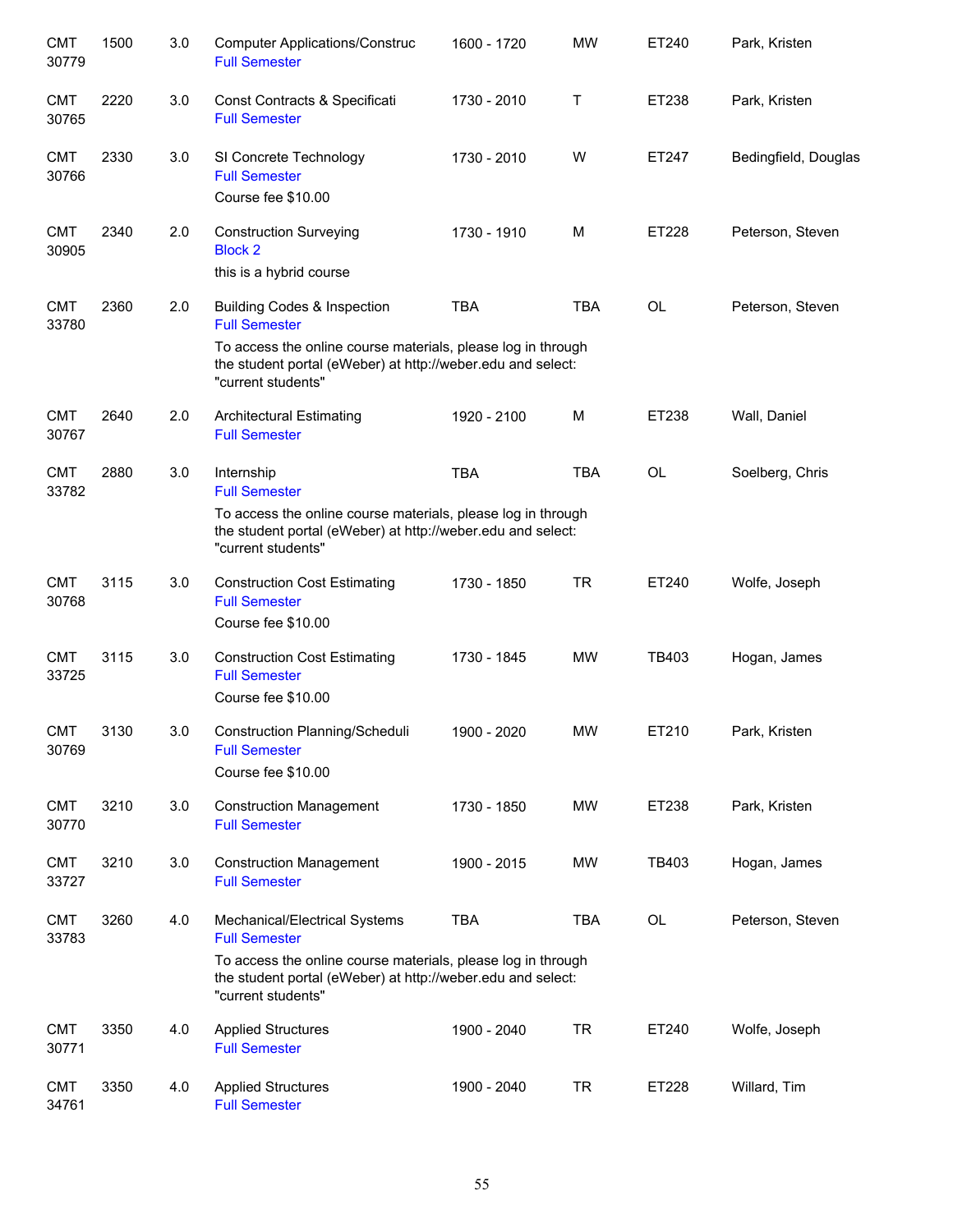| | | | | | | | |
|---|---|---|---|---|---|---|---|
| CMT 30779 | 1500 | 3.0 | Computer Applications/Construc<br>Full Semester | 1600 - 1720 | MW | ET240 | Park, Kristen |
| CMT 30765 | 2220 | 3.0 | Const Contracts & Specificati<br>Full Semester | 1730 - 2010 | T | ET238 | Park, Kristen |
| CMT 30766 | 2330 | 3.0 | SI Concrete Technology<br>Full Semester<br>Course fee $10.00 | 1730 - 2010 | W | ET247 | Bedingfield, Douglas |
| CMT 30905 | 2340 | 2.0 | Construction Surveying<br>Block 2<br>this is a hybrid course | 1730 - 1910 | M | ET228 | Peterson, Steven |
| CMT 33780 | 2360 | 2.0 | Building Codes & Inspection<br>Full Semester<br>To access the online course materials, please log in through the student portal (eWeber) at http://weber.edu and select: "current students" | TBA | TBA | OL | Peterson, Steven |
| CMT 30767 | 2640 | 2.0 | Architectural Estimating<br>Full Semester | 1920 - 2100 | M | ET238 | Wall, Daniel |
| CMT 33782 | 2880 | 3.0 | Internship<br>Full Semester<br>To access the online course materials, please log in through the student portal (eWeber) at http://weber.edu and select: "current students" | TBA | TBA | OL | Soelberg, Chris |
| CMT 30768 | 3115 | 3.0 | Construction Cost Estimating<br>Full Semester<br>Course fee $10.00 | 1730 - 1850 | TR | ET240 | Wolfe, Joseph |
| CMT 33725 | 3115 | 3.0 | Construction Cost Estimating<br>Full Semester<br>Course fee $10.00 | 1730 - 1845 | MW | TB403 | Hogan, James |
| CMT 30769 | 3130 | 3.0 | Construction Planning/Scheduli<br>Full Semester<br>Course fee $10.00 | 1900 - 2020 | MW | ET210 | Park, Kristen |
| CMT 30770 | 3210 | 3.0 | Construction Management<br>Full Semester | 1730 - 1850 | MW | ET238 | Park, Kristen |
| CMT 33727 | 3210 | 3.0 | Construction Management<br>Full Semester | 1900 - 2015 | MW | TB403 | Hogan, James |
| CMT 33783 | 3260 | 4.0 | Mechanical/Electrical Systems<br>Full Semester<br>To access the online course materials, please log in through the student portal (eWeber) at http://weber.edu and select: "current students" | TBA | TBA | OL | Peterson, Steven |
| CMT 30771 | 3350 | 4.0 | Applied Structures<br>Full Semester | 1900 - 2040 | TR | ET240 | Wolfe, Joseph |
| CMT 34761 | 3350 | 4.0 | Applied Structures<br>Full Semester | 1900 - 2040 | TR | ET228 | Willard, Tim |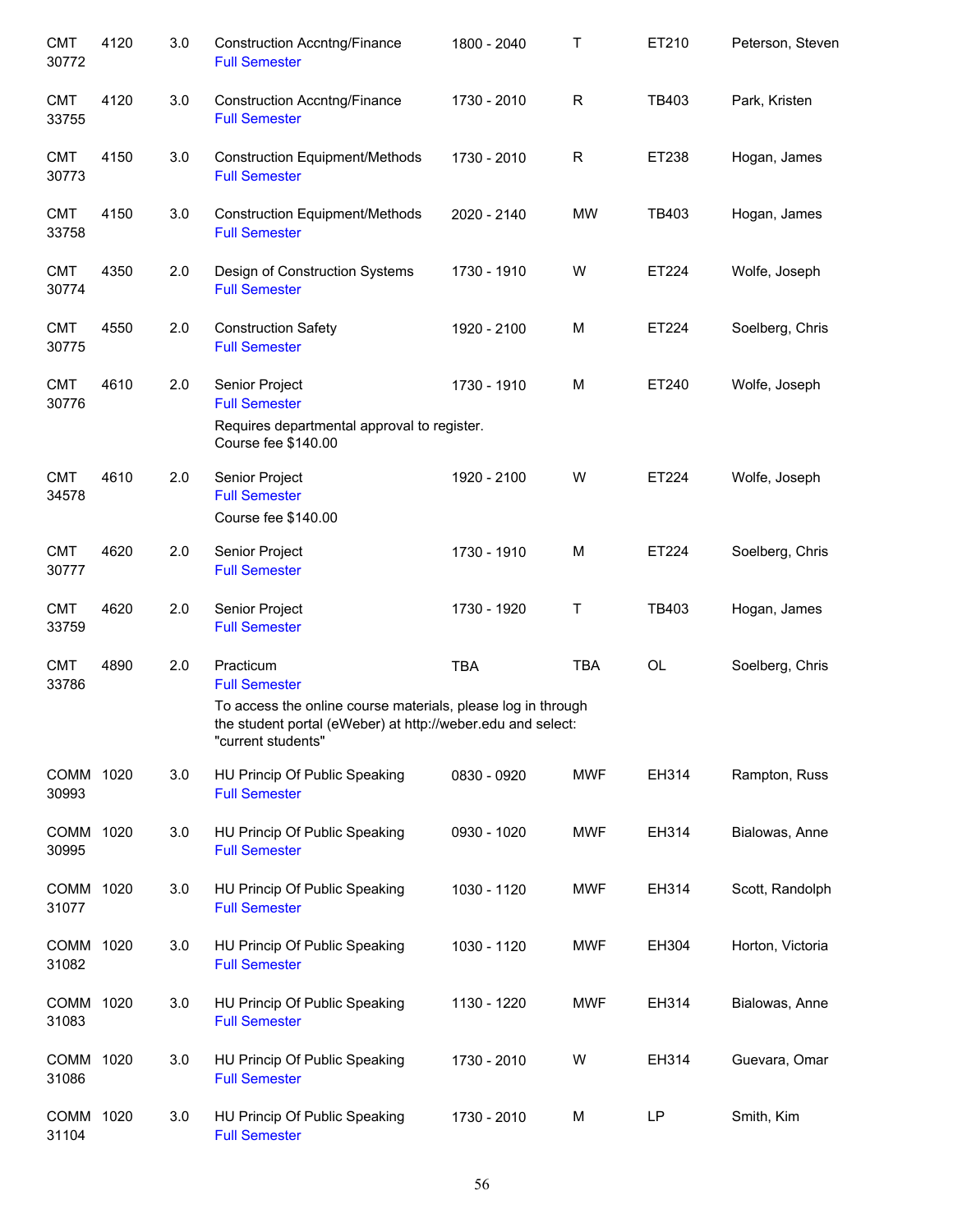| | | | | | | | |
|---|---|---|---|---|---|---|---|
| CMT 30772 | 4120 | 3.0 | Construction Accntng/Finance<br>Full Semester | 1800 - 2040 | T | ET210 | Peterson, Steven |
| CMT 33755 | 4120 | 3.0 | Construction Accntng/Finance<br>Full Semester | 1730 - 2010 | R | TB403 | Park, Kristen |
| CMT 30773 | 4150 | 3.0 | Construction Equipment/Methods<br>Full Semester | 1730 - 2010 | R | ET238 | Hogan, James |
| CMT 33758 | 4150 | 3.0 | Construction Equipment/Methods<br>Full Semester | 2020 - 2140 | MW | TB403 | Hogan, James |
| CMT 30774 | 4350 | 2.0 | Design of Construction Systems<br>Full Semester | 1730 - 1910 | W | ET224 | Wolfe, Joseph |
| CMT 30775 | 4550 | 2.0 | Construction Safety<br>Full Semester | 1920 - 2100 | M | ET224 | Soelberg, Chris |
| CMT 30776 | 4610 | 2.0 | Senior Project<br>Full Semester<br>Requires departmental approval to register.<br>Course fee $140.00 | 1730 - 1910 | M | ET240 | Wolfe, Joseph |
| CMT 34578 | 4610 | 2.0 | Senior Project<br>Full Semester<br>Course fee $140.00 | 1920 - 2100 | W | ET224 | Wolfe, Joseph |
| CMT 30777 | 4620 | 2.0 | Senior Project<br>Full Semester | 1730 - 1910 | M | ET224 | Soelberg, Chris |
| CMT 33759 | 4620 | 2.0 | Senior Project<br>Full Semester | 1730 - 1920 | T | TB403 | Hogan, James |
| CMT 33786 | 4890 | 2.0 | Practicum<br>Full Semester<br>To access the online course materials, please log in through the student portal (eWeber) at http://weber.edu and select: "current students" | TBA | TBA | OL | Soelberg, Chris |
| COMM 30993 | 1020 | 3.0 | HU Princip Of Public Speaking<br>Full Semester | 0830 - 0920 | MWF | EH314 | Rampton, Russ |
| COMM 30995 | 1020 | 3.0 | HU Princip Of Public Speaking<br>Full Semester | 0930 - 1020 | MWF | EH314 | Bialowas, Anne |
| COMM 31077 | 1020 | 3.0 | HU Princip Of Public Speaking<br>Full Semester | 1030 - 1120 | MWF | EH314 | Scott, Randolph |
| COMM 31082 | 1020 | 3.0 | HU Princip Of Public Speaking<br>Full Semester | 1030 - 1120 | MWF | EH304 | Horton, Victoria |
| COMM 31083 | 1020 | 3.0 | HU Princip Of Public Speaking<br>Full Semester | 1130 - 1220 | MWF | EH314 | Bialowas, Anne |
| COMM 31086 | 1020 | 3.0 | HU Princip Of Public Speaking<br>Full Semester | 1730 - 2010 | W | EH314 | Guevara, Omar |
| COMM 31104 | 1020 | 3.0 | HU Princip Of Public Speaking<br>Full Semester | 1730 - 2010 | M | LP | Smith, Kim |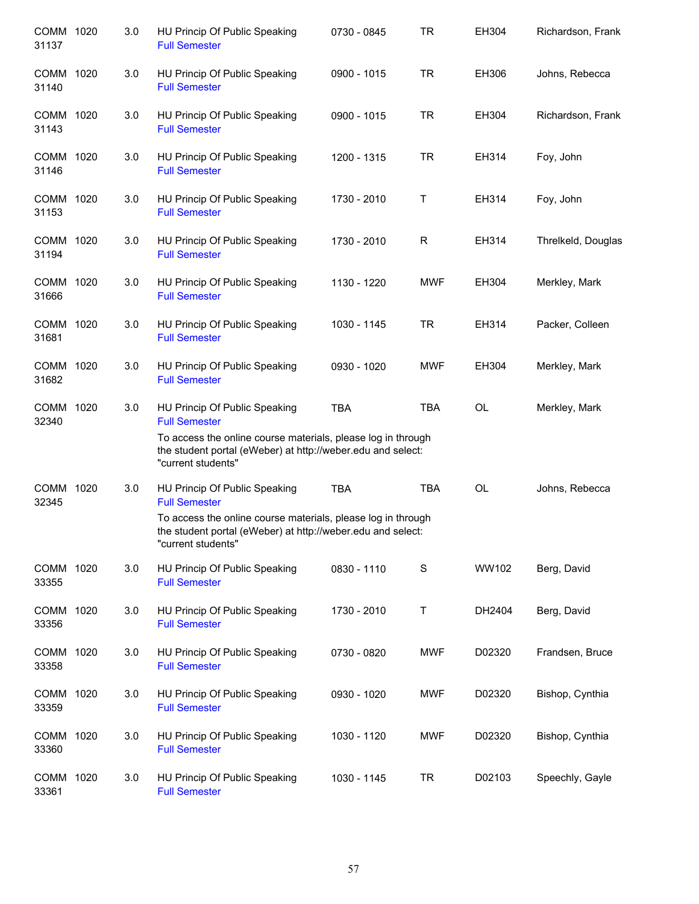| | | | | | | | |
|---|---|---|---|---|---|---|---|
| COMM 31137 | 1020 | 3.0 | HU Princip Of Public Speaking<br>Full Semester | 0730 - 0845 | TR | EH304 | Richardson, Frank |
| COMM 31140 | 1020 | 3.0 | HU Princip Of Public Speaking<br>Full Semester | 0900 - 1015 | TR | EH306 | Johns, Rebecca |
| COMM 31143 | 1020 | 3.0 | HU Princip Of Public Speaking<br>Full Semester | 0900 - 1015 | TR | EH304 | Richardson, Frank |
| COMM 31146 | 1020 | 3.0 | HU Princip Of Public Speaking<br>Full Semester | 1200 - 1315 | TR | EH314 | Foy, John |
| COMM 31153 | 1020 | 3.0 | HU Princip Of Public Speaking<br>Full Semester | 1730 - 2010 | T | EH314 | Foy, John |
| COMM 31194 | 1020 | 3.0 | HU Princip Of Public Speaking<br>Full Semester | 1730 - 2010 | R | EH314 | Threlkeld, Douglas |
| COMM 31666 | 1020 | 3.0 | HU Princip Of Public Speaking<br>Full Semester | 1130 - 1220 | MWF | EH304 | Merkley, Mark |
| COMM 31681 | 1020 | 3.0 | HU Princip Of Public Speaking<br>Full Semester | 1030 - 1145 | TR | EH314 | Packer, Colleen |
| COMM 31682 | 1020 | 3.0 | HU Princip Of Public Speaking<br>Full Semester | 0930 - 1020 | MWF | EH304 | Merkley, Mark |
| COMM 32340 | 1020 | 3.0 | HU Princip Of Public Speaking<br>Full Semester<br>To access the online course materials, please log in through the student portal (eWeber) at http://weber.edu and select: "current students" | TBA | TBA | OL | Merkley, Mark |
| COMM 32345 | 1020 | 3.0 | HU Princip Of Public Speaking<br>Full Semester<br>To access the online course materials, please log in through the student portal (eWeber) at http://weber.edu and select: "current students" | TBA | TBA | OL | Johns, Rebecca |
| COMM 33355 | 1020 | 3.0 | HU Princip Of Public Speaking<br>Full Semester | 0830 - 1110 | S | WW102 | Berg, David |
| COMM 33356 | 1020 | 3.0 | HU Princip Of Public Speaking<br>Full Semester | 1730 - 2010 | T | DH2404 | Berg, David |
| COMM 33358 | 1020 | 3.0 | HU Princip Of Public Speaking<br>Full Semester | 0730 - 0820 | MWF | D02320 | Frandsen, Bruce |
| COMM 33359 | 1020 | 3.0 | HU Princip Of Public Speaking<br>Full Semester | 0930 - 1020 | MWF | D02320 | Bishop, Cynthia |
| COMM 33360 | 1020 | 3.0 | HU Princip Of Public Speaking<br>Full Semester | 1030 - 1120 | MWF | D02320 | Bishop, Cynthia |
| COMM 33361 | 1020 | 3.0 | HU Princip Of Public Speaking<br>Full Semester | 1030 - 1145 | TR | D02103 | Speechly, Gayle |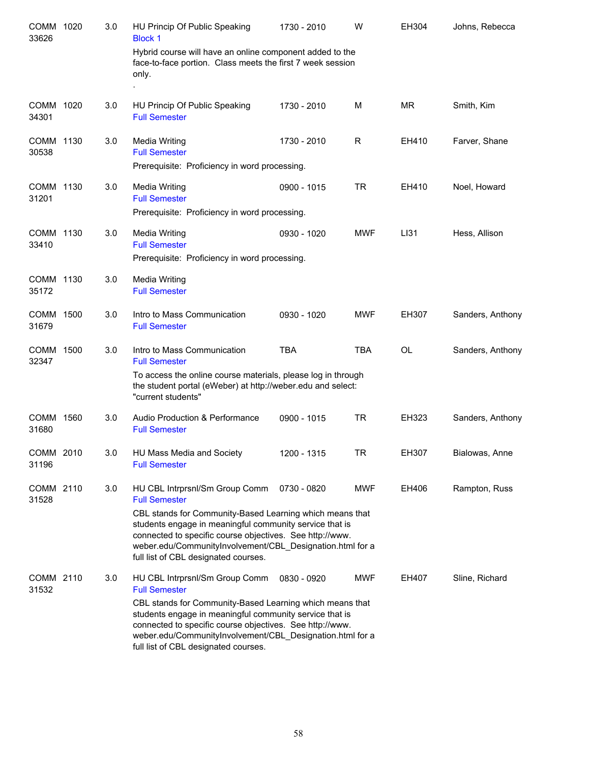| Course | Number | Credits | Title | Time | Days | Room | Instructor |
|---|---|---|---|---|---|---|---|
| COMM 33626 | 1020 | 3.0 | HU Princip Of Public Speaking<br>Block 1<br>Hybrid course will have an online component added to the face-to-face portion. Class meets the first 7 week session only.<br>. | 1730 - 2010 | W | EH304 | Johns, Rebecca |
| COMM 34301 | 1020 | 3.0 | HU Princip Of Public Speaking<br>Full Semester | 1730 - 2010 | M | MR | Smith, Kim |
| COMM 30538 | 1130 | 3.0 | Media Writing<br>Full Semester<br>Prerequisite: Proficiency in word processing. | 1730 - 2010 | R | EH410 | Farver, Shane |
| COMM 31201 | 1130 | 3.0 | Media Writing<br>Full Semester<br>Prerequisite: Proficiency in word processing. | 0900 - 1015 | TR | EH410 | Noel, Howard |
| COMM 33410 | 1130 | 3.0 | Media Writing<br>Full Semester<br>Prerequisite: Proficiency in word processing. | 0930 - 1020 | MWF | LI31 | Hess, Allison |
| COMM 35172 | 1130 | 3.0 | Media Writing<br>Full Semester | | | | |
| COMM 31679 | 1500 | 3.0 | Intro to Mass Communication<br>Full Semester | 0930 - 1020 | MWF | EH307 | Sanders, Anthony |
| COMM 32347 | 1500 | 3.0 | Intro to Mass Communication<br>Full Semester<br>To access the online course materials, please log in through the student portal (eWeber) at http://weber.edu and select: "current students" | TBA | TBA | OL | Sanders, Anthony |
| COMM 31680 | 1560 | 3.0 | Audio Production & Performance<br>Full Semester | 0900 - 1015 | TR | EH323 | Sanders, Anthony |
| COMM 31196 | 2010 | 3.0 | HU Mass Media and Society<br>Full Semester | 1200 - 1315 | TR | EH307 | Bialowas, Anne |
| COMM 31528 | 2110 | 3.0 | HU CBL Intrprsnl/Sm Group Comm<br>Full Semester<br>CBL stands for Community-Based Learning which means that students engage in meaningful community service that is connected to specific course objectives. See http://www.weber.edu/CommunityInvolvement/CBL_Designation.html for a full list of CBL designated courses. | 0730 - 0820 | MWF | EH406 | Rampton, Russ |
| COMM 31532 | 2110 | 3.0 | HU CBL Intrprsnl/Sm Group Comm<br>Full Semester<br>CBL stands for Community-Based Learning which means that students engage in meaningful community service that is connected to specific course objectives. See http://www.weber.edu/CommunityInvolvement/CBL_Designation.html for a full list of CBL designated courses. | 0830 - 0920 | MWF | EH407 | Sline, Richard |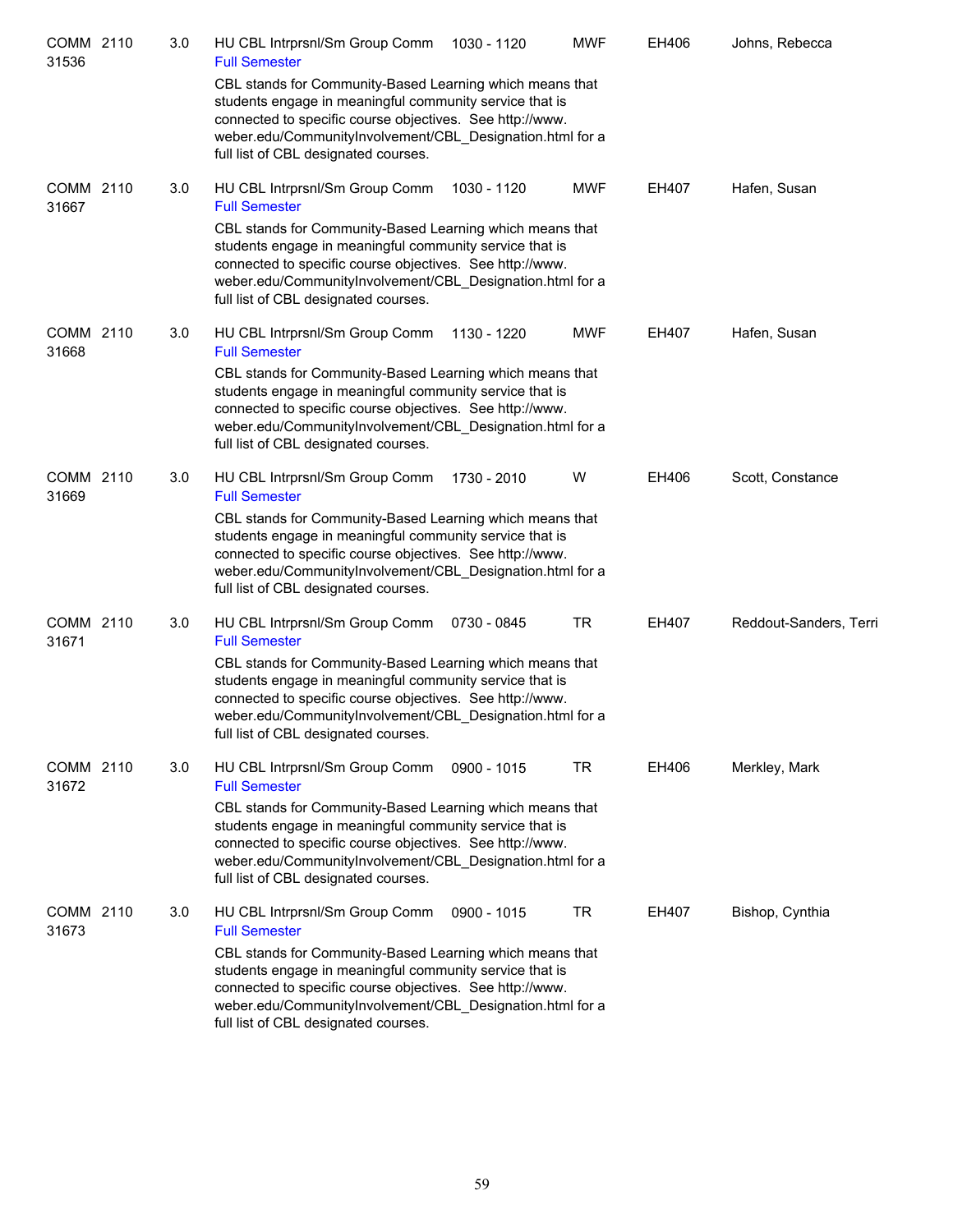| Course | CRN | Credits | Title | Time | Days | Room | Instructor |
|---|---|---|---|---|---|---|---|
| COMM 2110 | 31536 | 3.0 | HU CBL Intrprsnl/Sm Group Comm<br>Full Semester<br>CBL stands for Community-Based Learning which means that students engage in meaningful community service that is connected to specific course objectives. See http://www.weber.edu/CommunityInvolvement/CBL_Designation.html for a full list of CBL designated courses. | 1030 - 1120 | MWF | EH406 | Johns, Rebecca |
| COMM 2110 | 31667 | 3.0 | HU CBL Intrprsnl/Sm Group Comm<br>Full Semester<br>CBL stands for Community-Based Learning which means that students engage in meaningful community service that is connected to specific course objectives. See http://www.weber.edu/CommunityInvolvement/CBL_Designation.html for a full list of CBL designated courses. | 1030 - 1120 | MWF | EH407 | Hafen, Susan |
| COMM 2110 | 31668 | 3.0 | HU CBL Intrprsnl/Sm Group Comm<br>Full Semester<br>CBL stands for Community-Based Learning which means that students engage in meaningful community service that is connected to specific course objectives. See http://www.weber.edu/CommunityInvolvement/CBL_Designation.html for a full list of CBL designated courses. | 1130 - 1220 | MWF | EH407 | Hafen, Susan |
| COMM 2110 | 31669 | 3.0 | HU CBL Intrprsnl/Sm Group Comm<br>Full Semester<br>CBL stands for Community-Based Learning which means that students engage in meaningful community service that is connected to specific course objectives. See http://www.weber.edu/CommunityInvolvement/CBL_Designation.html for a full list of CBL designated courses. | 1730 - 2010 | W | EH406 | Scott, Constance |
| COMM 2110 | 31671 | 3.0 | HU CBL Intrprsnl/Sm Group Comm<br>Full Semester<br>CBL stands for Community-Based Learning which means that students engage in meaningful community service that is connected to specific course objectives. See http://www.weber.edu/CommunityInvolvement/CBL_Designation.html for a full list of CBL designated courses. | 0730 - 0845 | TR | EH407 | Reddout-Sanders, Terri |
| COMM 2110 | 31672 | 3.0 | HU CBL Intrprsnl/Sm Group Comm<br>Full Semester<br>CBL stands for Community-Based Learning which means that students engage in meaningful community service that is connected to specific course objectives. See http://www.weber.edu/CommunityInvolvement/CBL_Designation.html for a full list of CBL designated courses. | 0900 - 1015 | TR | EH406 | Merkley, Mark |
| COMM 2110 | 31673 | 3.0 | HU CBL Intrprsnl/Sm Group Comm<br>Full Semester<br>CBL stands for Community-Based Learning which means that students engage in meaningful community service that is connected to specific course objectives. See http://www.weber.edu/CommunityInvolvement/CBL_Designation.html for a full list of CBL designated courses. | 0900 - 1015 | TR | EH407 | Bishop, Cynthia |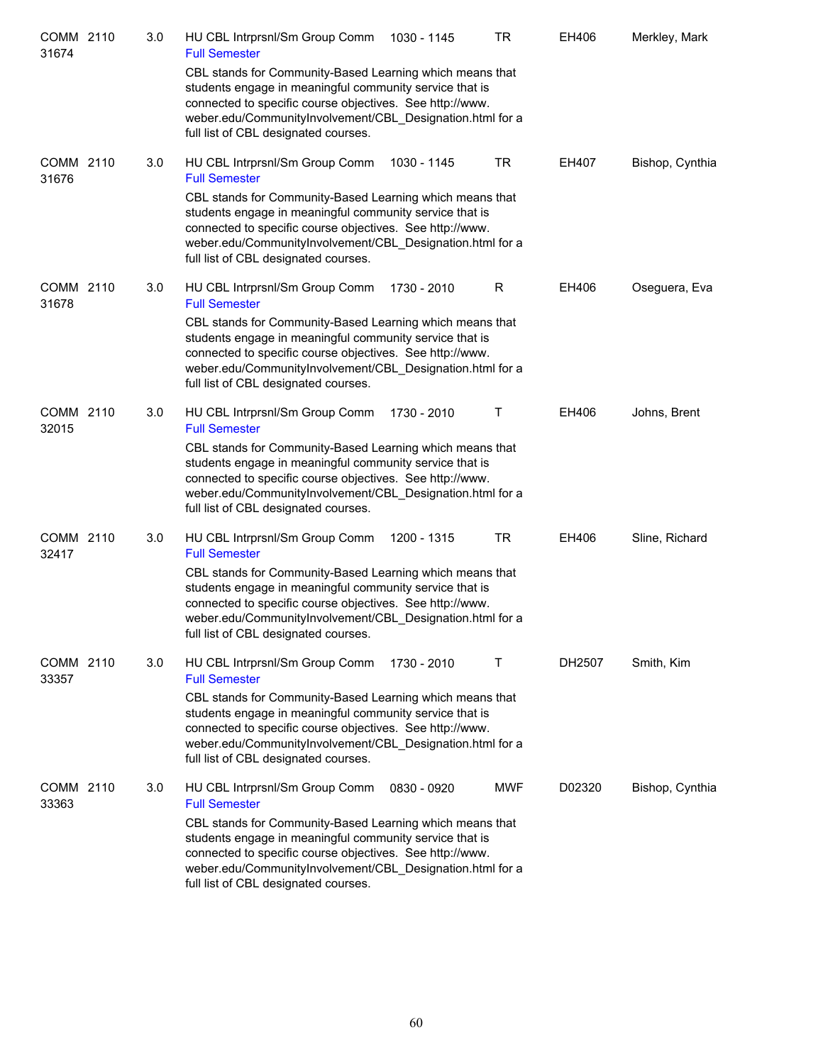| | | | | | | |
|---|---|---|---|---|---|---|
| COMM 2110 31674 | 3.0 | HU CBL Intrprsnl/Sm Group Comm<br>Full Semester<br>CBL stands for Community-Based Learning which means that students engage in meaningful community service that is connected to specific course objectives. See http://www.weber.edu/CommunityInvolvement/CBL_Designation.html for a full list of CBL designated courses. | 1030 - 1145 | TR | EH406 | Merkley, Mark |
| COMM 2110 31676 | 3.0 | HU CBL Intrprsnl/Sm Group Comm<br>Full Semester<br>CBL stands for Community-Based Learning which means that students engage in meaningful community service that is connected to specific course objectives. See http://www.weber.edu/CommunityInvolvement/CBL_Designation.html for a full list of CBL designated courses. | 1030 - 1145 | TR | EH407 | Bishop, Cynthia |
| COMM 2110 31678 | 3.0 | HU CBL Intrprsnl/Sm Group Comm<br>Full Semester<br>CBL stands for Community-Based Learning which means that students engage in meaningful community service that is connected to specific course objectives. See http://www.weber.edu/CommunityInvolvement/CBL_Designation.html for a full list of CBL designated courses. | 1730 - 2010 | R | EH406 | Oseguera, Eva |
| COMM 2110 32015 | 3.0 | HU CBL Intrprsnl/Sm Group Comm<br>Full Semester<br>CBL stands for Community-Based Learning which means that students engage in meaningful community service that is connected to specific course objectives. See http://www.weber.edu/CommunityInvolvement/CBL_Designation.html for a full list of CBL designated courses. | 1730 - 2010 | T | EH406 | Johns, Brent |
| COMM 2110 32417 | 3.0 | HU CBL Intrprsnl/Sm Group Comm<br>Full Semester<br>CBL stands for Community-Based Learning which means that students engage in meaningful community service that is connected to specific course objectives. See http://www.weber.edu/CommunityInvolvement/CBL_Designation.html for a full list of CBL designated courses. | 1200 - 1315 | TR | EH406 | Sline, Richard |
| COMM 2110 33357 | 3.0 | HU CBL Intrprsnl/Sm Group Comm<br>Full Semester<br>CBL stands for Community-Based Learning which means that students engage in meaningful community service that is connected to specific course objectives. See http://www.weber.edu/CommunityInvolvement/CBL_Designation.html for a full list of CBL designated courses. | 1730 - 2010 | T | DH2507 | Smith, Kim |
| COMM 2110 33363 | 3.0 | HU CBL Intrprsnl/Sm Group Comm<br>Full Semester<br>CBL stands for Community-Based Learning which means that students engage in meaningful community service that is connected to specific course objectives. See http://www.weber.edu/CommunityInvolvement/CBL_Designation.html for a full list of CBL designated courses. | 0830 - 0920 | MWF | D02320 | Bishop, Cynthia |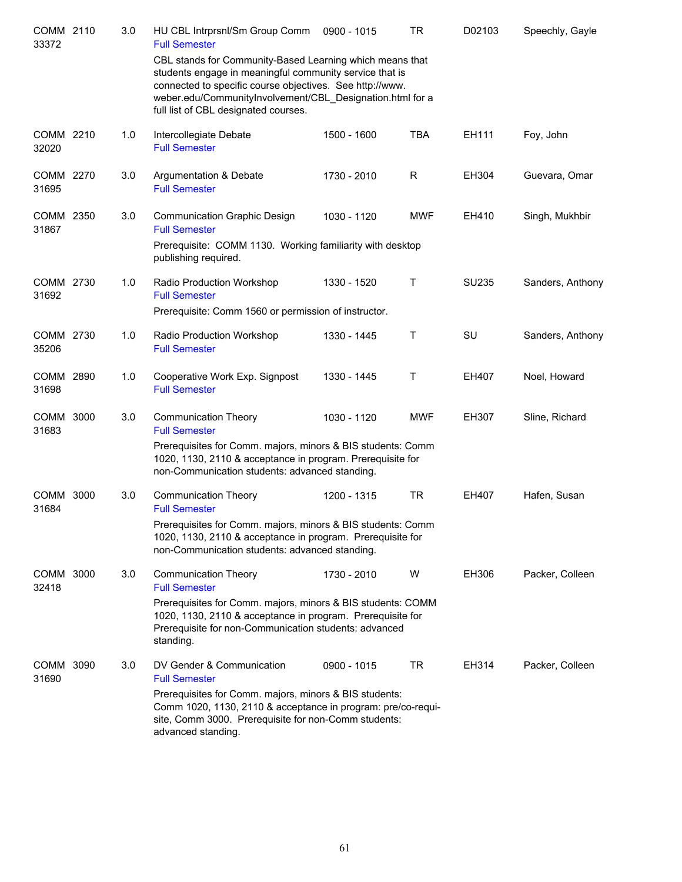| Course | CRN | Credits | Title | Time | Days | Room | Instructor |
|---|---|---|---|---|---|---|---|
| COMM 2110 | 33372 | 3.0 | HU CBL Intrprsnl/Sm Group Comm<br>Full Semester<br>CBL stands for Community-Based Learning which means that students engage in meaningful community service that is connected to specific course objectives. See http://www.weber.edu/CommunityInvolvement/CBL_Designation.html for a full list of CBL designated courses. | 0900 - 1015 | TR | D02103 | Speechly, Gayle |
| COMM 2210 | 32020 | 1.0 | Intercollegiate Debate<br>Full Semester | 1500 - 1600 | TBA | EH111 | Foy, John |
| COMM 2270 | 31695 | 3.0 | Argumentation & Debate<br>Full Semester | 1730 - 2010 | R | EH304 | Guevara, Omar |
| COMM 2350 | 31867 | 3.0 | Communication Graphic Design<br>Full Semester<br>Prerequisite: COMM 1130. Working familiarity with desktop publishing required. | 1030 - 1120 | MWF | EH410 | Singh, Mukhbir |
| COMM 2730 | 31692 | 1.0 | Radio Production Workshop<br>Full Semester<br>Prerequisite: Comm 1560 or permission of instructor. | 1330 - 1520 | T | SU235 | Sanders, Anthony |
| COMM 2730 | 35206 | 1.0 | Radio Production Workshop<br>Full Semester | 1330 - 1445 | T | SU | Sanders, Anthony |
| COMM 2890 | 31698 | 1.0 | Cooperative Work Exp. Signpost<br>Full Semester | 1330 - 1445 | T | EH407 | Noel, Howard |
| COMM 3000 | 31683 | 3.0 | Communication Theory<br>Full Semester<br>Prerequisites for Comm. majors, minors & BIS students: Comm 1020, 1130, 2110 & acceptance in program. Prerequisite for non-Communication students: advanced standing. | 1030 - 1120 | MWF | EH307 | Sline, Richard |
| COMM 3000 | 31684 | 3.0 | Communication Theory<br>Full Semester<br>Prerequisites for Comm. majors, minors & BIS students: Comm 1020, 1130, 2110 & acceptance in program. Prerequisite for non-Communication students: advanced standing. | 1200 - 1315 | TR | EH407 | Hafen, Susan |
| COMM 3000 | 32418 | 3.0 | Communication Theory<br>Full Semester<br>Prerequisites for Comm. majors, minors & BIS students: COMM 1020, 1130, 2110 & acceptance in program. Prerequisite for Prerequisite for non-Communication students: advanced standing. | 1730 - 2010 | W | EH306 | Packer, Colleen |
| COMM 3090 | 31690 | 3.0 | DV Gender & Communication<br>Full Semester<br>Prerequisites for Comm. majors, minors & BIS students: Comm 1020, 1130, 2110 & acceptance in program: pre/co-requisite, Comm 3000. Prerequisite for non-Comm students: advanced standing. | 0900 - 1015 | TR | EH314 | Packer, Colleen |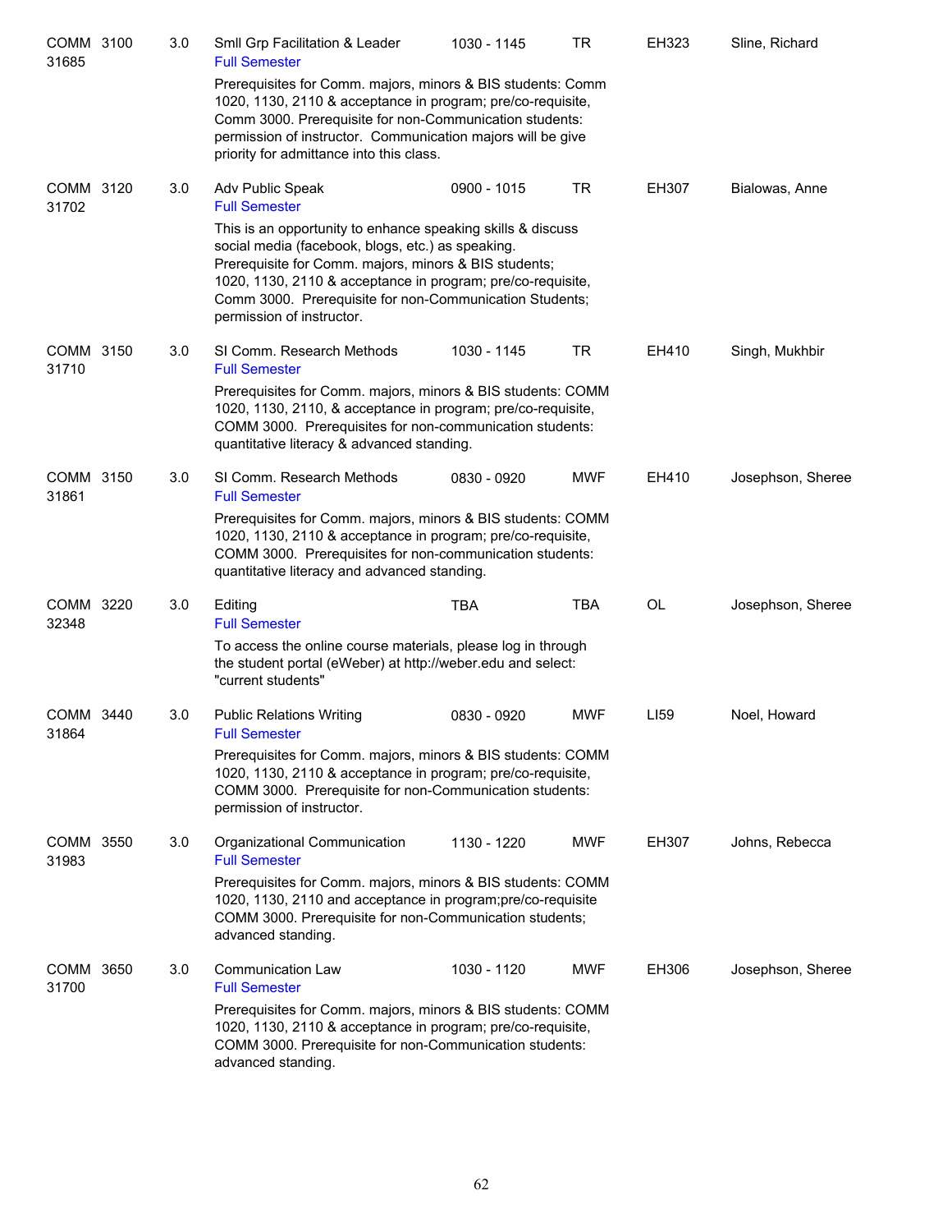| Course | CRN | Credits | Title | Time | Days | Room | Instructor |
|---|---|---|---|---|---|---|---|
| COMM 3100 | 31685 | 3.0 | Smll Grp Facilitation & Leader<br>Full Semester<br>Prerequisites for Comm. majors, minors & BIS students: Comm 1020, 1130, 2110 & acceptance in program; pre/co-requisite, Comm 3000. Prerequisite for non-Communication students: permission of instructor. Communication majors will be give priority for admittance into this class. | 1030 - 1145 | TR | EH323 | Sline, Richard |
| COMM 3120 | 31702 | 3.0 | Adv Public Speak<br>Full Semester<br>This is an opportunity to enhance speaking skills & discuss social media (facebook, blogs, etc.) as speaking. Prerequisite for Comm. majors, minors & BIS students; 1020, 1130, 2110 & acceptance in program; pre/co-requisite, Comm 3000. Prerequisite for non-Communication Students; permission of instructor. | 0900 - 1015 | TR | EH307 | Bialowas, Anne |
| COMM 3150 | 31710 | 3.0 | SI Comm. Research Methods<br>Full Semester<br>Prerequisites for Comm. majors, minors & BIS students: COMM 1020, 1130, 2110, & acceptance in program; pre/co-requisite, COMM 3000. Prerequisites for non-communication students: quantitative literacy & advanced standing. | 1030 - 1145 | TR | EH410 | Singh, Mukhbir |
| COMM 3150 | 31861 | 3.0 | SI Comm. Research Methods<br>Full Semester<br>Prerequisites for Comm. majors, minors & BIS students: COMM 1020, 1130, 2110 & acceptance in program; pre/co-requisite, COMM 3000. Prerequisites for non-communication students: quantitative literacy and advanced standing. | 0830 - 0920 | MWF | EH410 | Josephson, Sheree |
| COMM 3220 | 32348 | 3.0 | Editing<br>Full Semester<br>To access the online course materials, please log in through the student portal (eWeber) at http://weber.edu and select: "current students" | TBA | TBA | OL | Josephson, Sheree |
| COMM 3440 | 31864 | 3.0 | Public Relations Writing<br>Full Semester<br>Prerequisites for Comm. majors, minors & BIS students: COMM 1020, 1130, 2110 & acceptance in program; pre/co-requisite, COMM 3000. Prerequisite for non-Communication students: permission of instructor. | 0830 - 0920 | MWF | LI59 | Noel, Howard |
| COMM 3550 | 31983 | 3.0 | Organizational Communication<br>Full Semester<br>Prerequisites for Comm. majors, minors & BIS students: COMM 1020, 1130, 2110 and acceptance in program;pre/co-requisite COMM 3000. Prerequisite for non-Communication students; advanced standing. | 1130 - 1220 | MWF | EH307 | Johns, Rebecca |
| COMM 3650 | 31700 | 3.0 | Communication Law<br>Full Semester<br>Prerequisites for Comm. majors, minors & BIS students: COMM 1020, 1130, 2110 & acceptance in program; pre/co-requisite, COMM 3000. Prerequisite for non-Communication students: advanced standing. | 1030 - 1120 | MWF | EH306 | Josephson, Sheree |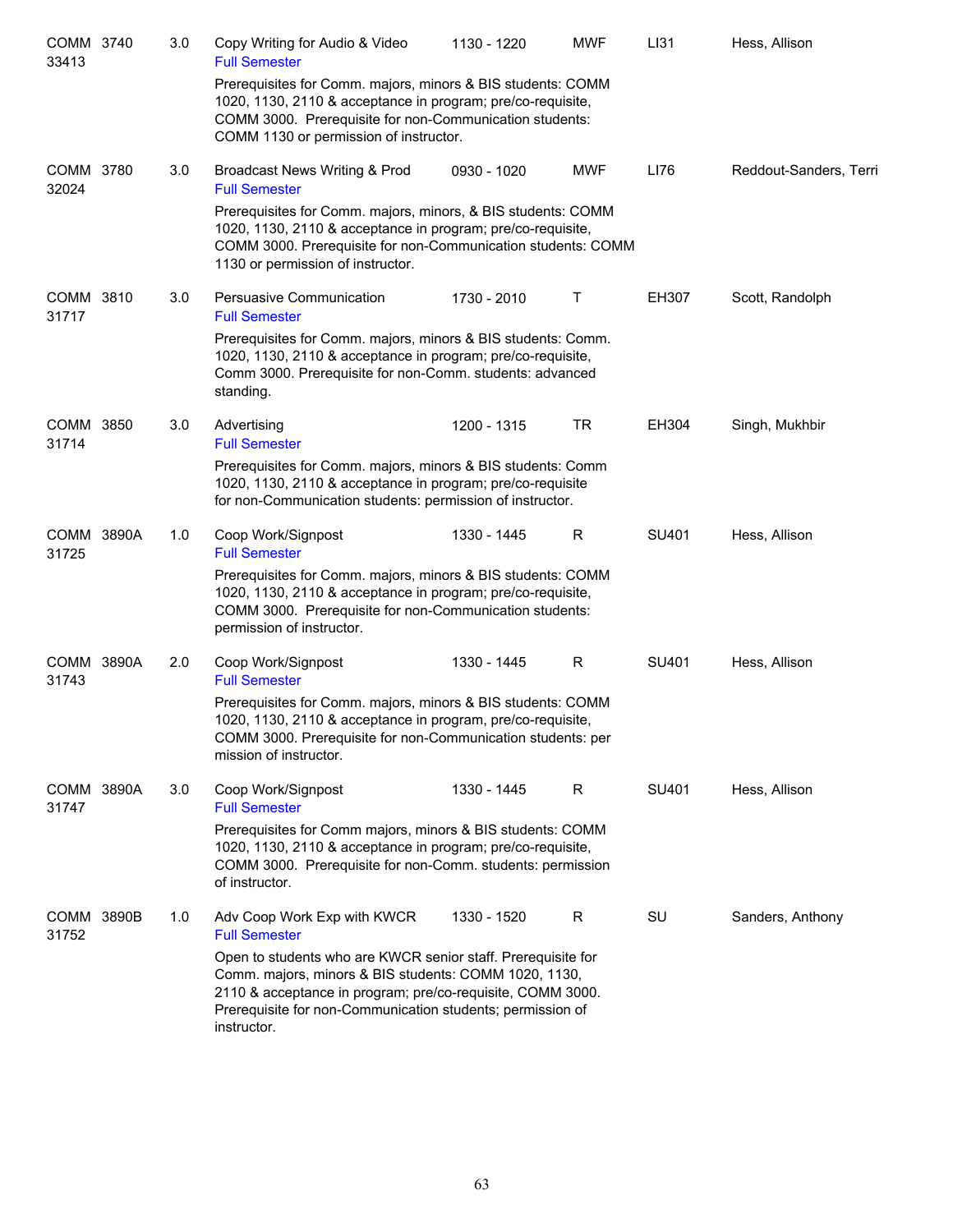| Course | Number | Credits | Title | Time | Days | Room | Instructor |
|---|---|---|---|---|---|---|---|
| COMM 33413 | 3740 | 3.0 | Copy Writing for Audio & Video<br>Full Semester<br>Prerequisites for Comm. majors, minors & BIS students: COMM 1020, 1130, 2110 & acceptance in program; pre/co-requisite, COMM 3000. Prerequisite for non-Communication students: COMM 1130 or permission of instructor. | 1130 - 1220 | MWF | LI31 | Hess, Allison |
| COMM 32024 | 3780 | 3.0 | Broadcast News Writing & Prod<br>Full Semester<br>Prerequisites for Comm. majors, minors, & BIS students: COMM 1020, 1130, 2110 & acceptance in program; pre/co-requisite, COMM 3000. Prerequisite for non-Communication students: COMM 1130 or permission of instructor. | 0930 - 1020 | MWF | LI76 | Reddout-Sanders, Terri |
| COMM 31717 | 3810 | 3.0 | Persuasive Communication<br>Full Semester<br>Prerequisites for Comm. majors, minors & BIS students: Comm. 1020, 1130, 2110 & acceptance in program; pre/co-requisite, Comm 3000. Prerequisite for non-Comm. students: advanced standing. | 1730 - 2010 | T | EH307 | Scott, Randolph |
| COMM 31714 | 3850 | 3.0 | Advertising<br>Full Semester<br>Prerequisites for Comm. majors, minors & BIS students: Comm 1020, 1130, 2110 & acceptance in program; pre/co-requisite for non-Communication students: permission of instructor. | 1200 - 1315 | TR | EH304 | Singh, Mukhbir |
| COMM 31725 | 3890A | 1.0 | Coop Work/Signpost<br>Full Semester<br>Prerequisites for Comm. majors, minors & BIS students: COMM 1020, 1130, 2110 & acceptance in program, pre/co-requisite, COMM 3000. Prerequisite for non-Communication students: permission of instructor. | 1330 - 1445 | R | SU401 | Hess, Allison |
| COMM 31743 | 3890A | 2.0 | Coop Work/Signpost<br>Full Semester<br>Prerequisites for Comm. majors, minors & BIS students: COMM 1020, 1130, 2110 & acceptance in program, pre/co-requisite, COMM 3000. Prerequisite for non-Communication students: per mission of instructor. | 1330 - 1445 | R | SU401 | Hess, Allison |
| COMM 31747 | 3890A | 3.0 | Coop Work/Signpost<br>Full Semester<br>Prerequisites for Comm majors, minors & BIS students: COMM 1020, 1130, 2110 & acceptance in program; pre/co-requisite, COMM 3000. Prerequisite for non-Comm. students: permission of instructor. | 1330 - 1445 | R | SU401 | Hess, Allison |
| COMM 31752 | 3890B | 1.0 | Adv Coop Work Exp with KWCR<br>Full Semester<br>Open to students who are KWCR senior staff. Prerequisite for Comm. majors, minors & BIS students: COMM 1020, 1130, 2110 & acceptance in program; pre/co-requisite, COMM 3000. Prerequisite for non-Communication students; permission of instructor. | 1330 - 1520 | R | SU | Sanders, Anthony |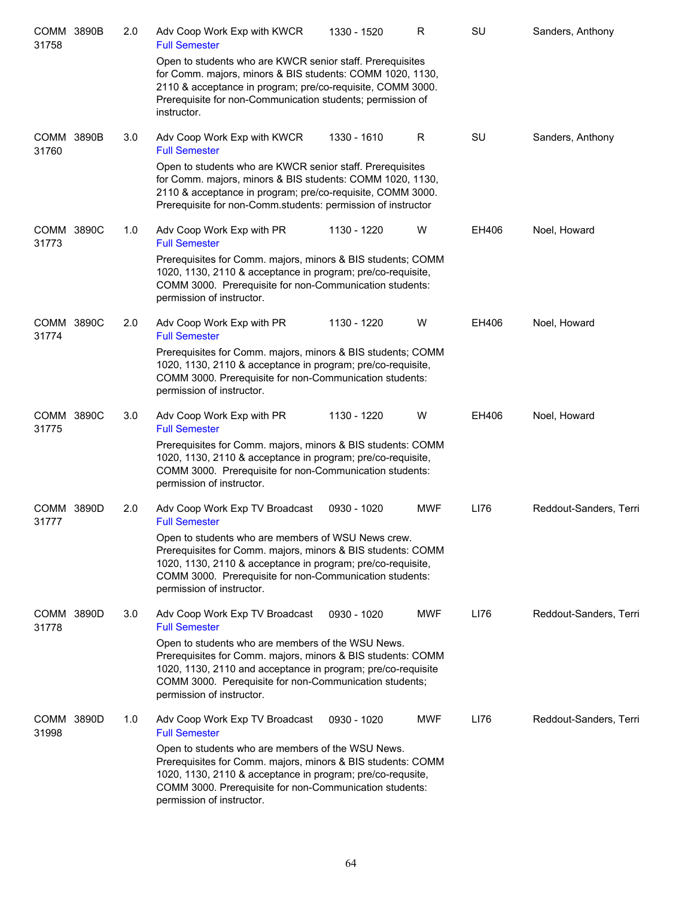| Course | Section | Credits | Title | Time | Days | Room | Instructor |
|---|---|---|---|---|---|---|---|
| COMM 31758 | 3890B | 2.0 | Adv Coop Work Exp with KWCR<br>Full Semester<br>Open to students who are KWCR senior staff. Prerequisites for Comm. majors, minors & BIS students: COMM 1020, 1130, 2110 & acceptance in program; pre/co-requisite, COMM 3000. Prerequisite for non-Communication students; permission of instructor. | 1330 - 1520 | R | SU | Sanders, Anthony |
| COMM 31760 | 3890B | 3.0 | Adv Coop Work Exp with KWCR<br>Full Semester<br>Open to students who are KWCR senior staff. Prerequisites for Comm. majors, minors & BIS students: COMM 1020, 1130, 2110 & acceptance in program; pre/co-requisite, COMM 3000. Prerequisite for non-Comm.students: permission of instructor | 1330 - 1610 | R | SU | Sanders, Anthony |
| COMM 31773 | 3890C | 1.0 | Adv Coop Work Exp with PR<br>Full Semester<br>Prerequisites for Comm. majors, minors & BIS students; COMM 1020, 1130, 2110 & acceptance in program; pre/co-requisite, COMM 3000. Prerequisite for non-Communication students: permission of instructor. | 1130 - 1220 | W | EH406 | Noel, Howard |
| COMM 31774 | 3890C | 2.0 | Adv Coop Work Exp with PR<br>Full Semester<br>Prerequisites for Comm. majors, minors & BIS students; COMM 1020, 1130, 2110 & acceptance in program; pre/co-requisite, COMM 3000. Prerequisite for non-Communication students: permission of instructor. | 1130 - 1220 | W | EH406 | Noel, Howard |
| COMM 31775 | 3890C | 3.0 | Adv Coop Work Exp with PR<br>Full Semester<br>Prerequisites for Comm. majors, minors & BIS students: COMM 1020, 1130, 2110 & acceptance in program; pre/co-requisite, COMM 3000. Prerequisite for non-Communication students: permission of instructor. | 1130 - 1220 | W | EH406 | Noel, Howard |
| COMM 31777 | 3890D | 2.0 | Adv Coop Work Exp TV Broadcast<br>Full Semester<br>Open to students who are members of WSU News crew. Prerequisites for Comm. majors, minors & BIS students: COMM 1020, 1130, 2110 & acceptance in program; pre/co-requisite, COMM 3000. Prerequisite for non-Communication students: permission of instructor. | 0930 - 1020 | MWF | LI76 | Reddout-Sanders, Terri |
| COMM 31778 | 3890D | 3.0 | Adv Coop Work Exp TV Broadcast<br>Full Semester<br>Open to students who are members of the WSU News. Prerequisites for Comm. majors, minors & BIS students: COMM 1020, 1130, 2110 and acceptance in program; pre/co-requisite COMM 3000. Perequisite for non-Communication students; permission of instructor. | 0930 - 1020 | MWF | LI76 | Reddout-Sanders, Terri |
| COMM 31998 | 3890D | 1.0 | Adv Coop Work Exp TV Broadcast<br>Full Semester<br>Open to students who are members of the WSU News. Prerequisites for Comm. majors, minors & BIS students: COMM 1020, 1130, 2110 & acceptance in program; pre/co-requsite, COMM 3000. Prerequisite for non-Communication students: permission of instructor. | 0930 - 1020 | MWF | LI76 | Reddout-Sanders, Terri |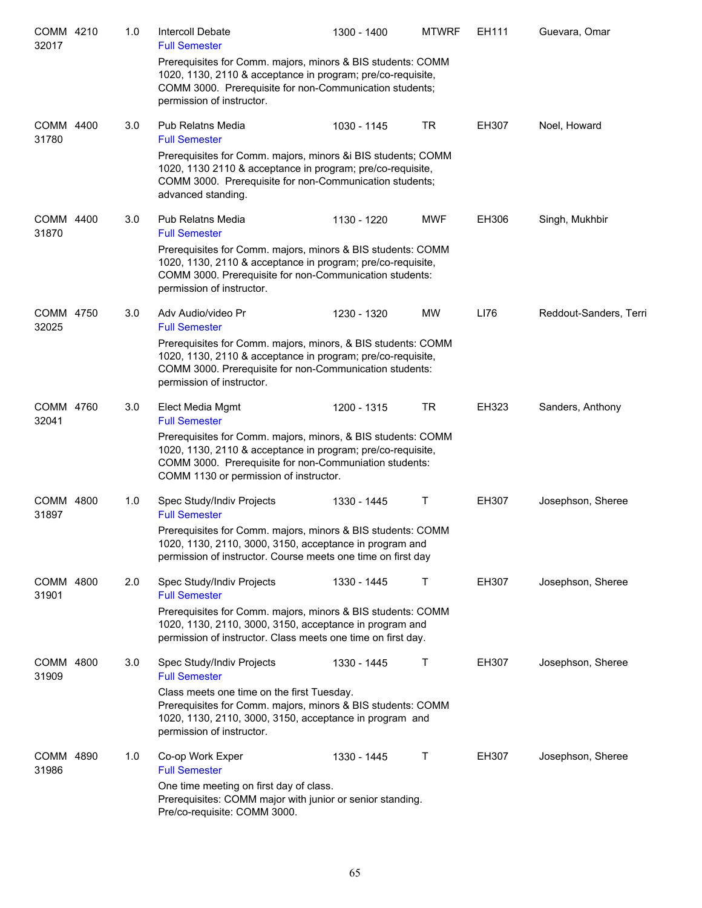| Course | CRN | Credits | Title | Time | Days | Room | Instructor |
|---|---|---|---|---|---|---|---|
| COMM 4210 | 32017 | 1.0 | Intercoll Debate<br>Full Semester<br>Prerequisites for Comm. majors, minors & BIS students: COMM 1020, 1130, 2110 & acceptance in program; pre/co-requisite, COMM 3000. Prerequisite for non-Communication students; permission of instructor. | 1300 - 1400 | MTWRF | EH111 | Guevara, Omar |
| COMM 4400 | 31780 | 3.0 | Pub Relatns Media<br>Full Semester<br>Prerequisites for Comm. majors, minors &i BIS students; COMM 1020, 1130 2110 & acceptance in program; pre/co-requisite, COMM 3000. Prerequisite for non-Communication students; advanced standing. | 1030 - 1145 | TR | EH307 | Noel, Howard |
| COMM 4400 | 31870 | 3.0 | Pub Relatns Media<br>Full Semester<br>Prerequisites for Comm. majors, minors & BIS students: COMM 1020, 1130, 2110 & acceptance in program; pre/co-requisite, COMM 3000. Prerequisite for non-Communication students: permission of instructor. | 1130 - 1220 | MWF | EH306 | Singh, Mukhbir |
| COMM 4750 | 32025 | 3.0 | Adv Audio/video Pr<br>Full Semester<br>Prerequisites for Comm. majors, minors, & BIS students: COMM 1020, 1130, 2110 & acceptance in program; pre/co-requisite, COMM 3000. Prerequisite for non-Communication students: permission of instructor. | 1230 - 1320 | MW | LI76 | Reddout-Sanders, Terri |
| COMM 4760 | 32041 | 3.0 | Elect Media Mgmt<br>Full Semester<br>Prerequisites for Comm. majors, minors, & BIS students: COMM 1020, 1130, 2110 & acceptance in program; pre/co-requisite, COMM 3000. Prerequisite for non-Communiation students: COMM 1130 or permission of instructor. | 1200 - 1315 | TR | EH323 | Sanders, Anthony |
| COMM 4800 | 31897 | 1.0 | Spec Study/Indiv Projects<br>Full Semester<br>Prerequisites for Comm. majors, minors & BIS students: COMM 1020, 1130, 2110, 3000, 3150, acceptance in program and permission of instructor. Course meets one time on first day | 1330 - 1445 | T | EH307 | Josephson, Sheree |
| COMM 4800 | 31901 | 2.0 | Spec Study/Indiv Projects<br>Full Semester<br>Prerequisites for Comm. majors, minors & BIS students: COMM 1020, 1130, 2110, 3000, 3150, acceptance in program and permission of instructor. Class meets one time on first day. | 1330 - 1445 | T | EH307 | Josephson, Sheree |
| COMM 4800 | 31909 | 3.0 | Spec Study/Indiv Projects<br>Full Semester<br>Class meets one time on the first Tuesday. Prerequisites for Comm. majors, minors & BIS students: COMM 1020, 1130, 2110, 3000, 3150, acceptance in program and permission of instructor. | 1330 - 1445 | T | EH307 | Josephson, Sheree |
| COMM 4890 | 31986 | 1.0 | Co-op Work Exper<br>Full Semester<br>One time meeting on first day of class. Prerequisites: COMM major with junior or senior standing. Pre/co-requisite: COMM 3000. | 1330 - 1445 | T | EH307 | Josephson, Sheree |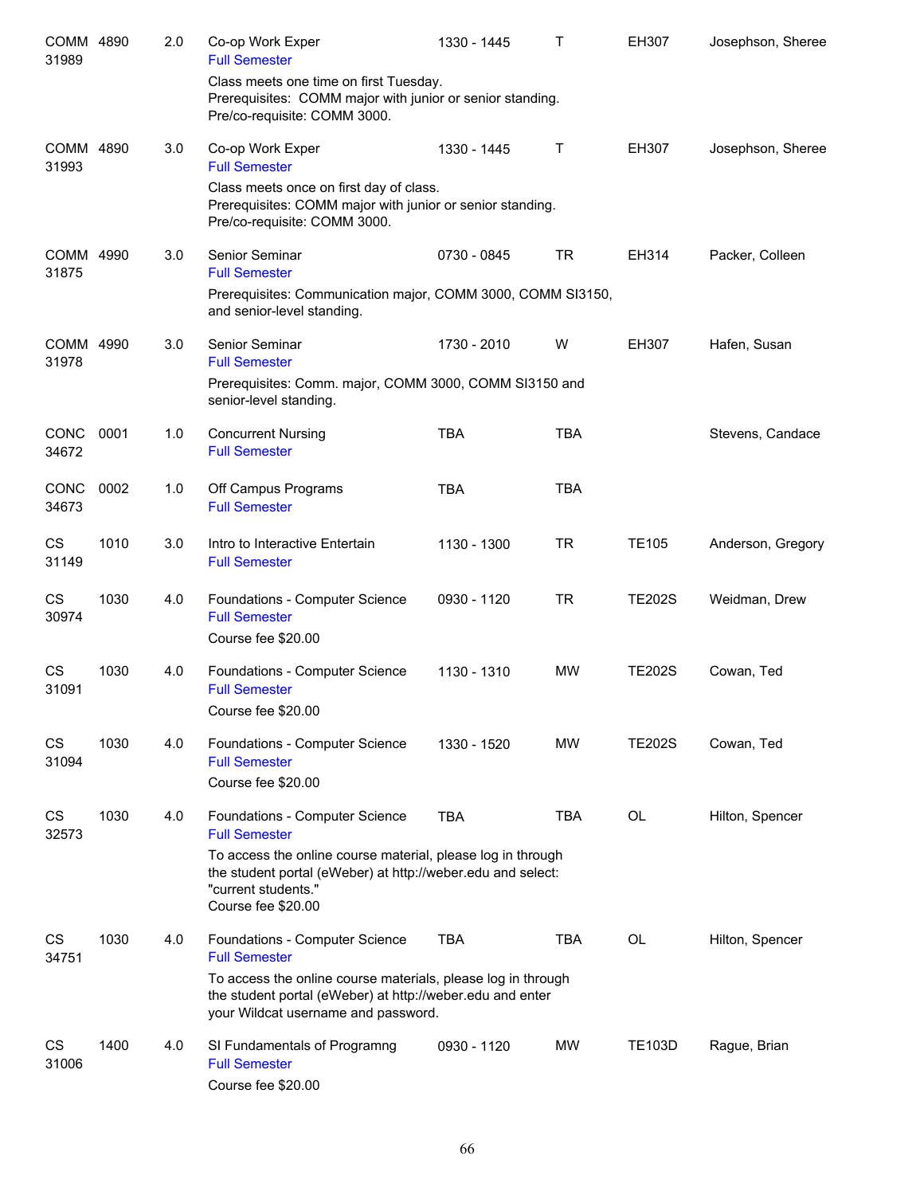| Course | | Credits | Title | Time | Days | Room | Instructor |
|---|---|---|---|---|---|---|---|
| COMM 31989 | 4890 | 2.0 | Co-op Work Exper<br>Full Semester | 1330 - 1445 | T | EH307 | Josephson, Sheree |
| | | | Class meets one time on first Tuesday.<br>Prerequisites: COMM major with junior or senior standing.<br>Pre/co-requisite: COMM 3000. | | | | |
| COMM 31993 | 4890 | 3.0 | Co-op Work Exper<br>Full Semester | 1330 - 1445 | T | EH307 | Josephson, Sheree |
| | | | Class meets once on first day of class.<br>Prerequisites: COMM major with junior or senior standing.<br>Pre/co-requisite: COMM 3000. | | | | |
| COMM 31875 | 4990 | 3.0 | Senior Seminar<br>Full Semester | 0730 - 0845 | TR | EH314 | Packer, Colleen |
| | | | Prerequisites: Communication major, COMM 3000, COMM SI3150, and senior-level standing. | | | | |
| COMM 31978 | 4990 | 3.0 | Senior Seminar<br>Full Semester | 1730 - 2010 | W | EH307 | Hafen, Susan |
| | | | Prerequisites: Comm. major, COMM 3000, COMM SI3150 and senior-level standing. | | | | |
| CONC 34672 | 0001 | 1.0 | Concurrent Nursing<br>Full Semester | TBA | TBA | | Stevens, Candace |
| CONC 34673 | 0002 | 1.0 | Off Campus Programs<br>Full Semester | TBA | TBA | | |
| CS 31149 | 1010 | 3.0 | Intro to Interactive Entertain<br>Full Semester | 1130 - 1300 | TR | TE105 | Anderson, Gregory |
| CS 30974 | 1030 | 4.0 | Foundations - Computer Science<br>Full Semester | 0930 - 1120 | TR | TE202S | Weidman, Drew |
| | | | Course fee $20.00 | | | | |
| CS 31091 | 1030 | 4.0 | Foundations - Computer Science<br>Full Semester | 1130 - 1310 | MW | TE202S | Cowan, Ted |
| | | | Course fee $20.00 | | | | |
| CS 31094 | 1030 | 4.0 | Foundations - Computer Science<br>Full Semester | 1330 - 1520 | MW | TE202S | Cowan, Ted |
| | | | Course fee $20.00 | | | | |
| CS 32573 | 1030 | 4.0 | Foundations - Computer Science<br>Full Semester | TBA | TBA | OL | Hilton, Spencer |
| | | | To access the online course material, please log in through the student portal (eWeber) at http://weber.edu and select: "current students."<br>Course fee $20.00 | | | | |
| CS 34751 | 1030 | 4.0 | Foundations - Computer Science<br>Full Semester | TBA | TBA | OL | Hilton, Spencer |
| | | | To access the online course materials, please log in through the student portal (eWeber) at http://weber.edu and enter your Wildcat username and password. | | | | |
| CS 31006 | 1400 | 4.0 | SI Fundamentals of Programng<br>Full Semester | 0930 - 1120 | MW | TE103D | Rague, Brian |
| | | | Course fee $20.00 | | | | |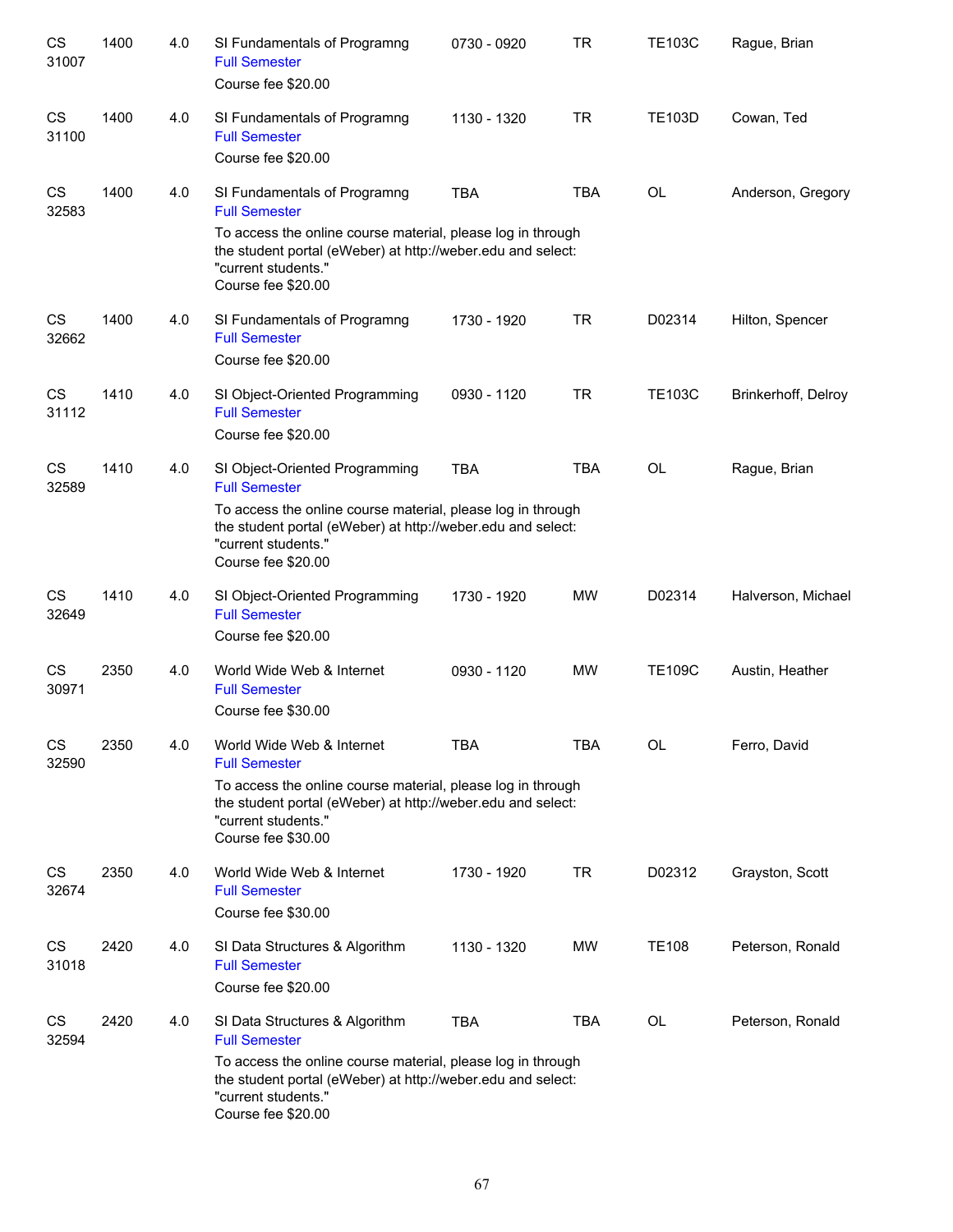| | | | | | | | |
|---|---|---|---|---|---|---|---|
| CS 31007 | 1400 | 4.0 | SI Fundamentals of Programng<br>Full Semester<br>Course fee $20.00 | 0730 - 0920 | TR | TE103C | Rague, Brian |
| CS 31100 | 1400 | 4.0 | SI Fundamentals of Programng<br>Full Semester<br>Course fee $20.00 | 1130 - 1320 | TR | TE103D | Cowan, Ted |
| CS 32583 | 1400 | 4.0 | SI Fundamentals of Programng<br>Full Semester<br>To access the online course material, please log in through the student portal (eWeber) at http://weber.edu and select: "current students."<br>Course fee $20.00 | TBA | TBA | OL | Anderson, Gregory |
| CS 32662 | 1400 | 4.0 | SI Fundamentals of Programng<br>Full Semester<br>Course fee $20.00 | 1730 - 1920 | TR | D02314 | Hilton, Spencer |
| CS 31112 | 1410 | 4.0 | SI Object-Oriented Programming<br>Full Semester<br>Course fee $20.00 | 0930 - 1120 | TR | TE103C | Brinkerhoff, Delroy |
| CS 32589 | 1410 | 4.0 | SI Object-Oriented Programming<br>Full Semester<br>To access the online course material, please log in through the student portal (eWeber) at http://weber.edu and select: "current students."<br>Course fee $20.00 | TBA | TBA | OL | Rague, Brian |
| CS 32649 | 1410 | 4.0 | SI Object-Oriented Programming<br>Full Semester<br>Course fee $20.00 | 1730 - 1920 | MW | D02314 | Halverson, Michael |
| CS 30971 | 2350 | 4.0 | World Wide Web & Internet<br>Full Semester<br>Course fee $30.00 | 0930 - 1120 | MW | TE109C | Austin, Heather |
| CS 32590 | 2350 | 4.0 | World Wide Web & Internet<br>Full Semester<br>To access the online course material, please log in through the student portal (eWeber) at http://weber.edu and select: "current students."<br>Course fee $30.00 | TBA | TBA | OL | Ferro, David |
| CS 32674 | 2350 | 4.0 | World Wide Web & Internet<br>Full Semester<br>Course fee $30.00 | 1730 - 1920 | TR | D02312 | Grayston, Scott |
| CS 31018 | 2420 | 4.0 | SI Data Structures & Algorithm<br>Full Semester<br>Course fee $20.00 | 1130 - 1320 | MW | TE108 | Peterson, Ronald |
| CS 32594 | 2420 | 4.0 | SI Data Structures & Algorithm<br>Full Semester<br>To access the online course material, please log in through the student portal (eWeber) at http://weber.edu and select: "current students."<br>Course fee $20.00 | TBA | TBA | OL | Peterson, Ronald |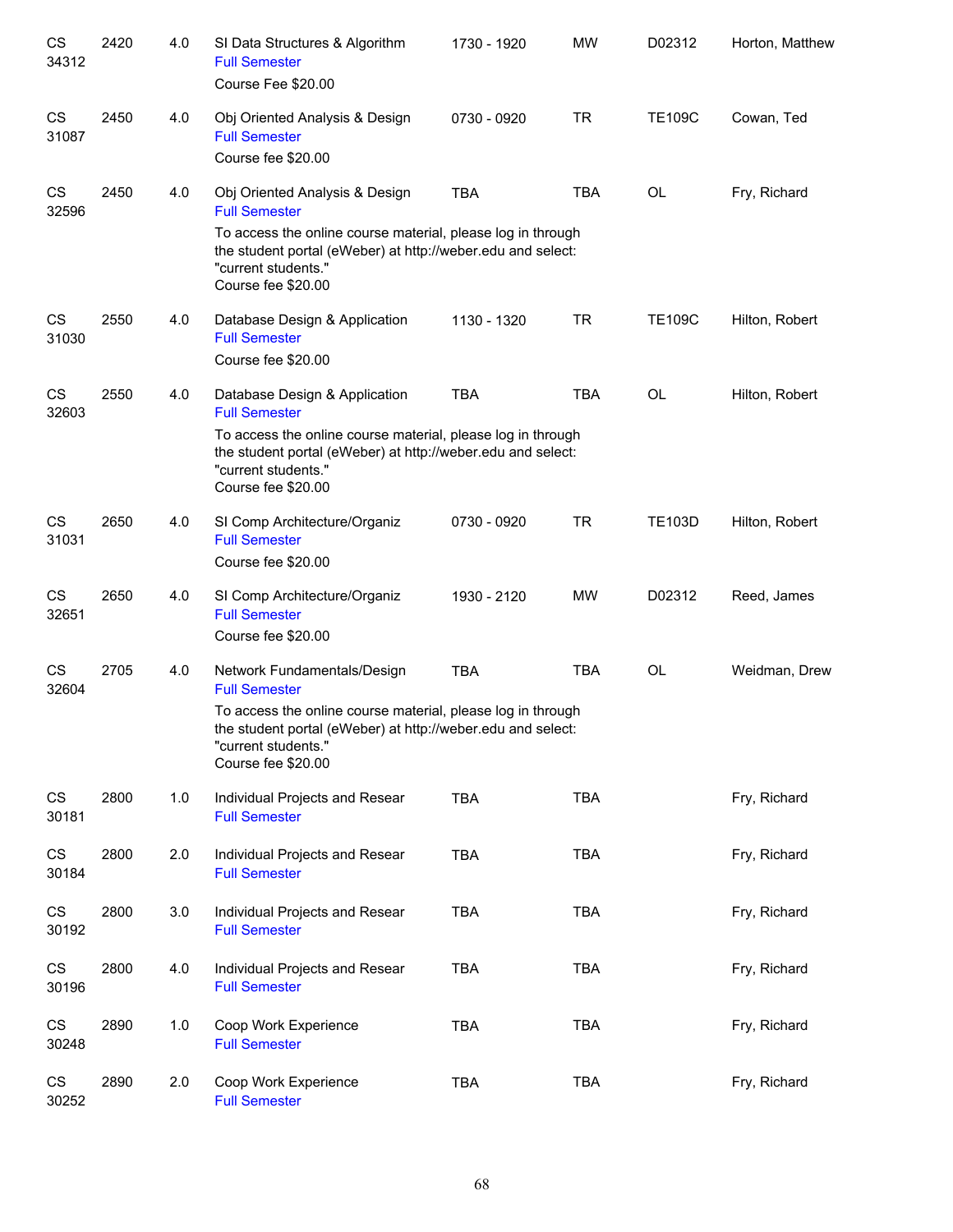| Subject / CRN | Course | Credits | Title | Time | Days | Room | Instructor |
|---|---|---|---|---|---|---|---|
| CS 34312 | 2420 | 4.0 | SI Data Structures & Algorithm<br>Full Semester<br>Course Fee $20.00 | 1730 - 1920 | MW | D02312 | Horton, Matthew |
| CS 31087 | 2450 | 4.0 | Obj Oriented Analysis & Design<br>Full Semester<br>Course fee $20.00 | 0730 - 0920 | TR | TE109C | Cowan, Ted |
| CS 32596 | 2450 | 4.0 | Obj Oriented Analysis & Design<br>Full Semester<br>To access the online course material, please log in through the student portal (eWeber) at http://weber.edu and select: "current students."<br>Course fee $20.00 | TBA | TBA | OL | Fry, Richard |
| CS 31030 | 2550 | 4.0 | Database Design & Application<br>Full Semester<br>Course fee $20.00 | 1130 - 1320 | TR | TE109C | Hilton, Robert |
| CS 32603 | 2550 | 4.0 | Database Design & Application<br>Full Semester<br>To access the online course material, please log in through the student portal (eWeber) at http://weber.edu and select: "current students."<br>Course fee $20.00 | TBA | TBA | OL | Hilton, Robert |
| CS 31031 | 2650 | 4.0 | SI Comp Architecture/Organiz<br>Full Semester<br>Course fee $20.00 | 0730 - 0920 | TR | TE103D | Hilton, Robert |
| CS 32651 | 2650 | 4.0 | SI Comp Architecture/Organiz<br>Full Semester<br>Course fee $20.00 | 1930 - 2120 | MW | D02312 | Reed, James |
| CS 32604 | 2705 | 4.0 | Network Fundamentals/Design<br>Full Semester<br>To access the online course material, please log in through the student portal (eWeber) at http://weber.edu and select: "current students."<br>Course fee $20.00 | TBA | TBA | OL | Weidman, Drew |
| CS 30181 | 2800 | 1.0 | Individual Projects and Resear<br>Full Semester | TBA | TBA | | Fry, Richard |
| CS 30184 | 2800 | 2.0 | Individual Projects and Resear<br>Full Semester | TBA | TBA | | Fry, Richard |
| CS 30192 | 2800 | 3.0 | Individual Projects and Resear<br>Full Semester | TBA | TBA | | Fry, Richard |
| CS 30196 | 2800 | 4.0 | Individual Projects and Resear<br>Full Semester | TBA | TBA | | Fry, Richard |
| CS 30248 | 2890 | 1.0 | Coop Work Experience<br>Full Semester | TBA | TBA | | Fry, Richard |
| CS 30252 | 2890 | 2.0 | Coop Work Experience<br>Full Semester | TBA | TBA | | Fry, Richard |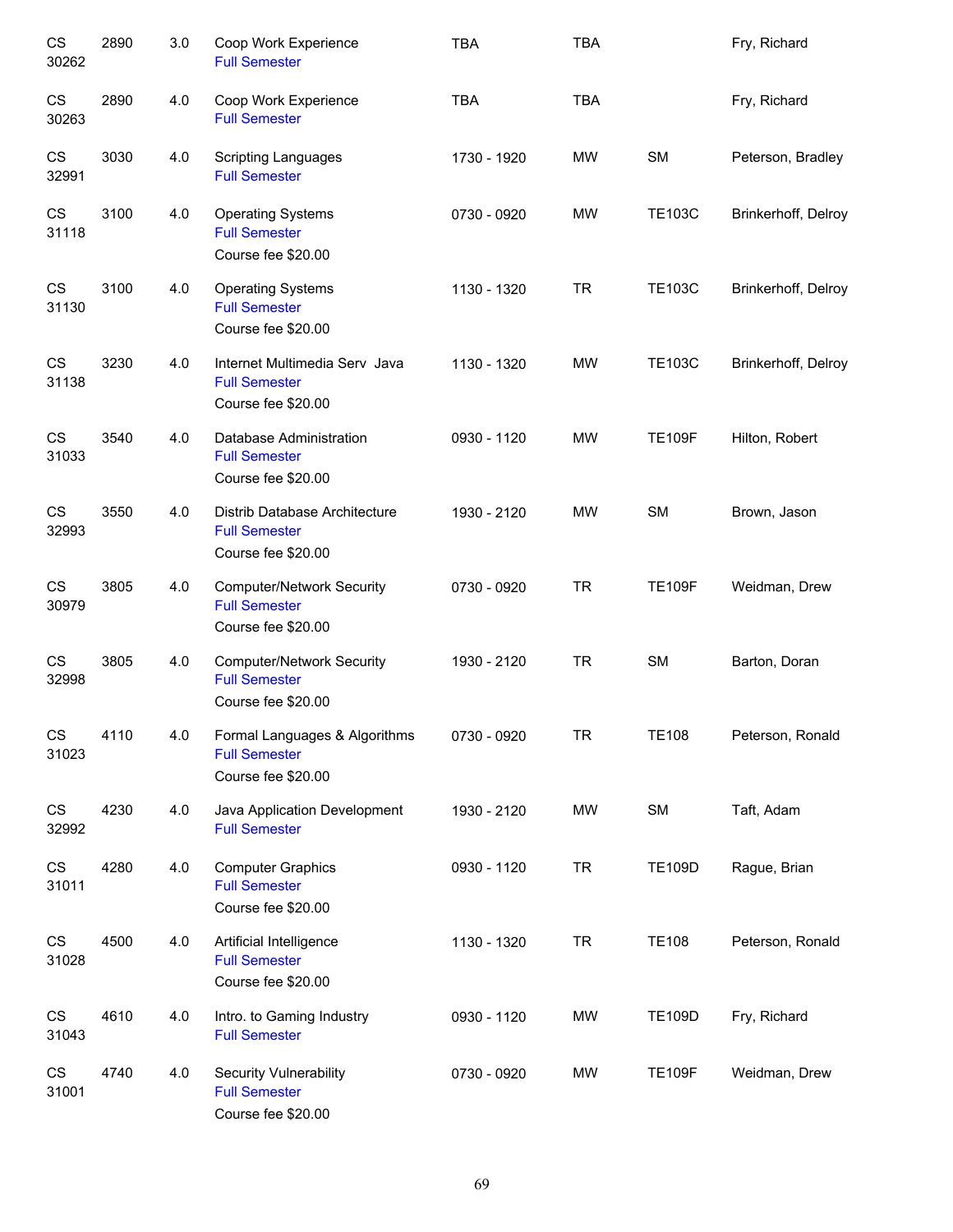| | | | | | | | |
|---|---|---|---|---|---|---|---|
| CS 30262 | 2890 | 3.0 | Coop Work Experience<br>Full Semester | TBA | TBA | | Fry, Richard |
| CS 30263 | 2890 | 4.0 | Coop Work Experience<br>Full Semester | TBA | TBA | | Fry, Richard |
| CS 32991 | 3030 | 4.0 | Scripting Languages<br>Full Semester | 1730 - 1920 | MW | SM | Peterson, Bradley |
| CS 31118 | 3100 | 4.0 | Operating Systems<br>Full Semester<br>Course fee $20.00 | 0730 - 0920 | MW | TE103C | Brinkerhoff, Delroy |
| CS 31130 | 3100 | 4.0 | Operating Systems<br>Full Semester<br>Course fee $20.00 | 1130 - 1320 | TR | TE103C | Brinkerhoff, Delroy |
| CS 31138 | 3230 | 4.0 | Internet Multimedia Serv Java<br>Full Semester<br>Course fee $20.00 | 1130 - 1320 | MW | TE103C | Brinkerhoff, Delroy |
| CS 31033 | 3540 | 4.0 | Database Administration<br>Full Semester<br>Course fee $20.00 | 0930 - 1120 | MW | TE109F | Hilton, Robert |
| CS 32993 | 3550 | 4.0 | Distrib Database Architecture<br>Full Semester<br>Course fee $20.00 | 1930 - 2120 | MW | SM | Brown, Jason |
| CS 30979 | 3805 | 4.0 | Computer/Network Security<br>Full Semester<br>Course fee $20.00 | 0730 - 0920 | TR | TE109F | Weidman, Drew |
| CS 32998 | 3805 | 4.0 | Computer/Network Security<br>Full Semester<br>Course fee $20.00 | 1930 - 2120 | TR | SM | Barton, Doran |
| CS 31023 | 4110 | 4.0 | Formal Languages & Algorithms<br>Full Semester<br>Course fee $20.00 | 0730 - 0920 | TR | TE108 | Peterson, Ronald |
| CS 32992 | 4230 | 4.0 | Java Application Development<br>Full Semester | 1930 - 2120 | MW | SM | Taft, Adam |
| CS 31011 | 4280 | 4.0 | Computer Graphics<br>Full Semester<br>Course fee $20.00 | 0930 - 1120 | TR | TE109D | Rague, Brian |
| CS 31028 | 4500 | 4.0 | Artificial Intelligence<br>Full Semester<br>Course fee $20.00 | 1130 - 1320 | TR | TE108 | Peterson, Ronald |
| CS 31043 | 4610 | 4.0 | Intro. to Gaming Industry<br>Full Semester | 0930 - 1120 | MW | TE109D | Fry, Richard |
| CS 31001 | 4740 | 4.0 | Security Vulnerability<br>Full Semester<br>Course fee $20.00 | 0730 - 0920 | MW | TE109F | Weidman, Drew |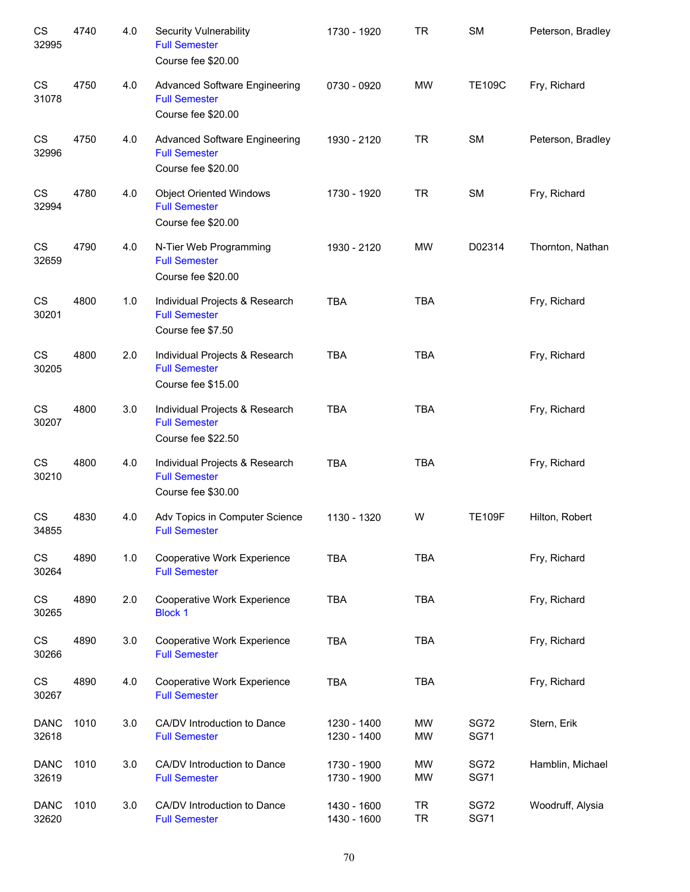| | | | | | | | |
|---|---|---|---|---|---|---|---|
| CS 32995 | 4740 | 4.0 | Security Vulnerability<br>Full Semester<br>Course fee $20.00 | 1730 - 1920 | TR | SM | Peterson, Bradley |
| CS 31078 | 4750 | 4.0 | Advanced Software Engineering<br>Full Semester<br>Course fee $20.00 | 0730 - 0920 | MW | TE109C | Fry, Richard |
| CS 32996 | 4750 | 4.0 | Advanced Software Engineering<br>Full Semester<br>Course fee $20.00 | 1930 - 2120 | TR | SM | Peterson, Bradley |
| CS 32994 | 4780 | 4.0 | Object Oriented Windows<br>Full Semester<br>Course fee $20.00 | 1730 - 1920 | TR | SM | Fry, Richard |
| CS 32659 | 4790 | 4.0 | N-Tier Web Programming<br>Full Semester<br>Course fee $20.00 | 1930 - 2120 | MW | D02314 | Thornton, Nathan |
| CS 30201 | 4800 | 1.0 | Individual Projects & Research<br>Full Semester<br>Course fee $7.50 | TBA | TBA | | Fry, Richard |
| CS 30205 | 4800 | 2.0 | Individual Projects & Research<br>Full Semester<br>Course fee $15.00 | TBA | TBA | | Fry, Richard |
| CS 30207 | 4800 | 3.0 | Individual Projects & Research<br>Full Semester<br>Course fee $22.50 | TBA | TBA | | Fry, Richard |
| CS 30210 | 4800 | 4.0 | Individual Projects & Research<br>Full Semester<br>Course fee $30.00 | TBA | TBA | | Fry, Richard |
| CS 34855 | 4830 | 4.0 | Adv Topics in Computer Science<br>Full Semester | 1130 - 1320 | W | TE109F | Hilton, Robert |
| CS 30264 | 4890 | 1.0 | Cooperative Work Experience<br>Full Semester | TBA | TBA | | Fry, Richard |
| CS 30265 | 4890 | 2.0 | Cooperative Work Experience<br>Block 1 | TBA | TBA | | Fry, Richard |
| CS 30266 | 4890 | 3.0 | Cooperative Work Experience<br>Full Semester | TBA | TBA | | Fry, Richard |
| CS 30267 | 4890 | 4.0 | Cooperative Work Experience<br>Full Semester | TBA | TBA | | Fry, Richard |
| DANC 32618 | 1010 | 3.0 | CA/DV Introduction to Dance<br>Full Semester | 1230 - 1400<br>1230 - 1400 | MW<br>MW | SG72<br>SG71 | Stern, Erik |
| DANC 32619 | 1010 | 3.0 | CA/DV Introduction to Dance<br>Full Semester | 1730 - 1900<br>1730 - 1900 | MW<br>MW | SG72<br>SG71 | Hamblin, Michael |
| DANC 32620 | 1010 | 3.0 | CA/DV Introduction to Dance<br>Full Semester | 1430 - 1600<br>1430 - 1600 | TR<br>TR | SG72<br>SG71 | Woodruff, Alysia |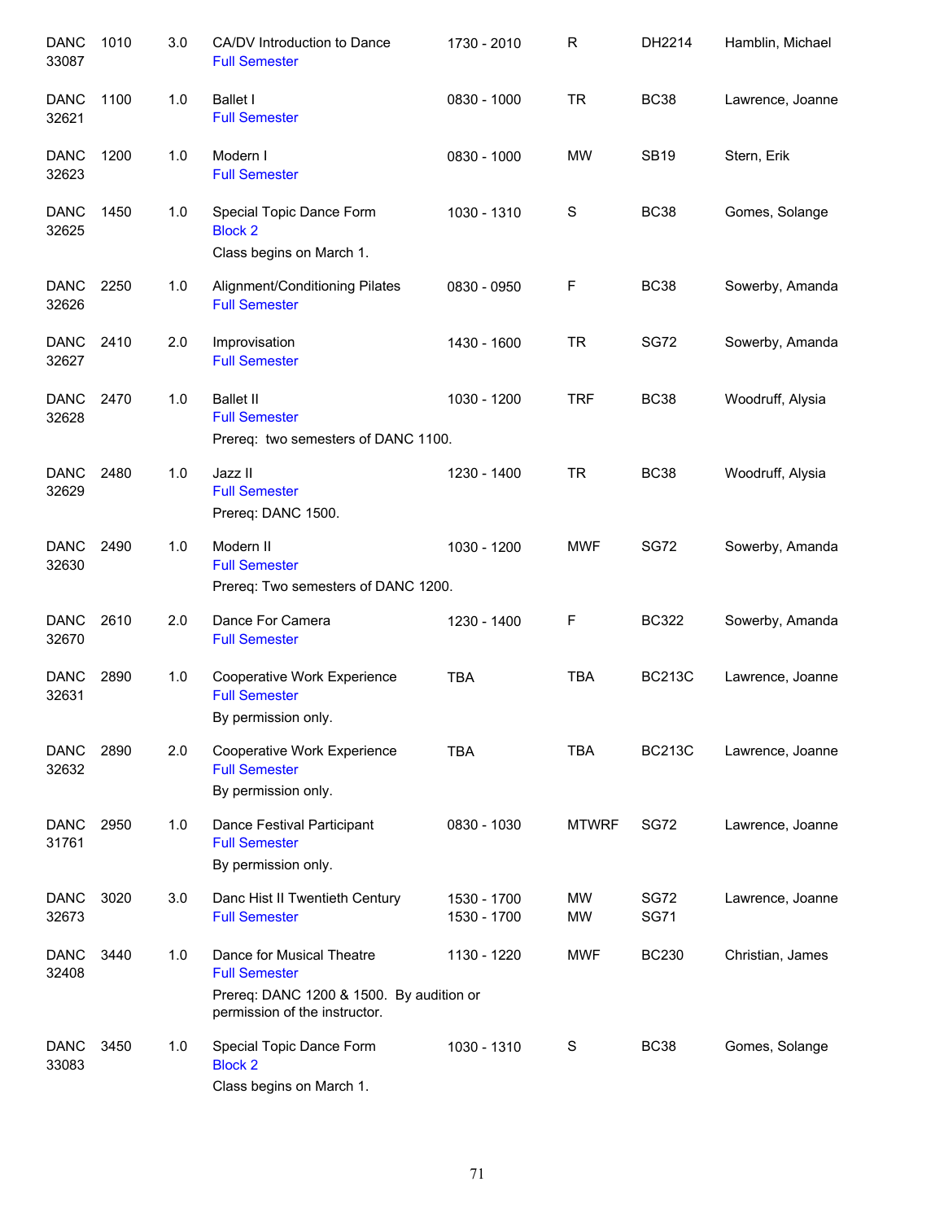| Subject | Course | Credits | Title | Time | Days | Room | Instructor |
|---|---|---|---|---|---|---|---|
| DANC 33087 | 1010 | 3.0 | CA/DV Introduction to Dance<br>Full Semester | 1730 - 2010 | R | DH2214 | Hamblin, Michael |
| DANC 32621 | 1100 | 1.0 | Ballet I<br>Full Semester | 0830 - 1000 | TR | BC38 | Lawrence, Joanne |
| DANC 32623 | 1200 | 1.0 | Modern I<br>Full Semester | 0830 - 1000 | MW | SB19 | Stern, Erik |
| DANC 32625 | 1450 | 1.0 | Special Topic Dance Form<br>Block 2<br>Class begins on March 1. | 1030 - 1310 | S | BC38 | Gomes, Solange |
| DANC 32626 | 2250 | 1.0 | Alignment/Conditioning Pilates<br>Full Semester | 0830 - 0950 | F | BC38 | Sowerby, Amanda |
| DANC 32627 | 2410 | 2.0 | Improvisation<br>Full Semester | 1430 - 1600 | TR | SG72 | Sowerby, Amanda |
| DANC 32628 | 2470 | 1.0 | Ballet II<br>Full Semester<br>Prereq: two semesters of DANC 1100. | 1030 - 1200 | TRF | BC38 | Woodruff, Alysia |
| DANC 32629 | 2480 | 1.0 | Jazz II<br>Full Semester<br>Prereq: DANC 1500. | 1230 - 1400 | TR | BC38 | Woodruff, Alysia |
| DANC 32630 | 2490 | 1.0 | Modern II<br>Full Semester<br>Prereq: Two semesters of DANC 1200. | 1030 - 1200 | MWF | SG72 | Sowerby, Amanda |
| DANC 32670 | 2610 | 2.0 | Dance For Camera<br>Full Semester | 1230 - 1400 | F | BC322 | Sowerby, Amanda |
| DANC 32631 | 2890 | 1.0 | Cooperative Work Experience<br>Full Semester<br>By permission only. | TBA | TBA | BC213C | Lawrence, Joanne |
| DANC 32632 | 2890 | 2.0 | Cooperative Work Experience<br>Full Semester<br>By permission only. | TBA | TBA | BC213C | Lawrence, Joanne |
| DANC 31761 | 2950 | 1.0 | Dance Festival Participant<br>Full Semester<br>By permission only. | 0830 - 1030 | MTWRF | SG72 | Lawrence, Joanne |
| DANC 32673 | 3020 | 3.0 | Danc Hist II Twentieth Century<br>Full Semester | 1530 - 1700<br>1530 - 1700 | MW<br>MW | SG72<br>SG71 | Lawrence, Joanne |
| DANC 32408 | 3440 | 1.0 | Dance for Musical Theatre<br>Full Semester<br>Prereq: DANC 1200 & 1500. By audition or permission of the instructor. | 1130 - 1220 | MWF | BC230 | Christian, James |
| DANC 33083 | 3450 | 1.0 | Special Topic Dance Form<br>Block 2<br>Class begins on March 1. | 1030 - 1310 | S | BC38 | Gomes, Solange |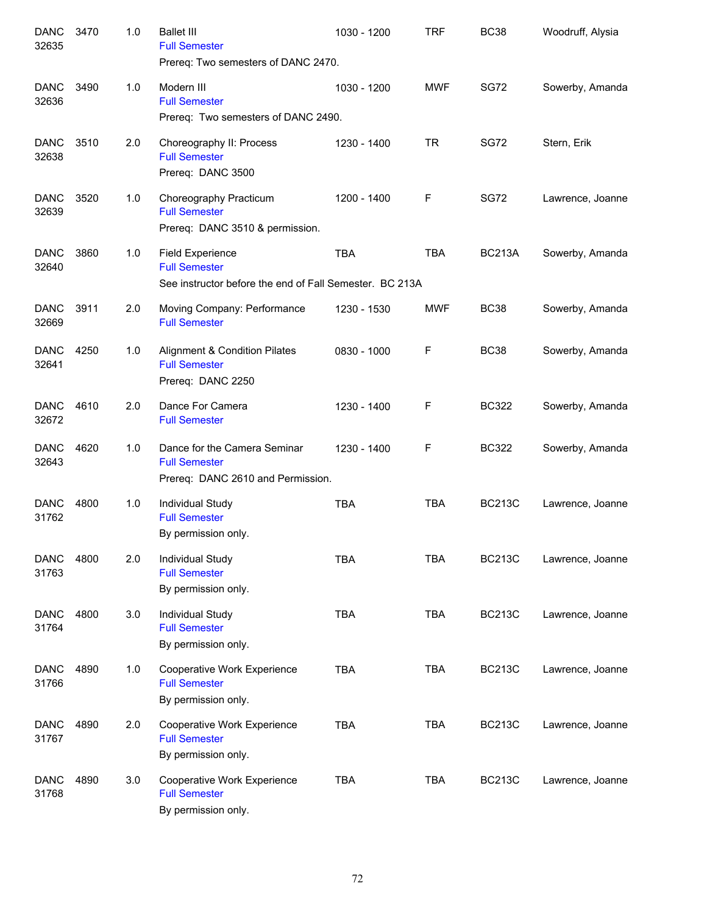| | | | | | | | |
|---|---|---|---|---|---|---|---|
| DANC 32635 | 3470 | 1.0 | Ballet III<br>Full Semester<br>Prereq: Two semesters of DANC 2470. | 1030 - 1200 | TRF | BC38 | Woodruff, Alysia |
| DANC 32636 | 3490 | 1.0 | Modern III<br>Full Semester<br>Prereq: Two semesters of DANC 2490. | 1030 - 1200 | MWF | SG72 | Sowerby, Amanda |
| DANC 32638 | 3510 | 2.0 | Choreography II: Process<br>Full Semester<br>Prereq: DANC 3500 | 1230 - 1400 | TR | SG72 | Stern, Erik |
| DANC 32639 | 3520 | 1.0 | Choreography Practicum<br>Full Semester<br>Prereq: DANC 3510 & permission. | 1200 - 1400 | F | SG72 | Lawrence, Joanne |
| DANC 32640 | 3860 | 1.0 | Field Experience<br>Full Semester<br>See instructor before the end of Fall Semester. BC 213A | TBA | TBA | BC213A | Sowerby, Amanda |
| DANC 32669 | 3911 | 2.0 | Moving Company: Performance<br>Full Semester | 1230 - 1530 | MWF | BC38 | Sowerby, Amanda |
| DANC 32641 | 4250 | 1.0 | Alignment & Condition Pilates<br>Full Semester<br>Prereq: DANC 2250 | 0830 - 1000 | F | BC38 | Sowerby, Amanda |
| DANC 32672 | 4610 | 2.0 | Dance For Camera<br>Full Semester | 1230 - 1400 | F | BC322 | Sowerby, Amanda |
| DANC 32643 | 4620 | 1.0 | Dance for the Camera Seminar<br>Full Semester<br>Prereq: DANC 2610 and Permission. | 1230 - 1400 | F | BC322 | Sowerby, Amanda |
| DANC 31762 | 4800 | 1.0 | Individual Study<br>Full Semester<br>By permission only. | TBA | TBA | BC213C | Lawrence, Joanne |
| DANC 31763 | 4800 | 2.0 | Individual Study<br>Full Semester<br>By permission only. | TBA | TBA | BC213C | Lawrence, Joanne |
| DANC 31764 | 4800 | 3.0 | Individual Study<br>Full Semester<br>By permission only. | TBA | TBA | BC213C | Lawrence, Joanne |
| DANC 31766 | 4890 | 1.0 | Cooperative Work Experience<br>Full Semester<br>By permission only. | TBA | TBA | BC213C | Lawrence, Joanne |
| DANC 31767 | 4890 | 2.0 | Cooperative Work Experience<br>Full Semester<br>By permission only. | TBA | TBA | BC213C | Lawrence, Joanne |
| DANC 31768 | 4890 | 3.0 | Cooperative Work Experience<br>Full Semester<br>By permission only. | TBA | TBA | BC213C | Lawrence, Joanne |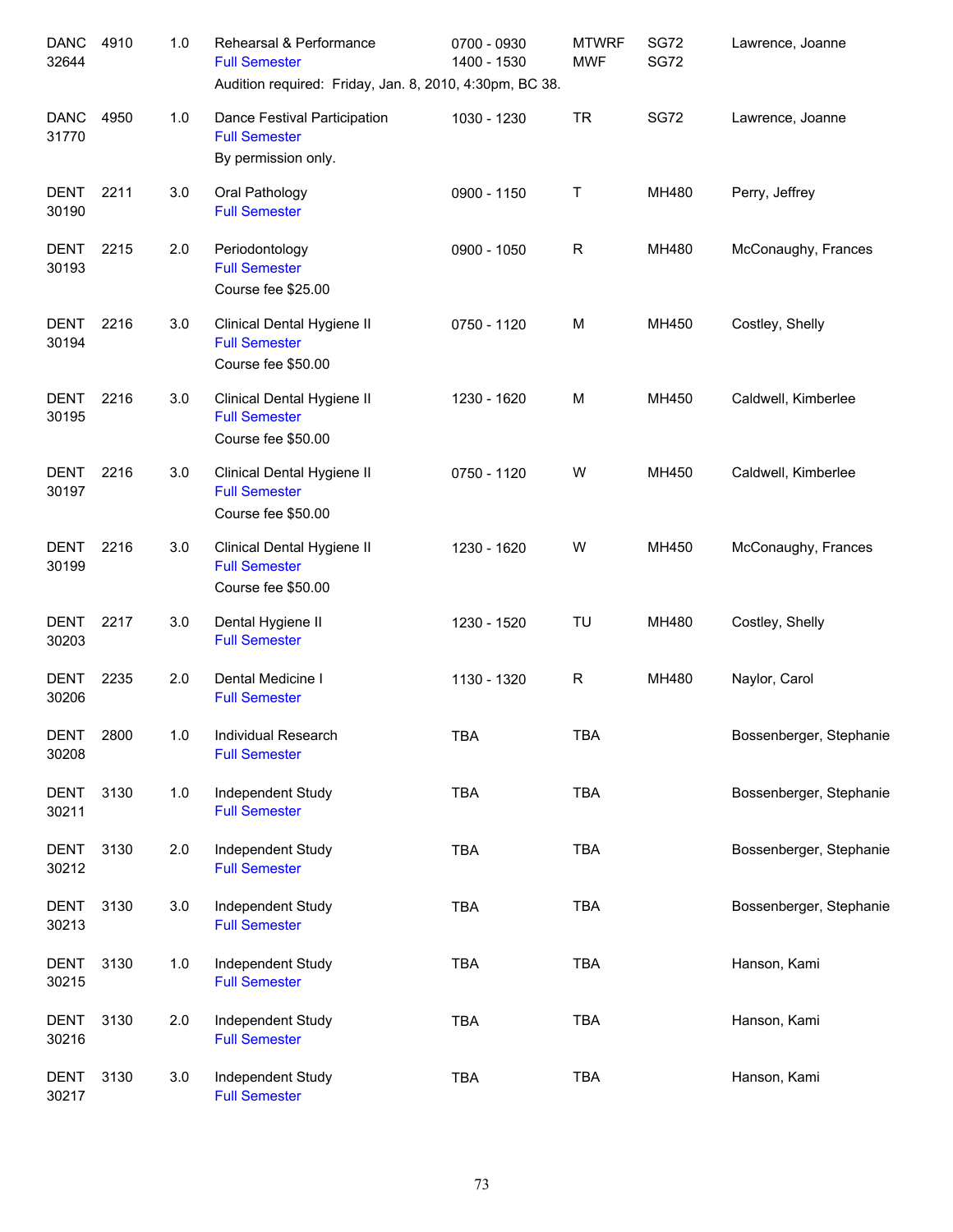| Subject / CRN | Course | Credits | Title | Time | Days | Room | Instructor |
|---|---|---|---|---|---|---|---|
| DANC 32644 | 4910 | 1.0 | Rehearsal & Performance<br>Full Semester<br>Audition required: Friday, Jan. 8, 2010, 4:30pm, BC 38. | 0700 - 0930<br>1400 - 1530 | MTWRF<br>MWF | SG72<br>SG72 | Lawrence, Joanne |
| DANC 31770 | 4950 | 1.0 | Dance Festival Participation<br>Full Semester<br>By permission only. | 1030 - 1230 | TR | SG72 | Lawrence, Joanne |
| DENT 30190 | 2211 | 3.0 | Oral Pathology<br>Full Semester | 0900 - 1150 | T | MH480 | Perry, Jeffrey |
| DENT 30193 | 2215 | 2.0 | Periodontology<br>Full Semester<br>Course fee $25.00 | 0900 - 1050 | R | MH480 | McConaughy, Frances |
| DENT 30194 | 2216 | 3.0 | Clinical Dental Hygiene II<br>Full Semester<br>Course fee $50.00 | 0750 - 1120 | M | MH450 | Costley, Shelly |
| DENT 30195 | 2216 | 3.0 | Clinical Dental Hygiene II<br>Full Semester<br>Course fee $50.00 | 1230 - 1620 | M | MH450 | Caldwell, Kimberlee |
| DENT 30197 | 2216 | 3.0 | Clinical Dental Hygiene II<br>Full Semester<br>Course fee $50.00 | 0750 - 1120 | W | MH450 | Caldwell, Kimberlee |
| DENT 30199 | 2216 | 3.0 | Clinical Dental Hygiene II<br>Full Semester<br>Course fee $50.00 | 1230 - 1620 | W | MH450 | McConaughy, Frances |
| DENT 30203 | 2217 | 3.0 | Dental Hygiene II<br>Full Semester | 1230 - 1520 | TU | MH480 | Costley, Shelly |
| DENT 30206 | 2235 | 2.0 | Dental Medicine I<br>Full Semester | 1130 - 1320 | R | MH480 | Naylor, Carol |
| DENT 30208 | 2800 | 1.0 | Individual Research<br>Full Semester | TBA | TBA | | Bossenberger, Stephanie |
| DENT 30211 | 3130 | 1.0 | Independent Study<br>Full Semester | TBA | TBA | | Bossenberger, Stephanie |
| DENT 30212 | 3130 | 2.0 | Independent Study<br>Full Semester | TBA | TBA | | Bossenberger, Stephanie |
| DENT 30213 | 3130 | 3.0 | Independent Study<br>Full Semester | TBA | TBA | | Bossenberger, Stephanie |
| DENT 30215 | 3130 | 1.0 | Independent Study<br>Full Semester | TBA | TBA | | Hanson, Kami |
| DENT 30216 | 3130 | 2.0 | Independent Study<br>Full Semester | TBA | TBA | | Hanson, Kami |
| DENT 30217 | 3130 | 3.0 | Independent Study<br>Full Semester | TBA | TBA | | Hanson, Kami |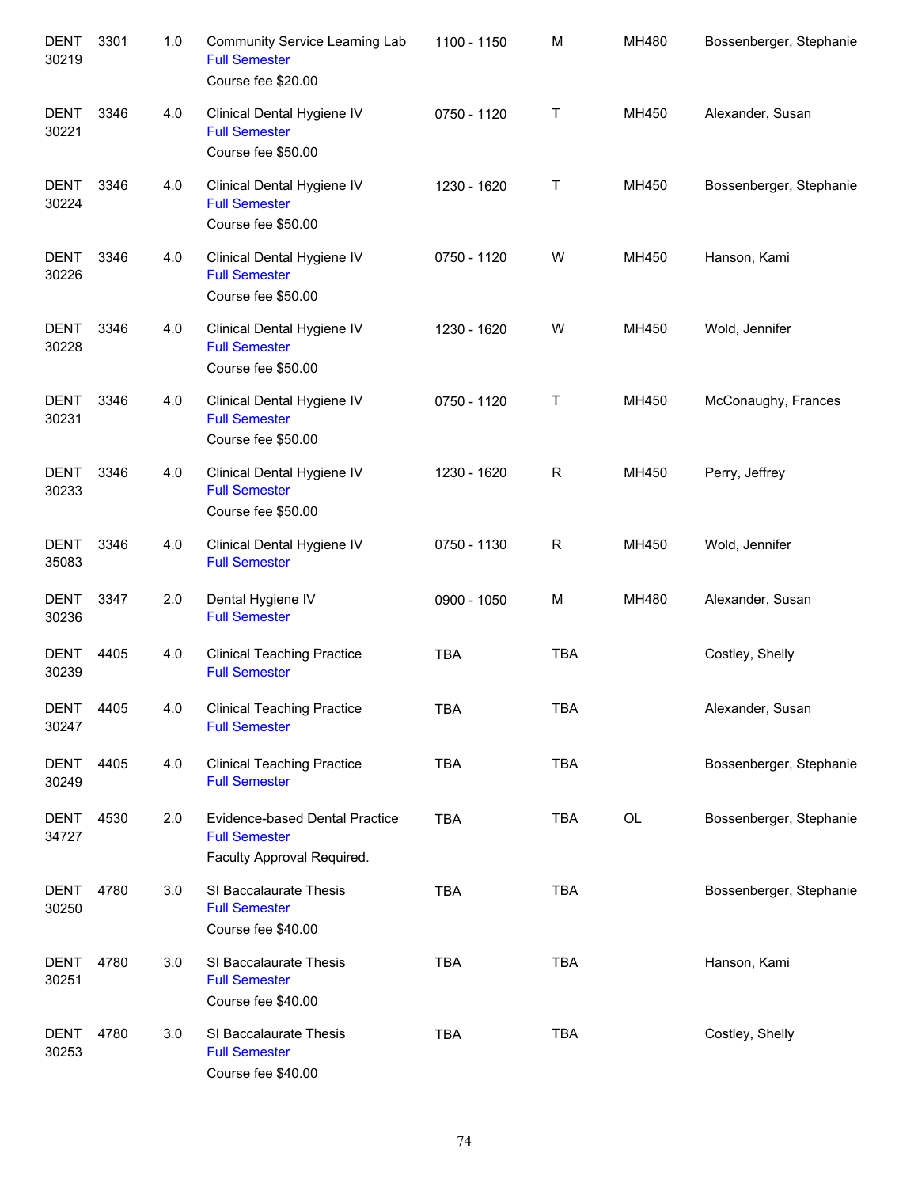| | | | | | | | |
|---|---|---|---|---|---|---|---|
| DENT 30219 | 3301 | 1.0 | Community Service Learning Lab<br>Full Semester<br>Course fee $20.00 | 1100 - 1150 | M | MH480 | Bossenberger, Stephanie |
| DENT 30221 | 3346 | 4.0 | Clinical Dental Hygiene IV<br>Full Semester<br>Course fee $50.00 | 0750 - 1120 | T | MH450 | Alexander, Susan |
| DENT 30224 | 3346 | 4.0 | Clinical Dental Hygiene IV<br>Full Semester<br>Course fee $50.00 | 1230 - 1620 | T | MH450 | Bossenberger, Stephanie |
| DENT 30226 | 3346 | 4.0 | Clinical Dental Hygiene IV<br>Full Semester<br>Course fee $50.00 | 0750 - 1120 | W | MH450 | Hanson, Kami |
| DENT 30228 | 3346 | 4.0 | Clinical Dental Hygiene IV<br>Full Semester<br>Course fee $50.00 | 1230 - 1620 | W | MH450 | Wold, Jennifer |
| DENT 30231 | 3346 | 4.0 | Clinical Dental Hygiene IV<br>Full Semester<br>Course fee $50.00 | 0750 - 1120 | T | MH450 | McConaughy, Frances |
| DENT 30233 | 3346 | 4.0 | Clinical Dental Hygiene IV<br>Full Semester<br>Course fee $50.00 | 1230 - 1620 | R | MH450 | Perry, Jeffrey |
| DENT 35083 | 3346 | 4.0 | Clinical Dental Hygiene IV<br>Full Semester | 0750 - 1130 | R | MH450 | Wold, Jennifer |
| DENT 30236 | 3347 | 2.0 | Dental Hygiene IV<br>Full Semester | 0900 - 1050 | M | MH480 | Alexander, Susan |
| DENT 30239 | 4405 | 4.0 | Clinical Teaching Practice<br>Full Semester | TBA | TBA | | Costley, Shelly |
| DENT 30247 | 4405 | 4.0 | Clinical Teaching Practice<br>Full Semester | TBA | TBA | | Alexander, Susan |
| DENT 30249 | 4405 | 4.0 | Clinical Teaching Practice<br>Full Semester | TBA | TBA | | Bossenberger, Stephanie |
| DENT 34727 | 4530 | 2.0 | Evidence-based Dental Practice<br>Full Semester<br>Faculty Approval Required. | TBA | TBA | OL | Bossenberger, Stephanie |
| DENT 30250 | 4780 | 3.0 | SI Baccalaurate Thesis<br>Full Semester<br>Course fee $40.00 | TBA | TBA | | Bossenberger, Stephanie |
| DENT 30251 | 4780 | 3.0 | SI Baccalaurate Thesis<br>Full Semester<br>Course fee $40.00 | TBA | TBA | | Hanson, Kami |
| DENT 30253 | 4780 | 3.0 | SI Baccalaurate Thesis<br>Full Semester<br>Course fee $40.00 | TBA | TBA | | Costley, Shelly |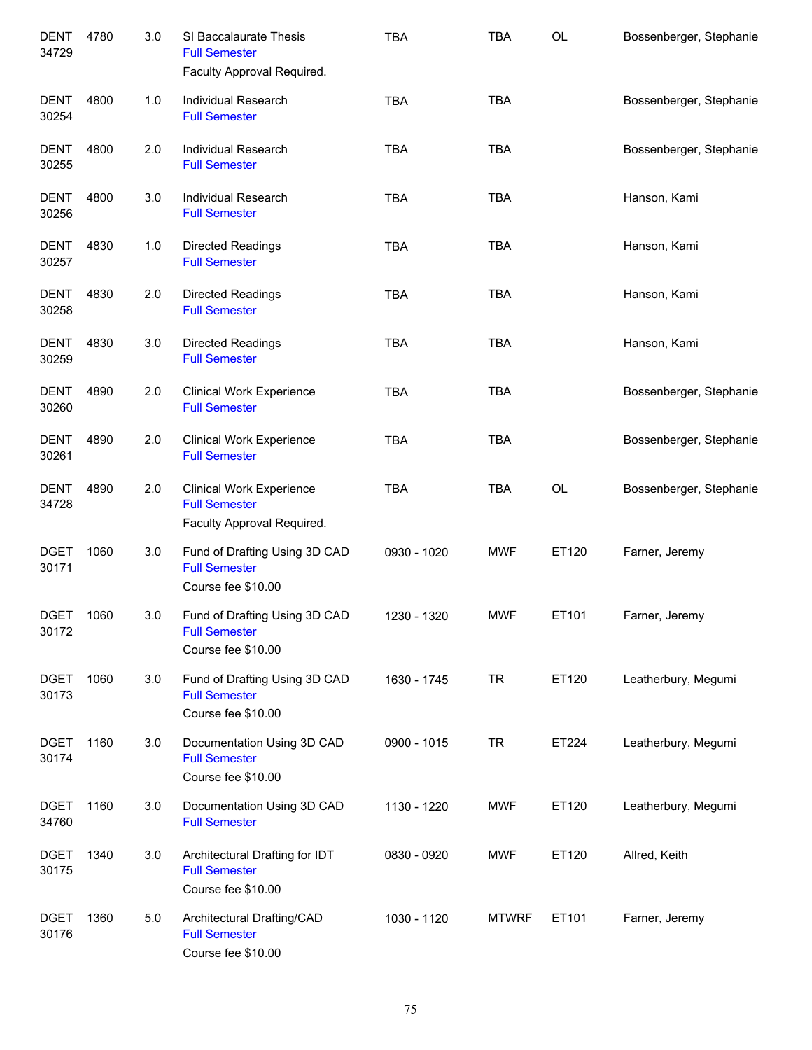| Subject / CRN | Course | Credits | Title | Time | Days | Room | Instructor |
|---|---|---|---|---|---|---|---|
| DENT 34729 | 4780 | 3.0 | SI Baccalaurate Thesis<br>Full Semester<br>Faculty Approval Required. | TBA | TBA | OL | Bossenberger, Stephanie |
| DENT 30254 | 4800 | 1.0 | Individual Research<br>Full Semester | TBA | TBA | | Bossenberger, Stephanie |
| DENT 30255 | 4800 | 2.0 | Individual Research<br>Full Semester | TBA | TBA | | Bossenberger, Stephanie |
| DENT 30256 | 4800 | 3.0 | Individual Research<br>Full Semester | TBA | TBA | | Hanson, Kami |
| DENT 30257 | 4830 | 1.0 | Directed Readings<br>Full Semester | TBA | TBA | | Hanson, Kami |
| DENT 30258 | 4830 | 2.0 | Directed Readings<br>Full Semester | TBA | TBA | | Hanson, Kami |
| DENT 30259 | 4830 | 3.0 | Directed Readings<br>Full Semester | TBA | TBA | | Hanson, Kami |
| DENT 30260 | 4890 | 2.0 | Clinical Work Experience<br>Full Semester | TBA | TBA | | Bossenberger, Stephanie |
| DENT 30261 | 4890 | 2.0 | Clinical Work Experience<br>Full Semester | TBA | TBA | | Bossenberger, Stephanie |
| DENT 34728 | 4890 | 2.0 | Clinical Work Experience<br>Full Semester<br>Faculty Approval Required. | TBA | TBA | OL | Bossenberger, Stephanie |
| DGET 30171 | 1060 | 3.0 | Fund of Drafting Using 3D CAD<br>Full Semester<br>Course fee $10.00 | 0930 - 1020 | MWF | ET120 | Farner, Jeremy |
| DGET 30172 | 1060 | 3.0 | Fund of Drafting Using 3D CAD<br>Full Semester<br>Course fee $10.00 | 1230 - 1320 | MWF | ET101 | Farner, Jeremy |
| DGET 30173 | 1060 | 3.0 | Fund of Drafting Using 3D CAD<br>Full Semester<br>Course fee $10.00 | 1630 - 1745 | TR | ET120 | Leatherbury, Megumi |
| DGET 30174 | 1160 | 3.0 | Documentation Using 3D CAD<br>Full Semester<br>Course fee $10.00 | 0900 - 1015 | TR | ET224 | Leatherbury, Megumi |
| DGET 34760 | 1160 | 3.0 | Documentation Using 3D CAD<br>Full Semester | 1130 - 1220 | MWF | ET120 | Leatherbury, Megumi |
| DGET 30175 | 1340 | 3.0 | Architectural Drafting for IDT<br>Full Semester<br>Course fee $10.00 | 0830 - 0920 | MWF | ET120 | Allred, Keith |
| DGET 30176 | 1360 | 5.0 | Architectural Drafting/CAD<br>Full Semester<br>Course fee $10.00 | 1030 - 1120 | MTWRF | ET101 | Farner, Jeremy |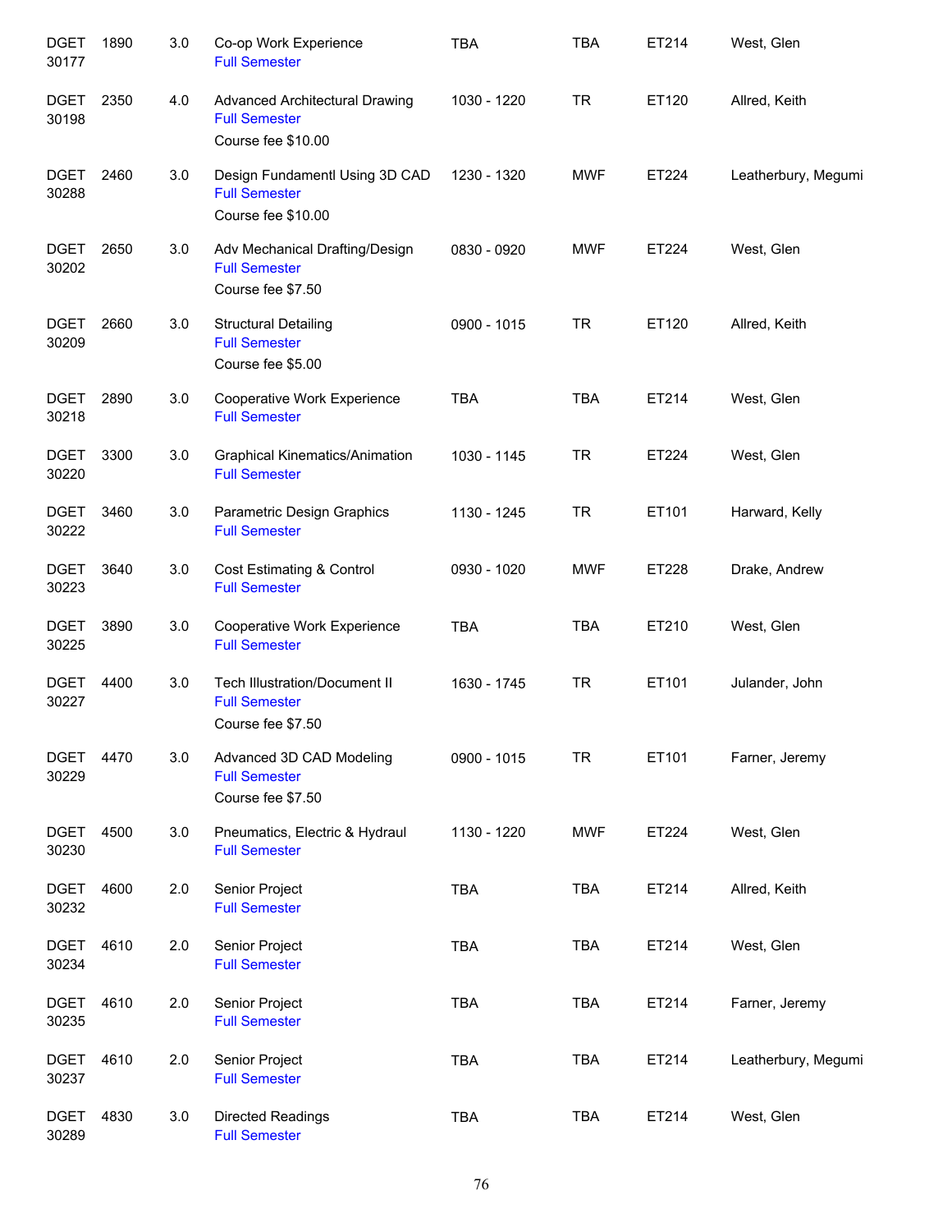| | | | | | | | |
|---|---|---|---|---|---|---|---|
| DGET 30177 | 1890 | 3.0 | Co-op Work Experience<br>Full Semester | TBA | TBA | ET214 | West, Glen |
| DGET 30198 | 2350 | 4.0 | Advanced Architectural Drawing<br>Full Semester<br>Course fee $10.00 | 1030 - 1220 | TR | ET120 | Allred, Keith |
| DGET 30288 | 2460 | 3.0 | Design Fundamentl Using 3D CAD<br>Full Semester<br>Course fee $10.00 | 1230 - 1320 | MWF | ET224 | Leatherbury, Megumi |
| DGET 30202 | 2650 | 3.0 | Adv Mechanical Drafting/Design<br>Full Semester<br>Course fee $7.50 | 0830 - 0920 | MWF | ET224 | West, Glen |
| DGET 30209 | 2660 | 3.0 | Structural Detailing<br>Full Semester<br>Course fee $5.00 | 0900 - 1015 | TR | ET120 | Allred, Keith |
| DGET 30218 | 2890 | 3.0 | Cooperative Work Experience<br>Full Semester | TBA | TBA | ET214 | West, Glen |
| DGET 30220 | 3300 | 3.0 | Graphical Kinematics/Animation<br>Full Semester | 1030 - 1145 | TR | ET224 | West, Glen |
| DGET 30222 | 3460 | 3.0 | Parametric Design Graphics<br>Full Semester | 1130 - 1245 | TR | ET101 | Harward, Kelly |
| DGET 30223 | 3640 | 3.0 | Cost Estimating & Control<br>Full Semester | 0930 - 1020 | MWF | ET228 | Drake, Andrew |
| DGET 30225 | 3890 | 3.0 | Cooperative Work Experience<br>Full Semester | TBA | TBA | ET210 | West, Glen |
| DGET 30227 | 4400 | 3.0 | Tech Illustration/Document II<br>Full Semester<br>Course fee $7.50 | 1630 - 1745 | TR | ET101 | Julander, John |
| DGET 30229 | 4470 | 3.0 | Advanced 3D CAD Modeling<br>Full Semester<br>Course fee $7.50 | 0900 - 1015 | TR | ET101 | Farner, Jeremy |
| DGET 30230 | 4500 | 3.0 | Pneumatics, Electric & Hydraul<br>Full Semester | 1130 - 1220 | MWF | ET224 | West, Glen |
| DGET 30232 | 4600 | 2.0 | Senior Project<br>Full Semester | TBA | TBA | ET214 | Allred, Keith |
| DGET 30234 | 4610 | 2.0 | Senior Project<br>Full Semester | TBA | TBA | ET214 | West, Glen |
| DGET 30235 | 4610 | 2.0 | Senior Project<br>Full Semester | TBA | TBA | ET214 | Farner, Jeremy |
| DGET 30237 | 4610 | 2.0 | Senior Project<br>Full Semester | TBA | TBA | ET214 | Leatherbury, Megumi |
| DGET 30289 | 4830 | 3.0 | Directed Readings<br>Full Semester | TBA | TBA | ET214 | West, Glen |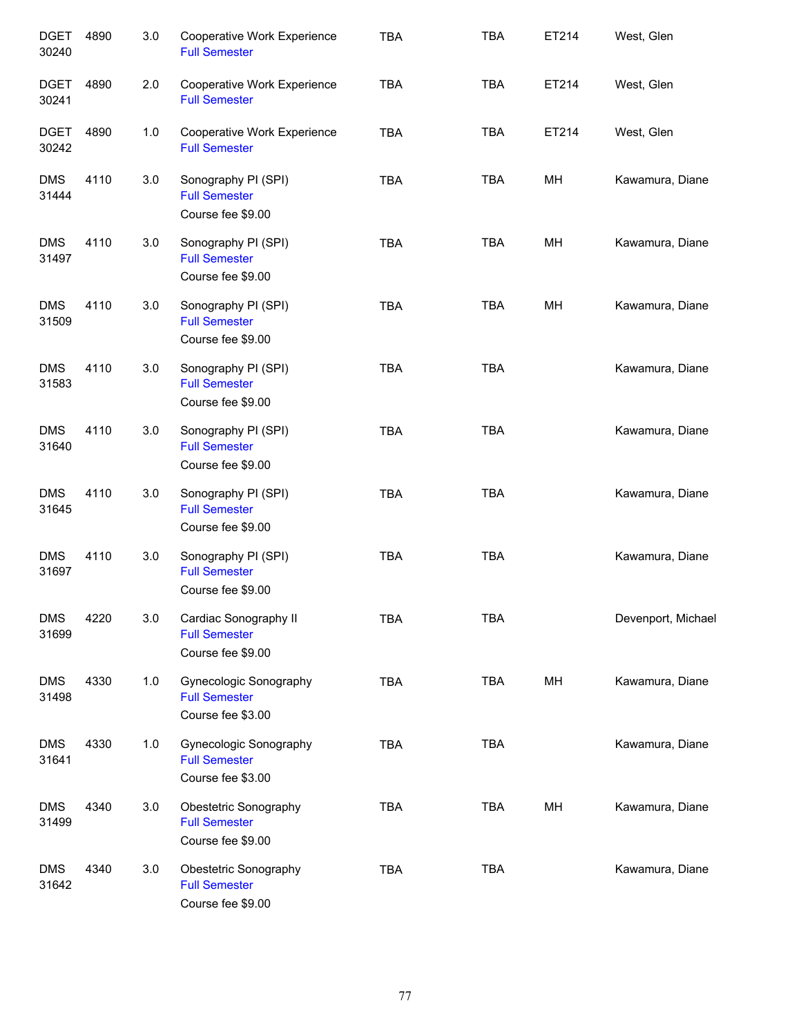| | | | | | | | |
|---|---|---|---|---|---|---|---|
| DGET 30240 | 4890 | 3.0 | Cooperative Work Experience<br>Full Semester | TBA | TBA | ET214 | West, Glen |
| DGET 30241 | 4890 | 2.0 | Cooperative Work Experience<br>Full Semester | TBA | TBA | ET214 | West, Glen |
| DGET 30242 | 4890 | 1.0 | Cooperative Work Experience<br>Full Semester | TBA | TBA | ET214 | West, Glen |
| DMS 31444 | 4110 | 3.0 | Sonography PI (SPI)<br>Full Semester<br>Course fee $9.00 | TBA | TBA | MH | Kawamura, Diane |
| DMS 31497 | 4110 | 3.0 | Sonography PI (SPI)<br>Full Semester<br>Course fee $9.00 | TBA | TBA | MH | Kawamura, Diane |
| DMS 31509 | 4110 | 3.0 | Sonography PI (SPI)<br>Full Semester<br>Course fee $9.00 | TBA | TBA | MH | Kawamura, Diane |
| DMS 31583 | 4110 | 3.0 | Sonography PI (SPI)<br>Full Semester<br>Course fee $9.00 | TBA | TBA | | Kawamura, Diane |
| DMS 31640 | 4110 | 3.0 | Sonography PI (SPI)<br>Full Semester<br>Course fee $9.00 | TBA | TBA | | Kawamura, Diane |
| DMS 31645 | 4110 | 3.0 | Sonography PI (SPI)<br>Full Semester<br>Course fee $9.00 | TBA | TBA | | Kawamura, Diane |
| DMS 31697 | 4110 | 3.0 | Sonography PI (SPI)<br>Full Semester<br>Course fee $9.00 | TBA | TBA | | Kawamura, Diane |
| DMS 31699 | 4220 | 3.0 | Cardiac Sonography II<br>Full Semester<br>Course fee $9.00 | TBA | TBA | | Devenport, Michael |
| DMS 31498 | 4330 | 1.0 | Gynecologic Sonography<br>Full Semester<br>Course fee $3.00 | TBA | TBA | MH | Kawamura, Diane |
| DMS 31641 | 4330 | 1.0 | Gynecologic Sonography<br>Full Semester<br>Course fee $3.00 | TBA | TBA | | Kawamura, Diane |
| DMS 31499 | 4340 | 3.0 | Obestetric Sonography<br>Full Semester<br>Course fee $9.00 | TBA | TBA | MH | Kawamura, Diane |
| DMS 31642 | 4340 | 3.0 | Obestetric Sonography<br>Full Semester<br>Course fee $9.00 | TBA | TBA | | Kawamura, Diane |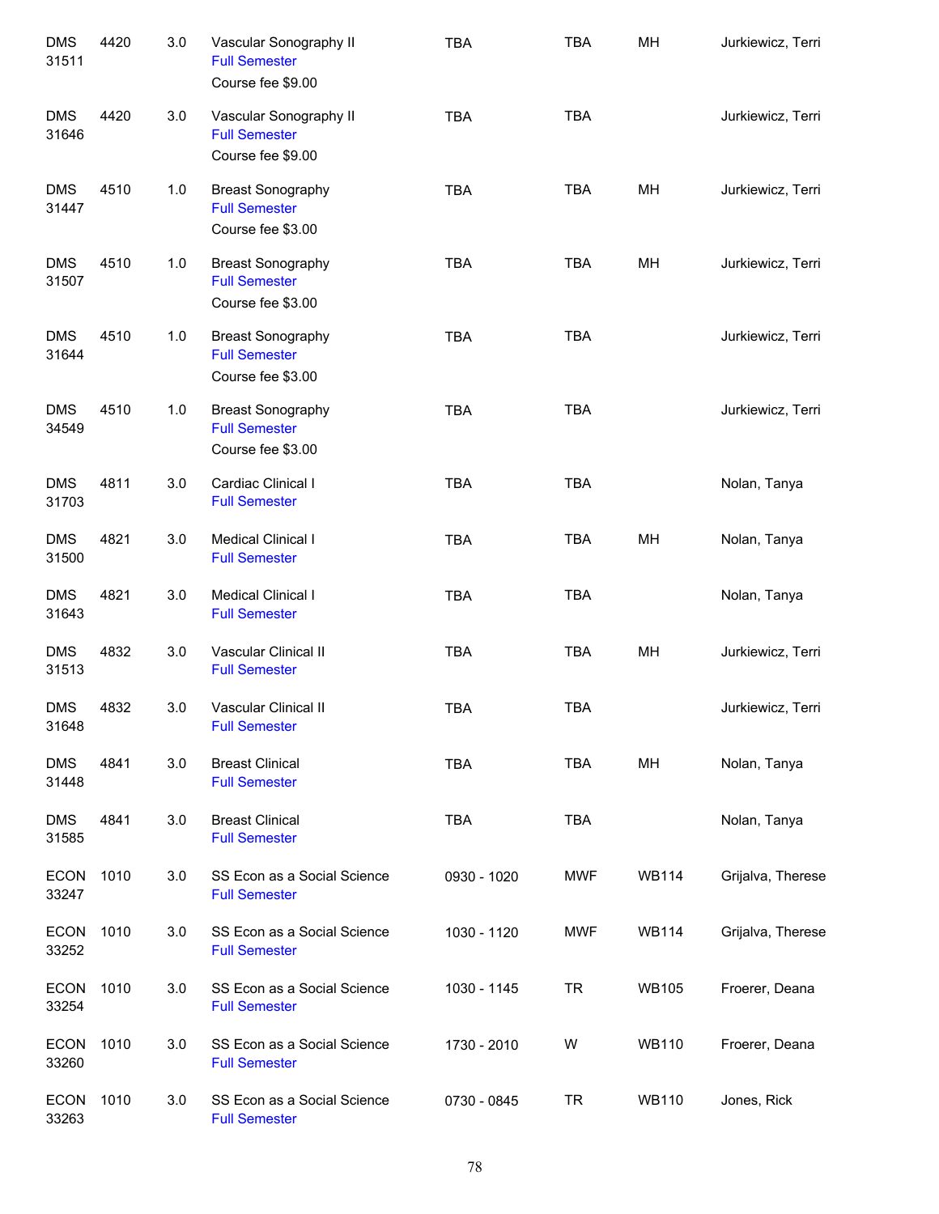| | | | | | | | |
|---|---|---|---|---|---|---|---|
| DMS 31511 | 4420 | 3.0 | Vascular Sonography II<br>Full Semester<br>Course fee $9.00 | TBA | TBA | MH | Jurkiewicz, Terri |
| DMS 31646 | 4420 | 3.0 | Vascular Sonography II<br>Full Semester<br>Course fee $9.00 | TBA | TBA | | Jurkiewicz, Terri |
| DMS 31447 | 4510 | 1.0 | Breast Sonography<br>Full Semester<br>Course fee $3.00 | TBA | TBA | MH | Jurkiewicz, Terri |
| DMS 31507 | 4510 | 1.0 | Breast Sonography<br>Full Semester<br>Course fee $3.00 | TBA | TBA | MH | Jurkiewicz, Terri |
| DMS 31644 | 4510 | 1.0 | Breast Sonography<br>Full Semester<br>Course fee $3.00 | TBA | TBA | | Jurkiewicz, Terri |
| DMS 34549 | 4510 | 1.0 | Breast Sonography<br>Full Semester<br>Course fee $3.00 | TBA | TBA | | Jurkiewicz, Terri |
| DMS 31703 | 4811 | 3.0 | Cardiac Clinical I<br>Full Semester | TBA | TBA | | Nolan, Tanya |
| DMS 31500 | 4821 | 3.0 | Medical Clinical I<br>Full Semester | TBA | TBA | MH | Nolan, Tanya |
| DMS 31643 | 4821 | 3.0 | Medical Clinical I<br>Full Semester | TBA | TBA | | Nolan, Tanya |
| DMS 31513 | 4832 | 3.0 | Vascular Clinical II<br>Full Semester | TBA | TBA | MH | Jurkiewicz, Terri |
| DMS 31648 | 4832 | 3.0 | Vascular Clinical II<br>Full Semester | TBA | TBA | | Jurkiewicz, Terri |
| DMS 31448 | 4841 | 3.0 | Breast Clinical<br>Full Semester | TBA | TBA | MH | Nolan, Tanya |
| DMS 31585 | 4841 | 3.0 | Breast Clinical<br>Full Semester | TBA | TBA | | Nolan, Tanya |
| ECON 33247 | 1010 | 3.0 | SS Econ as a Social Science<br>Full Semester | 0930 - 1020 | MWF | WB114 | Grijalva, Therese |
| ECON 33252 | 1010 | 3.0 | SS Econ as a Social Science<br>Full Semester | 1030 - 1120 | MWF | WB114 | Grijalva, Therese |
| ECON 33254 | 1010 | 3.0 | SS Econ as a Social Science<br>Full Semester | 1030 - 1145 | TR | WB105 | Froerer, Deana |
| ECON 33260 | 1010 | 3.0 | SS Econ as a Social Science<br>Full Semester | 1730 - 2010 | W | WB110 | Froerer, Deana |
| ECON 33263 | 1010 | 3.0 | SS Econ as a Social Science<br>Full Semester | 0730 - 0845 | TR | WB110 | Jones, Rick |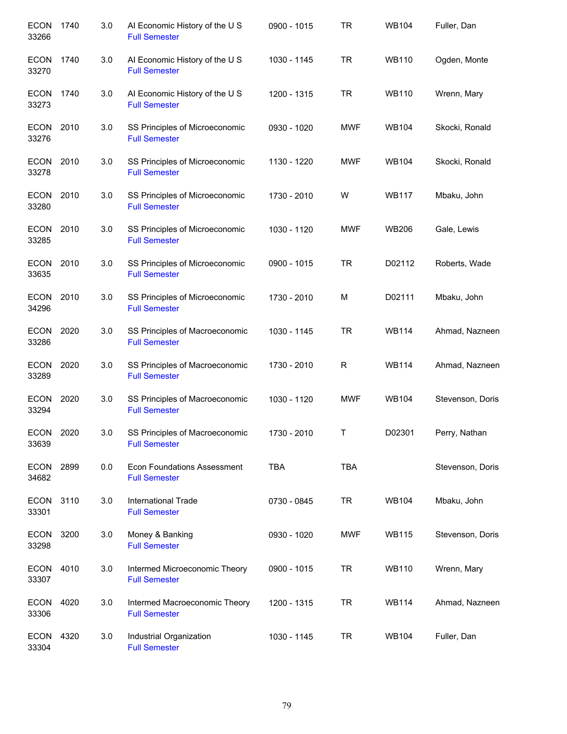| | | | | | | | |
|---|---|---|---|---|---|---|---|
| ECON 33266 | 1740 | 3.0 | AI Economic History of the U S<br>Full Semester | 0900 - 1015 | TR | WB104 | Fuller, Dan |
| ECON 33270 | 1740 | 3.0 | AI Economic History of the U S<br>Full Semester | 1030 - 1145 | TR | WB110 | Ogden, Monte |
| ECON 33273 | 1740 | 3.0 | AI Economic History of the U S<br>Full Semester | 1200 - 1315 | TR | WB110 | Wrenn, Mary |
| ECON 33276 | 2010 | 3.0 | SS Principles of Microeconomic<br>Full Semester | 0930 - 1020 | MWF | WB104 | Skocki, Ronald |
| ECON 33278 | 2010 | 3.0 | SS Principles of Microeconomic<br>Full Semester | 1130 - 1220 | MWF | WB104 | Skocki, Ronald |
| ECON 33280 | 2010 | 3.0 | SS Principles of Microeconomic<br>Full Semester | 1730 - 2010 | W | WB117 | Mbaku, John |
| ECON 33285 | 2010 | 3.0 | SS Principles of Microeconomic<br>Full Semester | 1030 - 1120 | MWF | WB206 | Gale, Lewis |
| ECON 33635 | 2010 | 3.0 | SS Principles of Microeconomic<br>Full Semester | 0900 - 1015 | TR | D02112 | Roberts, Wade |
| ECON 34296 | 2010 | 3.0 | SS Principles of Microeconomic<br>Full Semester | 1730 - 2010 | M | D02111 | Mbaku, John |
| ECON 33286 | 2020 | 3.0 | SS Principles of Macroeconomic<br>Full Semester | 1030 - 1145 | TR | WB114 | Ahmad, Nazneen |
| ECON 33289 | 2020 | 3.0 | SS Principles of Macroeconomic<br>Full Semester | 1730 - 2010 | R | WB114 | Ahmad, Nazneen |
| ECON 33294 | 2020 | 3.0 | SS Principles of Macroeconomic<br>Full Semester | 1030 - 1120 | MWF | WB104 | Stevenson, Doris |
| ECON 33639 | 2020 | 3.0 | SS Principles of Macroeconomic<br>Full Semester | 1730 - 2010 | T | D02301 | Perry, Nathan |
| ECON 34682 | 2899 | 0.0 | Econ Foundations Assessment<br>Full Semester | TBA | TBA | | Stevenson, Doris |
| ECON 33301 | 3110 | 3.0 | International Trade<br>Full Semester | 0730 - 0845 | TR | WB104 | Mbaku, John |
| ECON 33298 | 3200 | 3.0 | Money & Banking<br>Full Semester | 0930 - 1020 | MWF | WB115 | Stevenson, Doris |
| ECON 33307 | 4010 | 3.0 | Intermed Microeconomic Theory<br>Full Semester | 0900 - 1015 | TR | WB110 | Wrenn, Mary |
| ECON 33306 | 4020 | 3.0 | Intermed Macroeconomic Theory<br>Full Semester | 1200 - 1315 | TR | WB114 | Ahmad, Nazneen |
| ECON 33304 | 4320 | 3.0 | Industrial Organization<br>Full Semester | 1030 - 1145 | TR | WB104 | Fuller, Dan |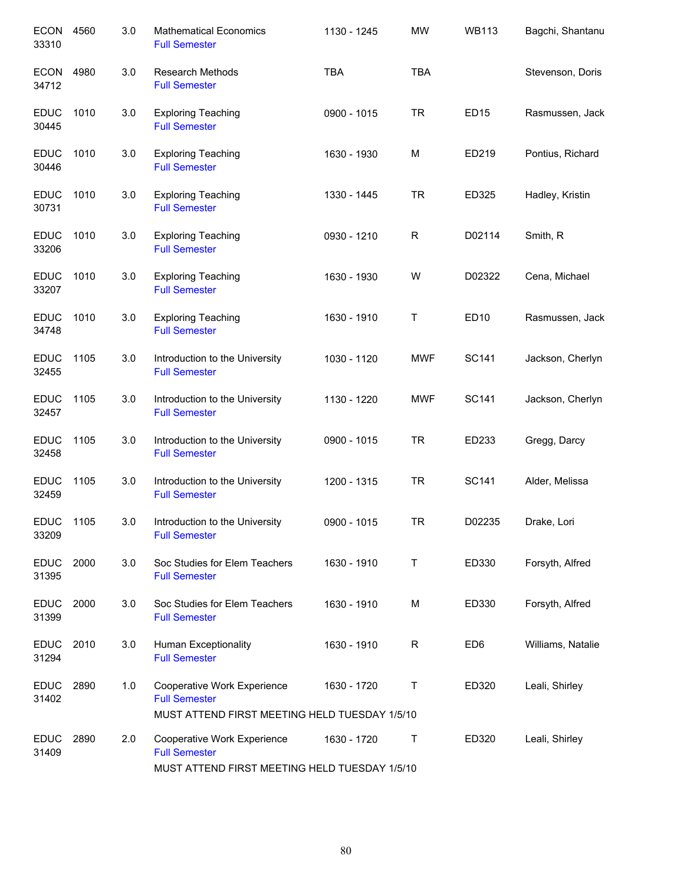| Subject / CRN | Course | Credits | Title | Time | Days | Room | Instructor |
|---|---|---|---|---|---|---|---|
| ECON 33310 | 4560 | 3.0 | Mathematical Economics<br>Full Semester | 1130 - 1245 | MW | WB113 | Bagchi, Shantanu |
| ECON 34712 | 4980 | 3.0 | Research Methods<br>Full Semester | TBA | TBA | | Stevenson, Doris |
| EDUC 30445 | 1010 | 3.0 | Exploring Teaching<br>Full Semester | 0900 - 1015 | TR | ED15 | Rasmussen, Jack |
| EDUC 30446 | 1010 | 3.0 | Exploring Teaching<br>Full Semester | 1630 - 1930 | M | ED219 | Pontius, Richard |
| EDUC 30731 | 1010 | 3.0 | Exploring Teaching<br>Full Semester | 1330 - 1445 | TR | ED325 | Hadley, Kristin |
| EDUC 33206 | 1010 | 3.0 | Exploring Teaching<br>Full Semester | 0930 - 1210 | R | D02114 | Smith, R |
| EDUC 33207 | 1010 | 3.0 | Exploring Teaching<br>Full Semester | 1630 - 1930 | W | D02322 | Cena, Michael |
| EDUC 34748 | 1010 | 3.0 | Exploring Teaching<br>Full Semester | 1630 - 1910 | T | ED10 | Rasmussen, Jack |
| EDUC 32455 | 1105 | 3.0 | Introduction to the University<br>Full Semester | 1030 - 1120 | MWF | SC141 | Jackson, Cherlyn |
| EDUC 32457 | 1105 | 3.0 | Introduction to the University<br>Full Semester | 1130 - 1220 | MWF | SC141 | Jackson, Cherlyn |
| EDUC 32458 | 1105 | 3.0 | Introduction to the University<br>Full Semester | 0900 - 1015 | TR | ED233 | Gregg, Darcy |
| EDUC 32459 | 1105 | 3.0 | Introduction to the University<br>Full Semester | 1200 - 1315 | TR | SC141 | Alder, Melissa |
| EDUC 33209 | 1105 | 3.0 | Introduction to the University<br>Full Semester | 0900 - 1015 | TR | D02235 | Drake, Lori |
| EDUC 31395 | 2000 | 3.0 | Soc Studies for Elem Teachers<br>Full Semester | 1630 - 1910 | T | ED330 | Forsyth, Alfred |
| EDUC 31399 | 2000 | 3.0 | Soc Studies for Elem Teachers<br>Full Semester | 1630 - 1910 | M | ED330 | Forsyth, Alfred |
| EDUC 31294 | 2010 | 3.0 | Human Exceptionality<br>Full Semester | 1630 - 1910 | R | ED6 | Williams, Natalie |
| EDUC 31402 | 2890 | 1.0 | Cooperative Work Experience<br>Full Semester<br>MUST ATTEND FIRST MEETING HELD TUESDAY 1/5/10 | 1630 - 1720 | T | ED320 | Leali, Shirley |
| EDUC 31409 | 2890 | 2.0 | Cooperative Work Experience<br>Full Semester<br>MUST ATTEND FIRST MEETING HELD TUESDAY 1/5/10 | 1630 - 1720 | T | ED320 | Leali, Shirley |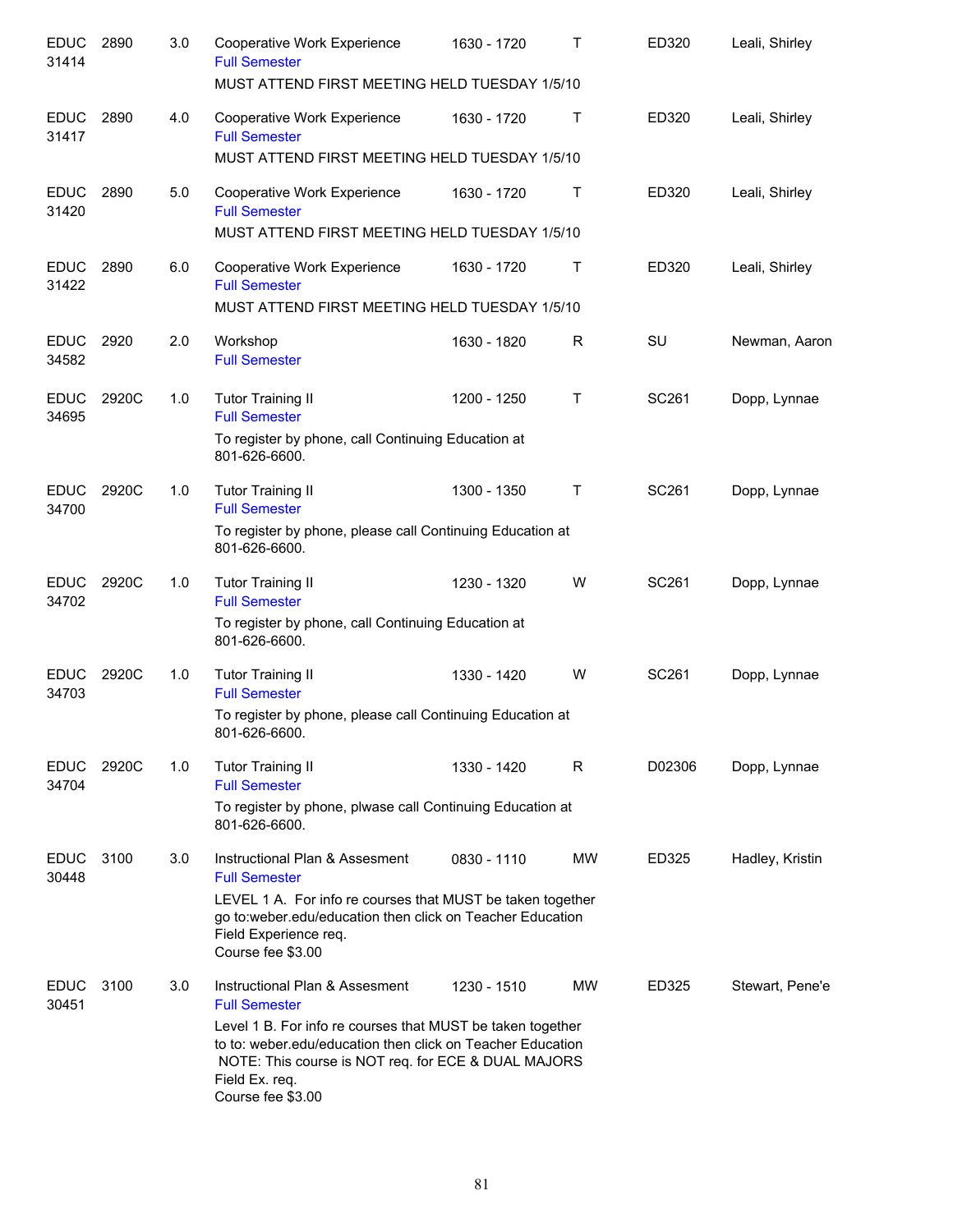| | | | | | | | |
|---|---|---|---|---|---|---|---|
| EDUC 31414 | 2890 | 3.0 | Cooperative Work Experience<br>Full Semester<br>MUST ATTEND FIRST MEETING HELD TUESDAY 1/5/10 | 1630 - 1720 | T | ED320 | Leali, Shirley |
| EDUC 31417 | 2890 | 4.0 | Cooperative Work Experience<br>Full Semester<br>MUST ATTEND FIRST MEETING HELD TUESDAY 1/5/10 | 1630 - 1720 | T | ED320 | Leali, Shirley |
| EDUC 31420 | 2890 | 5.0 | Cooperative Work Experience<br>Full Semester<br>MUST ATTEND FIRST MEETING HELD TUESDAY 1/5/10 | 1630 - 1720 | T | ED320 | Leali, Shirley |
| EDUC 31422 | 2890 | 6.0 | Cooperative Work Experience<br>Full Semester<br>MUST ATTEND FIRST MEETING HELD TUESDAY 1/5/10 | 1630 - 1720 | T | ED320 | Leali, Shirley |
| EDUC 34582 | 2920 | 2.0 | Workshop<br>Full Semester | 1630 - 1820 | R | SU | Newman, Aaron |
| EDUC 34695 | 2920C | 1.0 | Tutor Training II<br>Full Semester<br>To register by phone, call Continuing Education at 801-626-6600. | 1200 - 1250 | T | SC261 | Dopp, Lynnae |
| EDUC 34700 | 2920C | 1.0 | Tutor Training II<br>Full Semester<br>To register by phone, please call Continuing Education at 801-626-6600. | 1300 - 1350 | T | SC261 | Dopp, Lynnae |
| EDUC 34702 | 2920C | 1.0 | Tutor Training II<br>Full Semester<br>To register by phone, call Continuing Education at 801-626-6600. | 1230 - 1320 | W | SC261 | Dopp, Lynnae |
| EDUC 34703 | 2920C | 1.0 | Tutor Training II<br>Full Semester<br>To register by phone, please call Continuing Education at 801-626-6600. | 1330 - 1420 | W | SC261 | Dopp, Lynnae |
| EDUC 34704 | 2920C | 1.0 | Tutor Training II<br>Full Semester<br>To register by phone, plwase call Continuing Education at 801-626-6600. | 1330 - 1420 | R | D02306 | Dopp, Lynnae |
| EDUC 30448 | 3100 | 3.0 | Instructional Plan & Assesment<br>Full Semester<br>LEVEL 1 A. For info re courses that MUST be taken together go to:weber.edu/education then click on Teacher Education Field Experience req.<br>Course fee $3.00 | 0830 - 1110 | MW | ED325 | Hadley, Kristin |
| EDUC 30451 | 3100 | 3.0 | Instructional Plan & Assesment<br>Full Semester<br>Level 1 B. For info re courses that MUST be taken together to to: weber.edu/education then click on Teacher Education NOTE: This course is NOT req. for ECE & DUAL MAJORS Field Ex. req.<br>Course fee $3.00 | 1230 - 1510 | MW | ED325 | Stewart, Pene'e |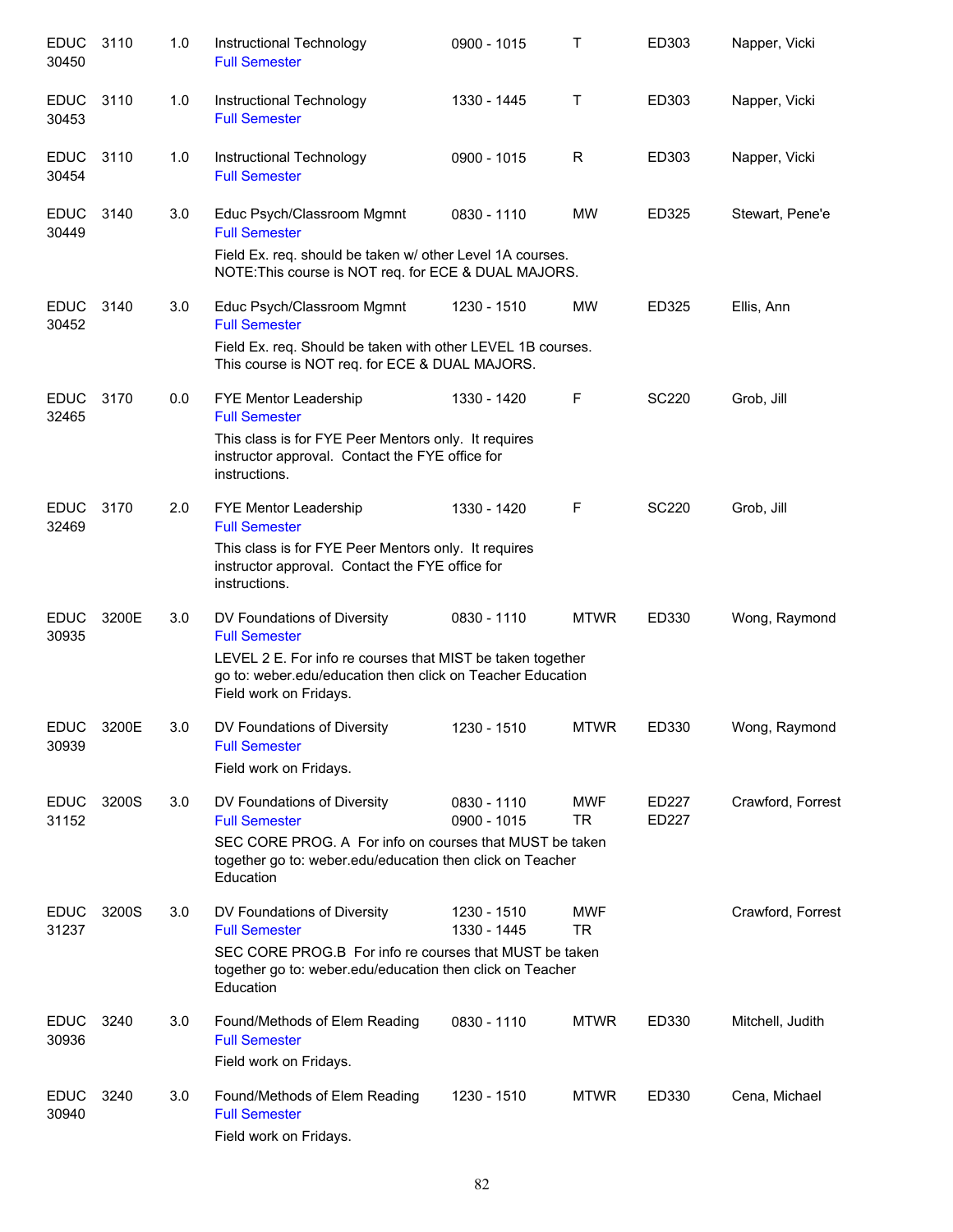| | | | | | | | |
|---|---|---|---|---|---|---|---|
| EDUC 30450 | 3110 | 1.0 | Instructional Technology<br>Full Semester | 0900 - 1015 | T | ED303 | Napper, Vicki |
| EDUC 30453 | 3110 | 1.0 | Instructional Technology<br>Full Semester | 1330 - 1445 | T | ED303 | Napper, Vicki |
| EDUC 30454 | 3110 | 1.0 | Instructional Technology<br>Full Semester | 0900 - 1015 | R | ED303 | Napper, Vicki |
| EDUC 30449 | 3140 | 3.0 | Educ Psych/Classroom Mgmnt<br>Full Semester<br>Field Ex. req. should be taken w/ other Level 1A courses. NOTE:This course is NOT req. for ECE & DUAL MAJORS. | 0830 - 1110 | MW | ED325 | Stewart, Pene'e |
| EDUC 30452 | 3140 | 3.0 | Educ Psych/Classroom Mgmnt<br>Full Semester<br>Field Ex. req. Should be taken with other LEVEL 1B courses. This course is NOT req. for ECE & DUAL MAJORS. | 1230 - 1510 | MW | ED325 | Ellis, Ann |
| EDUC 32465 | 3170 | 0.0 | FYE Mentor Leadership<br>Full Semester<br>This class is for FYE Peer Mentors only. It requires instructor approval. Contact the FYE office for instructions. | 1330 - 1420 | F | SC220 | Grob, Jill |
| EDUC 32469 | 3170 | 2.0 | FYE Mentor Leadership<br>Full Semester<br>This class is for FYE Peer Mentors only. It requires instructor approval. Contact the FYE office for instructions. | 1330 - 1420 | F | SC220 | Grob, Jill |
| EDUC 30935 | 3200E | 3.0 | DV Foundations of Diversity<br>Full Semester<br>LEVEL 2 E. For info re courses that MIST be taken together go to: weber.edu/education then click on Teacher Education Field work on Fridays. | 0830 - 1110 | MTWR | ED330 | Wong, Raymond |
| EDUC 30939 | 3200E | 3.0 | DV Foundations of Diversity<br>Full Semester<br>Field work on Fridays. | 1230 - 1510 | MTWR | ED330 | Wong, Raymond |
| EDUC 31152 | 3200S | 3.0 | DV Foundations of Diversity<br>Full Semester<br>SEC CORE PROG. A For info on courses that MUST be taken together go to: weber.edu/education then click on Teacher Education | 0830 - 1110<br>0900 - 1015 | MWF<br>TR | ED227<br>ED227 | Crawford, Forrest |
| EDUC 31237 | 3200S | 3.0 | DV Foundations of Diversity<br>Full Semester<br>SEC CORE PROG.B For info re courses that MUST be taken together go to: weber.edu/education then click on Teacher Education | 1230 - 1510<br>1330 - 1445 | MWF<br>TR | | Crawford, Forrest |
| EDUC 30936 | 3240 | 3.0 | Found/Methods of Elem Reading<br>Full Semester<br>Field work on Fridays. | 0830 - 1110 | MTWR | ED330 | Mitchell, Judith |
| EDUC 30940 | 3240 | 3.0 | Found/Methods of Elem Reading<br>Full Semester<br>Field work on Fridays. | 1230 - 1510 | MTWR | ED330 | Cena, Michael |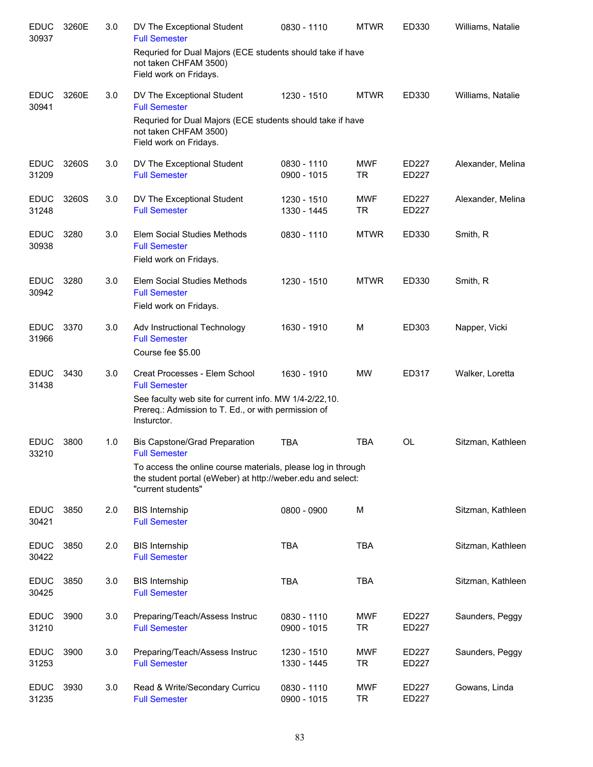| Dept / CRN | Course | Credits | Title | Time | Days | Room | Instructor |
|---|---|---|---|---|---|---|---|
| EDUC 30937 | 3260E | 3.0 | DV The Exceptional Student<br>Full Semester<br>Requried for Dual Majors (ECE students should take if have not taken CHFAM 3500)<br>Field work on Fridays. | 0830 - 1110 | MTWR | ED330 | Williams, Natalie |
| EDUC 30941 | 3260E | 3.0 | DV The Exceptional Student<br>Full Semester<br>Requried for Dual Majors (ECE students should take if have not taken CHFAM 3500)<br>Field work on Fridays. | 1230 - 1510 | MTWR | ED330 | Williams, Natalie |
| EDUC 31209 | 3260S | 3.0 | DV The Exceptional Student<br>Full Semester | 0830 - 1110<br>0900 - 1015 | MWF<br>TR | ED227<br>ED227 | Alexander, Melina |
| EDUC 31248 | 3260S | 3.0 | DV The Exceptional Student<br>Full Semester | 1230 - 1510<br>1330 - 1445 | MWF<br>TR | ED227<br>ED227 | Alexander, Melina |
| EDUC 30938 | 3280 | 3.0 | Elem Social Studies Methods<br>Full Semester<br>Field work on Fridays. | 0830 - 1110 | MTWR | ED330 | Smith, R |
| EDUC 30942 | 3280 | 3.0 | Elem Social Studies Methods<br>Full Semester<br>Field work on Fridays. | 1230 - 1510 | MTWR | ED330 | Smith, R |
| EDUC 31966 | 3370 | 3.0 | Adv Instructional Technology<br>Full Semester<br>Course fee $5.00 | 1630 - 1910 | M | ED303 | Napper, Vicki |
| EDUC 31438 | 3430 | 3.0 | Creat Processes - Elem School<br>Full Semester<br>See faculty web site for current info. MW 1/4-2/22,10. Prereq.: Admission to T. Ed., or with permission of Insturctor. | 1630 - 1910 | MW | ED317 | Walker, Loretta |
| EDUC 33210 | 3800 | 1.0 | Bis Capstone/Grad Preparation<br>Full Semester<br>To access the online course materials, please log in through the student portal (eWeber) at http://weber.edu and select: "current students" | TBA | TBA | OL | Sitzman, Kathleen |
| EDUC 30421 | 3850 | 2.0 | BIS Internship<br>Full Semester | 0800 - 0900 | M | | Sitzman, Kathleen |
| EDUC 30422 | 3850 | 2.0 | BIS Internship<br>Full Semester | TBA | TBA | | Sitzman, Kathleen |
| EDUC 30425 | 3850 | 3.0 | BIS Internship<br>Full Semester | TBA | TBA | | Sitzman, Kathleen |
| EDUC 31210 | 3900 | 3.0 | Preparing/Teach/Assess Instruc<br>Full Semester | 0830 - 1110<br>0900 - 1015 | MWF<br>TR | ED227<br>ED227 | Saunders, Peggy |
| EDUC 31253 | 3900 | 3.0 | Preparing/Teach/Assess Instruc<br>Full Semester | 1230 - 1510<br>1330 - 1445 | MWF<br>TR | ED227<br>ED227 | Saunders, Peggy |
| EDUC 31235 | 3930 | 3.0 | Read & Write/Secondary Curricu<br>Full Semester | 0830 - 1110<br>0900 - 1015 | MWF<br>TR | ED227<br>ED227 | Gowans, Linda |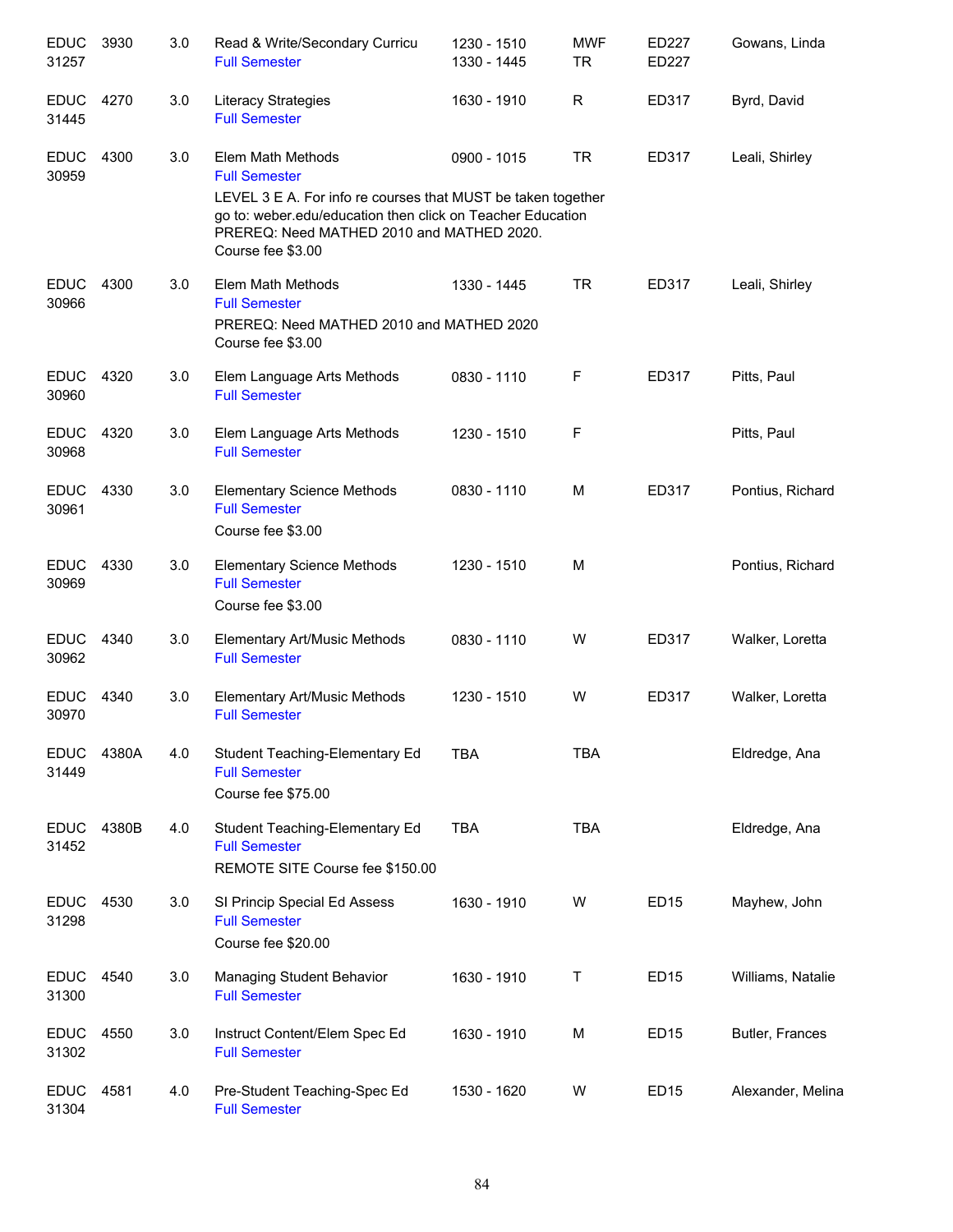| Subject / CRN | Course | Credits | Title | Time | Days | Room | Instructor |
|---|---|---|---|---|---|---|---|
| EDUC 31257 | 3930 | 3.0 | Read & Write/Secondary Curricu<br>Full Semester | 1230 - 1510<br>1330 - 1445 | MWF<br>TR | ED227<br>ED227 | Gowans, Linda |
| EDUC 31445 | 4270 | 3.0 | Literacy Strategies<br>Full Semester | 1630 - 1910 | R | ED317 | Byrd, David |
| EDUC 30959 | 4300 | 3.0 | Elem Math Methods<br>Full Semester<br>LEVEL 3 E A. For info re courses that MUST be taken together go to: weber.edu/education then click on Teacher Education PREREQ: Need MATHED 2010 and MATHED 2020. Course fee $3.00 | 0900 - 1015 | TR | ED317 | Leali, Shirley |
| EDUC 30966 | 4300 | 3.0 | Elem Math Methods<br>Full Semester<br>PREREQ: Need MATHED 2010 and MATHED 2020 Course fee $3.00 | 1330 - 1445 | TR | ED317 | Leali, Shirley |
| EDUC 30960 | 4320 | 3.0 | Elem Language Arts Methods<br>Full Semester | 0830 - 1110 | F | ED317 | Pitts, Paul |
| EDUC 30968 | 4320 | 3.0 | Elem Language Arts Methods<br>Full Semester | 1230 - 1510 | F | | Pitts, Paul |
| EDUC 30961 | 4330 | 3.0 | Elementary Science Methods<br>Full Semester<br>Course fee $3.00 | 0830 - 1110 | M | ED317 | Pontius, Richard |
| EDUC 30969 | 4330 | 3.0 | Elementary Science Methods<br>Full Semester<br>Course fee $3.00 | 1230 - 1510 | M | | Pontius, Richard |
| EDUC 30962 | 4340 | 3.0 | Elementary Art/Music Methods<br>Full Semester | 0830 - 1110 | W | ED317 | Walker, Loretta |
| EDUC 30970 | 4340 | 3.0 | Elementary Art/Music Methods<br>Full Semester | 1230 - 1510 | W | ED317 | Walker, Loretta |
| EDUC 31449 | 4380A | 4.0 | Student Teaching-Elementary Ed<br>Full Semester<br>Course fee $75.00 | TBA | TBA | | Eldredge, Ana |
| EDUC 31452 | 4380B | 4.0 | Student Teaching-Elementary Ed<br>Full Semester<br>REMOTE SITE Course fee $150.00 | TBA | TBA | | Eldredge, Ana |
| EDUC 31298 | 4530 | 3.0 | SI Princip Special Ed Assess<br>Full Semester<br>Course fee $20.00 | 1630 - 1910 | W | ED15 | Mayhew, John |
| EDUC 31300 | 4540 | 3.0 | Managing Student Behavior<br>Full Semester | 1630 - 1910 | T | ED15 | Williams, Natalie |
| EDUC 31302 | 4550 | 3.0 | Instruct Content/Elem Spec Ed<br>Full Semester | 1630 - 1910 | M | ED15 | Butler, Frances |
| EDUC 31304 | 4581 | 4.0 | Pre-Student Teaching-Spec Ed<br>Full Semester | 1530 - 1620 | W | ED15 | Alexander, Melina |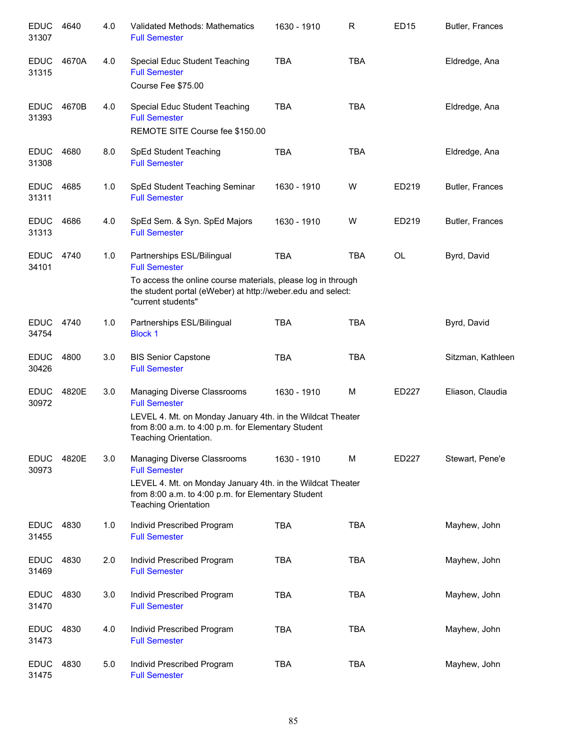| | | | | | | | |
|---|---|---|---|---|---|---|---|
| EDUC 31307 | 4640 | 4.0 | Validated Methods: Mathematics<br>Full Semester | 1630 - 1910 | R | ED15 | Butler, Frances |
| EDUC 31315 | 4670A | 4.0 | Special Educ Student Teaching<br>Full Semester<br>Course Fee $75.00 | TBA | TBA | | Eldredge, Ana |
| EDUC 31393 | 4670B | 4.0 | Special Educ Student Teaching<br>Full Semester<br>REMOTE SITE Course fee $150.00 | TBA | TBA | | Eldredge, Ana |
| EDUC 31308 | 4680 | 8.0 | SpEd Student Teaching<br>Full Semester | TBA | TBA | | Eldredge, Ana |
| EDUC 31311 | 4685 | 1.0 | SpEd Student Teaching Seminar<br>Full Semester | 1630 - 1910 | W | ED219 | Butler, Frances |
| EDUC 31313 | 4686 | 4.0 | SpEd Sem. & Syn. SpEd Majors<br>Full Semester | 1630 - 1910 | W | ED219 | Butler, Frances |
| EDUC 34101 | 4740 | 1.0 | Partnerships ESL/Bilingual<br>Full Semester<br>To access the online course materials, please log in through the student portal (eWeber) at http://weber.edu and select: "current students" | TBA | TBA | OL | Byrd, David |
| EDUC 34754 | 4740 | 1.0 | Partnerships ESL/Bilingual<br>Block 1 | TBA | TBA | | Byrd, David |
| EDUC 30426 | 4800 | 3.0 | BIS Senior Capstone<br>Full Semester | TBA | TBA | | Sitzman, Kathleen |
| EDUC 30972 | 4820E | 3.0 | Managing Diverse Classrooms<br>Full Semester<br>LEVEL 4. Mt. on Monday January 4th. in the Wildcat Theater from 8:00 a.m. to 4:00 p.m. for Elementary Student Teaching Orientation. | 1630 - 1910 | M | ED227 | Eliason, Claudia |
| EDUC 30973 | 4820E | 3.0 | Managing Diverse Classrooms<br>Full Semester<br>LEVEL 4. Mt. on Monday January 4th. in the Wildcat Theater from 8:00 a.m. to 4:00 p.m. for Elementary Student Teaching Orientation | 1630 - 1910 | M | ED227 | Stewart, Pene'e |
| EDUC 31455 | 4830 | 1.0 | Individ Prescribed Program<br>Full Semester | TBA | TBA | | Mayhew, John |
| EDUC 31469 | 4830 | 2.0 | Individ Prescribed Program<br>Full Semester | TBA | TBA | | Mayhew, John |
| EDUC 31470 | 4830 | 3.0 | Individ Prescribed Program<br>Full Semester | TBA | TBA | | Mayhew, John |
| EDUC 31473 | 4830 | 4.0 | Individ Prescribed Program<br>Full Semester | TBA | TBA | | Mayhew, John |
| EDUC 31475 | 4830 | 5.0 | Individ Prescribed Program<br>Full Semester | TBA | TBA | | Mayhew, John |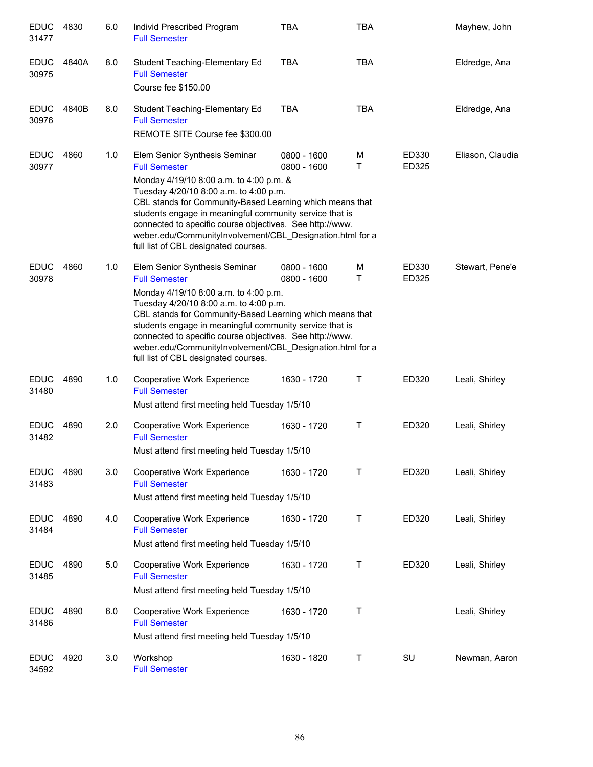| | | | | | | | |
|---|---|---|---|---|---|---|---|
| EDUC 31477 | 4830 | 6.0 | Individ Prescribed Program<br>Full Semester | TBA | TBA | | Mayhew, John |
| EDUC 30975 | 4840A | 8.0 | Student Teaching-Elementary Ed<br>Full Semester<br>Course fee $150.00 | TBA | TBA | | Eldredge, Ana |
| EDUC 30976 | 4840B | 8.0 | Student Teaching-Elementary Ed<br>Full Semester<br>REMOTE SITE Course fee $300.00 | TBA | TBA | | Eldredge, Ana |
| EDUC 30977 | 4860 | 1.0 | Elem Senior Synthesis Seminar<br>Full Semester<br>Monday 4/19/10 8:00 a.m. to 4:00 p.m. & Tuesday 4/20/10 8:00 a.m. to 4:00 p.m.<br>CBL stands for Community-Based Learning which means that students engage in meaningful community service that is connected to specific course objectives. See http://www.weber.edu/CommunityInvolvement/CBL_Designation.html for a full list of CBL designated courses. | 0800 - 1600<br>0800 - 1600 | M<br>T | ED330<br>ED325 | Eliason, Claudia |
| EDUC 30978 | 4860 | 1.0 | Elem Senior Synthesis Seminar<br>Full Semester<br>Monday 4/19/10 8:00 a.m. to 4:00 p.m.<br>Tuesday 4/20/10 8:00 a.m. to 4:00 p.m.<br>CBL stands for Community-Based Learning which means that students engage in meaningful community service that is connected to specific course objectives. See http://www.weber.edu/CommunityInvolvement/CBL_Designation.html for a full list of CBL designated courses. | 0800 - 1600<br>0800 - 1600 | M<br>T | ED330<br>ED325 | Stewart, Pene'e |
| EDUC 31480 | 4890 | 1.0 | Cooperative Work Experience<br>Full Semester<br>Must attend first meeting held Tuesday 1/5/10 | 1630 - 1720 | T | ED320 | Leali, Shirley |
| EDUC 31482 | 4890 | 2.0 | Cooperative Work Experience<br>Full Semester<br>Must attend first meeting held Tuesday 1/5/10 | 1630 - 1720 | T | ED320 | Leali, Shirley |
| EDUC 31483 | 4890 | 3.0 | Cooperative Work Experience<br>Full Semester<br>Must attend first meeting held Tuesday 1/5/10 | 1630 - 1720 | T | ED320 | Leali, Shirley |
| EDUC 31484 | 4890 | 4.0 | Cooperative Work Experience<br>Full Semester<br>Must attend first meeting held Tuesday 1/5/10 | 1630 - 1720 | T | ED320 | Leali, Shirley |
| EDUC 31485 | 4890 | 5.0 | Cooperative Work Experience<br>Full Semester<br>Must attend first meeting held Tuesday 1/5/10 | 1630 - 1720 | T | ED320 | Leali, Shirley |
| EDUC 31486 | 4890 | 6.0 | Cooperative Work Experience<br>Full Semester<br>Must attend first meeting held Tuesday 1/5/10 | 1630 - 1720 | T | | Leali, Shirley |
| EDUC 34592 | 4920 | 3.0 | Workshop<br>Full Semester | 1630 - 1820 | T | SU | Newman, Aaron |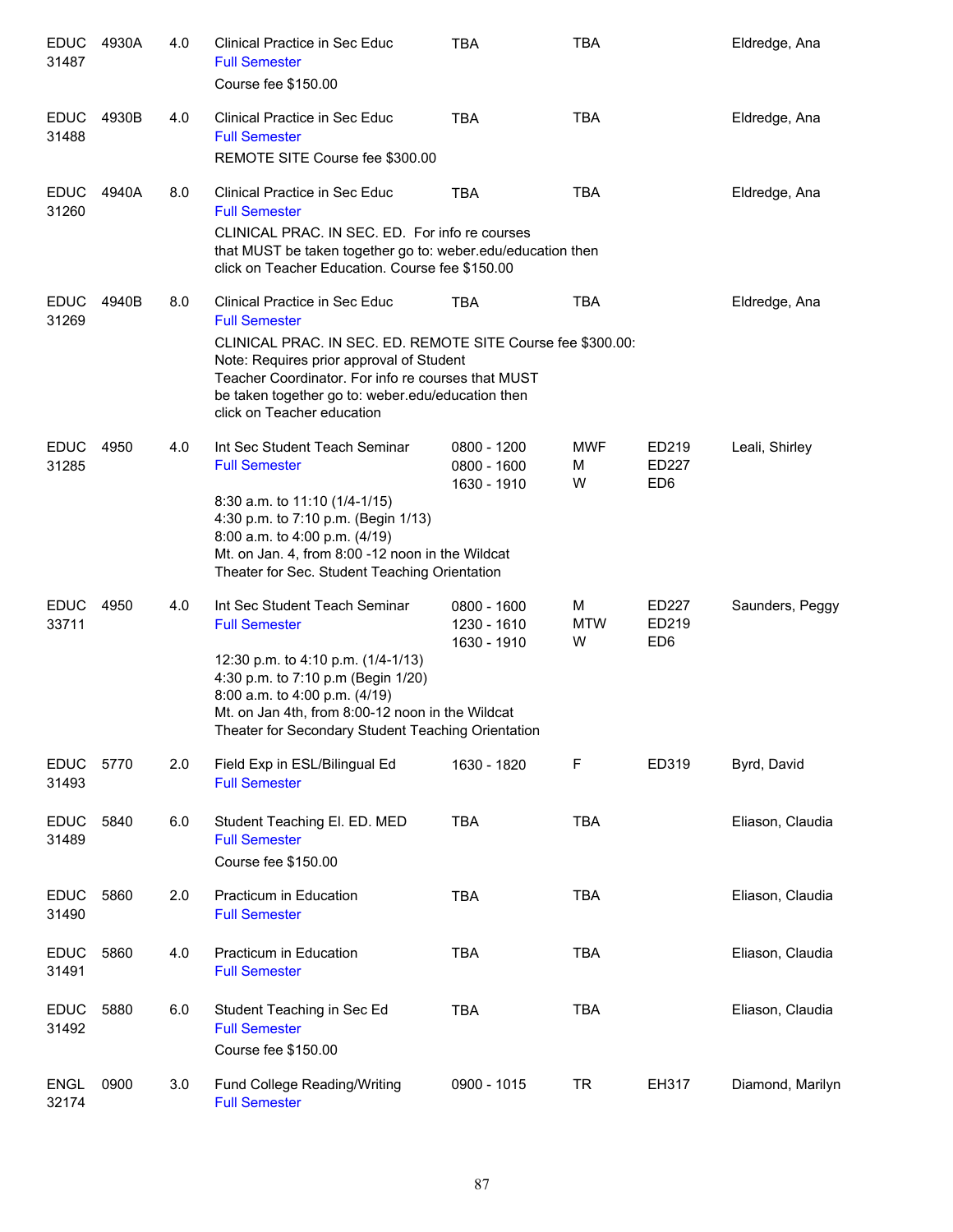| | | | | | | | |
|---|---|---|---|---|---|---|---|
| EDUC 31487 | 4930A | 4.0 | Clinical Practice in Sec Educ<br>Full Semester<br>Course fee $150.00 | TBA | TBA | | Eldredge, Ana |
| EDUC 31488 | 4930B | 4.0 | Clinical Practice in Sec Educ<br>Full Semester<br>REMOTE SITE Course fee $300.00 | TBA | TBA | | Eldredge, Ana |
| EDUC 31260 | 4940A | 8.0 | Clinical Practice in Sec Educ<br>Full Semester<br>CLINICAL PRAC. IN SEC. ED. For info re courses that MUST be taken together go to: weber.edu/education then click on Teacher Education. Course fee $150.00 | TBA | TBA | | Eldredge, Ana |
| EDUC 31269 | 4940B | 8.0 | Clinical Practice in Sec Educ<br>Full Semester<br>CLINICAL PRAC. IN SEC. ED. REMOTE SITE Course fee $300.00: Note: Requires prior approval of Student Teacher Coordinator. For info re courses that MUST be taken together go to: weber.edu/education then click on Teacher education | TBA | TBA | | Eldredge, Ana |
| EDUC 31285 | 4950 | 4.0 | Int Sec Student Teach Seminar<br>Full Semester<br>8:30 a.m. to 11:10 (1/4-1/15)<br>4:30 p.m. to 7:10 p.m. (Begin 1/13)<br>8:00 a.m. to 4:00 p.m. (4/19)<br>Mt. on Jan. 4, from 8:00 -12 noon in the Wildcat Theater for Sec. Student Teaching Orientation | 0800 - 1200<br>0800 - 1600<br>1630 - 1910 | MWF<br>M<br>W | ED219<br>ED227<br>ED6 | Leali, Shirley |
| EDUC 33711 | 4950 | 4.0 | Int Sec Student Teach Seminar<br>Full Semester<br>12:30 p.m. to 4:10 p.m. (1/4-1/13)<br>4:30 p.m. to 7:10 p.m (Begin 1/20)<br>8:00 a.m. to 4:00 p.m. (4/19)<br>Mt. on Jan 4th, from 8:00-12 noon in the Wildcat Theater for Secondary Student Teaching Orientation | 0800 - 1600<br>1230 - 1610<br>1630 - 1910 | M<br>MTW<br>W | ED227<br>ED219<br>ED6 | Saunders, Peggy |
| EDUC 31493 | 5770 | 2.0 | Field Exp in ESL/Bilingual Ed<br>Full Semester | 1630 - 1820 | F | ED319 | Byrd, David |
| EDUC 31489 | 5840 | 6.0 | Student Teaching El. ED. MED<br>Full Semester<br>Course fee $150.00 | TBA | TBA | | Eliason, Claudia |
| EDUC 31490 | 5860 | 2.0 | Practicum in Education<br>Full Semester | TBA | TBA | | Eliason, Claudia |
| EDUC 31491 | 5860 | 4.0 | Practicum in Education<br>Full Semester | TBA | TBA | | Eliason, Claudia |
| EDUC 31492 | 5880 | 6.0 | Student Teaching in Sec Ed<br>Full Semester<br>Course fee $150.00 | TBA | TBA | | Eliason, Claudia |
| ENGL 32174 | 0900 | 3.0 | Fund College Reading/Writing<br>Full Semester | 0900 - 1015 | TR | EH317 | Diamond, Marilyn |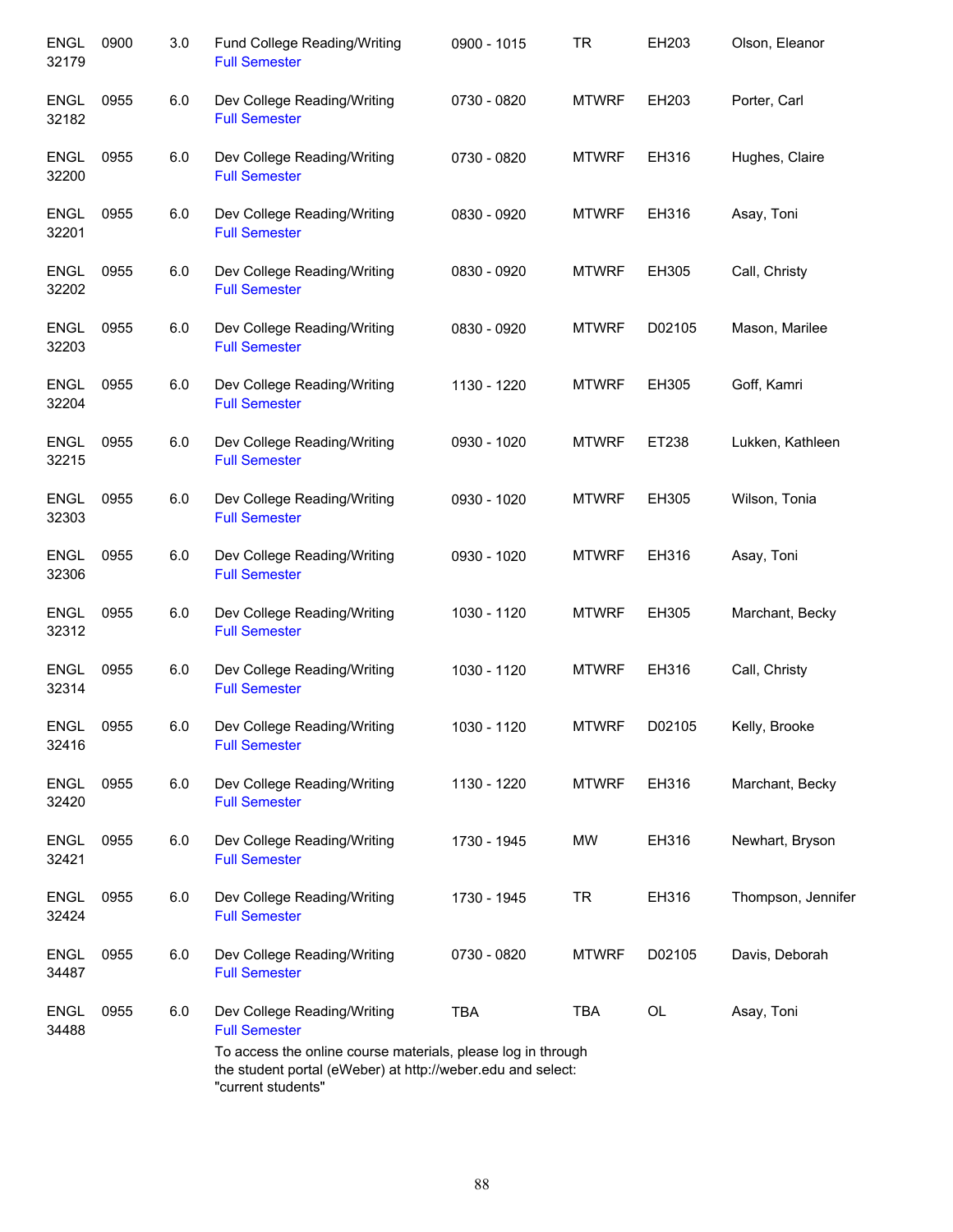| Course | Number | Credits | Title | Time | Days | Room | Instructor |
|---|---|---|---|---|---|---|---|
| ENGL 32179 | 0900 | 3.0 | Fund College Reading/Writing<br>Full Semester | 0900 - 1015 | TR | EH203 | Olson, Eleanor |
| ENGL 32182 | 0955 | 6.0 | Dev College Reading/Writing<br>Full Semester | 0730 - 0820 | MTWRF | EH203 | Porter, Carl |
| ENGL 32200 | 0955 | 6.0 | Dev College Reading/Writing<br>Full Semester | 0730 - 0820 | MTWRF | EH316 | Hughes, Claire |
| ENGL 32201 | 0955 | 6.0 | Dev College Reading/Writing<br>Full Semester | 0830 - 0920 | MTWRF | EH316 | Asay, Toni |
| ENGL 32202 | 0955 | 6.0 | Dev College Reading/Writing<br>Full Semester | 0830 - 0920 | MTWRF | EH305 | Call, Christy |
| ENGL 32203 | 0955 | 6.0 | Dev College Reading/Writing<br>Full Semester | 0830 - 0920 | MTWRF | D02105 | Mason, Marilee |
| ENGL 32204 | 0955 | 6.0 | Dev College Reading/Writing<br>Full Semester | 1130 - 1220 | MTWRF | EH305 | Goff, Kamri |
| ENGL 32215 | 0955 | 6.0 | Dev College Reading/Writing<br>Full Semester | 0930 - 1020 | MTWRF | ET238 | Lukken, Kathleen |
| ENGL 32303 | 0955 | 6.0 | Dev College Reading/Writing<br>Full Semester | 0930 - 1020 | MTWRF | EH305 | Wilson, Tonia |
| ENGL 32306 | 0955 | 6.0 | Dev College Reading/Writing<br>Full Semester | 0930 - 1020 | MTWRF | EH316 | Asay, Toni |
| ENGL 32312 | 0955 | 6.0 | Dev College Reading/Writing<br>Full Semester | 1030 - 1120 | MTWRF | EH305 | Marchant, Becky |
| ENGL 32314 | 0955 | 6.0 | Dev College Reading/Writing<br>Full Semester | 1030 - 1120 | MTWRF | EH316 | Call, Christy |
| ENGL 32416 | 0955 | 6.0 | Dev College Reading/Writing<br>Full Semester | 1030 - 1120 | MTWRF | D02105 | Kelly, Brooke |
| ENGL 32420 | 0955 | 6.0 | Dev College Reading/Writing<br>Full Semester | 1130 - 1220 | MTWRF | EH316 | Marchant, Becky |
| ENGL 32421 | 0955 | 6.0 | Dev College Reading/Writing<br>Full Semester | 1730 - 1945 | MW | EH316 | Newhart, Bryson |
| ENGL 32424 | 0955 | 6.0 | Dev College Reading/Writing<br>Full Semester | 1730 - 1945 | TR | EH316 | Thompson, Jennifer |
| ENGL 34487 | 0955 | 6.0 | Dev College Reading/Writing<br>Full Semester | 0730 - 0820 | MTWRF | D02105 | Davis, Deborah |
| ENGL 34488 | 0955 | 6.0 | Dev College Reading/Writing<br>Full Semester<br>To access the online course materials, please log in through the student portal (eWeber) at http://weber.edu and select: "current students" | TBA | TBA | OL | Asay, Toni |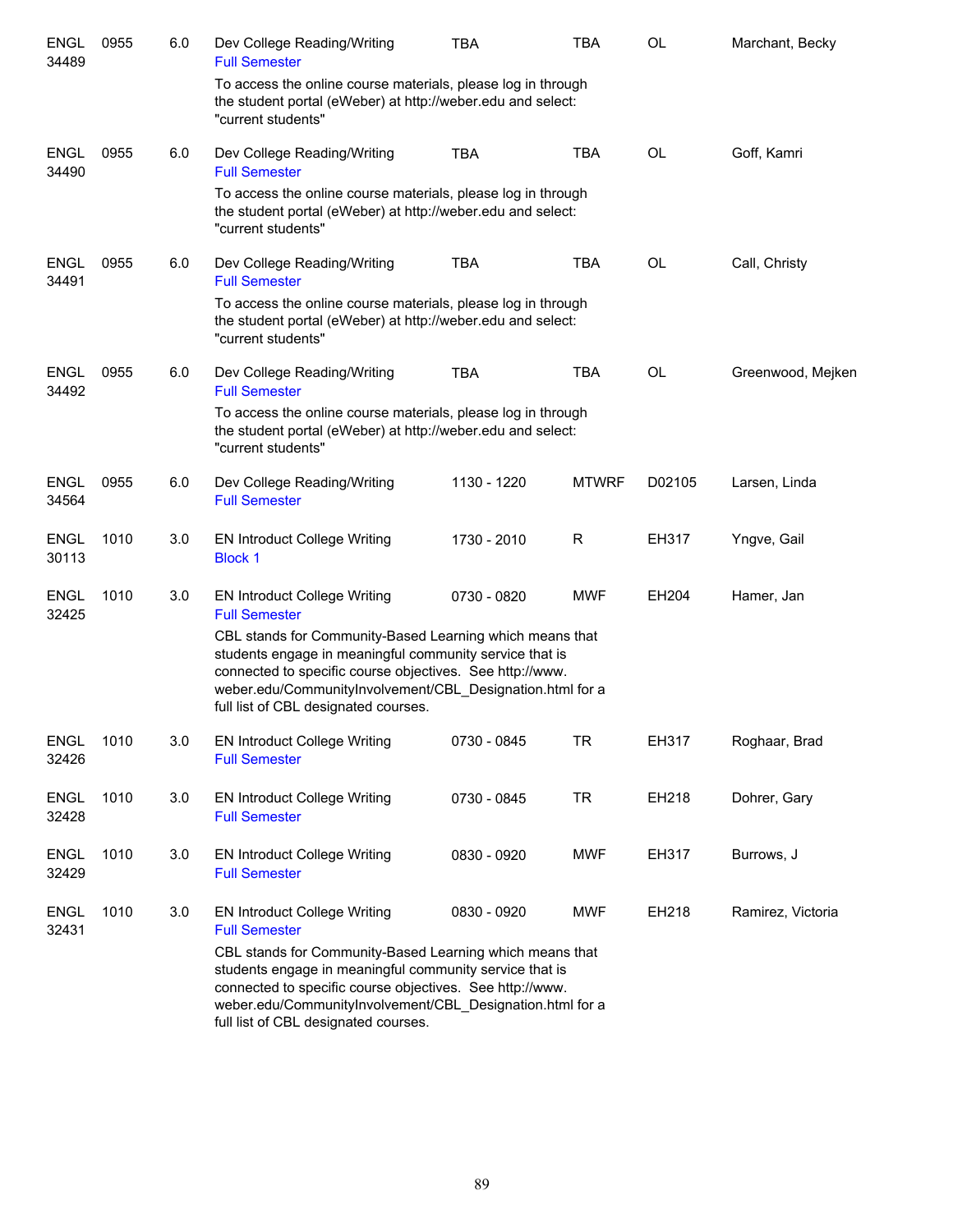| | | | | | | | |
|---|---|---|---|---|---|---|---|
| ENGL 34489 | 0955 | 6.0 | Dev College Reading/Writing<br>Full Semester | TBA | TBA | OL | Marchant, Becky |
| | | | To access the online course materials, please log in through the student portal (eWeber) at http://weber.edu and select: "current students" | | | | |
| ENGL 34490 | 0955 | 6.0 | Dev College Reading/Writing<br>Full Semester | TBA | TBA | OL | Goff, Kamri |
| | | | To access the online course materials, please log in through the student portal (eWeber) at http://weber.edu and select: "current students" | | | | |
| ENGL 34491 | 0955 | 6.0 | Dev College Reading/Writing<br>Full Semester | TBA | TBA | OL | Call, Christy |
| | | | To access the online course materials, please log in through the student portal (eWeber) at http://weber.edu and select: "current students" | | | | |
| ENGL 34492 | 0955 | 6.0 | Dev College Reading/Writing<br>Full Semester | TBA | TBA | OL | Greenwood, Mejken |
| | | | To access the online course materials, please log in through the student portal (eWeber) at http://weber.edu and select: "current students" | | | | |
| ENGL 34564 | 0955 | 6.0 | Dev College Reading/Writing<br>Full Semester | 1130 - 1220 | MTWRF | D02105 | Larsen, Linda |
| ENGL 30113 | 1010 | 3.0 | EN Introduct College Writing<br>Block 1 | 1730 - 2010 | R | EH317 | Yngve, Gail |
| ENGL 32425 | 1010 | 3.0 | EN Introduct College Writing<br>Full Semester | 0730 - 0820 | MWF | EH204 | Hamer, Jan |
| | | | CBL stands for Community-Based Learning which means that students engage in meaningful community service that is connected to specific course objectives. See http://www.weber.edu/CommunityInvolvement/CBL_Designation.html for a full list of CBL designated courses. | | | | |
| ENGL 32426 | 1010 | 3.0 | EN Introduct College Writing<br>Full Semester | 0730 - 0845 | TR | EH317 | Roghaar, Brad |
| ENGL 32428 | 1010 | 3.0 | EN Introduct College Writing<br>Full Semester | 0730 - 0845 | TR | EH218 | Dohrer, Gary |
| ENGL 32429 | 1010 | 3.0 | EN Introduct College Writing<br>Full Semester | 0830 - 0920 | MWF | EH317 | Burrows, J |
| ENGL 32431 | 1010 | 3.0 | EN Introduct College Writing<br>Full Semester | 0830 - 0920 | MWF | EH218 | Ramirez, Victoria |
| | | | CBL stands for Community-Based Learning which means that students engage in meaningful community service that is connected to specific course objectives. See http://www.weber.edu/CommunityInvolvement/CBL_Designation.html for a full list of CBL designated courses. | | | | |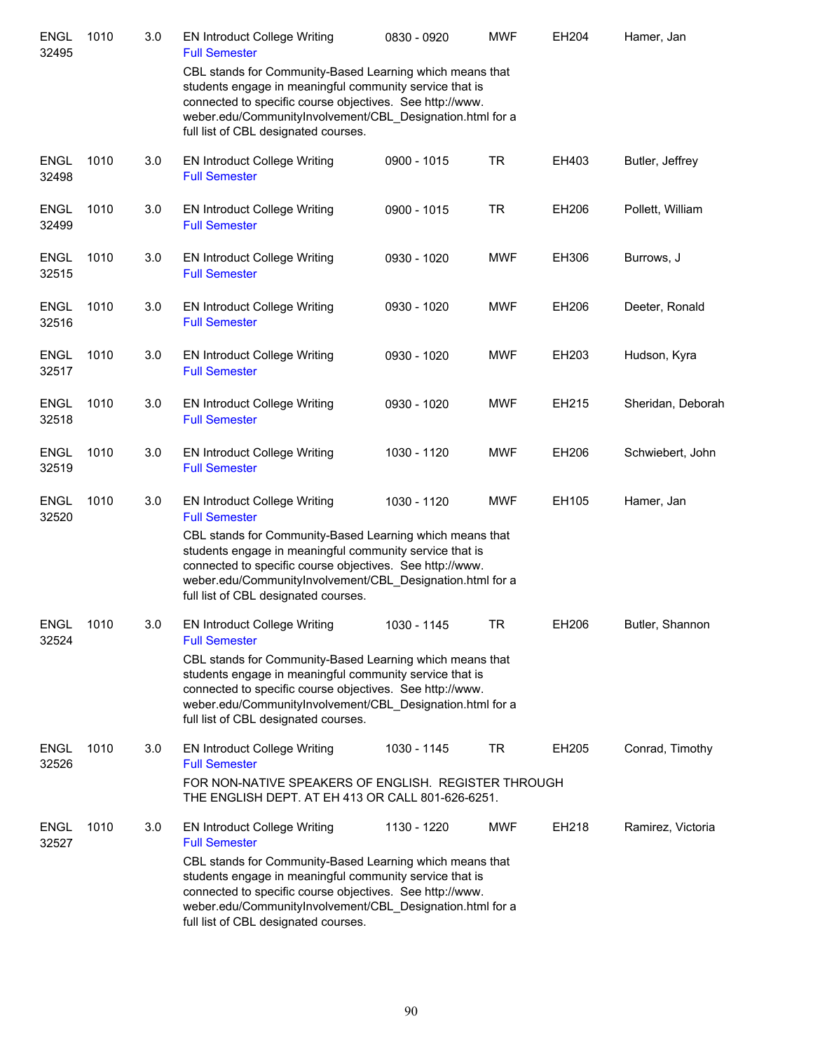| | | | | | | | |
|---|---|---|---|---|---|---|---|
| ENGL 32495 | 1010 | 3.0 | EN Introduct College Writing<br>Full Semester<br>CBL stands for Community-Based Learning which means that students engage in meaningful community service that is connected to specific course objectives. See http://www.weber.edu/CommunityInvolvement/CBL_Designation.html for a full list of CBL designated courses. | 0830 - 0920 | MWF | EH204 | Hamer, Jan |
| ENGL 32498 | 1010 | 3.0 | EN Introduct College Writing<br>Full Semester | 0900 - 1015 | TR | EH403 | Butler, Jeffrey |
| ENGL 32499 | 1010 | 3.0 | EN Introduct College Writing<br>Full Semester | 0900 - 1015 | TR | EH206 | Pollett, William |
| ENGL 32515 | 1010 | 3.0 | EN Introduct College Writing<br>Full Semester | 0930 - 1020 | MWF | EH306 | Burrows, J |
| ENGL 32516 | 1010 | 3.0 | EN Introduct College Writing<br>Full Semester | 0930 - 1020 | MWF | EH206 | Deeter, Ronald |
| ENGL 32517 | 1010 | 3.0 | EN Introduct College Writing<br>Full Semester | 0930 - 1020 | MWF | EH203 | Hudson, Kyra |
| ENGL 32518 | 1010 | 3.0 | EN Introduct College Writing<br>Full Semester | 0930 - 1020 | MWF | EH215 | Sheridan, Deborah |
| ENGL 32519 | 1010 | 3.0 | EN Introduct College Writing<br>Full Semester | 1030 - 1120 | MWF | EH206 | Schwiebert, John |
| ENGL 32520 | 1010 | 3.0 | EN Introduct College Writing<br>Full Semester<br>CBL stands for Community-Based Learning which means that students engage in meaningful community service that is connected to specific course objectives. See http://www.weber.edu/CommunityInvolvement/CBL_Designation.html for a full list of CBL designated courses. | 1030 - 1120 | MWF | EH105 | Hamer, Jan |
| ENGL 32524 | 1010 | 3.0 | EN Introduct College Writing<br>Full Semester<br>CBL stands for Community-Based Learning which means that students engage in meaningful community service that is connected to specific course objectives. See http://www.weber.edu/CommunityInvolvement/CBL_Designation.html for a full list of CBL designated courses. | 1030 - 1145 | TR | EH206 | Butler, Shannon |
| ENGL 32526 | 1010 | 3.0 | EN Introduct College Writing<br>Full Semester<br>FOR NON-NATIVE SPEAKERS OF ENGLISH. REGISTER THROUGH THE ENGLISH DEPT. AT EH 413 OR CALL 801-626-6251. | 1030 - 1145 | TR | EH205 | Conrad, Timothy |
| ENGL 32527 | 1010 | 3.0 | EN Introduct College Writing<br>Full Semester<br>CBL stands for Community-Based Learning which means that students engage in meaningful community service that is connected to specific course objectives. See http://www.weber.edu/CommunityInvolvement/CBL_Designation.html for a full list of CBL designated courses. | 1130 - 1220 | MWF | EH218 | Ramirez, Victoria |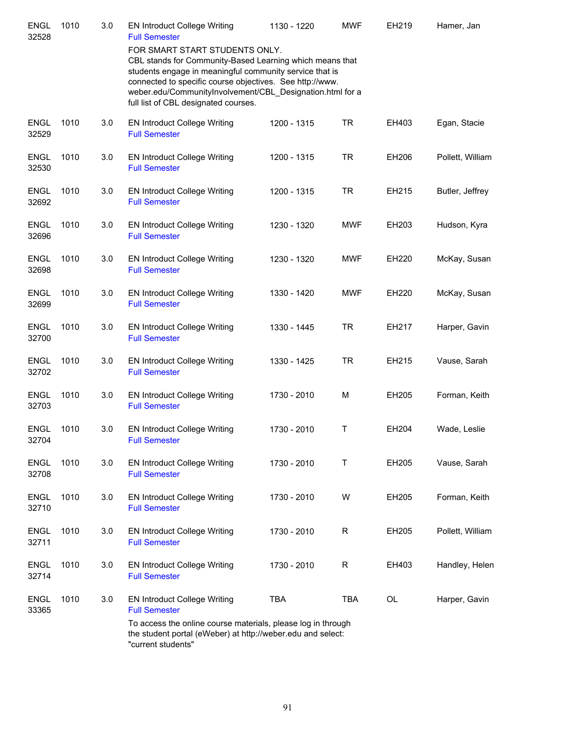| Course | Number | Credits | Title | Time | Days | Room | Instructor |
|---|---|---|---|---|---|---|---|
| ENGL 32528 | 1010 | 3.0 | EN Introduct College Writing<br>Full Semester | 1130 - 1220 | MWF | EH219 | Hamer, Jan |

FOR SMART START STUDENTS ONLY.
CBL stands for Community-Based Learning which means that students engage in meaningful community service that is connected to specific course objectives. See http://www.weber.edu/CommunityInvolvement/CBL_Designation.html for a full list of CBL designated courses.

| Course | Number | Credits | Title | Time | Days | Room | Instructor |
|---|---|---|---|---|---|---|---|
| ENGL 32529 | 1010 | 3.0 | EN Introduct College Writing<br>Full Semester | 1200 - 1315 | TR | EH403 | Egan, Stacie |
| ENGL 32530 | 1010 | 3.0 | EN Introduct College Writing<br>Full Semester | 1200 - 1315 | TR | EH206 | Pollett, William |
| ENGL 32692 | 1010 | 3.0 | EN Introduct College Writing<br>Full Semester | 1200 - 1315 | TR | EH215 | Butler, Jeffrey |
| ENGL 32696 | 1010 | 3.0 | EN Introduct College Writing<br>Full Semester | 1230 - 1320 | MWF | EH203 | Hudson, Kyra |
| ENGL 32698 | 1010 | 3.0 | EN Introduct College Writing<br>Full Semester | 1230 - 1320 | MWF | EH220 | McKay, Susan |
| ENGL 32699 | 1010 | 3.0 | EN Introduct College Writing<br>Full Semester | 1330 - 1420 | MWF | EH220 | McKay, Susan |
| ENGL 32700 | 1010 | 3.0 | EN Introduct College Writing<br>Full Semester | 1330 - 1445 | TR | EH217 | Harper, Gavin |
| ENGL 32702 | 1010 | 3.0 | EN Introduct College Writing<br>Full Semester | 1330 - 1425 | TR | EH215 | Vause, Sarah |
| ENGL 32703 | 1010 | 3.0 | EN Introduct College Writing<br>Full Semester | 1730 - 2010 | M | EH205 | Forman, Keith |
| ENGL 32704 | 1010 | 3.0 | EN Introduct College Writing<br>Full Semester | 1730 - 2010 | T | EH204 | Wade, Leslie |
| ENGL 32708 | 1010 | 3.0 | EN Introduct College Writing<br>Full Semester | 1730 - 2010 | T | EH205 | Vause, Sarah |
| ENGL 32710 | 1010 | 3.0 | EN Introduct College Writing<br>Full Semester | 1730 - 2010 | W | EH205 | Forman, Keith |
| ENGL 32711 | 1010 | 3.0 | EN Introduct College Writing<br>Full Semester | 1730 - 2010 | R | EH205 | Pollett, William |
| ENGL 32714 | 1010 | 3.0 | EN Introduct College Writing<br>Full Semester | 1730 - 2010 | R | EH403 | Handley, Helen |
| ENGL 33365 | 1010 | 3.0 | EN Introduct College Writing<br>Full Semester | TBA | TBA | OL | Harper, Gavin |

To access the online course materials, please log in through the student portal (eWeber) at http://weber.edu and select: "current students"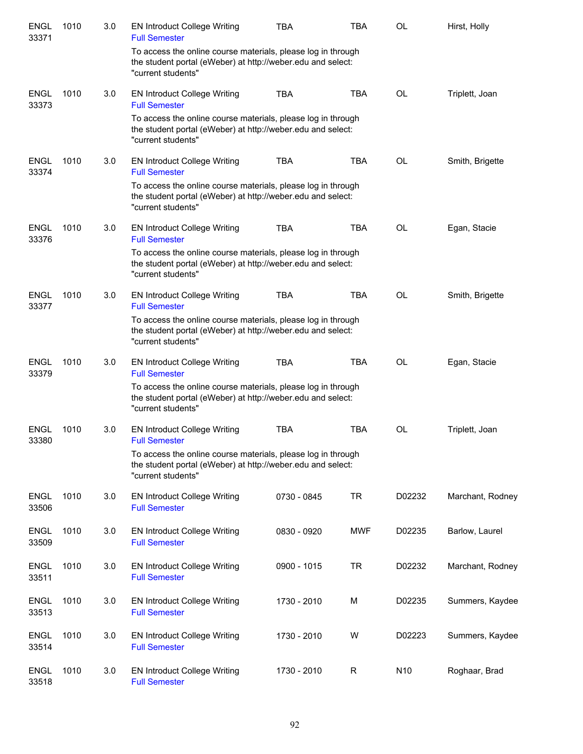| | | | | | | | |
|---|---|---|---|---|---|---|---|
| ENGL 33371 | 1010 | 3.0 | EN Introduct College Writing<br>Full Semester<br>To access the online course materials, please log in through the student portal (eWeber) at http://weber.edu and select: "current students" | TBA | TBA | OL | Hirst, Holly |
| ENGL 33373 | 1010 | 3.0 | EN Introduct College Writing<br>Full Semester<br>To access the online course materials, please log in through the student portal (eWeber) at http://weber.edu and select: "current students" | TBA | TBA | OL | Triplett, Joan |
| ENGL 33374 | 1010 | 3.0 | EN Introduct College Writing<br>Full Semester<br>To access the online course materials, please log in through the student portal (eWeber) at http://weber.edu and select: "current students" | TBA | TBA | OL | Smith, Brigette |
| ENGL 33376 | 1010 | 3.0 | EN Introduct College Writing<br>Full Semester<br>To access the online course materials, please log in through the student portal (eWeber) at http://weber.edu and select: "current students" | TBA | TBA | OL | Egan, Stacie |
| ENGL 33377 | 1010 | 3.0 | EN Introduct College Writing<br>Full Semester<br>To access the online course materials, please log in through the student portal (eWeber) at http://weber.edu and select: "current students" | TBA | TBA | OL | Smith, Brigette |
| ENGL 33379 | 1010 | 3.0 | EN Introduct College Writing<br>Full Semester<br>To access the online course materials, please log in through the student portal (eWeber) at http://weber.edu and select: "current students" | TBA | TBA | OL | Egan, Stacie |
| ENGL 33380 | 1010 | 3.0 | EN Introduct College Writing<br>Full Semester<br>To access the online course materials, please log in through the student portal (eWeber) at http://weber.edu and select: "current students" | TBA | TBA | OL | Triplett, Joan |
| ENGL 33506 | 1010 | 3.0 | EN Introduct College Writing<br>Full Semester | 0730 - 0845 | TR | D02232 | Marchant, Rodney |
| ENGL 33509 | 1010 | 3.0 | EN Introduct College Writing<br>Full Semester | 0830 - 0920 | MWF | D02235 | Barlow, Laurel |
| ENGL 33511 | 1010 | 3.0 | EN Introduct College Writing<br>Full Semester | 0900 - 1015 | TR | D02232 | Marchant, Rodney |
| ENGL 33513 | 1010 | 3.0 | EN Introduct College Writing<br>Full Semester | 1730 - 2010 | M | D02235 | Summers, Kaydee |
| ENGL 33514 | 1010 | 3.0 | EN Introduct College Writing<br>Full Semester | 1730 - 2010 | W | D02223 | Summers, Kaydee |
| ENGL 33518 | 1010 | 3.0 | EN Introduct College Writing<br>Full Semester | 1730 - 2010 | R | N10 | Roghaar, Brad |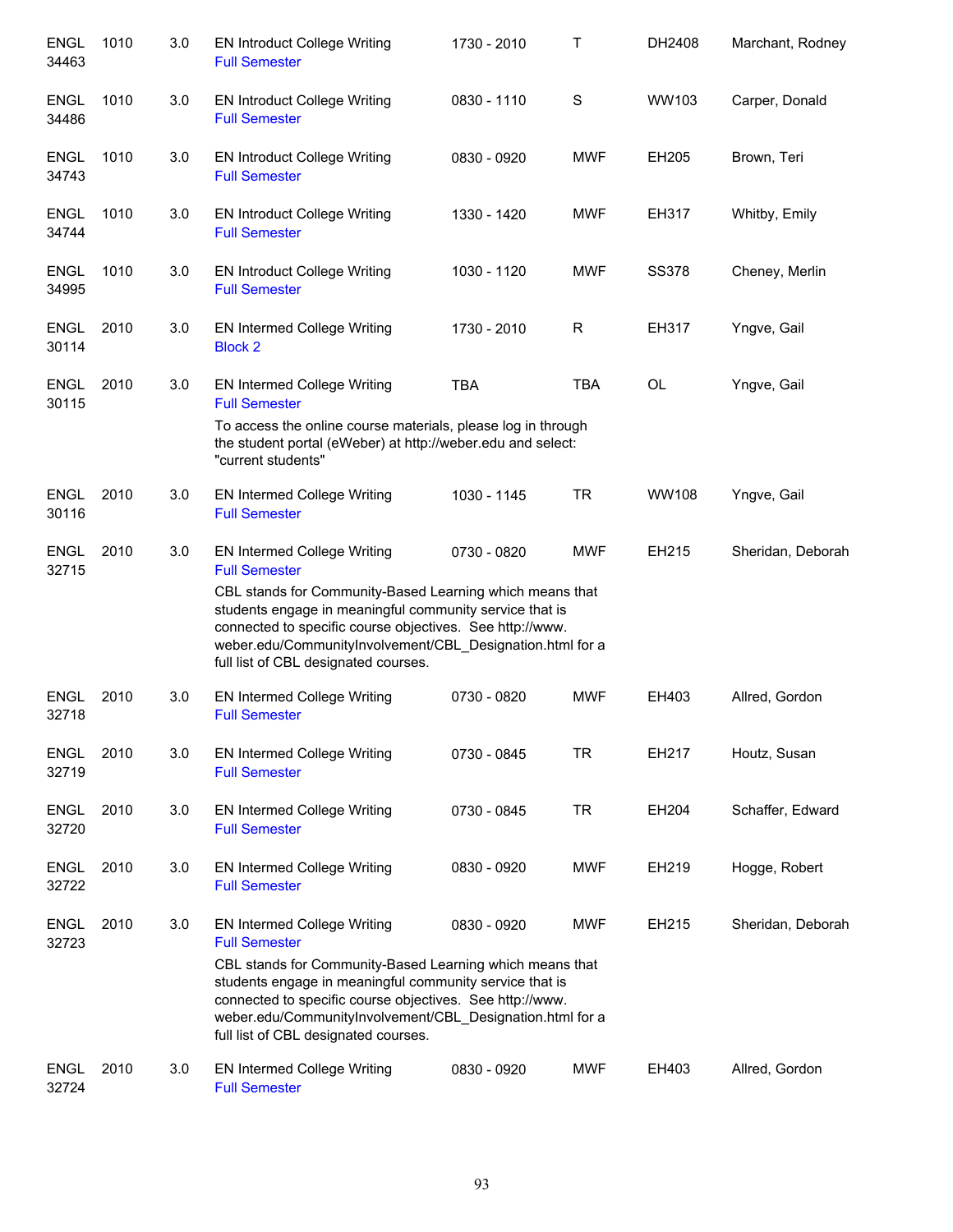| | | | | | | | |
|---|---|---|---|---|---|---|---|
| ENGL 34463 | 1010 | 3.0 | EN Introduct College Writing<br>Full Semester | 1730 - 2010 | T | DH2408 | Marchant, Rodney |
| ENGL 34486 | 1010 | 3.0 | EN Introduct College Writing<br>Full Semester | 0830 - 1110 | S | WW103 | Carper, Donald |
| ENGL 34743 | 1010 | 3.0 | EN Introduct College Writing<br>Full Semester | 0830 - 0920 | MWF | EH205 | Brown, Teri |
| ENGL 34744 | 1010 | 3.0 | EN Introduct College Writing<br>Full Semester | 1330 - 1420 | MWF | EH317 | Whitby, Emily |
| ENGL 34995 | 1010 | 3.0 | EN Introduct College Writing<br>Full Semester | 1030 - 1120 | MWF | SS378 | Cheney, Merlin |
| ENGL 30114 | 2010 | 3.0 | EN Intermed College Writing<br>Block 2 | 1730 - 2010 | R | EH317 | Yngve, Gail |
| ENGL 30115 | 2010 | 3.0 | EN Intermed College Writing<br>Full Semester<br>To access the online course materials, please log in through the student portal (eWeber) at http://weber.edu and select: "current students" | TBA | TBA | OL | Yngve, Gail |
| ENGL 30116 | 2010 | 3.0 | EN Intermed College Writing<br>Full Semester | 1030 - 1145 | TR | WW108 | Yngve, Gail |
| ENGL 32715 | 2010 | 3.0 | EN Intermed College Writing<br>Full Semester<br>CBL stands for Community-Based Learning which means that students engage in meaningful community service that is connected to specific course objectives. See http://www.weber.edu/CommunityInvolvement/CBL_Designation.html for a full list of CBL designated courses. | 0730 - 0820 | MWF | EH215 | Sheridan, Deborah |
| ENGL 32718 | 2010 | 3.0 | EN Intermed College Writing<br>Full Semester | 0730 - 0820 | MWF | EH403 | Allred, Gordon |
| ENGL 32719 | 2010 | 3.0 | EN Intermed College Writing<br>Full Semester | 0730 - 0845 | TR | EH217 | Houtz, Susan |
| ENGL 32720 | 2010 | 3.0 | EN Intermed College Writing<br>Full Semester | 0730 - 0845 | TR | EH204 | Schaffer, Edward |
| ENGL 32722 | 2010 | 3.0 | EN Intermed College Writing<br>Full Semester | 0830 - 0920 | MWF | EH219 | Hogge, Robert |
| ENGL 32723 | 2010 | 3.0 | EN Intermed College Writing<br>Full Semester<br>CBL stands for Community-Based Learning which means that students engage in meaningful community service that is connected to specific course objectives. See http://www.weber.edu/CommunityInvolvement/CBL_Designation.html for a full list of CBL designated courses. | 0830 - 0920 | MWF | EH215 | Sheridan, Deborah |
| ENGL 32724 | 2010 | 3.0 | EN Intermed College Writing<br>Full Semester | 0830 - 0920 | MWF | EH403 | Allred, Gordon |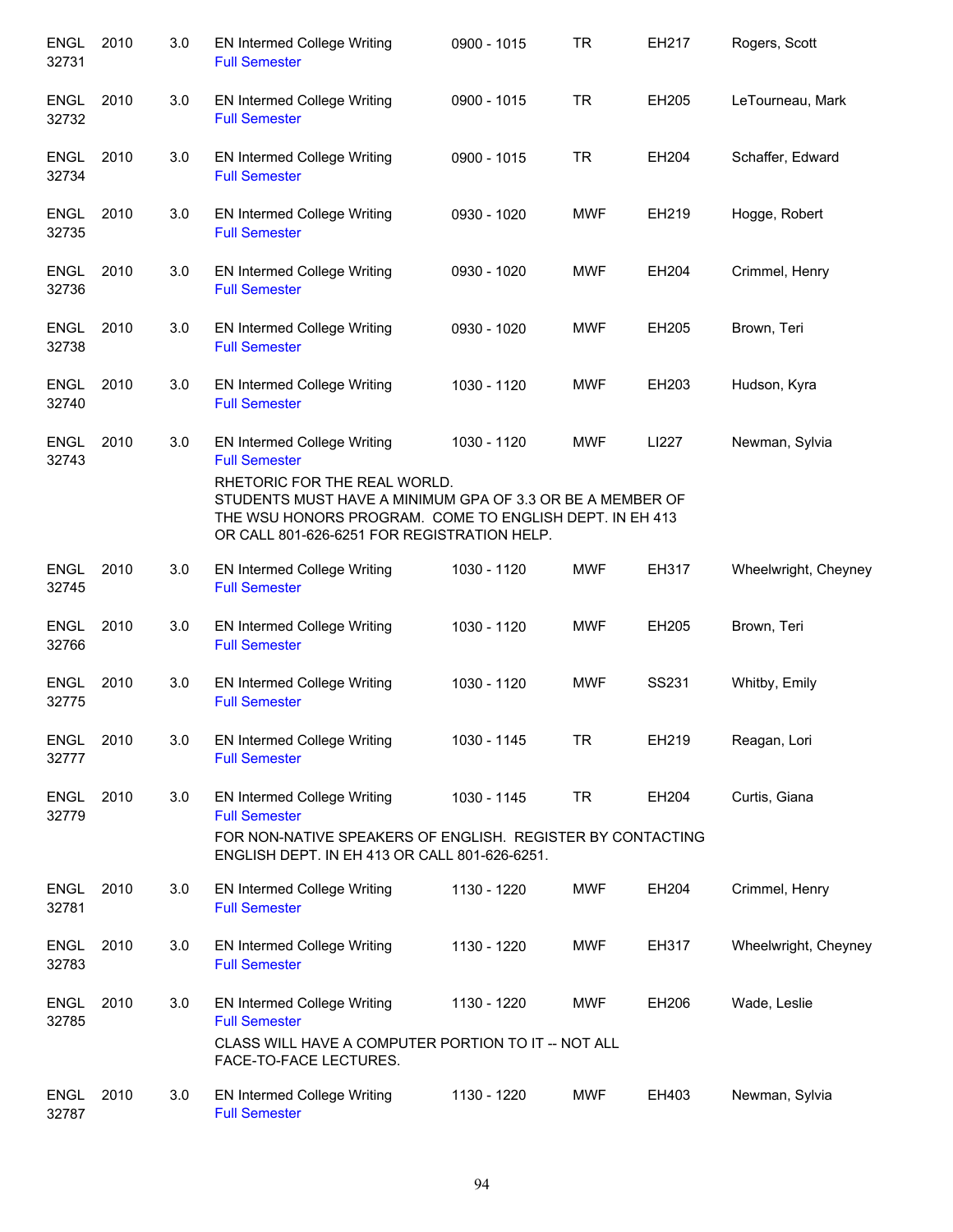| | | | | | | | |
|---|---|---|---|---|---|---|---|
| ENGL 32731 | 2010 | 3.0 | EN Intermed College Writing<br>Full Semester | 0900 - 1015 | TR | EH217 | Rogers, Scott |
| ENGL 32732 | 2010 | 3.0 | EN Intermed College Writing<br>Full Semester | 0900 - 1015 | TR | EH205 | LeTourneau, Mark |
| ENGL 32734 | 2010 | 3.0 | EN Intermed College Writing<br>Full Semester | 0900 - 1015 | TR | EH204 | Schaffer, Edward |
| ENGL 32735 | 2010 | 3.0 | EN Intermed College Writing<br>Full Semester | 0930 - 1020 | MWF | EH219 | Hogge, Robert |
| ENGL 32736 | 2010 | 3.0 | EN Intermed College Writing<br>Full Semester | 0930 - 1020 | MWF | EH204 | Crimmel, Henry |
| ENGL 32738 | 2010 | 3.0 | EN Intermed College Writing<br>Full Semester | 0930 - 1020 | MWF | EH205 | Brown, Teri |
| ENGL 32740 | 2010 | 3.0 | EN Intermed College Writing<br>Full Semester | 1030 - 1120 | MWF | EH203 | Hudson, Kyra |
| ENGL 32743 | 2010 | 3.0 | EN Intermed College Writing<br>Full Semester<br>RHETORIC FOR THE REAL WORLD. STUDENTS MUST HAVE A MINIMUM GPA OF 3.3 OR BE A MEMBER OF THE WSU HONORS PROGRAM. COME TO ENGLISH DEPT. IN EH 413 OR CALL 801-626-6251 FOR REGISTRATION HELP. | 1030 - 1120 | MWF | LI227 | Newman, Sylvia |
| ENGL 32745 | 2010 | 3.0 | EN Intermed College Writing<br>Full Semester | 1030 - 1120 | MWF | EH317 | Wheelwright, Cheyney |
| ENGL 32766 | 2010 | 3.0 | EN Intermed College Writing<br>Full Semester | 1030 - 1120 | MWF | EH205 | Brown, Teri |
| ENGL 32775 | 2010 | 3.0 | EN Intermed College Writing<br>Full Semester | 1030 - 1120 | MWF | SS231 | Whitby, Emily |
| ENGL 32777 | 2010 | 3.0 | EN Intermed College Writing<br>Full Semester | 1030 - 1145 | TR | EH219 | Reagan, Lori |
| ENGL 32779 | 2010 | 3.0 | EN Intermed College Writing<br>Full Semester<br>FOR NON-NATIVE SPEAKERS OF ENGLISH. REGISTER BY CONTACTING ENGLISH DEPT. IN EH 413 OR CALL 801-626-6251. | 1030 - 1145 | TR | EH204 | Curtis, Giana |
| ENGL 32781 | 2010 | 3.0 | EN Intermed College Writing<br>Full Semester | 1130 - 1220 | MWF | EH204 | Crimmel, Henry |
| ENGL 32783 | 2010 | 3.0 | EN Intermed College Writing<br>Full Semester | 1130 - 1220 | MWF | EH317 | Wheelwright, Cheyney |
| ENGL 32785 | 2010 | 3.0 | EN Intermed College Writing<br>Full Semester<br>CLASS WILL HAVE A COMPUTER PORTION TO IT -- NOT ALL FACE-TO-FACE LECTURES. | 1130 - 1220 | MWF | EH206 | Wade, Leslie |
| ENGL 32787 | 2010 | 3.0 | EN Intermed College Writing<br>Full Semester | 1130 - 1220 | MWF | EH403 | Newman, Sylvia |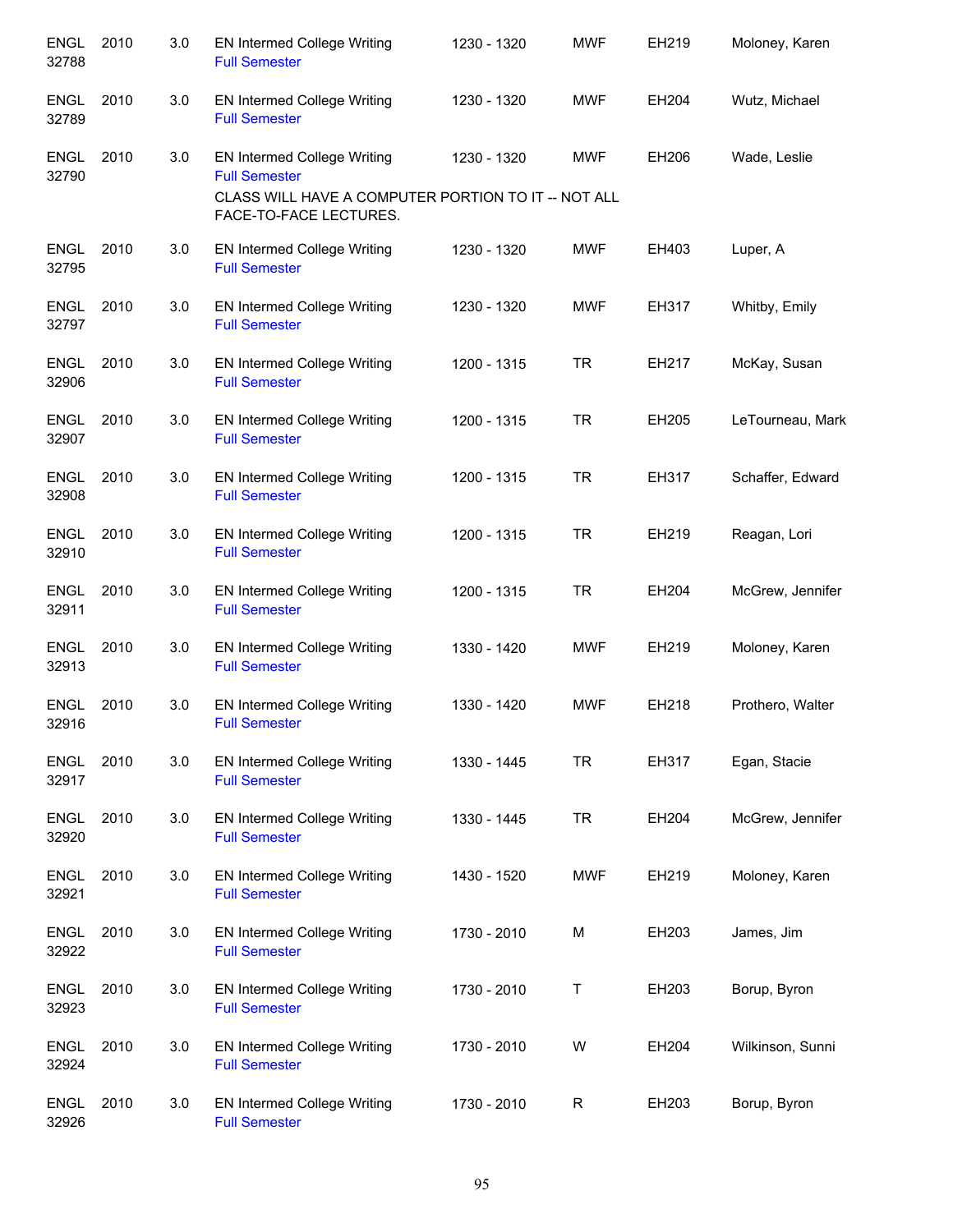| | | | | | | | |
|---|---|---|---|---|---|---|---|
| ENGL 32788 | 2010 | 3.0 | EN Intermed College Writing<br>Full Semester | 1230 - 1320 | MWF | EH219 | Moloney, Karen |
| ENGL 32789 | 2010 | 3.0 | EN Intermed College Writing<br>Full Semester | 1230 - 1320 | MWF | EH204 | Wutz, Michael |
| ENGL 32790 | 2010 | 3.0 | EN Intermed College Writing<br>Full Semester<br>CLASS WILL HAVE A COMPUTER PORTION TO IT -- NOT ALL FACE-TO-FACE LECTURES. | 1230 - 1320 | MWF | EH206 | Wade, Leslie |
| ENGL 32795 | 2010 | 3.0 | EN Intermed College Writing<br>Full Semester | 1230 - 1320 | MWF | EH403 | Luper, A |
| ENGL 32797 | 2010 | 3.0 | EN Intermed College Writing<br>Full Semester | 1230 - 1320 | MWF | EH317 | Whitby, Emily |
| ENGL 32906 | 2010 | 3.0 | EN Intermed College Writing<br>Full Semester | 1200 - 1315 | TR | EH217 | McKay, Susan |
| ENGL 32907 | 2010 | 3.0 | EN Intermed College Writing<br>Full Semester | 1200 - 1315 | TR | EH205 | LeTourneau, Mark |
| ENGL 32908 | 2010 | 3.0 | EN Intermed College Writing<br>Full Semester | 1200 - 1315 | TR | EH317 | Schaffer, Edward |
| ENGL 32910 | 2010 | 3.0 | EN Intermed College Writing<br>Full Semester | 1200 - 1315 | TR | EH219 | Reagan, Lori |
| ENGL 32911 | 2010 | 3.0 | EN Intermed College Writing<br>Full Semester | 1200 - 1315 | TR | EH204 | McGrew, Jennifer |
| ENGL 32913 | 2010 | 3.0 | EN Intermed College Writing<br>Full Semester | 1330 - 1420 | MWF | EH219 | Moloney, Karen |
| ENGL 32916 | 2010 | 3.0 | EN Intermed College Writing<br>Full Semester | 1330 - 1420 | MWF | EH218 | Prothero, Walter |
| ENGL 32917 | 2010 | 3.0 | EN Intermed College Writing<br>Full Semester | 1330 - 1445 | TR | EH317 | Egan, Stacie |
| ENGL 32920 | 2010 | 3.0 | EN Intermed College Writing<br>Full Semester | 1330 - 1445 | TR | EH204 | McGrew, Jennifer |
| ENGL 32921 | 2010 | 3.0 | EN Intermed College Writing<br>Full Semester | 1430 - 1520 | MWF | EH219 | Moloney, Karen |
| ENGL 32922 | 2010 | 3.0 | EN Intermed College Writing<br>Full Semester | 1730 - 2010 | M | EH203 | James, Jim |
| ENGL 32923 | 2010 | 3.0 | EN Intermed College Writing<br>Full Semester | 1730 - 2010 | T | EH203 | Borup, Byron |
| ENGL 32924 | 2010 | 3.0 | EN Intermed College Writing<br>Full Semester | 1730 - 2010 | W | EH204 | Wilkinson, Sunni |
| ENGL 32926 | 2010 | 3.0 | EN Intermed College Writing<br>Full Semester | 1730 - 2010 | R | EH203 | Borup, Byron |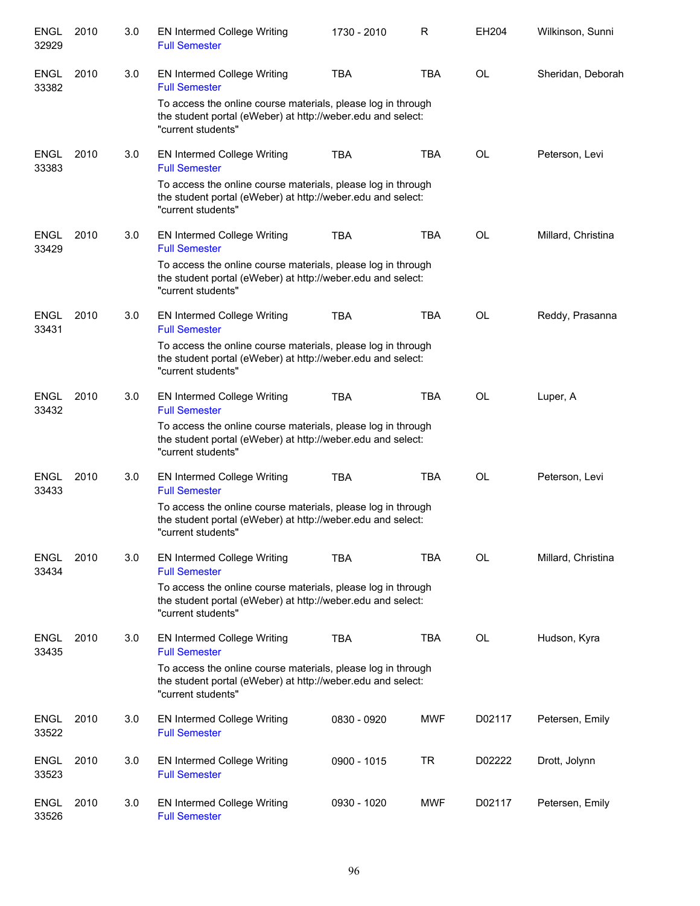| | | | | | | | |
|---|---|---|---|---|---|---|---|
| ENGL 32929 | 2010 | 3.0 | EN Intermed College Writing<br>Full Semester | 1730 - 2010 | R | EH204 | Wilkinson, Sunni |
| ENGL 33382 | 2010 | 3.0 | EN Intermed College Writing<br>Full Semester<br>To access the online course materials, please log in through the student portal (eWeber) at http://weber.edu and select: "current students" | TBA | TBA | OL | Sheridan, Deborah |
| ENGL 33383 | 2010 | 3.0 | EN Intermed College Writing<br>Full Semester<br>To access the online course materials, please log in through the student portal (eWeber) at http://weber.edu and select: "current students" | TBA | TBA | OL | Peterson, Levi |
| ENGL 33429 | 2010 | 3.0 | EN Intermed College Writing<br>Full Semester<br>To access the online course materials, please log in through the student portal (eWeber) at http://weber.edu and select: "current students" | TBA | TBA | OL | Millard, Christina |
| ENGL 33431 | 2010 | 3.0 | EN Intermed College Writing<br>Full Semester<br>To access the online course materials, please log in through the student portal (eWeber) at http://weber.edu and select: "current students" | TBA | TBA | OL | Reddy, Prasanna |
| ENGL 33432 | 2010 | 3.0 | EN Intermed College Writing<br>Full Semester<br>To access the online course materials, please log in through the student portal (eWeber) at http://weber.edu and select: "current students" | TBA | TBA | OL | Luper, A |
| ENGL 33433 | 2010 | 3.0 | EN Intermed College Writing<br>Full Semester<br>To access the online course materials, please log in through the student portal (eWeber) at http://weber.edu and select: "current students" | TBA | TBA | OL | Peterson, Levi |
| ENGL 33434 | 2010 | 3.0 | EN Intermed College Writing<br>Full Semester<br>To access the online course materials, please log in through the student portal (eWeber) at http://weber.edu and select: "current students" | TBA | TBA | OL | Millard, Christina |
| ENGL 33435 | 2010 | 3.0 | EN Intermed College Writing<br>Full Semester<br>To access the online course materials, please log in through the student portal (eWeber) at http://weber.edu and select: "current students" | TBA | TBA | OL | Hudson, Kyra |
| ENGL 33522 | 2010 | 3.0 | EN Intermed College Writing<br>Full Semester | 0830 - 0920 | MWF | D02117 | Petersen, Emily |
| ENGL 33523 | 2010 | 3.0 | EN Intermed College Writing<br>Full Semester | 0900 - 1015 | TR | D02222 | Drott, Jolynn |
| ENGL 33526 | 2010 | 3.0 | EN Intermed College Writing<br>Full Semester | 0930 - 1020 | MWF | D02117 | Petersen, Emily |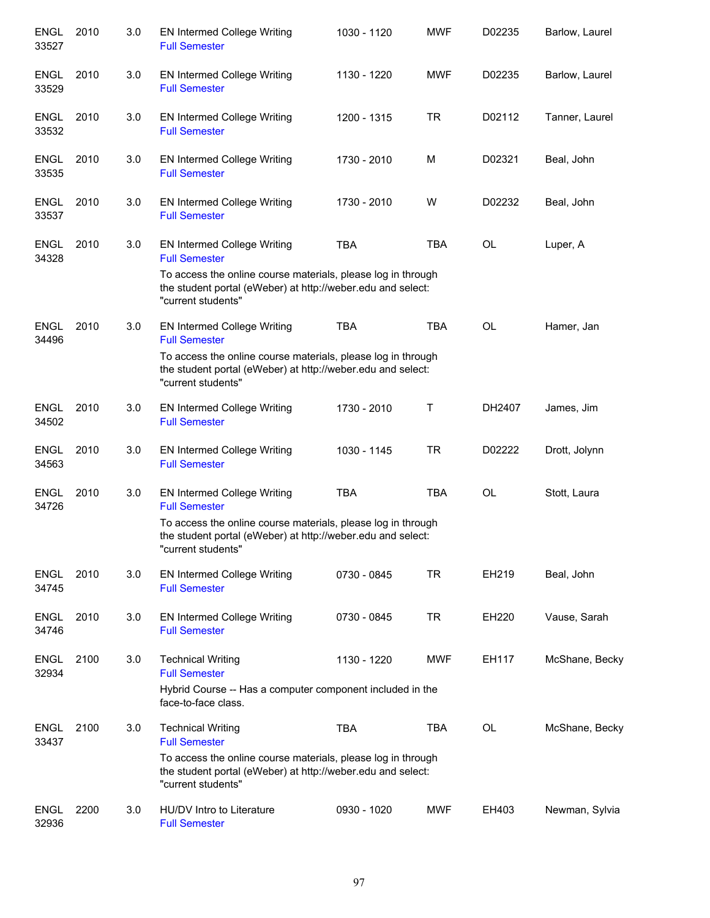| Subject/CRN | Course | Credits | Title | Time | Days | Room | Instructor |
|---|---|---|---|---|---|---|---|
| ENGL 33527 | 2010 | 3.0 | EN Intermed College Writing<br>Full Semester | 1030 - 1120 | MWF | D02235 | Barlow, Laurel |
| ENGL 33529 | 2010 | 3.0 | EN Intermed College Writing<br>Full Semester | 1130 - 1220 | MWF | D02235 | Barlow, Laurel |
| ENGL 33532 | 2010 | 3.0 | EN Intermed College Writing<br>Full Semester | 1200 - 1315 | TR | D02112 | Tanner, Laurel |
| ENGL 33535 | 2010 | 3.0 | EN Intermed College Writing<br>Full Semester | 1730 - 2010 | M | D02321 | Beal, John |
| ENGL 33537 | 2010 | 3.0 | EN Intermed College Writing<br>Full Semester | 1730 - 2010 | W | D02232 | Beal, John |
| ENGL 34328 | 2010 | 3.0 | EN Intermed College Writing<br>Full Semester<br>To access the online course materials, please log in through the student portal (eWeber) at http://weber.edu and select: "current students" | TBA | TBA | OL | Luper, A |
| ENGL 34496 | 2010 | 3.0 | EN Intermed College Writing<br>Full Semester<br>To access the online course materials, please log in through the student portal (eWeber) at http://weber.edu and select: "current students" | TBA | TBA | OL | Hamer, Jan |
| ENGL 34502 | 2010 | 3.0 | EN Intermed College Writing<br>Full Semester | 1730 - 2010 | T | DH2407 | James, Jim |
| ENGL 34563 | 2010 | 3.0 | EN Intermed College Writing<br>Full Semester | 1030 - 1145 | TR | D02222 | Drott, Jolynn |
| ENGL 34726 | 2010 | 3.0 | EN Intermed College Writing<br>Full Semester<br>To access the online course materials, please log in through the student portal (eWeber) at http://weber.edu and select: "current students" | TBA | TBA | OL | Stott, Laura |
| ENGL 34745 | 2010 | 3.0 | EN Intermed College Writing<br>Full Semester | 0730 - 0845 | TR | EH219 | Beal, John |
| ENGL 34746 | 2010 | 3.0 | EN Intermed College Writing<br>Full Semester | 0730 - 0845 | TR | EH220 | Vause, Sarah |
| ENGL 32934 | 2100 | 3.0 | Technical Writing<br>Full Semester<br>Hybrid Course -- Has a computer component included in the face-to-face class. | 1130 - 1220 | MWF | EH117 | McShane, Becky |
| ENGL 33437 | 2100 | 3.0 | Technical Writing<br>Full Semester<br>To access the online course materials, please log in through the student portal (eWeber) at http://weber.edu and select: "current students" | TBA | TBA | OL | McShane, Becky |
| ENGL 32936 | 2200 | 3.0 | HU/DV Intro to Literature<br>Full Semester | 0930 - 1020 | MWF | EH403 | Newman, Sylvia |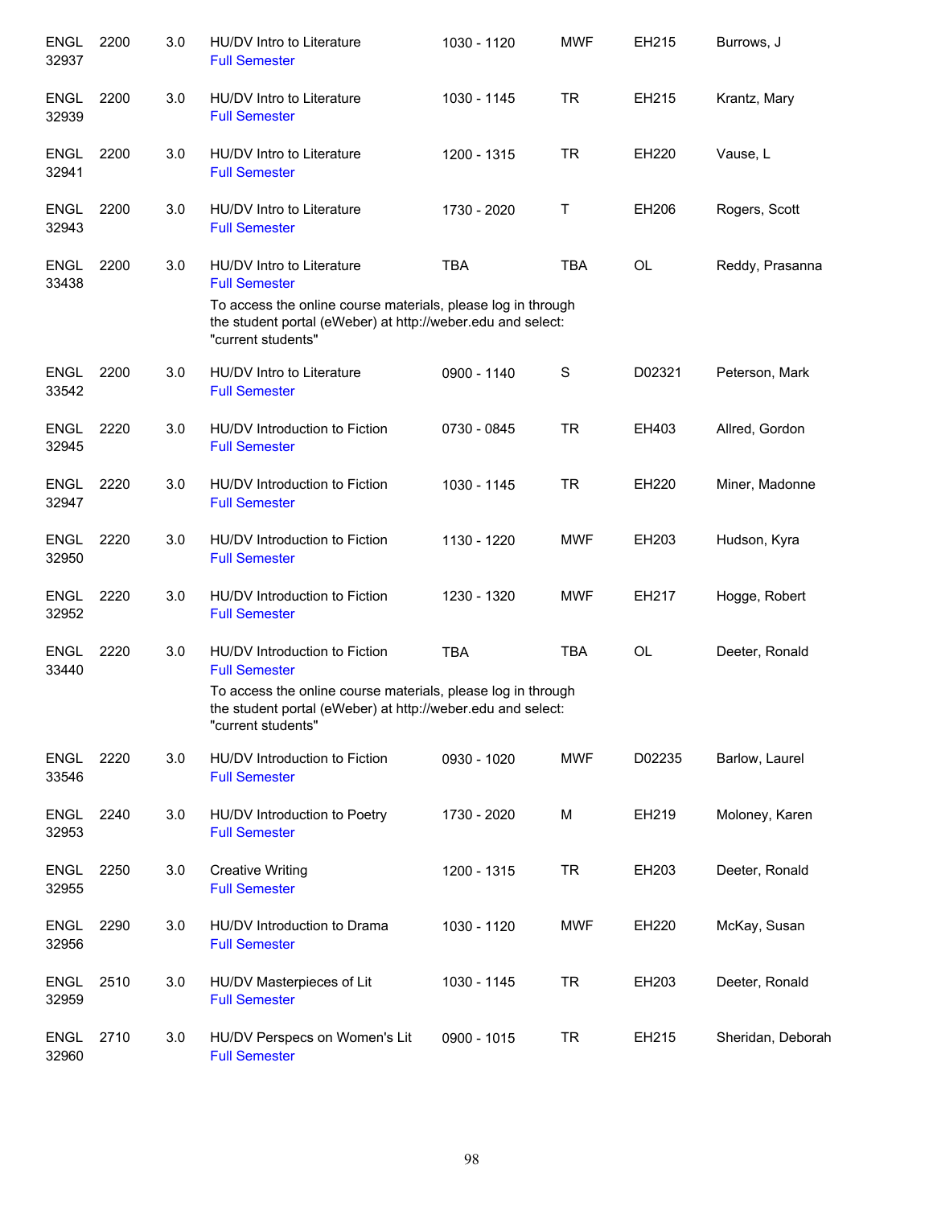| | | | | | | | |
|---|---|---|---|---|---|---|---|
| ENGL 32937 | 2200 | 3.0 | HU/DV Intro to Literature<br>Full Semester | 1030 - 1120 | MWF | EH215 | Burrows, J |
| ENGL 32939 | 2200 | 3.0 | HU/DV Intro to Literature<br>Full Semester | 1030 - 1145 | TR | EH215 | Krantz, Mary |
| ENGL 32941 | 2200 | 3.0 | HU/DV Intro to Literature<br>Full Semester | 1200 - 1315 | TR | EH220 | Vause, L |
| ENGL 32943 | 2200 | 3.0 | HU/DV Intro to Literature<br>Full Semester | 1730 - 2020 | T | EH206 | Rogers, Scott |
| ENGL 33438 | 2200 | 3.0 | HU/DV Intro to Literature<br>Full Semester<br>To access the online course materials, please log in through the student portal (eWeber) at http://weber.edu and select: "current students" | TBA | TBA | OL | Reddy, Prasanna |
| ENGL 33542 | 2200 | 3.0 | HU/DV Intro to Literature<br>Full Semester | 0900 - 1140 | S | D02321 | Peterson, Mark |
| ENGL 32945 | 2220 | 3.0 | HU/DV Introduction to Fiction<br>Full Semester | 0730 - 0845 | TR | EH403 | Allred, Gordon |
| ENGL 32947 | 2220 | 3.0 | HU/DV Introduction to Fiction<br>Full Semester | 1030 - 1145 | TR | EH220 | Miner, Madonne |
| ENGL 32950 | 2220 | 3.0 | HU/DV Introduction to Fiction<br>Full Semester | 1130 - 1220 | MWF | EH203 | Hudson, Kyra |
| ENGL 32952 | 2220 | 3.0 | HU/DV Introduction to Fiction<br>Full Semester | 1230 - 1320 | MWF | EH217 | Hogge, Robert |
| ENGL 33440 | 2220 | 3.0 | HU/DV Introduction to Fiction<br>Full Semester<br>To access the online course materials, please log in through the student portal (eWeber) at http://weber.edu and select: "current students" | TBA | TBA | OL | Deeter, Ronald |
| ENGL 33546 | 2220 | 3.0 | HU/DV Introduction to Fiction<br>Full Semester | 0930 - 1020 | MWF | D02235 | Barlow, Laurel |
| ENGL 32953 | 2240 | 3.0 | HU/DV Introduction to Poetry<br>Full Semester | 1730 - 2020 | M | EH219 | Moloney, Karen |
| ENGL 32955 | 2250 | 3.0 | Creative Writing<br>Full Semester | 1200 - 1315 | TR | EH203 | Deeter, Ronald |
| ENGL 32956 | 2290 | 3.0 | HU/DV Introduction to Drama<br>Full Semester | 1030 - 1120 | MWF | EH220 | McKay, Susan |
| ENGL 32959 | 2510 | 3.0 | HU/DV Masterpieces of Lit<br>Full Semester | 1030 - 1145 | TR | EH203 | Deeter, Ronald |
| ENGL 32960 | 2710 | 3.0 | HU/DV Perspecs on Women's Lit<br>Full Semester | 0900 - 1015 | TR | EH215 | Sheridan, Deborah |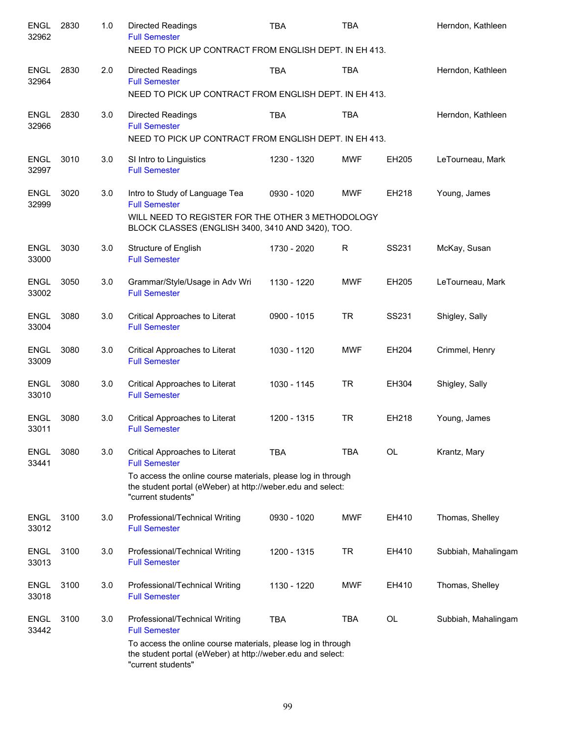| Subject / CRN | Course | Credits | Title | Time | Days | Room | Instructor |
|---|---|---|---|---|---|---|---|
| ENGL 32962 | 2830 | 1.0 | Directed Readings<br>Full Semester<br>NEED TO PICK UP CONTRACT FROM ENGLISH DEPT. IN EH 413. | TBA | TBA | | Herndon, Kathleen |
| ENGL 32964 | 2830 | 2.0 | Directed Readings<br>Full Semester<br>NEED TO PICK UP CONTRACT FROM ENGLISH DEPT. IN EH 413. | TBA | TBA | | Herndon, Kathleen |
| ENGL 32966 | 2830 | 3.0 | Directed Readings<br>Full Semester<br>NEED TO PICK UP CONTRACT FROM ENGLISH DEPT. IN EH 413. | TBA | TBA | | Herndon, Kathleen |
| ENGL 32997 | 3010 | 3.0 | SI Intro to Linguistics<br>Full Semester | 1230 - 1320 | MWF | EH205 | LeTourneau, Mark |
| ENGL 32999 | 3020 | 3.0 | Intro to Study of Language Tea<br>Full Semester<br>WILL NEED TO REGISTER FOR THE OTHER 3 METHODOLOGY BLOCK CLASSES (ENGLISH 3400, 3410 AND 3420), TOO. | 0930 - 1020 | MWF | EH218 | Young, James |
| ENGL 33000 | 3030 | 3.0 | Structure of English<br>Full Semester | 1730 - 2020 | R | SS231 | McKay, Susan |
| ENGL 33002 | 3050 | 3.0 | Grammar/Style/Usage in Adv Wri<br>Full Semester | 1130 - 1220 | MWF | EH205 | LeTourneau, Mark |
| ENGL 33004 | 3080 | 3.0 | Critical Approaches to Literat<br>Full Semester | 0900 - 1015 | TR | SS231 | Shigley, Sally |
| ENGL 33009 | 3080 | 3.0 | Critical Approaches to Literat<br>Full Semester | 1030 - 1120 | MWF | EH204 | Crimmel, Henry |
| ENGL 33010 | 3080 | 3.0 | Critical Approaches to Literat<br>Full Semester | 1030 - 1145 | TR | EH304 | Shigley, Sally |
| ENGL 33011 | 3080 | 3.0 | Critical Approaches to Literat<br>Full Semester | 1200 - 1315 | TR | EH218 | Young, James |
| ENGL 33441 | 3080 | 3.0 | Critical Approaches to Literat<br>Full Semester<br>To access the online course materials, please log in through the student portal (eWeber) at http://weber.edu and select: "current students" | TBA | TBA | OL | Krantz, Mary |
| ENGL 33012 | 3100 | 3.0 | Professional/Technical Writing<br>Full Semester | 0930 - 1020 | MWF | EH410 | Thomas, Shelley |
| ENGL 33013 | 3100 | 3.0 | Professional/Technical Writing<br>Full Semester | 1200 - 1315 | TR | EH410 | Subbiah, Mahalingam |
| ENGL 33018 | 3100 | 3.0 | Professional/Technical Writing<br>Full Semester | 1130 - 1220 | MWF | EH410 | Thomas, Shelley |
| ENGL 33442 | 3100 | 3.0 | Professional/Technical Writing<br>Full Semester<br>To access the online course materials, please log in through the student portal (eWeber) at http://weber.edu and select: "current students" | TBA | TBA | OL | Subbiah, Mahalingam |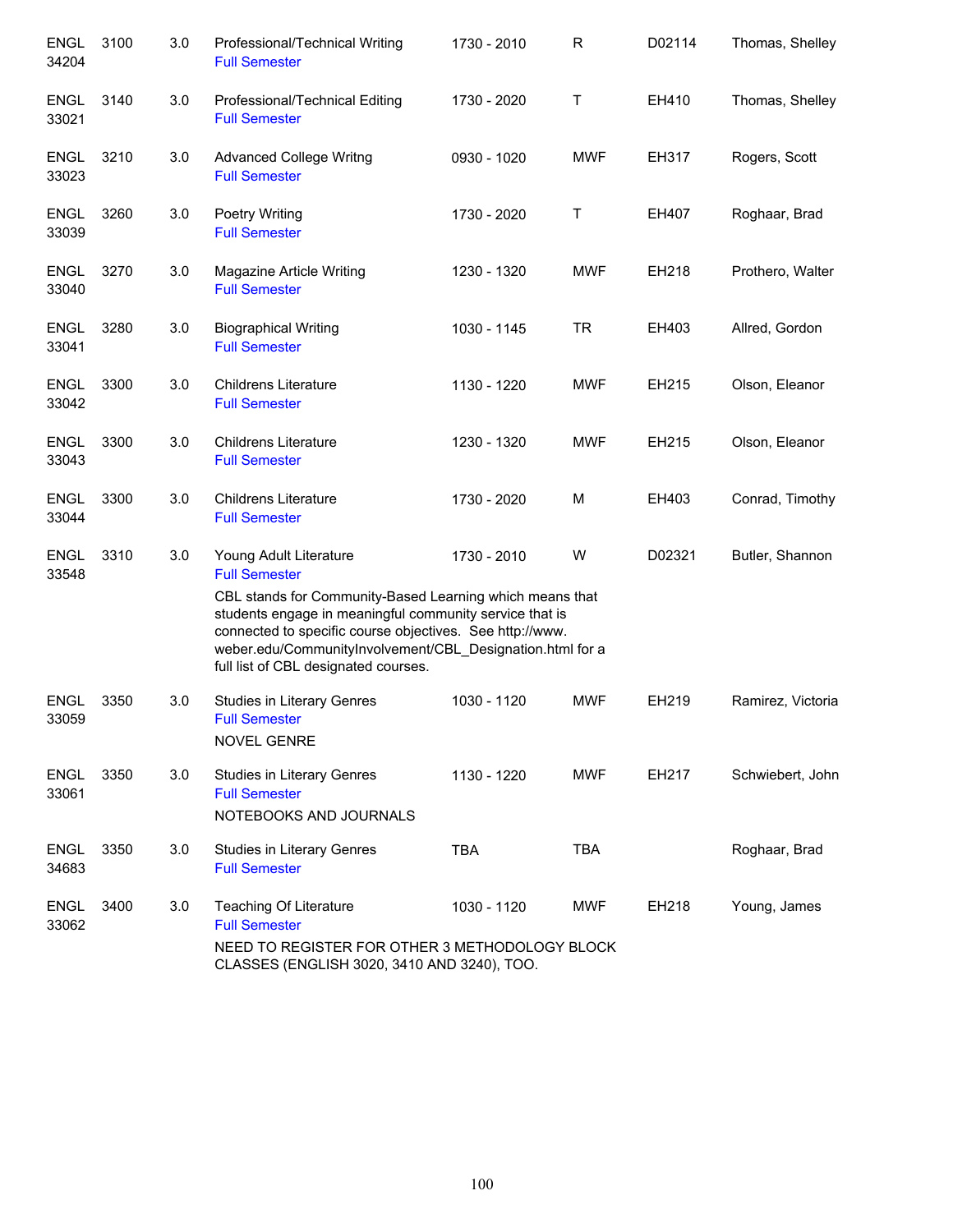| | | | | | | | |
|---|---|---|---|---|---|---|---|
| ENGL 34204 | 3100 | 3.0 | Professional/Technical Writing<br>Full Semester | 1730 - 2010 | R | D02114 | Thomas, Shelley |
| ENGL 33021 | 3140 | 3.0 | Professional/Technical Editing<br>Full Semester | 1730 - 2020 | T | EH410 | Thomas, Shelley |
| ENGL 33023 | 3210 | 3.0 | Advanced College Writng<br>Full Semester | 0930 - 1020 | MWF | EH317 | Rogers, Scott |
| ENGL 33039 | 3260 | 3.0 | Poetry Writing<br>Full Semester | 1730 - 2020 | T | EH407 | Roghaar, Brad |
| ENGL 33040 | 3270 | 3.0 | Magazine Article Writing<br>Full Semester | 1230 - 1320 | MWF | EH218 | Prothero, Walter |
| ENGL 33041 | 3280 | 3.0 | Biographical Writing<br>Full Semester | 1030 - 1145 | TR | EH403 | Allred, Gordon |
| ENGL 33042 | 3300 | 3.0 | Childrens Literature<br>Full Semester | 1130 - 1220 | MWF | EH215 | Olson, Eleanor |
| ENGL 33043 | 3300 | 3.0 | Childrens Literature<br>Full Semester | 1230 - 1320 | MWF | EH215 | Olson, Eleanor |
| ENGL 33044 | 3300 | 3.0 | Childrens Literature<br>Full Semester | 1730 - 2020 | M | EH403 | Conrad, Timothy |
| ENGL 33548 | 3310 | 3.0 | Young Adult Literature<br>Full Semester<br>CBL stands for Community-Based Learning which means that students engage in meaningful community service that is connected to specific course objectives. See http://www.weber.edu/CommunityInvolvement/CBL_Designation.html for a full list of CBL designated courses. | 1730 - 2010 | W | D02321 | Butler, Shannon |
| ENGL 33059 | 3350 | 3.0 | Studies in Literary Genres<br>Full Semester<br>NOVEL GENRE | 1030 - 1120 | MWF | EH219 | Ramirez, Victoria |
| ENGL 33061 | 3350 | 3.0 | Studies in Literary Genres<br>Full Semester<br>NOTEBOOKS AND JOURNALS | 1130 - 1220 | MWF | EH217 | Schwiebert, John |
| ENGL 34683 | 3350 | 3.0 | Studies in Literary Genres<br>Full Semester | TBA | TBA | | Roghaar, Brad |
| ENGL 33062 | 3400 | 3.0 | Teaching Of Literature<br>Full Semester<br>NEED TO REGISTER FOR OTHER 3 METHODOLOGY BLOCK CLASSES (ENGLISH 3020, 3410 AND 3240), TOO. | 1030 - 1120 | MWF | EH218 | Young, James |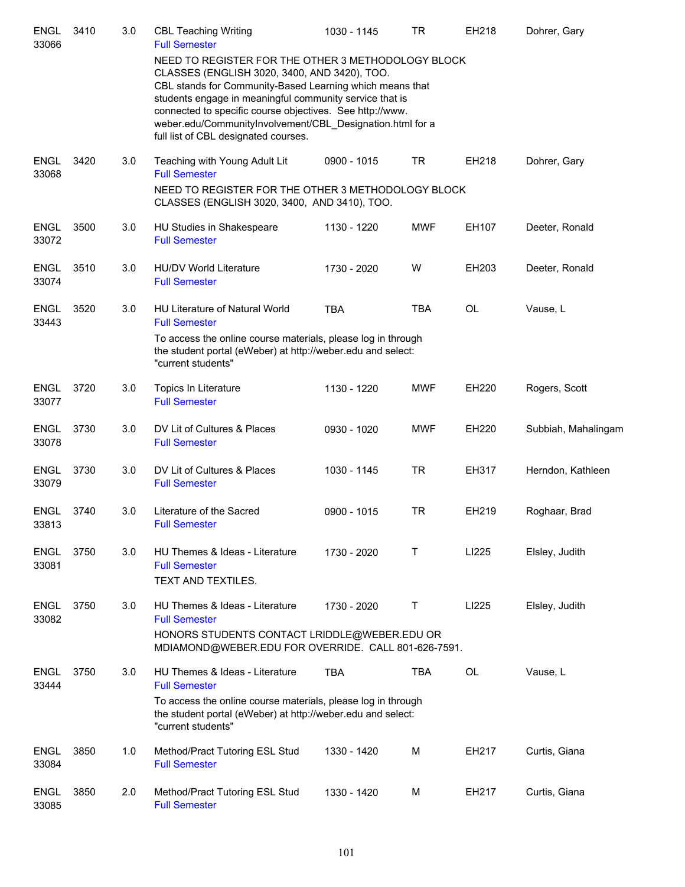| | | | | | | | |
|---|---|---|---|---|---|---|---|
| ENGL 33066 | 3410 | 3.0 | CBL Teaching Writing<br>Full Semester | 1030 - 1145 | TR | EH218 | Dohrer, Gary |
| | | | NEED TO REGISTER FOR THE OTHER 3 METHODOLOGY BLOCK CLASSES (ENGLISH 3020, 3400, AND 3420), TOO. CBL stands for Community-Based Learning which means that students engage in meaningful community service that is connected to specific course objectives. See http://www.weber.edu/CommunityInvolvement/CBL_Designation.html for a full list of CBL designated courses. | | | | |
| ENGL 33068 | 3420 | 3.0 | Teaching with Young Adult Lit<br>Full Semester | 0900 - 1015 | TR | EH218 | Dohrer, Gary |
| | | | NEED TO REGISTER FOR THE OTHER 3 METHODOLOGY BLOCK CLASSES (ENGLISH 3020, 3400, AND 3410), TOO. | | | | |
| ENGL 33072 | 3500 | 3.0 | HU Studies in Shakespeare<br>Full Semester | 1130 - 1220 | MWF | EH107 | Deeter, Ronald |
| ENGL 33074 | 3510 | 3.0 | HU/DV World Literature<br>Full Semester | 1730 - 2020 | W | EH203 | Deeter, Ronald |
| ENGL 33443 | 3520 | 3.0 | HU Literature of Natural World<br>Full Semester | TBA | TBA | OL | Vause, L |
| | | | To access the online course materials, please log in through the student portal (eWeber) at http://weber.edu and select: "current students" | | | | |
| ENGL 33077 | 3720 | 3.0 | Topics In Literature<br>Full Semester | 1130 - 1220 | MWF | EH220 | Rogers, Scott |
| ENGL 33078 | 3730 | 3.0 | DV Lit of Cultures & Places<br>Full Semester | 0930 - 1020 | MWF | EH220 | Subbiah, Mahalingam |
| ENGL 33079 | 3730 | 3.0 | DV Lit of Cultures & Places<br>Full Semester | 1030 - 1145 | TR | EH317 | Herndon, Kathleen |
| ENGL 33813 | 3740 | 3.0 | Literature of the Sacred<br>Full Semester | 0900 - 1015 | TR | EH219 | Roghaar, Brad |
| ENGL 33081 | 3750 | 3.0 | HU Themes & Ideas - Literature<br>Full Semester | 1730 - 2020 | T | LI225 | Elsley, Judith |
| | | | TEXT AND TEXTILES. | | | | |
| ENGL 33082 | 3750 | 3.0 | HU Themes & Ideas - Literature<br>Full Semester | 1730 - 2020 | T | LI225 | Elsley, Judith |
| | | | HONORS STUDENTS CONTACT LRIDDLE@WEBER.EDU OR MDIAMOND@WEBER.EDU FOR OVERRIDE. CALL 801-626-7591. | | | | |
| ENGL 33444 | 3750 | 3.0 | HU Themes & Ideas - Literature<br>Full Semester | TBA | TBA | OL | Vause, L |
| | | | To access the online course materials, please log in through the student portal (eWeber) at http://weber.edu and select: "current students" | | | | |
| ENGL 33084 | 3850 | 1.0 | Method/Pract Tutoring ESL Stud<br>Full Semester | 1330 - 1420 | M | EH217 | Curtis, Giana |
| ENGL 33085 | 3850 | 2.0 | Method/Pract Tutoring ESL Stud<br>Full Semester | 1330 - 1420 | M | EH217 | Curtis, Giana |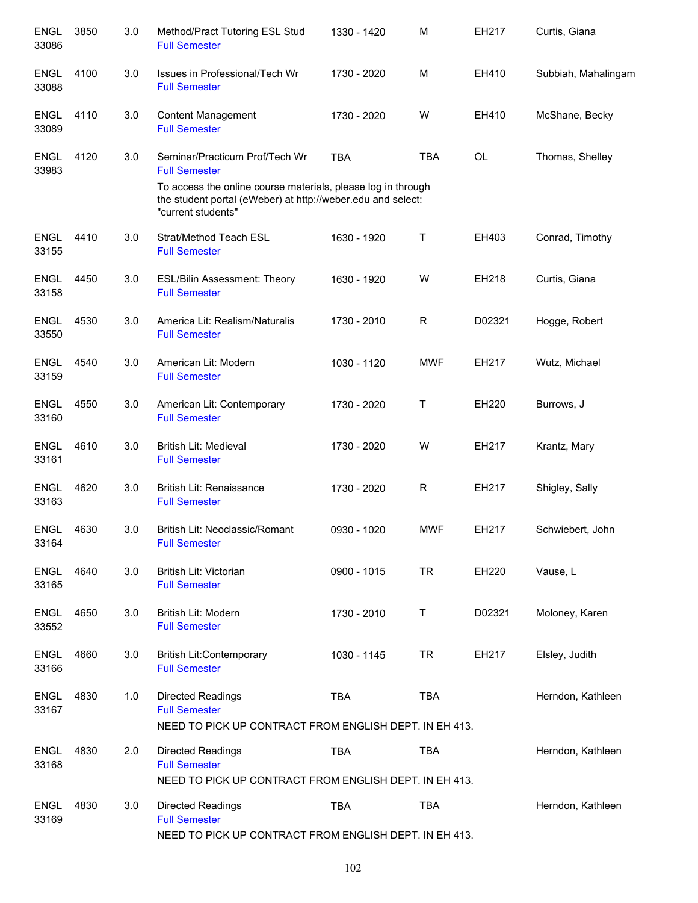| | | | | | | | |
|---|---|---|---|---|---|---|---|
| ENGL 33086 | 3850 | 3.0 | Method/Pract Tutoring ESL Stud<br>Full Semester | 1330 - 1420 | M | EH217 | Curtis, Giana |
| ENGL 33088 | 4100 | 3.0 | Issues in Professional/Tech Wr<br>Full Semester | 1730 - 2020 | M | EH410 | Subbiah, Mahalingam |
| ENGL 33089 | 4110 | 3.0 | Content Management<br>Full Semester | 1730 - 2020 | W | EH410 | McShane, Becky |
| ENGL 33983 | 4120 | 3.0 | Seminar/Practicum Prof/Tech Wr<br>Full Semester<br>To access the online course materials, please log in through the student portal (eWeber) at http://weber.edu and select: "current students" | TBA | TBA | OL | Thomas, Shelley |
| ENGL 33155 | 4410 | 3.0 | Strat/Method Teach ESL<br>Full Semester | 1630 - 1920 | T | EH403 | Conrad, Timothy |
| ENGL 33158 | 4450 | 3.0 | ESL/Bilin Assessment: Theory<br>Full Semester | 1630 - 1920 | W | EH218 | Curtis, Giana |
| ENGL 33550 | 4530 | 3.0 | America Lit: Realism/Naturalis<br>Full Semester | 1730 - 2010 | R | D02321 | Hogge, Robert |
| ENGL 33159 | 4540 | 3.0 | American Lit: Modern<br>Full Semester | 1030 - 1120 | MWF | EH217 | Wutz, Michael |
| ENGL 33160 | 4550 | 3.0 | American Lit: Contemporary<br>Full Semester | 1730 - 2020 | T | EH220 | Burrows, J |
| ENGL 33161 | 4610 | 3.0 | British Lit: Medieval<br>Full Semester | 1730 - 2020 | W | EH217 | Krantz, Mary |
| ENGL 33163 | 4620 | 3.0 | British Lit: Renaissance<br>Full Semester | 1730 - 2020 | R | EH217 | Shigley, Sally |
| ENGL 33164 | 4630 | 3.0 | British Lit: Neoclassic/Romant<br>Full Semester | 0930 - 1020 | MWF | EH217 | Schwiebert, John |
| ENGL 33165 | 4640 | 3.0 | British Lit: Victorian<br>Full Semester | 0900 - 1015 | TR | EH220 | Vause, L |
| ENGL 33552 | 4650 | 3.0 | British Lit: Modern<br>Full Semester | 1730 - 2010 | T | D02321 | Moloney, Karen |
| ENGL 33166 | 4660 | 3.0 | British Lit:Contemporary<br>Full Semester | 1030 - 1145 | TR | EH217 | Elsley, Judith |
| ENGL 33167 | 4830 | 1.0 | Directed Readings<br>Full Semester<br>NEED TO PICK UP CONTRACT FROM ENGLISH DEPT. IN EH 413. | TBA | TBA | | Herndon, Kathleen |
| ENGL 33168 | 4830 | 2.0 | Directed Readings<br>Full Semester<br>NEED TO PICK UP CONTRACT FROM ENGLISH DEPT. IN EH 413. | TBA | TBA | | Herndon, Kathleen |
| ENGL 33169 | 4830 | 3.0 | Directed Readings<br>Full Semester<br>NEED TO PICK UP CONTRACT FROM ENGLISH DEPT. IN EH 413. | TBA | TBA | | Herndon, Kathleen |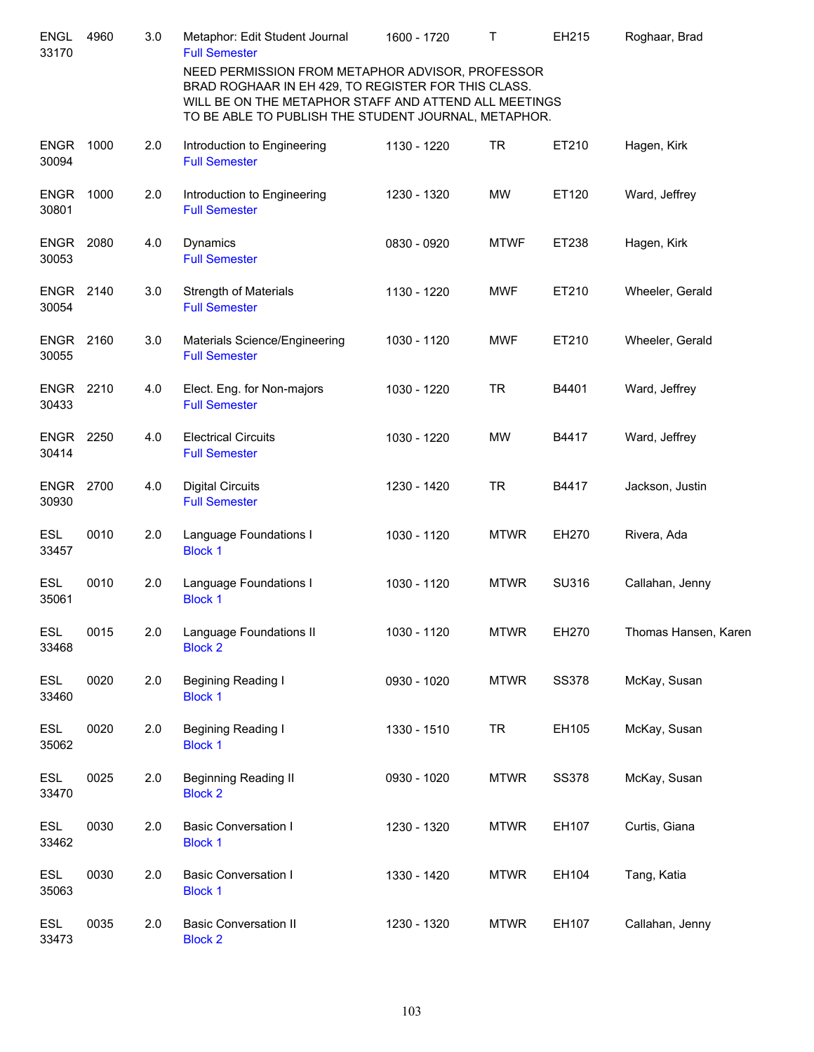| Course | Number | Credits | Title | Time | Days | Room | Instructor |
|---|---|---|---|---|---|---|---|
| ENGL 33170 | 4960 | 3.0 | Metaphor: Edit Student Journal<br>Full Semester | 1600 - 1720 | T | EH215 | Roghaar, Brad |
| | | | NEED PERMISSION FROM METAPHOR ADVISOR, PROFESSOR BRAD ROGHAAR IN EH 429, TO REGISTER FOR THIS CLASS. WILL BE ON THE METAPHOR STAFF AND ATTEND ALL MEETINGS TO BE ABLE TO PUBLISH THE STUDENT JOURNAL, METAPHOR. | | | | |
| ENGR 30094 | 1000 | 2.0 | Introduction to Engineering<br>Full Semester | 1130 - 1220 | TR | ET210 | Hagen, Kirk |
| ENGR 30801 | 1000 | 2.0 | Introduction to Engineering<br>Full Semester | 1230 - 1320 | MW | ET120 | Ward, Jeffrey |
| ENGR 30053 | 2080 | 4.0 | Dynamics<br>Full Semester | 0830 - 0920 | MTWF | ET238 | Hagen, Kirk |
| ENGR 30054 | 2140 | 3.0 | Strength of Materials<br>Full Semester | 1130 - 1220 | MWF | ET210 | Wheeler, Gerald |
| ENGR 30055 | 2160 | 3.0 | Materials Science/Engineering<br>Full Semester | 1030 - 1120 | MWF | ET210 | Wheeler, Gerald |
| ENGR 30433 | 2210 | 4.0 | Elect. Eng. for Non-majors<br>Full Semester | 1030 - 1220 | TR | B4401 | Ward, Jeffrey |
| ENGR 30414 | 2250 | 4.0 | Electrical Circuits<br>Full Semester | 1030 - 1220 | MW | B4417 | Ward, Jeffrey |
| ENGR 30930 | 2700 | 4.0 | Digital Circuits<br>Full Semester | 1230 - 1420 | TR | B4417 | Jackson, Justin |
| ESL 33457 | 0010 | 2.0 | Language Foundations I<br>Block 1 | 1030 - 1120 | MTWR | EH270 | Rivera, Ada |
| ESL 35061 | 0010 | 2.0 | Language Foundations I<br>Block 1 | 1030 - 1120 | MTWR | SU316 | Callahan, Jenny |
| ESL 33468 | 0015 | 2.0 | Language Foundations II<br>Block 2 | 1030 - 1120 | MTWR | EH270 | Thomas Hansen, Karen |
| ESL 33460 | 0020 | 2.0 | Begining Reading I<br>Block 1 | 0930 - 1020 | MTWR | SS378 | McKay, Susan |
| ESL 35062 | 0020 | 2.0 | Begining Reading I<br>Block 1 | 1330 - 1510 | TR | EH105 | McKay, Susan |
| ESL 33470 | 0025 | 2.0 | Beginning Reading II<br>Block 2 | 0930 - 1020 | MTWR | SS378 | McKay, Susan |
| ESL 33462 | 0030 | 2.0 | Basic Conversation I<br>Block 1 | 1230 - 1320 | MTWR | EH107 | Curtis, Giana |
| ESL 35063 | 0030 | 2.0 | Basic Conversation I<br>Block 1 | 1330 - 1420 | MTWR | EH104 | Tang, Katia |
| ESL 33473 | 0035 | 2.0 | Basic Conversation II<br>Block 2 | 1230 - 1320 | MTWR | EH107 | Callahan, Jenny |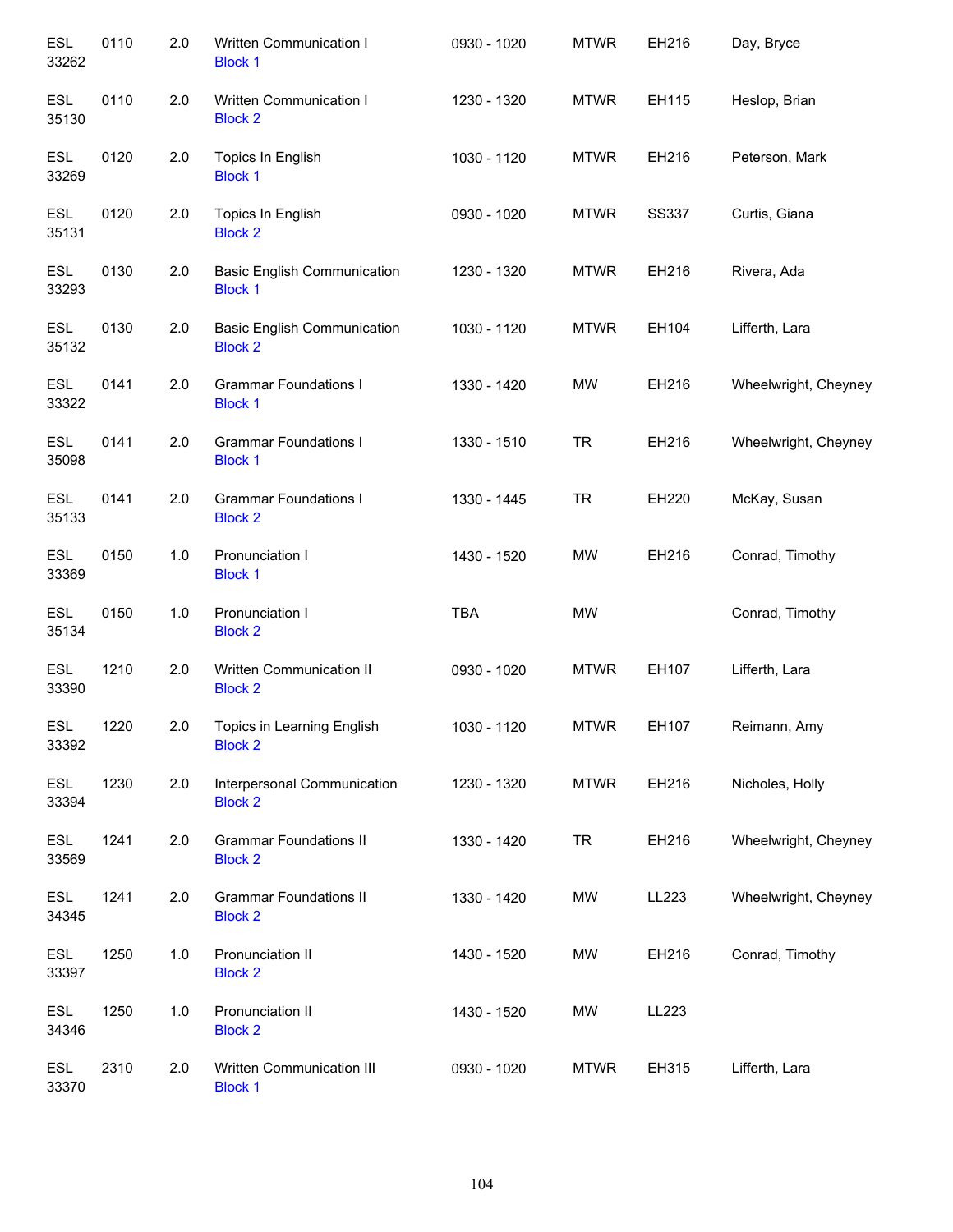| Subject / CRN | Course | Credits | Title | Time | Days | Room | Instructor |
|---|---|---|---|---|---|---|---|
| ESL 33262 | 0110 | 2.0 | Written Communication I Block 1 | 0930 - 1020 | MTWR | EH216 | Day, Bryce |
| ESL 35130 | 0110 | 2.0 | Written Communication I Block 2 | 1230 - 1320 | MTWR | EH115 | Heslop, Brian |
| ESL 33269 | 0120 | 2.0 | Topics In English Block 1 | 1030 - 1120 | MTWR | EH216 | Peterson, Mark |
| ESL 35131 | 0120 | 2.0 | Topics In English Block 2 | 0930 - 1020 | MTWR | SS337 | Curtis, Giana |
| ESL 33293 | 0130 | 2.0 | Basic English Communication Block 1 | 1230 - 1320 | MTWR | EH216 | Rivera, Ada |
| ESL 35132 | 0130 | 2.0 | Basic English Communication Block 2 | 1030 - 1120 | MTWR | EH104 | Lifferth, Lara |
| ESL 33322 | 0141 | 2.0 | Grammar Foundations I Block 1 | 1330 - 1420 | MW | EH216 | Wheelwright, Cheyney |
| ESL 35098 | 0141 | 2.0 | Grammar Foundations I Block 1 | 1330 - 1510 | TR | EH216 | Wheelwright, Cheyney |
| ESL 35133 | 0141 | 2.0 | Grammar Foundations I Block 2 | 1330 - 1445 | TR | EH220 | McKay, Susan |
| ESL 33369 | 0150 | 1.0 | Pronunciation I Block 1 | 1430 - 1520 | MW | EH216 | Conrad, Timothy |
| ESL 35134 | 0150 | 1.0 | Pronunciation I Block 2 | TBA | MW | | Conrad, Timothy |
| ESL 33390 | 1210 | 2.0 | Written Communication II Block 2 | 0930 - 1020 | MTWR | EH107 | Lifferth, Lara |
| ESL 33392 | 1220 | 2.0 | Topics in Learning English Block 2 | 1030 - 1120 | MTWR | EH107 | Reimann, Amy |
| ESL 33394 | 1230 | 2.0 | Interpersonal Communication Block 2 | 1230 - 1320 | MTWR | EH216 | Nicholes, Holly |
| ESL 33569 | 1241 | 2.0 | Grammar Foundations II Block 2 | 1330 - 1420 | TR | EH216 | Wheelwright, Cheyney |
| ESL 34345 | 1241 | 2.0 | Grammar Foundations II Block 2 | 1330 - 1420 | MW | LL223 | Wheelwright, Cheyney |
| ESL 33397 | 1250 | 1.0 | Pronunciation II Block 2 | 1430 - 1520 | MW | EH216 | Conrad, Timothy |
| ESL 34346 | 1250 | 1.0 | Pronunciation II Block 2 | 1430 - 1520 | MW | LL223 | |
| ESL 33370 | 2310 | 2.0 | Written Communication III Block 1 | 0930 - 1020 | MTWR | EH315 | Lifferth, Lara |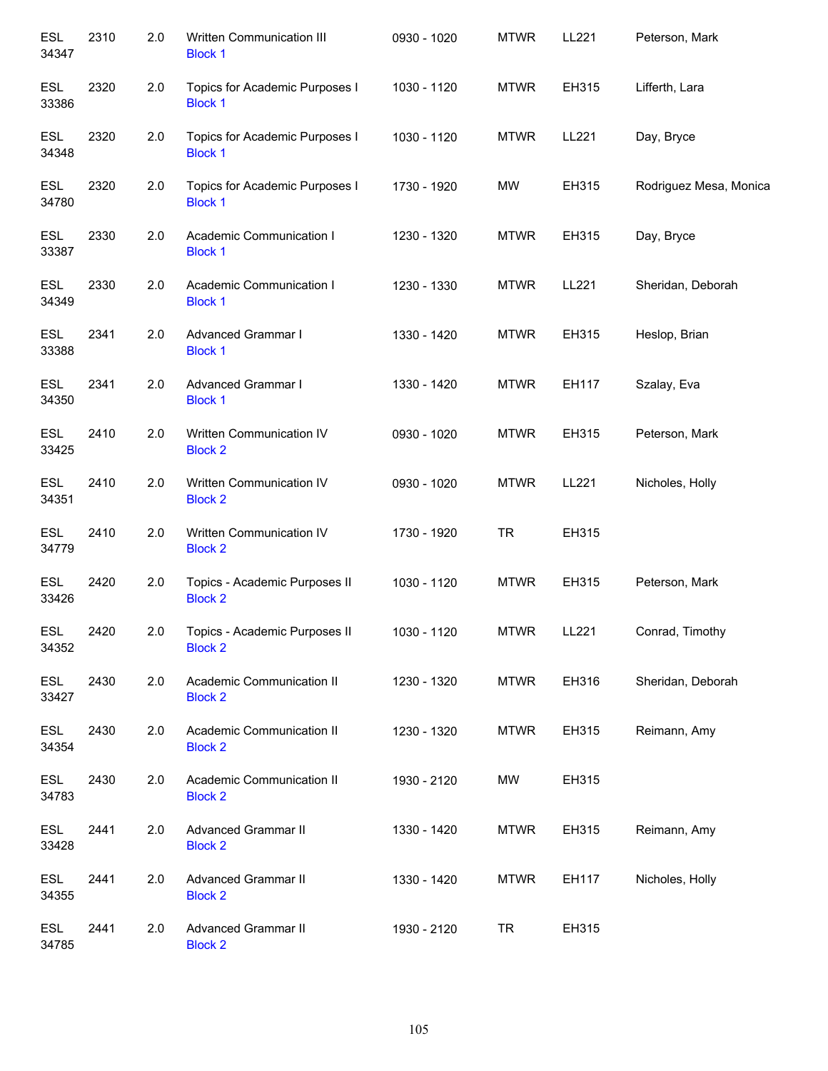| | | | | | | | |
|---|---|---|---|---|---|---|---|
| ESL 34347 | 2310 | 2.0 | Written Communication III Block 1 | 0930 - 1020 | MTWR | LL221 | Peterson, Mark |
| ESL 33386 | 2320 | 2.0 | Topics for Academic Purposes I Block 1 | 1030 - 1120 | MTWR | EH315 | Lifferth, Lara |
| ESL 34348 | 2320 | 2.0 | Topics for Academic Purposes I Block 1 | 1030 - 1120 | MTWR | LL221 | Day, Bryce |
| ESL 34780 | 2320 | 2.0 | Topics for Academic Purposes I Block 1 | 1730 - 1920 | MW | EH315 | Rodriguez Mesa, Monica |
| ESL 33387 | 2330 | 2.0 | Academic Communication I Block 1 | 1230 - 1320 | MTWR | EH315 | Day, Bryce |
| ESL 34349 | 2330 | 2.0 | Academic Communication I Block 1 | 1230 - 1330 | MTWR | LL221 | Sheridan, Deborah |
| ESL 33388 | 2341 | 2.0 | Advanced Grammar I Block 1 | 1330 - 1420 | MTWR | EH315 | Heslop, Brian |
| ESL 34350 | 2341 | 2.0 | Advanced Grammar I Block 1 | 1330 - 1420 | MTWR | EH117 | Szalay, Eva |
| ESL 33425 | 2410 | 2.0 | Written Communication IV Block 2 | 0930 - 1020 | MTWR | EH315 | Peterson, Mark |
| ESL 34351 | 2410 | 2.0 | Written Communication IV Block 2 | 0930 - 1020 | MTWR | LL221 | Nicholes, Holly |
| ESL 34779 | 2410 | 2.0 | Written Communication IV Block 2 | 1730 - 1920 | TR | EH315 | |
| ESL 33426 | 2420 | 2.0 | Topics - Academic Purposes II Block 2 | 1030 - 1120 | MTWR | EH315 | Peterson, Mark |
| ESL 34352 | 2420 | 2.0 | Topics - Academic Purposes II Block 2 | 1030 - 1120 | MTWR | LL221 | Conrad, Timothy |
| ESL 33427 | 2430 | 2.0 | Academic Communication II Block 2 | 1230 - 1320 | MTWR | EH316 | Sheridan, Deborah |
| ESL 34354 | 2430 | 2.0 | Academic Communication II Block 2 | 1230 - 1320 | MTWR | EH315 | Reimann, Amy |
| ESL 34783 | 2430 | 2.0 | Academic Communication II Block 2 | 1930 - 2120 | MW | EH315 | |
| ESL 33428 | 2441 | 2.0 | Advanced Grammar II Block 2 | 1330 - 1420 | MTWR | EH315 | Reimann, Amy |
| ESL 34355 | 2441 | 2.0 | Advanced Grammar II Block 2 | 1330 - 1420 | MTWR | EH117 | Nicholes, Holly |
| ESL 34785 | 2441 | 2.0 | Advanced Grammar II Block 2 | 1930 - 2120 | TR | EH315 | |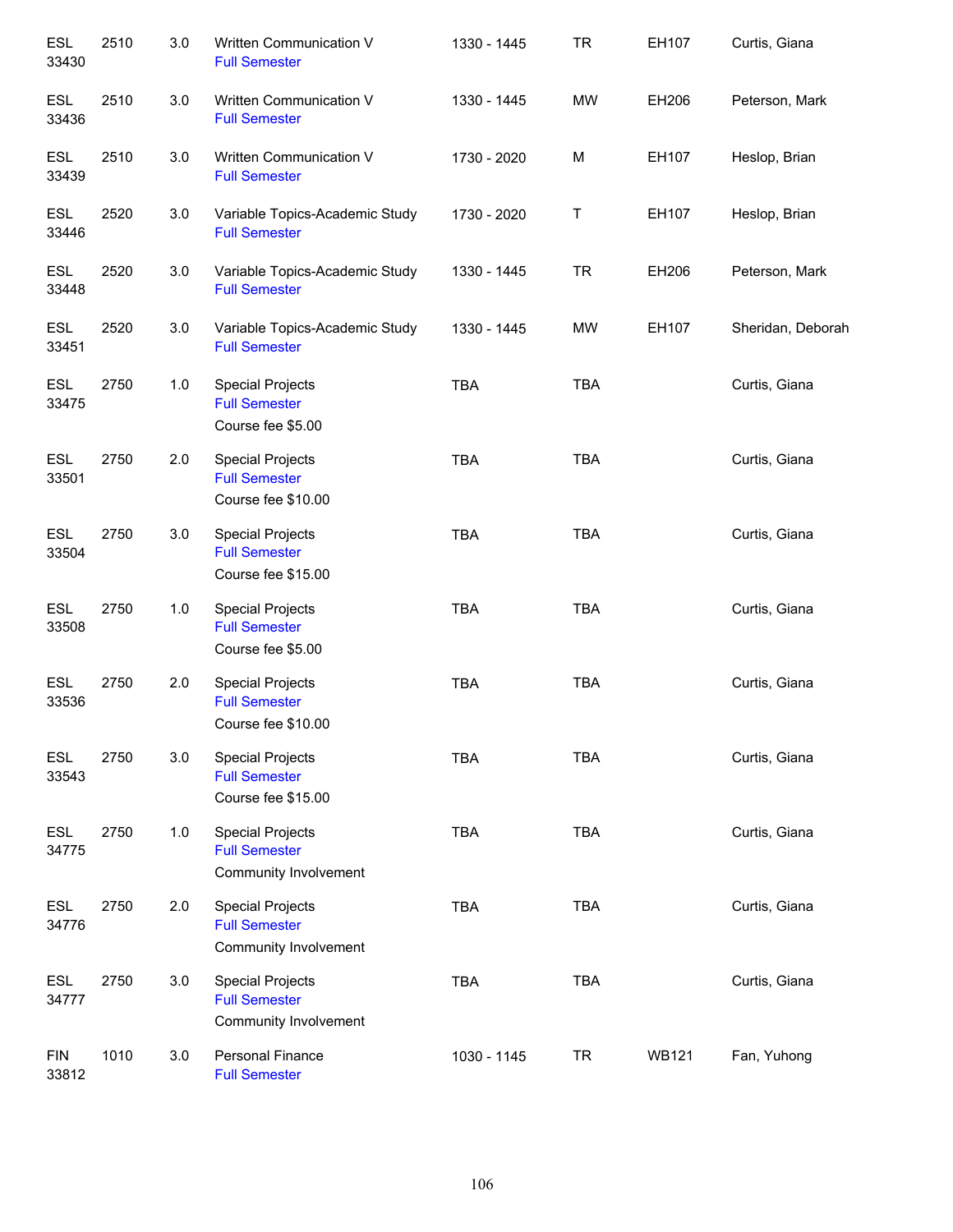| | | | | | | | |
|---|---|---|---|---|---|---|---|
| ESL 33430 | 2510 | 3.0 | Written Communication V<br>Full Semester | 1330 - 1445 | TR | EH107 | Curtis, Giana |
| ESL 33436 | 2510 | 3.0 | Written Communication V<br>Full Semester | 1330 - 1445 | MW | EH206 | Peterson, Mark |
| ESL 33439 | 2510 | 3.0 | Written Communication V<br>Full Semester | 1730 - 2020 | M | EH107 | Heslop, Brian |
| ESL 33446 | 2520 | 3.0 | Variable Topics-Academic Study<br>Full Semester | 1730 - 2020 | T | EH107 | Heslop, Brian |
| ESL 33448 | 2520 | 3.0 | Variable Topics-Academic Study<br>Full Semester | 1330 - 1445 | TR | EH206 | Peterson, Mark |
| ESL 33451 | 2520 | 3.0 | Variable Topics-Academic Study<br>Full Semester | 1330 - 1445 | MW | EH107 | Sheridan, Deborah |
| ESL 33475 | 2750 | 1.0 | Special Projects<br>Full Semester<br>Course fee $5.00 | TBA | TBA | | Curtis, Giana |
| ESL 33501 | 2750 | 2.0 | Special Projects<br>Full Semester<br>Course fee $10.00 | TBA | TBA | | Curtis, Giana |
| ESL 33504 | 2750 | 3.0 | Special Projects<br>Full Semester<br>Course fee $15.00 | TBA | TBA | | Curtis, Giana |
| ESL 33508 | 2750 | 1.0 | Special Projects<br>Full Semester<br>Course fee $5.00 | TBA | TBA | | Curtis, Giana |
| ESL 33536 | 2750 | 2.0 | Special Projects<br>Full Semester<br>Course fee $10.00 | TBA | TBA | | Curtis, Giana |
| ESL 33543 | 2750 | 3.0 | Special Projects<br>Full Semester<br>Course fee $15.00 | TBA | TBA | | Curtis, Giana |
| ESL 34775 | 2750 | 1.0 | Special Projects<br>Full Semester<br>Community Involvement | TBA | TBA | | Curtis, Giana |
| ESL 34776 | 2750 | 2.0 | Special Projects<br>Full Semester<br>Community Involvement | TBA | TBA | | Curtis, Giana |
| ESL 34777 | 2750 | 3.0 | Special Projects<br>Full Semester<br>Community Involvement | TBA | TBA | | Curtis, Giana |
| FIN 33812 | 1010 | 3.0 | Personal Finance<br>Full Semester | 1030 - 1145 | TR | WB121 | Fan, Yuhong |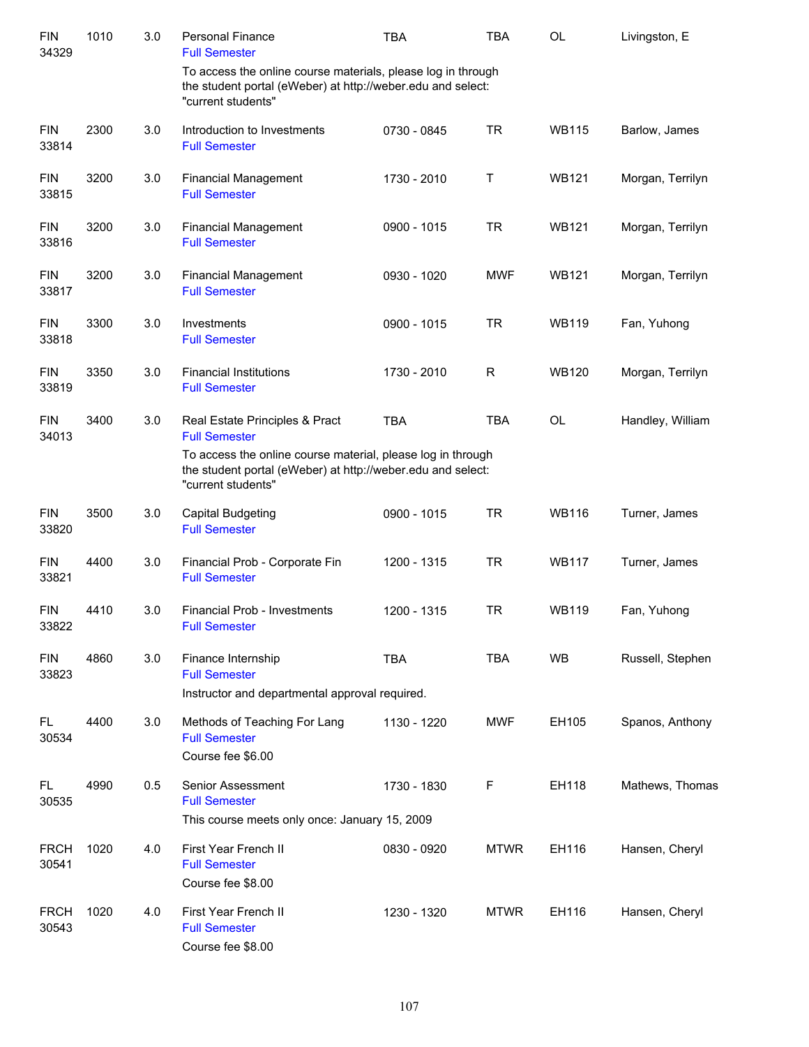| | | | | | | | |
|---|---|---|---|---|---|---|---|
| FIN 34329 | 1010 | 3.0 | Personal Finance<br>Full Semester<br>To access the online course materials, please log in through the student portal (eWeber) at http://weber.edu and select: "current students" | TBA | TBA | OL | Livingston, E |
| FIN 33814 | 2300 | 3.0 | Introduction to Investments<br>Full Semester | 0730 - 0845 | TR | WB115 | Barlow, James |
| FIN 33815 | 3200 | 3.0 | Financial Management<br>Full Semester | 1730 - 2010 | T | WB121 | Morgan, Terrilyn |
| FIN 33816 | 3200 | 3.0 | Financial Management<br>Full Semester | 0900 - 1015 | TR | WB121 | Morgan, Terrilyn |
| FIN 33817 | 3200 | 3.0 | Financial Management<br>Full Semester | 0930 - 1020 | MWF | WB121 | Morgan, Terrilyn |
| FIN 33818 | 3300 | 3.0 | Investments<br>Full Semester | 0900 - 1015 | TR | WB119 | Fan, Yuhong |
| FIN 33819 | 3350 | 3.0 | Financial Institutions<br>Full Semester | 1730 - 2010 | R | WB120 | Morgan, Terrilyn |
| FIN 34013 | 3400 | 3.0 | Real Estate Principles & Pract<br>Full Semester<br>To access the online course material, please log in through the student portal (eWeber) at http://weber.edu and select: "current students" | TBA | TBA | OL | Handley, William |
| FIN 33820 | 3500 | 3.0 | Capital Budgeting<br>Full Semester | 0900 - 1015 | TR | WB116 | Turner, James |
| FIN 33821 | 4400 | 3.0 | Financial Prob - Corporate Fin<br>Full Semester | 1200 - 1315 | TR | WB117 | Turner, James |
| FIN 33822 | 4410 | 3.0 | Financial Prob - Investments<br>Full Semester | 1200 - 1315 | TR | WB119 | Fan, Yuhong |
| FIN 33823 | 4860 | 3.0 | Finance Internship<br>Full Semester<br>Instructor and departmental approval required. | TBA | TBA | WB | Russell, Stephen |
| FL 30534 | 4400 | 3.0 | Methods of Teaching For Lang<br>Full Semester<br>Course fee $6.00 | 1130 - 1220 | MWF | EH105 | Spanos, Anthony |
| FL 30535 | 4990 | 0.5 | Senior Assessment<br>Full Semester<br>This course meets only once: January 15, 2009 | 1730 - 1830 | F | EH118 | Mathews, Thomas |
| FRCH 30541 | 1020 | 4.0 | First Year French II<br>Full Semester<br>Course fee $8.00 | 0830 - 0920 | MTWR | EH116 | Hansen, Cheryl |
| FRCH 30543 | 1020 | 4.0 | First Year French II<br>Full Semester<br>Course fee $8.00 | 1230 - 1320 | MTWR | EH116 | Hansen, Cheryl |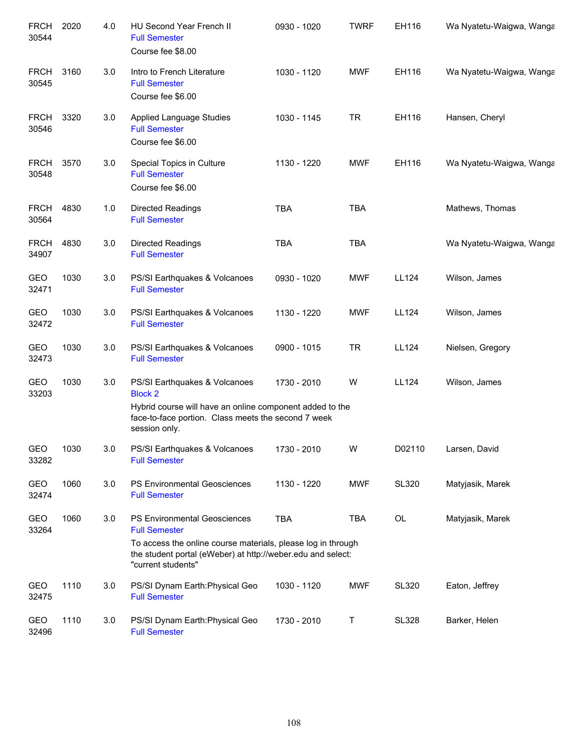| | | | | | | | |
|---|---|---|---|---|---|---|---|
| FRCH 30544 | 2020 | 4.0 | HU Second Year French II<br>Full Semester<br>Course fee $8.00 | 0930 - 1020 | TWRF | EH116 | Wa Nyatetu-Waigwa, Wanga |
| FRCH 30545 | 3160 | 3.0 | Intro to French Literature<br>Full Semester<br>Course fee $6.00 | 1030 - 1120 | MWF | EH116 | Wa Nyatetu-Waigwa, Wanga |
| FRCH 30546 | 3320 | 3.0 | Applied Language Studies<br>Full Semester<br>Course fee $6.00 | 1030 - 1145 | TR | EH116 | Hansen, Cheryl |
| FRCH 30548 | 3570 | 3.0 | Special Topics in Culture<br>Full Semester<br>Course fee $6.00 | 1130 - 1220 | MWF | EH116 | Wa Nyatetu-Waigwa, Wanga |
| FRCH 30564 | 4830 | 1.0 | Directed Readings<br>Full Semester | TBA | TBA | | Mathews, Thomas |
| FRCH 34907 | 4830 | 3.0 | Directed Readings<br>Full Semester | TBA | TBA | | Wa Nyatetu-Waigwa, Wanga |
| GEO 32471 | 1030 | 3.0 | PS/SI Earthquakes & Volcanoes<br>Full Semester | 0930 - 1020 | MWF | LL124 | Wilson, James |
| GEO 32472 | 1030 | 3.0 | PS/SI Earthquakes & Volcanoes<br>Full Semester | 1130 - 1220 | MWF | LL124 | Wilson, James |
| GEO 32473 | 1030 | 3.0 | PS/SI Earthquakes & Volcanoes<br>Full Semester | 0900 - 1015 | TR | LL124 | Nielsen, Gregory |
| GEO 33203 | 1030 | 3.0 | PS/SI Earthquakes & Volcanoes<br>Block 2<br>Hybrid course will have an online component added to the face-to-face portion. Class meets the second 7 week session only. | 1730 - 2010 | W | LL124 | Wilson, James |
| GEO 33282 | 1030 | 3.0 | PS/SI Earthquakes & Volcanoes<br>Full Semester | 1730 - 2010 | W | D02110 | Larsen, David |
| GEO 32474 | 1060 | 3.0 | PS Environmental Geosciences<br>Full Semester | 1130 - 1220 | MWF | SL320 | Matyjasik, Marek |
| GEO 33264 | 1060 | 3.0 | PS Environmental Geosciences<br>Full Semester<br>To access the online course materials, please log in through the student portal (eWeber) at http://weber.edu and select: "current students" | TBA | TBA | OL | Matyjasik, Marek |
| GEO 32475 | 1110 | 3.0 | PS/SI Dynam Earth:Physical Geo<br>Full Semester | 1030 - 1120 | MWF | SL320 | Eaton, Jeffrey |
| GEO 32496 | 1110 | 3.0 | PS/SI Dynam Earth:Physical Geo<br>Full Semester | 1730 - 2010 | T | SL328 | Barker, Helen |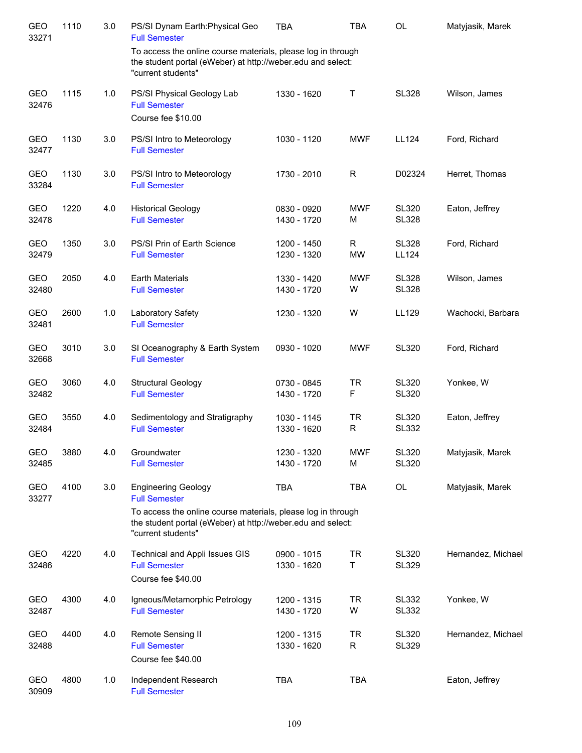| Dept/CRN | Course | Credits | Title | Time | Days | Room | Instructor |
|---|---|---|---|---|---|---|---|
| GEO 33271 | 1110 | 3.0 | PS/SI Dynam Earth:Physical Geo<br>Full Semester<br>To access the online course materials, please log in through the student portal (eWeber) at http://weber.edu and select: "current students" | TBA | TBA | OL | Matyjasik, Marek |
| GEO 32476 | 1115 | 1.0 | PS/SI Physical Geology Lab<br>Full Semester<br>Course fee $10.00 | 1330 - 1620 | T | SL328 | Wilson, James |
| GEO 32477 | 1130 | 3.0 | PS/SI Intro to Meteorology<br>Full Semester | 1030 - 1120 | MWF | LL124 | Ford, Richard |
| GEO 33284 | 1130 | 3.0 | PS/SI Intro to Meteorology<br>Full Semester | 1730 - 2010 | R | D02324 | Herret, Thomas |
| GEO 32478 | 1220 | 4.0 | Historical Geology<br>Full Semester | 0830 - 0920<br>1430 - 1720 | MWF<br>M | SL320<br>SL328 | Eaton, Jeffrey |
| GEO 32479 | 1350 | 3.0 | PS/SI Prin of Earth Science<br>Full Semester | 1200 - 1450<br>1230 - 1320 | R<br>MW | SL328<br>LL124 | Ford, Richard |
| GEO 32480 | 2050 | 4.0 | Earth Materials<br>Full Semester | 1330 - 1420<br>1430 - 1720 | MWF<br>W | SL328<br>SL328 | Wilson, James |
| GEO 32481 | 2600 | 1.0 | Laboratory Safety<br>Full Semester | 1230 - 1320 | W | LL129 | Wachocki, Barbara |
| GEO 32668 | 3010 | 3.0 | SI Oceanography & Earth System<br>Full Semester | 0930 - 1020 | MWF | SL320 | Ford, Richard |
| GEO 32482 | 3060 | 4.0 | Structural Geology<br>Full Semester | 0730 - 0845<br>1430 - 1720 | TR<br>F | SL320<br>SL320 | Yonkee, W |
| GEO 32484 | 3550 | 4.0 | Sedimentology and Stratigraphy<br>Full Semester | 1030 - 1145<br>1330 - 1620 | TR<br>R | SL320<br>SL332 | Eaton, Jeffrey |
| GEO 32485 | 3880 | 4.0 | Groundwater<br>Full Semester | 1230 - 1320<br>1430 - 1720 | MWF<br>M | SL320<br>SL320 | Matyjasik, Marek |
| GEO 33277 | 4100 | 3.0 | Engineering Geology<br>Full Semester<br>To access the online course materials, please log in through the student portal (eWeber) at http://weber.edu and select: "current students" | TBA | TBA | OL | Matyjasik, Marek |
| GEO 32486 | 4220 | 4.0 | Technical and Appli Issues GIS<br>Full Semester<br>Course fee $40.00 | 0900 - 1015<br>1330 - 1620 | TR<br>T | SL320<br>SL329 | Hernandez, Michael |
| GEO 32487 | 4300 | 4.0 | Igneous/Metamorphic Petrology<br>Full Semester | 1200 - 1315<br>1430 - 1720 | TR<br>W | SL332<br>SL332 | Yonkee, W |
| GEO 32488 | 4400 | 4.0 | Remote Sensing II<br>Full Semester<br>Course fee $40.00 | 1200 - 1315<br>1330 - 1620 | TR<br>R | SL320<br>SL329 | Hernandez, Michael |
| GEO 30909 | 4800 | 1.0 | Independent Research<br>Full Semester | TBA | TBA | | Eaton, Jeffrey |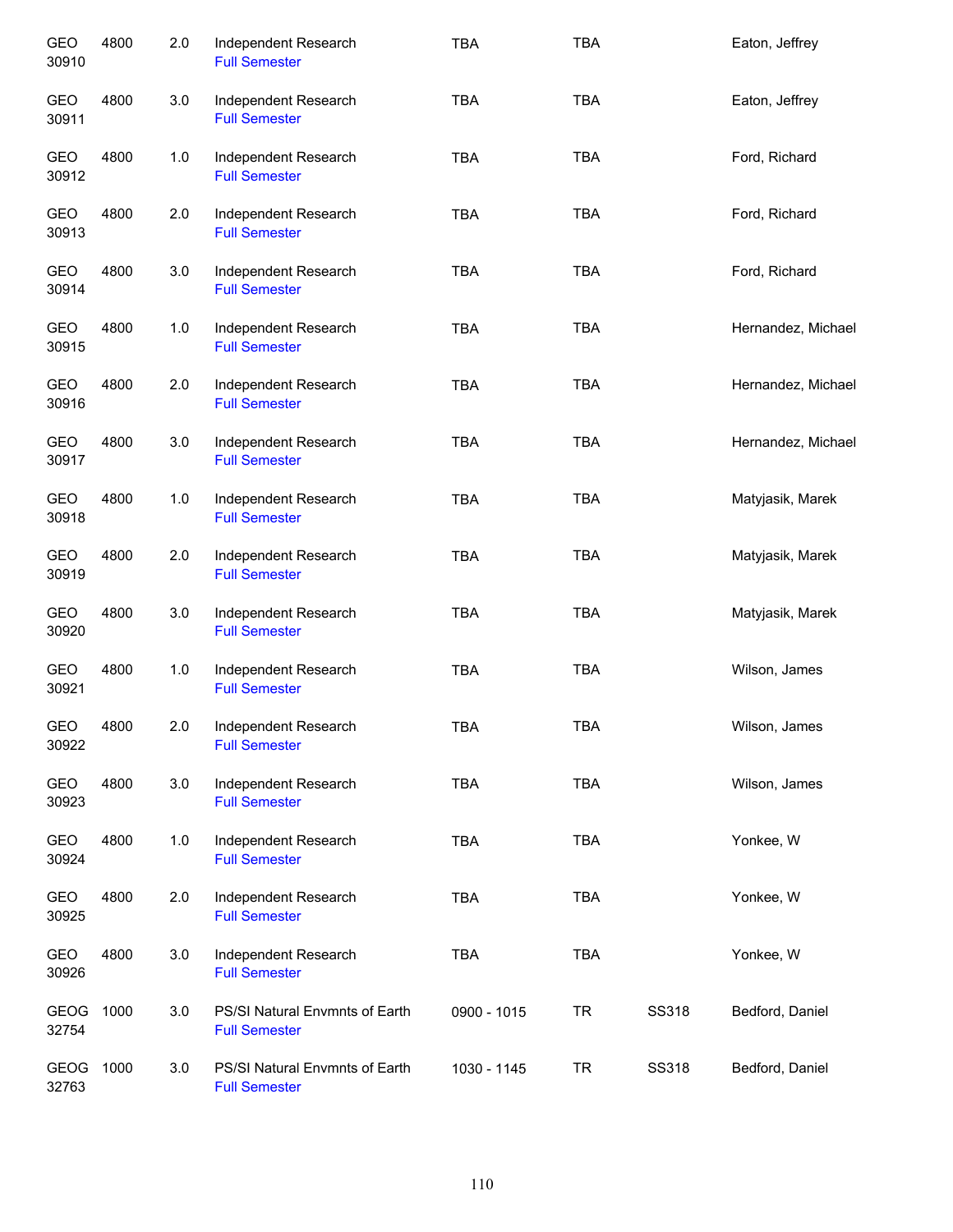| | | | | | | | |
|---|---|---|---|---|---|---|---|
| GEO 30910 | 4800 | 2.0 | Independent Research<br>Full Semester | TBA | TBA | | Eaton, Jeffrey |
| GEO 30911 | 4800 | 3.0 | Independent Research<br>Full Semester | TBA | TBA | | Eaton, Jeffrey |
| GEO 30912 | 4800 | 1.0 | Independent Research<br>Full Semester | TBA | TBA | | Ford, Richard |
| GEO 30913 | 4800 | 2.0 | Independent Research<br>Full Semester | TBA | TBA | | Ford, Richard |
| GEO 30914 | 4800 | 3.0 | Independent Research<br>Full Semester | TBA | TBA | | Ford, Richard |
| GEO 30915 | 4800 | 1.0 | Independent Research<br>Full Semester | TBA | TBA | | Hernandez, Michael |
| GEO 30916 | 4800 | 2.0 | Independent Research<br>Full Semester | TBA | TBA | | Hernandez, Michael |
| GEO 30917 | 4800 | 3.0 | Independent Research<br>Full Semester | TBA | TBA | | Hernandez, Michael |
| GEO 30918 | 4800 | 1.0 | Independent Research<br>Full Semester | TBA | TBA | | Matyjasik, Marek |
| GEO 30919 | 4800 | 2.0 | Independent Research<br>Full Semester | TBA | TBA | | Matyjasik, Marek |
| GEO 30920 | 4800 | 3.0 | Independent Research<br>Full Semester | TBA | TBA | | Matyjasik, Marek |
| GEO 30921 | 4800 | 1.0 | Independent Research<br>Full Semester | TBA | TBA | | Wilson, James |
| GEO 30922 | 4800 | 2.0 | Independent Research<br>Full Semester | TBA | TBA | | Wilson, James |
| GEO 30923 | 4800 | 3.0 | Independent Research<br>Full Semester | TBA | TBA | | Wilson, James |
| GEO 30924 | 4800 | 1.0 | Independent Research<br>Full Semester | TBA | TBA | | Yonkee, W |
| GEO 30925 | 4800 | 2.0 | Independent Research<br>Full Semester | TBA | TBA | | Yonkee, W |
| GEO 30926 | 4800 | 3.0 | Independent Research<br>Full Semester | TBA | TBA | | Yonkee, W |
| GEOG 32754 | 1000 | 3.0 | PS/SI Natural Envmnts of Earth<br>Full Semester | 0900 - 1015 | TR | SS318 | Bedford, Daniel |
| GEOG 32763 | 1000 | 3.0 | PS/SI Natural Envmnts of Earth<br>Full Semester | 1030 - 1145 | TR | SS318 | Bedford, Daniel |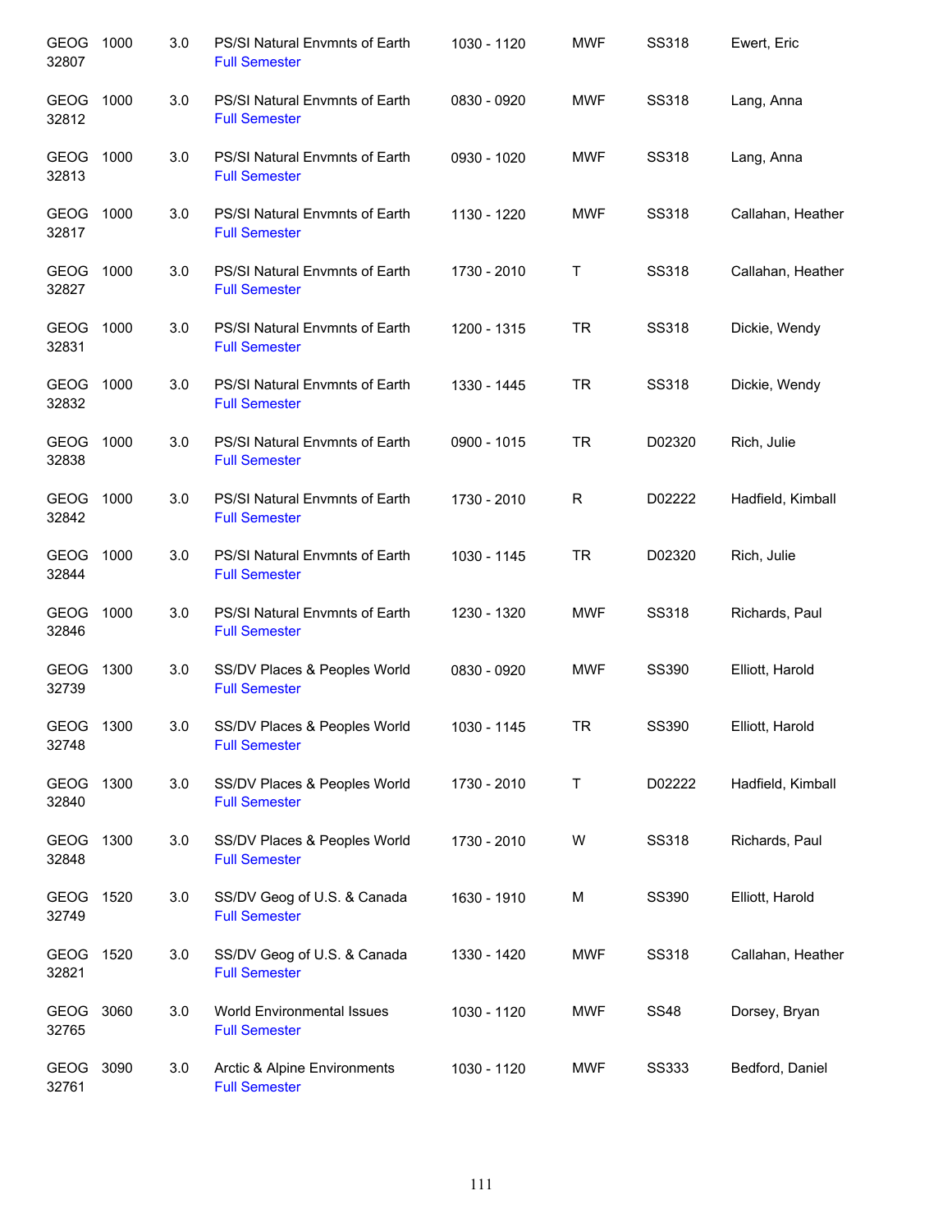| | | | | | | | |
|---|---|---|---|---|---|---|---|
| GEOG 32807 | 1000 | 3.0 | PS/SI Natural Envmnts of Earth<br>Full Semester | 1030 - 1120 | MWF | SS318 | Ewert, Eric |
| GEOG 32812 | 1000 | 3.0 | PS/SI Natural Envmnts of Earth<br>Full Semester | 0830 - 0920 | MWF | SS318 | Lang, Anna |
| GEOG 32813 | 1000 | 3.0 | PS/SI Natural Envmnts of Earth<br>Full Semester | 0930 - 1020 | MWF | SS318 | Lang, Anna |
| GEOG 32817 | 1000 | 3.0 | PS/SI Natural Envmnts of Earth<br>Full Semester | 1130 - 1220 | MWF | SS318 | Callahan, Heather |
| GEOG 32827 | 1000 | 3.0 | PS/SI Natural Envmnts of Earth<br>Full Semester | 1730 - 2010 | T | SS318 | Callahan, Heather |
| GEOG 32831 | 1000 | 3.0 | PS/SI Natural Envmnts of Earth<br>Full Semester | 1200 - 1315 | TR | SS318 | Dickie, Wendy |
| GEOG 32832 | 1000 | 3.0 | PS/SI Natural Envmnts of Earth<br>Full Semester | 1330 - 1445 | TR | SS318 | Dickie, Wendy |
| GEOG 32838 | 1000 | 3.0 | PS/SI Natural Envmnts of Earth<br>Full Semester | 0900 - 1015 | TR | D02320 | Rich, Julie |
| GEOG 32842 | 1000 | 3.0 | PS/SI Natural Envmnts of Earth<br>Full Semester | 1730 - 2010 | R | D02222 | Hadfield, Kimball |
| GEOG 32844 | 1000 | 3.0 | PS/SI Natural Envmnts of Earth<br>Full Semester | 1030 - 1145 | TR | D02320 | Rich, Julie |
| GEOG 32846 | 1000 | 3.0 | PS/SI Natural Envmnts of Earth<br>Full Semester | 1230 - 1320 | MWF | SS318 | Richards, Paul |
| GEOG 32739 | 1300 | 3.0 | SS/DV Places & Peoples World<br>Full Semester | 0830 - 0920 | MWF | SS390 | Elliott, Harold |
| GEOG 32748 | 1300 | 3.0 | SS/DV Places & Peoples World<br>Full Semester | 1030 - 1145 | TR | SS390 | Elliott, Harold |
| GEOG 32840 | 1300 | 3.0 | SS/DV Places & Peoples World<br>Full Semester | 1730 - 2010 | T | D02222 | Hadfield, Kimball |
| GEOG 32848 | 1300 | 3.0 | SS/DV Places & Peoples World<br>Full Semester | 1730 - 2010 | W | SS318 | Richards, Paul |
| GEOG 32749 | 1520 | 3.0 | SS/DV Geog of U.S. & Canada<br>Full Semester | 1630 - 1910 | M | SS390 | Elliott, Harold |
| GEOG 32821 | 1520 | 3.0 | SS/DV Geog of U.S. & Canada<br>Full Semester | 1330 - 1420 | MWF | SS318 | Callahan, Heather |
| GEOG 32765 | 3060 | 3.0 | World Environmental Issues<br>Full Semester | 1030 - 1120 | MWF | SS48 | Dorsey, Bryan |
| GEOG 32761 | 3090 | 3.0 | Arctic & Alpine Environments<br>Full Semester | 1030 - 1120 | MWF | SS333 | Bedford, Daniel |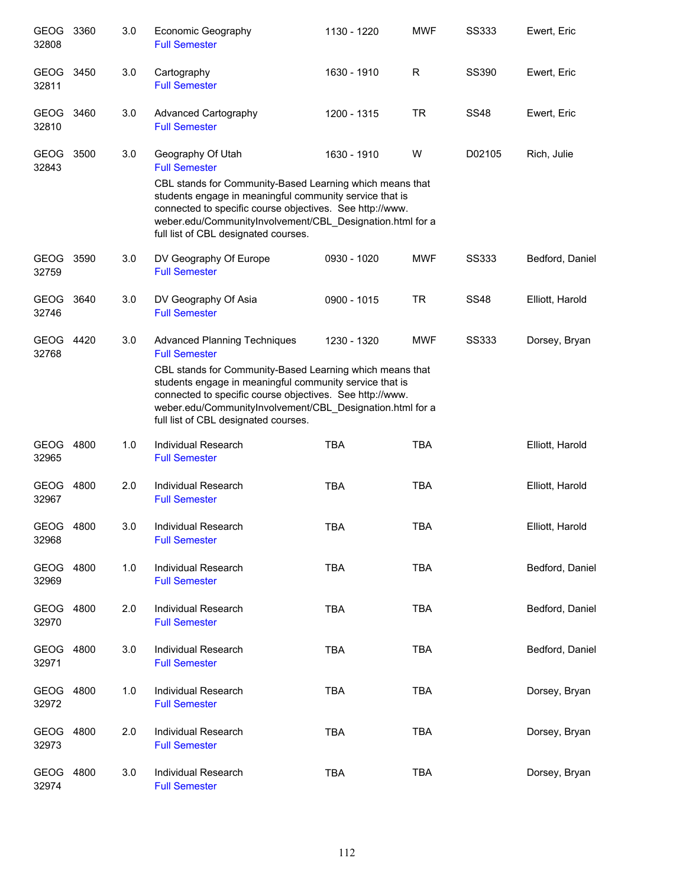| | | | | | | | |
|---|---|---|---|---|---|---|---|
| GEOG 32808 | 3360 | 3.0 | Economic Geography<br>Full Semester | 1130 - 1220 | MWF | SS333 | Ewert, Eric |
| GEOG 32811 | 3450 | 3.0 | Cartography<br>Full Semester | 1630 - 1910 | R | SS390 | Ewert, Eric |
| GEOG 32810 | 3460 | 3.0 | Advanced Cartography<br>Full Semester | 1200 - 1315 | TR | SS48 | Ewert, Eric |
| GEOG 32843 | 3500 | 3.0 | Geography Of Utah<br>Full Semester<br>CBL stands for Community-Based Learning which means that students engage in meaningful community service that is connected to specific course objectives. See http://www.weber.edu/CommunityInvolvement/CBL_Designation.html for a full list of CBL designated courses. | 1630 - 1910 | W | D02105 | Rich, Julie |
| GEOG 32759 | 3590 | 3.0 | DV Geography Of Europe<br>Full Semester | 0930 - 1020 | MWF | SS333 | Bedford, Daniel |
| GEOG 32746 | 3640 | 3.0 | DV Geography Of Asia<br>Full Semester | 0900 - 1015 | TR | SS48 | Elliott, Harold |
| GEOG 32768 | 4420 | 3.0 | Advanced Planning Techniques<br>Full Semester<br>CBL stands for Community-Based Learning which means that students engage in meaningful community service that is connected to specific course objectives. See http://www.weber.edu/CommunityInvolvement/CBL_Designation.html for a full list of CBL designated courses. | 1230 - 1320 | MWF | SS333 | Dorsey, Bryan |
| GEOG 32965 | 4800 | 1.0 | Individual Research<br>Full Semester | TBA | TBA | | Elliott, Harold |
| GEOG 32967 | 4800 | 2.0 | Individual Research<br>Full Semester | TBA | TBA | | Elliott, Harold |
| GEOG 32968 | 4800 | 3.0 | Individual Research<br>Full Semester | TBA | TBA | | Elliott, Harold |
| GEOG 32969 | 4800 | 1.0 | Individual Research<br>Full Semester | TBA | TBA | | Bedford, Daniel |
| GEOG 32970 | 4800 | 2.0 | Individual Research<br>Full Semester | TBA | TBA | | Bedford, Daniel |
| GEOG 32971 | 4800 | 3.0 | Individual Research<br>Full Semester | TBA | TBA | | Bedford, Daniel |
| GEOG 32972 | 4800 | 1.0 | Individual Research<br>Full Semester | TBA | TBA | | Dorsey, Bryan |
| GEOG 32973 | 4800 | 2.0 | Individual Research<br>Full Semester | TBA | TBA | | Dorsey, Bryan |
| GEOG 32974 | 4800 | 3.0 | Individual Research<br>Full Semester | TBA | TBA | | Dorsey, Bryan |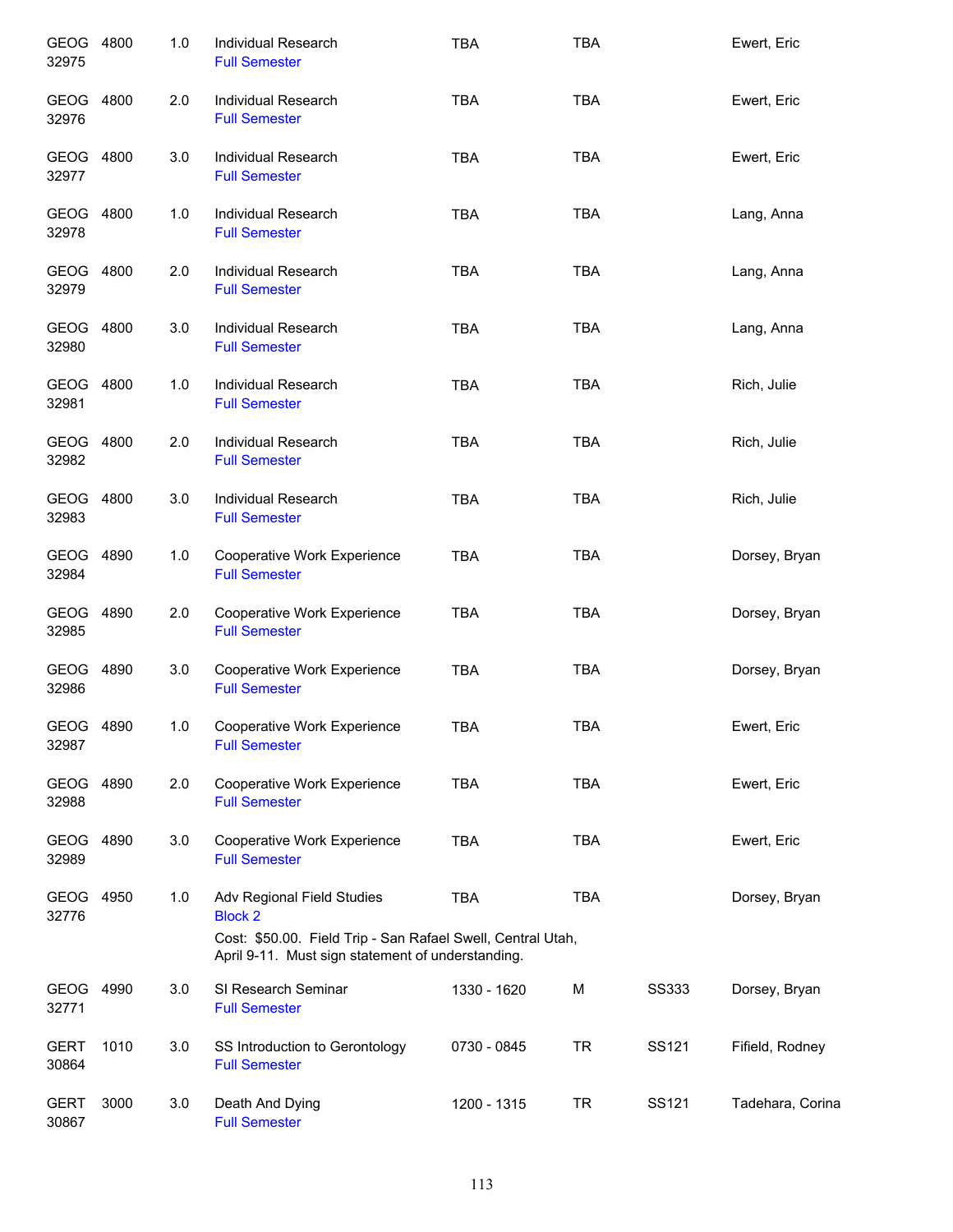| Subject / CRN | Course | Credits | Title | Time | Days | Room | Instructor |
|---|---|---|---|---|---|---|---|
| GEOG 32975 | 4800 | 1.0 | Individual Research<br>Full Semester | TBA | TBA | | Ewert, Eric |
| GEOG 32976 | 4800 | 2.0 | Individual Research<br>Full Semester | TBA | TBA | | Ewert, Eric |
| GEOG 32977 | 4800 | 3.0 | Individual Research<br>Full Semester | TBA | TBA | | Ewert, Eric |
| GEOG 32978 | 4800 | 1.0 | Individual Research<br>Full Semester | TBA | TBA | | Lang, Anna |
| GEOG 32979 | 4800 | 2.0 | Individual Research<br>Full Semester | TBA | TBA | | Lang, Anna |
| GEOG 32980 | 4800 | 3.0 | Individual Research<br>Full Semester | TBA | TBA | | Lang, Anna |
| GEOG 32981 | 4800 | 1.0 | Individual Research<br>Full Semester | TBA | TBA | | Rich, Julie |
| GEOG 32982 | 4800 | 2.0 | Individual Research<br>Full Semester | TBA | TBA | | Rich, Julie |
| GEOG 32983 | 4800 | 3.0 | Individual Research<br>Full Semester | TBA | TBA | | Rich, Julie |
| GEOG 32984 | 4890 | 1.0 | Cooperative Work Experience<br>Full Semester | TBA | TBA | | Dorsey, Bryan |
| GEOG 32985 | 4890 | 2.0 | Cooperative Work Experience<br>Full Semester | TBA | TBA | | Dorsey, Bryan |
| GEOG 32986 | 4890 | 3.0 | Cooperative Work Experience<br>Full Semester | TBA | TBA | | Dorsey, Bryan |
| GEOG 32987 | 4890 | 1.0 | Cooperative Work Experience<br>Full Semester | TBA | TBA | | Ewert, Eric |
| GEOG 32988 | 4890 | 2.0 | Cooperative Work Experience<br>Full Semester | TBA | TBA | | Ewert, Eric |
| GEOG 32989 | 4890 | 3.0 | Cooperative Work Experience<br>Full Semester | TBA | TBA | | Ewert, Eric |
| GEOG 32776 | 4950 | 1.0 | Adv Regional Field Studies<br>Block 2<br>Cost: $50.00. Field Trip - San Rafael Swell, Central Utah, April 9-11. Must sign statement of understanding. | TBA | TBA | | Dorsey, Bryan |
| GEOG 32771 | 4990 | 3.0 | SI Research Seminar<br>Full Semester | 1330 - 1620 | M | SS333 | Dorsey, Bryan |
| GERT 30864 | 1010 | 3.0 | SS Introduction to Gerontology<br>Full Semester | 0730 - 0845 | TR | SS121 | Fifield, Rodney |
| GERT 30867 | 3000 | 3.0 | Death And Dying<br>Full Semester | 1200 - 1315 | TR | SS121 | Tadehara, Corina |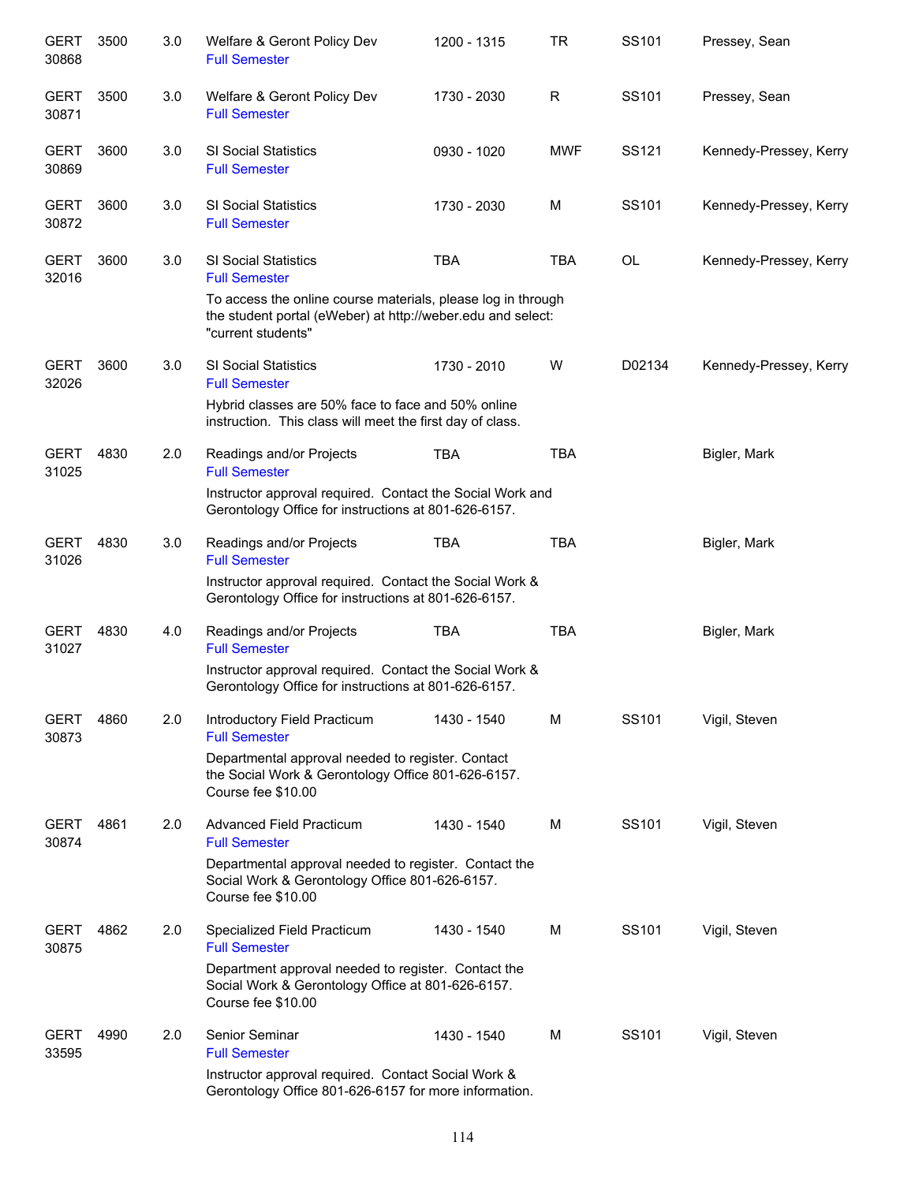| | | | | | | | |
|---|---|---|---|---|---|---|---|
| GERT 30868 | 3500 | 3.0 | Welfare & Geront Policy Dev<br>Full Semester | 1200 - 1315 | TR | SS101 | Pressey, Sean |
| GERT 30871 | 3500 | 3.0 | Welfare & Geront Policy Dev<br>Full Semester | 1730 - 2030 | R | SS101 | Pressey, Sean |
| GERT 30869 | 3600 | 3.0 | SI Social Statistics<br>Full Semester | 0930 - 1020 | MWF | SS121 | Kennedy-Pressey, Kerry |
| GERT 30872 | 3600 | 3.0 | SI Social Statistics<br>Full Semester | 1730 - 2030 | M | SS101 | Kennedy-Pressey, Kerry |
| GERT 32016 | 3600 | 3.0 | SI Social Statistics<br>Full Semester<br>To access the online course materials, please log in through the student portal (eWeber) at http://weber.edu and select: "current students" | TBA | TBA | OL | Kennedy-Pressey, Kerry |
| GERT 32026 | 3600 | 3.0 | SI Social Statistics<br>Full Semester<br>Hybrid classes are 50% face to face and 50% online instruction. This class will meet the first day of class. | 1730 - 2010 | W | D02134 | Kennedy-Pressey, Kerry |
| GERT 31025 | 4830 | 2.0 | Readings and/or Projects<br>Full Semester<br>Instructor approval required. Contact the Social Work and Gerontology Office for instructions at 801-626-6157. | TBA | TBA | | Bigler, Mark |
| GERT 31026 | 4830 | 3.0 | Readings and/or Projects<br>Full Semester<br>Instructor approval required. Contact the Social Work & Gerontology Office for instructions at 801-626-6157. | TBA | TBA | | Bigler, Mark |
| GERT 31027 | 4830 | 4.0 | Readings and/or Projects<br>Full Semester<br>Instructor approval required. Contact the Social Work & Gerontology Office for instructions at 801-626-6157. | TBA | TBA | | Bigler, Mark |
| GERT 30873 | 4860 | 2.0 | Introductory Field Practicum<br>Full Semester<br>Departmental approval needed to register. Contact the Social Work & Gerontology Office 801-626-6157. Course fee $10.00 | 1430 - 1540 | M | SS101 | Vigil, Steven |
| GERT 30874 | 4861 | 2.0 | Advanced Field Practicum<br>Full Semester<br>Departmental approval needed to register. Contact the Social Work & Gerontology Office 801-626-6157. Course fee $10.00 | 1430 - 1540 | M | SS101 | Vigil, Steven |
| GERT 30875 | 4862 | 2.0 | Specialized Field Practicum<br>Full Semester<br>Department approval needed to register. Contact the Social Work & Gerontology Office at 801-626-6157. Course fee $10.00 | 1430 - 1540 | M | SS101 | Vigil, Steven |
| GERT 33595 | 4990 | 2.0 | Senior Seminar<br>Full Semester<br>Instructor approval required. Contact Social Work & Gerontology Office 801-626-6157 for more information. | 1430 - 1540 | M | SS101 | Vigil, Steven |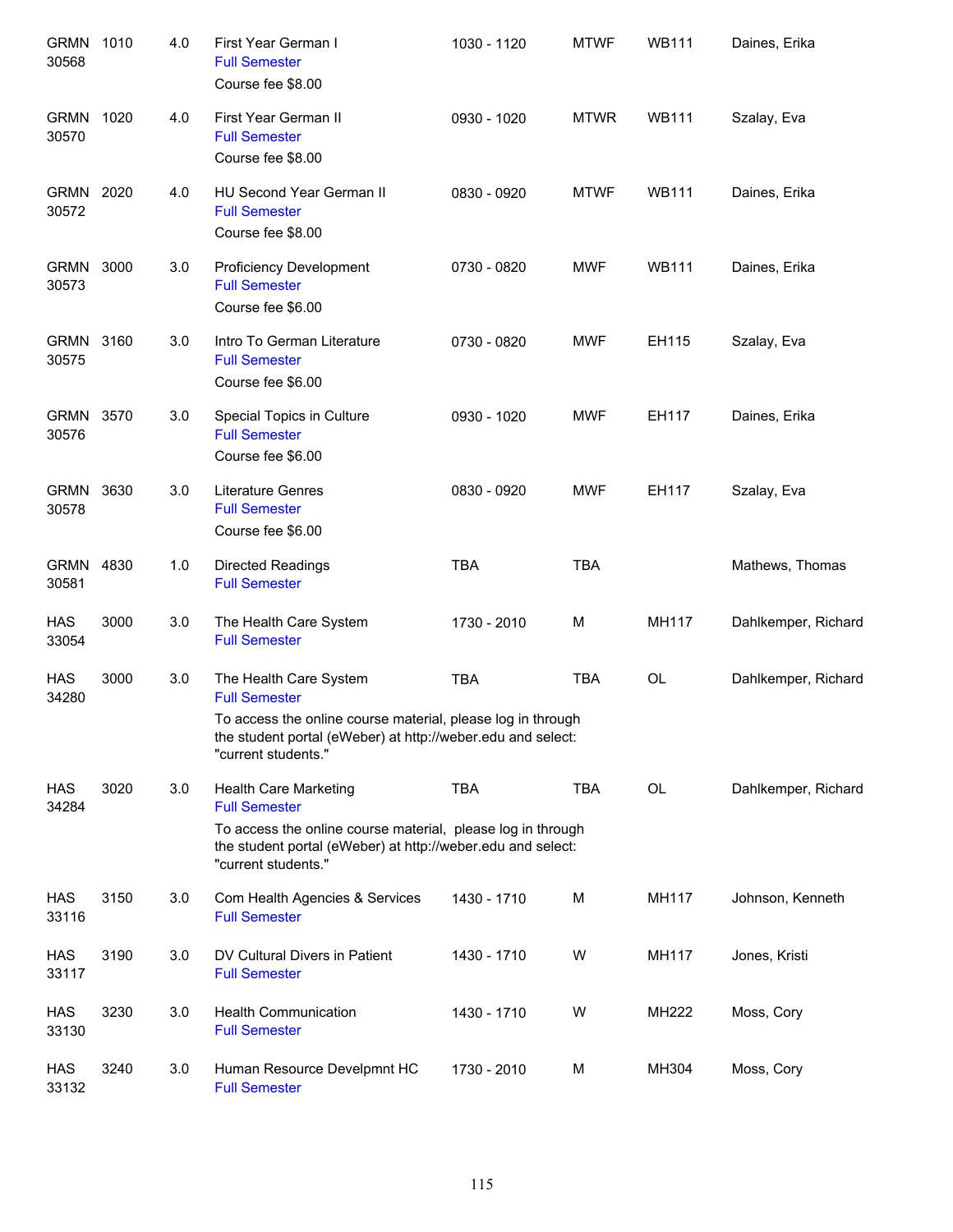| | | | | | | | |
|---|---|---|---|---|---|---|---|
| GRMN 30568 | 1010 | 4.0 | First Year German I<br>Full Semester<br>Course fee $8.00 | 1030 - 1120 | MTWF | WB111 | Daines, Erika |
| GRMN 30570 | 1020 | 4.0 | First Year German II<br>Full Semester<br>Course fee $8.00 | 0930 - 1020 | MTWR | WB111 | Szalay, Eva |
| GRMN 30572 | 2020 | 4.0 | HU Second Year German II<br>Full Semester<br>Course fee $8.00 | 0830 - 0920 | MTWF | WB111 | Daines, Erika |
| GRMN 30573 | 3000 | 3.0 | Proficiency Development<br>Full Semester<br>Course fee $6.00 | 0730 - 0820 | MWF | WB111 | Daines, Erika |
| GRMN 30575 | 3160 | 3.0 | Intro To German Literature<br>Full Semester<br>Course fee $6.00 | 0730 - 0820 | MWF | EH115 | Szalay, Eva |
| GRMN 30576 | 3570 | 3.0 | Special Topics in Culture<br>Full Semester<br>Course fee $6.00 | 0930 - 1020 | MWF | EH117 | Daines, Erika |
| GRMN 30578 | 3630 | 3.0 | Literature Genres<br>Full Semester<br>Course fee $6.00 | 0830 - 0920 | MWF | EH117 | Szalay, Eva |
| GRMN 30581 | 4830 | 1.0 | Directed Readings<br>Full Semester | TBA | TBA | | Mathews, Thomas |
| HAS 33054 | 3000 | 3.0 | The Health Care System<br>Full Semester | 1730 - 2010 | M | MH117 | Dahlkemper, Richard |
| HAS 34280 | 3000 | 3.0 | The Health Care System<br>Full Semester<br>To access the online course material, please log in through the student portal (eWeber) at http://weber.edu and select: "current students." | TBA | TBA | OL | Dahlkemper, Richard |
| HAS 34284 | 3020 | 3.0 | Health Care Marketing<br>Full Semester<br>To access the online course material, please log in through the student portal (eWeber) at http://weber.edu and select: "current students." | TBA | TBA | OL | Dahlkemper, Richard |
| HAS 33116 | 3150 | 3.0 | Com Health Agencies & Services<br>Full Semester | 1430 - 1710 | M | MH117 | Johnson, Kenneth |
| HAS 33117 | 3190 | 3.0 | DV Cultural Divers in Patient<br>Full Semester | 1430 - 1710 | W | MH117 | Jones, Kristi |
| HAS 33130 | 3230 | 3.0 | Health Communication<br>Full Semester | 1430 - 1710 | W | MH222 | Moss, Cory |
| HAS 33132 | 3240 | 3.0 | Human Resource Develpmnt HC<br>Full Semester | 1730 - 2010 | M | MH304 | Moss, Cory |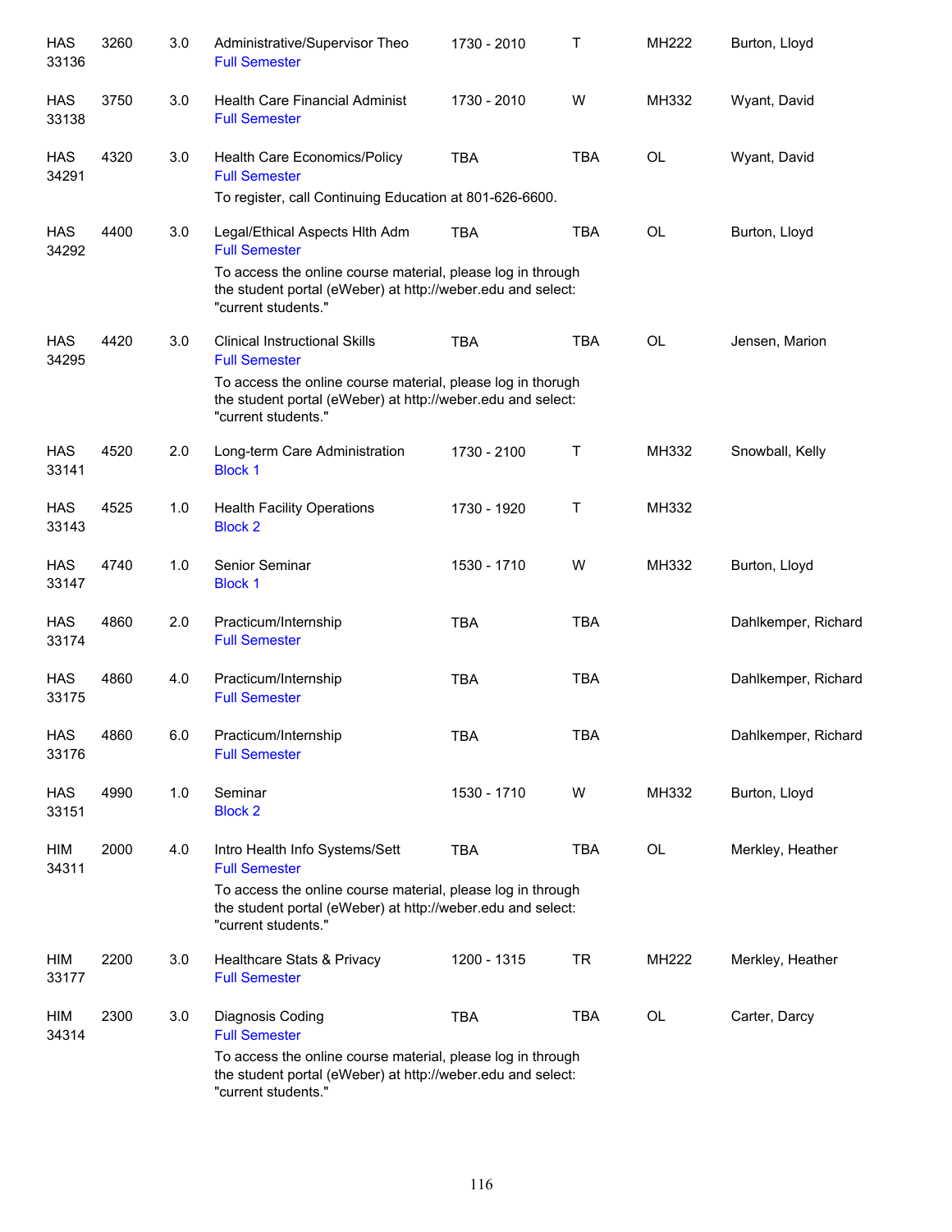| | | | | | | | |
|---|---|---|---|---|---|---|---|
| HAS 33136 | 3260 | 3.0 | Administrative/Supervisor Theo<br>Full Semester | 1730 - 2010 | T | MH222 | Burton, Lloyd |
| HAS 33138 | 3750 | 3.0 | Health Care Financial Administ<br>Full Semester | 1730 - 2010 | W | MH332 | Wyant, David |
| HAS 34291 | 4320 | 3.0 | Health Care Economics/Policy<br>Full Semester<br>To register, call Continuing Education at 801-626-6600. | TBA | TBA | OL | Wyant, David |
| HAS 34292 | 4400 | 3.0 | Legal/Ethical Aspects Hlth Adm<br>Full Semester<br>To access the online course material, please log in through the student portal (eWeber) at http://weber.edu and select: "current students." | TBA | TBA | OL | Burton, Lloyd |
| HAS 34295 | 4420 | 3.0 | Clinical Instructional Skills<br>Full Semester<br>To access the online course material, please log in thorugh the student portal (eWeber) at http://weber.edu and select: "current students." | TBA | TBA | OL | Jensen, Marion |
| HAS 33141 | 4520 | 2.0 | Long-term Care Administration<br>Block 1 | 1730 - 2100 | T | MH332 | Snowball, Kelly |
| HAS 33143 | 4525 | 1.0 | Health Facility Operations<br>Block 2 | 1730 - 1920 | T | MH332 | |
| HAS 33147 | 4740 | 1.0 | Senior Seminar<br>Block 1 | 1530 - 1710 | W | MH332 | Burton, Lloyd |
| HAS 33174 | 4860 | 2.0 | Practicum/Internship<br>Full Semester | TBA | TBA | | Dahlkemper, Richard |
| HAS 33175 | 4860 | 4.0 | Practicum/Internship<br>Full Semester | TBA | TBA | | Dahlkemper, Richard |
| HAS 33176 | 4860 | 6.0 | Practicum/Internship<br>Full Semester | TBA | TBA | | Dahlkemper, Richard |
| HAS 33151 | 4990 | 1.0 | Seminar<br>Block 2 | 1530 - 1710 | W | MH332 | Burton, Lloyd |
| HIM 34311 | 2000 | 4.0 | Intro Health Info Systems/Sett<br>Full Semester<br>To access the online course material, please log in through the student portal (eWeber) at http://weber.edu and select: "current students." | TBA | TBA | OL | Merkley, Heather |
| HIM 33177 | 2200 | 3.0 | Healthcare Stats & Privacy<br>Full Semester | 1200 - 1315 | TR | MH222 | Merkley, Heather |
| HIM 34314 | 2300 | 3.0 | Diagnosis Coding<br>Full Semester<br>To access the online course material, please log in through the student portal (eWeber) at http://weber.edu and select: "current students." | TBA | TBA | OL | Carter, Darcy |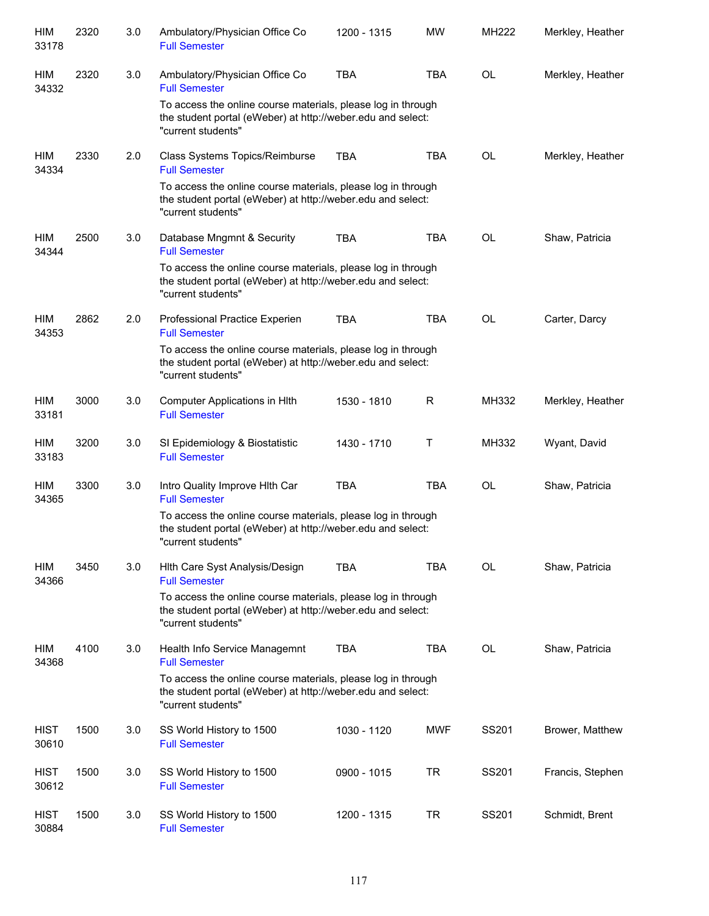| | | | | | | | |
|---|---|---|---|---|---|---|---|
| HIM 33178 | 2320 | 3.0 | Ambulatory/Physician Office Co<br>Full Semester | 1200 - 1315 | MW | MH222 | Merkley, Heather |
| HIM 34332 | 2320 | 3.0 | Ambulatory/Physician Office Co<br>Full Semester<br>To access the online course materials, please log in through the student portal (eWeber) at http://weber.edu and select: "current students" | TBA | TBA | OL | Merkley, Heather |
| HIM 34334 | 2330 | 2.0 | Class Systems Topics/Reimburse<br>Full Semester<br>To access the online course materials, please log in through the student portal (eWeber) at http://weber.edu and select: "current students" | TBA | TBA | OL | Merkley, Heather |
| HIM 34344 | 2500 | 3.0 | Database Mngmnt & Security<br>Full Semester<br>To access the online course materials, please log in through the student portal (eWeber) at http://weber.edu and select: "current students" | TBA | TBA | OL | Shaw, Patricia |
| HIM 34353 | 2862 | 2.0 | Professional Practice Experien<br>Full Semester<br>To access the online course materials, please log in through the student portal (eWeber) at http://weber.edu and select: "current students" | TBA | TBA | OL | Carter, Darcy |
| HIM 33181 | 3000 | 3.0 | Computer Applications in Hlth<br>Full Semester | 1530 - 1810 | R | MH332 | Merkley, Heather |
| HIM 33183 | 3200 | 3.0 | SI Epidemiology & Biostatistic<br>Full Semester | 1430 - 1710 | T | MH332 | Wyant, David |
| HIM 34365 | 3300 | 3.0 | Intro Quality Improve Hlth Car<br>Full Semester<br>To access the online course materials, please log in through the student portal (eWeber) at http://weber.edu and select: "current students" | TBA | TBA | OL | Shaw, Patricia |
| HIM 34366 | 3450 | 3.0 | Hlth Care Syst Analysis/Design<br>Full Semester<br>To access the online course materials, please log in through the student portal (eWeber) at http://weber.edu and select: "current students" | TBA | TBA | OL | Shaw, Patricia |
| HIM 34368 | 4100 | 3.0 | Health Info Service Managemnt<br>Full Semester<br>To access the online course materials, please log in through the student portal (eWeber) at http://weber.edu and select: "current students" | TBA | TBA | OL | Shaw, Patricia |
| HIST 30610 | 1500 | 3.0 | SS World History to 1500<br>Full Semester | 1030 - 1120 | MWF | SS201 | Brower, Matthew |
| HIST 30612 | 1500 | 3.0 | SS World History to 1500<br>Full Semester | 0900 - 1015 | TR | SS201 | Francis, Stephen |
| HIST 30884 | 1500 | 3.0 | SS World History to 1500<br>Full Semester | 1200 - 1315 | TR | SS201 | Schmidt, Brent |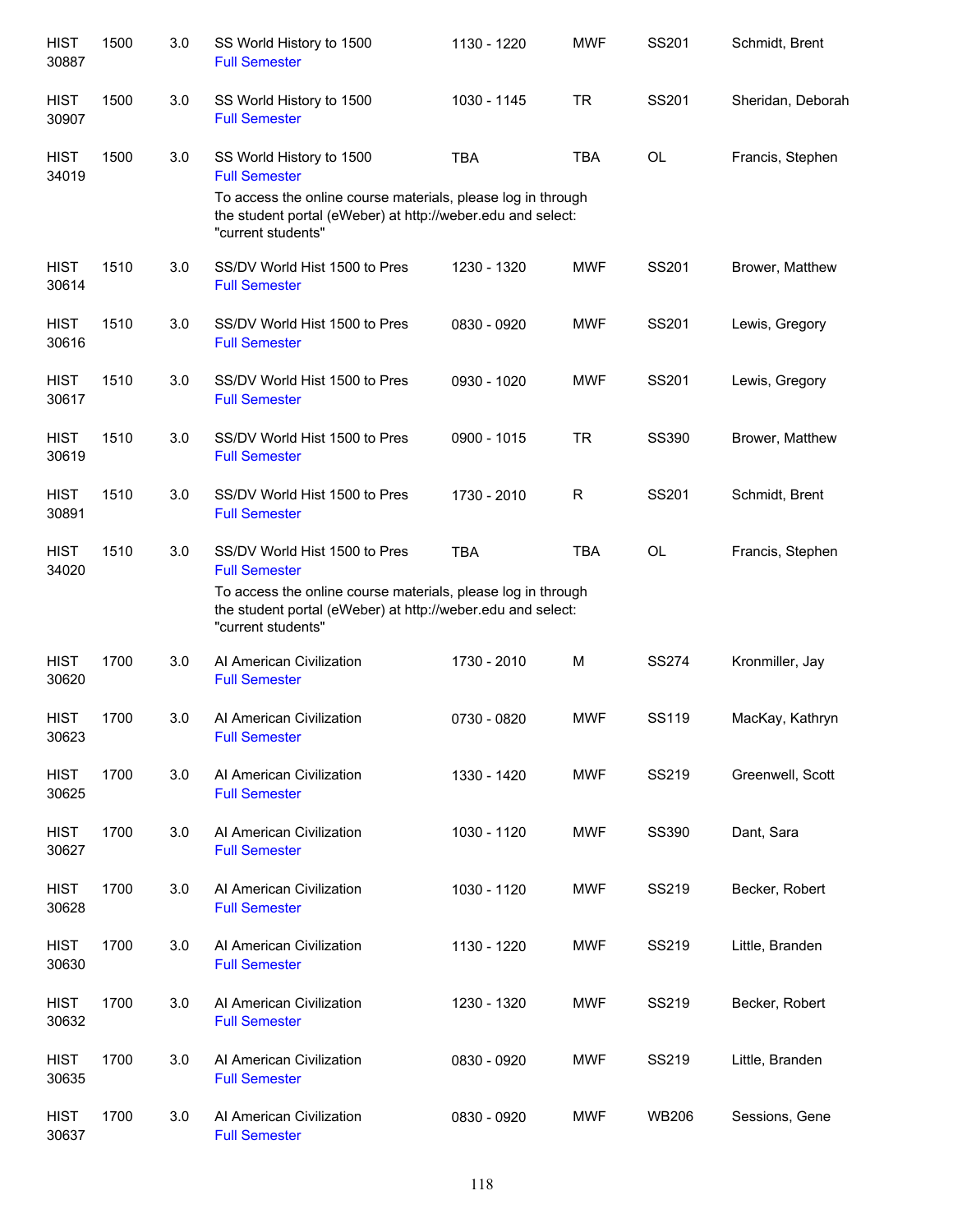| | | | | | | | |
|---|---|---|---|---|---|---|---|
| HIST 30887 | 1500 | 3.0 | SS World History to 1500<br>Full Semester | 1130 - 1220 | MWF | SS201 | Schmidt, Brent |
| HIST 30907 | 1500 | 3.0 | SS World History to 1500<br>Full Semester | 1030 - 1145 | TR | SS201 | Sheridan, Deborah |
| HIST 34019 | 1500 | 3.0 | SS World History to 1500<br>Full Semester<br>To access the online course materials, please log in through the student portal (eWeber) at http://weber.edu and select: "current students" | TBA | TBA | OL | Francis, Stephen |
| HIST 30614 | 1510 | 3.0 | SS/DV World Hist 1500 to Pres<br>Full Semester | 1230 - 1320 | MWF | SS201 | Brower, Matthew |
| HIST 30616 | 1510 | 3.0 | SS/DV World Hist 1500 to Pres<br>Full Semester | 0830 - 0920 | MWF | SS201 | Lewis, Gregory |
| HIST 30617 | 1510 | 3.0 | SS/DV World Hist 1500 to Pres<br>Full Semester | 0930 - 1020 | MWF | SS201 | Lewis, Gregory |
| HIST 30619 | 1510 | 3.0 | SS/DV World Hist 1500 to Pres<br>Full Semester | 0900 - 1015 | TR | SS390 | Brower, Matthew |
| HIST 30891 | 1510 | 3.0 | SS/DV World Hist 1500 to Pres<br>Full Semester | 1730 - 2010 | R | SS201 | Schmidt, Brent |
| HIST 34020 | 1510 | 3.0 | SS/DV World Hist 1500 to Pres<br>Full Semester<br>To access the online course materials, please log in through the student portal (eWeber) at http://weber.edu and select: "current students" | TBA | TBA | OL | Francis, Stephen |
| HIST 30620 | 1700 | 3.0 | AI American Civilization<br>Full Semester | 1730 - 2010 | M | SS274 | Kronmiller, Jay |
| HIST 30623 | 1700 | 3.0 | AI American Civilization<br>Full Semester | 0730 - 0820 | MWF | SS119 | MacKay, Kathryn |
| HIST 30625 | 1700 | 3.0 | AI American Civilization<br>Full Semester | 1330 - 1420 | MWF | SS219 | Greenwell, Scott |
| HIST 30627 | 1700 | 3.0 | AI American Civilization<br>Full Semester | 1030 - 1120 | MWF | SS390 | Dant, Sara |
| HIST 30628 | 1700 | 3.0 | AI American Civilization<br>Full Semester | 1030 - 1120 | MWF | SS219 | Becker, Robert |
| HIST 30630 | 1700 | 3.0 | AI American Civilization<br>Full Semester | 1130 - 1220 | MWF | SS219 | Little, Branden |
| HIST 30632 | 1700 | 3.0 | AI American Civilization<br>Full Semester | 1230 - 1320 | MWF | SS219 | Becker, Robert |
| HIST 30635 | 1700 | 3.0 | AI American Civilization<br>Full Semester | 0830 - 0920 | MWF | SS219 | Little, Branden |
| HIST 30637 | 1700 | 3.0 | AI American Civilization<br>Full Semester | 0830 - 0920 | MWF | WB206 | Sessions, Gene |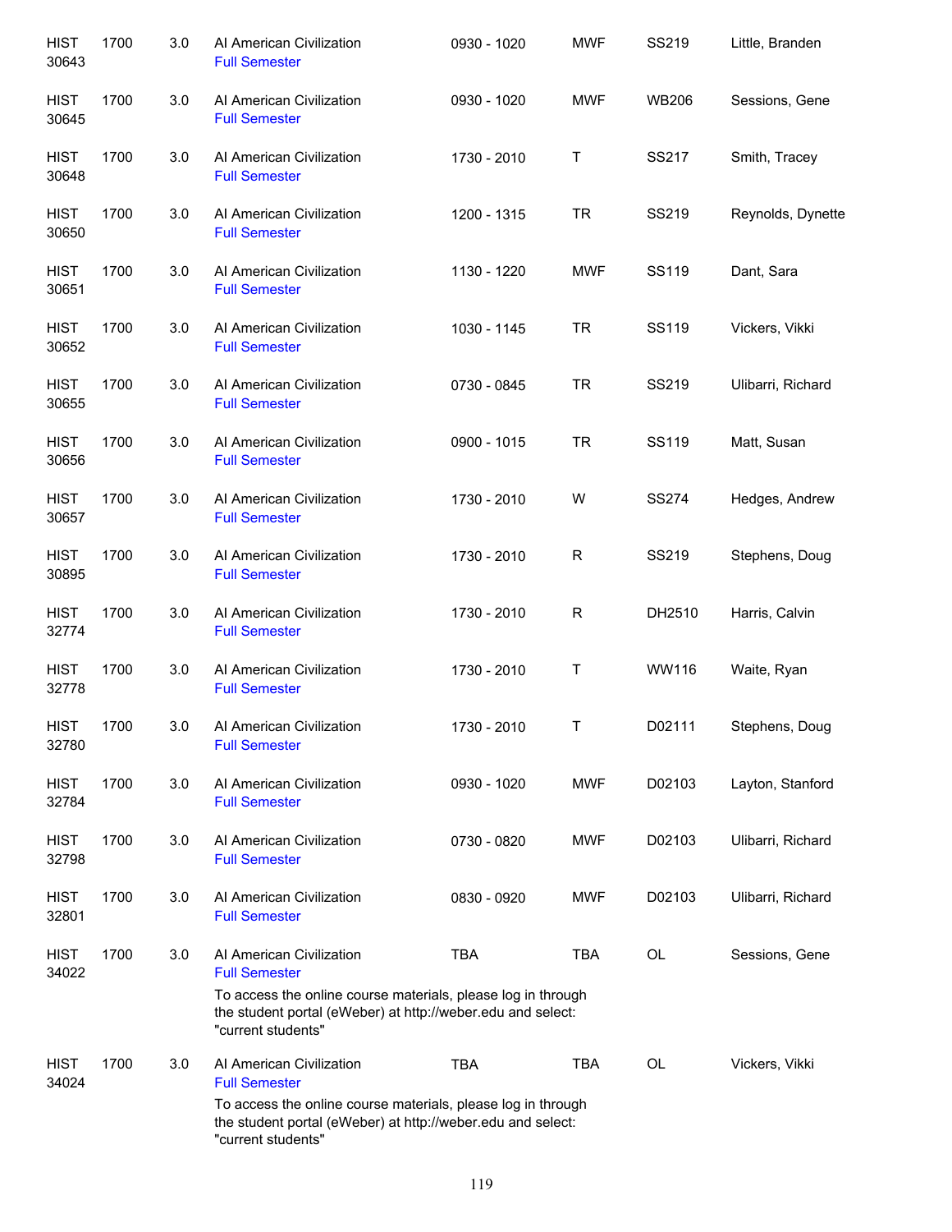| | | | | | | | |
|---|---|---|---|---|---|---|---|
| HIST 30643 | 1700 | 3.0 | AI American Civilization<br>Full Semester | 0930 - 1020 | MWF | SS219 | Little, Branden |
| HIST 30645 | 1700 | 3.0 | AI American Civilization<br>Full Semester | 0930 - 1020 | MWF | WB206 | Sessions, Gene |
| HIST 30648 | 1700 | 3.0 | AI American Civilization<br>Full Semester | 1730 - 2010 | T | SS217 | Smith, Tracey |
| HIST 30650 | 1700 | 3.0 | AI American Civilization<br>Full Semester | 1200 - 1315 | TR | SS219 | Reynolds, Dynette |
| HIST 30651 | 1700 | 3.0 | AI American Civilization<br>Full Semester | 1130 - 1220 | MWF | SS119 | Dant, Sara |
| HIST 30652 | 1700 | 3.0 | AI American Civilization<br>Full Semester | 1030 - 1145 | TR | SS119 | Vickers, Vikki |
| HIST 30655 | 1700 | 3.0 | AI American Civilization<br>Full Semester | 0730 - 0845 | TR | SS219 | Ulibarri, Richard |
| HIST 30656 | 1700 | 3.0 | AI American Civilization<br>Full Semester | 0900 - 1015 | TR | SS119 | Matt, Susan |
| HIST 30657 | 1700 | 3.0 | AI American Civilization<br>Full Semester | 1730 - 2010 | W | SS274 | Hedges, Andrew |
| HIST 30895 | 1700 | 3.0 | AI American Civilization<br>Full Semester | 1730 - 2010 | R | SS219 | Stephens, Doug |
| HIST 32774 | 1700 | 3.0 | AI American Civilization<br>Full Semester | 1730 - 2010 | R | DH2510 | Harris, Calvin |
| HIST 32778 | 1700 | 3.0 | AI American Civilization<br>Full Semester | 1730 - 2010 | T | WW116 | Waite, Ryan |
| HIST 32780 | 1700 | 3.0 | AI American Civilization<br>Full Semester | 1730 - 2010 | T | D02111 | Stephens, Doug |
| HIST 32784 | 1700 | 3.0 | AI American Civilization<br>Full Semester | 0930 - 1020 | MWF | D02103 | Layton, Stanford |
| HIST 32798 | 1700 | 3.0 | AI American Civilization<br>Full Semester | 0730 - 0820 | MWF | D02103 | Ulibarri, Richard |
| HIST 32801 | 1700 | 3.0 | AI American Civilization<br>Full Semester | 0830 - 0920 | MWF | D02103 | Ulibarri, Richard |
| HIST 34022 | 1700 | 3.0 | AI American Civilization<br>Full Semester<br>To access the online course materials, please log in through the student portal (eWeber) at http://weber.edu and select: "current students" | TBA | TBA | OL | Sessions, Gene |
| HIST 34024 | 1700 | 3.0 | AI American Civilization<br>Full Semester<br>To access the online course materials, please log in through the student portal (eWeber) at http://weber.edu and select: "current students" | TBA | TBA | OL | Vickers, Vikki |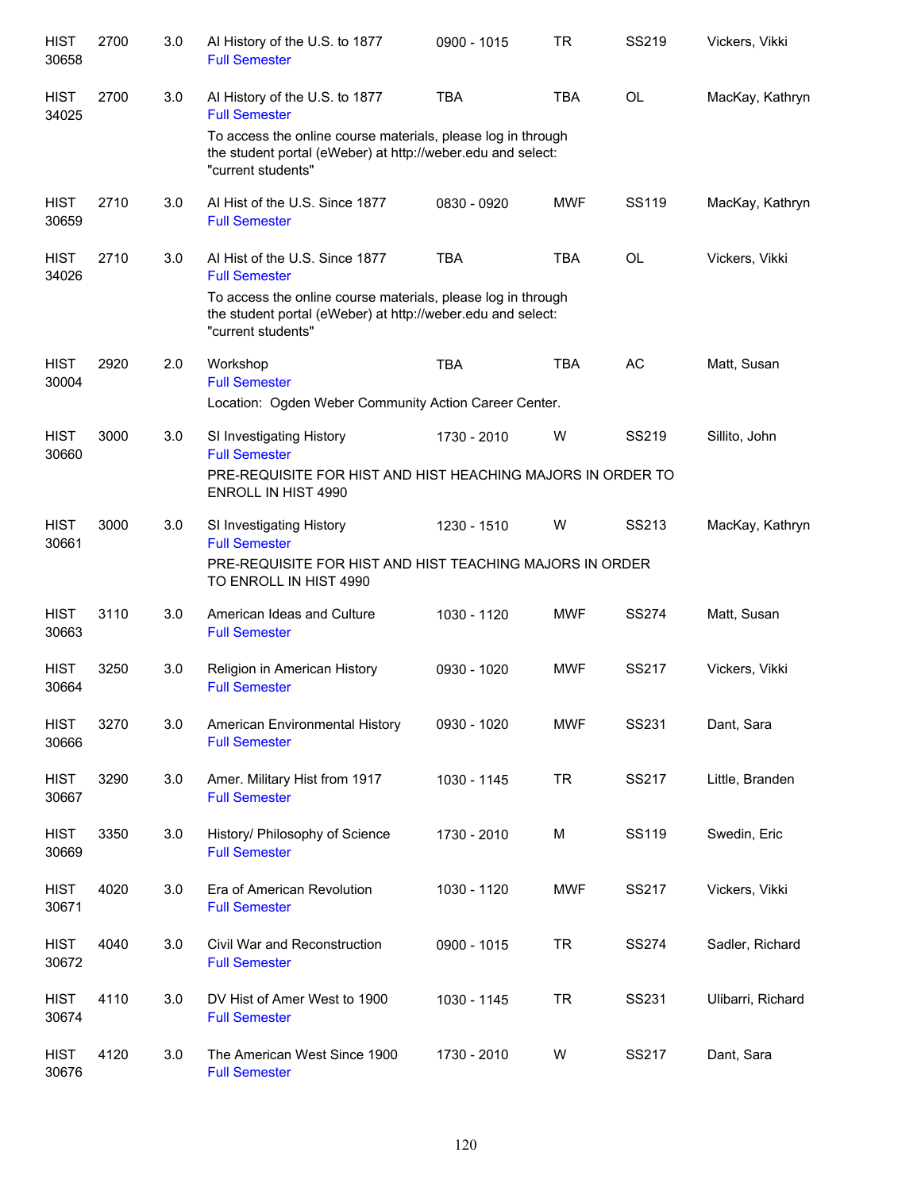| Subject / CRN | Course | Credits | Title | Time | Days | Room | Instructor |
|---|---|---|---|---|---|---|---|
| HIST 30658 | 2700 | 3.0 | AI History of the U.S. to 1877<br>Full Semester | 0900 - 1015 | TR | SS219 | Vickers, Vikki |
| HIST 34025 | 2700 | 3.0 | AI History of the U.S. to 1877<br>Full Semester<br>To access the online course materials, please log in through the student portal (eWeber) at http://weber.edu and select: "current students" | TBA | TBA | OL | MacKay, Kathryn |
| HIST 30659 | 2710 | 3.0 | AI Hist of the U.S. Since 1877<br>Full Semester | 0830 - 0920 | MWF | SS119 | MacKay, Kathryn |
| HIST 34026 | 2710 | 3.0 | AI Hist of the U.S. Since 1877<br>Full Semester<br>To access the online course materials, please log in through the student portal (eWeber) at http://weber.edu and select: "current students" | TBA | TBA | OL | Vickers, Vikki |
| HIST 30004 | 2920 | 2.0 | Workshop<br>Full Semester<br>Location: Ogden Weber Community Action Career Center. | TBA | TBA | AC | Matt, Susan |
| HIST 30660 | 3000 | 3.0 | SI Investigating History<br>Full Semester<br>PRE-REQUISITE FOR HIST AND HIST HEACHING MAJORS IN ORDER TO ENROLL IN HIST 4990 | 1730 - 2010 | W | SS219 | Sillito, John |
| HIST 30661 | 3000 | 3.0 | SI Investigating History<br>Full Semester<br>PRE-REQUISITE FOR HIST AND HIST TEACHING MAJORS IN ORDER TO ENROLL IN HIST 4990 | 1230 - 1510 | W | SS213 | MacKay, Kathryn |
| HIST 30663 | 3110 | 3.0 | American Ideas and Culture<br>Full Semester | 1030 - 1120 | MWF | SS274 | Matt, Susan |
| HIST 30664 | 3250 | 3.0 | Religion in American History<br>Full Semester | 0930 - 1020 | MWF | SS217 | Vickers, Vikki |
| HIST 30666 | 3270 | 3.0 | American Environmental History<br>Full Semester | 0930 - 1020 | MWF | SS231 | Dant, Sara |
| HIST 30667 | 3290 | 3.0 | Amer. Military Hist from 1917<br>Full Semester | 1030 - 1145 | TR | SS217 | Little, Branden |
| HIST 30669 | 3350 | 3.0 | History/ Philosophy of Science<br>Full Semester | 1730 - 2010 | M | SS119 | Swedin, Eric |
| HIST 30671 | 4020 | 3.0 | Era of American Revolution<br>Full Semester | 1030 - 1120 | MWF | SS217 | Vickers, Vikki |
| HIST 30672 | 4040 | 3.0 | Civil War and Reconstruction<br>Full Semester | 0900 - 1015 | TR | SS274 | Sadler, Richard |
| HIST 30674 | 4110 | 3.0 | DV Hist of Amer West to 1900<br>Full Semester | 1030 - 1145 | TR | SS231 | Ulibarri, Richard |
| HIST 30676 | 4120 | 3.0 | The American West Since 1900<br>Full Semester | 1730 - 2010 | W | SS217 | Dant, Sara |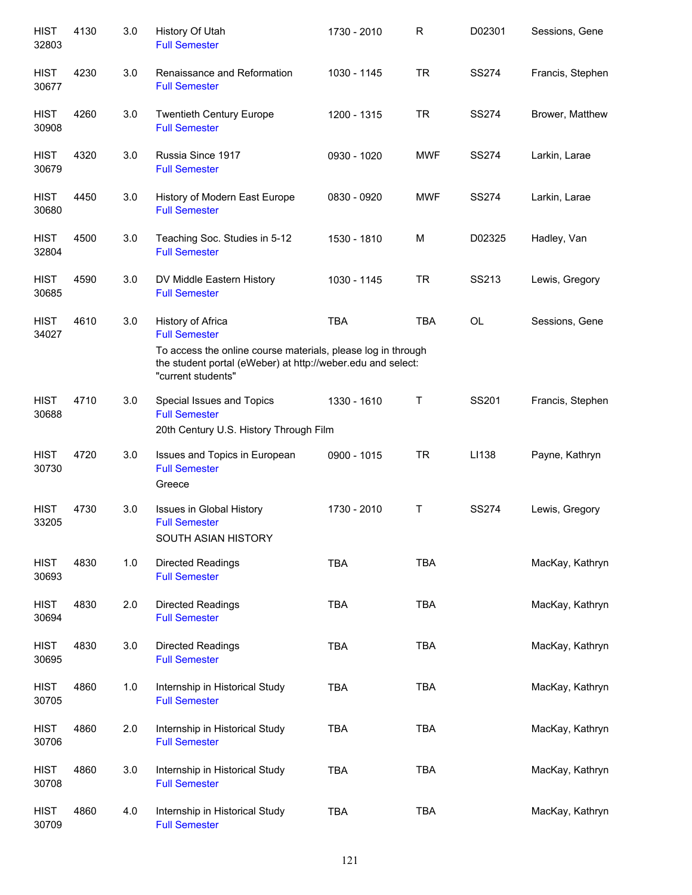| | | | | | | | |
|---|---|---|---|---|---|---|---|
| HIST 32803 | 4130 | 3.0 | History Of Utah<br>Full Semester | 1730 - 2010 | R | D02301 | Sessions, Gene |
| HIST 30677 | 4230 | 3.0 | Renaissance and Reformation<br>Full Semester | 1030 - 1145 | TR | SS274 | Francis, Stephen |
| HIST 30908 | 4260 | 3.0 | Twentieth Century Europe<br>Full Semester | 1200 - 1315 | TR | SS274 | Brower, Matthew |
| HIST 30679 | 4320 | 3.0 | Russia Since 1917<br>Full Semester | 0930 - 1020 | MWF | SS274 | Larkin, Larae |
| HIST 30680 | 4450 | 3.0 | History of Modern East Europe<br>Full Semester | 0830 - 0920 | MWF | SS274 | Larkin, Larae |
| HIST 32804 | 4500 | 3.0 | Teaching Soc. Studies in 5-12<br>Full Semester | 1530 - 1810 | M | D02325 | Hadley, Van |
| HIST 30685 | 4590 | 3.0 | DV Middle Eastern History<br>Full Semester | 1030 - 1145 | TR | SS213 | Lewis, Gregory |
| HIST 34027 | 4610 | 3.0 | History of Africa<br>Full Semester<br>To access the online course materials, please log in through the student portal (eWeber) at http://weber.edu and select: "current students" | TBA | TBA | OL | Sessions, Gene |
| HIST 30688 | 4710 | 3.0 | Special Issues and Topics<br>Full Semester<br>20th Century U.S. History Through Film | 1330 - 1610 | T | SS201 | Francis, Stephen |
| HIST 30730 | 4720 | 3.0 | Issues and Topics in European<br>Full Semester<br>Greece | 0900 - 1015 | TR | LI138 | Payne, Kathryn |
| HIST 33205 | 4730 | 3.0 | Issues in Global History<br>Full Semester<br>SOUTH ASIAN HISTORY | 1730 - 2010 | T | SS274 | Lewis, Gregory |
| HIST 30693 | 4830 | 1.0 | Directed Readings<br>Full Semester | TBA | TBA | | MacKay, Kathryn |
| HIST 30694 | 4830 | 2.0 | Directed Readings<br>Full Semester | TBA | TBA | | MacKay, Kathryn |
| HIST 30695 | 4830 | 3.0 | Directed Readings<br>Full Semester | TBA | TBA | | MacKay, Kathryn |
| HIST 30705 | 4860 | 1.0 | Internship in Historical Study<br>Full Semester | TBA | TBA | | MacKay, Kathryn |
| HIST 30706 | 4860 | 2.0 | Internship in Historical Study<br>Full Semester | TBA | TBA | | MacKay, Kathryn |
| HIST 30708 | 4860 | 3.0 | Internship in Historical Study<br>Full Semester | TBA | TBA | | MacKay, Kathryn |
| HIST 30709 | 4860 | 4.0 | Internship in Historical Study<br>Full Semester | TBA | TBA | | MacKay, Kathryn |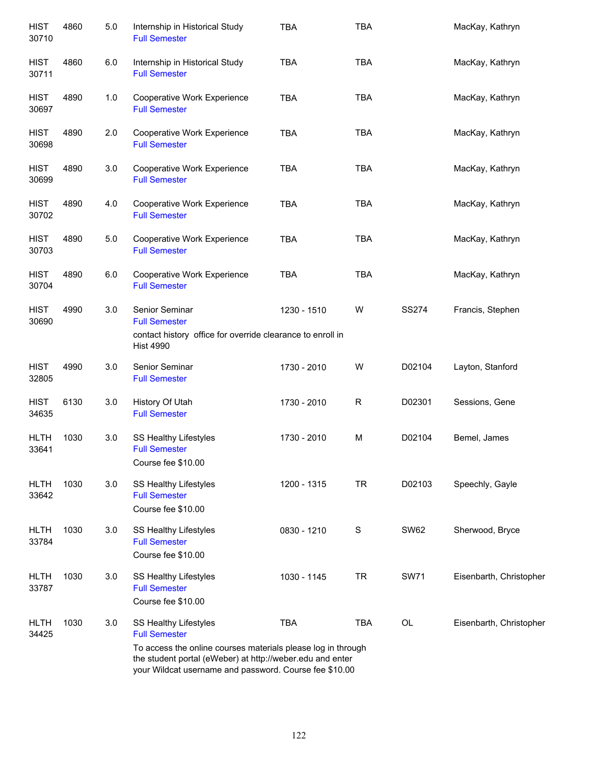| | | | | | | | |
|---|---|---|---|---|---|---|---|
| HIST 30710 | 4860 | 5.0 | Internship in Historical Study<br>Full Semester | TBA | TBA | | MacKay, Kathryn |
| HIST 30711 | 4860 | 6.0 | Internship in Historical Study<br>Full Semester | TBA | TBA | | MacKay, Kathryn |
| HIST 30697 | 4890 | 1.0 | Cooperative Work Experience<br>Full Semester | TBA | TBA | | MacKay, Kathryn |
| HIST 30698 | 4890 | 2.0 | Cooperative Work Experience<br>Full Semester | TBA | TBA | | MacKay, Kathryn |
| HIST 30699 | 4890 | 3.0 | Cooperative Work Experience<br>Full Semester | TBA | TBA | | MacKay, Kathryn |
| HIST 30702 | 4890 | 4.0 | Cooperative Work Experience<br>Full Semester | TBA | TBA | | MacKay, Kathryn |
| HIST 30703 | 4890 | 5.0 | Cooperative Work Experience<br>Full Semester | TBA | TBA | | MacKay, Kathryn |
| HIST 30704 | 4890 | 6.0 | Cooperative Work Experience<br>Full Semester | TBA | TBA | | MacKay, Kathryn |
| HIST 30690 | 4990 | 3.0 | Senior Seminar<br>Full Semester<br>contact history office for override clearance to enroll in Hist 4990 | 1230 - 1510 | W | SS274 | Francis, Stephen |
| HIST 32805 | 4990 | 3.0 | Senior Seminar<br>Full Semester | 1730 - 2010 | W | D02104 | Layton, Stanford |
| HIST 34635 | 6130 | 3.0 | History Of Utah<br>Full Semester | 1730 - 2010 | R | D02301 | Sessions, Gene |
| HLTH 33641 | 1030 | 3.0 | SS Healthy Lifestyles<br>Full Semester<br>Course fee $10.00 | 1730 - 2010 | M | D02104 | Bemel, James |
| HLTH 33642 | 1030 | 3.0 | SS Healthy Lifestyles<br>Full Semester<br>Course fee $10.00 | 1200 - 1315 | TR | D02103 | Speechly, Gayle |
| HLTH 33784 | 1030 | 3.0 | SS Healthy Lifestyles<br>Full Semester<br>Course fee $10.00 | 0830 - 1210 | S | SW62 | Sherwood, Bryce |
| HLTH 33787 | 1030 | 3.0 | SS Healthy Lifestyles<br>Full Semester<br>Course fee $10.00 | 1030 - 1145 | TR | SW71 | Eisenbarth, Christopher |
| HLTH 34425 | 1030 | 3.0 | SS Healthy Lifestyles<br>Full Semester<br>To access the online courses materials please log in through the student portal (eWeber) at http://weber.edu and enter your Wildcat username and password. Course fee $10.00 | TBA | TBA | OL | Eisenbarth, Christopher |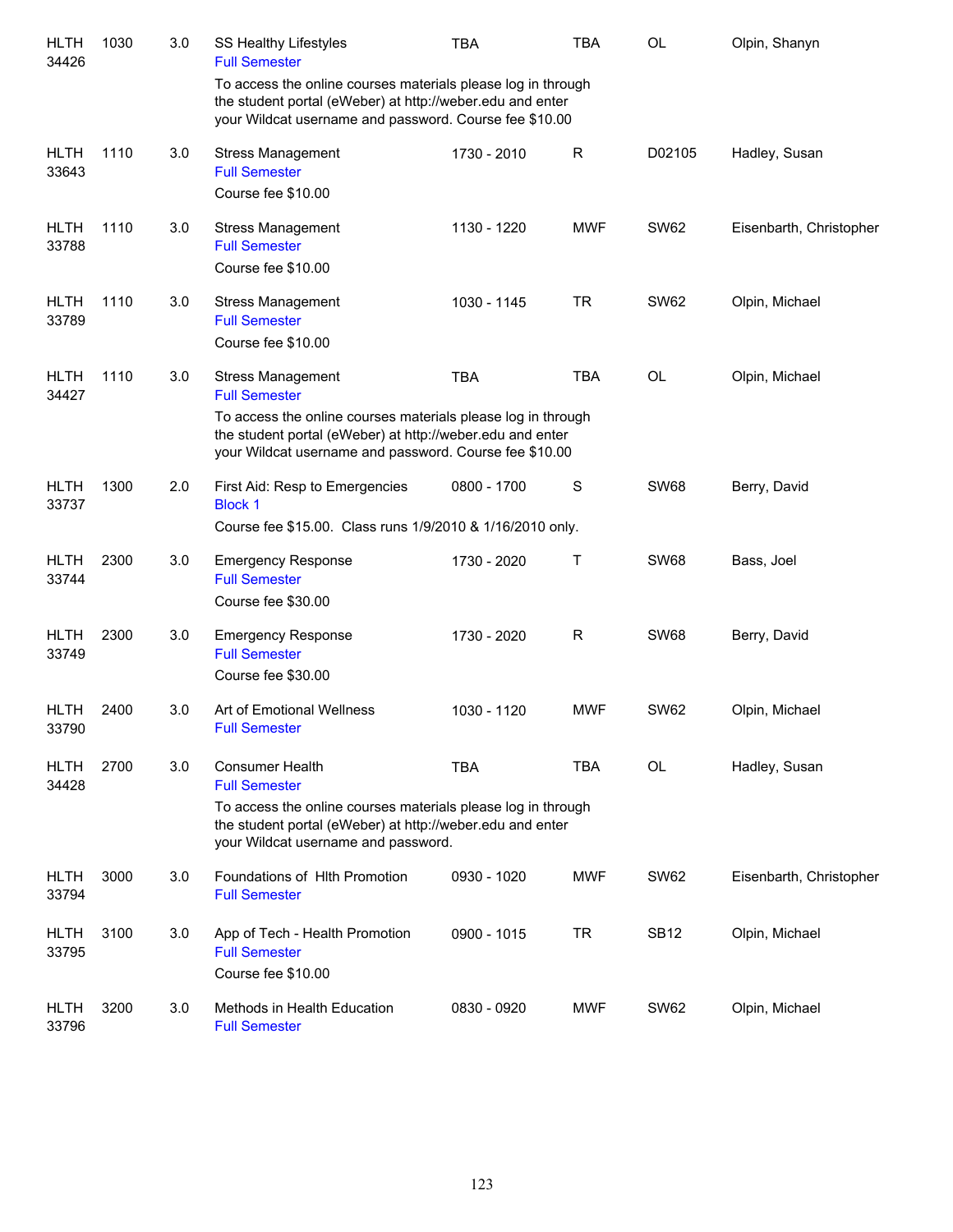| | | | | | | | |
|---|---|---|---|---|---|---|---|
| HLTH 34426 | 1030 | 3.0 | SS Healthy Lifestyles<br>Full Semester<br>To access the online courses materials please log in through the student portal (eWeber) at http://weber.edu and enter your Wildcat username and password. Course fee $10.00 | TBA | TBA | OL | Olpin, Shanyn |
| HLTH 33643 | 1110 | 3.0 | Stress Management<br>Full Semester<br>Course fee $10.00 | 1730 - 2010 | R | D02105 | Hadley, Susan |
| HLTH 33788 | 1110 | 3.0 | Stress Management<br>Full Semester<br>Course fee $10.00 | 1130 - 1220 | MWF | SW62 | Eisenbarth, Christopher |
| HLTH 33789 | 1110 | 3.0 | Stress Management<br>Full Semester<br>Course fee $10.00 | 1030 - 1145 | TR | SW62 | Olpin, Michael |
| HLTH 34427 | 1110 | 3.0 | Stress Management<br>Full Semester<br>To access the online courses materials please log in through the student portal (eWeber) at http://weber.edu and enter your Wildcat username and password. Course fee $10.00 | TBA | TBA | OL | Olpin, Michael |
| HLTH 33737 | 1300 | 2.0 | First Aid: Resp to Emergencies<br>Block 1<br>Course fee $15.00. Class runs 1/9/2010 & 1/16/2010 only. | 0800 - 1700 | S | SW68 | Berry, David |
| HLTH 33744 | 2300 | 3.0 | Emergency Response<br>Full Semester<br>Course fee $30.00 | 1730 - 2020 | T | SW68 | Bass, Joel |
| HLTH 33749 | 2300 | 3.0 | Emergency Response<br>Full Semester<br>Course fee $30.00 | 1730 - 2020 | R | SW68 | Berry, David |
| HLTH 33790 | 2400 | 3.0 | Art of Emotional Wellness<br>Full Semester | 1030 - 1120 | MWF | SW62 | Olpin, Michael |
| HLTH 34428 | 2700 | 3.0 | Consumer Health<br>Full Semester<br>To access the online courses materials please log in through the student portal (eWeber) at http://weber.edu and enter your Wildcat username and password. | TBA | TBA | OL | Hadley, Susan |
| HLTH 33794 | 3000 | 3.0 | Foundations of Hlth Promotion<br>Full Semester | 0930 - 1020 | MWF | SW62 | Eisenbarth, Christopher |
| HLTH 33795 | 3100 | 3.0 | App of Tech - Health Promotion<br>Full Semester<br>Course fee $10.00 | 0900 - 1015 | TR | SB12 | Olpin, Michael |
| HLTH 33796 | 3200 | 3.0 | Methods in Health Education<br>Full Semester | 0830 - 0920 | MWF | SW62 | Olpin, Michael |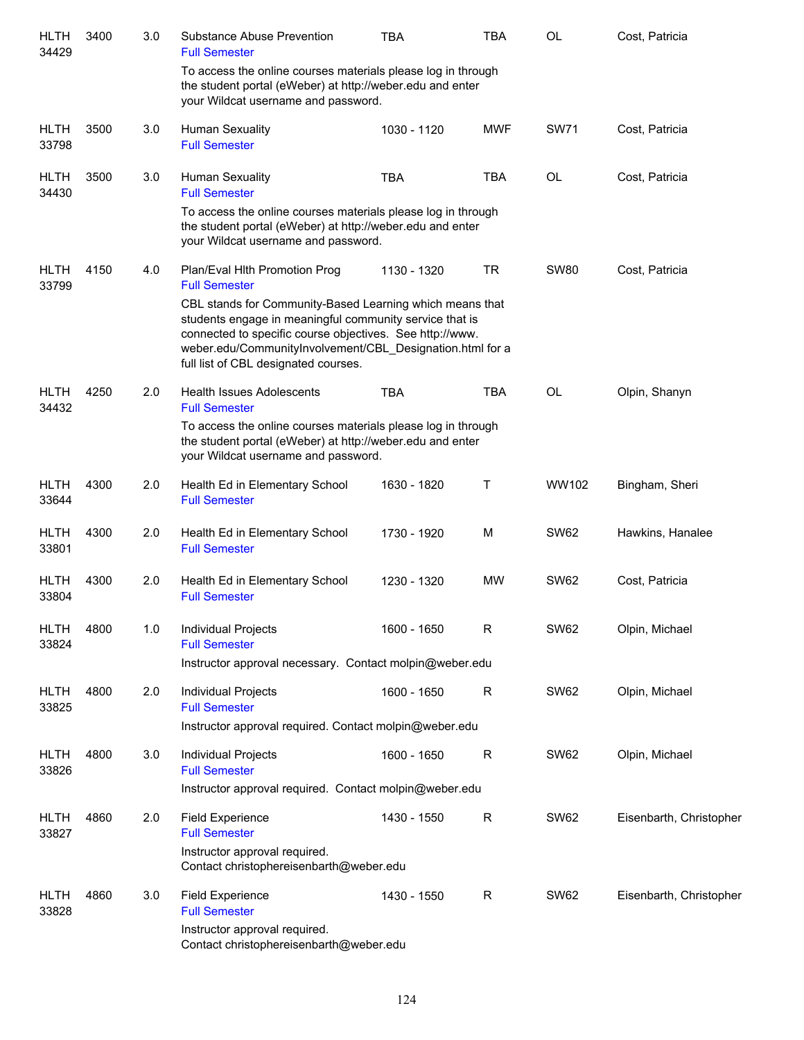| | | | | | | | |
|---|---|---|---|---|---|---|---|
| HLTH 34429 | 3400 | 3.0 | Substance Abuse Prevention<br>Full Semester<br>To access the online courses materials please log in through the student portal (eWeber) at http://weber.edu and enter your Wildcat username and password. | TBA | TBA | OL | Cost, Patricia |
| HLTH 33798 | 3500 | 3.0 | Human Sexuality<br>Full Semester | 1030 - 1120 | MWF | SW71 | Cost, Patricia |
| HLTH 34430 | 3500 | 3.0 | Human Sexuality<br>Full Semester<br>To access the online courses materials please log in through the student portal (eWeber) at http://weber.edu and enter your Wildcat username and password. | TBA | TBA | OL | Cost, Patricia |
| HLTH 33799 | 4150 | 4.0 | Plan/Eval Hlth Promotion Prog<br>Full Semester<br>CBL stands for Community-Based Learning which means that students engage in meaningful community service that is connected to specific course objectives. See http://www.weber.edu/CommunityInvolvement/CBL_Designation.html for a full list of CBL designated courses. | 1130 - 1320 | TR | SW80 | Cost, Patricia |
| HLTH 34432 | 4250 | 2.0 | Health Issues Adolescents<br>Full Semester<br>To access the online courses materials please log in through the student portal (eWeber) at http://weber.edu and enter your Wildcat username and password. | TBA | TBA | OL | Olpin, Shanyn |
| HLTH 33644 | 4300 | 2.0 | Health Ed in Elementary School<br>Full Semester | 1630 - 1820 | T | WW102 | Bingham, Sheri |
| HLTH 33801 | 4300 | 2.0 | Health Ed in Elementary School<br>Full Semester | 1730 - 1920 | M | SW62 | Hawkins, Hanalee |
| HLTH 33804 | 4300 | 2.0 | Health Ed in Elementary School<br>Full Semester | 1230 - 1320 | MW | SW62 | Cost, Patricia |
| HLTH 33824 | 4800 | 1.0 | Individual Projects<br>Full Semester<br>Instructor approval necessary. Contact molpin@weber.edu | 1600 - 1650 | R | SW62 | Olpin, Michael |
| HLTH 33825 | 4800 | 2.0 | Individual Projects<br>Full Semester<br>Instructor approval required. Contact molpin@weber.edu | 1600 - 1650 | R | SW62 | Olpin, Michael |
| HLTH 33826 | 4800 | 3.0 | Individual Projects<br>Full Semester<br>Instructor approval required. Contact molpin@weber.edu | 1600 - 1650 | R | SW62 | Olpin, Michael |
| HLTH 33827 | 4860 | 2.0 | Field Experience<br>Full Semester<br>Instructor approval required.<br>Contact christophereisenbarth@weber.edu | 1430 - 1550 | R | SW62 | Eisenbarth, Christopher |
| HLTH 33828 | 4860 | 3.0 | Field Experience<br>Full Semester<br>Instructor approval required.<br>Contact christophereisenbarth@weber.edu | 1430 - 1550 | R | SW62 | Eisenbarth, Christopher |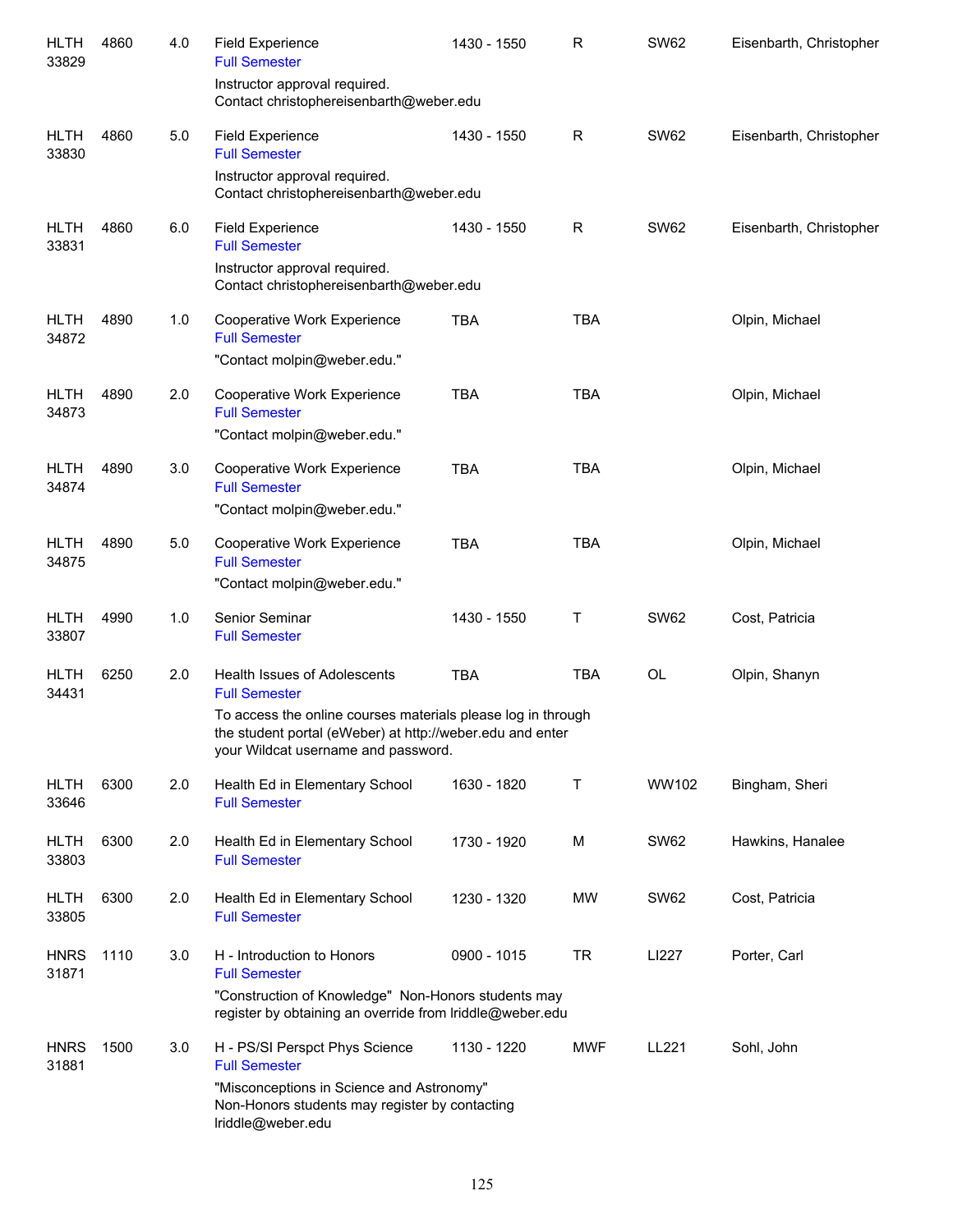| Course | | Credits | Title | Time | Days | Room | Instructor |
|---|---|---|---|---|---|---|---|
| HLTH 33829 | 4860 | 4.0 | Field Experience<br>Full Semester<br>Instructor approval required. Contact christophereisenbarth@weber.edu | 1430 - 1550 | R | SW62 | Eisenbarth, Christopher |
| HLTH 33830 | 4860 | 5.0 | Field Experience<br>Full Semester<br>Instructor approval required. Contact christophereisenbarth@weber.edu | 1430 - 1550 | R | SW62 | Eisenbarth, Christopher |
| HLTH 33831 | 4860 | 6.0 | Field Experience<br>Full Semester<br>Instructor approval required. Contact christophereisenbarth@weber.edu | 1430 - 1550 | R | SW62 | Eisenbarth, Christopher |
| HLTH 34872 | 4890 | 1.0 | Cooperative Work Experience<br>Full Semester<br>"Contact molpin@weber.edu." | TBA | TBA | | Olpin, Michael |
| HLTH 34873 | 4890 | 2.0 | Cooperative Work Experience<br>Full Semester<br>"Contact molpin@weber.edu." | TBA | TBA | | Olpin, Michael |
| HLTH 34874 | 4890 | 3.0 | Cooperative Work Experience<br>Full Semester<br>"Contact molpin@weber.edu." | TBA | TBA | | Olpin, Michael |
| HLTH 34875 | 4890 | 5.0 | Cooperative Work Experience<br>Full Semester<br>"Contact molpin@weber.edu." | TBA | TBA | | Olpin, Michael |
| HLTH 33807 | 4990 | 1.0 | Senior Seminar<br>Full Semester | 1430 - 1550 | T | SW62 | Cost, Patricia |
| HLTH 34431 | 6250 | 2.0 | Health Issues of Adolescents<br>Full Semester<br>To access the online courses materials please log in through the student portal (eWeber) at http://weber.edu and enter your Wildcat username and password. | TBA | TBA | OL | Olpin, Shanyn |
| HLTH 33646 | 6300 | 2.0 | Health Ed in Elementary School<br>Full Semester | 1630 - 1820 | T | WW102 | Bingham, Sheri |
| HLTH 33803 | 6300 | 2.0 | Health Ed in Elementary School<br>Full Semester | 1730 - 1920 | M | SW62 | Hawkins, Hanalee |
| HLTH 33805 | 6300 | 2.0 | Health Ed in Elementary School<br>Full Semester | 1230 - 1320 | MW | SW62 | Cost, Patricia |
| HNRS 31871 | 1110 | 3.0 | H - Introduction to Honors<br>Full Semester<br>"Construction of Knowledge" Non-Honors students may register by obtaining an override from lriddle@weber.edu | 0900 - 1015 | TR | LI227 | Porter, Carl |
| HNRS 31881 | 1500 | 3.0 | H - PS/SI Perspct Phys Science<br>Full Semester<br>"Misconceptions in Science and Astronomy" Non-Honors students may register by contacting lriddle@weber.edu | 1130 - 1220 | MWF | LL221 | Sohl, John |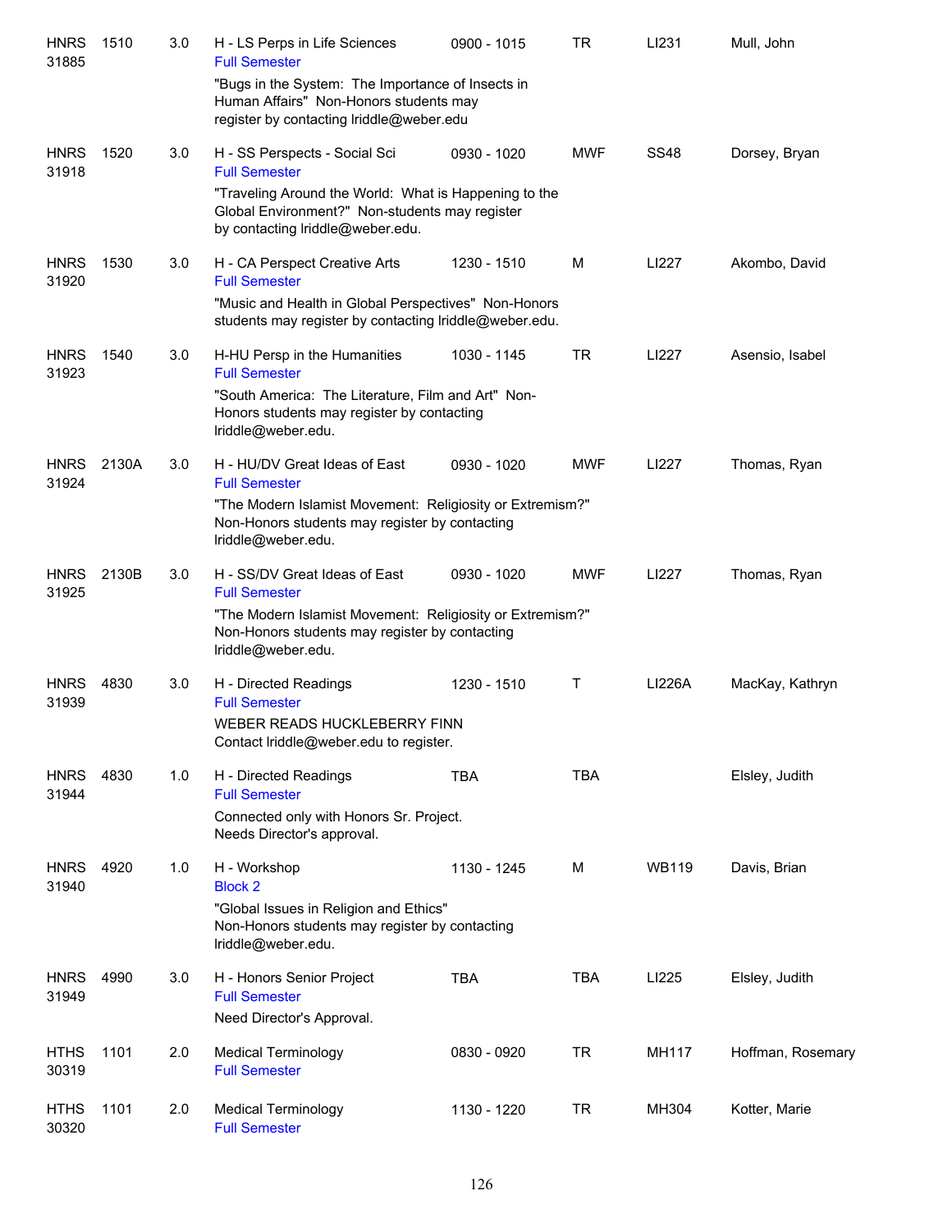| Subject / CRN | Course | Credits | Title / Notes | Time | Days | Room | Instructor |
|---|---|---|---|---|---|---|---|
| HNRS 31885 | 1510 | 3.0 | H - LS Perps in Life Sciences<br>Full Semester<br>"Bugs in the System: The Importance of Insects in Human Affairs" Non-Honors students may register by contacting lriddle@weber.edu | 0900 - 1015 | TR | LI231 | Mull, John |
| HNRS 31918 | 1520 | 3.0 | H - SS Perspects - Social Sci<br>Full Semester<br>"Traveling Around the World: What is Happening to the Global Environment?" Non-students may register by contacting lriddle@weber.edu. | 0930 - 1020 | MWF | SS48 | Dorsey, Bryan |
| HNRS 31920 | 1530 | 3.0 | H - CA Perspect Creative Arts<br>Full Semester<br>"Music and Health in Global Perspectives" Non-Honors students may register by contacting lriddle@weber.edu. | 1230 - 1510 | M | LI227 | Akombo, David |
| HNRS 31923 | 1540 | 3.0 | H-HU Persp in the Humanities<br>Full Semester<br>"South America: The Literature, Film and Art" Non-Honors students may register by contacting lriddle@weber.edu. | 1030 - 1145 | TR | LI227 | Asensio, Isabel |
| HNRS 31924 | 2130A | 3.0 | H - HU/DV Great Ideas of East<br>Full Semester<br>"The Modern Islamist Movement: Religiosity or Extremism?" Non-Honors students may register by contacting lriddle@weber.edu. | 0930 - 1020 | MWF | LI227 | Thomas, Ryan |
| HNRS 31925 | 2130B | 3.0 | H - SS/DV Great Ideas of East<br>Full Semester<br>"The Modern Islamist Movement: Religiosity or Extremism?" Non-Honors students may register by contacting lriddle@weber.edu. | 0930 - 1020 | MWF | LI227 | Thomas, Ryan |
| HNRS 31939 | 4830 | 3.0 | H - Directed Readings<br>Full Semester<br>WEBER READS HUCKLEBERRY FINN Contact lriddle@weber.edu to register. | 1230 - 1510 | T | LI226A | MacKay, Kathryn |
| HNRS 31944 | 4830 | 1.0 | H - Directed Readings<br>Full Semester<br>Connected only with Honors Sr. Project. Needs Director's approval. | TBA | TBA | | Elsley, Judith |
| HNRS 31940 | 4920 | 1.0 | H - Workshop<br>Block 2<br>"Global Issues in Religion and Ethics" Non-Honors students may register by contacting lriddle@weber.edu. | 1130 - 1245 | M | WB119 | Davis, Brian |
| HNRS 31949 | 4990 | 3.0 | H - Honors Senior Project<br>Full Semester<br>Need Director's Approval. | TBA | TBA | LI225 | Elsley, Judith |
| HTHS 30319 | 1101 | 2.0 | Medical Terminology<br>Full Semester | 0830 - 0920 | TR | MH117 | Hoffman, Rosemary |
| HTHS 30320 | 1101 | 2.0 | Medical Terminology<br>Full Semester | 1130 - 1220 | TR | MH304 | Kotter, Marie |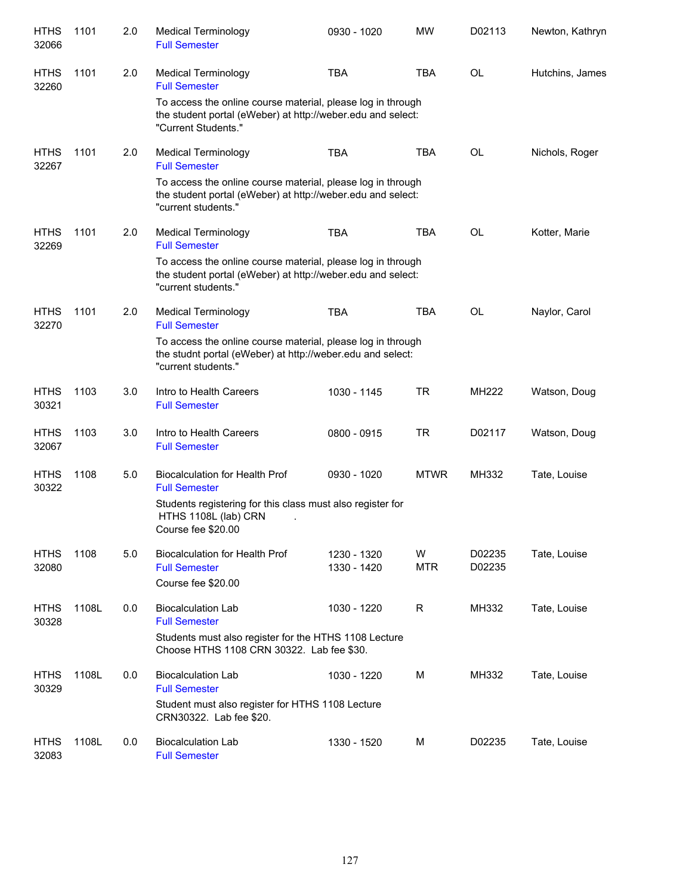| | | | | | | | |
|---|---|---|---|---|---|---|---|
| HTHS 32066 | 1101 | 2.0 | Medical Terminology<br>Full Semester | 0930 - 1020 | MW | D02113 | Newton, Kathryn |
| HTHS 32260 | 1101 | 2.0 | Medical Terminology<br>Full Semester<br>To access the online course material, please log in through the student portal (eWeber) at http://weber.edu and select: "Current Students." | TBA | TBA | OL | Hutchins, James |
| HTHS 32267 | 1101 | 2.0 | Medical Terminology<br>Full Semester<br>To access the online course material, please log in through the student portal (eWeber) at http://weber.edu and select: "current students." | TBA | TBA | OL | Nichols, Roger |
| HTHS 32269 | 1101 | 2.0 | Medical Terminology<br>Full Semester<br>To access the online course material, please log in through the student portal (eWeber) at http://weber.edu and select: "current students." | TBA | TBA | OL | Kotter, Marie |
| HTHS 32270 | 1101 | 2.0 | Medical Terminology<br>Full Semester<br>To access the online course material, please log in through the studnt portal (eWeber) at http://weber.edu and select: "current students." | TBA | TBA | OL | Naylor, Carol |
| HTHS 30321 | 1103 | 3.0 | Intro to Health Careers<br>Full Semester | 1030 - 1145 | TR | MH222 | Watson, Doug |
| HTHS 32067 | 1103 | 3.0 | Intro to Health Careers<br>Full Semester | 0800 - 0915 | TR | D02117 | Watson, Doug |
| HTHS 30322 | 1108 | 5.0 | Biocalculation for Health Prof<br>Full Semester<br>Students registering for this class must also register for HTHS 1108L (lab) CRN .<br>Course fee $20.00 | 0930 - 1020 | MTWR | MH332 | Tate, Louise |
| HTHS 32080 | 1108 | 5.0 | Biocalculation for Health Prof<br>Full Semester<br>Course fee $20.00 | 1230 - 1320<br>1330 - 1420 | W<br>MTR | D02235<br>D02235 | Tate, Louise |
| HTHS 30328 | 1108L | 0.0 | Biocalculation Lab<br>Full Semester<br>Students must also register for the HTHS 1108 Lecture Choose HTHS 1108 CRN 30322. Lab fee $30. | 1030 - 1220 | R | MH332 | Tate, Louise |
| HTHS 30329 | 1108L | 0.0 | Biocalculation Lab<br>Full Semester<br>Student must also register for HTHS 1108 Lecture CRN30322. Lab fee $20. | 1030 - 1220 | M | MH332 | Tate, Louise |
| HTHS 32083 | 1108L | 0.0 | Biocalculation Lab<br>Full Semester | 1330 - 1520 | M | D02235 | Tate, Louise |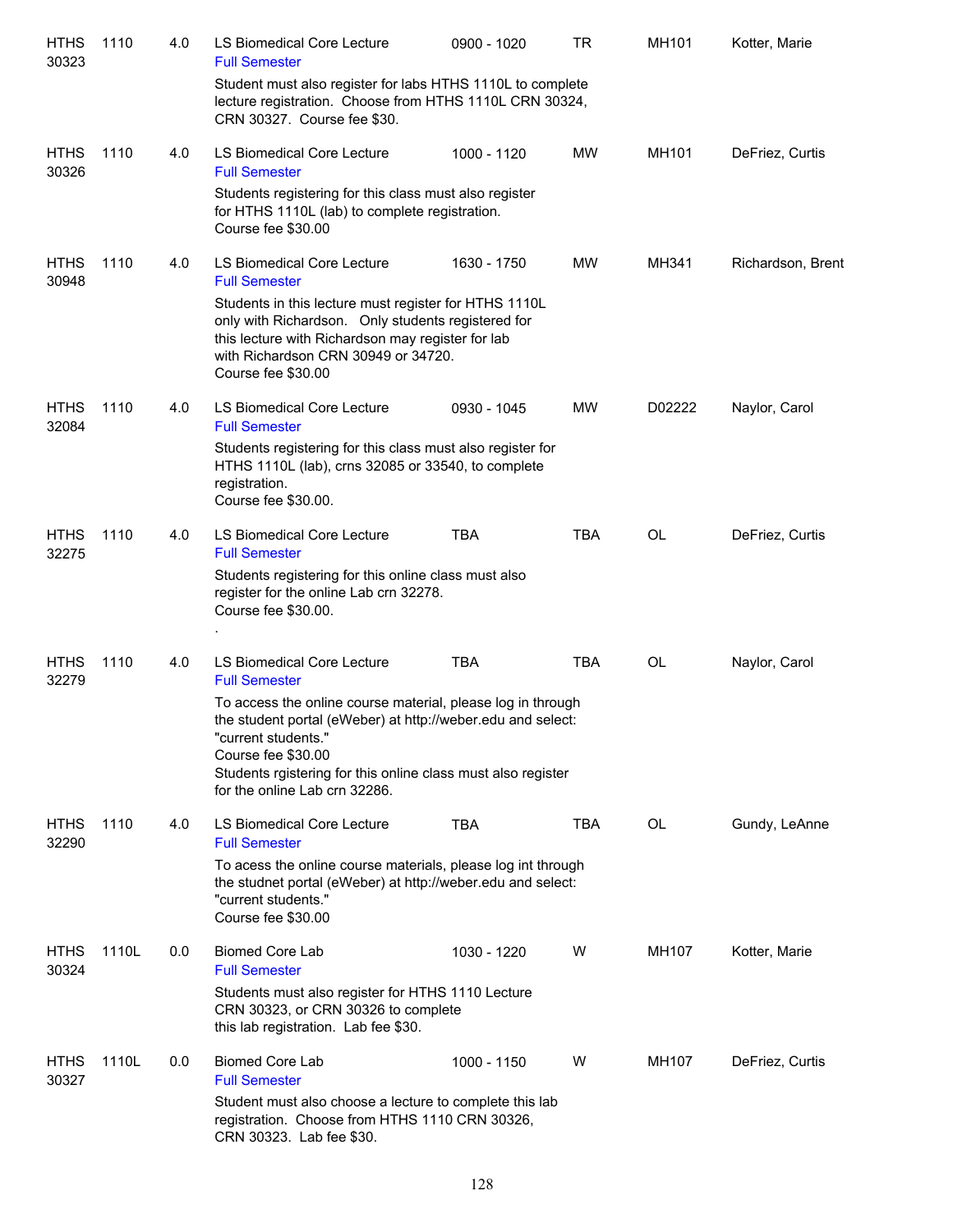| | | | | | | | |
|---|---|---|---|---|---|---|---|
| HTHS 30323 | 1110 | 4.0 | LS Biomedical Core Lecture<br>Full Semester<br>Student must also register for labs HTHS 1110L to complete lecture registration. Choose from HTHS 1110L CRN 30324, CRN 30327. Course fee $30. | 0900 - 1020 | TR | MH101 | Kotter, Marie |
| HTHS 30326 | 1110 | 4.0 | LS Biomedical Core Lecture<br>Full Semester<br>Students registering for this class must also register for HTHS 1110L (lab) to complete registration. Course fee $30.00 | 1000 - 1120 | MW | MH101 | DeFriez, Curtis |
| HTHS 30948 | 1110 | 4.0 | LS Biomedical Core Lecture<br>Full Semester<br>Students in this lecture must register for HTHS 1110L only with Richardson. Only students registered for this lecture with Richardson may register for lab with Richardson CRN 30949 or 34720. Course fee $30.00 | 1630 - 1750 | MW | MH341 | Richardson, Brent |
| HTHS 32084 | 1110 | 4.0 | LS Biomedical Core Lecture<br>Full Semester<br>Students registering for this class must also register for HTHS 1110L (lab), crns 32085 or 33540, to complete registration. Course fee $30.00. | 0930 - 1045 | MW | D02222 | Naylor, Carol |
| HTHS 32275 | 1110 | 4.0 | LS Biomedical Core Lecture<br>Full Semester<br>Students registering for this online class must also register for the online Lab crn 32278. Course fee $30.00. . | TBA | TBA | OL | DeFriez, Curtis |
| HTHS 32279 | 1110 | 4.0 | LS Biomedical Core Lecture<br>Full Semester<br>To access the online course material, please log in through the student portal (eWeber) at http://weber.edu and select: "current students." Course fee $30.00 Students rgistering for this online class must also register for the online Lab crn 32286. | TBA | TBA | OL | Naylor, Carol |
| HTHS 32290 | 1110 | 4.0 | LS Biomedical Core Lecture<br>Full Semester<br>To acess the online course materials, please log int through the studnet portal (eWeber) at http://weber.edu and select: "current students." Course fee $30.00 | TBA | TBA | OL | Gundy, LeAnne |
| HTHS 30324 | 1110L | 0.0 | Biomed Core Lab<br>Full Semester<br>Students must also register for HTHS 1110 Lecture CRN 30323, or CRN 30326 to complete this lab registration. Lab fee $30. | 1030 - 1220 | W | MH107 | Kotter, Marie |
| HTHS 30327 | 1110L | 0.0 | Biomed Core Lab<br>Full Semester<br>Student must also choose a lecture to complete this lab registration. Choose from HTHS 1110 CRN 30326, CRN 30323. Lab fee $30. | 1000 - 1150 | W | MH107 | DeFriez, Curtis |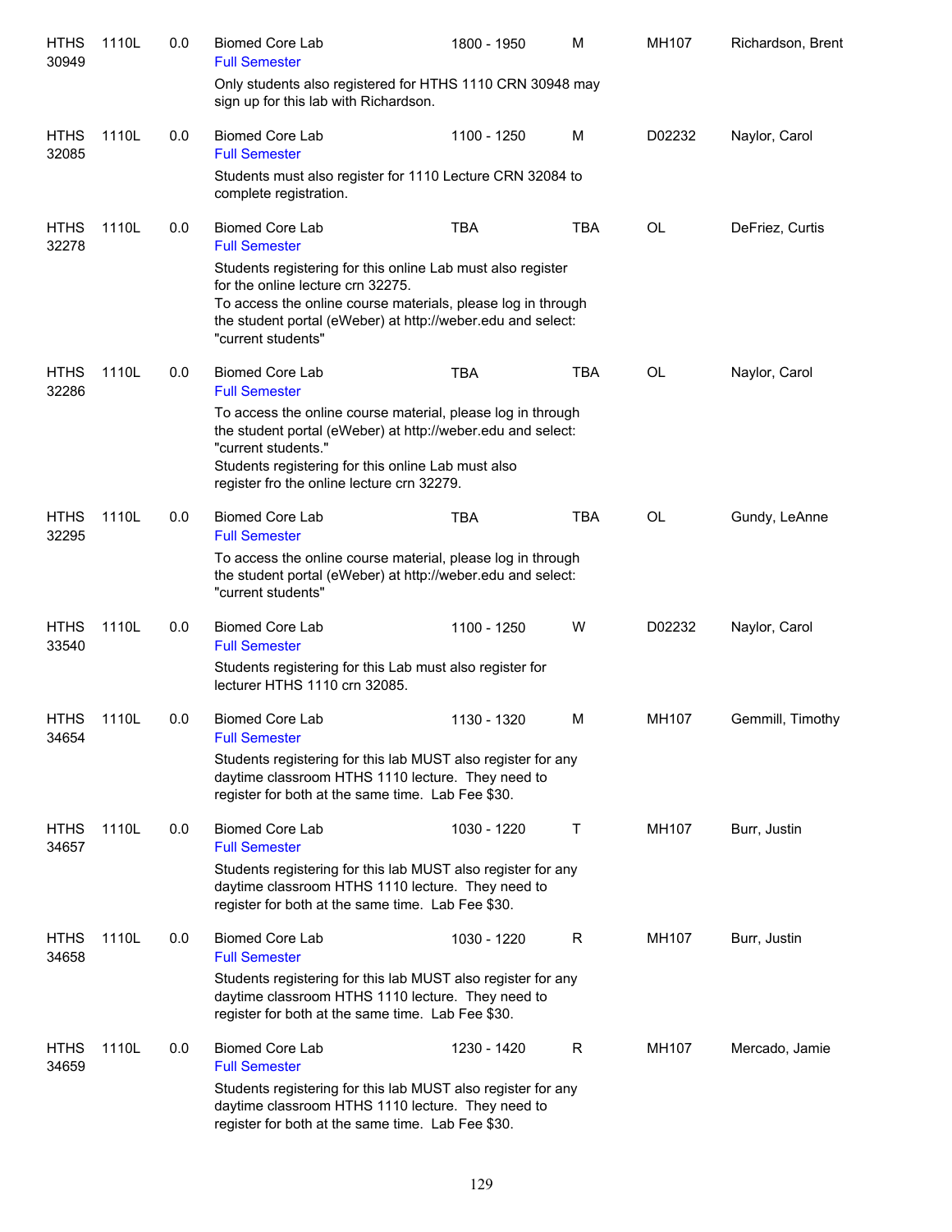| | | | | | | | |
|---|---|---|---|---|---|---|---|
| HTHS 30949 | 1110L | 0.0 | Biomed Core Lab<br>Full Semester<br>Only students also registered for HTHS 1110 CRN 30948 may sign up for this lab with Richardson. | 1800 - 1950 | M | MH107 | Richardson, Brent |
| HTHS 32085 | 1110L | 0.0 | Biomed Core Lab<br>Full Semester<br>Students must also register for 1110 Lecture CRN 32084 to complete registration. | 1100 - 1250 | M | D02232 | Naylor, Carol |
| HTHS 32278 | 1110L | 0.0 | Biomed Core Lab<br>Full Semester<br>Students registering for this online Lab must also register for the online lecture crn 32275.<br>To access the online course materials, please log in through the student portal (eWeber) at http://weber.edu and select: "current students" | TBA | TBA | OL | DeFriez, Curtis |
| HTHS 32286 | 1110L | 0.0 | Biomed Core Lab<br>Full Semester<br>To access the online course material, please log in through the student portal (eWeber) at http://weber.edu and select: "current students."<br>Students registering for this online Lab must also register fro the online lecture crn 32279. | TBA | TBA | OL | Naylor, Carol |
| HTHS 32295 | 1110L | 0.0 | Biomed Core Lab<br>Full Semester<br>To access the online course material, please log in through the student portal (eWeber) at http://weber.edu and select: "current students" | TBA | TBA | OL | Gundy, LeAnne |
| HTHS 33540 | 1110L | 0.0 | Biomed Core Lab<br>Full Semester<br>Students registering for this Lab must also register for lecturer HTHS 1110 crn 32085. | 1100 - 1250 | W | D02232 | Naylor, Carol |
| HTHS 34654 | 1110L | 0.0 | Biomed Core Lab<br>Full Semester<br>Students registering for this lab MUST also register for any daytime classroom HTHS 1110 lecture. They need to register for both at the same time. Lab Fee $30. | 1130 - 1320 | M | MH107 | Gemmill, Timothy |
| HTHS 34657 | 1110L | 0.0 | Biomed Core Lab<br>Full Semester<br>Students registering for this lab MUST also register for any daytime classroom HTHS 1110 lecture. They need to register for both at the same time. Lab Fee $30. | 1030 - 1220 | T | MH107 | Burr, Justin |
| HTHS 34658 | 1110L | 0.0 | Biomed Core Lab<br>Full Semester<br>Students registering for this lab MUST also register for any daytime classroom HTHS 1110 lecture. They need to register for both at the same time. Lab Fee $30. | 1030 - 1220 | R | MH107 | Burr, Justin |
| HTHS 34659 | 1110L | 0.0 | Biomed Core Lab<br>Full Semester<br>Students registering for this lab MUST also register for any daytime classroom HTHS 1110 lecture. They need to register for both at the same time. Lab Fee $30. | 1230 - 1420 | R | MH107 | Mercado, Jamie |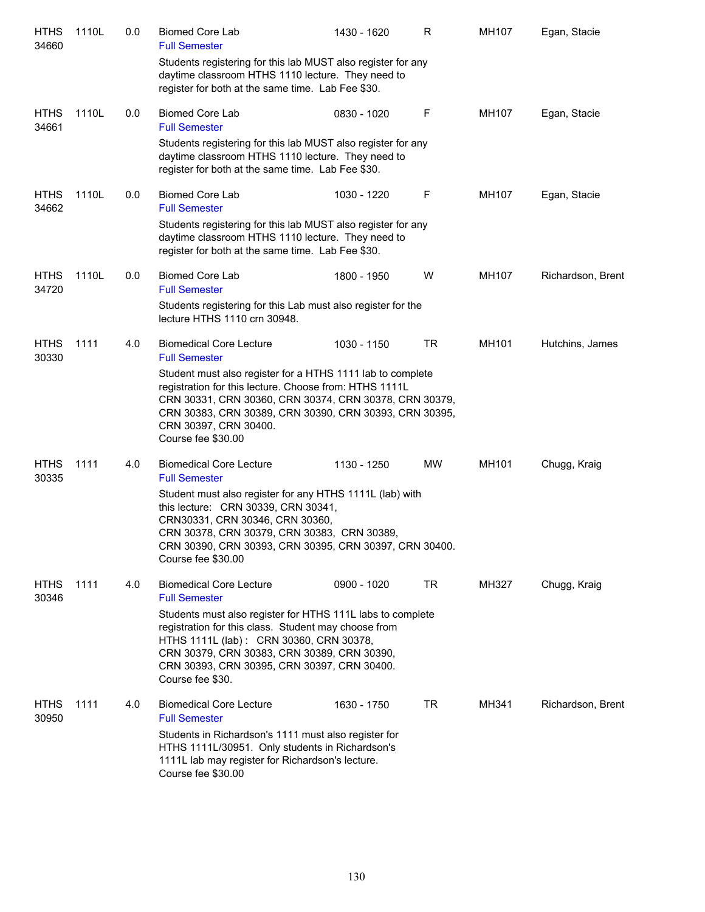| | | | | | | | |
|---|---|---|---|---|---|---|---|
| HTHS 34660 | 1110L | 0.0 | Biomed Core Lab<br>Full Semester<br>Students registering for this lab MUST also register for any daytime classroom HTHS 1110 lecture. They need to register for both at the same time. Lab Fee $30. | 1430 - 1620 | R | MH107 | Egan, Stacie |
| HTHS 34661 | 1110L | 0.0 | Biomed Core Lab<br>Full Semester<br>Students registering for this lab MUST also register for any daytime classroom HTHS 1110 lecture. They need to register for both at the same time. Lab Fee $30. | 0830 - 1020 | F | MH107 | Egan, Stacie |
| HTHS 34662 | 1110L | 0.0 | Biomed Core Lab<br>Full Semester<br>Students registering for this lab MUST also register for any daytime classroom HTHS 1110 lecture. They need to register for both at the same time. Lab Fee $30. | 1030 - 1220 | F | MH107 | Egan, Stacie |
| HTHS 34720 | 1110L | 0.0 | Biomed Core Lab<br>Full Semester<br>Students registering for this Lab must also register for the lecture HTHS 1110 crn 30948. | 1800 - 1950 | W | MH107 | Richardson, Brent |
| HTHS 30330 | 1111 | 4.0 | Biomedical Core Lecture<br>Full Semester<br>Student must also register for a HTHS 1111 lab to complete registration for this lecture. Choose from: HTHS 1111L CRN 30331, CRN 30360, CRN 30374, CRN 30378, CRN 30379, CRN 30383, CRN 30389, CRN 30390, CRN 30393, CRN 30395, CRN 30397, CRN 30400.<br>Course fee $30.00 | 1030 - 1150 | TR | MH101 | Hutchins, James |
| HTHS 30335 | 1111 | 4.0 | Biomedical Core Lecture<br>Full Semester<br>Student must also register for any HTHS 1111L (lab) with this lecture: CRN 30339, CRN 30341, CRN30331, CRN 30346, CRN 30360, CRN 30378, CRN 30379, CRN 30383, CRN 30389, CRN 30390, CRN 30393, CRN 30395, CRN 30397, CRN 30400.<br>Course fee $30.00 | 1130 - 1250 | MW | MH101 | Chugg, Kraig |
| HTHS 30346 | 1111 | 4.0 | Biomedical Core Lecture<br>Full Semester<br>Students must also register for HTHS 111L labs to complete registration for this class. Student may choose from HTHS 1111L (lab) : CRN 30360, CRN 30378, CRN 30379, CRN 30383, CRN 30389, CRN 30390, CRN 30393, CRN 30395, CRN 30397, CRN 30400.<br>Course fee $30. | 0900 - 1020 | TR | MH327 | Chugg, Kraig |
| HTHS 30950 | 1111 | 4.0 | Biomedical Core Lecture<br>Full Semester<br>Students in Richardson's 1111 must also register for HTHS 1111L/30951. Only students in Richardson's 1111L lab may register for Richardson's lecture.<br>Course fee $30.00 | 1630 - 1750 | TR | MH341 | Richardson, Brent |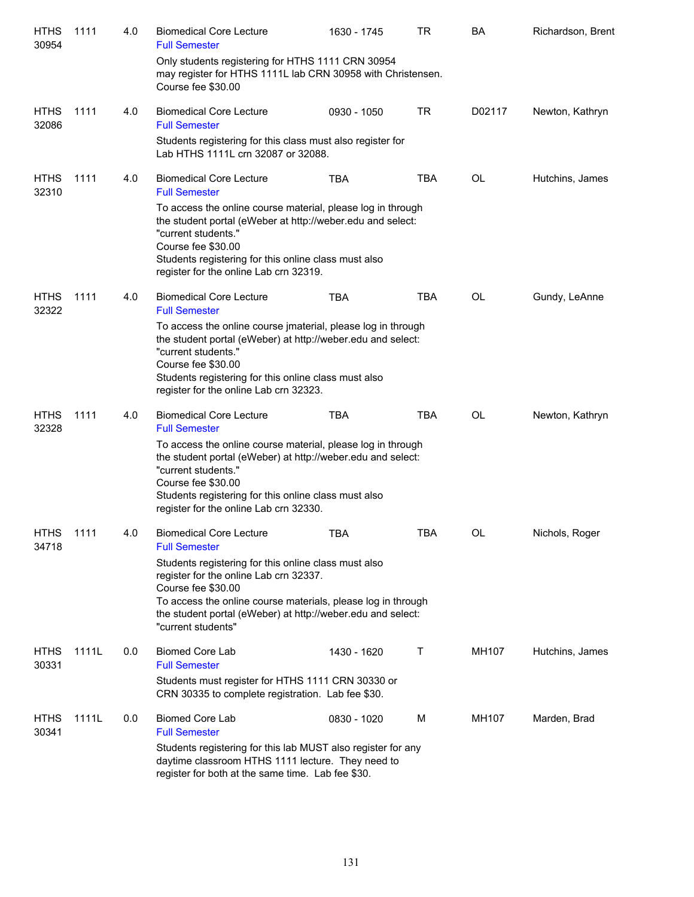| | | | | | | | |
|---|---|---|---|---|---|---|---|
| HTHS 30954 | 1111 | 4.0 | Biomedical Core Lecture<br>Full Semester<br>Only students registering for HTHS 1111 CRN 30954 may register for HTHS 1111L lab CRN 30958 with Christensen.<br>Course fee $30.00 | 1630 - 1745 | TR | BA | Richardson, Brent |
| HTHS 32086 | 1111 | 4.0 | Biomedical Core Lecture<br>Full Semester<br>Students registering for this class must also register for Lab HTHS 1111L crn 32087 or 32088. | 0930 - 1050 | TR | D02117 | Newton, Kathryn |
| HTHS 32310 | 1111 | 4.0 | Biomedical Core Lecture<br>Full Semester<br>To access the online course material, please log in through the student portal (eWeber at http://weber.edu and select: "current students."<br>Course fee $30.00<br>Students registering for this online class must also register for the online Lab crn 32319. | TBA | TBA | OL | Hutchins, James |
| HTHS 32322 | 1111 | 4.0 | Biomedical Core Lecture<br>Full Semester<br>To access the online course jmaterial, please log in through the student portal (eWeber) at http://weber.edu and select: "current students."<br>Course fee $30.00<br>Students registering for this online class must also register for the online Lab crn 32323. | TBA | TBA | OL | Gundy, LeAnne |
| HTHS 32328 | 1111 | 4.0 | Biomedical Core Lecture<br>Full Semester<br>To access the online course material, please log in through the student portal (eWeber) at http://weber.edu and select: "current students."<br>Course fee $30.00<br>Students registering for this online class must also register for the online Lab crn 32330. | TBA | TBA | OL | Newton, Kathryn |
| HTHS 34718 | 1111 | 4.0 | Biomedical Core Lecture<br>Full Semester<br>Students registering for this online class must also register for the online Lab crn 32337.<br>Course fee $30.00<br>To access the online course materials, please log in through the student portal (eWeber) at http://weber.edu and select: "current students" | TBA | TBA | OL | Nichols, Roger |
| HTHS 30331 | 1111L | 0.0 | Biomed Core Lab<br>Full Semester<br>Students must register for HTHS 1111 CRN 30330 or CRN 30335 to complete registration. Lab fee $30. | 1430 - 1620 | T | MH107 | Hutchins, James |
| HTHS 30341 | 1111L | 0.0 | Biomed Core Lab<br>Full Semester<br>Students registering for this lab MUST also register for any daytime classroom HTHS 1111 lecture. They need to register for both at the same time. Lab fee $30. | 0830 - 1020 | M | MH107 | Marden, Brad |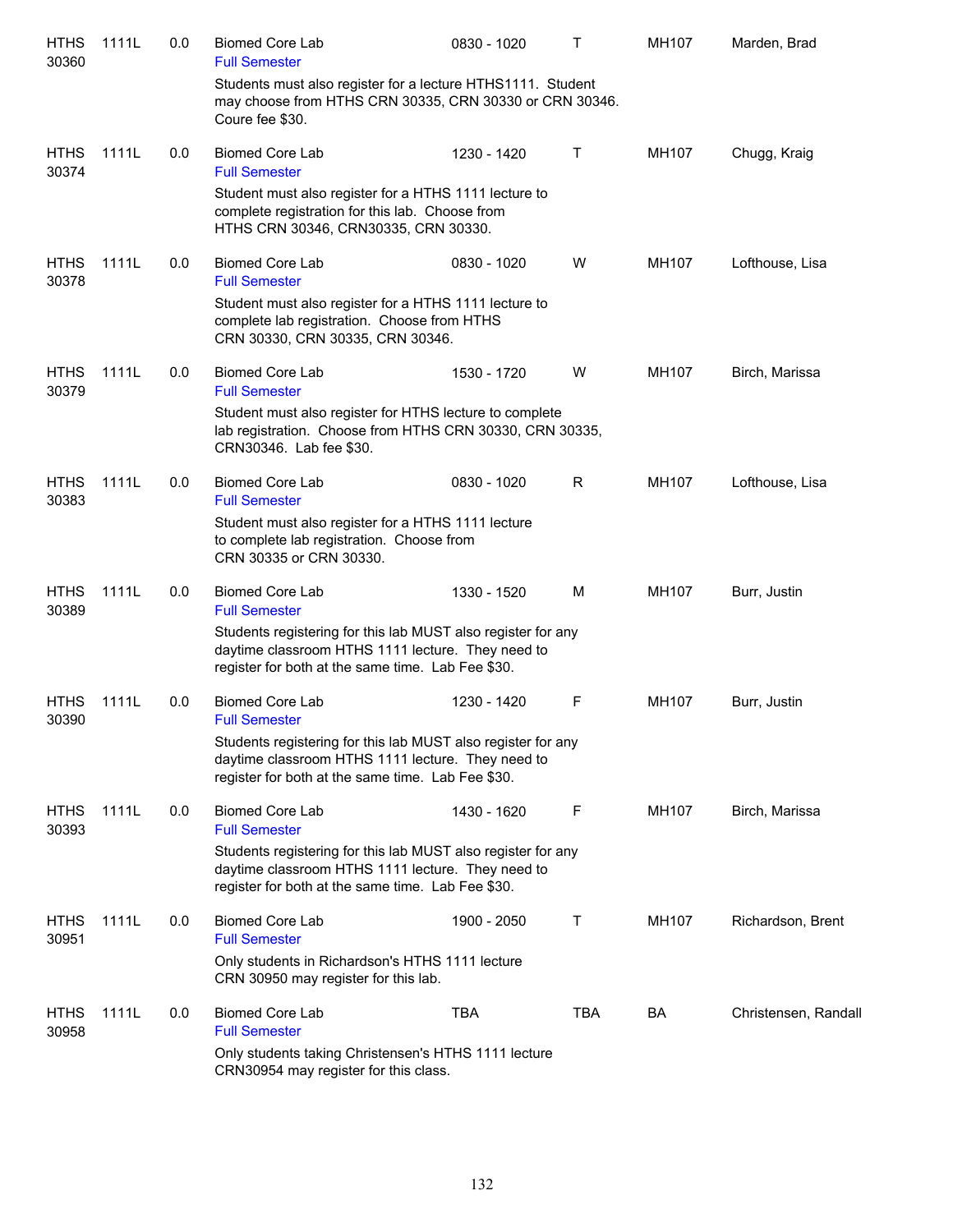| | | | | | | | |
|---|---|---|---|---|---|---|---|
| HTHS 30360 | 1111L | 0.0 | Biomed Core Lab<br>Full Semester | 0830 - 1020 | T | MH107 | Marden, Brad |
| | | | Students must also register for a lecture HTHS1111. Student may choose from HTHS CRN 30335, CRN 30330 or CRN 30346. Coure fee $30. | | | | |
| HTHS 30374 | 1111L | 0.0 | Biomed Core Lab<br>Full Semester | 1230 - 1420 | T | MH107 | Chugg, Kraig |
| | | | Student must also register for a HTHS 1111 lecture to complete registration for this lab. Choose from HTHS CRN 30346, CRN30335, CRN 30330. | | | | |
| HTHS 30378 | 1111L | 0.0 | Biomed Core Lab<br>Full Semester | 0830 - 1020 | W | MH107 | Lofthouse, Lisa |
| | | | Student must also register for a HTHS 1111 lecture to complete lab registration. Choose from HTHS CRN 30330, CRN 30335, CRN 30346. | | | | |
| HTHS 30379 | 1111L | 0.0 | Biomed Core Lab<br>Full Semester | 1530 - 1720 | W | MH107 | Birch, Marissa |
| | | | Student must also register for HTHS lecture to complete lab registration. Choose from HTHS CRN 30330, CRN 30335, CRN30346. Lab fee $30. | | | | |
| HTHS 30383 | 1111L | 0.0 | Biomed Core Lab<br>Full Semester | 0830 - 1020 | R | MH107 | Lofthouse, Lisa |
| | | | Student must also register for a HTHS 1111 lecture to complete lab registration. Choose from CRN 30335 or CRN 30330. | | | | |
| HTHS 30389 | 1111L | 0.0 | Biomed Core Lab<br>Full Semester | 1330 - 1520 | M | MH107 | Burr, Justin |
| | | | Students registering for this lab MUST also register for any daytime classroom HTHS 1111 lecture. They need to register for both at the same time. Lab Fee $30. | | | | |
| HTHS 30390 | 1111L | 0.0 | Biomed Core Lab<br>Full Semester | 1230 - 1420 | F | MH107 | Burr, Justin |
| | | | Students registering for this lab MUST also register for any daytime classroom HTHS 1111 lecture. They need to register for both at the same time. Lab Fee $30. | | | | |
| HTHS 30393 | 1111L | 0.0 | Biomed Core Lab<br>Full Semester | 1430 - 1620 | F | MH107 | Birch, Marissa |
| | | | Students registering for this lab MUST also register for any daytime classroom HTHS 1111 lecture. They need to register for both at the same time. Lab Fee $30. | | | | |
| HTHS 30951 | 1111L | 0.0 | Biomed Core Lab<br>Full Semester | 1900 - 2050 | T | MH107 | Richardson, Brent |
| | | | Only students in Richardson's HTHS 1111 lecture CRN 30950 may register for this lab. | | | | |
| HTHS 30958 | 1111L | 0.0 | Biomed Core Lab<br>Full Semester | TBA | TBA | BA | Christensen, Randall |
| | | | Only students taking Christensen's HTHS 1111 lecture CRN30954 may register for this class. | | | | |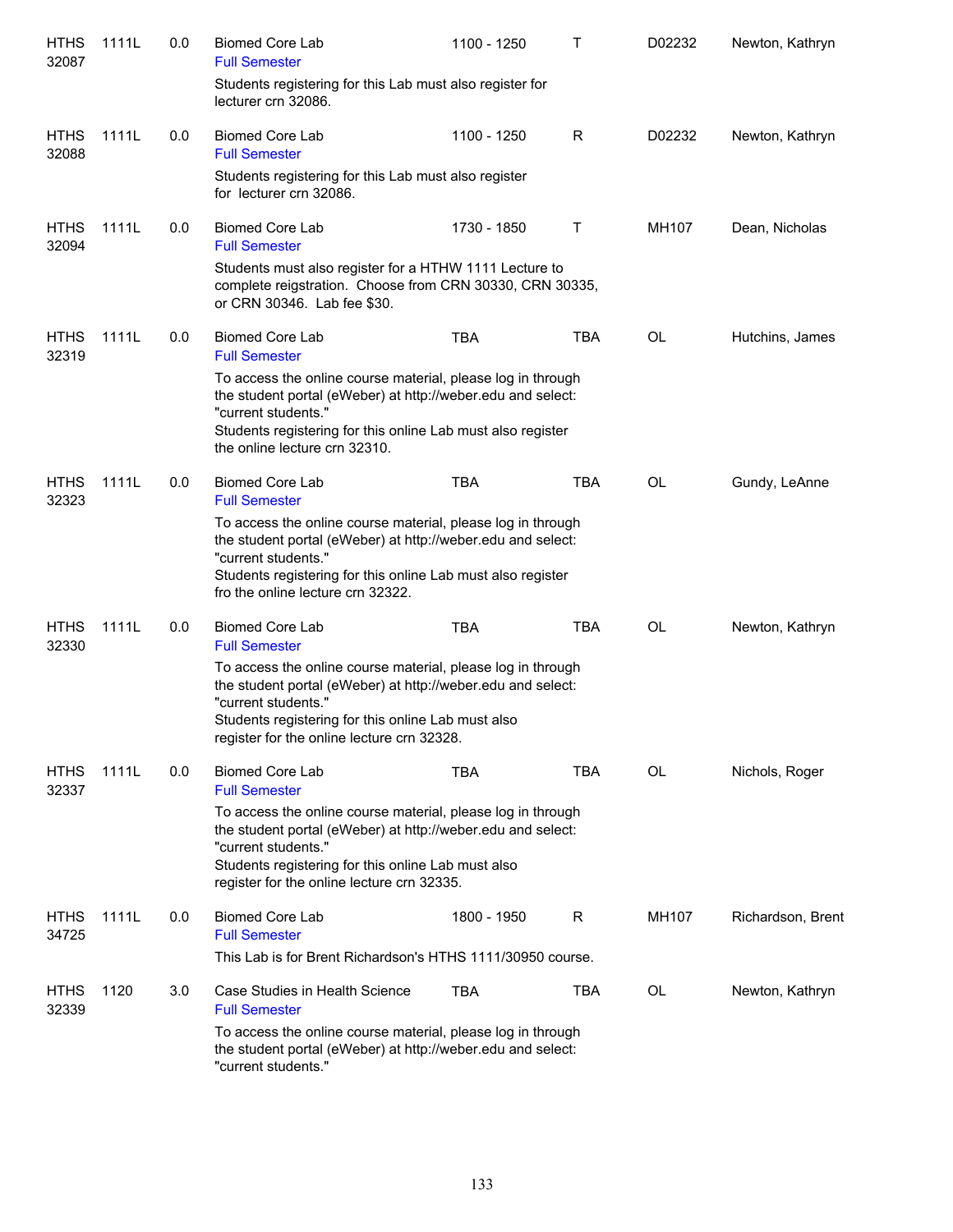| | | | | | | | |
|---|---|---|---|---|---|---|---|
| HTHS 32087 | 1111L | 0.0 | Biomed Core Lab<br>Full Semester<br>Students registering for this Lab must also register for lecturer crn 32086. | 1100 - 1250 | T | D02232 | Newton, Kathryn |
| HTHS 32088 | 1111L | 0.0 | Biomed Core Lab<br>Full Semester<br>Students registering for this Lab must also register for lecturer crn 32086. | 1100 - 1250 | R | D02232 | Newton, Kathryn |
| HTHS 32094 | 1111L | 0.0 | Biomed Core Lab<br>Full Semester<br>Students must also register for a HTHW 1111 Lecture to complete reigstration. Choose from CRN 30330, CRN 30335, or CRN 30346. Lab fee $30. | 1730 - 1850 | T | MH107 | Dean, Nicholas |
| HTHS 32319 | 1111L | 0.0 | Biomed Core Lab<br>Full Semester<br>To access the online course material, please log in through the student portal (eWeber) at http://weber.edu and select: "current students."<br>Students registering for this online Lab must also register the online lecture crn 32310. | TBA | TBA | OL | Hutchins, James |
| HTHS 32323 | 1111L | 0.0 | Biomed Core Lab<br>Full Semester<br>To access the online course material, please log in through the student portal (eWeber) at http://weber.edu and select: "current students."<br>Students registering for this online Lab must also register fro the online lecture crn 32322. | TBA | TBA | OL | Gundy, LeAnne |
| HTHS 32330 | 1111L | 0.0 | Biomed Core Lab<br>Full Semester<br>To access the online course material, please log in through the student portal (eWeber) at http://weber.edu and select: "current students."<br>Students registering for this online Lab must also register for the online lecture crn 32328. | TBA | TBA | OL | Newton, Kathryn |
| HTHS 32337 | 1111L | 0.0 | Biomed Core Lab<br>Full Semester<br>To access the online course material, please log in through the student portal (eWeber) at http://weber.edu and select: "current students."<br>Students registering for this online Lab must also register for the online lecture crn 32335. | TBA | TBA | OL | Nichols, Roger |
| HTHS 34725 | 1111L | 0.0 | Biomed Core Lab<br>Full Semester<br>This Lab is for Brent Richardson's HTHS 1111/30950 course. | 1800 - 1950 | R | MH107 | Richardson, Brent |
| HTHS 32339 | 1120 | 3.0 | Case Studies in Health Science<br>Full Semester<br>To access the online course material, please log in through the student portal (eWeber) at http://weber.edu and select: "current students." | TBA | TBA | OL | Newton, Kathryn |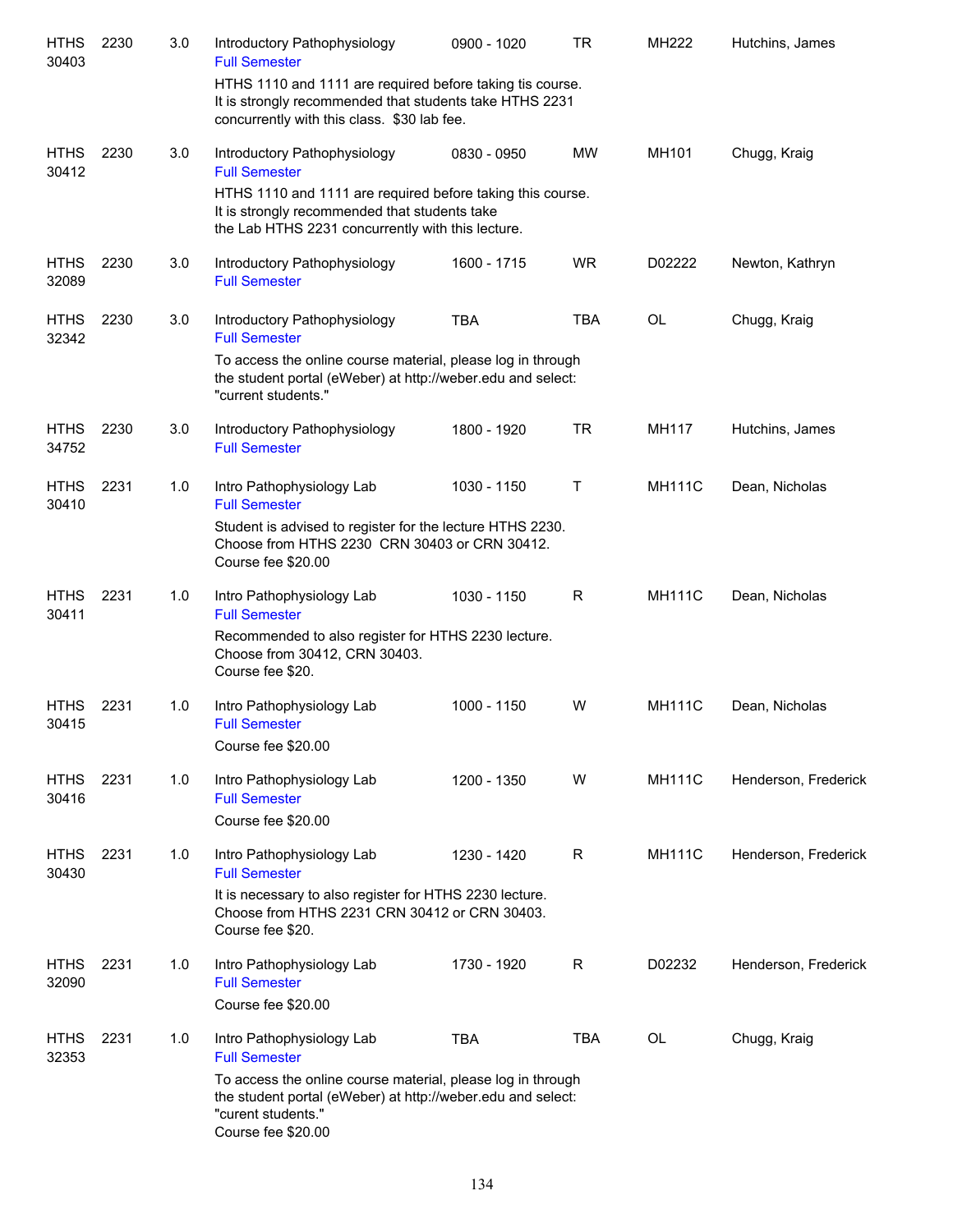| | | | | | | | |
|---|---|---|---|---|---|---|---|
| HTHS 30403 | 2230 | 3.0 | Introductory Pathophysiology<br>Full Semester<br>HTHS 1110 and 1111 are required before taking tis course. It is strongly recommended that students take HTHS 2231 concurrently with this class. $30 lab fee. | 0900 - 1020 | TR | MH222 | Hutchins, James |
| HTHS 30412 | 2230 | 3.0 | Introductory Pathophysiology<br>Full Semester<br>HTHS 1110 and 1111 are required before taking this course. It is strongly recommended that students take the Lab HTHS 2231 concurrently with this lecture. | 0830 - 0950 | MW | MH101 | Chugg, Kraig |
| HTHS 32089 | 2230 | 3.0 | Introductory Pathophysiology<br>Full Semester | 1600 - 1715 | WR | D02222 | Newton, Kathryn |
| HTHS 32342 | 2230 | 3.0 | Introductory Pathophysiology<br>Full Semester<br>To access the online course material, please log in through the student portal (eWeber) at http://weber.edu and select: "current students." | TBA | TBA | OL | Chugg, Kraig |
| HTHS 34752 | 2230 | 3.0 | Introductory Pathophysiology<br>Full Semester | 1800 - 1920 | TR | MH117 | Hutchins, James |
| HTHS 30410 | 2231 | 1.0 | Intro Pathophysiology Lab<br>Full Semester<br>Student is advised to register for the lecture HTHS 2230. Choose from HTHS 2230 CRN 30403 or CRN 30412. Course fee $20.00 | 1030 - 1150 | T | MH111C | Dean, Nicholas |
| HTHS 30411 | 2231 | 1.0 | Intro Pathophysiology Lab<br>Full Semester<br>Recommended to also register for HTHS 2230 lecture. Choose from 30412, CRN 30403. Course fee $20. | 1030 - 1150 | R | MH111C | Dean, Nicholas |
| HTHS 30415 | 2231 | 1.0 | Intro Pathophysiology Lab<br>Full Semester<br>Course fee $20.00 | 1000 - 1150 | W | MH111C | Dean, Nicholas |
| HTHS 30416 | 2231 | 1.0 | Intro Pathophysiology Lab<br>Full Semester<br>Course fee $20.00 | 1200 - 1350 | W | MH111C | Henderson, Frederick |
| HTHS 30430 | 2231 | 1.0 | Intro Pathophysiology Lab<br>Full Semester<br>It is necessary to also register for HTHS 2230 lecture. Choose from HTHS 2231 CRN 30412 or CRN 30403. Course fee $20. | 1230 - 1420 | R | MH111C | Henderson, Frederick |
| HTHS 32090 | 2231 | 1.0 | Intro Pathophysiology Lab<br>Full Semester<br>Course fee $20.00 | 1730 - 1920 | R | D02232 | Henderson, Frederick |
| HTHS 32353 | 2231 | 1.0 | Intro Pathophysiology Lab<br>Full Semester<br>To access the online course material, please log in through the student portal (eWeber) at http://weber.edu and select: "curent students." Course fee $20.00 | TBA | TBA | OL | Chugg, Kraig |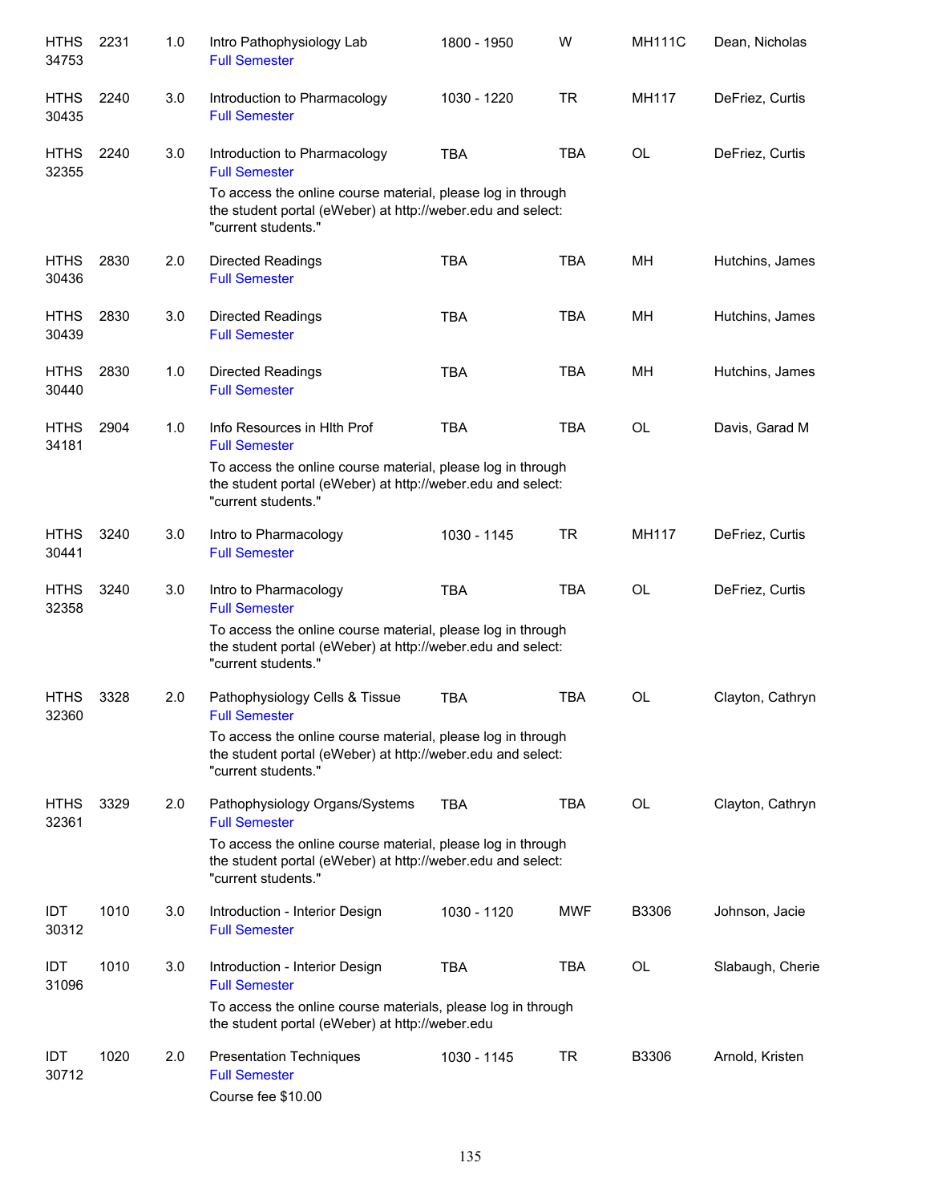| | | | | | | | |
|---|---|---|---|---|---|---|---|
| HTHS 34753 | 2231 | 1.0 | Intro Pathophysiology Lab<br>Full Semester | 1800 - 1950 | W | MH111C | Dean, Nicholas |
| HTHS 30435 | 2240 | 3.0 | Introduction to Pharmacology<br>Full Semester | 1030 - 1220 | TR | MH117 | DeFriez, Curtis |
| HTHS 32355 | 2240 | 3.0 | Introduction to Pharmacology<br>Full Semester<br>To access the online course material, please log in through the student portal (eWeber) at http://weber.edu and select: "current students." | TBA | TBA | OL | DeFriez, Curtis |
| HTHS 30436 | 2830 | 2.0 | Directed Readings<br>Full Semester | TBA | TBA | MH | Hutchins, James |
| HTHS 30439 | 2830 | 3.0 | Directed Readings<br>Full Semester | TBA | TBA | MH | Hutchins, James |
| HTHS 30440 | 2830 | 1.0 | Directed Readings<br>Full Semester | TBA | TBA | MH | Hutchins, James |
| HTHS 34181 | 2904 | 1.0 | Info Resources in Hlth Prof<br>Full Semester<br>To access the online course material, please log in through the student portal (eWeber) at http://weber.edu and select: "current students." | TBA | TBA | OL | Davis, Garad M |
| HTHS 30441 | 3240 | 3.0 | Intro to Pharmacology<br>Full Semester | 1030 - 1145 | TR | MH117 | DeFriez, Curtis |
| HTHS 32358 | 3240 | 3.0 | Intro to Pharmacology<br>Full Semester<br>To access the online course material, please log in through the student portal (eWeber) at http://weber.edu and select: "current students." | TBA | TBA | OL | DeFriez, Curtis |
| HTHS 32360 | 3328 | 2.0 | Pathophysiology Cells & Tissue<br>Full Semester<br>To access the online course material, please log in through the student portal (eWeber) at http://weber.edu and select: "current students." | TBA | TBA | OL | Clayton, Cathryn |
| HTHS 32361 | 3329 | 2.0 | Pathophysiology Organs/Systems<br>Full Semester<br>To access the online course material, please log in through the student portal (eWeber) at http://weber.edu and select: "current students." | TBA | TBA | OL | Clayton, Cathryn |
| IDT 30312 | 1010 | 3.0 | Introduction - Interior Design<br>Full Semester | 1030 - 1120 | MWF | B3306 | Johnson, Jacie |
| IDT 31096 | 1010 | 3.0 | Introduction - Interior Design<br>Full Semester<br>To access the online course materials, please log in through the student portal (eWeber) at http://weber.edu | TBA | TBA | OL | Slabaugh, Cherie |
| IDT 30712 | 1020 | 2.0 | Presentation Techniques<br>Full Semester<br>Course fee $10.00 | 1030 - 1145 | TR | B3306 | Arnold, Kristen |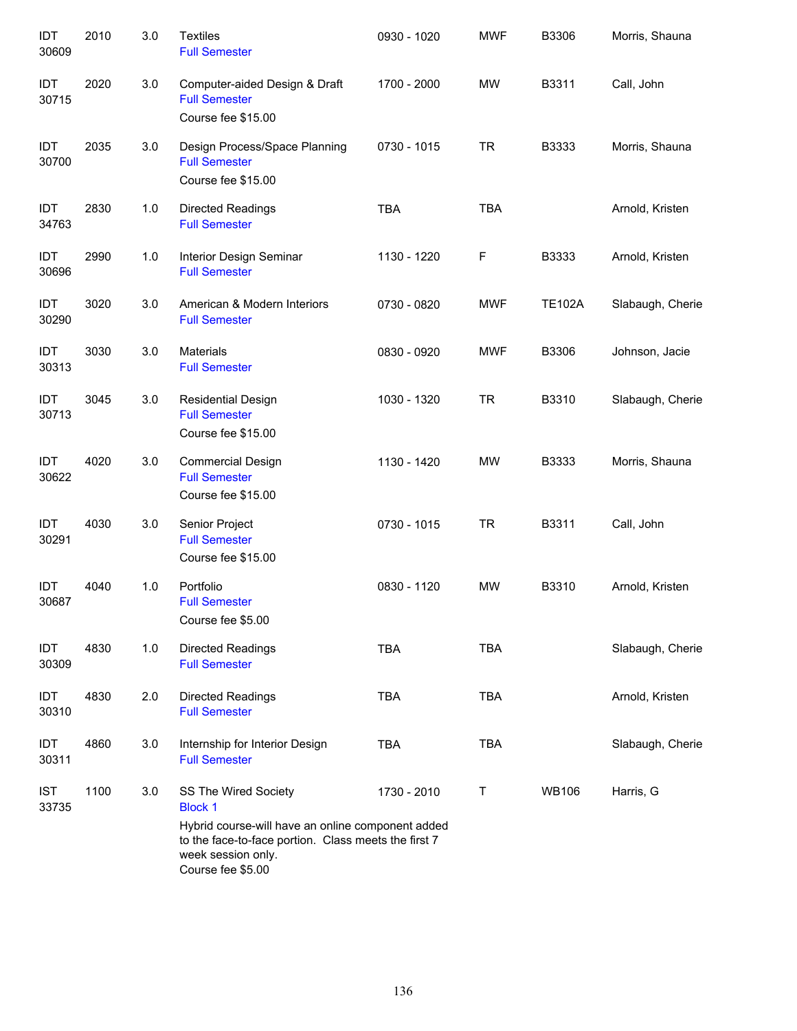| | | | | | | | |
|---|---|---|---|---|---|---|---|
| IDT 30609 | 2010 | 3.0 | Textiles<br>Full Semester | 0930 - 1020 | MWF | B3306 | Morris, Shauna |
| IDT 30715 | 2020 | 3.0 | Computer-aided Design & Draft<br>Full Semester<br>Course fee $15.00 | 1700 - 2000 | MW | B3311 | Call, John |
| IDT 30700 | 2035 | 3.0 | Design Process/Space Planning<br>Full Semester<br>Course fee $15.00 | 0730 - 1015 | TR | B3333 | Morris, Shauna |
| IDT 34763 | 2830 | 1.0 | Directed Readings<br>Full Semester | TBA | TBA | | Arnold, Kristen |
| IDT 30696 | 2990 | 1.0 | Interior Design Seminar<br>Full Semester | 1130 - 1220 | F | B3333 | Arnold, Kristen |
| IDT 30290 | 3020 | 3.0 | American & Modern Interiors<br>Full Semester | 0730 - 0820 | MWF | TE102A | Slabaugh, Cherie |
| IDT 30313 | 3030 | 3.0 | Materials<br>Full Semester | 0830 - 0920 | MWF | B3306 | Johnson, Jacie |
| IDT 30713 | 3045 | 3.0 | Residential Design<br>Full Semester<br>Course fee $15.00 | 1030 - 1320 | TR | B3310 | Slabaugh, Cherie |
| IDT 30622 | 4020 | 3.0 | Commercial Design<br>Full Semester<br>Course fee $15.00 | 1130 - 1420 | MW | B3333 | Morris, Shauna |
| IDT 30291 | 4030 | 3.0 | Senior Project<br>Full Semester<br>Course fee $15.00 | 0730 - 1015 | TR | B3311 | Call, John |
| IDT 30687 | 4040 | 1.0 | Portfolio<br>Full Semester<br>Course fee $5.00 | 0830 - 1120 | MW | B3310 | Arnold, Kristen |
| IDT 30309 | 4830 | 1.0 | Directed Readings<br>Full Semester | TBA | TBA | | Slabaugh, Cherie |
| IDT 30310 | 4830 | 2.0 | Directed Readings<br>Full Semester | TBA | TBA | | Arnold, Kristen |
| IDT 30311 | 4860 | 3.0 | Internship for Interior Design<br>Full Semester | TBA | TBA | | Slabaugh, Cherie |
| IST 33735 | 1100 | 3.0 | SS The Wired Society<br>Block 1<br>Hybrid course-will have an online component added to the face-to-face portion. Class meets the first 7 week session only.<br>Course fee $5.00 | 1730 - 2010 | T | WB106 | Harris, G |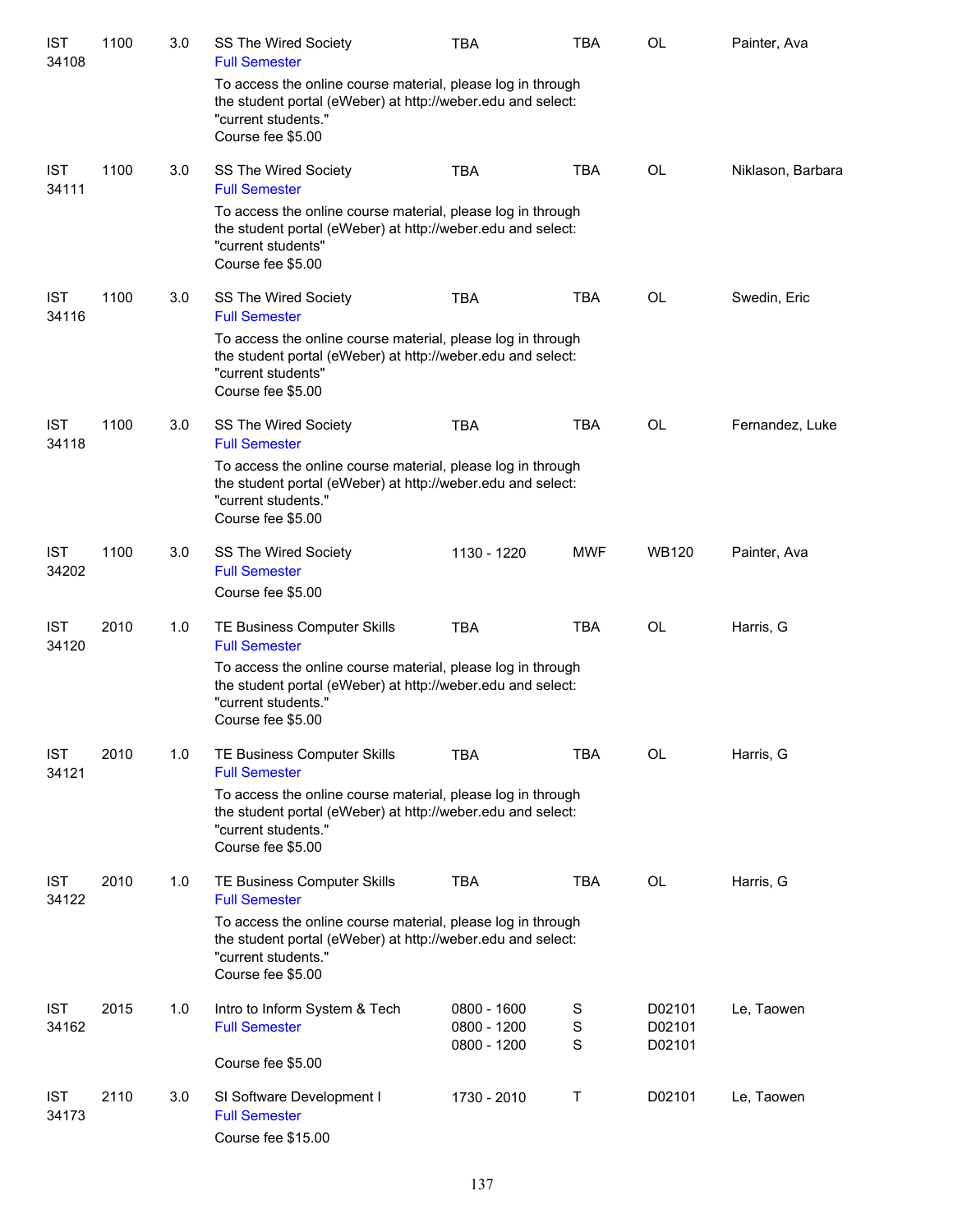| | | | | | | | |
|---|---|---|---|---|---|---|---|
| IST 34108 | 1100 | 3.0 | SS The Wired Society<br>Full Semester<br>To access the online course material, please log in through the student portal (eWeber) at http://weber.edu and select: "current students."<br>Course fee $5.00 | TBA | TBA | OL | Painter, Ava |
| IST 34111 | 1100 | 3.0 | SS The Wired Society<br>Full Semester<br>To access the online course material, please log in through the student portal (eWeber) at http://weber.edu and select: "current students"<br>Course fee $5.00 | TBA | TBA | OL | Niklason, Barbara |
| IST 34116 | 1100 | 3.0 | SS The Wired Society<br>Full Semester<br>To access the online course material, please log in through the student portal (eWeber) at http://weber.edu and select: "current students"<br>Course fee $5.00 | TBA | TBA | OL | Swedin, Eric |
| IST 34118 | 1100 | 3.0 | SS The Wired Society<br>Full Semester<br>To access the online course material, please log in through the student portal (eWeber) at http://weber.edu and select: "current students."<br>Course fee $5.00 | TBA | TBA | OL | Fernandez, Luke |
| IST 34202 | 1100 | 3.0 | SS The Wired Society<br>Full Semester<br>Course fee $5.00 | 1130 - 1220 | MWF | WB120 | Painter, Ava |
| IST 34120 | 2010 | 1.0 | TE Business Computer Skills<br>Full Semester<br>To access the online course material, please log in through the student portal (eWeber) at http://weber.edu and select: "current students."<br>Course fee $5.00 | TBA | TBA | OL | Harris, G |
| IST 34121 | 2010 | 1.0 | TE Business Computer Skills<br>Full Semester<br>To access the online course material, please log in through the student portal (eWeber) at http://weber.edu and select: "current students."<br>Course fee $5.00 | TBA | TBA | OL | Harris, G |
| IST 34122 | 2010 | 1.0 | TE Business Computer Skills<br>Full Semester<br>To access the online course material, please log in through the student portal (eWeber) at http://weber.edu and select: "current students."<br>Course fee $5.00 | TBA | TBA | OL | Harris, G |
| IST 34162 | 2015 | 1.0 | Intro to Inform System & Tech<br>Full Semester<br>Course fee $5.00 | 0800 - 1600<br>0800 - 1200<br>0800 - 1200 | S<br>S<br>S | D02101<br>D02101<br>D02101 | Le, Taowen |
| IST 34173 | 2110 | 3.0 | SI Software Development I<br>Full Semester<br>Course fee $15.00 | 1730 - 2010 | T | D02101 | Le, Taowen |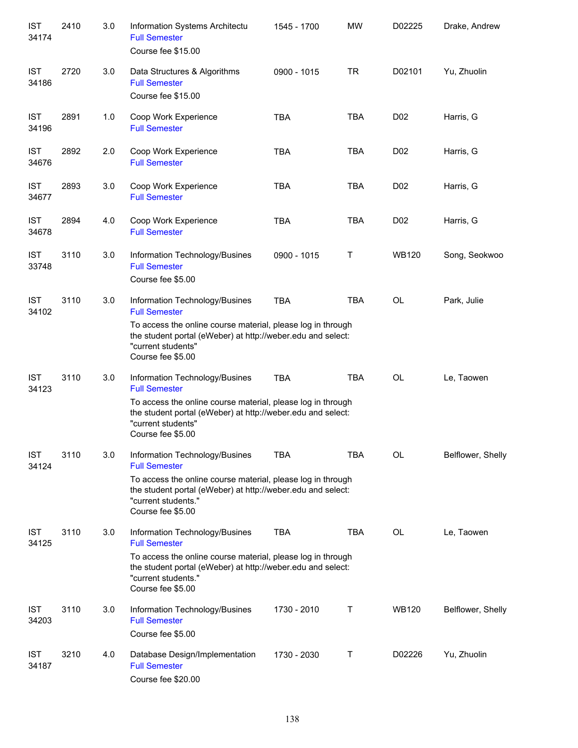| | | | | | | | |
|---|---|---|---|---|---|---|---|
| IST 34174 | 2410 | 3.0 | Information Systems Architectu<br>Full Semester<br>Course fee $15.00 | 1545 - 1700 | MW | D02225 | Drake, Andrew |
| IST 34186 | 2720 | 3.0 | Data Structures & Algorithms<br>Full Semester<br>Course fee $15.00 | 0900 - 1015 | TR | D02101 | Yu, Zhuolin |
| IST 34196 | 2891 | 1.0 | Coop Work Experience<br>Full Semester | TBA | TBA | D02 | Harris, G |
| IST 34676 | 2892 | 2.0 | Coop Work Experience<br>Full Semester | TBA | TBA | D02 | Harris, G |
| IST 34677 | 2893 | 3.0 | Coop Work Experience<br>Full Semester | TBA | TBA | D02 | Harris, G |
| IST 34678 | 2894 | 4.0 | Coop Work Experience<br>Full Semester | TBA | TBA | D02 | Harris, G |
| IST 33748 | 3110 | 3.0 | Information Technology/Busines<br>Full Semester<br>Course fee $5.00 | 0900 - 1015 | T | WB120 | Song, Seokwoo |
| IST 34102 | 3110 | 3.0 | Information Technology/Busines<br>Full Semester<br>To access the online course material, please log in through the student portal (eWeber) at http://weber.edu and select: "current students"<br>Course fee $5.00 | TBA | TBA | OL | Park, Julie |
| IST 34123 | 3110 | 3.0 | Information Technology/Busines<br>Full Semester<br>To access the online course material, please log in through the student portal (eWeber) at http://weber.edu and select: "current students"<br>Course fee $5.00 | TBA | TBA | OL | Le, Taowen |
| IST 34124 | 3110 | 3.0 | Information Technology/Busines<br>Full Semester<br>To access the online course material, please log in through the student portal (eWeber) at http://weber.edu and select: "current students."<br>Course fee $5.00 | TBA | TBA | OL | Belflower, Shelly |
| IST 34125 | 3110 | 3.0 | Information Technology/Busines<br>Full Semester<br>To access the online course material, please log in through the student portal (eWeber) at http://weber.edu and select: "current students."<br>Course fee $5.00 | TBA | TBA | OL | Le, Taowen |
| IST 34203 | 3110 | 3.0 | Information Technology/Busines<br>Full Semester<br>Course fee $5.00 | 1730 - 2010 | T | WB120 | Belflower, Shelly |
| IST 34187 | 3210 | 4.0 | Database Design/Implementation<br>Full Semester<br>Course fee $20.00 | 1730 - 2030 | T | D02226 | Yu, Zhuolin |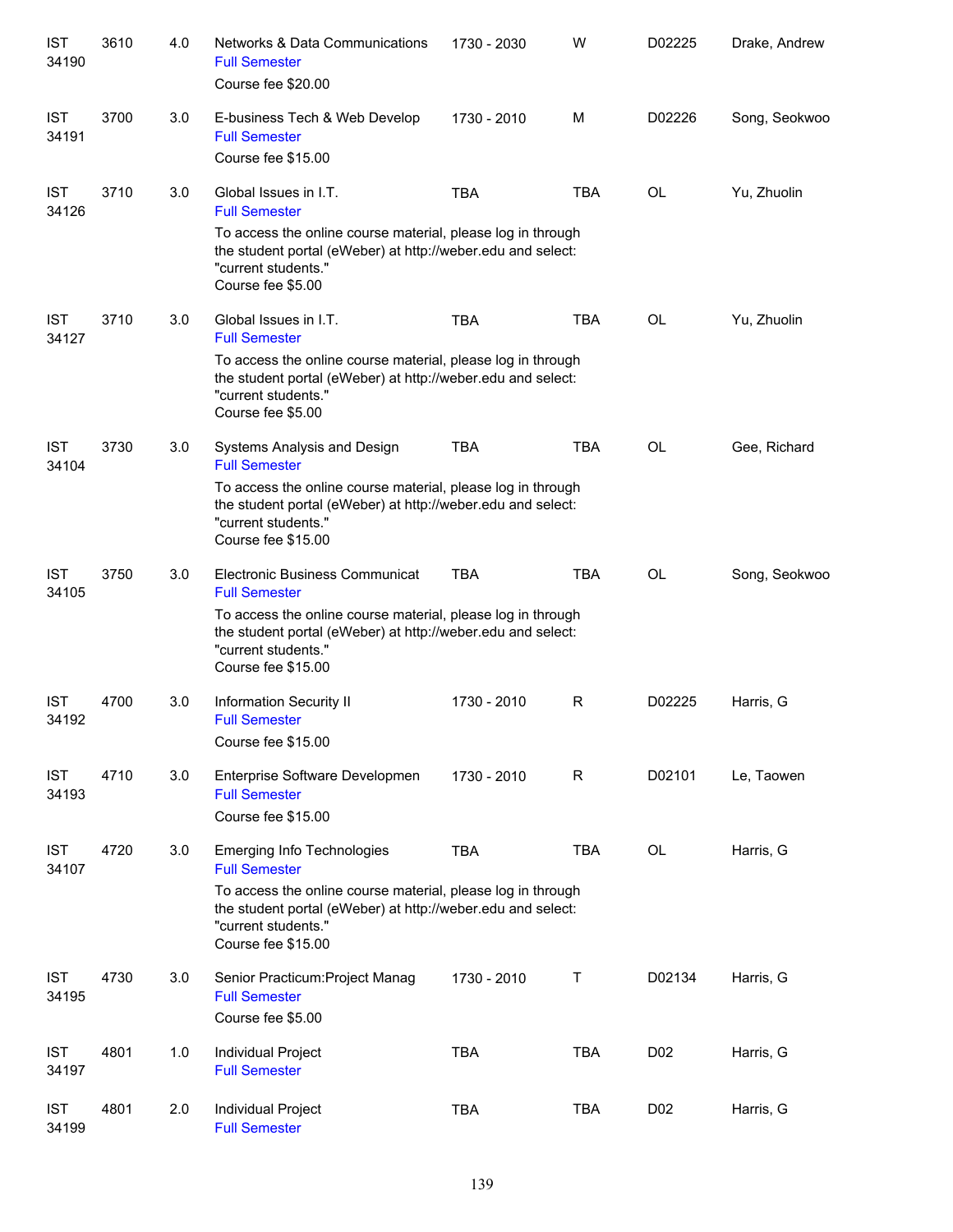| | | | | | | | |
|---|---|---|---|---|---|---|---|
| IST 34190 | 3610 | 4.0 | Networks & Data Communications<br>Full Semester<br>Course fee $20.00 | 1730 - 2030 | W | D02225 | Drake, Andrew |
| IST 34191 | 3700 | 3.0 | E-business Tech & Web Develop<br>Full Semester<br>Course fee $15.00 | 1730 - 2010 | M | D02226 | Song, Seokwoo |
| IST 34126 | 3710 | 3.0 | Global Issues in I.T.<br>Full Semester<br>To access the online course material, please log in through the student portal (eWeber) at http://weber.edu and select: "current students."<br>Course fee $5.00 | TBA | TBA | OL | Yu, Zhuolin |
| IST 34127 | 3710 | 3.0 | Global Issues in I.T.<br>Full Semester<br>To access the online course material, please log in through the student portal (eWeber) at http://weber.edu and select: "current students."<br>Course fee $5.00 | TBA | TBA | OL | Yu, Zhuolin |
| IST 34104 | 3730 | 3.0 | Systems Analysis and Design<br>Full Semester<br>To access the online course material, please log in through the student portal (eWeber) at http://weber.edu and select: "current students."<br>Course fee $15.00 | TBA | TBA | OL | Gee, Richard |
| IST 34105 | 3750 | 3.0 | Electronic Business Communicat<br>Full Semester<br>To access the online course material, please log in through the student portal (eWeber) at http://weber.edu and select: "current students."<br>Course fee $15.00 | TBA | TBA | OL | Song, Seokwoo |
| IST 34192 | 4700 | 3.0 | Information Security II<br>Full Semester<br>Course fee $15.00 | 1730 - 2010 | R | D02225 | Harris, G |
| IST 34193 | 4710 | 3.0 | Enterprise Software Developmen<br>Full Semester<br>Course fee $15.00 | 1730 - 2010 | R | D02101 | Le, Taowen |
| IST 34107 | 4720 | 3.0 | Emerging Info Technologies<br>Full Semester<br>To access the online course material, please log in through the student portal (eWeber) at http://weber.edu and select: "current students."<br>Course fee $15.00 | TBA | TBA | OL | Harris, G |
| IST 34195 | 4730 | 3.0 | Senior Practicum:Project Manag<br>Full Semester<br>Course fee $5.00 | 1730 - 2010 | T | D02134 | Harris, G |
| IST 34197 | 4801 | 1.0 | Individual Project<br>Full Semester | TBA | TBA | D02 | Harris, G |
| IST 34199 | 4801 | 2.0 | Individual Project<br>Full Semester | TBA | TBA | D02 | Harris, G |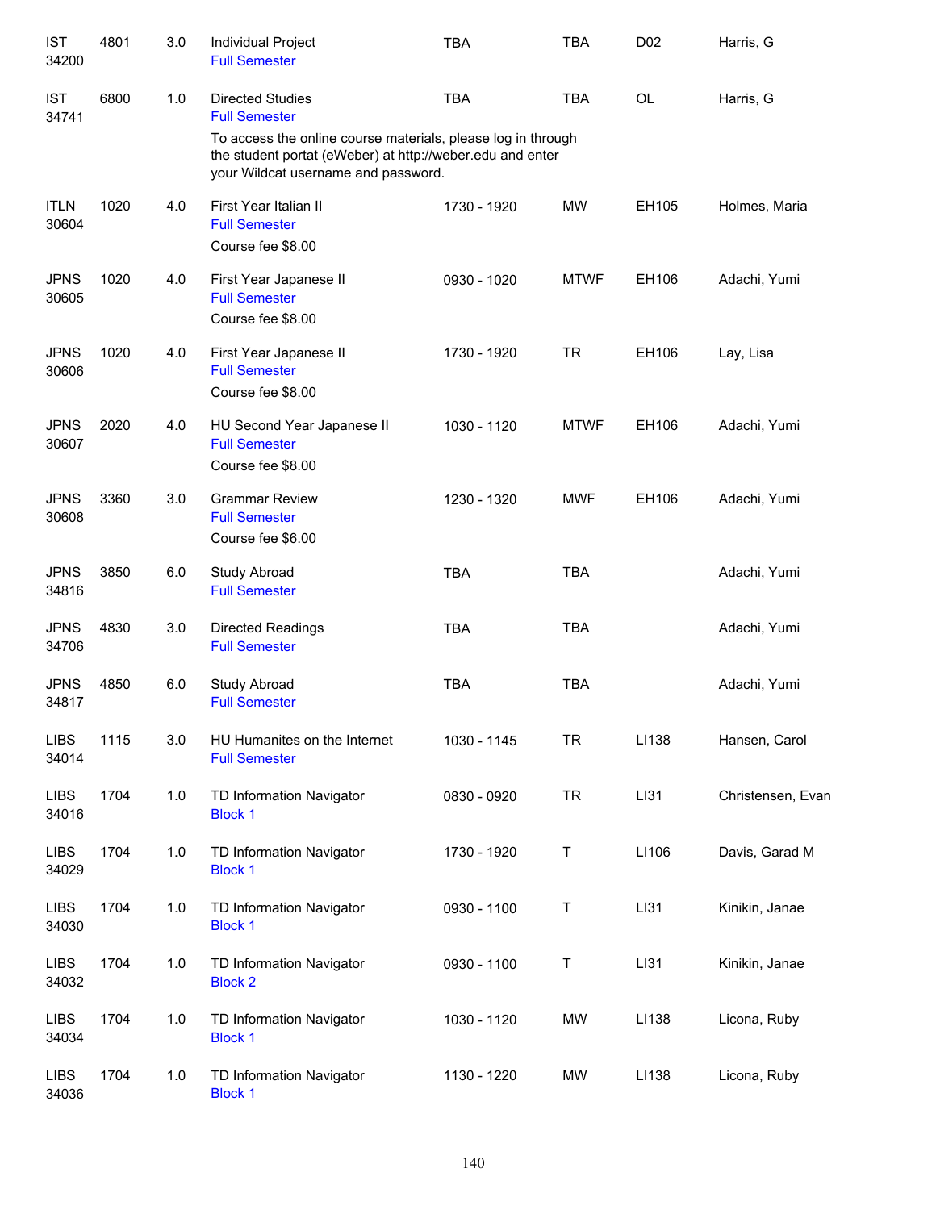| | | | | | | | |
|---|---|---|---|---|---|---|---|
| IST 34200 | 4801 | 3.0 | Individual Project<br>Full Semester | TBA | TBA | D02 | Harris, G |
| IST 34741 | 6800 | 1.0 | Directed Studies<br>Full Semester<br>To access the online course materials, please log in through the student portat (eWeber) at http://weber.edu and enter your Wildcat username and password. | TBA | TBA | OL | Harris, G |
| ITLN 30604 | 1020 | 4.0 | First Year Italian II<br>Full Semester<br>Course fee $8.00 | 1730 - 1920 | MW | EH105 | Holmes, Maria |
| JPNS 30605 | 1020 | 4.0 | First Year Japanese II<br>Full Semester<br>Course fee $8.00 | 0930 - 1020 | MTWF | EH106 | Adachi, Yumi |
| JPNS 30606 | 1020 | 4.0 | First Year Japanese II<br>Full Semester<br>Course fee $8.00 | 1730 - 1920 | TR | EH106 | Lay, Lisa |
| JPNS 30607 | 2020 | 4.0 | HU Second Year Japanese II<br>Full Semester<br>Course fee $8.00 | 1030 - 1120 | MTWF | EH106 | Adachi, Yumi |
| JPNS 30608 | 3360 | 3.0 | Grammar Review<br>Full Semester<br>Course fee $6.00 | 1230 - 1320 | MWF | EH106 | Adachi, Yumi |
| JPNS 34816 | 3850 | 6.0 | Study Abroad<br>Full Semester | TBA | TBA | | Adachi, Yumi |
| JPNS 34706 | 4830 | 3.0 | Directed Readings<br>Full Semester | TBA | TBA | | Adachi, Yumi |
| JPNS 34817 | 4850 | 6.0 | Study Abroad<br>Full Semester | TBA | TBA | | Adachi, Yumi |
| LIBS 34014 | 1115 | 3.0 | HU Humanites on the Internet<br>Full Semester | 1030 - 1145 | TR | LI138 | Hansen, Carol |
| LIBS 34016 | 1704 | 1.0 | TD Information Navigator<br>Block 1 | 0830 - 0920 | TR | LI31 | Christensen, Evan |
| LIBS 34029 | 1704 | 1.0 | TD Information Navigator<br>Block 1 | 1730 - 1920 | T | LI106 | Davis, Garad M |
| LIBS 34030 | 1704 | 1.0 | TD Information Navigator<br>Block 1 | 0930 - 1100 | T | LI31 | Kinikin, Janae |
| LIBS 34032 | 1704 | 1.0 | TD Information Navigator<br>Block 2 | 0930 - 1100 | T | LI31 | Kinikin, Janae |
| LIBS 34034 | 1704 | 1.0 | TD Information Navigator<br>Block 1 | 1030 - 1120 | MW | LI138 | Licona, Ruby |
| LIBS 34036 | 1704 | 1.0 | TD Information Navigator<br>Block 1 | 1130 - 1220 | MW | LI138 | Licona, Ruby |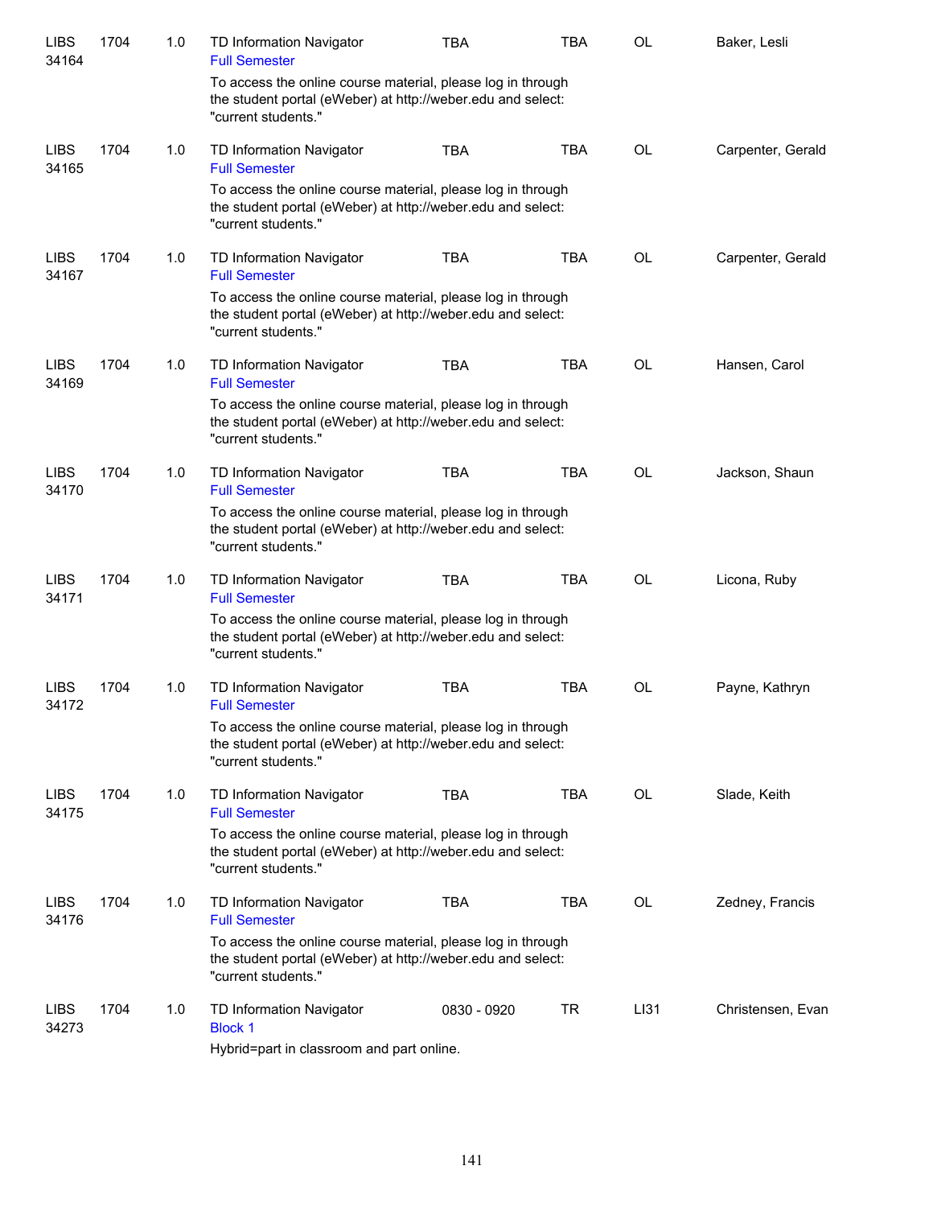| | | | | | | | |
|---|---|---|---|---|---|---|---|
| LIBS 34164 | 1704 | 1.0 | TD Information Navigator<br>Full Semester<br>To access the online course material, please log in through the student portal (eWeber) at http://weber.edu and select: "current students." | TBA | TBA | OL | Baker, Lesli |
| LIBS 34165 | 1704 | 1.0 | TD Information Navigator<br>Full Semester<br>To access the online course material, please log in through the student portal (eWeber) at http://weber.edu and select: "current students." | TBA | TBA | OL | Carpenter, Gerald |
| LIBS 34167 | 1704 | 1.0 | TD Information Navigator<br>Full Semester<br>To access the online course material, please log in through the student portal (eWeber) at http://weber.edu and select: "current students." | TBA | TBA | OL | Carpenter, Gerald |
| LIBS 34169 | 1704 | 1.0 | TD Information Navigator<br>Full Semester<br>To access the online course material, please log in through the student portal (eWeber) at http://weber.edu and select: "current students." | TBA | TBA | OL | Hansen, Carol |
| LIBS 34170 | 1704 | 1.0 | TD Information Navigator<br>Full Semester<br>To access the online course material, please log in through the student portal (eWeber) at http://weber.edu and select: "current students." | TBA | TBA | OL | Jackson, Shaun |
| LIBS 34171 | 1704 | 1.0 | TD Information Navigator<br>Full Semester<br>To access the online course material, please log in through the student portal (eWeber) at http://weber.edu and select: "current students." | TBA | TBA | OL | Licona, Ruby |
| LIBS 34172 | 1704 | 1.0 | TD Information Navigator<br>Full Semester<br>To access the online course material, please log in through the student portal (eWeber) at http://weber.edu and select: "current students." | TBA | TBA | OL | Payne, Kathryn |
| LIBS 34175 | 1704 | 1.0 | TD Information Navigator<br>Full Semester<br>To access the online course material, please log in through the student portal (eWeber) at http://weber.edu and select: "current students." | TBA | TBA | OL | Slade, Keith |
| LIBS 34176 | 1704 | 1.0 | TD Information Navigator<br>Full Semester<br>To access the online course material, please log in through the student portal (eWeber) at http://weber.edu and select: "current students." | TBA | TBA | OL | Zedney, Francis |
| LIBS 34273 | 1704 | 1.0 | TD Information Navigator<br>Block 1<br>Hybrid=part in classroom and part online. | 0830 - 0920 | TR | LI31 | Christensen, Evan |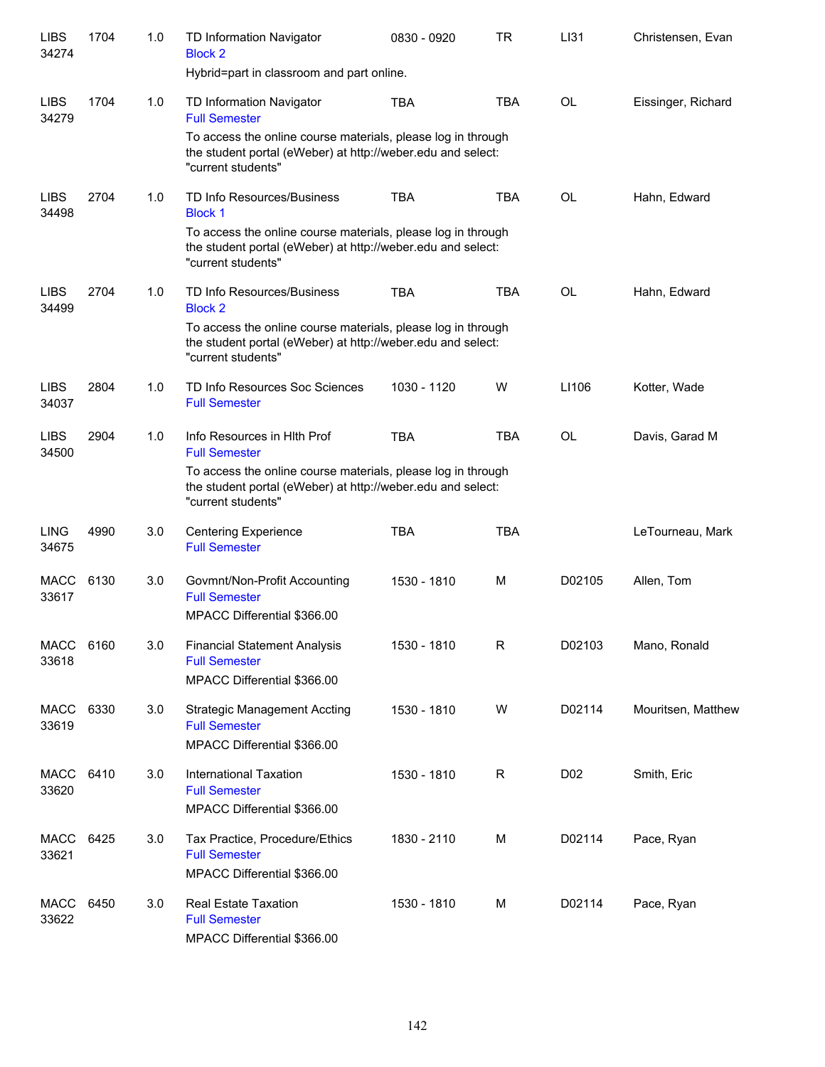| | | | | | | | |
|---|---|---|---|---|---|---|---|
| LIBS 34274 | 1704 | 1.0 | TD Information Navigator<br>Block 2<br>Hybrid=part in classroom and part online. | 0830 - 0920 | TR | LI31 | Christensen, Evan |
| LIBS 34279 | 1704 | 1.0 | TD Information Navigator<br>Full Semester<br>To access the online course materials, please log in through the student portal (eWeber) at http://weber.edu and select: "current students" | TBA | TBA | OL | Eissinger, Richard |
| LIBS 34498 | 2704 | 1.0 | TD Info Resources/Business<br>Block 1<br>To access the online course materials, please log in through the student portal (eWeber) at http://weber.edu and select: "current students" | TBA | TBA | OL | Hahn, Edward |
| LIBS 34499 | 2704 | 1.0 | TD Info Resources/Business<br>Block 2<br>To access the online course materials, please log in through the student portal (eWeber) at http://weber.edu and select: "current students" | TBA | TBA | OL | Hahn, Edward |
| LIBS 34037 | 2804 | 1.0 | TD Info Resources Soc Sciences<br>Full Semester | 1030 - 1120 | W | LI106 | Kotter, Wade |
| LIBS 34500 | 2904 | 1.0 | Info Resources in Hlth Prof<br>Full Semester<br>To access the online course materials, please log in through the student portal (eWeber) at http://weber.edu and select: "current students" | TBA | TBA | OL | Davis, Garad M |
| LING 34675 | 4990 | 3.0 | Centering Experience<br>Full Semester | TBA | TBA | | LeTourneau, Mark |
| MACC 33617 | 6130 | 3.0 | Govmnt/Non-Profit Accounting<br>Full Semester<br>MPACC Differential $366.00 | 1530 - 1810 | M | D02105 | Allen, Tom |
| MACC 33618 | 6160 | 3.0 | Financial Statement Analysis<br>Full Semester<br>MPACC Differential $366.00 | 1530 - 1810 | R | D02103 | Mano, Ronald |
| MACC 33619 | 6330 | 3.0 | Strategic Management Accting<br>Full Semester<br>MPACC Differential $366.00 | 1530 - 1810 | W | D02114 | Mouritsen, Matthew |
| MACC 33620 | 6410 | 3.0 | International Taxation<br>Full Semester<br>MPACC Differential $366.00 | 1530 - 1810 | R | D02 | Smith, Eric |
| MACC 33621 | 6425 | 3.0 | Tax Practice, Procedure/Ethics<br>Full Semester<br>MPACC Differential $366.00 | 1830 - 2110 | M | D02114 | Pace, Ryan |
| MACC 33622 | 6450 | 3.0 | Real Estate Taxation<br>Full Semester<br>MPACC Differential $366.00 | 1530 - 1810 | M | D02114 | Pace, Ryan |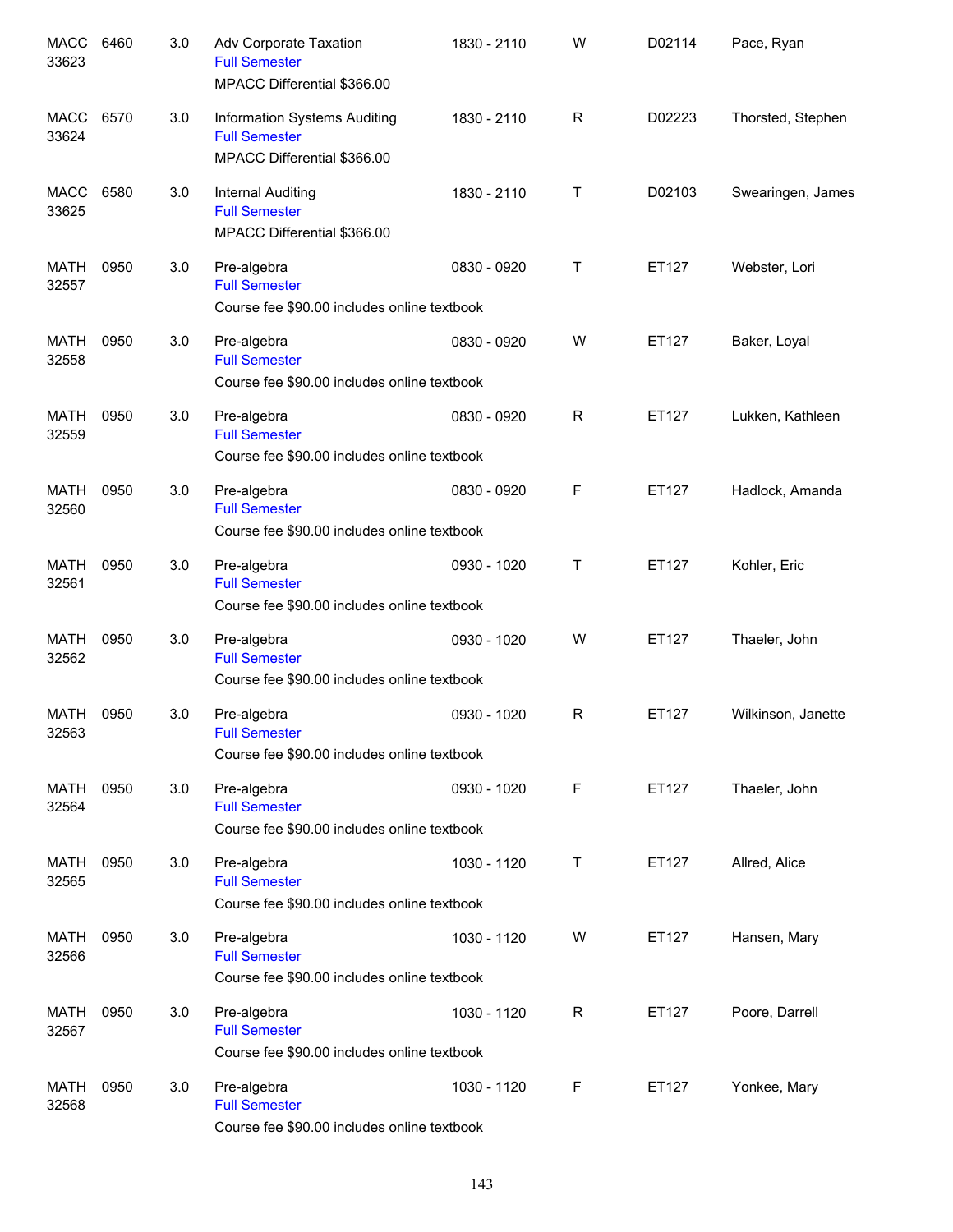| | | | | | | | |
|---|---|---|---|---|---|---|---|
| MACC 33623 | 6460 | 3.0 | Adv Corporate Taxation<br>Full Semester<br>MPACC Differential $366.00 | 1830 - 2110 | W | D02114 | Pace, Ryan |
| MACC 33624 | 6570 | 3.0 | Information Systems Auditing<br>Full Semester<br>MPACC Differential $366.00 | 1830 - 2110 | R | D02223 | Thorsted, Stephen |
| MACC 33625 | 6580 | 3.0 | Internal Auditing<br>Full Semester<br>MPACC Differential $366.00 | 1830 - 2110 | T | D02103 | Swearingen, James |
| MATH 32557 | 0950 | 3.0 | Pre-algebra<br>Full Semester<br>Course fee $90.00 includes online textbook | 0830 - 0920 | T | ET127 | Webster, Lori |
| MATH 32558 | 0950 | 3.0 | Pre-algebra<br>Full Semester<br>Course fee $90.00 includes online textbook | 0830 - 0920 | W | ET127 | Baker, Loyal |
| MATH 32559 | 0950 | 3.0 | Pre-algebra<br>Full Semester<br>Course fee $90.00 includes online textbook | 0830 - 0920 | R | ET127 | Lukken, Kathleen |
| MATH 32560 | 0950 | 3.0 | Pre-algebra<br>Full Semester<br>Course fee $90.00 includes online textbook | 0830 - 0920 | F | ET127 | Hadlock, Amanda |
| MATH 32561 | 0950 | 3.0 | Pre-algebra<br>Full Semester<br>Course fee $90.00 includes online textbook | 0930 - 1020 | T | ET127 | Kohler, Eric |
| MATH 32562 | 0950 | 3.0 | Pre-algebra<br>Full Semester<br>Course fee $90.00 includes online textbook | 0930 - 1020 | W | ET127 | Thaeler, John |
| MATH 32563 | 0950 | 3.0 | Pre-algebra<br>Full Semester<br>Course fee $90.00 includes online textbook | 0930 - 1020 | R | ET127 | Wilkinson, Janette |
| MATH 32564 | 0950 | 3.0 | Pre-algebra<br>Full Semester<br>Course fee $90.00 includes online textbook | 0930 - 1020 | F | ET127 | Thaeler, John |
| MATH 32565 | 0950 | 3.0 | Pre-algebra<br>Full Semester<br>Course fee $90.00 includes online textbook | 1030 - 1120 | T | ET127 | Allred, Alice |
| MATH 32566 | 0950 | 3.0 | Pre-algebra<br>Full Semester<br>Course fee $90.00 includes online textbook | 1030 - 1120 | W | ET127 | Hansen, Mary |
| MATH 32567 | 0950 | 3.0 | Pre-algebra<br>Full Semester<br>Course fee $90.00 includes online textbook | 1030 - 1120 | R | ET127 | Poore, Darrell |
| MATH 32568 | 0950 | 3.0 | Pre-algebra<br>Full Semester<br>Course fee $90.00 includes online textbook | 1030 - 1120 | F | ET127 | Yonkee, Mary |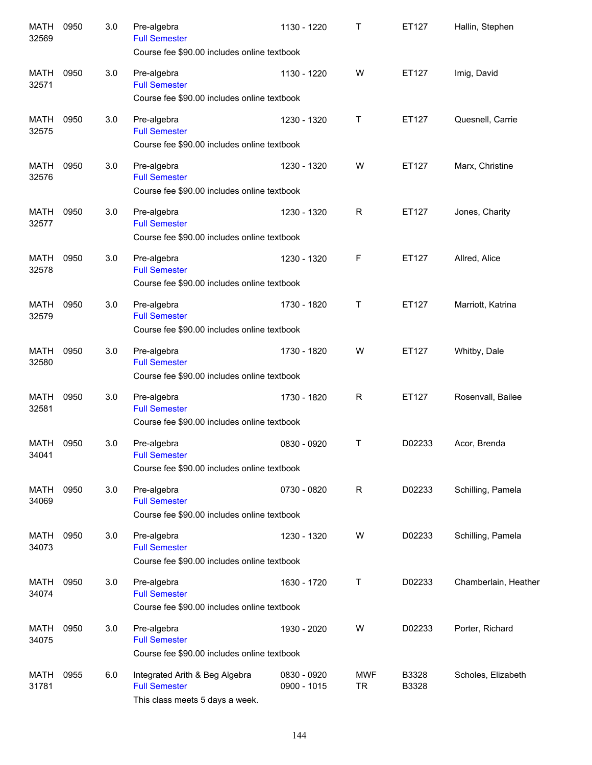| | | | | | | | |
|---|---|---|---|---|---|---|---|
| MATH 32569 | 0950 | 3.0 | Pre-algebra<br>Full Semester<br>Course fee $90.00 includes online textbook | 1130 - 1220 | T | ET127 | Hallin, Stephen |
| MATH 32571 | 0950 | 3.0 | Pre-algebra<br>Full Semester<br>Course fee $90.00 includes online textbook | 1130 - 1220 | W | ET127 | Imig, David |
| MATH 32575 | 0950 | 3.0 | Pre-algebra<br>Full Semester<br>Course fee $90.00 includes online textbook | 1230 - 1320 | T | ET127 | Quesnell, Carrie |
| MATH 32576 | 0950 | 3.0 | Pre-algebra<br>Full Semester<br>Course fee $90.00 includes online textbook | 1230 - 1320 | W | ET127 | Marx, Christine |
| MATH 32577 | 0950 | 3.0 | Pre-algebra<br>Full Semester<br>Course fee $90.00 includes online textbook | 1230 - 1320 | R | ET127 | Jones, Charity |
| MATH 32578 | 0950 | 3.0 | Pre-algebra<br>Full Semester<br>Course fee $90.00 includes online textbook | 1230 - 1320 | F | ET127 | Allred, Alice |
| MATH 32579 | 0950 | 3.0 | Pre-algebra<br>Full Semester<br>Course fee $90.00 includes online textbook | 1730 - 1820 | T | ET127 | Marriott, Katrina |
| MATH 32580 | 0950 | 3.0 | Pre-algebra<br>Full Semester<br>Course fee $90.00 includes online textbook | 1730 - 1820 | W | ET127 | Whitby, Dale |
| MATH 32581 | 0950 | 3.0 | Pre-algebra<br>Full Semester<br>Course fee $90.00 includes online textbook | 1730 - 1820 | R | ET127 | Rosenvall, Bailee |
| MATH 34041 | 0950 | 3.0 | Pre-algebra<br>Full Semester<br>Course fee $90.00 includes online textbook | 0830 - 0920 | T | D02233 | Acor, Brenda |
| MATH 34069 | 0950 | 3.0 | Pre-algebra<br>Full Semester<br>Course fee $90.00 includes online textbook | 0730 - 0820 | R | D02233 | Schilling, Pamela |
| MATH 34073 | 0950 | 3.0 | Pre-algebra<br>Full Semester<br>Course fee $90.00 includes online textbook | 1230 - 1320 | W | D02233 | Schilling, Pamela |
| MATH 34074 | 0950 | 3.0 | Pre-algebra<br>Full Semester<br>Course fee $90.00 includes online textbook | 1630 - 1720 | T | D02233 | Chamberlain, Heather |
| MATH 34075 | 0950 | 3.0 | Pre-algebra<br>Full Semester<br>Course fee $90.00 includes online textbook | 1930 - 2020 | W | D02233 | Porter, Richard |
| MATH 31781 | 0955 | 6.0 | Integrated Arith & Beg Algebra<br>Full Semester<br>This class meets 5 days a week. | 0830 - 0920<br>0900 - 1015 | MWF<br>TR | B3328<br>B3328 | Scholes, Elizabeth |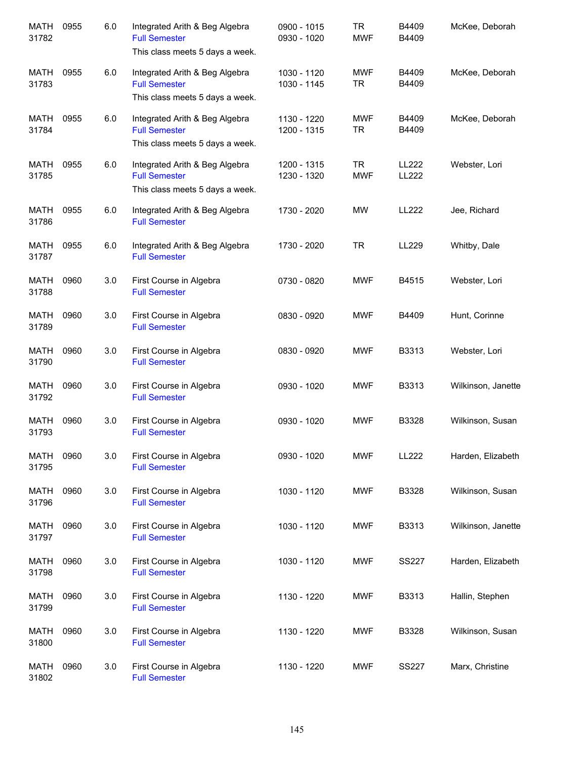| Course | Number | Credits | Title | Time | Days | Room | Instructor |
|---|---|---|---|---|---|---|---|
| MATH 31782 | 0955 | 6.0 | Integrated Arith & Beg Algebra<br>Full Semester<br>This class meets 5 days a week. | 0900 - 1015<br>0930 - 1020 | TR<br>MWF | B4409<br>B4409 | McKee, Deborah |
| MATH 31783 | 0955 | 6.0 | Integrated Arith & Beg Algebra<br>Full Semester<br>This class meets 5 days a week. | 1030 - 1120<br>1030 - 1145 | MWF<br>TR | B4409<br>B4409 | McKee, Deborah |
| MATH 31784 | 0955 | 6.0 | Integrated Arith & Beg Algebra<br>Full Semester<br>This class meets 5 days a week. | 1130 - 1220<br>1200 - 1315 | MWF<br>TR | B4409<br>B4409 | McKee, Deborah |
| MATH 31785 | 0955 | 6.0 | Integrated Arith & Beg Algebra<br>Full Semester<br>This class meets 5 days a week. | 1200 - 1315<br>1230 - 1320 | TR<br>MWF | LL222<br>LL222 | Webster, Lori |
| MATH 31786 | 0955 | 6.0 | Integrated Arith & Beg Algebra<br>Full Semester | 1730 - 2020 | MW | LL222 | Jee, Richard |
| MATH 31787 | 0955 | 6.0 | Integrated Arith & Beg Algebra<br>Full Semester | 1730 - 2020 | TR | LL229 | Whitby, Dale |
| MATH 31788 | 0960 | 3.0 | First Course in Algebra<br>Full Semester | 0730 - 0820 | MWF | B4515 | Webster, Lori |
| MATH 31789 | 0960 | 3.0 | First Course in Algebra<br>Full Semester | 0830 - 0920 | MWF | B4409 | Hunt, Corinne |
| MATH 31790 | 0960 | 3.0 | First Course in Algebra<br>Full Semester | 0830 - 0920 | MWF | B3313 | Webster, Lori |
| MATH 31792 | 0960 | 3.0 | First Course in Algebra<br>Full Semester | 0930 - 1020 | MWF | B3313 | Wilkinson, Janette |
| MATH 31793 | 0960 | 3.0 | First Course in Algebra<br>Full Semester | 0930 - 1020 | MWF | B3328 | Wilkinson, Susan |
| MATH 31795 | 0960 | 3.0 | First Course in Algebra<br>Full Semester | 0930 - 1020 | MWF | LL222 | Harden, Elizabeth |
| MATH 31796 | 0960 | 3.0 | First Course in Algebra<br>Full Semester | 1030 - 1120 | MWF | B3328 | Wilkinson, Susan |
| MATH 31797 | 0960 | 3.0 | First Course in Algebra<br>Full Semester | 1030 - 1120 | MWF | B3313 | Wilkinson, Janette |
| MATH 31798 | 0960 | 3.0 | First Course in Algebra<br>Full Semester | 1030 - 1120 | MWF | SS227 | Harden, Elizabeth |
| MATH 31799 | 0960 | 3.0 | First Course in Algebra<br>Full Semester | 1130 - 1220 | MWF | B3313 | Hallin, Stephen |
| MATH 31800 | 0960 | 3.0 | First Course in Algebra<br>Full Semester | 1130 - 1220 | MWF | B3328 | Wilkinson, Susan |
| MATH 31802 | 0960 | 3.0 | First Course in Algebra<br>Full Semester | 1130 - 1220 | MWF | SS227 | Marx, Christine |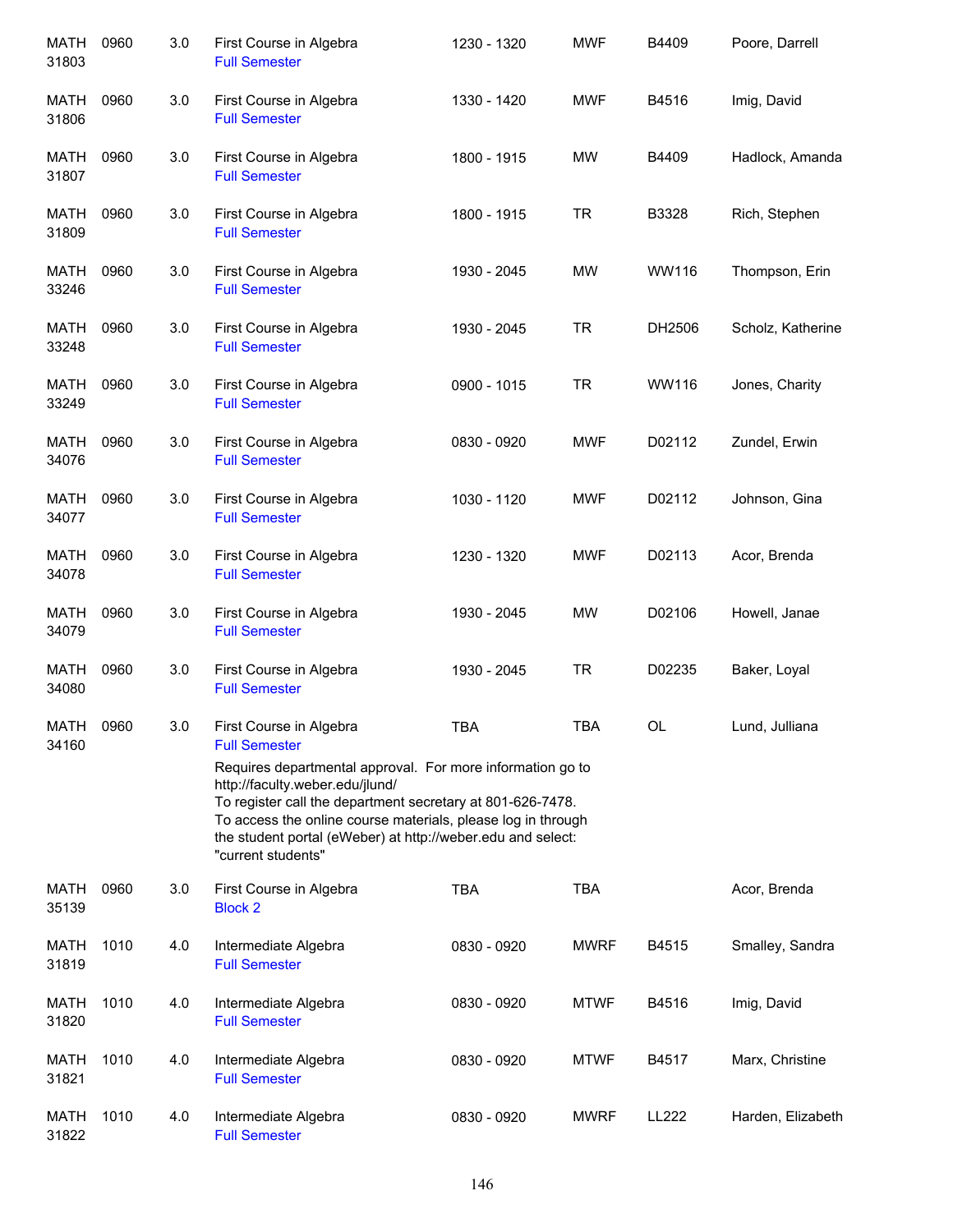| | | | | | | | |
|---|---|---|---|---|---|---|---|
| MATH 31803 | 0960 | 3.0 | First Course in Algebra<br>Full Semester | 1230 - 1320 | MWF | B4409 | Poore, Darrell |
| MATH 31806 | 0960 | 3.0 | First Course in Algebra<br>Full Semester | 1330 - 1420 | MWF | B4516 | Imig, David |
| MATH 31807 | 0960 | 3.0 | First Course in Algebra<br>Full Semester | 1800 - 1915 | MW | B4409 | Hadlock, Amanda |
| MATH 31809 | 0960 | 3.0 | First Course in Algebra<br>Full Semester | 1800 - 1915 | TR | B3328 | Rich, Stephen |
| MATH 33246 | 0960 | 3.0 | First Course in Algebra<br>Full Semester | 1930 - 2045 | MW | WW116 | Thompson, Erin |
| MATH 33248 | 0960 | 3.0 | First Course in Algebra<br>Full Semester | 1930 - 2045 | TR | DH2506 | Scholz, Katherine |
| MATH 33249 | 0960 | 3.0 | First Course in Algebra<br>Full Semester | 0900 - 1015 | TR | WW116 | Jones, Charity |
| MATH 34076 | 0960 | 3.0 | First Course in Algebra<br>Full Semester | 0830 - 0920 | MWF | D02112 | Zundel, Erwin |
| MATH 34077 | 0960 | 3.0 | First Course in Algebra<br>Full Semester | 1030 - 1120 | MWF | D02112 | Johnson, Gina |
| MATH 34078 | 0960 | 3.0 | First Course in Algebra<br>Full Semester | 1230 - 1320 | MWF | D02113 | Acor, Brenda |
| MATH 34079 | 0960 | 3.0 | First Course in Algebra<br>Full Semester | 1930 - 2045 | MW | D02106 | Howell, Janae |
| MATH 34080 | 0960 | 3.0 | First Course in Algebra<br>Full Semester | 1930 - 2045 | TR | D02235 | Baker, Loyal |
| MATH 34160 | 0960 | 3.0 | First Course in Algebra<br>Full Semester<br>Requires departmental approval. For more information go to http://faculty.weber.edu/jlund/<br>To register call the department secretary at 801-626-7478.<br>To access the online course materials, please log in through the student portal (eWeber) at http://weber.edu and select: "current students" | TBA | TBA | OL | Lund, Julliana |
| MATH 35139 | 0960 | 3.0 | First Course in Algebra<br>Block 2 | TBA | TBA | | Acor, Brenda |
| MATH 31819 | 1010 | 4.0 | Intermediate Algebra<br>Full Semester | 0830 - 0920 | MWRF | B4515 | Smalley, Sandra |
| MATH 31820 | 1010 | 4.0 | Intermediate Algebra<br>Full Semester | 0830 - 0920 | MTWF | B4516 | Imig, David |
| MATH 31821 | 1010 | 4.0 | Intermediate Algebra<br>Full Semester | 0830 - 0920 | MTWF | B4517 | Marx, Christine |
| MATH 31822 | 1010 | 4.0 | Intermediate Algebra<br>Full Semester | 0830 - 0920 | MWRF | LL222 | Harden, Elizabeth |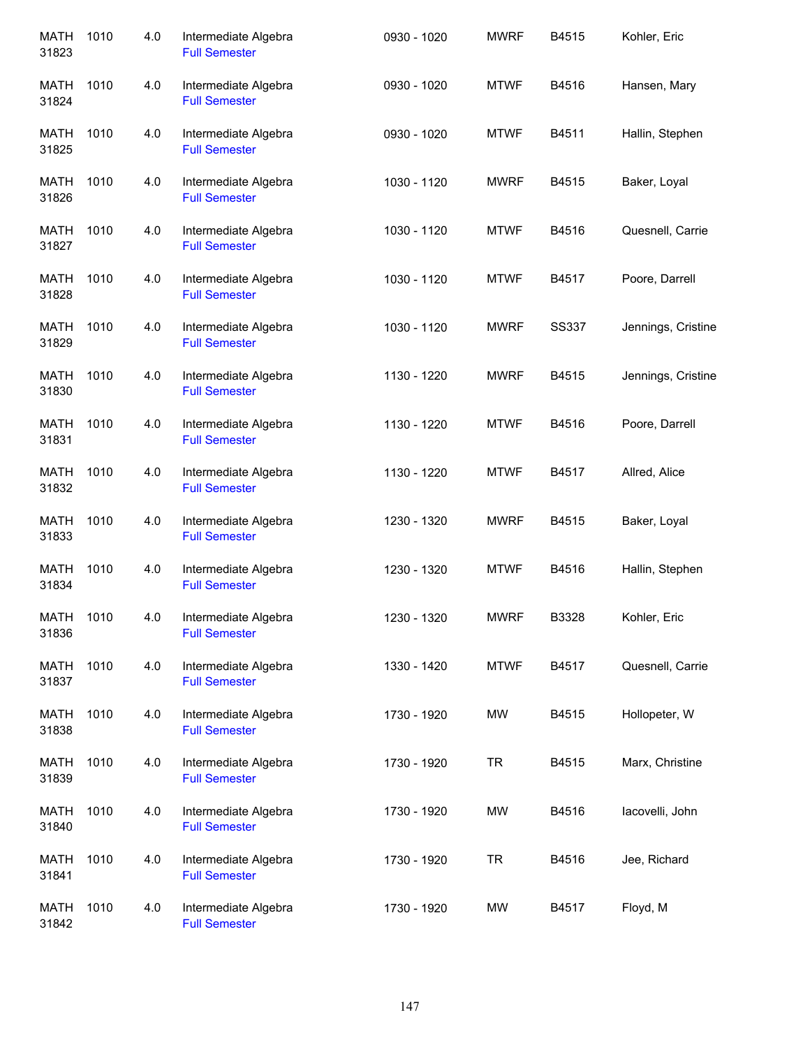| | | | | | | | |
|---|---|---|---|---|---|---|---|
| MATH 31823 | 1010 | 4.0 | Intermediate Algebra<br>Full Semester | 0930 - 1020 | MWRF | B4515 | Kohler, Eric |
| MATH 31824 | 1010 | 4.0 | Intermediate Algebra<br>Full Semester | 0930 - 1020 | MTWF | B4516 | Hansen, Mary |
| MATH 31825 | 1010 | 4.0 | Intermediate Algebra<br>Full Semester | 0930 - 1020 | MTWF | B4511 | Hallin, Stephen |
| MATH 31826 | 1010 | 4.0 | Intermediate Algebra<br>Full Semester | 1030 - 1120 | MWRF | B4515 | Baker, Loyal |
| MATH 31827 | 1010 | 4.0 | Intermediate Algebra<br>Full Semester | 1030 - 1120 | MTWF | B4516 | Quesnell, Carrie |
| MATH 31828 | 1010 | 4.0 | Intermediate Algebra<br>Full Semester | 1030 - 1120 | MTWF | B4517 | Poore, Darrell |
| MATH 31829 | 1010 | 4.0 | Intermediate Algebra<br>Full Semester | 1030 - 1120 | MWRF | SS337 | Jennings, Cristine |
| MATH 31830 | 1010 | 4.0 | Intermediate Algebra<br>Full Semester | 1130 - 1220 | MWRF | B4515 | Jennings, Cristine |
| MATH 31831 | 1010 | 4.0 | Intermediate Algebra<br>Full Semester | 1130 - 1220 | MTWF | B4516 | Poore, Darrell |
| MATH 31832 | 1010 | 4.0 | Intermediate Algebra<br>Full Semester | 1130 - 1220 | MTWF | B4517 | Allred, Alice |
| MATH 31833 | 1010 | 4.0 | Intermediate Algebra<br>Full Semester | 1230 - 1320 | MWRF | B4515 | Baker, Loyal |
| MATH 31834 | 1010 | 4.0 | Intermediate Algebra<br>Full Semester | 1230 - 1320 | MTWF | B4516 | Hallin, Stephen |
| MATH 31836 | 1010 | 4.0 | Intermediate Algebra<br>Full Semester | 1230 - 1320 | MWRF | B3328 | Kohler, Eric |
| MATH 31837 | 1010 | 4.0 | Intermediate Algebra<br>Full Semester | 1330 - 1420 | MTWF | B4517 | Quesnell, Carrie |
| MATH 31838 | 1010 | 4.0 | Intermediate Algebra<br>Full Semester | 1730 - 1920 | MW | B4515 | Hollopeter, W |
| MATH 31839 | 1010 | 4.0 | Intermediate Algebra<br>Full Semester | 1730 - 1920 | TR | B4515 | Marx, Christine |
| MATH 31840 | 1010 | 4.0 | Intermediate Algebra<br>Full Semester | 1730 - 1920 | MW | B4516 | Iacovelli, John |
| MATH 31841 | 1010 | 4.0 | Intermediate Algebra<br>Full Semester | 1730 - 1920 | TR | B4516 | Jee, Richard |
| MATH 31842 | 1010 | 4.0 | Intermediate Algebra<br>Full Semester | 1730 - 1920 | MW | B4517 | Floyd, M |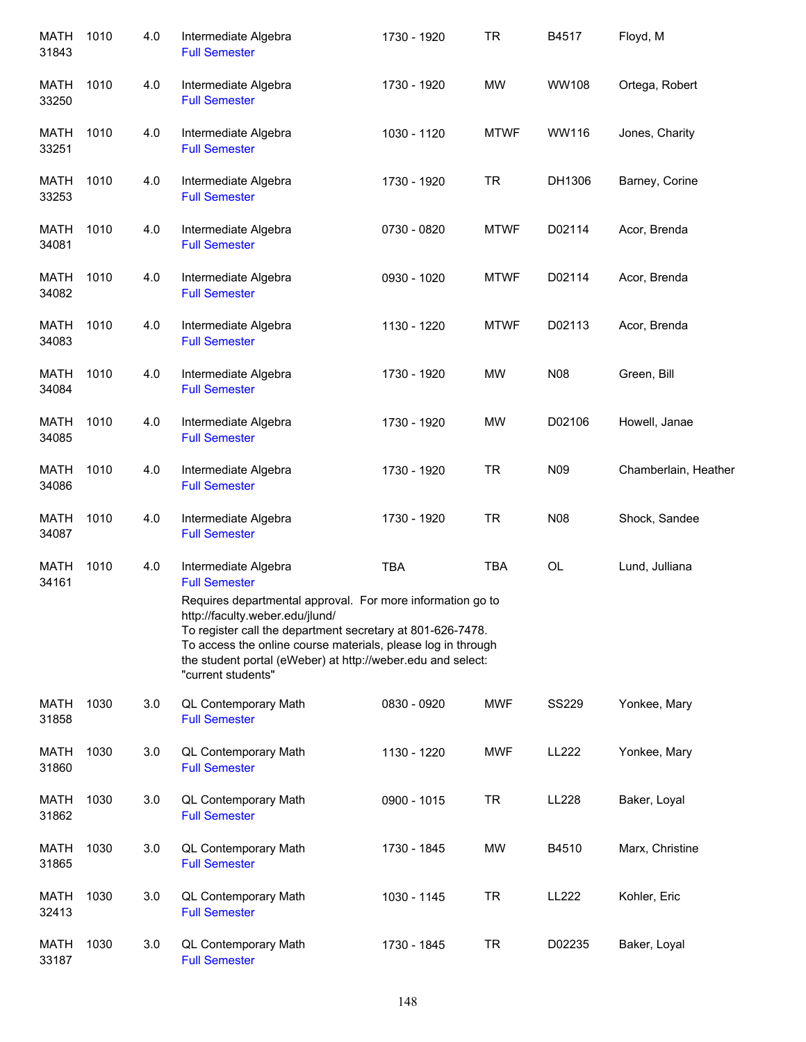| | | | | | | | |
|---|---|---|---|---|---|---|---|
| MATH 31843 | 1010 | 4.0 | Intermediate Algebra<br>Full Semester | 1730 - 1920 | TR | B4517 | Floyd, M |
| MATH 33250 | 1010 | 4.0 | Intermediate Algebra<br>Full Semester | 1730 - 1920 | MW | WW108 | Ortega, Robert |
| MATH 33251 | 1010 | 4.0 | Intermediate Algebra<br>Full Semester | 1030 - 1120 | MTWF | WW116 | Jones, Charity |
| MATH 33253 | 1010 | 4.0 | Intermediate Algebra<br>Full Semester | 1730 - 1920 | TR | DH1306 | Barney, Corine |
| MATH 34081 | 1010 | 4.0 | Intermediate Algebra<br>Full Semester | 0730 - 0820 | MTWF | D02114 | Acor, Brenda |
| MATH 34082 | 1010 | 4.0 | Intermediate Algebra<br>Full Semester | 0930 - 1020 | MTWF | D02114 | Acor, Brenda |
| MATH 34083 | 1010 | 4.0 | Intermediate Algebra<br>Full Semester | 1130 - 1220 | MTWF | D02113 | Acor, Brenda |
| MATH 34084 | 1010 | 4.0 | Intermediate Algebra<br>Full Semester | 1730 - 1920 | MW | N08 | Green, Bill |
| MATH 34085 | 1010 | 4.0 | Intermediate Algebra<br>Full Semester | 1730 - 1920 | MW | D02106 | Howell, Janae |
| MATH 34086 | 1010 | 4.0 | Intermediate Algebra<br>Full Semester | 1730 - 1920 | TR | N09 | Chamberlain, Heather |
| MATH 34087 | 1010 | 4.0 | Intermediate Algebra<br>Full Semester | 1730 - 1920 | TR | N08 | Shock, Sandee |
| MATH 34161 | 1010 | 4.0 | Intermediate Algebra<br>Full Semester<br>Requires departmental approval. For more information go to http://faculty.weber.edu/jlund/<br>To register call the department secretary at 801-626-7478.<br>To access the online course materials, please log in through the student portal (eWeber) at http://weber.edu and select: "current students" | TBA | TBA | OL | Lund, Julliana |
| MATH 31858 | 1030 | 3.0 | QL Contemporary Math<br>Full Semester | 0830 - 0920 | MWF | SS229 | Yonkee, Mary |
| MATH 31860 | 1030 | 3.0 | QL Contemporary Math<br>Full Semester | 1130 - 1220 | MWF | LL222 | Yonkee, Mary |
| MATH 31862 | 1030 | 3.0 | QL Contemporary Math<br>Full Semester | 0900 - 1015 | TR | LL228 | Baker, Loyal |
| MATH 31865 | 1030 | 3.0 | QL Contemporary Math<br>Full Semester | 1730 - 1845 | MW | B4510 | Marx, Christine |
| MATH 32413 | 1030 | 3.0 | QL Contemporary Math<br>Full Semester | 1030 - 1145 | TR | LL222 | Kohler, Eric |
| MATH 33187 | 1030 | 3.0 | QL Contemporary Math<br>Full Semester | 1730 - 1845 | TR | D02235 | Baker, Loyal |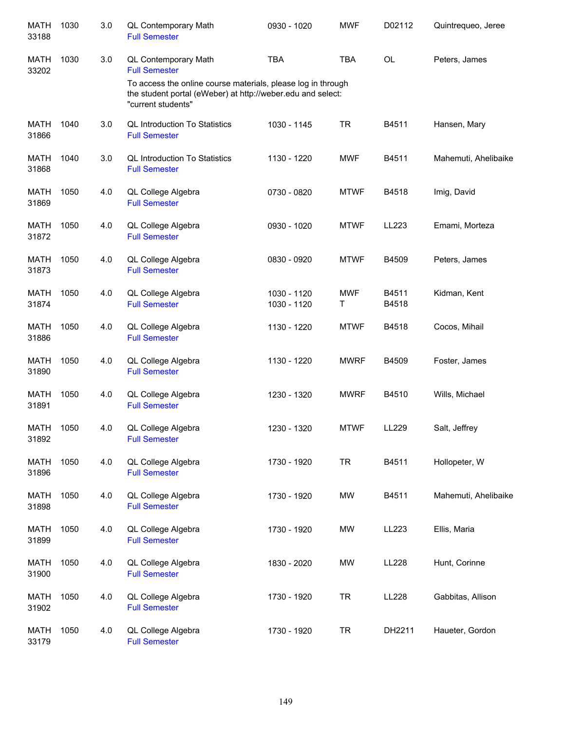| Subject | Course | Credits | Title | Time | Days | Room | Instructor |
|---|---|---|---|---|---|---|---|
| MATH 33188 | 1030 | 3.0 | QL Contemporary Math<br>Full Semester | 0930 - 1020 | MWF | D02112 | Quintrequeo, Jeree |
| MATH 33202 | 1030 | 3.0 | QL Contemporary Math<br>Full Semester<br>To access the online course materials, please log in through the student portal (eWeber) at http://weber.edu and select: "current students" | TBA | TBA | OL | Peters, James |
| MATH 31866 | 1040 | 3.0 | QL Introduction To Statistics<br>Full Semester | 1030 - 1145 | TR | B4511 | Hansen, Mary |
| MATH 31868 | 1040 | 3.0 | QL Introduction To Statistics<br>Full Semester | 1130 - 1220 | MWF | B4511 | Mahemuti, Ahelibaike |
| MATH 31869 | 1050 | 4.0 | QL College Algebra<br>Full Semester | 0730 - 0820 | MTWF | B4518 | Imig, David |
| MATH 31872 | 1050 | 4.0 | QL College Algebra<br>Full Semester | 0930 - 1020 | MTWF | LL223 | Emami, Morteza |
| MATH 31873 | 1050 | 4.0 | QL College Algebra<br>Full Semester | 0830 - 0920 | MTWF | B4509 | Peters, James |
| MATH 31874 | 1050 | 4.0 | QL College Algebra<br>Full Semester | 1030 - 1120<br>1030 - 1120 | MWF<br>T | B4511<br>B4518 | Kidman, Kent |
| MATH 31886 | 1050 | 4.0 | QL College Algebra<br>Full Semester | 1130 - 1220 | MTWF | B4518 | Cocos, Mihail |
| MATH 31890 | 1050 | 4.0 | QL College Algebra<br>Full Semester | 1130 - 1220 | MWRF | B4509 | Foster, James |
| MATH 31891 | 1050 | 4.0 | QL College Algebra<br>Full Semester | 1230 - 1320 | MWRF | B4510 | Wills, Michael |
| MATH 31892 | 1050 | 4.0 | QL College Algebra<br>Full Semester | 1230 - 1320 | MTWF | LL229 | Salt, Jeffrey |
| MATH 31896 | 1050 | 4.0 | QL College Algebra<br>Full Semester | 1730 - 1920 | TR | B4511 | Hollopeter, W |
| MATH 31898 | 1050 | 4.0 | QL College Algebra<br>Full Semester | 1730 - 1920 | MW | B4511 | Mahemuti, Ahelibaike |
| MATH 31899 | 1050 | 4.0 | QL College Algebra<br>Full Semester | 1730 - 1920 | MW | LL223 | Ellis, Maria |
| MATH 31900 | 1050 | 4.0 | QL College Algebra<br>Full Semester | 1830 - 2020 | MW | LL228 | Hunt, Corinne |
| MATH 31902 | 1050 | 4.0 | QL College Algebra<br>Full Semester | 1730 - 1920 | TR | LL228 | Gabbitas, Allison |
| MATH 33179 | 1050 | 4.0 | QL College Algebra<br>Full Semester | 1730 - 1920 | TR | DH2211 | Haueter, Gordon |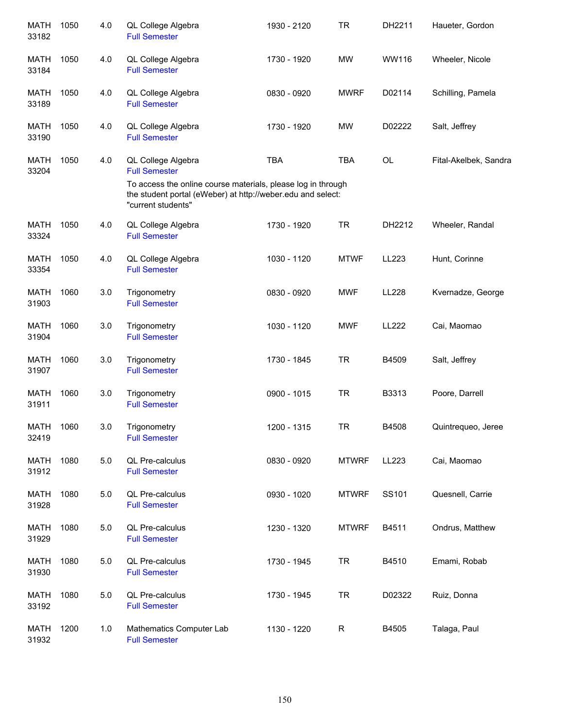| Subject / CRN | Course | Credits | Title | Time | Days | Room | Instructor |
|---|---|---|---|---|---|---|---|
| MATH 33182 | 1050 | 4.0 | QL College Algebra<br>Full Semester | 1930 - 2120 | TR | DH2211 | Haueter, Gordon |
| MATH 33184 | 1050 | 4.0 | QL College Algebra<br>Full Semester | 1730 - 1920 | MW | WW116 | Wheeler, Nicole |
| MATH 33189 | 1050 | 4.0 | QL College Algebra<br>Full Semester | 0830 - 0920 | MWRF | D02114 | Schilling, Pamela |
| MATH 33190 | 1050 | 4.0 | QL College Algebra<br>Full Semester | 1730 - 1920 | MW | D02222 | Salt, Jeffrey |
| MATH 33204 | 1050 | 4.0 | QL College Algebra<br>Full Semester<br>To access the online course materials, please log in through the student portal (eWeber) at http://weber.edu and select: "current students" | TBA | TBA | OL | Fital-Akelbek, Sandra |
| MATH 33324 | 1050 | 4.0 | QL College Algebra<br>Full Semester | 1730 - 1920 | TR | DH2212 | Wheeler, Randal |
| MATH 33354 | 1050 | 4.0 | QL College Algebra<br>Full Semester | 1030 - 1120 | MTWF | LL223 | Hunt, Corinne |
| MATH 31903 | 1060 | 3.0 | Trigonometry<br>Full Semester | 0830 - 0920 | MWF | LL228 | Kvernadze, George |
| MATH 31904 | 1060 | 3.0 | Trigonometry<br>Full Semester | 1030 - 1120 | MWF | LL222 | Cai, Maomao |
| MATH 31907 | 1060 | 3.0 | Trigonometry<br>Full Semester | 1730 - 1845 | TR | B4509 | Salt, Jeffrey |
| MATH 31911 | 1060 | 3.0 | Trigonometry<br>Full Semester | 0900 - 1015 | TR | B3313 | Poore, Darrell |
| MATH 32419 | 1060 | 3.0 | Trigonometry<br>Full Semester | 1200 - 1315 | TR | B4508 | Quintrequeo, Jeree |
| MATH 31912 | 1080 | 5.0 | QL Pre-calculus<br>Full Semester | 0830 - 0920 | MTWRF | LL223 | Cai, Maomao |
| MATH 31928 | 1080 | 5.0 | QL Pre-calculus<br>Full Semester | 0930 - 1020 | MTWRF | SS101 | Quesnell, Carrie |
| MATH 31929 | 1080 | 5.0 | QL Pre-calculus<br>Full Semester | 1230 - 1320 | MTWRF | B4511 | Ondrus, Matthew |
| MATH 31930 | 1080 | 5.0 | QL Pre-calculus<br>Full Semester | 1730 - 1945 | TR | B4510 | Emami, Robab |
| MATH 33192 | 1080 | 5.0 | QL Pre-calculus<br>Full Semester | 1730 - 1945 | TR | D02322 | Ruiz, Donna |
| MATH 31932 | 1200 | 1.0 | Mathematics Computer Lab<br>Full Semester | 1130 - 1220 | R | B4505 | Talaga, Paul |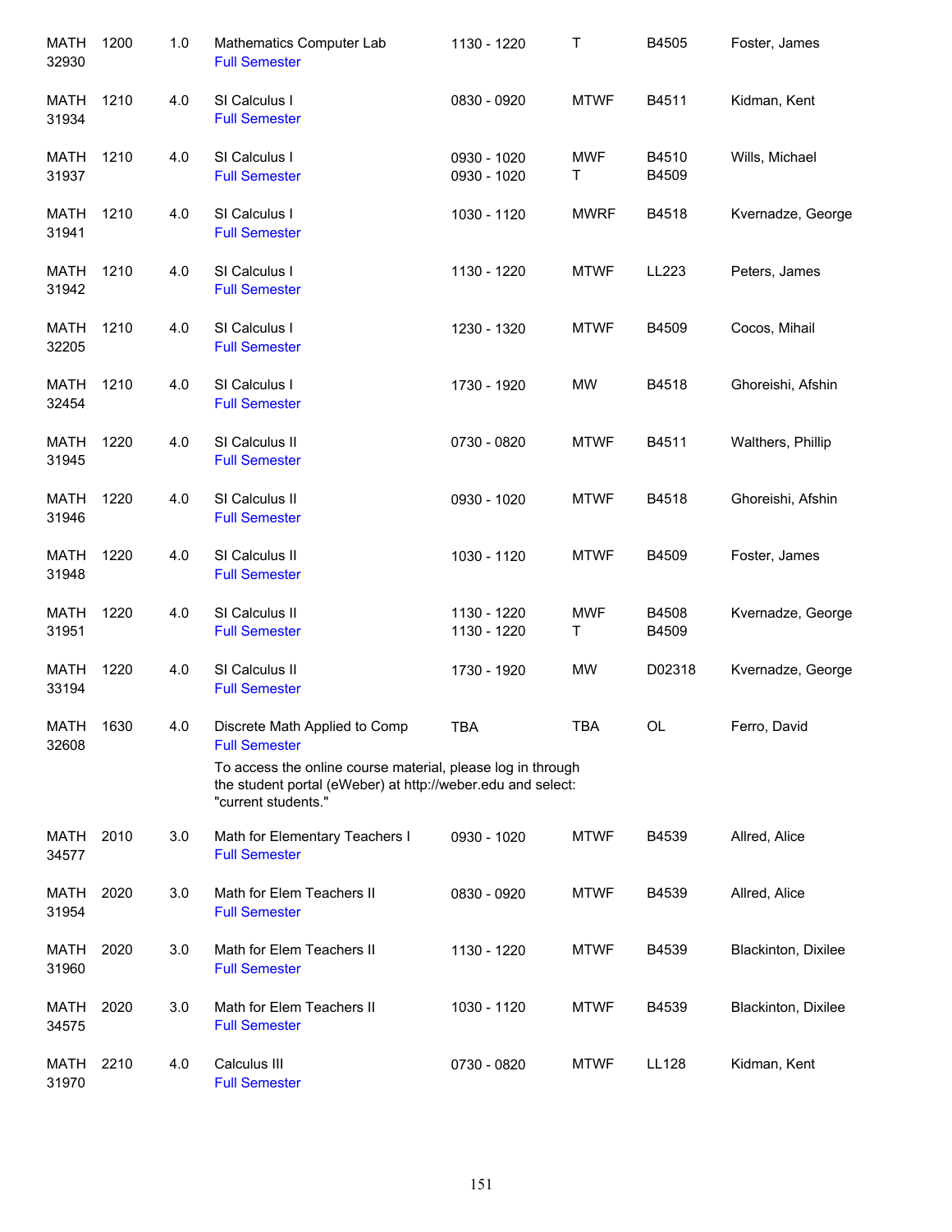| Subject | Course | Credits | Title | Time | Days | Room | Instructor |
|---|---|---|---|---|---|---|---|
| MATH 32930 | 1200 | 1.0 | Mathematics Computer Lab<br>Full Semester | 1130 - 1220 | T | B4505 | Foster, James |
| MATH 31934 | 1210 | 4.0 | SI Calculus I<br>Full Semester | 0830 - 0920 | MTWF | B4511 | Kidman, Kent |
| MATH 31937 | 1210 | 4.0 | SI Calculus I<br>Full Semester | 0930 - 1020<br>0930 - 1020 | MWF<br>T | B4510<br>B4509 | Wills, Michael |
| MATH 31941 | 1210 | 4.0 | SI Calculus I<br>Full Semester | 1030 - 1120 | MWRF | B4518 | Kvernadze, George |
| MATH 31942 | 1210 | 4.0 | SI Calculus I<br>Full Semester | 1130 - 1220 | MTWF | LL223 | Peters, James |
| MATH 32205 | 1210 | 4.0 | SI Calculus I<br>Full Semester | 1230 - 1320 | MTWF | B4509 | Cocos, Mihail |
| MATH 32454 | 1210 | 4.0 | SI Calculus I<br>Full Semester | 1730 - 1920 | MW | B4518 | Ghoreishi, Afshin |
| MATH 31945 | 1220 | 4.0 | SI Calculus II<br>Full Semester | 0730 - 0820 | MTWF | B4511 | Walthers, Phillip |
| MATH 31946 | 1220 | 4.0 | SI Calculus II<br>Full Semester | 0930 - 1020 | MTWF | B4518 | Ghoreishi, Afshin |
| MATH 31948 | 1220 | 4.0 | SI Calculus II<br>Full Semester | 1030 - 1120 | MTWF | B4509 | Foster, James |
| MATH 31951 | 1220 | 4.0 | SI Calculus II<br>Full Semester | 1130 - 1220<br>1130 - 1220 | MWF<br>T | B4508<br>B4509 | Kvernadze, George |
| MATH 33194 | 1220 | 4.0 | SI Calculus II<br>Full Semester | 1730 - 1920 | MW | D02318 | Kvernadze, George |
| MATH 32608 | 1630 | 4.0 | Discrete Math Applied to Comp<br>Full Semester<br>To access the online course material, please log in through the student portal (eWeber) at http://weber.edu and select: "current students." | TBA | TBA | OL | Ferro, David |
| MATH 34577 | 2010 | 3.0 | Math for Elementary Teachers I<br>Full Semester | 0930 - 1020 | MTWF | B4539 | Allred, Alice |
| MATH 31954 | 2020 | 3.0 | Math for Elem Teachers II<br>Full Semester | 0830 - 0920 | MTWF | B4539 | Allred, Alice |
| MATH 31960 | 2020 | 3.0 | Math for Elem Teachers II<br>Full Semester | 1130 - 1220 | MTWF | B4539 | Blackinton, Dixilee |
| MATH 34575 | 2020 | 3.0 | Math for Elem Teachers II<br>Full Semester | 1030 - 1120 | MTWF | B4539 | Blackinton, Dixilee |
| MATH 31970 | 2210 | 4.0 | Calculus III<br>Full Semester | 0730 - 0820 | MTWF | LL128 | Kidman, Kent |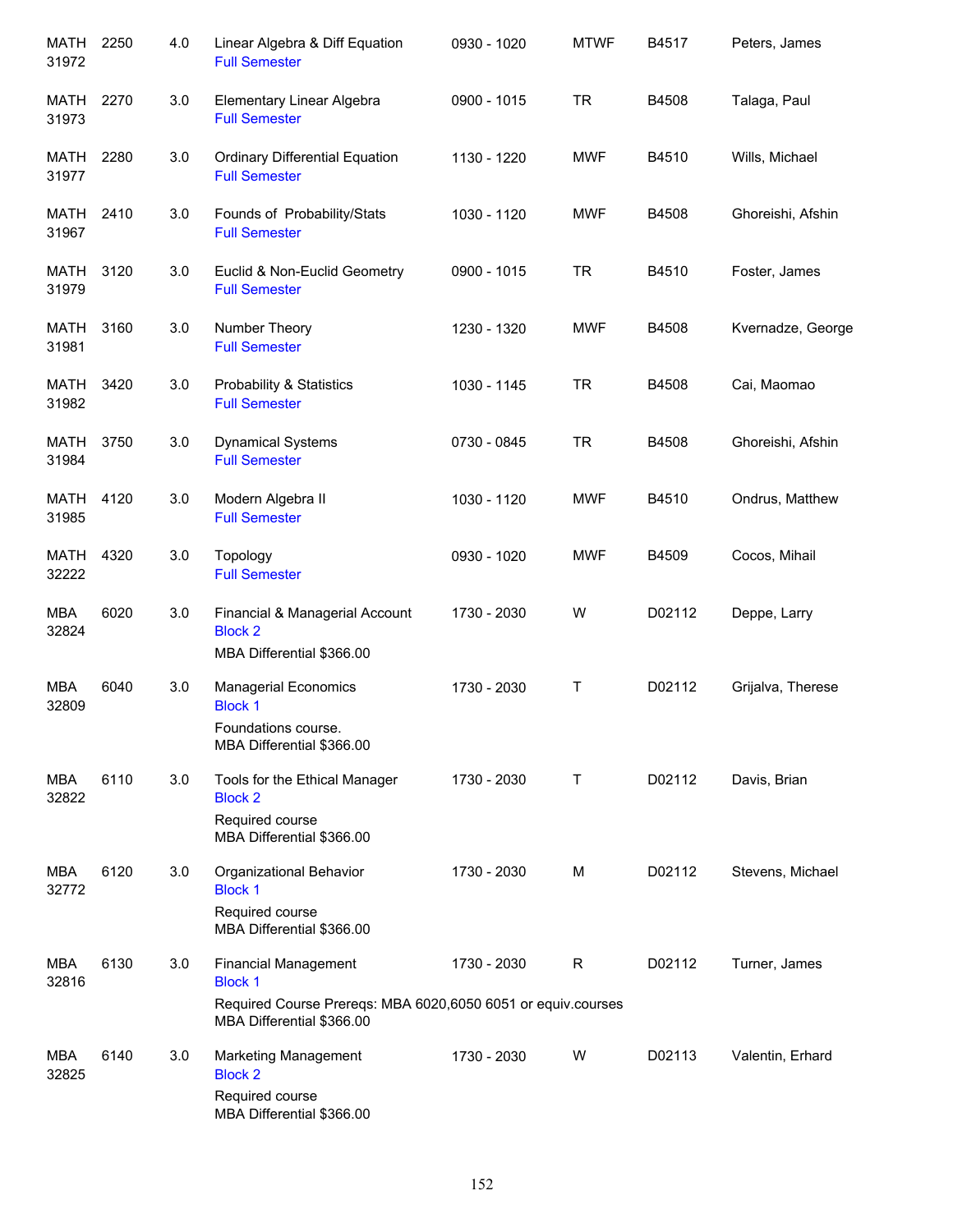| | | | | | | | |
|---|---|---|---|---|---|---|---|
| MATH 31972 | 2250 | 4.0 | Linear Algebra & Diff Equation<br>Full Semester | 0930 - 1020 | MTWF | B4517 | Peters, James |
| MATH 31973 | 2270 | 3.0 | Elementary Linear Algebra<br>Full Semester | 0900 - 1015 | TR | B4508 | Talaga, Paul |
| MATH 31977 | 2280 | 3.0 | Ordinary Differential Equation<br>Full Semester | 1130 - 1220 | MWF | B4510 | Wills, Michael |
| MATH 31967 | 2410 | 3.0 | Founds of Probability/Stats<br>Full Semester | 1030 - 1120 | MWF | B4508 | Ghoreishi, Afshin |
| MATH 31979 | 3120 | 3.0 | Euclid & Non-Euclid Geometry<br>Full Semester | 0900 - 1015 | TR | B4510 | Foster, James |
| MATH 31981 | 3160 | 3.0 | Number Theory<br>Full Semester | 1230 - 1320 | MWF | B4508 | Kvernadze, George |
| MATH 31982 | 3420 | 3.0 | Probability & Statistics<br>Full Semester | 1030 - 1145 | TR | B4508 | Cai, Maomao |
| MATH 31984 | 3750 | 3.0 | Dynamical Systems<br>Full Semester | 0730 - 0845 | TR | B4508 | Ghoreishi, Afshin |
| MATH 31985 | 4120 | 3.0 | Modern Algebra II<br>Full Semester | 1030 - 1120 | MWF | B4510 | Ondrus, Matthew |
| MATH 32222 | 4320 | 3.0 | Topology<br>Full Semester | 0930 - 1020 | MWF | B4509 | Cocos, Mihail |
| MBA 32824 | 6020 | 3.0 | Financial & Managerial Account<br>Block 2<br>MBA Differential $366.00 | 1730 - 2030 | W | D02112 | Deppe, Larry |
| MBA 32809 | 6040 | 3.0 | Managerial Economics<br>Block 1<br>Foundations course.<br>MBA Differential $366.00 | 1730 - 2030 | T | D02112 | Grijalva, Therese |
| MBA 32822 | 6110 | 3.0 | Tools for the Ethical Manager<br>Block 2<br>Required course<br>MBA Differential $366.00 | 1730 - 2030 | T | D02112 | Davis, Brian |
| MBA 32772 | 6120 | 3.0 | Organizational Behavior<br>Block 1<br>Required course<br>MBA Differential $366.00 | 1730 - 2030 | M | D02112 | Stevens, Michael |
| MBA 32816 | 6130 | 3.0 | Financial Management<br>Block 1<br>Required Course Prereqs: MBA 6020,6050 6051 or equiv.courses<br>MBA Differential $366.00 | 1730 - 2030 | R | D02112 | Turner, James |
| MBA 32825 | 6140 | 3.0 | Marketing Management<br>Block 2<br>Required course<br>MBA Differential $366.00 | 1730 - 2030 | W | D02113 | Valentin, Erhard |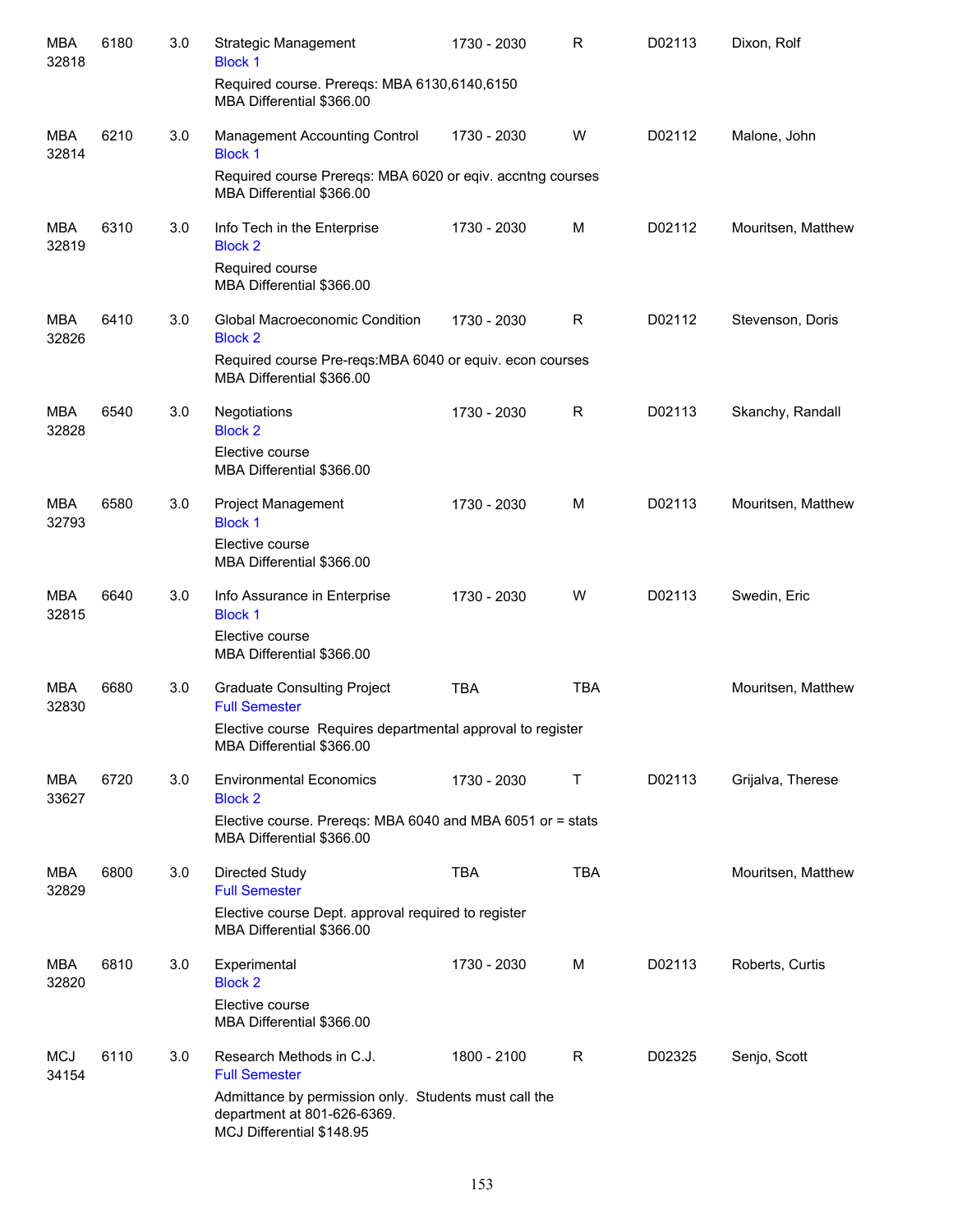| | | | | | | | |
|---|---|---|---|---|---|---|---|
| MBA 32818 | 6180 | 3.0 | Strategic Management<br>Block 1<br>Required course. Prereqs: MBA 6130,6140,6150<br>MBA Differential $366.00 | 1730 - 2030 | R | D02113 | Dixon, Rolf |
| MBA 32814 | 6210 | 3.0 | Management Accounting Control<br>Block 1<br>Required course Prereqs: MBA 6020 or eqiv. accntng courses<br>MBA Differential $366.00 | 1730 - 2030 | W | D02112 | Malone, John |
| MBA 32819 | 6310 | 3.0 | Info Tech in the Enterprise<br>Block 2<br>Required course<br>MBA Differential $366.00 | 1730 - 2030 | M | D02112 | Mouritsen, Matthew |
| MBA 32826 | 6410 | 3.0 | Global Macroeconomic Condition<br>Block 2<br>Required course Pre-reqs:MBA 6040 or equiv. econ courses<br>MBA Differential $366.00 | 1730 - 2030 | R | D02112 | Stevenson, Doris |
| MBA 32828 | 6540 | 3.0 | Negotiations<br>Block 2<br>Elective course<br>MBA Differential $366.00 | 1730 - 2030 | R | D02113 | Skanchy, Randall |
| MBA 32793 | 6580 | 3.0 | Project Management<br>Block 1<br>Elective course<br>MBA Differential $366.00 | 1730 - 2030 | M | D02113 | Mouritsen, Matthew |
| MBA 32815 | 6640 | 3.0 | Info Assurance in Enterprise<br>Block 1<br>Elective course<br>MBA Differential $366.00 | 1730 - 2030 | W | D02113 | Swedin, Eric |
| MBA 32830 | 6680 | 3.0 | Graduate Consulting Project<br>Full Semester<br>Elective course Requires departmental approval to register<br>MBA Differential $366.00 | TBA | TBA | | Mouritsen, Matthew |
| MBA 33627 | 6720 | 3.0 | Environmental Economics<br>Block 2<br>Elective course. Prereqs: MBA 6040 and MBA 6051 or = stats<br>MBA Differential $366.00 | 1730 - 2030 | T | D02113 | Grijalva, Therese |
| MBA 32829 | 6800 | 3.0 | Directed Study<br>Full Semester<br>Elective course Dept. approval required to register<br>MBA Differential $366.00 | TBA | TBA | | Mouritsen, Matthew |
| MBA 32820 | 6810 | 3.0 | Experimental<br>Block 2<br>Elective course<br>MBA Differential $366.00 | 1730 - 2030 | M | D02113 | Roberts, Curtis |
| MCJ 34154 | 6110 | 3.0 | Research Methods in C.J.<br>Full Semester<br>Admittance by permission only. Students must call the department at 801-626-6369.<br>MCJ Differential $148.95 | 1800 - 2100 | R | D02325 | Senjo, Scott |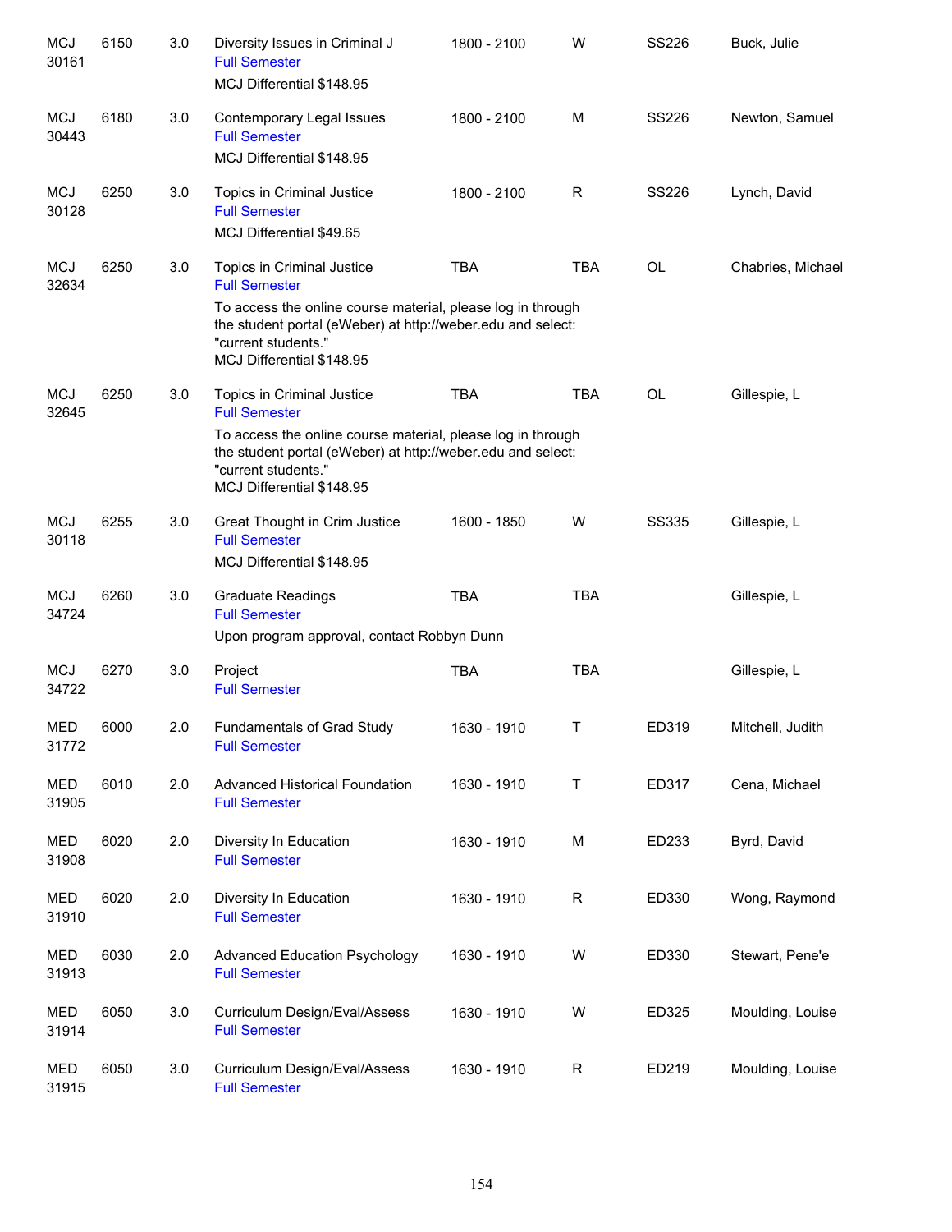| Course | Number | Credits | Title | Time | Days | Room | Instructor |
|---|---|---|---|---|---|---|---|
| MCJ 30161 | 6150 | 3.0 | Diversity Issues in Criminal J<br>Full Semester<br>MCJ Differential $148.95 | 1800 - 2100 | W | SS226 | Buck, Julie |
| MCJ 30443 | 6180 | 3.0 | Contemporary Legal Issues<br>Full Semester<br>MCJ Differential $148.95 | 1800 - 2100 | M | SS226 | Newton, Samuel |
| MCJ 30128 | 6250 | 3.0 | Topics in Criminal Justice<br>Full Semester<br>MCJ Differential $49.65 | 1800 - 2100 | R | SS226 | Lynch, David |
| MCJ 32634 | 6250 | 3.0 | Topics in Criminal Justice<br>Full Semester<br>To access the online course material, please log in through the student portal (eWeber) at http://weber.edu and select: "current students."<br>MCJ Differential $148.95 | TBA | TBA | OL | Chabries, Michael |
| MCJ 32645 | 6250 | 3.0 | Topics in Criminal Justice<br>Full Semester<br>To access the online course material, please log in through the student portal (eWeber) at http://weber.edu and select: "current students."<br>MCJ Differential $148.95 | TBA | TBA | OL | Gillespie, L |
| MCJ 30118 | 6255 | 3.0 | Great Thought in Crim Justice<br>Full Semester<br>MCJ Differential $148.95 | 1600 - 1850 | W | SS335 | Gillespie, L |
| MCJ 34724 | 6260 | 3.0 | Graduate Readings<br>Full Semester<br>Upon program approval, contact Robbyn Dunn | TBA | TBA | | Gillespie, L |
| MCJ 34722 | 6270 | 3.0 | Project<br>Full Semester | TBA | TBA | | Gillespie, L |
| MED 31772 | 6000 | 2.0 | Fundamentals of Grad Study<br>Full Semester | 1630 - 1910 | T | ED319 | Mitchell, Judith |
| MED 31905 | 6010 | 2.0 | Advanced Historical Foundation<br>Full Semester | 1630 - 1910 | T | ED317 | Cena, Michael |
| MED 31908 | 6020 | 2.0 | Diversity In Education<br>Full Semester | 1630 - 1910 | M | ED233 | Byrd, David |
| MED 31910 | 6020 | 2.0 | Diversity In Education<br>Full Semester | 1630 - 1910 | R | ED330 | Wong, Raymond |
| MED 31913 | 6030 | 2.0 | Advanced Education Psychology<br>Full Semester | 1630 - 1910 | W | ED330 | Stewart, Pene'e |
| MED 31914 | 6050 | 3.0 | Curriculum Design/Eval/Assess<br>Full Semester | 1630 - 1910 | W | ED325 | Moulding, Louise |
| MED 31915 | 6050 | 3.0 | Curriculum Design/Eval/Assess<br>Full Semester | 1630 - 1910 | R | ED219 | Moulding, Louise |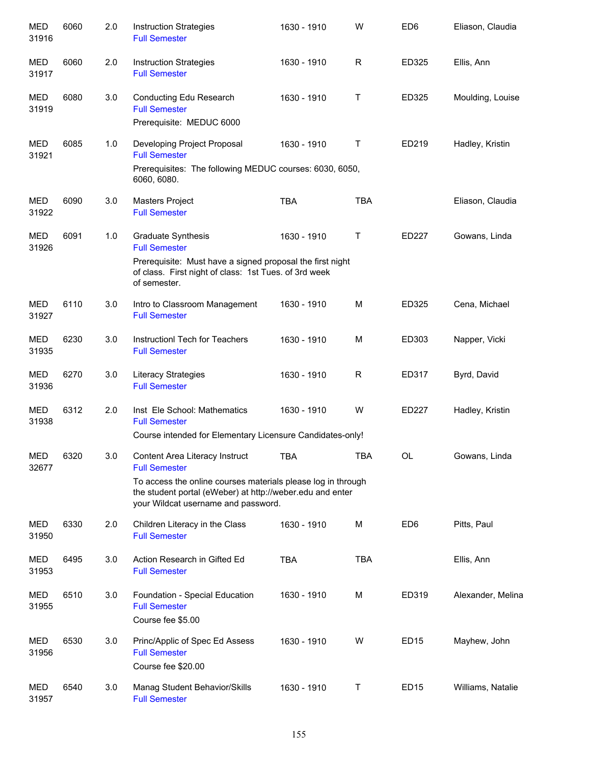| | | | | | | | |
|---|---|---|---|---|---|---|---|
| MED 31916 | 6060 | 2.0 | Instruction Strategies<br>Full Semester | 1630 - 1910 | W | ED6 | Eliason, Claudia |
| MED 31917 | 6060 | 2.0 | Instruction Strategies<br>Full Semester | 1630 - 1910 | R | ED325 | Ellis, Ann |
| MED 31919 | 6080 | 3.0 | Conducting Edu Research<br>Full Semester<br>Prerequisite: MEDUC 6000 | 1630 - 1910 | T | ED325 | Moulding, Louise |
| MED 31921 | 6085 | 1.0 | Developing Project Proposal<br>Full Semester<br>Prerequisites: The following MEDUC courses: 6030, 6050, 6060, 6080. | 1630 - 1910 | T | ED219 | Hadley, Kristin |
| MED 31922 | 6090 | 3.0 | Masters Project<br>Full Semester | TBA | TBA | | Eliason, Claudia |
| MED 31926 | 6091 | 1.0 | Graduate Synthesis<br>Full Semester<br>Prerequisite: Must have a signed proposal the first night of class. First night of class: 1st Tues. of 3rd week of semester. | 1630 - 1910 | T | ED227 | Gowans, Linda |
| MED 31927 | 6110 | 3.0 | Intro to Classroom Management<br>Full Semester | 1630 - 1910 | M | ED325 | Cena, Michael |
| MED 31935 | 6230 | 3.0 | Instructionl Tech for Teachers<br>Full Semester | 1630 - 1910 | M | ED303 | Napper, Vicki |
| MED 31936 | 6270 | 3.0 | Literacy Strategies<br>Full Semester | 1630 - 1910 | R | ED317 | Byrd, David |
| MED 31938 | 6312 | 2.0 | Inst Ele School: Mathematics<br>Full Semester<br>Course intended for Elementary Licensure Candidates-only! | 1630 - 1910 | W | ED227 | Hadley, Kristin |
| MED 32677 | 6320 | 3.0 | Content Area Literacy Instruct<br>Full Semester<br>To access the online courses materials please log in through the student portal (eWeber) at http://weber.edu and enter your Wildcat username and password. | TBA | TBA | OL | Gowans, Linda |
| MED 31950 | 6330 | 2.0 | Children Literacy in the Class<br>Full Semester | 1630 - 1910 | M | ED6 | Pitts, Paul |
| MED 31953 | 6495 | 3.0 | Action Research in Gifted Ed<br>Full Semester | TBA | TBA | | Ellis, Ann |
| MED 31955 | 6510 | 3.0 | Foundation - Special Education<br>Full Semester<br>Course fee $5.00 | 1630 - 1910 | M | ED319 | Alexander, Melina |
| MED 31956 | 6530 | 3.0 | Princ/Applic of Spec Ed Assess<br>Full Semester<br>Course fee $20.00 | 1630 - 1910 | W | ED15 | Mayhew, John |
| MED 31957 | 6540 | 3.0 | Manag Student Behavior/Skills<br>Full Semester | 1630 - 1910 | T | ED15 | Williams, Natalie |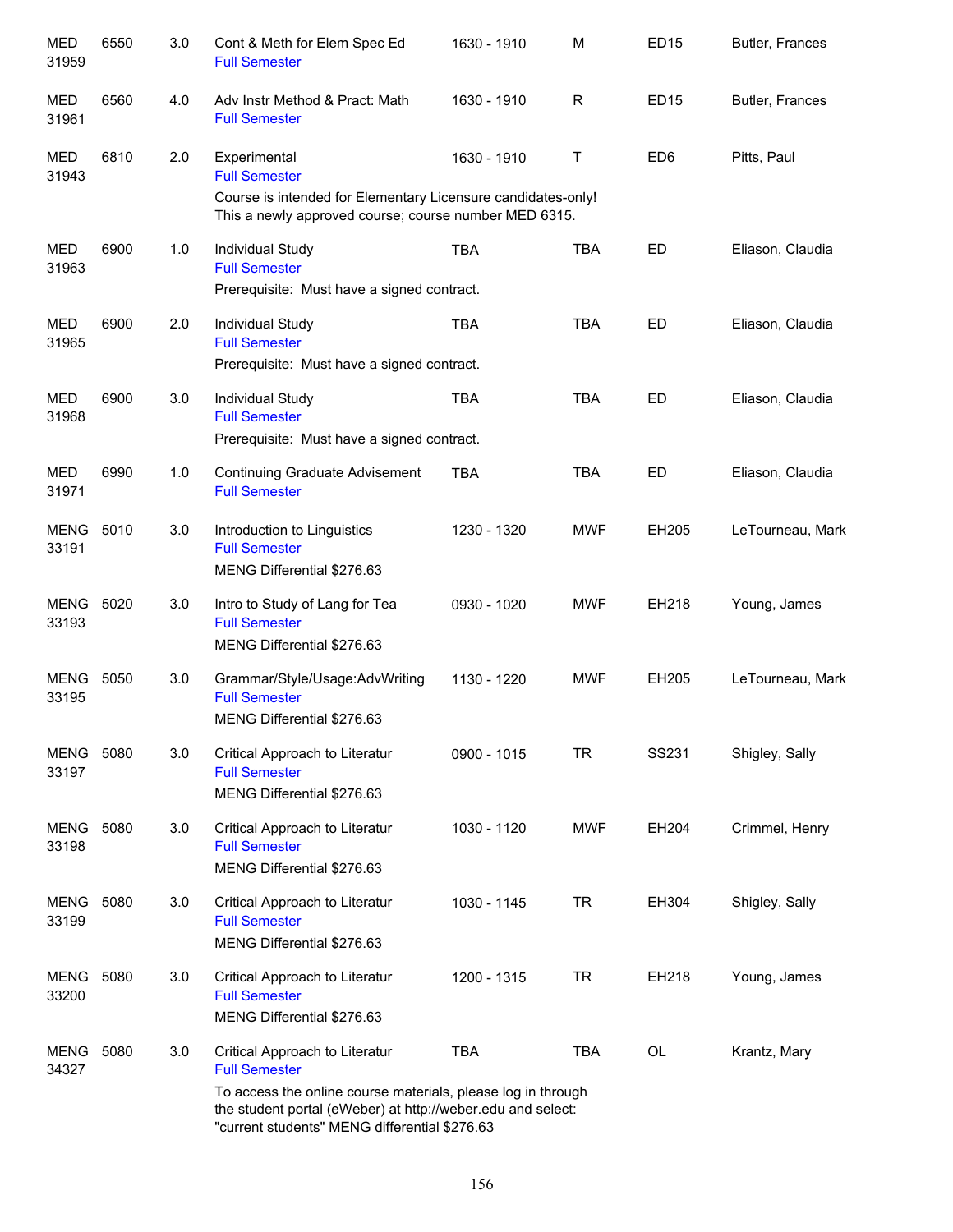| Course | | Credits | Title | Time | Days | Room | Instructor |
|---|---|---|---|---|---|---|---|
| MED 31959 | 6550 | 3.0 | Cont & Meth for Elem Spec Ed<br>Full Semester | 1630 - 1910 | M | ED15 | Butler, Frances |
| MED 31961 | 6560 | 4.0 | Adv Instr Method & Pract: Math<br>Full Semester | 1630 - 1910 | R | ED15 | Butler, Frances |
| MED 31943 | 6810 | 2.0 | Experimental<br>Full Semester<br>Course is intended for Elementary Licensure candidates-only! This a newly approved course; course number MED 6315. | 1630 - 1910 | T | ED6 | Pitts, Paul |
| MED 31963 | 6900 | 1.0 | Individual Study<br>Full Semester<br>Prerequisite: Must have a signed contract. | TBA | TBA | ED | Eliason, Claudia |
| MED 31965 | 6900 | 2.0 | Individual Study<br>Full Semester<br>Prerequisite: Must have a signed contract. | TBA | TBA | ED | Eliason, Claudia |
| MED 31968 | 6900 | 3.0 | Individual Study<br>Full Semester<br>Prerequisite: Must have a signed contract. | TBA | TBA | ED | Eliason, Claudia |
| MED 31971 | 6990 | 1.0 | Continuing Graduate Advisement<br>Full Semester | TBA | TBA | ED | Eliason, Claudia |
| MENG 33191 | 5010 | 3.0 | Introduction to Linguistics<br>Full Semester<br>MENG Differential $276.63 | 1230 - 1320 | MWF | EH205 | LeTourneau, Mark |
| MENG 33193 | 5020 | 3.0 | Intro to Study of Lang for Tea<br>Full Semester<br>MENG Differential $276.63 | 0930 - 1020 | MWF | EH218 | Young, James |
| MENG 33195 | 5050 | 3.0 | Grammar/Style/Usage:AdvWriting<br>Full Semester<br>MENG Differential $276.63 | 1130 - 1220 | MWF | EH205 | LeTourneau, Mark |
| MENG 33197 | 5080 | 3.0 | Critical Approach to Literatur<br>Full Semester<br>MENG Differential $276.63 | 0900 - 1015 | TR | SS231 | Shigley, Sally |
| MENG 33198 | 5080 | 3.0 | Critical Approach to Literatur<br>Full Semester<br>MENG Differential $276.63 | 1030 - 1120 | MWF | EH204 | Crimmel, Henry |
| MENG 33199 | 5080 | 3.0 | Critical Approach to Literatur<br>Full Semester<br>MENG Differential $276.63 | 1030 - 1145 | TR | EH304 | Shigley, Sally |
| MENG 33200 | 5080 | 3.0 | Critical Approach to Literatur<br>Full Semester<br>MENG Differential $276.63 | 1200 - 1315 | TR | EH218 | Young, James |
| MENG 34327 | 5080 | 3.0 | Critical Approach to Literatur<br>Full Semester<br>To access the online course materials, please log in through the student portal (eWeber) at http://weber.edu and select: "current students" MENG differential $276.63 | TBA | TBA | OL | Krantz, Mary |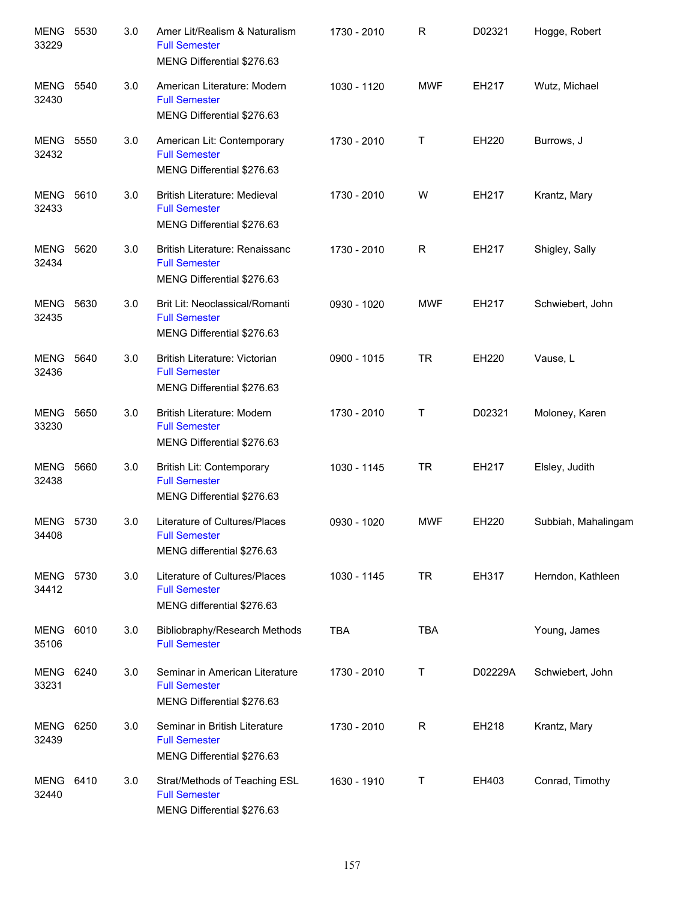| | | | | | | | |
|---|---|---|---|---|---|---|---|
| MENG 33229 | 5530 | 3.0 | Amer Lit/Realism & Naturalism<br>Full Semester<br>MENG Differential $276.63 | 1730 - 2010 | R | D02321 | Hogge, Robert |
| MENG 32430 | 5540 | 3.0 | American Literature: Modern<br>Full Semester<br>MENG Differential $276.63 | 1030 - 1120 | MWF | EH217 | Wutz, Michael |
| MENG 32432 | 5550 | 3.0 | American Lit: Contemporary<br>Full Semester<br>MENG Differential $276.63 | 1730 - 2010 | T | EH220 | Burrows, J |
| MENG 32433 | 5610 | 3.0 | British Literature: Medieval<br>Full Semester<br>MENG Differential $276.63 | 1730 - 2010 | W | EH217 | Krantz, Mary |
| MENG 32434 | 5620 | 3.0 | British Literature: Renaissanc<br>Full Semester<br>MENG Differential $276.63 | 1730 - 2010 | R | EH217 | Shigley, Sally |
| MENG 32435 | 5630 | 3.0 | Brit Lit: Neoclassical/Romanti<br>Full Semester<br>MENG Differential $276.63 | 0930 - 1020 | MWF | EH217 | Schwiebert, John |
| MENG 32436 | 5640 | 3.0 | British Literature: Victorian<br>Full Semester<br>MENG Differential $276.63 | 0900 - 1015 | TR | EH220 | Vause, L |
| MENG 33230 | 5650 | 3.0 | British Literature: Modern<br>Full Semester<br>MENG Differential $276.63 | 1730 - 2010 | T | D02321 | Moloney, Karen |
| MENG 32438 | 5660 | 3.0 | British Lit: Contemporary<br>Full Semester<br>MENG Differential $276.63 | 1030 - 1145 | TR | EH217 | Elsley, Judith |
| MENG 34408 | 5730 | 3.0 | Literature of Cultures/Places<br>Full Semester<br>MENG differential $276.63 | 0930 - 1020 | MWF | EH220 | Subbiah, Mahalingam |
| MENG 34412 | 5730 | 3.0 | Literature of Cultures/Places<br>Full Semester<br>MENG differential $276.63 | 1030 - 1145 | TR | EH317 | Herndon, Kathleen |
| MENG 35106 | 6010 | 3.0 | Bibliobraphy/Research Methods<br>Full Semester | TBA | TBA | | Young, James |
| MENG 33231 | 6240 | 3.0 | Seminar in American Literature<br>Full Semester<br>MENG Differential $276.63 | 1730 - 2010 | T | D02229A | Schwiebert, John |
| MENG 32439 | 6250 | 3.0 | Seminar in British Literature<br>Full Semester<br>MENG Differential $276.63 | 1730 - 2010 | R | EH218 | Krantz, Mary |
| MENG 32440 | 6410 | 3.0 | Strat/Methods of Teaching ESL<br>Full Semester<br>MENG Differential $276.63 | 1630 - 1910 | T | EH403 | Conrad, Timothy |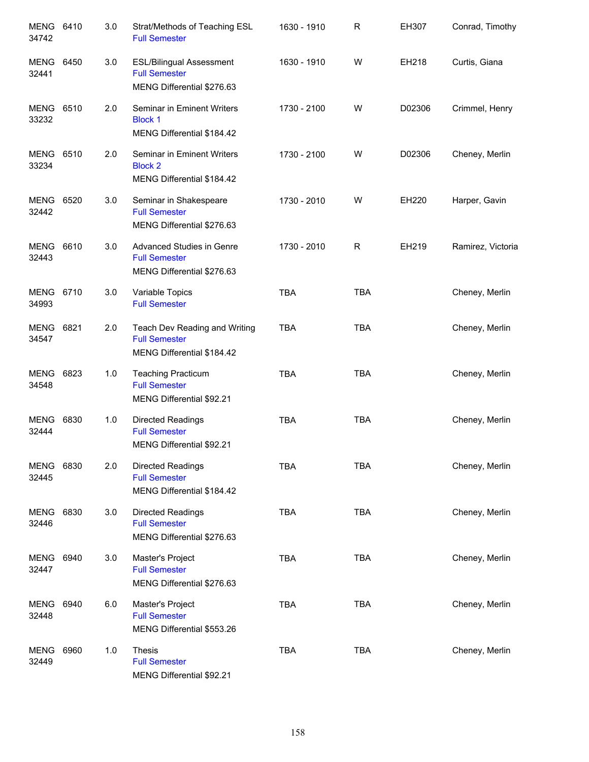| | | | | | | | |
|---|---|---|---|---|---|---|---|
| MENG 34742 | 6410 | 3.0 | Strat/Methods of Teaching ESL<br>Full Semester | 1630 - 1910 | R | EH307 | Conrad, Timothy |
| MENG 32441 | 6450 | 3.0 | ESL/Bilingual Assessment<br>Full Semester<br>MENG Differential $276.63 | 1630 - 1910 | W | EH218 | Curtis, Giana |
| MENG 33232 | 6510 | 2.0 | Seminar in Eminent Writers<br>Block 1<br>MENG Differential $184.42 | 1730 - 2100 | W | D02306 | Crimmel, Henry |
| MENG 33234 | 6510 | 2.0 | Seminar in Eminent Writers<br>Block 2<br>MENG Differential $184.42 | 1730 - 2100 | W | D02306 | Cheney, Merlin |
| MENG 32442 | 6520 | 3.0 | Seminar in Shakespeare<br>Full Semester<br>MENG Differential $276.63 | 1730 - 2010 | W | EH220 | Harper, Gavin |
| MENG 32443 | 6610 | 3.0 | Advanced Studies in Genre<br>Full Semester<br>MENG Differential $276.63 | 1730 - 2010 | R | EH219 | Ramirez, Victoria |
| MENG 34993 | 6710 | 3.0 | Variable Topics<br>Full Semester | TBA | TBA | | Cheney, Merlin |
| MENG 34547 | 6821 | 2.0 | Teach Dev Reading and Writing<br>Full Semester<br>MENG Differential $184.42 | TBA | TBA | | Cheney, Merlin |
| MENG 34548 | 6823 | 1.0 | Teaching Practicum<br>Full Semester<br>MENG Differential $92.21 | TBA | TBA | | Cheney, Merlin |
| MENG 32444 | 6830 | 1.0 | Directed Readings<br>Full Semester<br>MENG Differential $92.21 | TBA | TBA | | Cheney, Merlin |
| MENG 32445 | 6830 | 2.0 | Directed Readings<br>Full Semester<br>MENG Differential $184.42 | TBA | TBA | | Cheney, Merlin |
| MENG 32446 | 6830 | 3.0 | Directed Readings<br>Full Semester<br>MENG Differential $276.63 | TBA | TBA | | Cheney, Merlin |
| MENG 32447 | 6940 | 3.0 | Master's Project<br>Full Semester<br>MENG Differential $276.63 | TBA | TBA | | Cheney, Merlin |
| MENG 32448 | 6940 | 6.0 | Master's Project<br>Full Semester<br>MENG Differential $553.26 | TBA | TBA | | Cheney, Merlin |
| MENG 32449 | 6960 | 1.0 | Thesis<br>Full Semester<br>MENG Differential $92.21 | TBA | TBA | | Cheney, Merlin |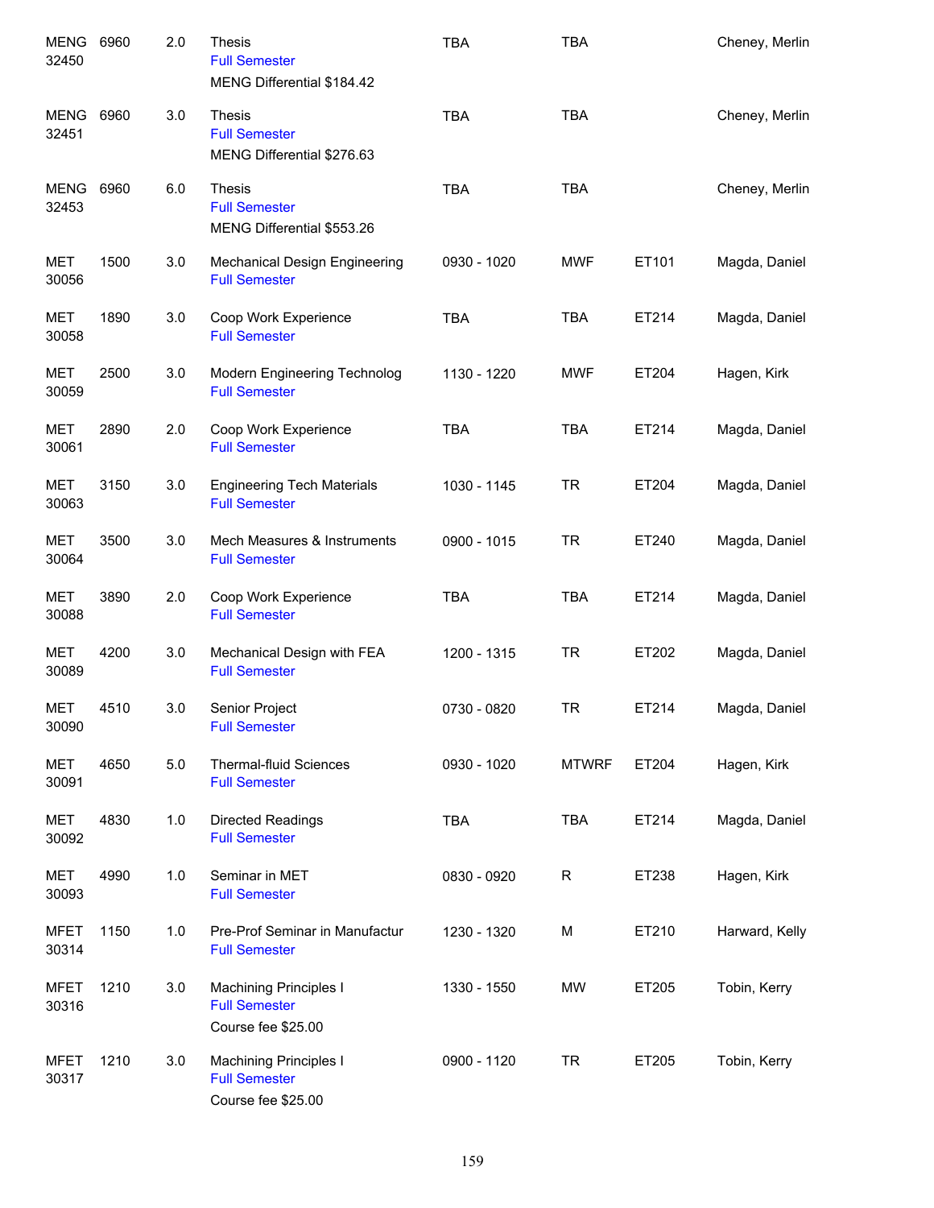| Course | Number | Credits | Title | Time | Days | Room | Instructor |
|---|---|---|---|---|---|---|---|
| MENG 32450 | 6960 | 2.0 | Thesis<br>Full Semester<br>MENG Differential $184.42 | TBA | TBA | | Cheney, Merlin |
| MENG 32451 | 6960 | 3.0 | Thesis<br>Full Semester<br>MENG Differential $276.63 | TBA | TBA | | Cheney, Merlin |
| MENG 32453 | 6960 | 6.0 | Thesis<br>Full Semester<br>MENG Differential $553.26 | TBA | TBA | | Cheney, Merlin |
| MET 30056 | 1500 | 3.0 | Mechanical Design Engineering<br>Full Semester | 0930 - 1020 | MWF | ET101 | Magda, Daniel |
| MET 30058 | 1890 | 3.0 | Coop Work Experience<br>Full Semester | TBA | TBA | ET214 | Magda, Daniel |
| MET 30059 | 2500 | 3.0 | Modern Engineering Technolog<br>Full Semester | 1130 - 1220 | MWF | ET204 | Hagen, Kirk |
| MET 30061 | 2890 | 2.0 | Coop Work Experience<br>Full Semester | TBA | TBA | ET214 | Magda, Daniel |
| MET 30063 | 3150 | 3.0 | Engineering Tech Materials<br>Full Semester | 1030 - 1145 | TR | ET204 | Magda, Daniel |
| MET 30064 | 3500 | 3.0 | Mech Measures & Instruments<br>Full Semester | 0900 - 1015 | TR | ET240 | Magda, Daniel |
| MET 30088 | 3890 | 2.0 | Coop Work Experience<br>Full Semester | TBA | TBA | ET214 | Magda, Daniel |
| MET 30089 | 4200 | 3.0 | Mechanical Design with FEA<br>Full Semester | 1200 - 1315 | TR | ET202 | Magda, Daniel |
| MET 30090 | 4510 | 3.0 | Senior Project<br>Full Semester | 0730 - 0820 | TR | ET214 | Magda, Daniel |
| MET 30091 | 4650 | 5.0 | Thermal-fluid Sciences<br>Full Semester | 0930 - 1020 | MTWRF | ET204 | Hagen, Kirk |
| MET 30092 | 4830 | 1.0 | Directed Readings<br>Full Semester | TBA | TBA | ET214 | Magda, Daniel |
| MET 30093 | 4990 | 1.0 | Seminar in MET<br>Full Semester | 0830 - 0920 | R | ET238 | Hagen, Kirk |
| MFET 30314 | 1150 | 1.0 | Pre-Prof Seminar in Manufactur<br>Full Semester | 1230 - 1320 | M | ET210 | Harward, Kelly |
| MFET 30316 | 1210 | 3.0 | Machining Principles I<br>Full Semester<br>Course fee $25.00 | 1330 - 1550 | MW | ET205 | Tobin, Kerry |
| MFET 30317 | 1210 | 3.0 | Machining Principles I<br>Full Semester<br>Course fee $25.00 | 0900 - 1120 | TR | ET205 | Tobin, Kerry |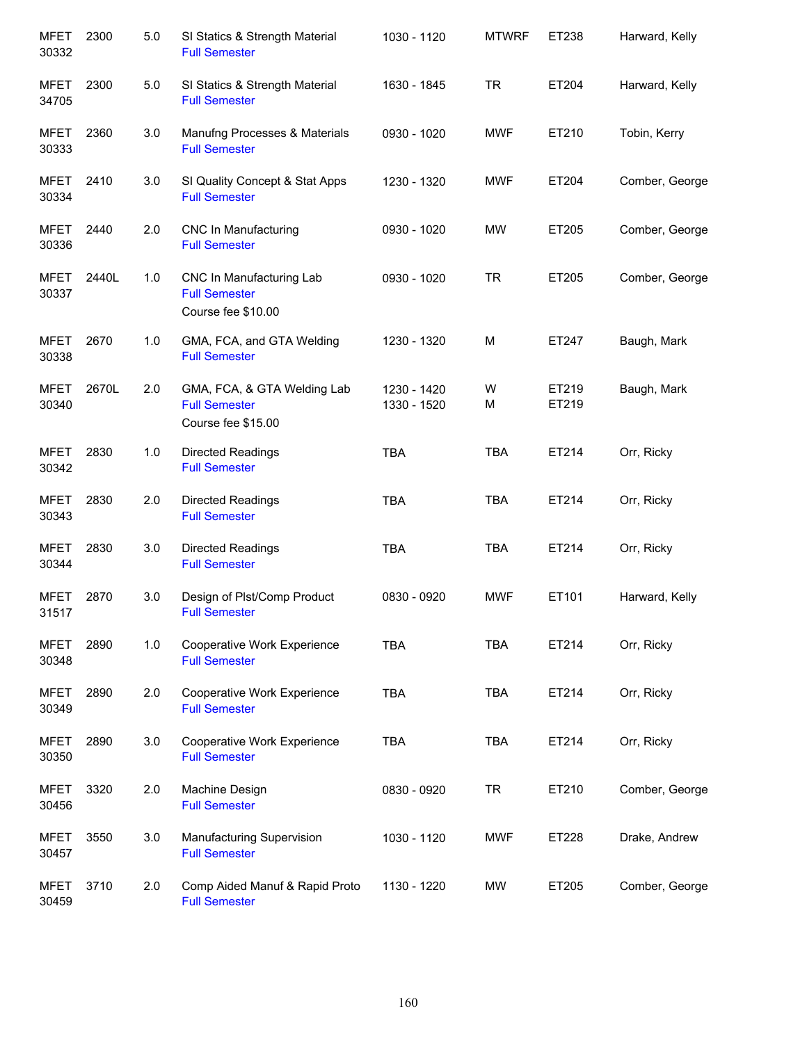| | | | | | | | |
|---|---|---|---|---|---|---|---|
| MFET 30332 | 2300 | 5.0 | SI Statics & Strength Material<br>Full Semester | 1030 - 1120 | MTWRF | ET238 | Harward, Kelly |
| MFET 34705 | 2300 | 5.0 | SI Statics & Strength Material<br>Full Semester | 1630 - 1845 | TR | ET204 | Harward, Kelly |
| MFET 30333 | 2360 | 3.0 | Manufng Processes & Materials<br>Full Semester | 0930 - 1020 | MWF | ET210 | Tobin, Kerry |
| MFET 30334 | 2410 | 3.0 | SI Quality Concept & Stat Apps<br>Full Semester | 1230 - 1320 | MWF | ET204 | Comber, George |
| MFET 30336 | 2440 | 2.0 | CNC In Manufacturing<br>Full Semester | 0930 - 1020 | MW | ET205 | Comber, George |
| MFET 30337 | 2440L | 1.0 | CNC In Manufacturing Lab<br>Full Semester<br>Course fee $10.00 | 0930 - 1020 | TR | ET205 | Comber, George |
| MFET 30338 | 2670 | 1.0 | GMA, FCA, and GTA Welding<br>Full Semester | 1230 - 1320 | M | ET247 | Baugh, Mark |
| MFET 30340 | 2670L | 2.0 | GMA, FCA, & GTA Welding Lab<br>Full Semester<br>Course fee $15.00 | 1230 - 1420<br>1330 - 1520 | W<br>M | ET219<br>ET219 | Baugh, Mark |
| MFET 30342 | 2830 | 1.0 | Directed Readings<br>Full Semester | TBA | TBA | ET214 | Orr, Ricky |
| MFET 30343 | 2830 | 2.0 | Directed Readings<br>Full Semester | TBA | TBA | ET214 | Orr, Ricky |
| MFET 30344 | 2830 | 3.0 | Directed Readings<br>Full Semester | TBA | TBA | ET214 | Orr, Ricky |
| MFET 31517 | 2870 | 3.0 | Design of Plst/Comp Product<br>Full Semester | 0830 - 0920 | MWF | ET101 | Harward, Kelly |
| MFET 30348 | 2890 | 1.0 | Cooperative Work Experience<br>Full Semester | TBA | TBA | ET214 | Orr, Ricky |
| MFET 30349 | 2890 | 2.0 | Cooperative Work Experience<br>Full Semester | TBA | TBA | ET214 | Orr, Ricky |
| MFET 30350 | 2890 | 3.0 | Cooperative Work Experience<br>Full Semester | TBA | TBA | ET214 | Orr, Ricky |
| MFET 30456 | 3320 | 2.0 | Machine Design<br>Full Semester | 0830 - 0920 | TR | ET210 | Comber, George |
| MFET 30457 | 3550 | 3.0 | Manufacturing Supervision<br>Full Semester | 1030 - 1120 | MWF | ET228 | Drake, Andrew |
| MFET 30459 | 3710 | 2.0 | Comp Aided Manuf & Rapid Proto<br>Full Semester | 1130 - 1220 | MW | ET205 | Comber, George |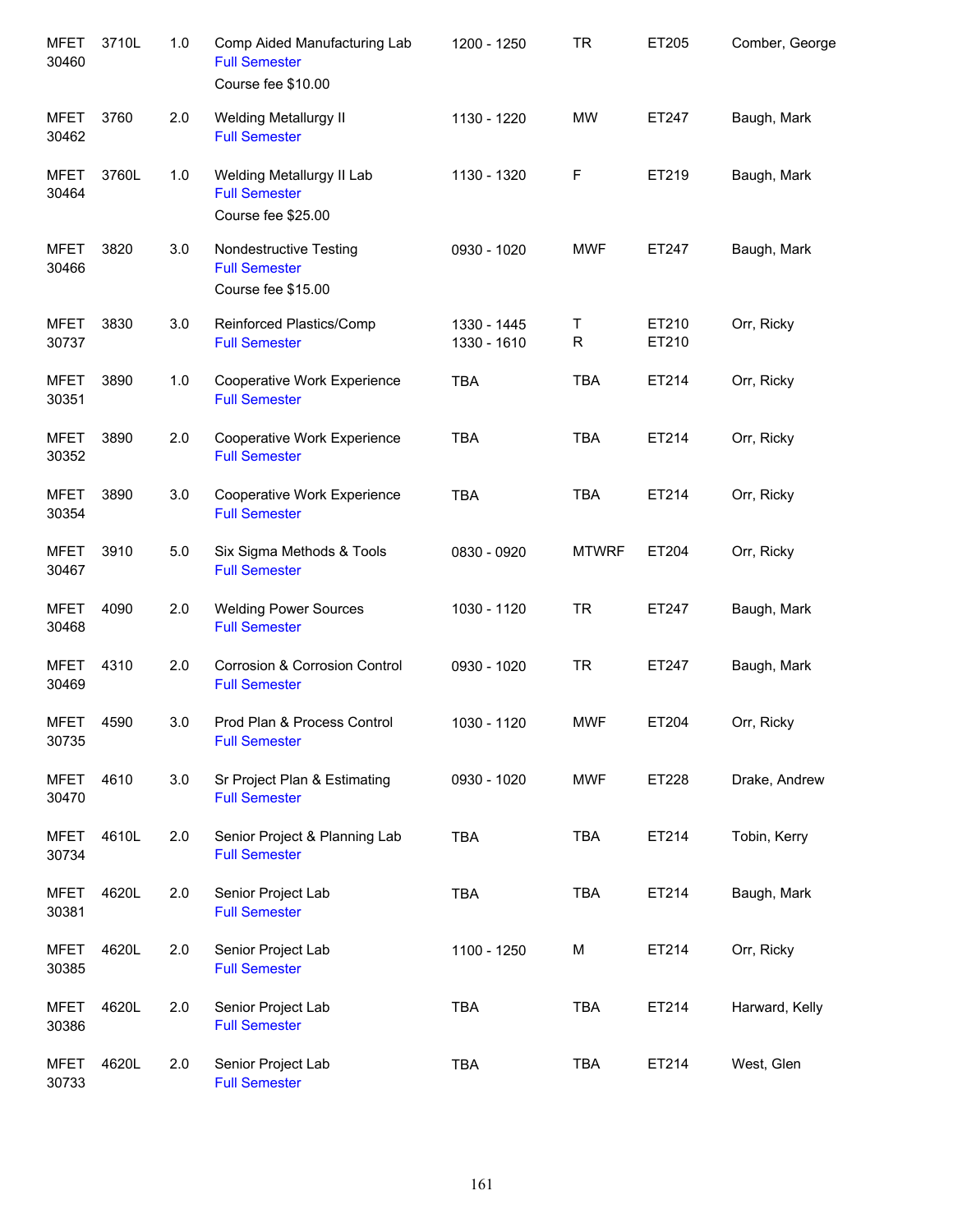| | | | | | | | |
|---|---|---|---|---|---|---|---|
| MFET 30460 | 3710L | 1.0 | Comp Aided Manufacturing Lab<br>Full Semester<br>Course fee $10.00 | 1200 - 1250 | TR | ET205 | Comber, George |
| MFET 30462 | 3760 | 2.0 | Welding Metallurgy II<br>Full Semester | 1130 - 1220 | MW | ET247 | Baugh, Mark |
| MFET 30464 | 3760L | 1.0 | Welding Metallurgy II Lab<br>Full Semester<br>Course fee $25.00 | 1130 - 1320 | F | ET219 | Baugh, Mark |
| MFET 30466 | 3820 | 3.0 | Nondestructive Testing<br>Full Semester<br>Course fee $15.00 | 0930 - 1020 | MWF | ET247 | Baugh, Mark |
| MFET 30737 | 3830 | 3.0 | Reinforced Plastics/Comp<br>Full Semester | 1330 - 1445<br>1330 - 1610 | T<br>R | ET210<br>ET210 | Orr, Ricky |
| MFET 30351 | 3890 | 1.0 | Cooperative Work Experience<br>Full Semester | TBA | TBA | ET214 | Orr, Ricky |
| MFET 30352 | 3890 | 2.0 | Cooperative Work Experience<br>Full Semester | TBA | TBA | ET214 | Orr, Ricky |
| MFET 30354 | 3890 | 3.0 | Cooperative Work Experience<br>Full Semester | TBA | TBA | ET214 | Orr, Ricky |
| MFET 30467 | 3910 | 5.0 | Six Sigma Methods & Tools<br>Full Semester | 0830 - 0920 | MTWRF | ET204 | Orr, Ricky |
| MFET 30468 | 4090 | 2.0 | Welding Power Sources<br>Full Semester | 1030 - 1120 | TR | ET247 | Baugh, Mark |
| MFET 30469 | 4310 | 2.0 | Corrosion & Corrosion Control<br>Full Semester | 0930 - 1020 | TR | ET247 | Baugh, Mark |
| MFET 30735 | 4590 | 3.0 | Prod Plan & Process Control<br>Full Semester | 1030 - 1120 | MWF | ET204 | Orr, Ricky |
| MFET 30470 | 4610 | 3.0 | Sr Project Plan & Estimating<br>Full Semester | 0930 - 1020 | MWF | ET228 | Drake, Andrew |
| MFET 30734 | 4610L | 2.0 | Senior Project & Planning Lab<br>Full Semester | TBA | TBA | ET214 | Tobin, Kerry |
| MFET 30381 | 4620L | 2.0 | Senior Project Lab<br>Full Semester | TBA | TBA | ET214 | Baugh, Mark |
| MFET 30385 | 4620L | 2.0 | Senior Project Lab<br>Full Semester | 1100 - 1250 | M | ET214 | Orr, Ricky |
| MFET 30386 | 4620L | 2.0 | Senior Project Lab<br>Full Semester | TBA | TBA | ET214 | Harward, Kelly |
| MFET 30733 | 4620L | 2.0 | Senior Project Lab<br>Full Semester | TBA | TBA | ET214 | West, Glen |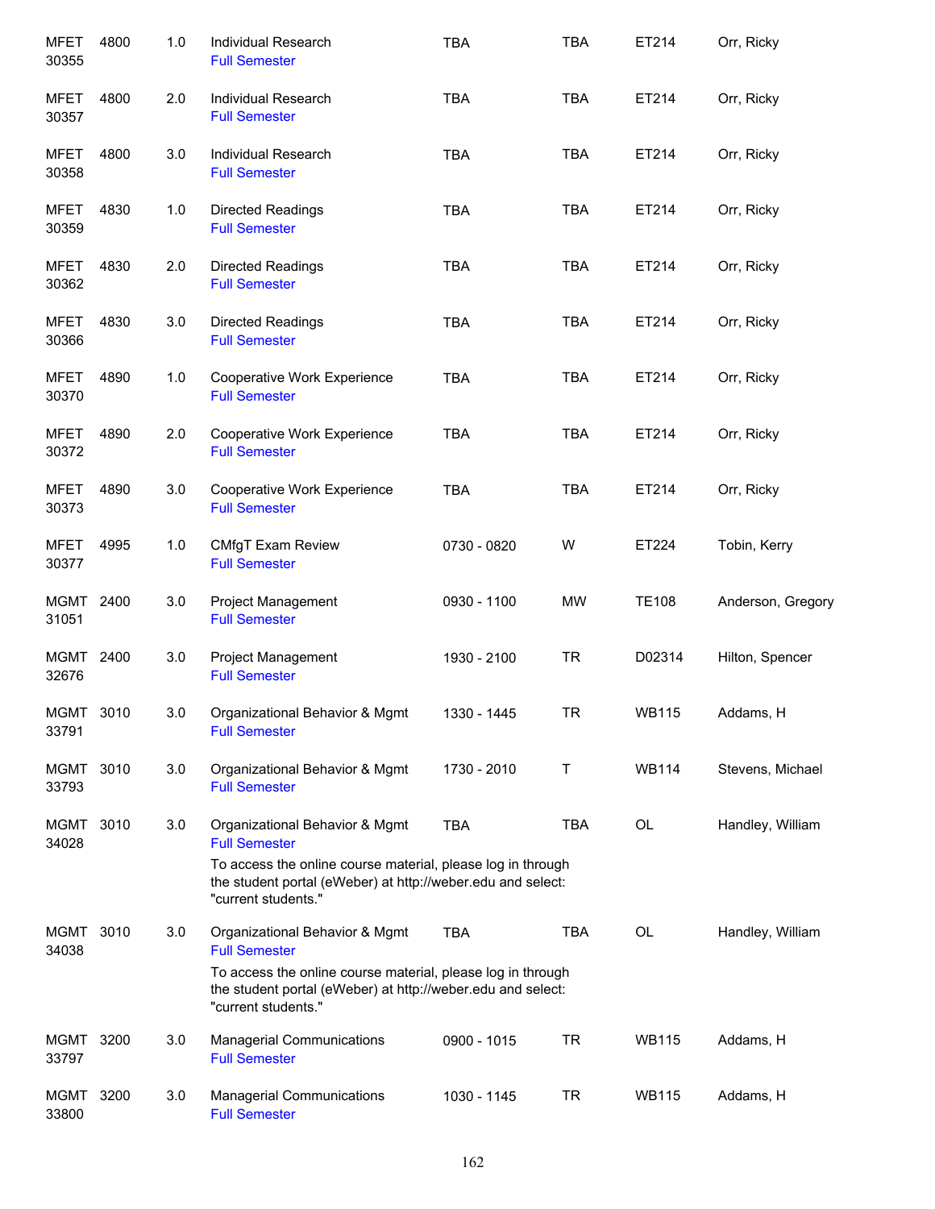| | | | | | | | |
|---|---|---|---|---|---|---|---|
| MFET 30355 | 4800 | 1.0 | Individual Research<br>Full Semester | TBA | TBA | ET214 | Orr, Ricky |
| MFET 30357 | 4800 | 2.0 | Individual Research<br>Full Semester | TBA | TBA | ET214 | Orr, Ricky |
| MFET 30358 | 4800 | 3.0 | Individual Research<br>Full Semester | TBA | TBA | ET214 | Orr, Ricky |
| MFET 30359 | 4830 | 1.0 | Directed Readings<br>Full Semester | TBA | TBA | ET214 | Orr, Ricky |
| MFET 30362 | 4830 | 2.0 | Directed Readings<br>Full Semester | TBA | TBA | ET214 | Orr, Ricky |
| MFET 30366 | 4830 | 3.0 | Directed Readings<br>Full Semester | TBA | TBA | ET214 | Orr, Ricky |
| MFET 30370 | 4890 | 1.0 | Cooperative Work Experience<br>Full Semester | TBA | TBA | ET214 | Orr, Ricky |
| MFET 30372 | 4890 | 2.0 | Cooperative Work Experience<br>Full Semester | TBA | TBA | ET214 | Orr, Ricky |
| MFET 30373 | 4890 | 3.0 | Cooperative Work Experience<br>Full Semester | TBA | TBA | ET214 | Orr, Ricky |
| MFET 30377 | 4995 | 1.0 | CMfgT Exam Review<br>Full Semester | 0730 - 0820 | W | ET224 | Tobin, Kerry |
| MGMT 31051 | 2400 | 3.0 | Project Management<br>Full Semester | 0930 - 1100 | MW | TE108 | Anderson, Gregory |
| MGMT 32676 | 2400 | 3.0 | Project Management<br>Full Semester | 1930 - 2100 | TR | D02314 | Hilton, Spencer |
| MGMT 33791 | 3010 | 3.0 | Organizational Behavior & Mgmt<br>Full Semester | 1330 - 1445 | TR | WB115 | Addams, H |
| MGMT 33793 | 3010 | 3.0 | Organizational Behavior & Mgmt<br>Full Semester | 1730 - 2010 | T | WB114 | Stevens, Michael |
| MGMT 34028 | 3010 | 3.0 | Organizational Behavior & Mgmt<br>Full Semester<br>To access the online course material, please log in through the student portal (eWeber) at http://weber.edu and select: "current students." | TBA | TBA | OL | Handley, William |
| MGMT 34038 | 3010 | 3.0 | Organizational Behavior & Mgmt<br>Full Semester<br>To access the online course material, please log in through the student portal (eWeber) at http://weber.edu and select: "current students." | TBA | TBA | OL | Handley, William |
| MGMT 33797 | 3200 | 3.0 | Managerial Communications<br>Full Semester | 0900 - 1015 | TR | WB115 | Addams, H |
| MGMT 33800 | 3200 | 3.0 | Managerial Communications<br>Full Semester | 1030 - 1145 | TR | WB115 | Addams, H |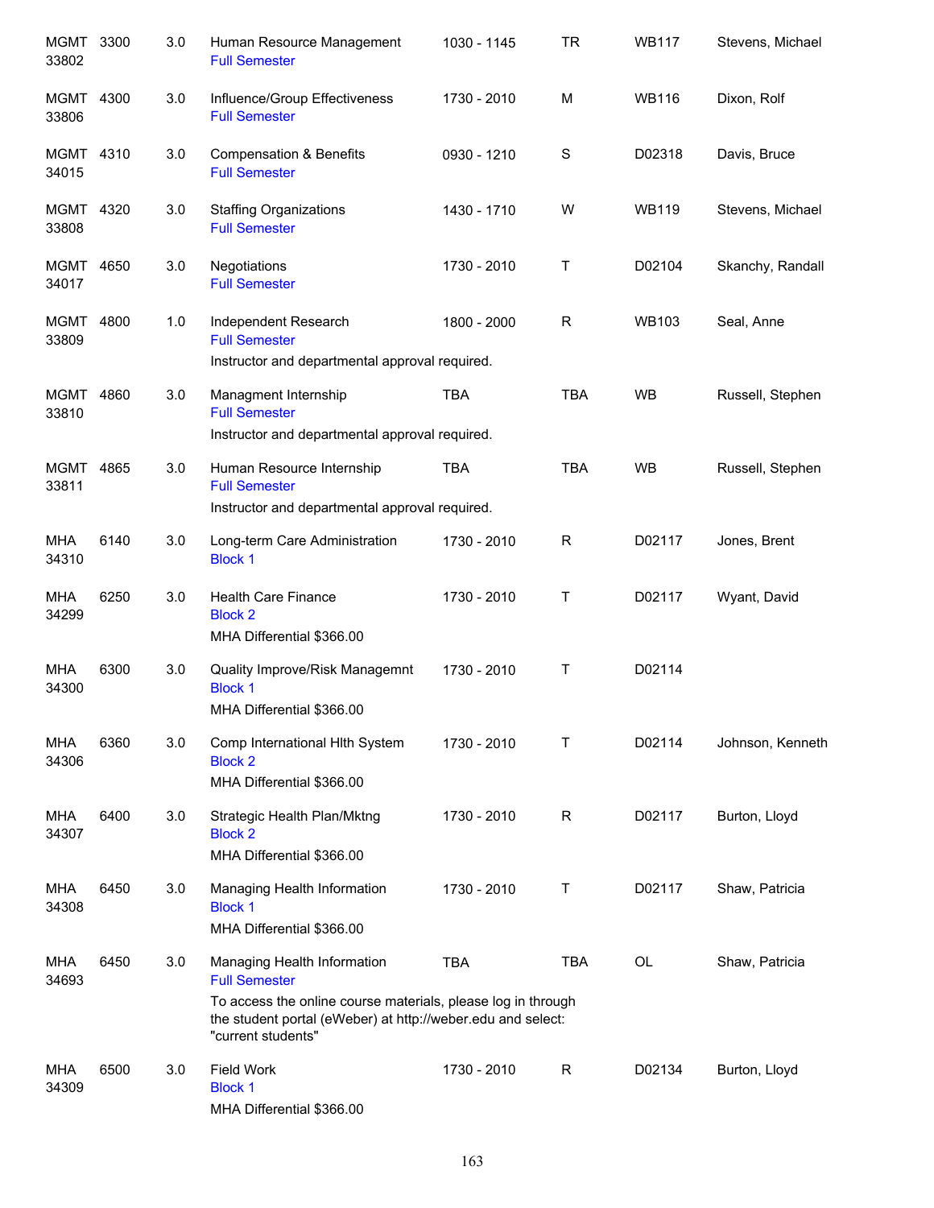| Course | | Credits | Title | Time | Days | Room | Instructor |
|---|---|---|---|---|---|---|---|
| MGMT 33802 | 3300 | 3.0 | Human Resource Management<br>Full Semester | 1030 - 1145 | TR | WB117 | Stevens, Michael |
| MGMT 33806 | 4300 | 3.0 | Influence/Group Effectiveness<br>Full Semester | 1730 - 2010 | M | WB116 | Dixon, Rolf |
| MGMT 34015 | 4310 | 3.0 | Compensation & Benefits<br>Full Semester | 0930 - 1210 | S | D02318 | Davis, Bruce |
| MGMT 33808 | 4320 | 3.0 | Staffing Organizations<br>Full Semester | 1430 - 1710 | W | WB119 | Stevens, Michael |
| MGMT 34017 | 4650 | 3.0 | Negotiations<br>Full Semester | 1730 - 2010 | T | D02104 | Skanchy, Randall |
| MGMT 33809 | 4800 | 1.0 | Independent Research<br>Full Semester<br>Instructor and departmental approval required. | 1800 - 2000 | R | WB103 | Seal, Anne |
| MGMT 33810 | 4860 | 3.0 | Managment Internship<br>Full Semester<br>Instructor and departmental approval required. | TBA | TBA | WB | Russell, Stephen |
| MGMT 33811 | 4865 | 3.0 | Human Resource Internship<br>Full Semester<br>Instructor and departmental approval required. | TBA | TBA | WB | Russell, Stephen |
| MHA 34310 | 6140 | 3.0 | Long-term Care Administration<br>Block 1 | 1730 - 2010 | R | D02117 | Jones, Brent |
| MHA 34299 | 6250 | 3.0 | Health Care Finance<br>Block 2<br>MHA Differential $366.00 | 1730 - 2010 | T | D02117 | Wyant, David |
| MHA 34300 | 6300 | 3.0 | Quality Improve/Risk Managemnt<br>Block 1<br>MHA Differential $366.00 | 1730 - 2010 | T | D02114 | |
| MHA 34306 | 6360 | 3.0 | Comp International Hlth System<br>Block 2<br>MHA Differential $366.00 | 1730 - 2010 | T | D02114 | Johnson, Kenneth |
| MHA 34307 | 6400 | 3.0 | Strategic Health Plan/Mktng<br>Block 2<br>MHA Differential $366.00 | 1730 - 2010 | R | D02117 | Burton, Lloyd |
| MHA 34308 | 6450 | 3.0 | Managing Health Information<br>Block 1<br>MHA Differential $366.00 | 1730 - 2010 | T | D02117 | Shaw, Patricia |
| MHA 34693 | 6450 | 3.0 | Managing Health Information<br>Full Semester<br>To access the online course materials, please log in through the student portal (eWeber) at http://weber.edu and select: "current students" | TBA | TBA | OL | Shaw, Patricia |
| MHA 34309 | 6500 | 3.0 | Field Work<br>Block 1<br>MHA Differential $366.00 | 1730 - 2010 | R | D02134 | Burton, Lloyd |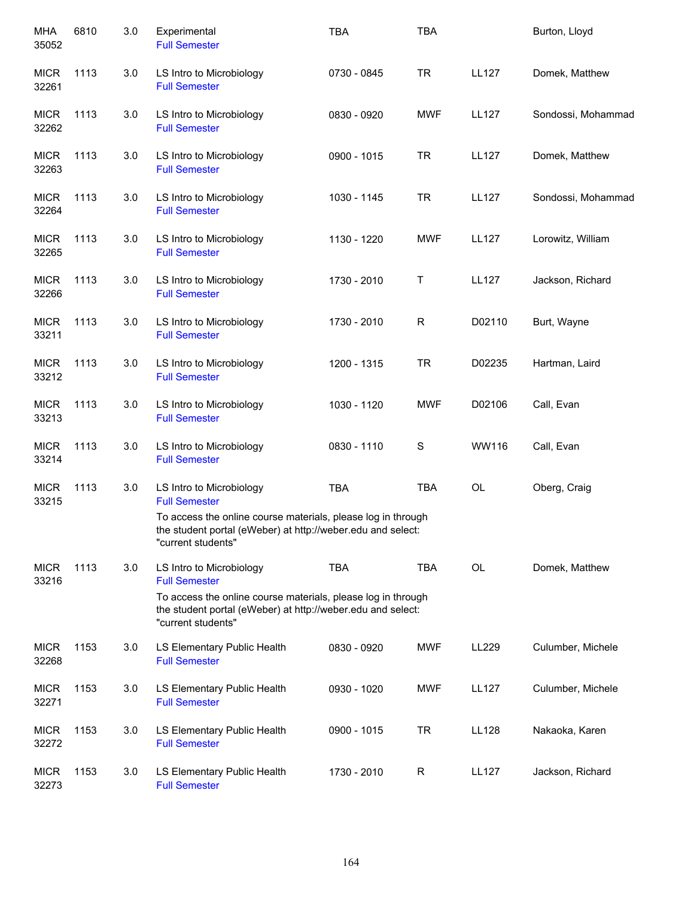| | | | | | | | |
|---|---|---|---|---|---|---|---|
| MHA 35052 | 6810 | 3.0 | Experimental<br>Full Semester | TBA | TBA | | Burton, Lloyd |
| MICR 32261 | 1113 | 3.0 | LS Intro to Microbiology<br>Full Semester | 0730 - 0845 | TR | LL127 | Domek, Matthew |
| MICR 32262 | 1113 | 3.0 | LS Intro to Microbiology<br>Full Semester | 0830 - 0920 | MWF | LL127 | Sondossi, Mohammad |
| MICR 32263 | 1113 | 3.0 | LS Intro to Microbiology<br>Full Semester | 0900 - 1015 | TR | LL127 | Domek, Matthew |
| MICR 32264 | 1113 | 3.0 | LS Intro to Microbiology<br>Full Semester | 1030 - 1145 | TR | LL127 | Sondossi, Mohammad |
| MICR 32265 | 1113 | 3.0 | LS Intro to Microbiology<br>Full Semester | 1130 - 1220 | MWF | LL127 | Lorowitz, William |
| MICR 32266 | 1113 | 3.0 | LS Intro to Microbiology<br>Full Semester | 1730 - 2010 | T | LL127 | Jackson, Richard |
| MICR 33211 | 1113 | 3.0 | LS Intro to Microbiology<br>Full Semester | 1730 - 2010 | R | D02110 | Burt, Wayne |
| MICR 33212 | 1113 | 3.0 | LS Intro to Microbiology<br>Full Semester | 1200 - 1315 | TR | D02235 | Hartman, Laird |
| MICR 33213 | 1113 | 3.0 | LS Intro to Microbiology<br>Full Semester | 1030 - 1120 | MWF | D02106 | Call, Evan |
| MICR 33214 | 1113 | 3.0 | LS Intro to Microbiology<br>Full Semester | 0830 - 1110 | S | WW116 | Call, Evan |
| MICR 33215 | 1113 | 3.0 | LS Intro to Microbiology<br>Full Semester<br>To access the online course materials, please log in through the student portal (eWeber) at http://weber.edu and select: "current students" | TBA | TBA | OL | Oberg, Craig |
| MICR 33216 | 1113 | 3.0 | LS Intro to Microbiology<br>Full Semester<br>To access the online course materials, please log in through the student portal (eWeber) at http://weber.edu and select: "current students" | TBA | TBA | OL | Domek, Matthew |
| MICR 32268 | 1153 | 3.0 | LS Elementary Public Health<br>Full Semester | 0830 - 0920 | MWF | LL229 | Culumber, Michele |
| MICR 32271 | 1153 | 3.0 | LS Elementary Public Health<br>Full Semester | 0930 - 1020 | MWF | LL127 | Culumber, Michele |
| MICR 32272 | 1153 | 3.0 | LS Elementary Public Health<br>Full Semester | 0900 - 1015 | TR | LL128 | Nakaoka, Karen |
| MICR 32273 | 1153 | 3.0 | LS Elementary Public Health<br>Full Semester | 1730 - 2010 | R | LL127 | Jackson, Richard |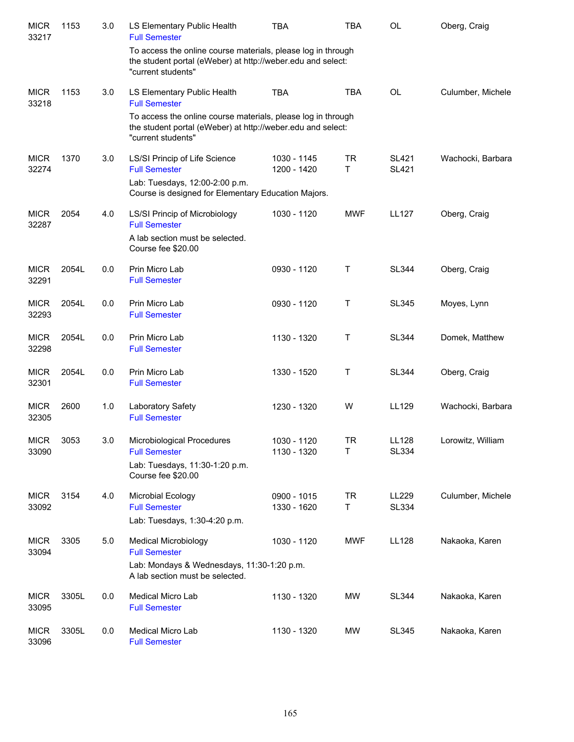| Subject/CRN | Course | Credits | Title | Time | Days | Room | Instructor |
|---|---|---|---|---|---|---|---|
| MICR 33217 | 1153 | 3.0 | LS Elementary Public Health<br>Full Semester<br>To access the online course materials, please log in through the student portal (eWeber) at http://weber.edu and select: "current students" | TBA | TBA | OL | Oberg, Craig |
| MICR 33218 | 1153 | 3.0 | LS Elementary Public Health<br>Full Semester<br>To access the online course materials, please log in through the student portal (eWeber) at http://weber.edu and select: "current students" | TBA | TBA | OL | Culumber, Michele |
| MICR 32274 | 1370 | 3.0 | LS/SI Princip of Life Science<br>Full Semester<br>Lab: Tuesdays, 12:00-2:00 p.m.<br>Course is designed for Elementary Education Majors. | 1030 - 1145<br>1200 - 1420 | TR<br>T | SL421<br>SL421 | Wachocki, Barbara |
| MICR 32287 | 2054 | 4.0 | LS/SI Princip of Microbiology<br>Full Semester<br>A lab section must be selected.<br>Course fee $20.00 | 1030 - 1120 | MWF | LL127 | Oberg, Craig |
| MICR 32291 | 2054L | 0.0 | Prin Micro Lab<br>Full Semester | 0930 - 1120 | T | SL344 | Oberg, Craig |
| MICR 32293 | 2054L | 0.0 | Prin Micro Lab<br>Full Semester | 0930 - 1120 | T | SL345 | Moyes, Lynn |
| MICR 32298 | 2054L | 0.0 | Prin Micro Lab<br>Full Semester | 1130 - 1320 | T | SL344 | Domek, Matthew |
| MICR 32301 | 2054L | 0.0 | Prin Micro Lab<br>Full Semester | 1330 - 1520 | T | SL344 | Oberg, Craig |
| MICR 32305 | 2600 | 1.0 | Laboratory Safety<br>Full Semester | 1230 - 1320 | W | LL129 | Wachocki, Barbara |
| MICR 33090 | 3053 | 3.0 | Microbiological Procedures<br>Full Semester<br>Lab: Tuesdays, 11:30-1:20 p.m.<br>Course fee $20.00 | 1030 - 1120<br>1130 - 1320 | TR<br>T | LL128<br>SL334 | Lorowitz, William |
| MICR 33092 | 3154 | 4.0 | Microbial Ecology<br>Full Semester<br>Lab: Tuesdays, 1:30-4:20 p.m. | 0900 - 1015<br>1330 - 1620 | TR<br>T | LL229<br>SL334 | Culumber, Michele |
| MICR 33094 | 3305 | 5.0 | Medical Microbiology<br>Full Semester<br>Lab: Mondays & Wednesdays, 11:30-1:20 p.m.<br>A lab section must be selected. | 1030 - 1120 | MWF | LL128 | Nakaoka, Karen |
| MICR 33095 | 3305L | 0.0 | Medical Micro Lab<br>Full Semester | 1130 - 1320 | MW | SL344 | Nakaoka, Karen |
| MICR 33096 | 3305L | 0.0 | Medical Micro Lab<br>Full Semester | 1130 - 1320 | MW | SL345 | Nakaoka, Karen |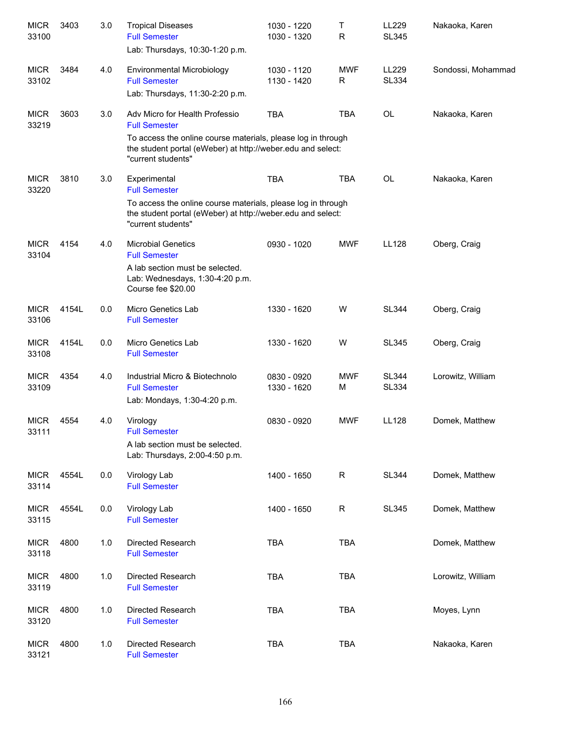| | | | | | | | |
|---|---|---|---|---|---|---|---|
| MICR 33100 | 3403 | 3.0 | Tropical Diseases<br>Full Semester<br>Lab: Thursdays, 10:30-1:20 p.m. | 1030 - 1220<br>1030 - 1320 | T<br>R | LL229<br>SL345 | Nakaoka, Karen |
| MICR 33102 | 3484 | 4.0 | Environmental Microbiology<br>Full Semester<br>Lab: Thursdays, 11:30-2:20 p.m. | 1030 - 1120<br>1130 - 1420 | MWF<br>R | LL229<br>SL334 | Sondossi, Mohammad |
| MICR 33219 | 3603 | 3.0 | Adv Micro for Health Professio<br>Full Semester<br>To access the online course materials, please log in through the student portal (eWeber) at http://weber.edu and select: "current students" | TBA | TBA | OL | Nakaoka, Karen |
| MICR 33220 | 3810 | 3.0 | Experimental<br>Full Semester<br>To access the online course materials, please log in through the student portal (eWeber) at http://weber.edu and select: "current students" | TBA | TBA | OL | Nakaoka, Karen |
| MICR 33104 | 4154 | 4.0 | Microbial Genetics<br>Full Semester<br>A lab section must be selected.<br>Lab: Wednesdays, 1:30-4:20 p.m.<br>Course fee $20.00 | 0930 - 1020 | MWF | LL128 | Oberg, Craig |
| MICR 33106 | 4154L | 0.0 | Micro Genetics Lab<br>Full Semester | 1330 - 1620 | W | SL344 | Oberg, Craig |
| MICR 33108 | 4154L | 0.0 | Micro Genetics Lab<br>Full Semester | 1330 - 1620 | W | SL345 | Oberg, Craig |
| MICR 33109 | 4354 | 4.0 | Industrial Micro & Biotechnolo<br>Full Semester<br>Lab: Mondays, 1:30-4:20 p.m. | 0830 - 0920<br>1330 - 1620 | MWF<br>M | SL344<br>SL334 | Lorowitz, William |
| MICR 33111 | 4554 | 4.0 | Virology<br>Full Semester<br>A lab section must be selected.<br>Lab: Thursdays, 2:00-4:50 p.m. | 0830 - 0920 | MWF | LL128 | Domek, Matthew |
| MICR 33114 | 4554L | 0.0 | Virology Lab<br>Full Semester | 1400 - 1650 | R | SL344 | Domek, Matthew |
| MICR 33115 | 4554L | 0.0 | Virology Lab<br>Full Semester | 1400 - 1650 | R | SL345 | Domek, Matthew |
| MICR 33118 | 4800 | 1.0 | Directed Research<br>Full Semester | TBA | TBA | | Domek, Matthew |
| MICR 33119 | 4800 | 1.0 | Directed Research<br>Full Semester | TBA | TBA | | Lorowitz, William |
| MICR 33120 | 4800 | 1.0 | Directed Research<br>Full Semester | TBA | TBA | | Moyes, Lynn |
| MICR 33121 | 4800 | 1.0 | Directed Research<br>Full Semester | TBA | TBA | | Nakaoka, Karen |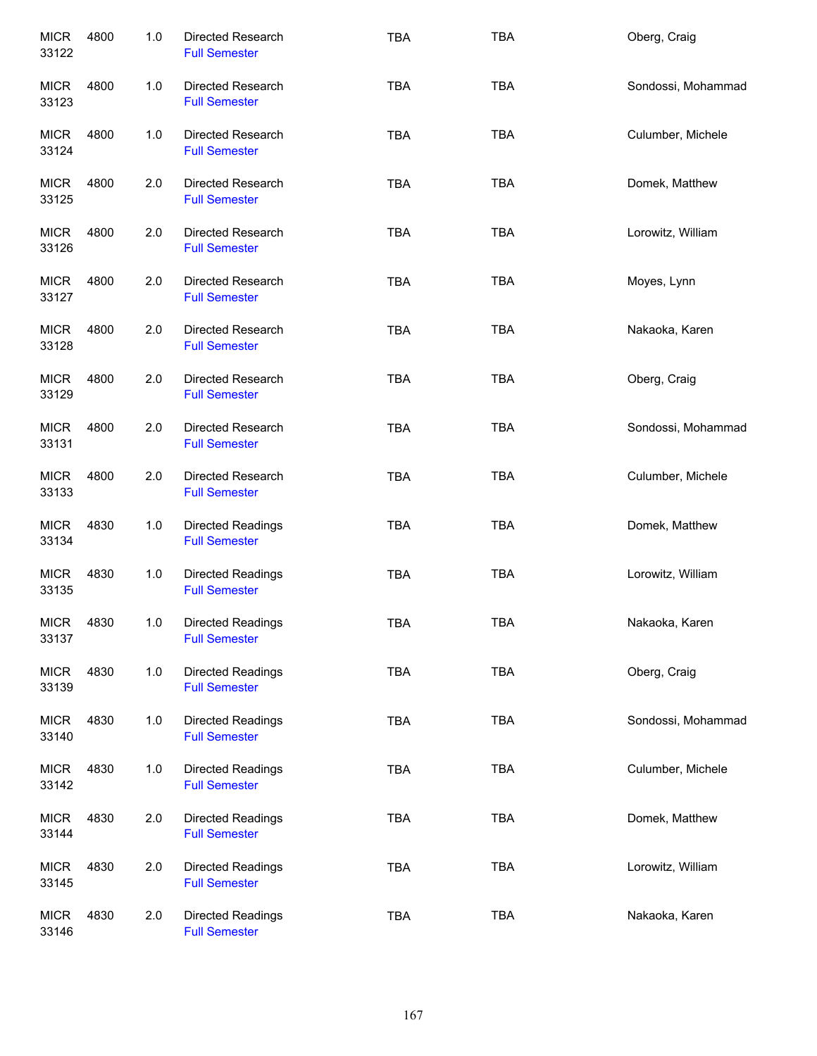| | | | | | | |
|---|---|---|---|---|---|---|
| MICR 33122 | 4800 | 1.0 | Directed Research<br>Full Semester | TBA | TBA | Oberg, Craig |
| MICR 33123 | 4800 | 1.0 | Directed Research<br>Full Semester | TBA | TBA | Sondossi, Mohammad |
| MICR 33124 | 4800 | 1.0 | Directed Research<br>Full Semester | TBA | TBA | Culumber, Michele |
| MICR 33125 | 4800 | 2.0 | Directed Research<br>Full Semester | TBA | TBA | Domek, Matthew |
| MICR 33126 | 4800 | 2.0 | Directed Research<br>Full Semester | TBA | TBA | Lorowitz, William |
| MICR 33127 | 4800 | 2.0 | Directed Research<br>Full Semester | TBA | TBA | Moyes, Lynn |
| MICR 33128 | 4800 | 2.0 | Directed Research<br>Full Semester | TBA | TBA | Nakaoka, Karen |
| MICR 33129 | 4800 | 2.0 | Directed Research<br>Full Semester | TBA | TBA | Oberg, Craig |
| MICR 33131 | 4800 | 2.0 | Directed Research<br>Full Semester | TBA | TBA | Sondossi, Mohammad |
| MICR 33133 | 4800 | 2.0 | Directed Research<br>Full Semester | TBA | TBA | Culumber, Michele |
| MICR 33134 | 4830 | 1.0 | Directed Readings<br>Full Semester | TBA | TBA | Domek, Matthew |
| MICR 33135 | 4830 | 1.0 | Directed Readings<br>Full Semester | TBA | TBA | Lorowitz, William |
| MICR 33137 | 4830 | 1.0 | Directed Readings<br>Full Semester | TBA | TBA | Nakaoka, Karen |
| MICR 33139 | 4830 | 1.0 | Directed Readings<br>Full Semester | TBA | TBA | Oberg, Craig |
| MICR 33140 | 4830 | 1.0 | Directed Readings<br>Full Semester | TBA | TBA | Sondossi, Mohammad |
| MICR 33142 | 4830 | 1.0 | Directed Readings<br>Full Semester | TBA | TBA | Culumber, Michele |
| MICR 33144 | 4830 | 2.0 | Directed Readings<br>Full Semester | TBA | TBA | Domek, Matthew |
| MICR 33145 | 4830 | 2.0 | Directed Readings<br>Full Semester | TBA | TBA | Lorowitz, William |
| MICR 33146 | 4830 | 2.0 | Directed Readings<br>Full Semester | TBA | TBA | Nakaoka, Karen |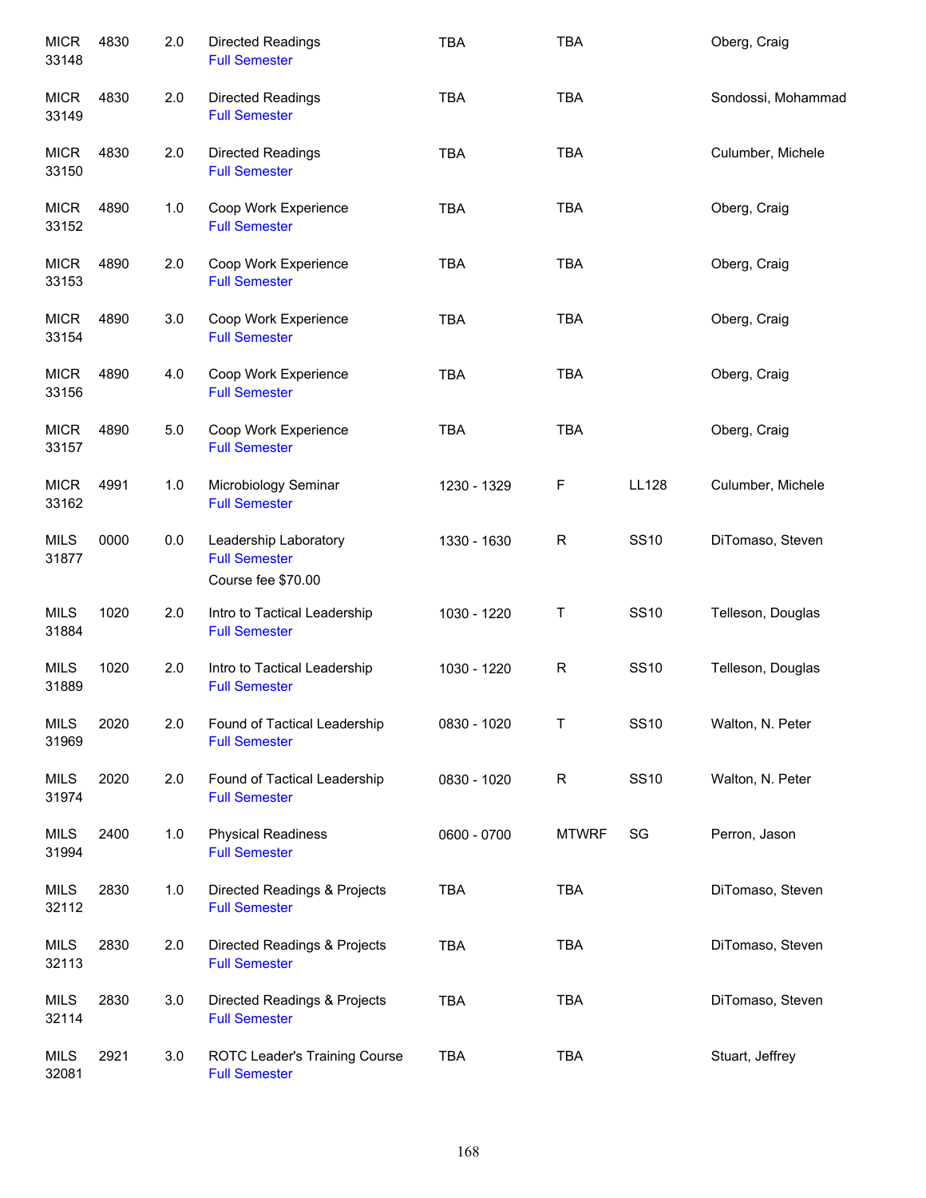| | | | | | | | |
|---|---|---|---|---|---|---|---|
| MICR 33148 | 4830 | 2.0 | Directed Readings<br>Full Semester | TBA | TBA | | Oberg, Craig |
| MICR 33149 | 4830 | 2.0 | Directed Readings<br>Full Semester | TBA | TBA | | Sondossi, Mohammad |
| MICR 33150 | 4830 | 2.0 | Directed Readings<br>Full Semester | TBA | TBA | | Culumber, Michele |
| MICR 33152 | 4890 | 1.0 | Coop Work Experience<br>Full Semester | TBA | TBA | | Oberg, Craig |
| MICR 33153 | 4890 | 2.0 | Coop Work Experience<br>Full Semester | TBA | TBA | | Oberg, Craig |
| MICR 33154 | 4890 | 3.0 | Coop Work Experience<br>Full Semester | TBA | TBA | | Oberg, Craig |
| MICR 33156 | 4890 | 4.0 | Coop Work Experience<br>Full Semester | TBA | TBA | | Oberg, Craig |
| MICR 33157 | 4890 | 5.0 | Coop Work Experience<br>Full Semester | TBA | TBA | | Oberg, Craig |
| MICR 33162 | 4991 | 1.0 | Microbiology Seminar<br>Full Semester | 1230 - 1329 | F | LL128 | Culumber, Michele |
| MILS 31877 | 0000 | 0.0 | Leadership Laboratory<br>Full Semester<br>Course fee $70.00 | 1330 - 1630 | R | SS10 | DiTomaso, Steven |
| MILS 31884 | 1020 | 2.0 | Intro to Tactical Leadership<br>Full Semester | 1030 - 1220 | T | SS10 | Telleson, Douglas |
| MILS 31889 | 1020 | 2.0 | Intro to Tactical Leadership<br>Full Semester | 1030 - 1220 | R | SS10 | Telleson, Douglas |
| MILS 31969 | 2020 | 2.0 | Found of Tactical Leadership<br>Full Semester | 0830 - 1020 | T | SS10 | Walton, N. Peter |
| MILS 31974 | 2020 | 2.0 | Found of Tactical Leadership<br>Full Semester | 0830 - 1020 | R | SS10 | Walton, N. Peter |
| MILS 31994 | 2400 | 1.0 | Physical Readiness<br>Full Semester | 0600 - 0700 | MTWRF | SG | Perron, Jason |
| MILS 32112 | 2830 | 1.0 | Directed Readings & Projects<br>Full Semester | TBA | TBA | | DiTomaso, Steven |
| MILS 32113 | 2830 | 2.0 | Directed Readings & Projects<br>Full Semester | TBA | TBA | | DiTomaso, Steven |
| MILS 32114 | 2830 | 3.0 | Directed Readings & Projects<br>Full Semester | TBA | TBA | | DiTomaso, Steven |
| MILS 32081 | 2921 | 3.0 | ROTC Leader's Training Course<br>Full Semester | TBA | TBA | | Stuart, Jeffrey |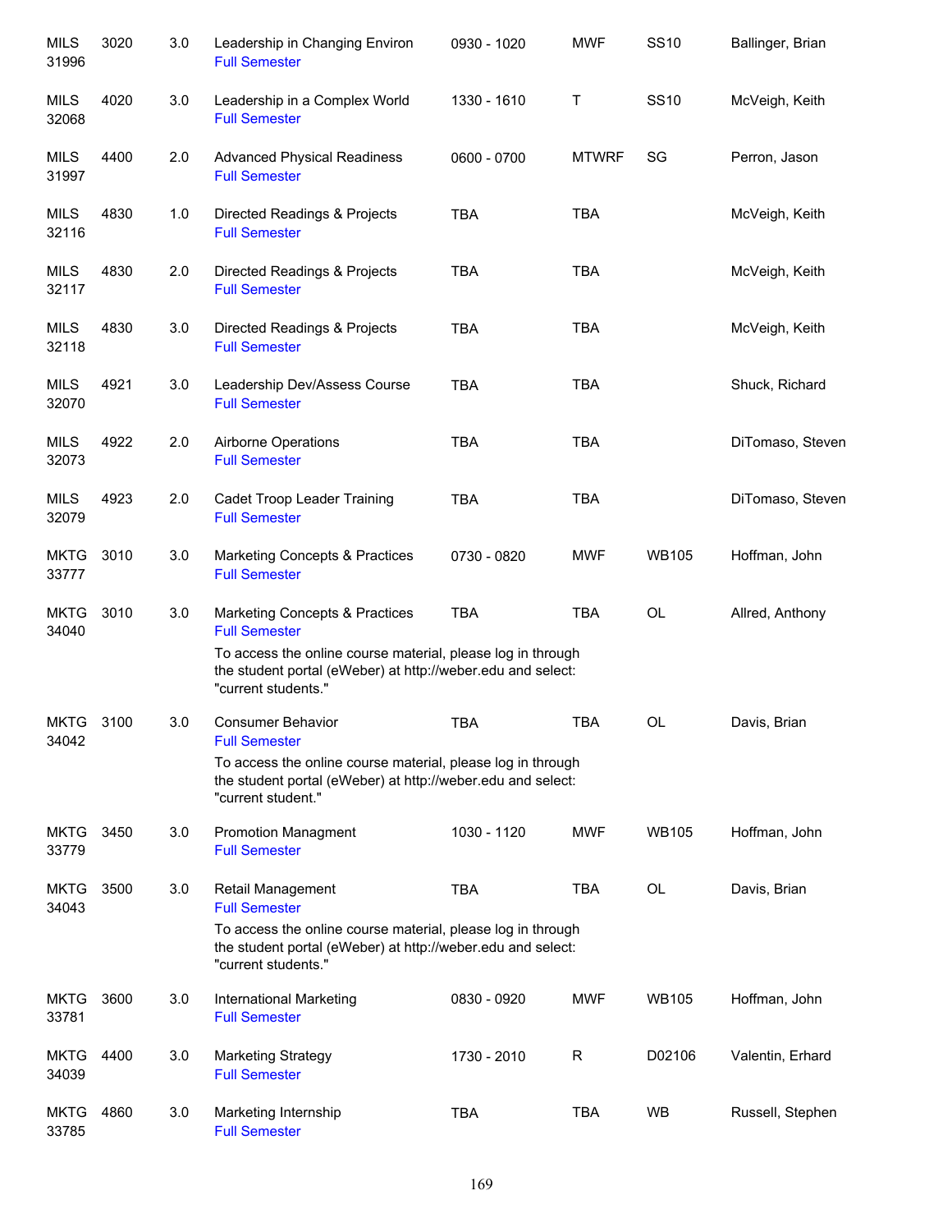| | | | | | | | |
|---|---|---|---|---|---|---|---|
| MILS 31996 | 3020 | 3.0 | Leadership in Changing Environ<br>Full Semester | 0930 - 1020 | MWF | SS10 | Ballinger, Brian |
| MILS 32068 | 4020 | 3.0 | Leadership in a Complex World<br>Full Semester | 1330 - 1610 | T | SS10 | McVeigh, Keith |
| MILS 31997 | 4400 | 2.0 | Advanced Physical Readiness<br>Full Semester | 0600 - 0700 | MTWRF | SG | Perron, Jason |
| MILS 32116 | 4830 | 1.0 | Directed Readings & Projects<br>Full Semester | TBA | TBA | | McVeigh, Keith |
| MILS 32117 | 4830 | 2.0 | Directed Readings & Projects<br>Full Semester | TBA | TBA | | McVeigh, Keith |
| MILS 32118 | 4830 | 3.0 | Directed Readings & Projects<br>Full Semester | TBA | TBA | | McVeigh, Keith |
| MILS 32070 | 4921 | 3.0 | Leadership Dev/Assess Course<br>Full Semester | TBA | TBA | | Shuck, Richard |
| MILS 32073 | 4922 | 2.0 | Airborne Operations<br>Full Semester | TBA | TBA | | DiTomaso, Steven |
| MILS 32079 | 4923 | 2.0 | Cadet Troop Leader Training<br>Full Semester | TBA | TBA | | DiTomaso, Steven |
| MKTG 33777 | 3010 | 3.0 | Marketing Concepts & Practices<br>Full Semester | 0730 - 0820 | MWF | WB105 | Hoffman, John |
| MKTG 34040 | 3010 | 3.0 | Marketing Concepts & Practices<br>Full Semester<br>To access the online course material, please log in through the student portal (eWeber) at http://weber.edu and select: "current students." | TBA | TBA | OL | Allred, Anthony |
| MKTG 34042 | 3100 | 3.0 | Consumer Behavior<br>Full Semester<br>To access the online course material, please log in through the student portal (eWeber) at http://weber.edu and select: "current student." | TBA | TBA | OL | Davis, Brian |
| MKTG 33779 | 3450 | 3.0 | Promotion Managment<br>Full Semester | 1030 - 1120 | MWF | WB105 | Hoffman, John |
| MKTG 34043 | 3500 | 3.0 | Retail Management<br>Full Semester<br>To access the online course material, please log in through the student portal (eWeber) at http://weber.edu and select: "current students." | TBA | TBA | OL | Davis, Brian |
| MKTG 33781 | 3600 | 3.0 | International Marketing<br>Full Semester | 0830 - 0920 | MWF | WB105 | Hoffman, John |
| MKTG 34039 | 4400 | 3.0 | Marketing Strategy<br>Full Semester | 1730 - 2010 | R | D02106 | Valentin, Erhard |
| MKTG 33785 | 4860 | 3.0 | Marketing Internship<br>Full Semester | TBA | TBA | WB | Russell, Stephen |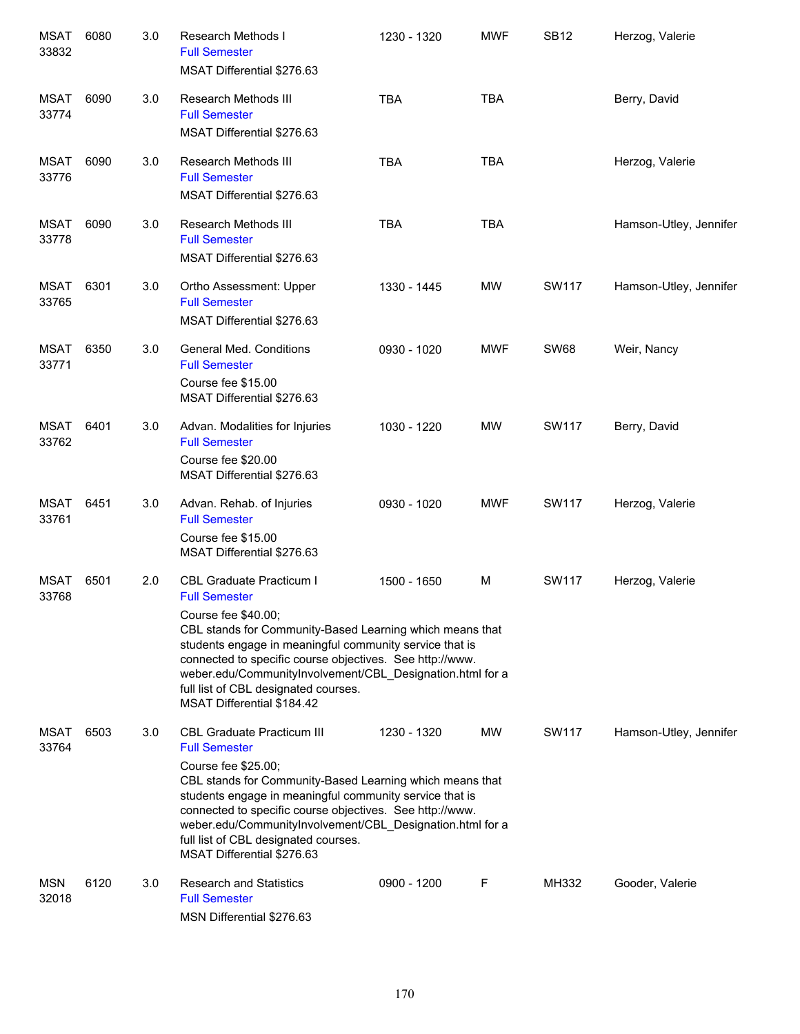| | | | | | | | |
|---|---|---|---|---|---|---|---|
| MSAT 33832 | 6080 | 3.0 | Research Methods I<br>Full Semester<br>MSAT Differential $276.63 | 1230 - 1320 | MWF | SB12 | Herzog, Valerie |
| MSAT 33774 | 6090 | 3.0 | Research Methods III<br>Full Semester<br>MSAT Differential $276.63 | TBA | TBA | | Berry, David |
| MSAT 33776 | 6090 | 3.0 | Research Methods III<br>Full Semester<br>MSAT Differential $276.63 | TBA | TBA | | Herzog, Valerie |
| MSAT 33778 | 6090 | 3.0 | Research Methods III<br>Full Semester<br>MSAT Differential $276.63 | TBA | TBA | | Hamson-Utley, Jennifer |
| MSAT 33765 | 6301 | 3.0 | Ortho Assessment: Upper<br>Full Semester<br>MSAT Differential $276.63 | 1330 - 1445 | MW | SW117 | Hamson-Utley, Jennifer |
| MSAT 33771 | 6350 | 3.0 | General Med. Conditions<br>Full Semester<br>Course fee $15.00<br>MSAT Differential $276.63 | 0930 - 1020 | MWF | SW68 | Weir, Nancy |
| MSAT 33762 | 6401 | 3.0 | Advan. Modalities for Injuries<br>Full Semester<br>Course fee $20.00<br>MSAT Differential $276.63 | 1030 - 1220 | MW | SW117 | Berry, David |
| MSAT 33761 | 6451 | 3.0 | Advan. Rehab. of Injuries<br>Full Semester<br>Course fee $15.00<br>MSAT Differential $276.63 | 0930 - 1020 | MWF | SW117 | Herzog, Valerie |
| MSAT 33768 | 6501 | 2.0 | CBL Graduate Practicum I<br>Full Semester<br>Course fee $40.00;<br>CBL stands for Community-Based Learning which means that students engage in meaningful community service that is connected to specific course objectives. See http://www.weber.edu/CommunityInvolvement/CBL_Designation.html for a full list of CBL designated courses.<br>MSAT Differential $184.42 | 1500 - 1650 | M | SW117 | Herzog, Valerie |
| MSAT 33764 | 6503 | 3.0 | CBL Graduate Practicum III<br>Full Semester<br>Course fee $25.00;<br>CBL stands for Community-Based Learning which means that students engage in meaningful community service that is connected to specific course objectives. See http://www.weber.edu/CommunityInvolvement/CBL_Designation.html for a full list of CBL designated courses.<br>MSAT Differential $276.63 | 1230 - 1320 | MW | SW117 | Hamson-Utley, Jennifer |
| MSN 32018 | 6120 | 3.0 | Research and Statistics<br>Full Semester<br>MSN Differential $276.63 | 0900 - 1200 | F | MH332 | Gooder, Valerie |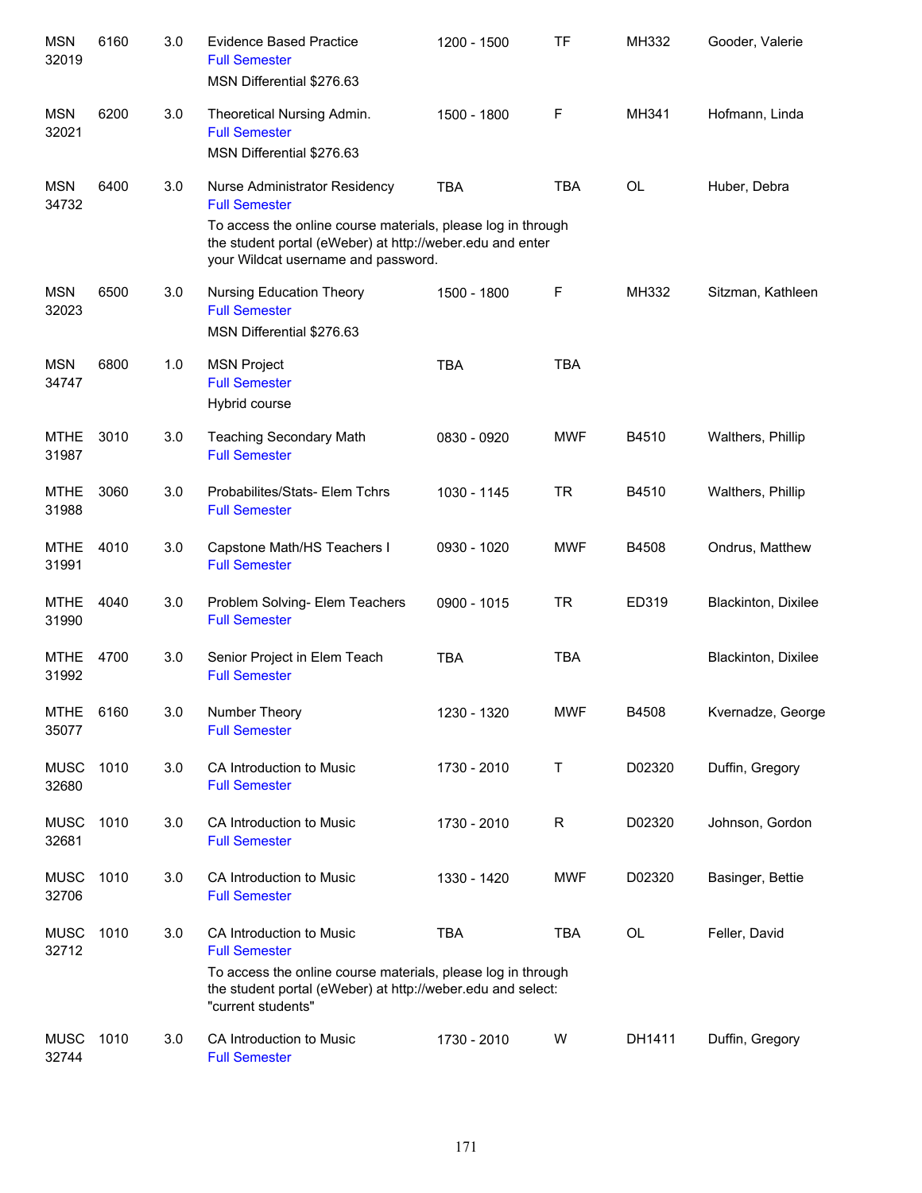| Subject/CRN | Course | Credits | Title | Time | Days | Room | Instructor |
|---|---|---|---|---|---|---|---|
| MSN 32019 | 6160 | 3.0 | Evidence Based Practice<br>Full Semester<br>MSN Differential $276.63 | 1200 - 1500 | TF | MH332 | Gooder, Valerie |
| MSN 32021 | 6200 | 3.0 | Theoretical Nursing Admin.<br>Full Semester<br>MSN Differential $276.63 | 1500 - 1800 | F | MH341 | Hofmann, Linda |
| MSN 34732 | 6400 | 3.0 | Nurse Administrator Residency<br>Full Semester<br>To access the online course materials, please log in through the student portal (eWeber) at http://weber.edu and enter your Wildcat username and password. | TBA | TBA | OL | Huber, Debra |
| MSN 32023 | 6500 | 3.0 | Nursing Education Theory<br>Full Semester<br>MSN Differential $276.63 | 1500 - 1800 | F | MH332 | Sitzman, Kathleen |
| MSN 34747 | 6800 | 1.0 | MSN Project<br>Full Semester<br>Hybrid course | TBA | TBA | | |
| MTHE 31987 | 3010 | 3.0 | Teaching Secondary Math<br>Full Semester | 0830 - 0920 | MWF | B4510 | Walthers, Phillip |
| MTHE 31988 | 3060 | 3.0 | Probabilites/Stats- Elem Tchrs<br>Full Semester | 1030 - 1145 | TR | B4510 | Walthers, Phillip |
| MTHE 31991 | 4010 | 3.0 | Capstone Math/HS Teachers I<br>Full Semester | 0930 - 1020 | MWF | B4508 | Ondrus, Matthew |
| MTHE 31990 | 4040 | 3.0 | Problem Solving- Elem Teachers<br>Full Semester | 0900 - 1015 | TR | ED319 | Blackinton, Dixilee |
| MTHE 31992 | 4700 | 3.0 | Senior Project in Elem Teach<br>Full Semester | TBA | TBA | | Blackinton, Dixilee |
| MTHE 35077 | 6160 | 3.0 | Number Theory<br>Full Semester | 1230 - 1320 | MWF | B4508 | Kvernadze, George |
| MUSC 32680 | 1010 | 3.0 | CA Introduction to Music<br>Full Semester | 1730 - 2010 | T | D02320 | Duffin, Gregory |
| MUSC 32681 | 1010 | 3.0 | CA Introduction to Music<br>Full Semester | 1730 - 2010 | R | D02320 | Johnson, Gordon |
| MUSC 32706 | 1010 | 3.0 | CA Introduction to Music<br>Full Semester | 1330 - 1420 | MWF | D02320 | Basinger, Bettie |
| MUSC 32712 | 1010 | 3.0 | CA Introduction to Music<br>Full Semester<br>To access the online course materials, please log in through the student portal (eWeber) at http://weber.edu and select: "current students" | TBA | TBA | OL | Feller, David |
| MUSC 32744 | 1010 | 3.0 | CA Introduction to Music<br>Full Semester | 1730 - 2010 | W | DH1411 | Duffin, Gregory |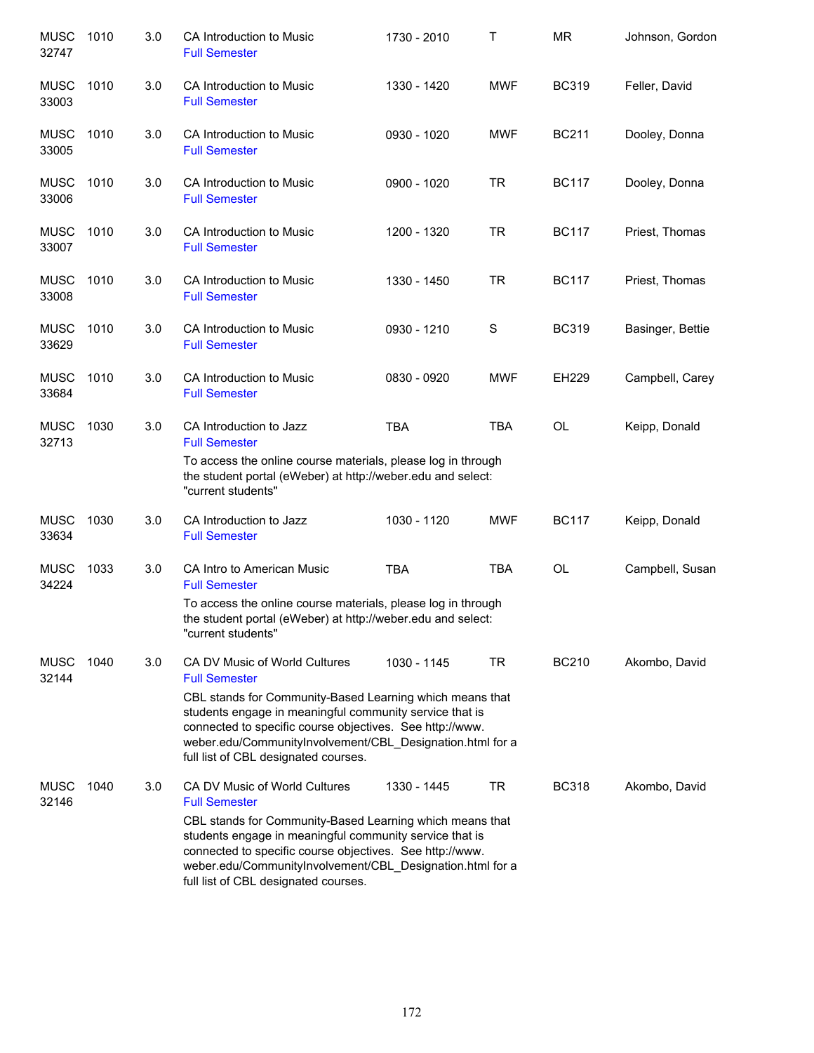| Subject/CRN | Course | Credits | Title | Time | Days | Room | Instructor |
|---|---|---|---|---|---|---|---|
| MUSC 32747 | 1010 | 3.0 | CA Introduction to Music<br>Full Semester | 1730 - 2010 | T | MR | Johnson, Gordon |
| MUSC 33003 | 1010 | 3.0 | CA Introduction to Music<br>Full Semester | 1330 - 1420 | MWF | BC319 | Feller, David |
| MUSC 33005 | 1010 | 3.0 | CA Introduction to Music<br>Full Semester | 0930 - 1020 | MWF | BC211 | Dooley, Donna |
| MUSC 33006 | 1010 | 3.0 | CA Introduction to Music<br>Full Semester | 0900 - 1020 | TR | BC117 | Dooley, Donna |
| MUSC 33007 | 1010 | 3.0 | CA Introduction to Music<br>Full Semester | 1200 - 1320 | TR | BC117 | Priest, Thomas |
| MUSC 33008 | 1010 | 3.0 | CA Introduction to Music<br>Full Semester | 1330 - 1450 | TR | BC117 | Priest, Thomas |
| MUSC 33629 | 1010 | 3.0 | CA Introduction to Music<br>Full Semester | 0930 - 1210 | S | BC319 | Basinger, Bettie |
| MUSC 33684 | 1010 | 3.0 | CA Introduction to Music<br>Full Semester | 0830 - 0920 | MWF | EH229 | Campbell, Carey |
| MUSC 32713 | 1030 | 3.0 | CA Introduction to Jazz<br>Full Semester<br>To access the online course materials, please log in through the student portal (eWeber) at http://weber.edu and select: "current students" | TBA | TBA | OL | Keipp, Donald |
| MUSC 33634 | 1030 | 3.0 | CA Introduction to Jazz<br>Full Semester | 1030 - 1120 | MWF | BC117 | Keipp, Donald |
| MUSC 34224 | 1033 | 3.0 | CA Intro to American Music<br>Full Semester<br>To access the online course materials, please log in through the student portal (eWeber) at http://weber.edu and select: "current students" | TBA | TBA | OL | Campbell, Susan |
| MUSC 32144 | 1040 | 3.0 | CA DV Music of World Cultures<br>Full Semester<br>CBL stands for Community-Based Learning which means that students engage in meaningful community service that is connected to specific course objectives. See http://www.weber.edu/CommunityInvolvement/CBL_Designation.html for a full list of CBL designated courses. | 1030 - 1145 | TR | BC210 | Akombo, David |
| MUSC 32146 | 1040 | 3.0 | CA DV Music of World Cultures<br>Full Semester<br>CBL stands for Community-Based Learning which means that students engage in meaningful community service that is connected to specific course objectives. See http://www.weber.edu/CommunityInvolvement/CBL_Designation.html for a full list of CBL designated courses. | 1330 - 1445 | TR | BC318 | Akombo, David |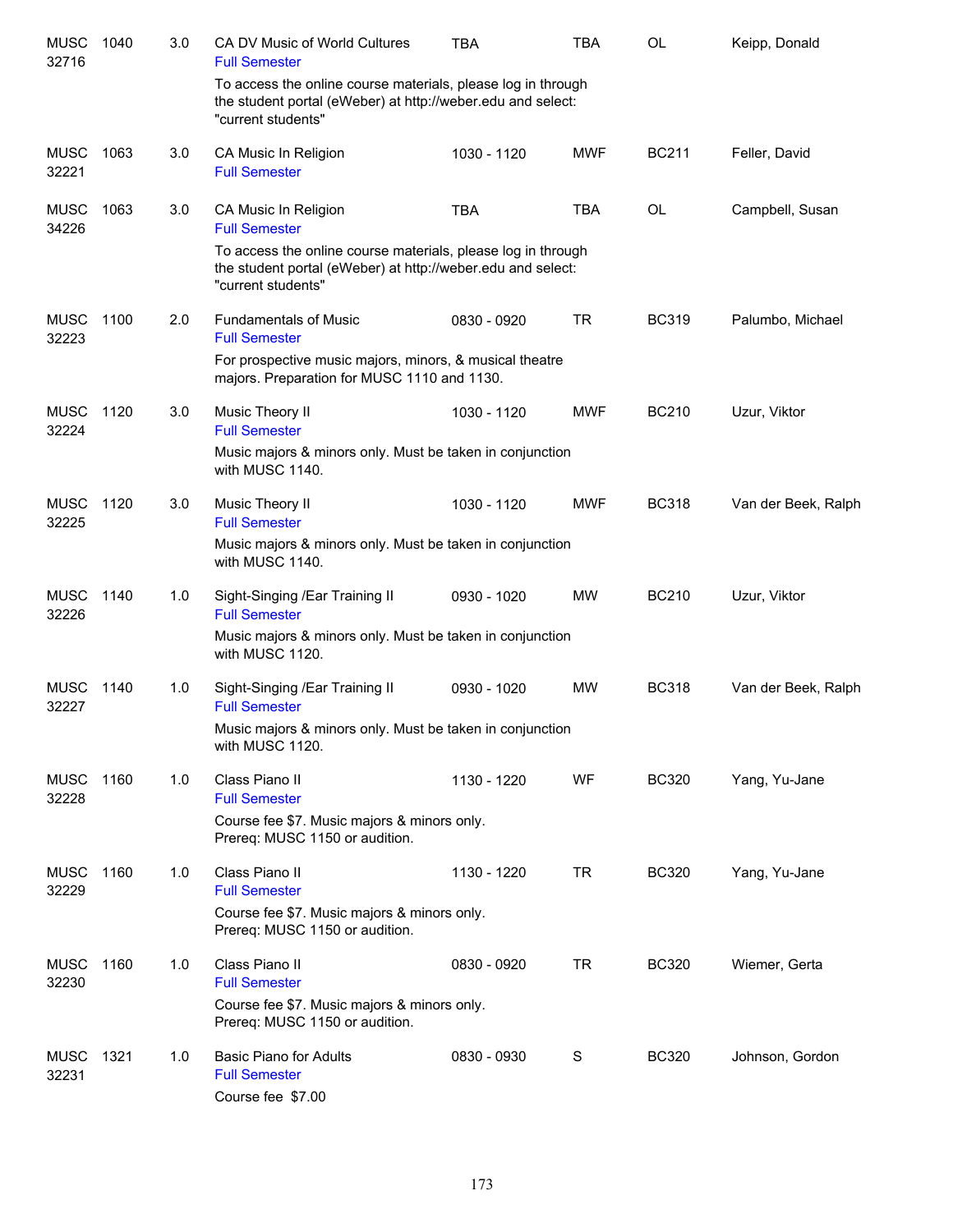| | | | | | | | |
|---|---|---|---|---|---|---|---|
| MUSC 32716 | 1040 | 3.0 | CA DV Music of World Cultures<br>Full Semester<br>To access the online course materials, please log in through the student portal (eWeber) at http://weber.edu and select: "current students" | TBA | TBA | OL | Keipp, Donald |
| MUSC 32221 | 1063 | 3.0 | CA Music In Religion<br>Full Semester | 1030 - 1120 | MWF | BC211 | Feller, David |
| MUSC 34226 | 1063 | 3.0 | CA Music In Religion<br>Full Semester<br>To access the online course materials, please log in through the student portal (eWeber) at http://weber.edu and select: "current students" | TBA | TBA | OL | Campbell, Susan |
| MUSC 32223 | 1100 | 2.0 | Fundamentals of Music<br>Full Semester<br>For prospective music majors, minors, & musical theatre majors. Preparation for MUSC 1110 and 1130. | 0830 - 0920 | TR | BC319 | Palumbo, Michael |
| MUSC 32224 | 1120 | 3.0 | Music Theory II<br>Full Semester<br>Music majors & minors only. Must be taken in conjunction with MUSC 1140. | 1030 - 1120 | MWF | BC210 | Uzur, Viktor |
| MUSC 32225 | 1120 | 3.0 | Music Theory II<br>Full Semester<br>Music majors & minors only. Must be taken in conjunction with MUSC 1140. | 1030 - 1120 | MWF | BC318 | Van der Beek, Ralph |
| MUSC 32226 | 1140 | 1.0 | Sight-Singing /Ear Training II<br>Full Semester<br>Music majors & minors only. Must be taken in conjunction with MUSC 1120. | 0930 - 1020 | MW | BC210 | Uzur, Viktor |
| MUSC 32227 | 1140 | 1.0 | Sight-Singing /Ear Training II<br>Full Semester<br>Music majors & minors only. Must be taken in conjunction with MUSC 1120. | 0930 - 1020 | MW | BC318 | Van der Beek, Ralph |
| MUSC 32228 | 1160 | 1.0 | Class Piano II<br>Full Semester<br>Course fee $7. Music majors & minors only. Prereq: MUSC 1150 or audition. | 1130 - 1220 | WF | BC320 | Yang, Yu-Jane |
| MUSC 32229 | 1160 | 1.0 | Class Piano II<br>Full Semester<br>Course fee $7. Music majors & minors only. Prereq: MUSC 1150 or audition. | 1130 - 1220 | TR | BC320 | Yang, Yu-Jane |
| MUSC 32230 | 1160 | 1.0 | Class Piano II<br>Full Semester<br>Course fee $7. Music majors & minors only. Prereq: MUSC 1150 or audition. | 0830 - 0920 | TR | BC320 | Wiemer, Gerta |
| MUSC 32231 | 1321 | 1.0 | Basic Piano for Adults<br>Full Semester<br>Course fee  $7.00 | 0830 - 0930 | S | BC320 | Johnson, Gordon |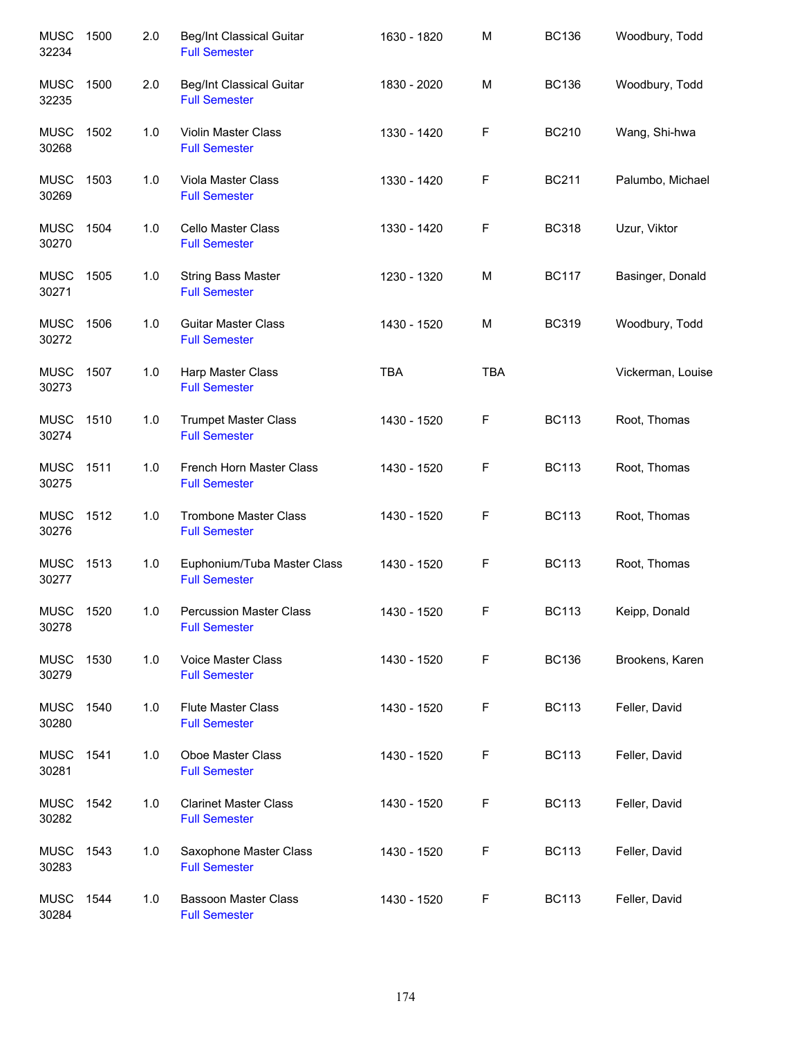| | | | | | | | |
|---|---|---|---|---|---|---|---|
| MUSC 32234 | 1500 | 2.0 | Beg/Int Classical Guitar<br>Full Semester | 1630 - 1820 | M | BC136 | Woodbury, Todd |
| MUSC 32235 | 1500 | 2.0 | Beg/Int Classical Guitar<br>Full Semester | 1830 - 2020 | M | BC136 | Woodbury, Todd |
| MUSC 30268 | 1502 | 1.0 | Violin Master Class<br>Full Semester | 1330 - 1420 | F | BC210 | Wang, Shi-hwa |
| MUSC 30269 | 1503 | 1.0 | Viola Master Class<br>Full Semester | 1330 - 1420 | F | BC211 | Palumbo, Michael |
| MUSC 30270 | 1504 | 1.0 | Cello Master Class<br>Full Semester | 1330 - 1420 | F | BC318 | Uzur, Viktor |
| MUSC 30271 | 1505 | 1.0 | String Bass Master<br>Full Semester | 1230 - 1320 | M | BC117 | Basinger, Donald |
| MUSC 30272 | 1506 | 1.0 | Guitar Master Class<br>Full Semester | 1430 - 1520 | M | BC319 | Woodbury, Todd |
| MUSC 30273 | 1507 | 1.0 | Harp Master Class<br>Full Semester | TBA | TBA | | Vickerman, Louise |
| MUSC 30274 | 1510 | 1.0 | Trumpet Master Class<br>Full Semester | 1430 - 1520 | F | BC113 | Root, Thomas |
| MUSC 30275 | 1511 | 1.0 | French Horn Master Class<br>Full Semester | 1430 - 1520 | F | BC113 | Root, Thomas |
| MUSC 30276 | 1512 | 1.0 | Trombone Master Class<br>Full Semester | 1430 - 1520 | F | BC113 | Root, Thomas |
| MUSC 30277 | 1513 | 1.0 | Euphonium/Tuba Master Class<br>Full Semester | 1430 - 1520 | F | BC113 | Root, Thomas |
| MUSC 30278 | 1520 | 1.0 | Percussion Master Class<br>Full Semester | 1430 - 1520 | F | BC113 | Keipp, Donald |
| MUSC 30279 | 1530 | 1.0 | Voice Master Class<br>Full Semester | 1430 - 1520 | F | BC136 | Brookens, Karen |
| MUSC 30280 | 1540 | 1.0 | Flute Master Class<br>Full Semester | 1430 - 1520 | F | BC113 | Feller, David |
| MUSC 30281 | 1541 | 1.0 | Oboe Master Class<br>Full Semester | 1430 - 1520 | F | BC113 | Feller, David |
| MUSC 30282 | 1542 | 1.0 | Clarinet Master Class<br>Full Semester | 1430 - 1520 | F | BC113 | Feller, David |
| MUSC 30283 | 1543 | 1.0 | Saxophone Master Class<br>Full Semester | 1430 - 1520 | F | BC113 | Feller, David |
| MUSC 30284 | 1544 | 1.0 | Bassoon Master Class<br>Full Semester | 1430 - 1520 | F | BC113 | Feller, David |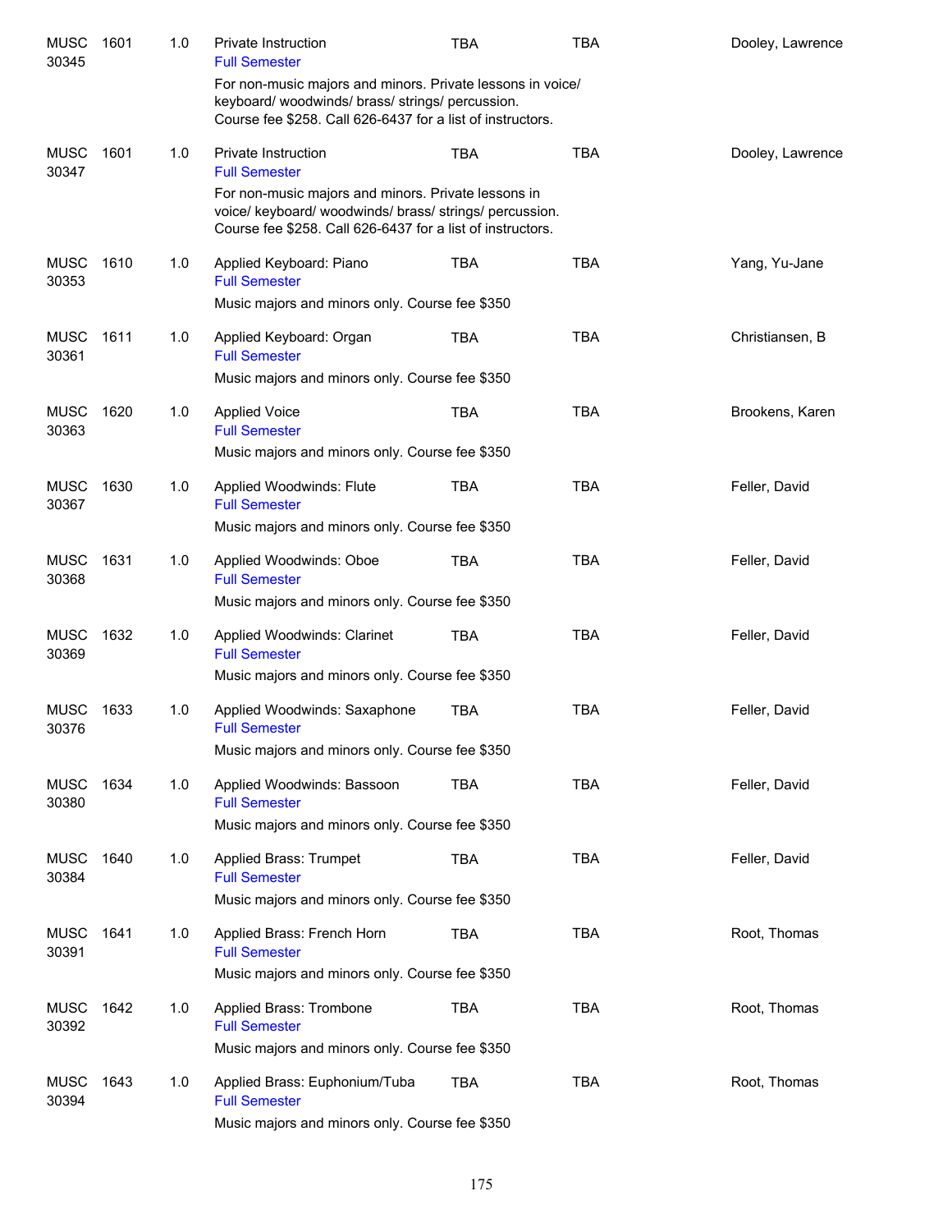| | | | | | | |
|---|---|---|---|---|---|---|
| MUSC 30345 | 1601 | 1.0 | Private Instruction<br>Full Semester<br>For non-music majors and minors. Private lessons in voice/ keyboard/ woodwinds/ brass/ strings/ percussion. Course fee $258. Call 626-6437 for a list of instructors. | TBA | TBA | Dooley, Lawrence |
| MUSC 30347 | 1601 | 1.0 | Private Instruction<br>Full Semester<br>For non-music majors and minors. Private lessons in voice/ keyboard/ woodwinds/ brass/ strings/ percussion. Course fee $258. Call 626-6437 for a list of instructors. | TBA | TBA | Dooley, Lawrence |
| MUSC 30353 | 1610 | 1.0 | Applied Keyboard: Piano<br>Full Semester<br>Music majors and minors only. Course fee $350 | TBA | TBA | Yang, Yu-Jane |
| MUSC 30361 | 1611 | 1.0 | Applied Keyboard: Organ<br>Full Semester<br>Music majors and minors only. Course fee $350 | TBA | TBA | Christiansen, B |
| MUSC 30363 | 1620 | 1.0 | Applied Voice<br>Full Semester<br>Music majors and minors only. Course fee $350 | TBA | TBA | Brookens, Karen |
| MUSC 30367 | 1630 | 1.0 | Applied Woodwinds: Flute<br>Full Semester<br>Music majors and minors only. Course fee $350 | TBA | TBA | Feller, David |
| MUSC 30368 | 1631 | 1.0 | Applied Woodwinds: Oboe<br>Full Semester<br>Music majors and minors only. Course fee $350 | TBA | TBA | Feller, David |
| MUSC 30369 | 1632 | 1.0 | Applied Woodwinds: Clarinet<br>Full Semester<br>Music majors and minors only. Course fee $350 | TBA | TBA | Feller, David |
| MUSC 30376 | 1633 | 1.0 | Applied Woodwinds: Saxaphone<br>Full Semester<br>Music majors and minors only. Course fee $350 | TBA | TBA | Feller, David |
| MUSC 30380 | 1634 | 1.0 | Applied Woodwinds: Bassoon<br>Full Semester<br>Music majors and minors only. Course fee $350 | TBA | TBA | Feller, David |
| MUSC 30384 | 1640 | 1.0 | Applied Brass: Trumpet<br>Full Semester<br>Music majors and minors only. Course fee $350 | TBA | TBA | Feller, David |
| MUSC 30391 | 1641 | 1.0 | Applied Brass: French Horn<br>Full Semester<br>Music majors and minors only. Course fee $350 | TBA | TBA | Root, Thomas |
| MUSC 30392 | 1642 | 1.0 | Applied Brass: Trombone<br>Full Semester<br>Music majors and minors only. Course fee $350 | TBA | TBA | Root, Thomas |
| MUSC 30394 | 1643 | 1.0 | Applied Brass: Euphonium/Tuba<br>Full Semester<br>Music majors and minors only. Course fee $350 | TBA | TBA | Root, Thomas |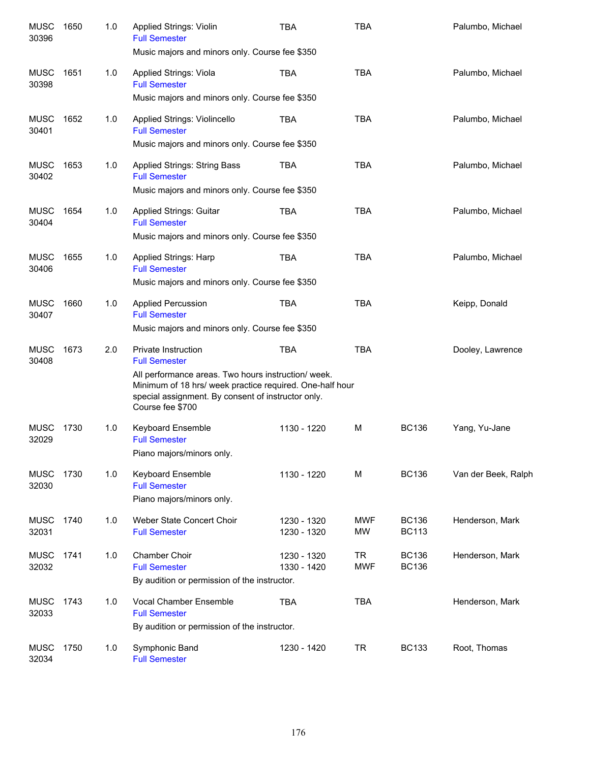| Subject / CRN | Course | Credits | Title | Time | Days | Room | Instructor |
|---|---|---|---|---|---|---|---|
| MUSC 30396 | 1650 | 1.0 | Applied Strings: Violin<br>Full Semester<br>Music majors and minors only. Course fee $350 | TBA | TBA | | Palumbo, Michael |
| MUSC 30398 | 1651 | 1.0 | Applied Strings: Viola<br>Full Semester<br>Music majors and minors only. Course fee $350 | TBA | TBA | | Palumbo, Michael |
| MUSC 30401 | 1652 | 1.0 | Applied Strings: Violincello<br>Full Semester<br>Music majors and minors only. Course fee $350 | TBA | TBA | | Palumbo, Michael |
| MUSC 30402 | 1653 | 1.0 | Applied Strings: String Bass<br>Full Semester<br>Music majors and minors only. Course fee $350 | TBA | TBA | | Palumbo, Michael |
| MUSC 30404 | 1654 | 1.0 | Applied Strings: Guitar<br>Full Semester<br>Music majors and minors only. Course fee $350 | TBA | TBA | | Palumbo, Michael |
| MUSC 30406 | 1655 | 1.0 | Applied Strings: Harp<br>Full Semester<br>Music majors and minors only. Course fee $350 | TBA | TBA | | Palumbo, Michael |
| MUSC 30407 | 1660 | 1.0 | Applied Percussion<br>Full Semester<br>Music majors and minors only. Course fee $350 | TBA | TBA | | Keipp, Donald |
| MUSC 30408 | 1673 | 2.0 | Private Instruction<br>Full Semester<br>All performance areas. Two hours instruction/ week. Minimum of 18 hrs/ week practice required. One-half hour special assignment. By consent of instructor only. Course fee $700 | TBA | TBA | | Dooley, Lawrence |
| MUSC 32029 | 1730 | 1.0 | Keyboard Ensemble<br>Full Semester<br>Piano majors/minors only. | 1130 - 1220 | M | BC136 | Yang, Yu-Jane |
| MUSC 32030 | 1730 | 1.0 | Keyboard Ensemble<br>Full Semester<br>Piano majors/minors only. | 1130 - 1220 | M | BC136 | Van der Beek, Ralph |
| MUSC 32031 | 1740 | 1.0 | Weber State Concert Choir<br>Full Semester | 1230 - 1320<br>1230 - 1320 | MWF<br>MW | BC136<br>BC113 | Henderson, Mark |
| MUSC 32032 | 1741 | 1.0 | Chamber Choir<br>Full Semester<br>By audition or permission of the instructor. | 1230 - 1320<br>1330 - 1420 | TR<br>MWF | BC136<br>BC136 | Henderson, Mark |
| MUSC 32033 | 1743 | 1.0 | Vocal Chamber Ensemble<br>Full Semester<br>By audition or permission of the instructor. | TBA | TBA | | Henderson, Mark |
| MUSC 32034 | 1750 | 1.0 | Symphonic Band<br>Full Semester | 1230 - 1420 | TR | BC133 | Root, Thomas |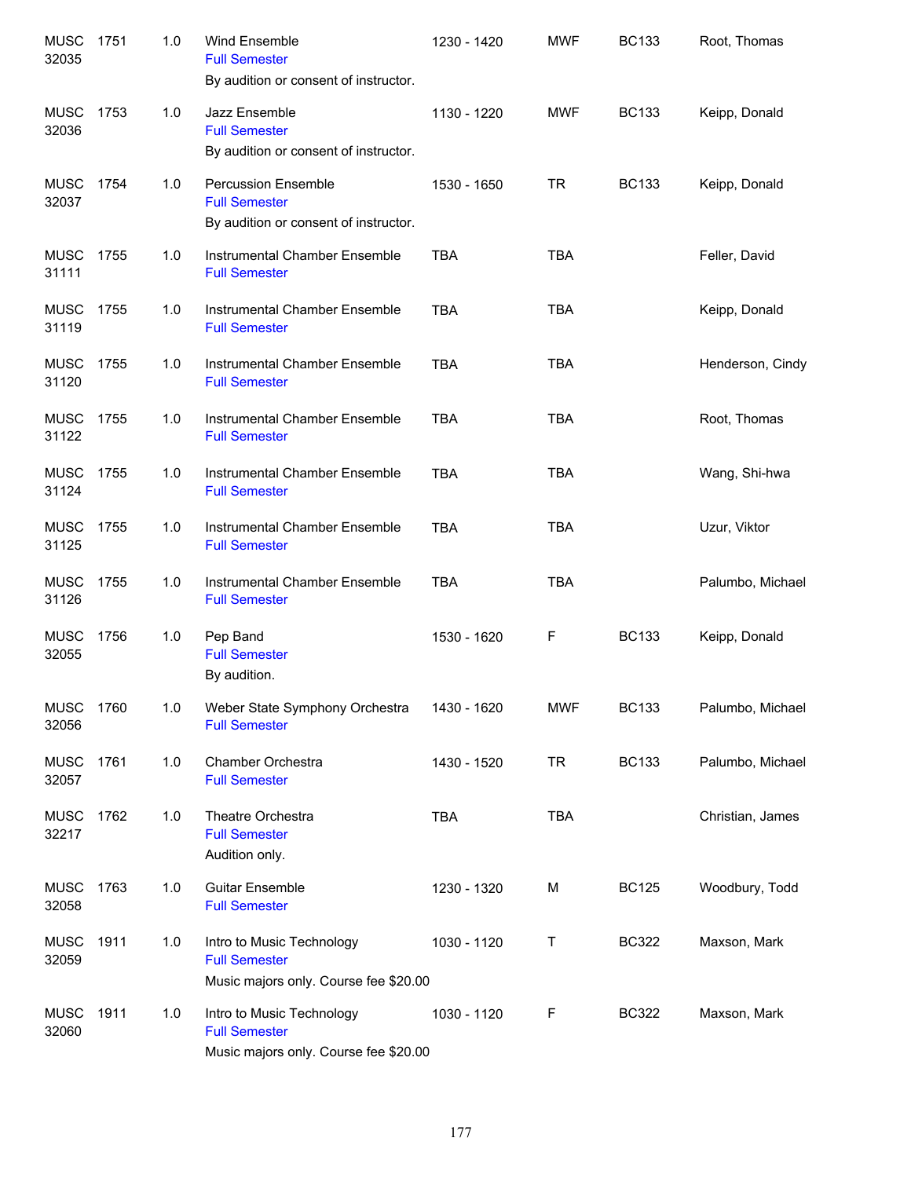| | | | | | | | |
|---|---|---|---|---|---|---|---|
| MUSC 32035 | 1751 | 1.0 | Wind Ensemble<br>Full Semester<br>By audition or consent of instructor. | 1230 - 1420 | MWF | BC133 | Root, Thomas |
| MUSC 32036 | 1753 | 1.0 | Jazz Ensemble<br>Full Semester<br>By audition or consent of instructor. | 1130 - 1220 | MWF | BC133 | Keipp, Donald |
| MUSC 32037 | 1754 | 1.0 | Percussion Ensemble<br>Full Semester<br>By audition or consent of instructor. | 1530 - 1650 | TR | BC133 | Keipp, Donald |
| MUSC 31111 | 1755 | 1.0 | Instrumental Chamber Ensemble<br>Full Semester | TBA | TBA | | Feller, David |
| MUSC 31119 | 1755 | 1.0 | Instrumental Chamber Ensemble<br>Full Semester | TBA | TBA | | Keipp, Donald |
| MUSC 31120 | 1755 | 1.0 | Instrumental Chamber Ensemble<br>Full Semester | TBA | TBA | | Henderson, Cindy |
| MUSC 31122 | 1755 | 1.0 | Instrumental Chamber Ensemble<br>Full Semester | TBA | TBA | | Root, Thomas |
| MUSC 31124 | 1755 | 1.0 | Instrumental Chamber Ensemble<br>Full Semester | TBA | TBA | | Wang, Shi-hwa |
| MUSC 31125 | 1755 | 1.0 | Instrumental Chamber Ensemble<br>Full Semester | TBA | TBA | | Uzur, Viktor |
| MUSC 31126 | 1755 | 1.0 | Instrumental Chamber Ensemble<br>Full Semester | TBA | TBA | | Palumbo, Michael |
| MUSC 32055 | 1756 | 1.0 | Pep Band<br>Full Semester<br>By audition. | 1530 - 1620 | F | BC133 | Keipp, Donald |
| MUSC 32056 | 1760 | 1.0 | Weber State Symphony Orchestra<br>Full Semester | 1430 - 1620 | MWF | BC133 | Palumbo, Michael |
| MUSC 32057 | 1761 | 1.0 | Chamber Orchestra<br>Full Semester | 1430 - 1520 | TR | BC133 | Palumbo, Michael |
| MUSC 32217 | 1762 | 1.0 | Theatre Orchestra<br>Full Semester<br>Audition only. | TBA | TBA | | Christian, James |
| MUSC 32058 | 1763 | 1.0 | Guitar Ensemble<br>Full Semester | 1230 - 1320 | M | BC125 | Woodbury, Todd |
| MUSC 32059 | 1911 | 1.0 | Intro to Music Technology<br>Full Semester<br>Music majors only. Course fee $20.00 | 1030 - 1120 | T | BC322 | Maxson, Mark |
| MUSC 32060 | 1911 | 1.0 | Intro to Music Technology<br>Full Semester<br>Music majors only. Course fee $20.00 | 1030 - 1120 | F | BC322 | Maxson, Mark |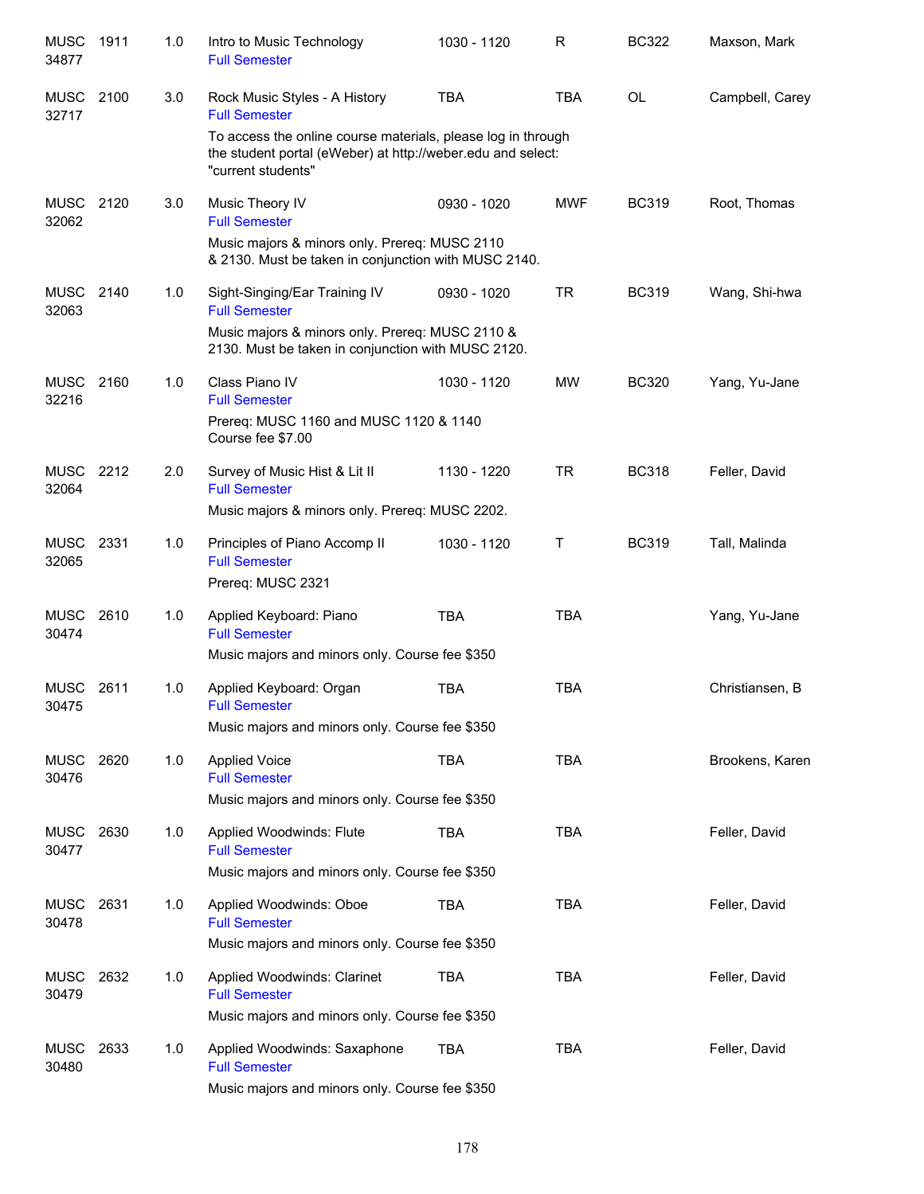| | | | | | | | |
|---|---|---|---|---|---|---|---|
| MUSC 34877 | 1911 | 1.0 | Intro to Music Technology<br>Full Semester | 1030 - 1120 | R | BC322 | Maxson, Mark |
| MUSC 32717 | 2100 | 3.0 | Rock Music Styles - A History<br>Full Semester<br>To access the online course materials, please log in through the student portal (eWeber) at http://weber.edu and select: "current students" | TBA | TBA | OL | Campbell, Carey |
| MUSC 32062 | 2120 | 3.0 | Music Theory IV<br>Full Semester<br>Music majors & minors only. Prereq: MUSC 2110 & 2130. Must be taken in conjunction with MUSC 2140. | 0930 - 1020 | MWF | BC319 | Root, Thomas |
| MUSC 32063 | 2140 | 1.0 | Sight-Singing/Ear Training IV<br>Full Semester<br>Music majors & minors only. Prereq: MUSC 2110 & 2130. Must be taken in conjunction with MUSC 2120. | 0930 - 1020 | TR | BC319 | Wang, Shi-hwa |
| MUSC 32216 | 2160 | 1.0 | Class Piano IV<br>Full Semester<br>Prereq: MUSC 1160 and MUSC 1120 & 1140<br>Course fee $7.00 | 1030 - 1120 | MW | BC320 | Yang, Yu-Jane |
| MUSC 32064 | 2212 | 2.0 | Survey of Music Hist & Lit II<br>Full Semester<br>Music majors & minors only. Prereq: MUSC 2202. | 1130 - 1220 | TR | BC318 | Feller, David |
| MUSC 32065 | 2331 | 1.0 | Principles of Piano Accomp II<br>Full Semester<br>Prereq: MUSC 2321 | 1030 - 1120 | T | BC319 | Tall, Malinda |
| MUSC 30474 | 2610 | 1.0 | Applied Keyboard: Piano<br>Full Semester<br>Music majors and minors only. Course fee $350 | TBA | TBA | | Yang, Yu-Jane |
| MUSC 30475 | 2611 | 1.0 | Applied Keyboard: Organ<br>Full Semester<br>Music majors and minors only. Course fee $350 | TBA | TBA | | Christiansen, B |
| MUSC 30476 | 2620 | 1.0 | Applied Voice<br>Full Semester<br>Music majors and minors only. Course fee $350 | TBA | TBA | | Brookens, Karen |
| MUSC 30477 | 2630 | 1.0 | Applied Woodwinds: Flute<br>Full Semester<br>Music majors and minors only. Course fee $350 | TBA | TBA | | Feller, David |
| MUSC 30478 | 2631 | 1.0 | Applied Woodwinds: Oboe<br>Full Semester<br>Music majors and minors only. Course fee $350 | TBA | TBA | | Feller, David |
| MUSC 30479 | 2632 | 1.0 | Applied Woodwinds: Clarinet<br>Full Semester<br>Music majors and minors only. Course fee $350 | TBA | TBA | | Feller, David |
| MUSC 30480 | 2633 | 1.0 | Applied Woodwinds: Saxaphone<br>Full Semester<br>Music majors and minors only. Course fee $350 | TBA | TBA | | Feller, David |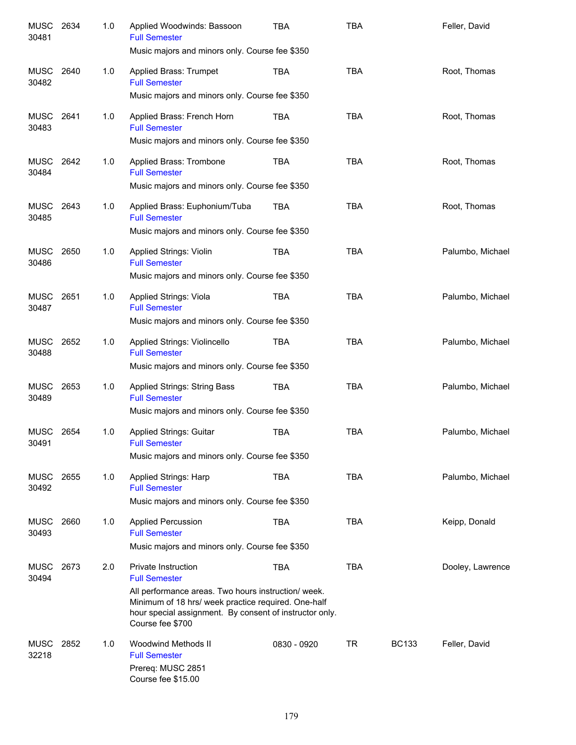| | | | | | | | |
|---|---|---|---|---|---|---|---|
| MUSC 30481 | 2634 | 1.0 | Applied Woodwinds: Bassoon<br>Full Semester<br>Music majors and minors only. Course fee $350 | TBA | TBA | | Feller, David |
| MUSC 30482 | 2640 | 1.0 | Applied Brass: Trumpet<br>Full Semester<br>Music majors and minors only. Course fee $350 | TBA | TBA | | Root, Thomas |
| MUSC 30483 | 2641 | 1.0 | Applied Brass: French Horn<br>Full Semester<br>Music majors and minors only. Course fee $350 | TBA | TBA | | Root, Thomas |
| MUSC 30484 | 2642 | 1.0 | Applied Brass: Trombone<br>Full Semester<br>Music majors and minors only. Course fee $350 | TBA | TBA | | Root, Thomas |
| MUSC 30485 | 2643 | 1.0 | Applied Brass: Euphonium/Tuba<br>Full Semester<br>Music majors and minors only. Course fee $350 | TBA | TBA | | Root, Thomas |
| MUSC 30486 | 2650 | 1.0 | Applied Strings: Violin<br>Full Semester<br>Music majors and minors only. Course fee $350 | TBA | TBA | | Palumbo, Michael |
| MUSC 30487 | 2651 | 1.0 | Applied Strings: Viola<br>Full Semester<br>Music majors and minors only. Course fee $350 | TBA | TBA | | Palumbo, Michael |
| MUSC 30488 | 2652 | 1.0 | Applied Strings: Violincello<br>Full Semester<br>Music majors and minors only. Course fee $350 | TBA | TBA | | Palumbo, Michael |
| MUSC 30489 | 2653 | 1.0 | Applied Strings: String Bass<br>Full Semester<br>Music majors and minors only. Course fee $350 | TBA | TBA | | Palumbo, Michael |
| MUSC 30491 | 2654 | 1.0 | Applied Strings: Guitar<br>Full Semester<br>Music majors and minors only. Course fee $350 | TBA | TBA | | Palumbo, Michael |
| MUSC 30492 | 2655 | 1.0 | Applied Strings: Harp<br>Full Semester<br>Music majors and minors only. Course fee $350 | TBA | TBA | | Palumbo, Michael |
| MUSC 30493 | 2660 | 1.0 | Applied Percussion<br>Full Semester<br>Music majors and minors only. Course fee $350 | TBA | TBA | | Keipp, Donald |
| MUSC 30494 | 2673 | 2.0 | Private Instruction<br>Full Semester<br>All performance areas. Two hours instruction/ week. Minimum of 18 hrs/ week practice required. One-half hour special assignment. By consent of instructor only. Course fee $700 | TBA | TBA | | Dooley, Lawrence |
| MUSC 32218 | 2852 | 1.0 | Woodwind Methods II<br>Full Semester<br>Prereq: MUSC 2851<br>Course fee $15.00 | 0830 - 0920 | TR | BC133 | Feller, David |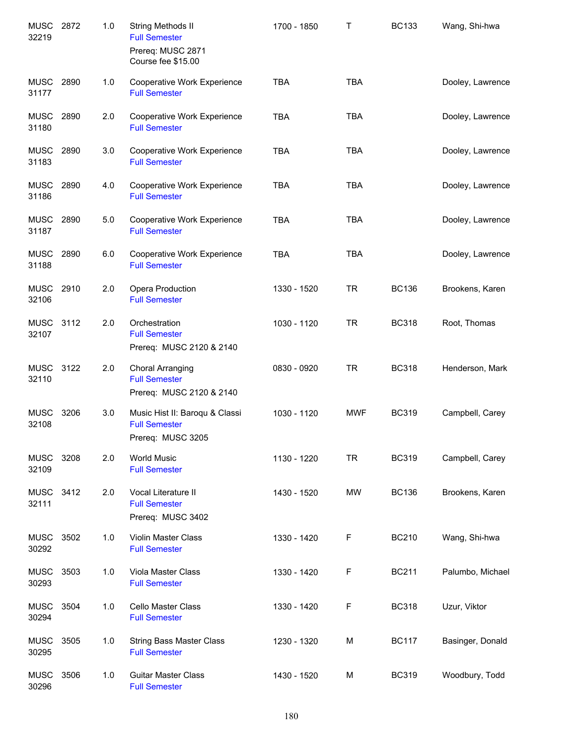| Course | Number | Credits | Title | Time | Days | Room | Instructor |
|---|---|---|---|---|---|---|---|
| MUSC 32219 | 2872 | 1.0 | String Methods II<br>Full Semester<br>Prereq: MUSC 2871<br>Course fee $15.00 | 1700 - 1850 | T | BC133 | Wang, Shi-hwa |
| MUSC 31177 | 2890 | 1.0 | Cooperative Work Experience<br>Full Semester | TBA | TBA | | Dooley, Lawrence |
| MUSC 31180 | 2890 | 2.0 | Cooperative Work Experience<br>Full Semester | TBA | TBA | | Dooley, Lawrence |
| MUSC 31183 | 2890 | 3.0 | Cooperative Work Experience<br>Full Semester | TBA | TBA | | Dooley, Lawrence |
| MUSC 31186 | 2890 | 4.0 | Cooperative Work Experience<br>Full Semester | TBA | TBA | | Dooley, Lawrence |
| MUSC 31187 | 2890 | 5.0 | Cooperative Work Experience<br>Full Semester | TBA | TBA | | Dooley, Lawrence |
| MUSC 31188 | 2890 | 6.0 | Cooperative Work Experience<br>Full Semester | TBA | TBA | | Dooley, Lawrence |
| MUSC 32106 | 2910 | 2.0 | Opera Production<br>Full Semester | 1330 - 1520 | TR | BC136 | Brookens, Karen |
| MUSC 32107 | 3112 | 2.0 | Orchestration<br>Full Semester<br>Prereq: MUSC 2120 & 2140 | 1030 - 1120 | TR | BC318 | Root, Thomas |
| MUSC 32110 | 3122 | 2.0 | Choral Arranging<br>Full Semester<br>Prereq: MUSC 2120 & 2140 | 0830 - 0920 | TR | BC318 | Henderson, Mark |
| MUSC 32108 | 3206 | 3.0 | Music Hist II: Baroqu & Classi<br>Full Semester<br>Prereq: MUSC 3205 | 1030 - 1120 | MWF | BC319 | Campbell, Carey |
| MUSC 32109 | 3208 | 2.0 | World Music<br>Full Semester | 1130 - 1220 | TR | BC319 | Campbell, Carey |
| MUSC 32111 | 3412 | 2.0 | Vocal Literature II<br>Full Semester<br>Prereq: MUSC 3402 | 1430 - 1520 | MW | BC136 | Brookens, Karen |
| MUSC 30292 | 3502 | 1.0 | Violin Master Class<br>Full Semester | 1330 - 1420 | F | BC210 | Wang, Shi-hwa |
| MUSC 30293 | 3503 | 1.0 | Viola Master Class<br>Full Semester | 1330 - 1420 | F | BC211 | Palumbo, Michael |
| MUSC 30294 | 3504 | 1.0 | Cello Master Class<br>Full Semester | 1330 - 1420 | F | BC318 | Uzur, Viktor |
| MUSC 30295 | 3505 | 1.0 | String Bass Master Class<br>Full Semester | 1230 - 1320 | M | BC117 | Basinger, Donald |
| MUSC 30296 | 3506 | 1.0 | Guitar Master Class<br>Full Semester | 1430 - 1520 | M | BC319 | Woodbury, Todd |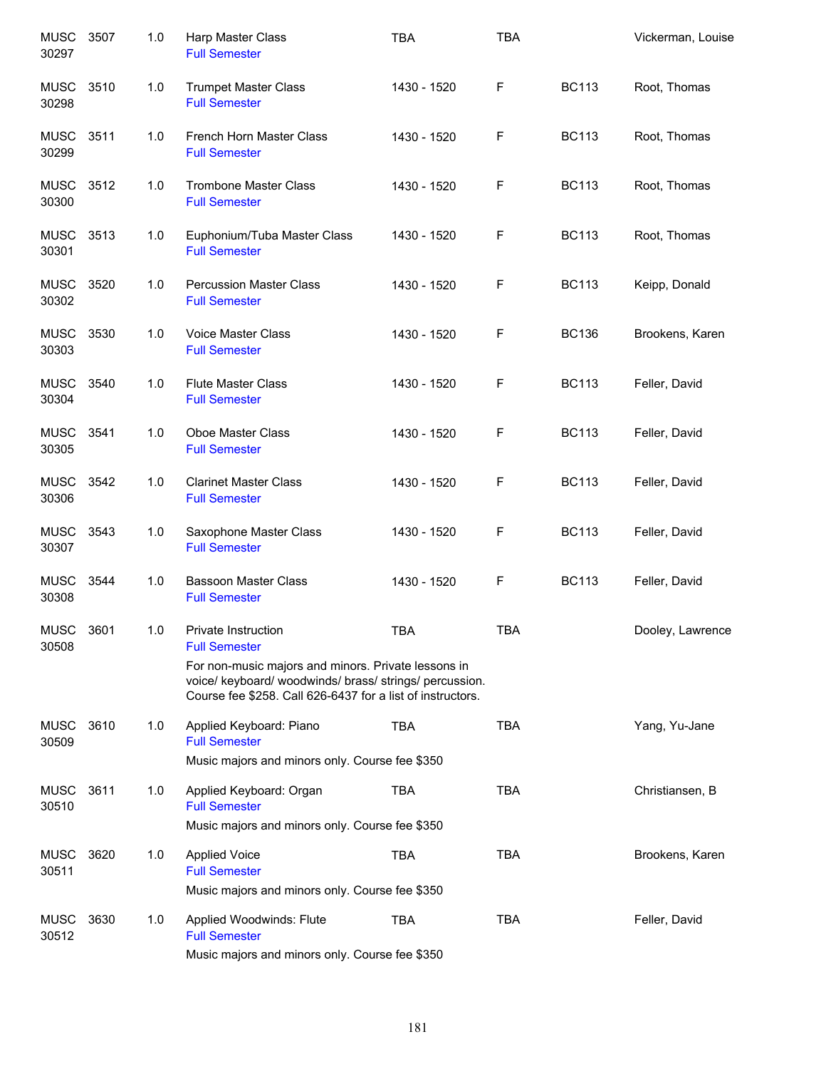| | | | | | | | |
|---|---|---|---|---|---|---|---|
| MUSC 30297 | 3507 | 1.0 | Harp Master Class<br>Full Semester | TBA | TBA | | Vickerman, Louise |
| MUSC 30298 | 3510 | 1.0 | Trumpet Master Class<br>Full Semester | 1430 - 1520 | F | BC113 | Root, Thomas |
| MUSC 30299 | 3511 | 1.0 | French Horn Master Class<br>Full Semester | 1430 - 1520 | F | BC113 | Root, Thomas |
| MUSC 30300 | 3512 | 1.0 | Trombone Master Class<br>Full Semester | 1430 - 1520 | F | BC113 | Root, Thomas |
| MUSC 30301 | 3513 | 1.0 | Euphonium/Tuba Master Class<br>Full Semester | 1430 - 1520 | F | BC113 | Root, Thomas |
| MUSC 30302 | 3520 | 1.0 | Percussion Master Class<br>Full Semester | 1430 - 1520 | F | BC113 | Keipp, Donald |
| MUSC 30303 | 3530 | 1.0 | Voice Master Class<br>Full Semester | 1430 - 1520 | F | BC136 | Brookens, Karen |
| MUSC 30304 | 3540 | 1.0 | Flute Master Class<br>Full Semester | 1430 - 1520 | F | BC113 | Feller, David |
| MUSC 30305 | 3541 | 1.0 | Oboe Master Class<br>Full Semester | 1430 - 1520 | F | BC113 | Feller, David |
| MUSC 30306 | 3542 | 1.0 | Clarinet Master Class<br>Full Semester | 1430 - 1520 | F | BC113 | Feller, David |
| MUSC 30307 | 3543 | 1.0 | Saxophone Master Class<br>Full Semester | 1430 - 1520 | F | BC113 | Feller, David |
| MUSC 30308 | 3544 | 1.0 | Bassoon Master Class<br>Full Semester | 1430 - 1520 | F | BC113 | Feller, David |
| MUSC 30508 | 3601 | 1.0 | Private Instruction<br>Full Semester<br>For non-music majors and minors. Private lessons in voice/ keyboard/ woodwinds/ brass/ strings/ percussion. Course fee $258. Call 626-6437 for a list of instructors. | TBA | TBA | | Dooley, Lawrence |
| MUSC 30509 | 3610 | 1.0 | Applied Keyboard: Piano<br>Full Semester<br>Music majors and minors only. Course fee $350 | TBA | TBA | | Yang, Yu-Jane |
| MUSC 30510 | 3611 | 1.0 | Applied Keyboard: Organ<br>Full Semester<br>Music majors and minors only. Course fee $350 | TBA | TBA | | Christiansen, B |
| MUSC 30511 | 3620 | 1.0 | Applied Voice<br>Full Semester<br>Music majors and minors only. Course fee $350 | TBA | TBA | | Brookens, Karen |
| MUSC 30512 | 3630 | 1.0 | Applied Woodwinds: Flute<br>Full Semester<br>Music majors and minors only. Course fee $350 | TBA | TBA | | Feller, David |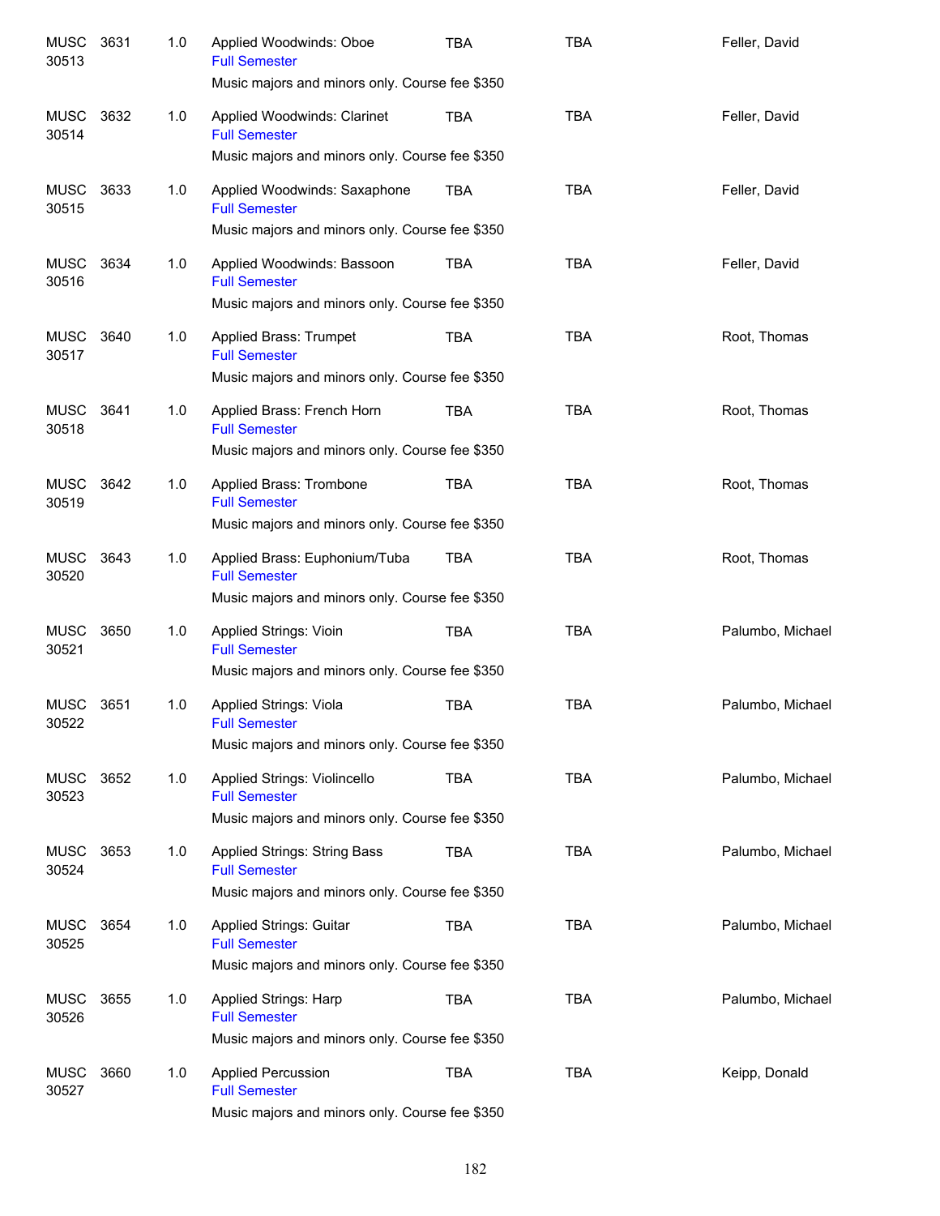| | | | | | | |
|---|---|---|---|---|---|---|
| MUSC 30513 | 3631 | 1.0 | Applied Woodwinds: Oboe<br>Full Semester<br>Music majors and minors only. Course fee $350 | TBA | TBA | Feller, David |
| MUSC 30514 | 3632 | 1.0 | Applied Woodwinds: Clarinet<br>Full Semester<br>Music majors and minors only. Course fee $350 | TBA | TBA | Feller, David |
| MUSC 30515 | 3633 | 1.0 | Applied Woodwinds: Saxaphone<br>Full Semester<br>Music majors and minors only. Course fee $350 | TBA | TBA | Feller, David |
| MUSC 30516 | 3634 | 1.0 | Applied Woodwinds: Bassoon<br>Full Semester<br>Music majors and minors only. Course fee $350 | TBA | TBA | Feller, David |
| MUSC 30517 | 3640 | 1.0 | Applied Brass: Trumpet<br>Full Semester<br>Music majors and minors only. Course fee $350 | TBA | TBA | Root, Thomas |
| MUSC 30518 | 3641 | 1.0 | Applied Brass: French Horn<br>Full Semester<br>Music majors and minors only. Course fee $350 | TBA | TBA | Root, Thomas |
| MUSC 30519 | 3642 | 1.0 | Applied Brass: Trombone<br>Full Semester<br>Music majors and minors only. Course fee $350 | TBA | TBA | Root, Thomas |
| MUSC 30520 | 3643 | 1.0 | Applied Brass: Euphonium/Tuba<br>Full Semester<br>Music majors and minors only. Course fee $350 | TBA | TBA | Root, Thomas |
| MUSC 30521 | 3650 | 1.0 | Applied Strings: Vioin<br>Full Semester<br>Music majors and minors only. Course fee $350 | TBA | TBA | Palumbo, Michael |
| MUSC 30522 | 3651 | 1.0 | Applied Strings: Viola<br>Full Semester<br>Music majors and minors only. Course fee $350 | TBA | TBA | Palumbo, Michael |
| MUSC 30523 | 3652 | 1.0 | Applied Strings: Violincello<br>Full Semester<br>Music majors and minors only. Course fee $350 | TBA | TBA | Palumbo, Michael |
| MUSC 30524 | 3653 | 1.0 | Applied Strings: String Bass<br>Full Semester<br>Music majors and minors only. Course fee $350 | TBA | TBA | Palumbo, Michael |
| MUSC 30525 | 3654 | 1.0 | Applied Strings: Guitar<br>Full Semester<br>Music majors and minors only. Course fee $350 | TBA | TBA | Palumbo, Michael |
| MUSC 30526 | 3655 | 1.0 | Applied Strings: Harp<br>Full Semester<br>Music majors and minors only. Course fee $350 | TBA | TBA | Palumbo, Michael |
| MUSC 30527 | 3660 | 1.0 | Applied Percussion<br>Full Semester<br>Music majors and minors only. Course fee $350 | TBA | TBA | Keipp, Donald |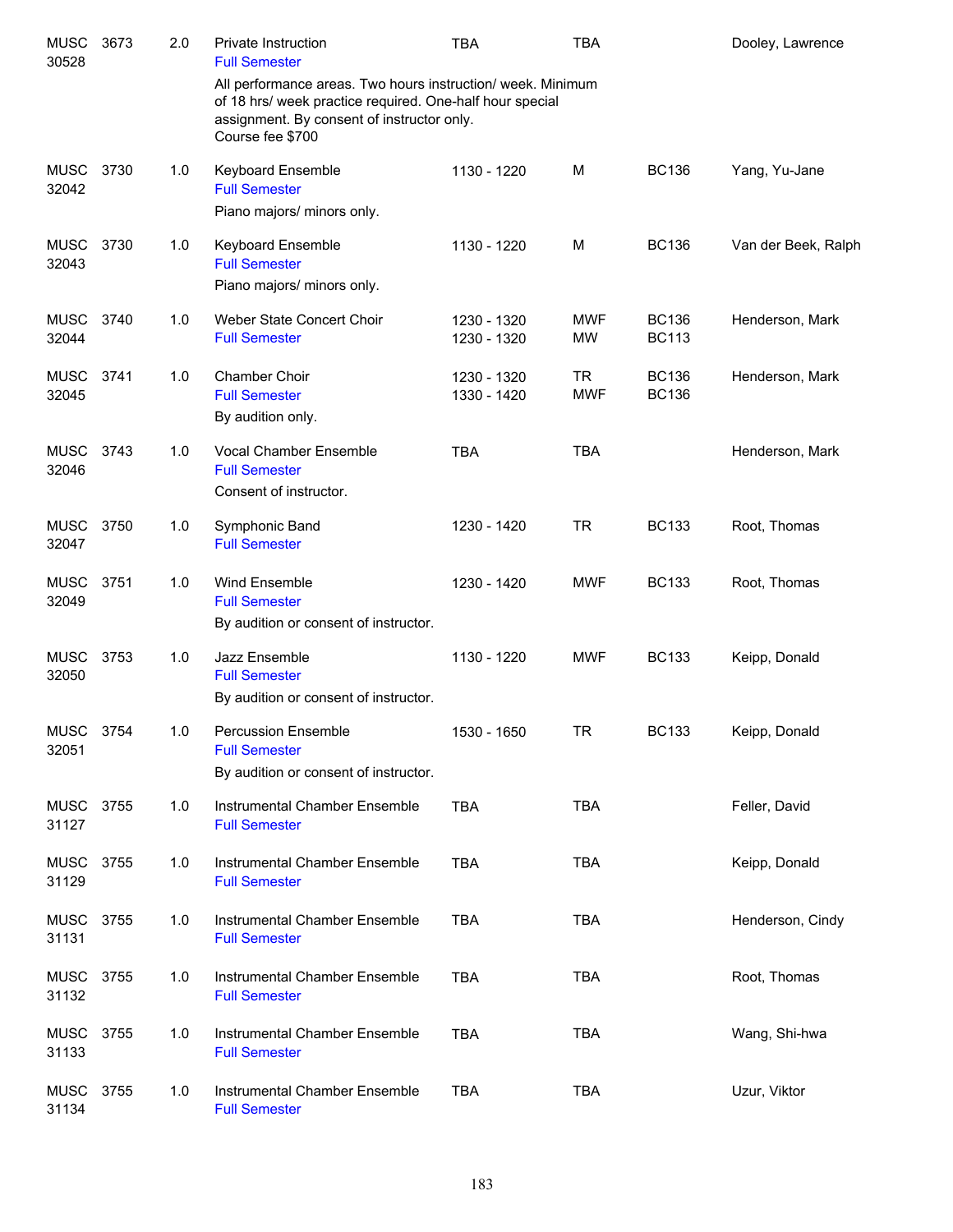| Course | | Cr | Title | Time | Days | Room | Instructor |
|---|---|---|---|---|---|---|---|
| MUSC 30528 | 3673 | 2.0 | Private Instruction<br>Full Semester<br>All performance areas. Two hours instruction/ week. Minimum of 18 hrs/ week practice required. One-half hour special assignment. By consent of instructor only.<br>Course fee $700 | TBA | TBA | | Dooley, Lawrence |
| MUSC 32042 | 3730 | 1.0 | Keyboard Ensemble<br>Full Semester<br>Piano majors/ minors only. | 1130 - 1220 | M | BC136 | Yang, Yu-Jane |
| MUSC 32043 | 3730 | 1.0 | Keyboard Ensemble<br>Full Semester<br>Piano majors/ minors only. | 1130 - 1220 | M | BC136 | Van der Beek, Ralph |
| MUSC 32044 | 3740 | 1.0 | Weber State Concert Choir<br>Full Semester | 1230 - 1320<br>1230 - 1320 | MWF<br>MW | BC136<br>BC113 | Henderson, Mark |
| MUSC 32045 | 3741 | 1.0 | Chamber Choir<br>Full Semester<br>By audition only. | 1230 - 1320<br>1330 - 1420 | TR<br>MWF | BC136<br>BC136 | Henderson, Mark |
| MUSC 32046 | 3743 | 1.0 | Vocal Chamber Ensemble<br>Full Semester<br>Consent of instructor. | TBA | TBA | | Henderson, Mark |
| MUSC 32047 | 3750 | 1.0 | Symphonic Band<br>Full Semester | 1230 - 1420 | TR | BC133 | Root, Thomas |
| MUSC 32049 | 3751 | 1.0 | Wind Ensemble<br>Full Semester<br>By audition or consent of instructor. | 1230 - 1420 | MWF | BC133 | Root, Thomas |
| MUSC 32050 | 3753 | 1.0 | Jazz Ensemble<br>Full Semester<br>By audition or consent of instructor. | 1130 - 1220 | MWF | BC133 | Keipp, Donald |
| MUSC 32051 | 3754 | 1.0 | Percussion Ensemble<br>Full Semester<br>By audition or consent of instructor. | 1530 - 1650 | TR | BC133 | Keipp, Donald |
| MUSC 31127 | 3755 | 1.0 | Instrumental Chamber Ensemble<br>Full Semester | TBA | TBA | | Feller, David |
| MUSC 31129 | 3755 | 1.0 | Instrumental Chamber Ensemble<br>Full Semester | TBA | TBA | | Keipp, Donald |
| MUSC 31131 | 3755 | 1.0 | Instrumental Chamber Ensemble<br>Full Semester | TBA | TBA | | Henderson, Cindy |
| MUSC 31132 | 3755 | 1.0 | Instrumental Chamber Ensemble<br>Full Semester | TBA | TBA | | Root, Thomas |
| MUSC 31133 | 3755 | 1.0 | Instrumental Chamber Ensemble<br>Full Semester | TBA | TBA | | Wang, Shi-hwa |
| MUSC 31134 | 3755 | 1.0 | Instrumental Chamber Ensemble<br>Full Semester | TBA | TBA | | Uzur, Viktor |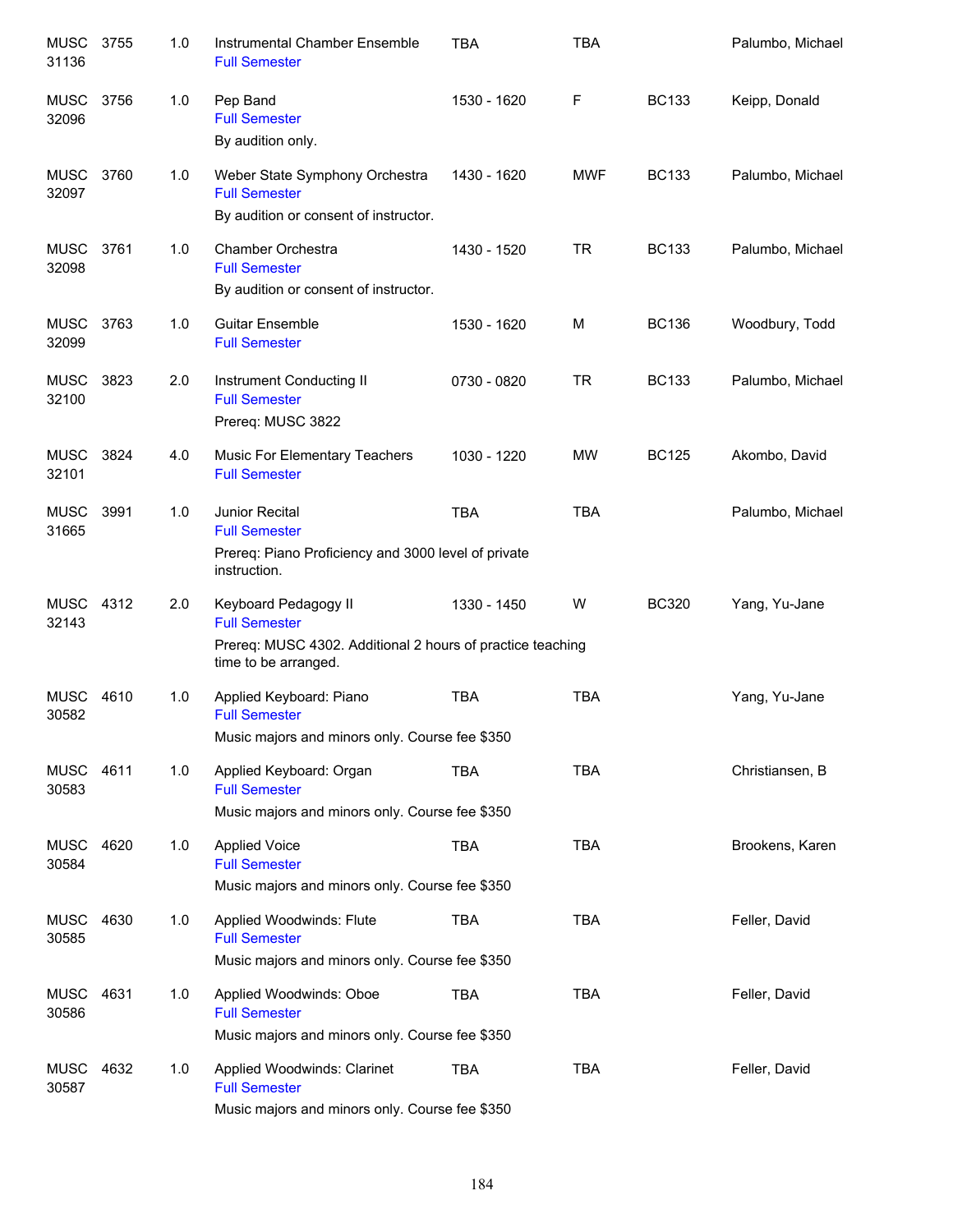| | | | | | | | |
|---|---|---|---|---|---|---|---|
| MUSC 31136 | 3755 | 1.0 | Instrumental Chamber Ensemble<br>Full Semester | TBA | TBA | | Palumbo, Michael |
| MUSC 32096 | 3756 | 1.0 | Pep Band<br>Full Semester<br>By audition only. | 1530 - 1620 | F | BC133 | Keipp, Donald |
| MUSC 32097 | 3760 | 1.0 | Weber State Symphony Orchestra<br>Full Semester<br>By audition or consent of instructor. | 1430 - 1620 | MWF | BC133 | Palumbo, Michael |
| MUSC 32098 | 3761 | 1.0 | Chamber Orchestra<br>Full Semester<br>By audition or consent of instructor. | 1430 - 1520 | TR | BC133 | Palumbo, Michael |
| MUSC 32099 | 3763 | 1.0 | Guitar Ensemble<br>Full Semester | 1530 - 1620 | M | BC136 | Woodbury, Todd |
| MUSC 32100 | 3823 | 2.0 | Instrument Conducting II<br>Full Semester<br>Prereq: MUSC 3822 | 0730 - 0820 | TR | BC133 | Palumbo, Michael |
| MUSC 32101 | 3824 | 4.0 | Music For Elementary Teachers<br>Full Semester | 1030 - 1220 | MW | BC125 | Akombo, David |
| MUSC 31665 | 3991 | 1.0 | Junior Recital<br>Full Semester<br>Prereq: Piano Proficiency and 3000 level of private instruction. | TBA | TBA | | Palumbo, Michael |
| MUSC 32143 | 4312 | 2.0 | Keyboard Pedagogy II<br>Full Semester<br>Prereq: MUSC 4302. Additional 2 hours of practice teaching time to be arranged. | 1330 - 1450 | W | BC320 | Yang, Yu-Jane |
| MUSC 30582 | 4610 | 1.0 | Applied Keyboard: Piano<br>Full Semester<br>Music majors and minors only. Course fee $350 | TBA | TBA | | Yang, Yu-Jane |
| MUSC 30583 | 4611 | 1.0 | Applied Keyboard: Organ<br>Full Semester<br>Music majors and minors only. Course fee $350 | TBA | TBA | | Christiansen, B |
| MUSC 30584 | 4620 | 1.0 | Applied Voice<br>Full Semester<br>Music majors and minors only. Course fee $350 | TBA | TBA | | Brookens, Karen |
| MUSC 30585 | 4630 | 1.0 | Applied Woodwinds: Flute<br>Full Semester<br>Music majors and minors only. Course fee $350 | TBA | TBA | | Feller, David |
| MUSC 30586 | 4631 | 1.0 | Applied Woodwinds: Oboe<br>Full Semester<br>Music majors and minors only. Course fee $350 | TBA | TBA | | Feller, David |
| MUSC 30587 | 4632 | 1.0 | Applied Woodwinds: Clarinet<br>Full Semester<br>Music majors and minors only. Course fee $350 | TBA | TBA | | Feller, David |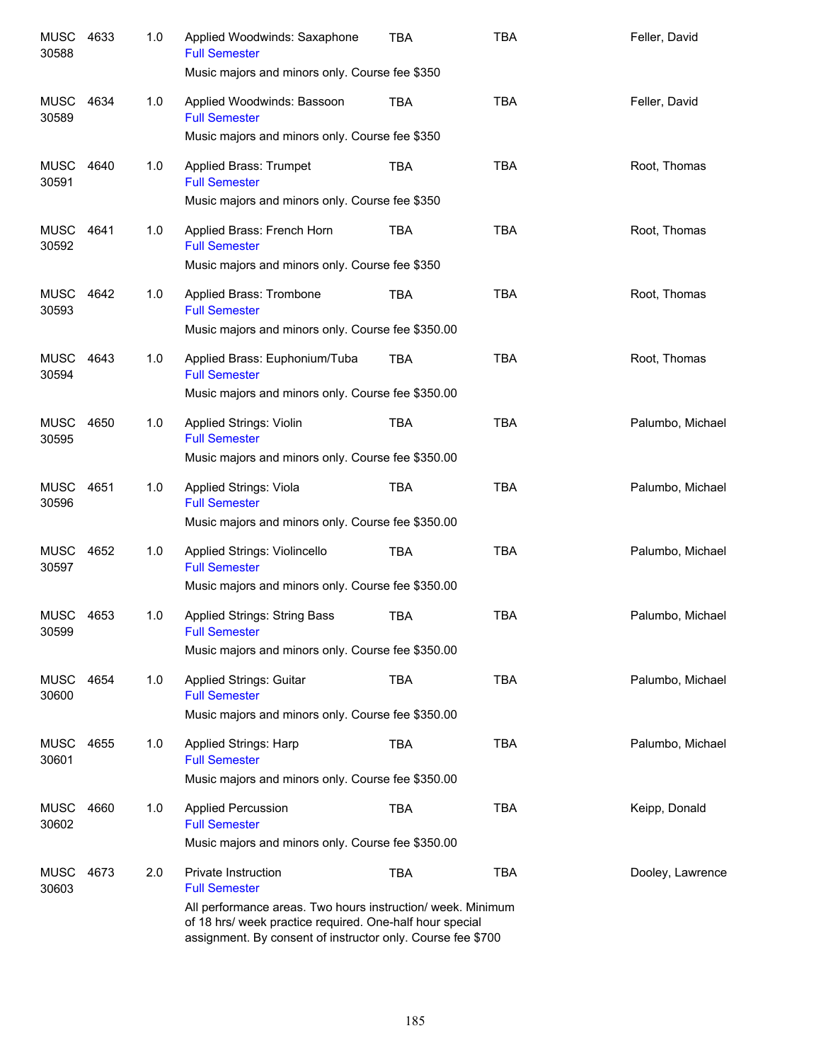| | | | | | | |
|---|---|---|---|---|---|---|
| MUSC 30588 | 4633 | 1.0 | Applied Woodwinds: Saxaphone<br>Full Semester<br>Music majors and minors only. Course fee $350 | TBA | TBA | Feller, David |
| MUSC 30589 | 4634 | 1.0 | Applied Woodwinds: Bassoon<br>Full Semester<br>Music majors and minors only. Course fee $350 | TBA | TBA | Feller, David |
| MUSC 30591 | 4640 | 1.0 | Applied Brass: Trumpet<br>Full Semester<br>Music majors and minors only. Course fee $350 | TBA | TBA | Root, Thomas |
| MUSC 30592 | 4641 | 1.0 | Applied Brass: French Horn<br>Full Semester<br>Music majors and minors only. Course fee $350 | TBA | TBA | Root, Thomas |
| MUSC 30593 | 4642 | 1.0 | Applied Brass: Trombone<br>Full Semester<br>Music majors and minors only. Course fee $350.00 | TBA | TBA | Root, Thomas |
| MUSC 30594 | 4643 | 1.0 | Applied Brass: Euphonium/Tuba<br>Full Semester<br>Music majors and minors only. Course fee $350.00 | TBA | TBA | Root, Thomas |
| MUSC 30595 | 4650 | 1.0 | Applied Strings: Violin<br>Full Semester<br>Music majors and minors only. Course fee $350.00 | TBA | TBA | Palumbo, Michael |
| MUSC 30596 | 4651 | 1.0 | Applied Strings: Viola<br>Full Semester<br>Music majors and minors only. Course fee $350.00 | TBA | TBA | Palumbo, Michael |
| MUSC 30597 | 4652 | 1.0 | Applied Strings: Violincello<br>Full Semester<br>Music majors and minors only. Course fee $350.00 | TBA | TBA | Palumbo, Michael |
| MUSC 30599 | 4653 | 1.0 | Applied Strings: String Bass<br>Full Semester<br>Music majors and minors only. Course fee $350.00 | TBA | TBA | Palumbo, Michael |
| MUSC 30600 | 4654 | 1.0 | Applied Strings: Guitar<br>Full Semester<br>Music majors and minors only. Course fee $350.00 | TBA | TBA | Palumbo, Michael |
| MUSC 30601 | 4655 | 1.0 | Applied Strings: Harp<br>Full Semester<br>Music majors and minors only. Course fee $350.00 | TBA | TBA | Palumbo, Michael |
| MUSC 30602 | 4660 | 1.0 | Applied Percussion<br>Full Semester<br>Music majors and minors only. Course fee $350.00 | TBA | TBA | Keipp, Donald |
| MUSC 30603 | 4673 | 2.0 | Private Instruction<br>Full Semester<br>All performance areas. Two hours instruction/ week. Minimum of 18 hrs/ week practice required. One-half hour special assignment. By consent of instructor only. Course fee $700 | TBA | TBA | Dooley, Lawrence |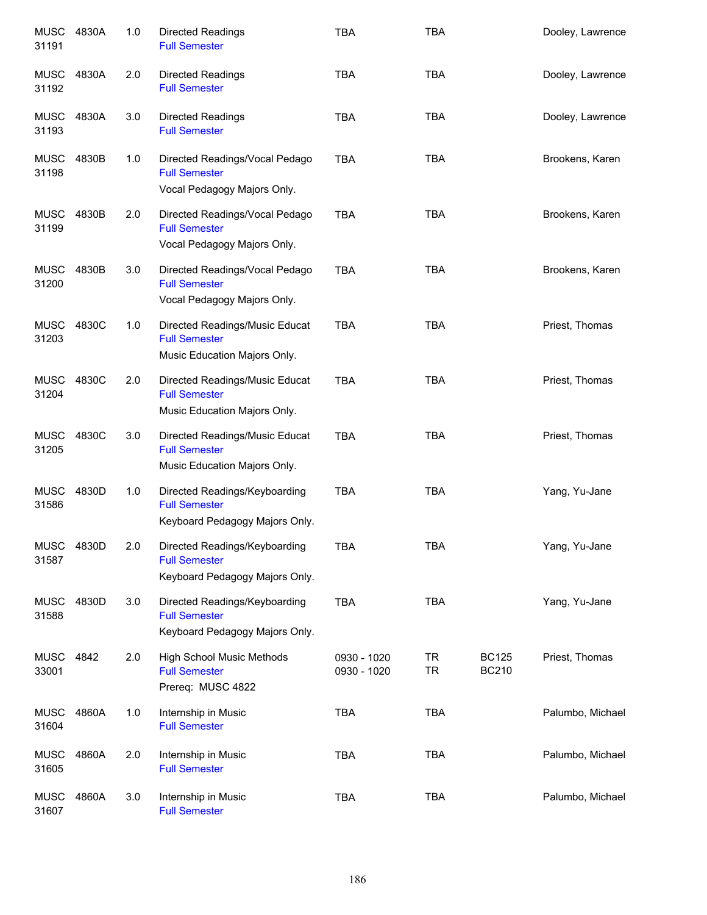| | | | | | | | |
|---|---|---|---|---|---|---|---|
| MUSC 31191 | 4830A | 1.0 | Directed Readings<br>Full Semester | TBA | TBA | | Dooley, Lawrence |
| MUSC 31192 | 4830A | 2.0 | Directed Readings<br>Full Semester | TBA | TBA | | Dooley, Lawrence |
| MUSC 31193 | 4830A | 3.0 | Directed Readings<br>Full Semester | TBA | TBA | | Dooley, Lawrence |
| MUSC 31198 | 4830B | 1.0 | Directed Readings/Vocal Pedago<br>Full Semester<br>Vocal Pedagogy Majors Only. | TBA | TBA | | Brookens, Karen |
| MUSC 31199 | 4830B | 2.0 | Directed Readings/Vocal Pedago<br>Full Semester<br>Vocal Pedagogy Majors Only. | TBA | TBA | | Brookens, Karen |
| MUSC 31200 | 4830B | 3.0 | Directed Readings/Vocal Pedago<br>Full Semester<br>Vocal Pedagogy Majors Only. | TBA | TBA | | Brookens, Karen |
| MUSC 31203 | 4830C | 1.0 | Directed Readings/Music Educat<br>Full Semester<br>Music Education Majors Only. | TBA | TBA | | Priest, Thomas |
| MUSC 31204 | 4830C | 2.0 | Directed Readings/Music Educat<br>Full Semester<br>Music Education Majors Only. | TBA | TBA | | Priest, Thomas |
| MUSC 31205 | 4830C | 3.0 | Directed Readings/Music Educat<br>Full Semester<br>Music Education Majors Only. | TBA | TBA | | Priest, Thomas |
| MUSC 31586 | 4830D | 1.0 | Directed Readings/Keyboarding<br>Full Semester<br>Keyboard Pedagogy Majors Only. | TBA | TBA | | Yang, Yu-Jane |
| MUSC 31587 | 4830D | 2.0 | Directed Readings/Keyboarding<br>Full Semester<br>Keyboard Pedagogy Majors Only. | TBA | TBA | | Yang, Yu-Jane |
| MUSC 31588 | 4830D | 3.0 | Directed Readings/Keyboarding<br>Full Semester<br>Keyboard Pedagogy Majors Only. | TBA | TBA | | Yang, Yu-Jane |
| MUSC 33001 | 4842 | 2.0 | High School Music Methods<br>Full Semester<br>Prereq: MUSC 4822 | 0930 - 1020<br>0930 - 1020 | TR<br>TR | BC125<br>BC210 | Priest, Thomas |
| MUSC 31604 | 4860A | 1.0 | Internship in Music<br>Full Semester | TBA | TBA | | Palumbo, Michael |
| MUSC 31605 | 4860A | 2.0 | Internship in Music<br>Full Semester | TBA | TBA | | Palumbo, Michael |
| MUSC 31607 | 4860A | 3.0 | Internship in Music<br>Full Semester | TBA | TBA | | Palumbo, Michael |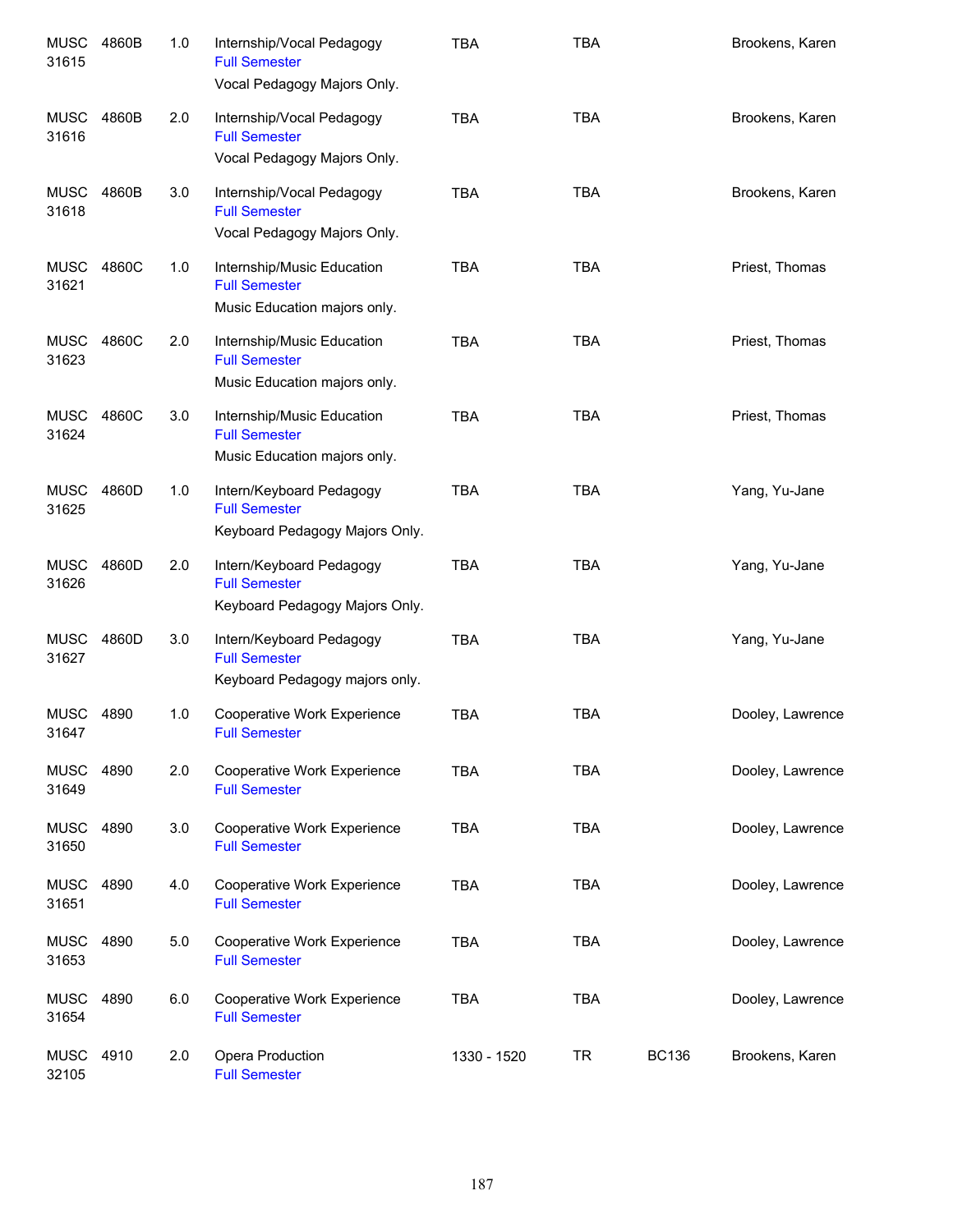| | | | | | | | |
|---|---|---|---|---|---|---|---|
| MUSC 31615 | 4860B | 1.0 | Internship/Vocal Pedagogy<br>Full Semester<br>Vocal Pedagogy Majors Only. | TBA | TBA | | Brookens, Karen |
| MUSC 31616 | 4860B | 2.0 | Internship/Vocal Pedagogy<br>Full Semester<br>Vocal Pedagogy Majors Only. | TBA | TBA | | Brookens, Karen |
| MUSC 31618 | 4860B | 3.0 | Internship/Vocal Pedagogy<br>Full Semester<br>Vocal Pedagogy Majors Only. | TBA | TBA | | Brookens, Karen |
| MUSC 31621 | 4860C | 1.0 | Internship/Music Education<br>Full Semester<br>Music Education majors only. | TBA | TBA | | Priest, Thomas |
| MUSC 31623 | 4860C | 2.0 | Internship/Music Education<br>Full Semester<br>Music Education majors only. | TBA | TBA | | Priest, Thomas |
| MUSC 31624 | 4860C | 3.0 | Internship/Music Education<br>Full Semester<br>Music Education majors only. | TBA | TBA | | Priest, Thomas |
| MUSC 31625 | 4860D | 1.0 | Intern/Keyboard Pedagogy<br>Full Semester<br>Keyboard Pedagogy Majors Only. | TBA | TBA | | Yang, Yu-Jane |
| MUSC 31626 | 4860D | 2.0 | Intern/Keyboard Pedagogy<br>Full Semester<br>Keyboard Pedagogy Majors Only. | TBA | TBA | | Yang, Yu-Jane |
| MUSC 31627 | 4860D | 3.0 | Intern/Keyboard Pedagogy<br>Full Semester<br>Keyboard Pedagogy majors only. | TBA | TBA | | Yang, Yu-Jane |
| MUSC 31647 | 4890 | 1.0 | Cooperative Work Experience<br>Full Semester | TBA | TBA | | Dooley, Lawrence |
| MUSC 31649 | 4890 | 2.0 | Cooperative Work Experience<br>Full Semester | TBA | TBA | | Dooley, Lawrence |
| MUSC 31650 | 4890 | 3.0 | Cooperative Work Experience<br>Full Semester | TBA | TBA | | Dooley, Lawrence |
| MUSC 31651 | 4890 | 4.0 | Cooperative Work Experience<br>Full Semester | TBA | TBA | | Dooley, Lawrence |
| MUSC 31653 | 4890 | 5.0 | Cooperative Work Experience<br>Full Semester | TBA | TBA | | Dooley, Lawrence |
| MUSC 31654 | 4890 | 6.0 | Cooperative Work Experience<br>Full Semester | TBA | TBA | | Dooley, Lawrence |
| MUSC 32105 | 4910 | 2.0 | Opera Production<br>Full Semester | 1330 - 1520 | TR | BC136 | Brookens, Karen |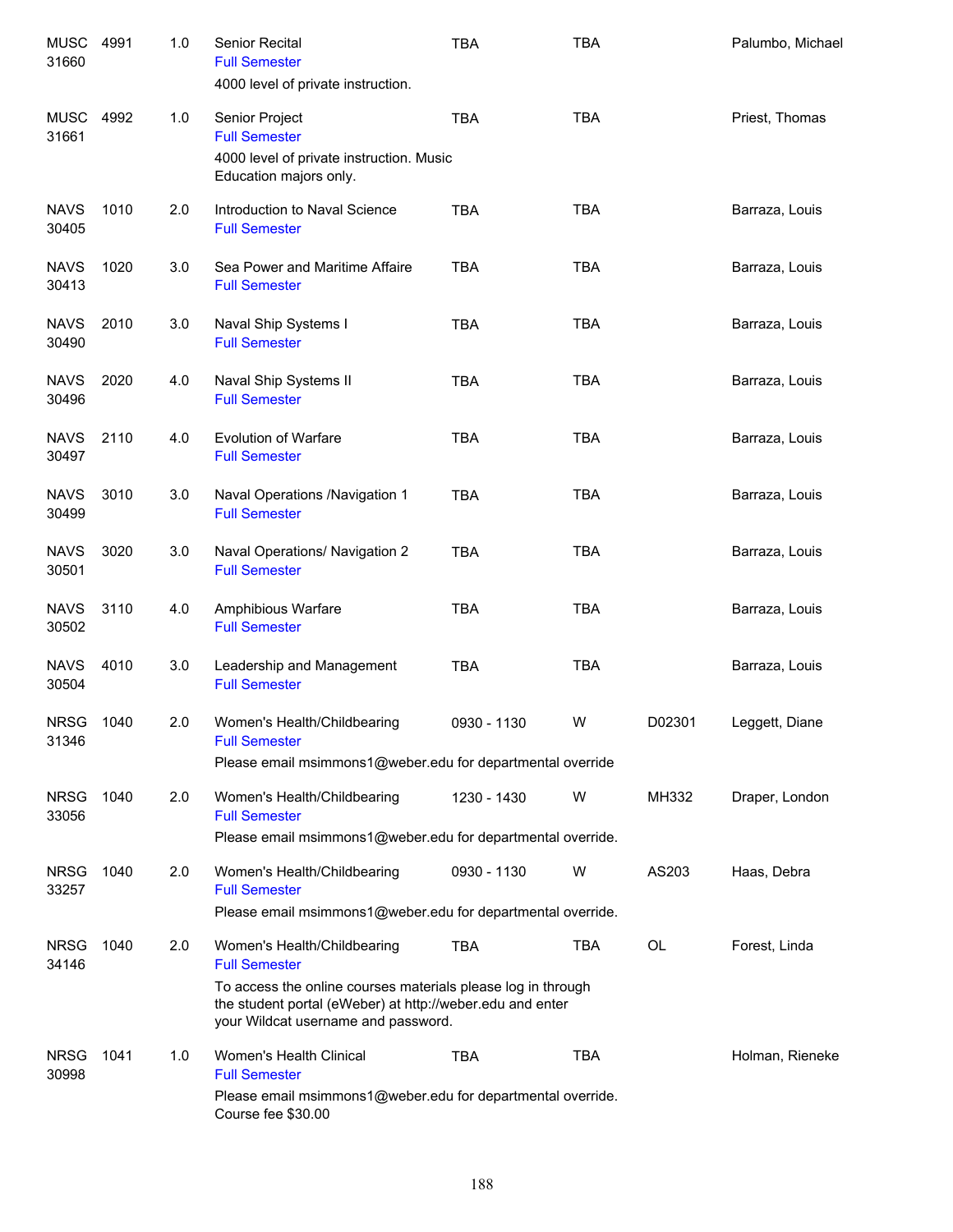| Course | | Credits | Title | Time | Days | Room | Instructor |
|---|---|---|---|---|---|---|---|
| MUSC 31660 | 4991 | 1.0 | Senior Recital<br>Full Semester<br>4000 level of private instruction. | TBA | TBA | | Palumbo, Michael |
| MUSC 31661 | 4992 | 1.0 | Senior Project<br>Full Semester<br>4000 level of private instruction. Music Education majors only. | TBA | TBA | | Priest, Thomas |
| NAVS 30405 | 1010 | 2.0 | Introduction to Naval Science<br>Full Semester | TBA | TBA | | Barraza, Louis |
| NAVS 30413 | 1020 | 3.0 | Sea Power and Maritime Affaire<br>Full Semester | TBA | TBA | | Barraza, Louis |
| NAVS 30490 | 2010 | 3.0 | Naval Ship Systems I<br>Full Semester | TBA | TBA | | Barraza, Louis |
| NAVS 30496 | 2020 | 4.0 | Naval Ship Systems II<br>Full Semester | TBA | TBA | | Barraza, Louis |
| NAVS 30497 | 2110 | 4.0 | Evolution of Warfare<br>Full Semester | TBA | TBA | | Barraza, Louis |
| NAVS 30499 | 3010 | 3.0 | Naval Operations /Navigation 1<br>Full Semester | TBA | TBA | | Barraza, Louis |
| NAVS 30501 | 3020 | 3.0 | Naval Operations/ Navigation 2<br>Full Semester | TBA | TBA | | Barraza, Louis |
| NAVS 30502 | 3110 | 4.0 | Amphibious Warfare<br>Full Semester | TBA | TBA | | Barraza, Louis |
| NAVS 30504 | 4010 | 3.0 | Leadership and Management<br>Full Semester | TBA | TBA | | Barraza, Louis |
| NRSG 31346 | 1040 | 2.0 | Women's Health/Childbearing<br>Full Semester<br>Please email msimmons1@weber.edu for departmental override | 0930 - 1130 | W | D02301 | Leggett, Diane |
| NRSG 33056 | 1040 | 2.0 | Women's Health/Childbearing<br>Full Semester<br>Please email msimmons1@weber.edu for departmental override. | 1230 - 1430 | W | MH332 | Draper, London |
| NRSG 33257 | 1040 | 2.0 | Women's Health/Childbearing<br>Full Semester<br>Please email msimmons1@weber.edu for departmental override. | 0930 - 1130 | W | AS203 | Haas, Debra |
| NRSG 34146 | 1040 | 2.0 | Women's Health/Childbearing<br>Full Semester<br>To access the online courses materials please log in through the student portal (eWeber) at http://weber.edu and enter your Wildcat username and password. | TBA | TBA | OL | Forest, Linda |
| NRSG 30998 | 1041 | 1.0 | Women's Health Clinical<br>Full Semester<br>Please email msimmons1@weber.edu for departmental override. Course fee $30.00 | TBA | TBA | | Holman, Rieneke |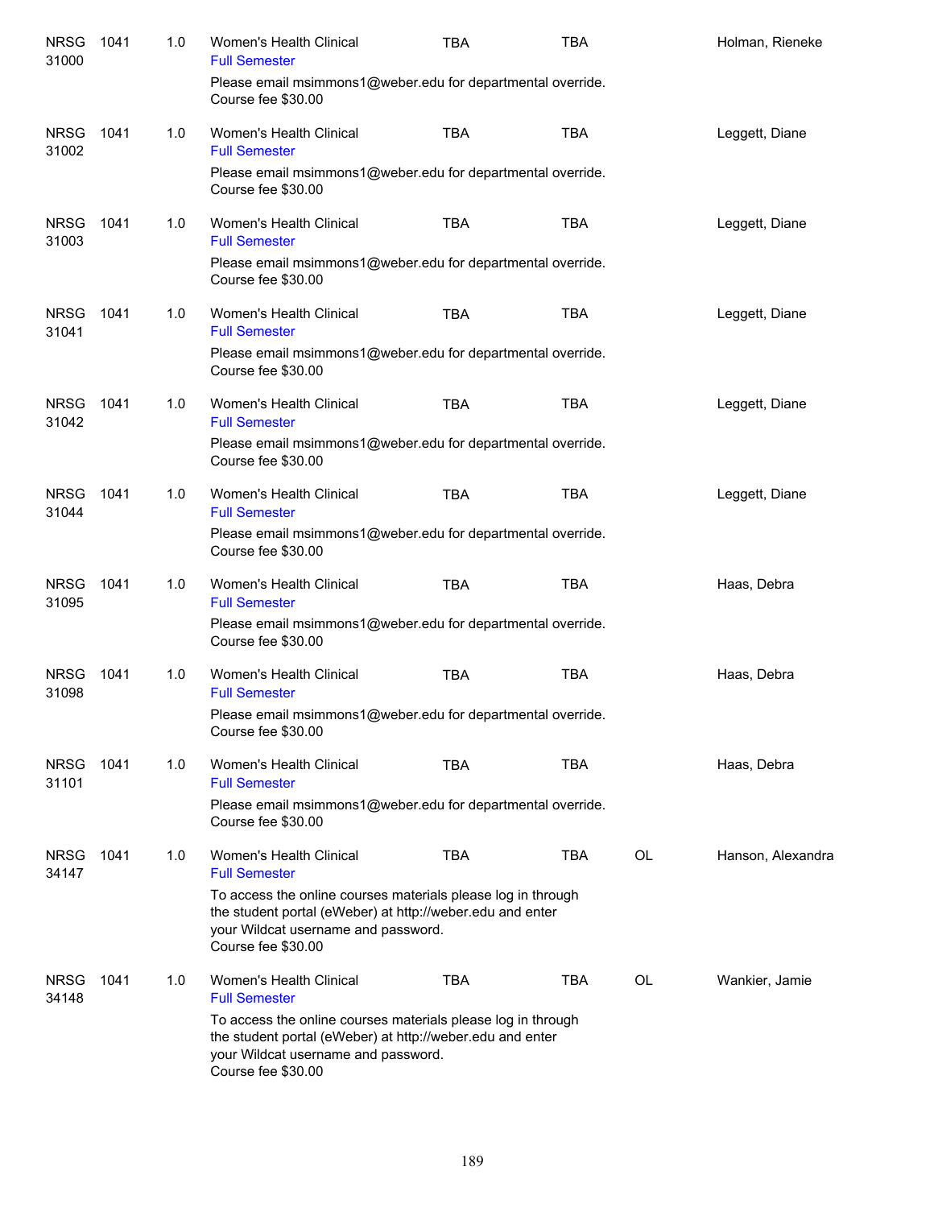| | | | | | | | |
|---|---|---|---|---|---|---|---|
| NRSG 31000 | 1041 | 1.0 | Women's Health Clinical<br>Full Semester<br>Please email msimmons1@weber.edu for departmental override.<br>Course fee $30.00 | TBA | TBA | | Holman, Rieneke |
| NRSG 31002 | 1041 | 1.0 | Women's Health Clinical<br>Full Semester<br>Please email msimmons1@weber.edu for departmental override.<br>Course fee $30.00 | TBA | TBA | | Leggett, Diane |
| NRSG 31003 | 1041 | 1.0 | Women's Health Clinical<br>Full Semester<br>Please email msimmons1@weber.edu for departmental override.<br>Course fee $30.00 | TBA | TBA | | Leggett, Diane |
| NRSG 31041 | 1041 | 1.0 | Women's Health Clinical<br>Full Semester<br>Please email msimmons1@weber.edu for departmental override.<br>Course fee $30.00 | TBA | TBA | | Leggett, Diane |
| NRSG 31042 | 1041 | 1.0 | Women's Health Clinical<br>Full Semester<br>Please email msimmons1@weber.edu for departmental override.<br>Course fee $30.00 | TBA | TBA | | Leggett, Diane |
| NRSG 31044 | 1041 | 1.0 | Women's Health Clinical<br>Full Semester<br>Please email msimmons1@weber.edu for departmental override.<br>Course fee $30.00 | TBA | TBA | | Leggett, Diane |
| NRSG 31095 | 1041 | 1.0 | Women's Health Clinical<br>Full Semester<br>Please email msimmons1@weber.edu for departmental override.<br>Course fee $30.00 | TBA | TBA | | Haas, Debra |
| NRSG 31098 | 1041 | 1.0 | Women's Health Clinical<br>Full Semester<br>Please email msimmons1@weber.edu for departmental override.<br>Course fee $30.00 | TBA | TBA | | Haas, Debra |
| NRSG 31101 | 1041 | 1.0 | Women's Health Clinical<br>Full Semester<br>Please email msimmons1@weber.edu for departmental override.<br>Course fee $30.00 | TBA | TBA | | Haas, Debra |
| NRSG 34147 | 1041 | 1.0 | Women's Health Clinical<br>Full Semester<br>To access the online courses materials please log in through the student portal (eWeber) at http://weber.edu and enter your Wildcat username and password.<br>Course fee $30.00 | TBA | TBA | OL | Hanson, Alexandra |
| NRSG 34148 | 1041 | 1.0 | Women's Health Clinical<br>Full Semester<br>To access the online courses materials please log in through the student portal (eWeber) at http://weber.edu and enter your Wildcat username and password.<br>Course fee $30.00 | TBA | TBA | OL | Wankier, Jamie |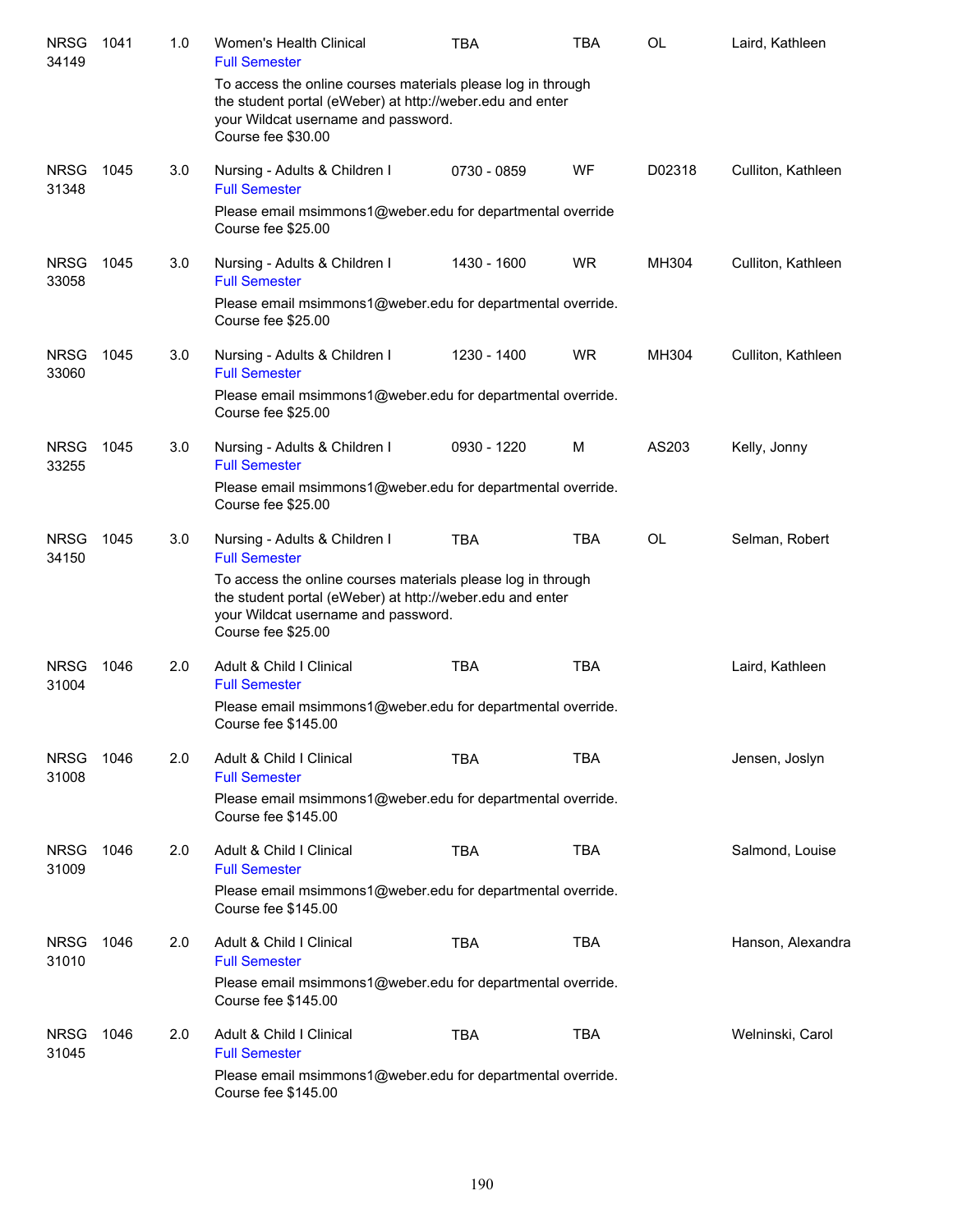| | | | | | | | |
|---|---|---|---|---|---|---|---|
| NRSG 34149 | 1041 | 1.0 | Women's Health Clinical<br>Full Semester<br>To access the online courses materials please log in through the student portal (eWeber) at http://weber.edu and enter your Wildcat username and password.<br>Course fee $30.00 | TBA | TBA | OL | Laird, Kathleen |
| NRSG 31348 | 1045 | 3.0 | Nursing - Adults & Children I<br>Full Semester<br>Please email msimmons1@weber.edu for departmental override<br>Course fee $25.00 | 0730 - 0859 | WF | D02318 | Culliton, Kathleen |
| NRSG 33058 | 1045 | 3.0 | Nursing - Adults & Children I<br>Full Semester<br>Please email msimmons1@weber.edu for departmental override.<br>Course fee $25.00 | 1430 - 1600 | WR | MH304 | Culliton, Kathleen |
| NRSG 33060 | 1045 | 3.0 | Nursing - Adults & Children I<br>Full Semester<br>Please email msimmons1@weber.edu for departmental override.<br>Course fee $25.00 | 1230 - 1400 | WR | MH304 | Culliton, Kathleen |
| NRSG 33255 | 1045 | 3.0 | Nursing - Adults & Children I<br>Full Semester<br>Please email msimmons1@weber.edu for departmental override.<br>Course fee $25.00 | 0930 - 1220 | M | AS203 | Kelly, Jonny |
| NRSG 34150 | 1045 | 3.0 | Nursing - Adults & Children I<br>Full Semester<br>To access the online courses materials please log in through the student portal (eWeber) at http://weber.edu and enter your Wildcat username and password.<br>Course fee $25.00 | TBA | TBA | OL | Selman, Robert |
| NRSG 31004 | 1046 | 2.0 | Adult & Child I Clinical<br>Full Semester<br>Please email msimmons1@weber.edu for departmental override.<br>Course fee $145.00 | TBA | TBA | | Laird, Kathleen |
| NRSG 31008 | 1046 | 2.0 | Adult & Child I Clinical<br>Full Semester<br>Please email msimmons1@weber.edu for departmental override.<br>Course fee $145.00 | TBA | TBA | | Jensen, Joslyn |
| NRSG 31009 | 1046 | 2.0 | Adult & Child I Clinical<br>Full Semester<br>Please email msimmons1@weber.edu for departmental override.<br>Course fee $145.00 | TBA | TBA | | Salmond, Louise |
| NRSG 31010 | 1046 | 2.0 | Adult & Child I Clinical<br>Full Semester<br>Please email msimmons1@weber.edu for departmental override.<br>Course fee $145.00 | TBA | TBA | | Hanson, Alexandra |
| NRSG 31045 | 1046 | 2.0 | Adult & Child I Clinical<br>Full Semester<br>Please email msimmons1@weber.edu for departmental override.<br>Course fee $145.00 | TBA | TBA | | Welninski, Carol |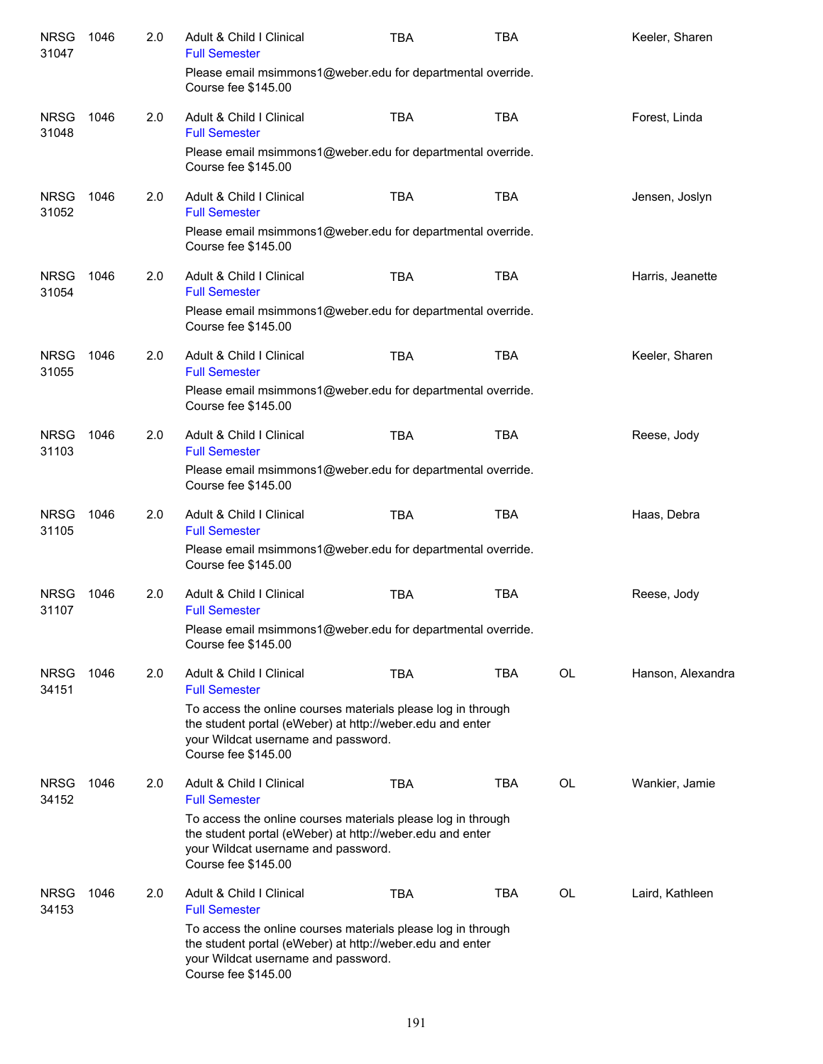| Course | Number | Credits | Title | Days | Time | Location | Instructor |
|---|---|---|---|---|---|---|---|
| NRSG 31047 | 1046 | 2.0 | Adult & Child I Clinical<br>Full Semester<br>Please email msimmons1@weber.edu for departmental override.<br>Course fee $145.00 | TBA | TBA | | Keeler, Sharen |
| NRSG 31048 | 1046 | 2.0 | Adult & Child I Clinical<br>Full Semester<br>Please email msimmons1@weber.edu for departmental override.<br>Course fee $145.00 | TBA | TBA | | Forest, Linda |
| NRSG 31052 | 1046 | 2.0 | Adult & Child I Clinical<br>Full Semester<br>Please email msimmons1@weber.edu for departmental override.<br>Course fee $145.00 | TBA | TBA | | Jensen, Joslyn |
| NRSG 31054 | 1046 | 2.0 | Adult & Child I Clinical<br>Full Semester<br>Please email msimmons1@weber.edu for departmental override.<br>Course fee $145.00 | TBA | TBA | | Harris, Jeanette |
| NRSG 31055 | 1046 | 2.0 | Adult & Child I Clinical<br>Full Semester<br>Please email msimmons1@weber.edu for departmental override.<br>Course fee $145.00 | TBA | TBA | | Keeler, Sharen |
| NRSG 31103 | 1046 | 2.0 | Adult & Child I Clinical<br>Full Semester<br>Please email msimmons1@weber.edu for departmental override.<br>Course fee $145.00 | TBA | TBA | | Reese, Jody |
| NRSG 31105 | 1046 | 2.0 | Adult & Child I Clinical<br>Full Semester<br>Please email msimmons1@weber.edu for departmental override.<br>Course fee $145.00 | TBA | TBA | | Haas, Debra |
| NRSG 31107 | 1046 | 2.0 | Adult & Child I Clinical<br>Full Semester<br>Please email msimmons1@weber.edu for departmental override.<br>Course fee $145.00 | TBA | TBA | | Reese, Jody |
| NRSG 34151 | 1046 | 2.0 | Adult & Child I Clinical<br>Full Semester<br>To access the online courses materials please log in through the student portal (eWeber) at http://weber.edu and enter your Wildcat username and password.<br>Course fee $145.00 | TBA | TBA | OL | Hanson, Alexandra |
| NRSG 34152 | 1046 | 2.0 | Adult & Child I Clinical<br>Full Semester<br>To access the online courses materials please log in through the student portal (eWeber) at http://weber.edu and enter your Wildcat username and password.<br>Course fee $145.00 | TBA | TBA | OL | Wankier, Jamie |
| NRSG 34153 | 1046 | 2.0 | Adult & Child I Clinical<br>Full Semester<br>To access the online courses materials please log in through the student portal (eWeber) at http://weber.edu and enter your Wildcat username and password.<br>Course fee $145.00 | TBA | TBA | OL | Laird, Kathleen |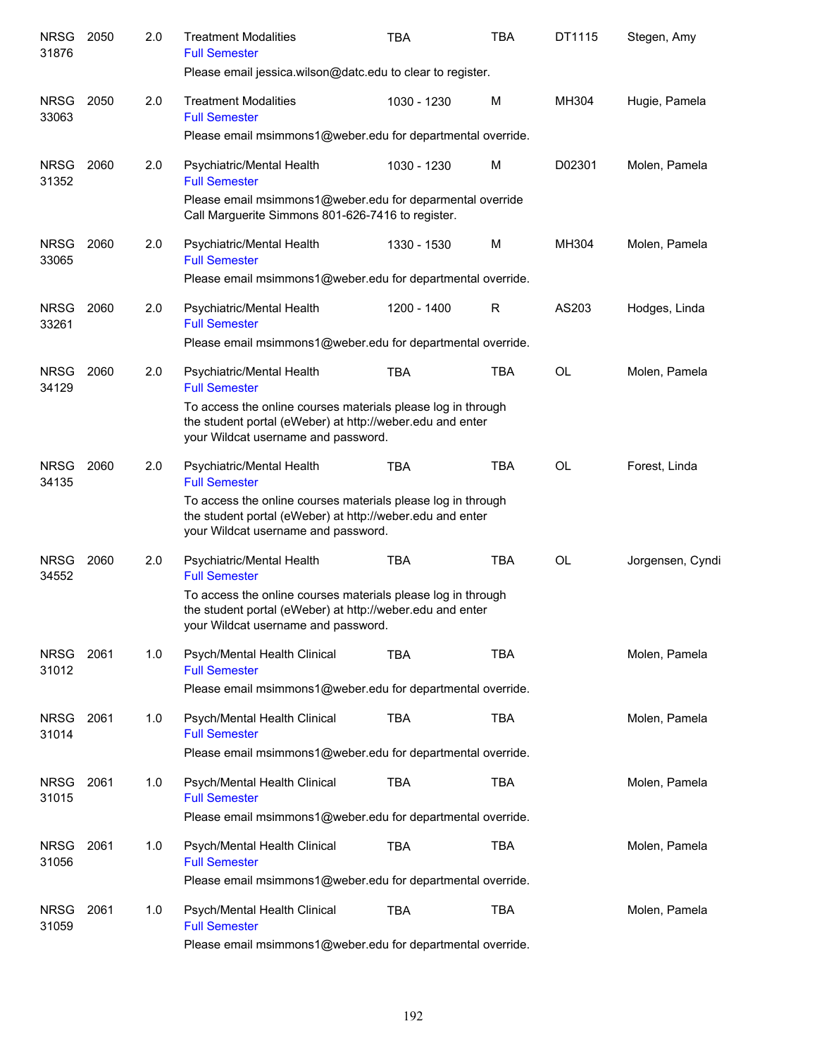| | | | | | | | |
|---|---|---|---|---|---|---|---|
| NRSG 31876 | 2050 | 2.0 | Treatment Modalities<br>Full Semester<br>Please email jessica.wilson@datc.edu to clear to register. | TBA | TBA | DT1115 | Stegen, Amy |
| NRSG 33063 | 2050 | 2.0 | Treatment Modalities<br>Full Semester<br>Please email msimmons1@weber.edu for departmental override. | 1030 - 1230 | M | MH304 | Hugie, Pamela |
| NRSG 31352 | 2060 | 2.0 | Psychiatric/Mental Health<br>Full Semester<br>Please email msimmons1@weber.edu for deparmental override Call Marguerite Simmons 801-626-7416 to register. | 1030 - 1230 | M | D02301 | Molen, Pamela |
| NRSG 33065 | 2060 | 2.0 | Psychiatric/Mental Health<br>Full Semester<br>Please email msimmons1@weber.edu for departmental override. | 1330 - 1530 | M | MH304 | Molen, Pamela |
| NRSG 33261 | 2060 | 2.0 | Psychiatric/Mental Health<br>Full Semester<br>Please email msimmons1@weber.edu for departmental override. | 1200 - 1400 | R | AS203 | Hodges, Linda |
| NRSG 34129 | 2060 | 2.0 | Psychiatric/Mental Health<br>Full Semester<br>To access the online courses materials please log in through the student portal (eWeber) at http://weber.edu and enter your Wildcat username and password. | TBA | TBA | OL | Molen, Pamela |
| NRSG 34135 | 2060 | 2.0 | Psychiatric/Mental Health<br>Full Semester<br>To access the online courses materials please log in through the student portal (eWeber) at http://weber.edu and enter your Wildcat username and password. | TBA | TBA | OL | Forest, Linda |
| NRSG 34552 | 2060 | 2.0 | Psychiatric/Mental Health<br>Full Semester<br>To access the online courses materials please log in through the student portal (eWeber) at http://weber.edu and enter your Wildcat username and password. | TBA | TBA | OL | Jorgensen, Cyndi |
| NRSG 31012 | 2061 | 1.0 | Psych/Mental Health Clinical<br>Full Semester<br>Please email msimmons1@weber.edu for departmental override. | TBA | TBA | | Molen, Pamela |
| NRSG 31014 | 2061 | 1.0 | Psych/Mental Health Clinical<br>Full Semester<br>Please email msimmons1@weber.edu for departmental override. | TBA | TBA | | Molen, Pamela |
| NRSG 31015 | 2061 | 1.0 | Psych/Mental Health Clinical<br>Full Semester<br>Please email msimmons1@weber.edu for departmental override. | TBA | TBA | | Molen, Pamela |
| NRSG 31056 | 2061 | 1.0 | Psych/Mental Health Clinical<br>Full Semester<br>Please email msimmons1@weber.edu for departmental override. | TBA | TBA | | Molen, Pamela |
| NRSG 31059 | 2061 | 1.0 | Psych/Mental Health Clinical<br>Full Semester<br>Please email msimmons1@weber.edu for departmental override. | TBA | TBA | | Molen, Pamela |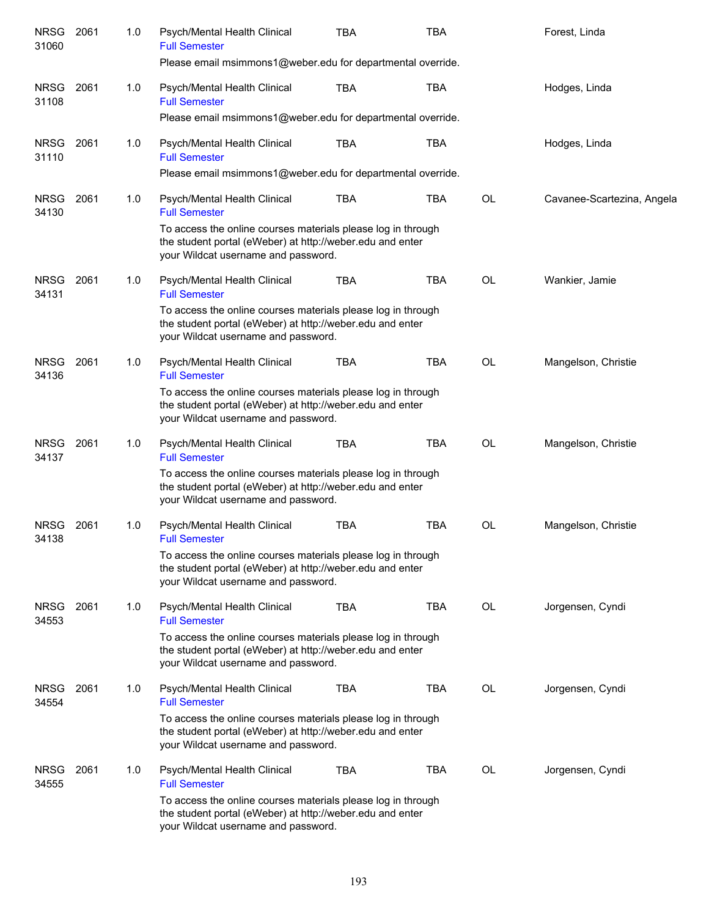| | | | | | | | |
|---|---|---|---|---|---|---|---|
| NRSG 31060 | 2061 | 1.0 | Psych/Mental Health Clinical<br>Full Semester | TBA | TBA | | Forest, Linda |
| | | | Please email msimmons1@weber.edu for departmental override. | | | | |
| NRSG 31108 | 2061 | 1.0 | Psych/Mental Health Clinical<br>Full Semester | TBA | TBA | | Hodges, Linda |
| | | | Please email msimmons1@weber.edu for departmental override. | | | | |
| NRSG 31110 | 2061 | 1.0 | Psych/Mental Health Clinical<br>Full Semester | TBA | TBA | | Hodges, Linda |
| | | | Please email msimmons1@weber.edu for departmental override. | | | | |
| NRSG 34130 | 2061 | 1.0 | Psych/Mental Health Clinical<br>Full Semester | TBA | TBA | OL | Cavanee-Scartezina, Angela |
| | | | To access the online courses materials please log in through the student portal (eWeber) at http://weber.edu and enter your Wildcat username and password. | | | | |
| NRSG 34131 | 2061 | 1.0 | Psych/Mental Health Clinical<br>Full Semester | TBA | TBA | OL | Wankier, Jamie |
| | | | To access the online courses materials please log in through the student portal (eWeber) at http://weber.edu and enter your Wildcat username and password. | | | | |
| NRSG 34136 | 2061 | 1.0 | Psych/Mental Health Clinical<br>Full Semester | TBA | TBA | OL | Mangelson, Christie |
| | | | To access the online courses materials please log in through the student portal (eWeber) at http://weber.edu and enter your Wildcat username and password. | | | | |
| NRSG 34137 | 2061 | 1.0 | Psych/Mental Health Clinical<br>Full Semester | TBA | TBA | OL | Mangelson, Christie |
| | | | To access the online courses materials please log in through the student portal (eWeber) at http://weber.edu and enter your Wildcat username and password. | | | | |
| NRSG 34138 | 2061 | 1.0 | Psych/Mental Health Clinical<br>Full Semester | TBA | TBA | OL | Mangelson, Christie |
| | | | To access the online courses materials please log in through the student portal (eWeber) at http://weber.edu and enter your Wildcat username and password. | | | | |
| NRSG 34553 | 2061 | 1.0 | Psych/Mental Health Clinical<br>Full Semester | TBA | TBA | OL | Jorgensen, Cyndi |
| | | | To access the online courses materials please log in through the student portal (eWeber) at http://weber.edu and enter your Wildcat username and password. | | | | |
| NRSG 34554 | 2061 | 1.0 | Psych/Mental Health Clinical<br>Full Semester | TBA | TBA | OL | Jorgensen, Cyndi |
| | | | To access the online courses materials please log in through the student portal (eWeber) at http://weber.edu and enter your Wildcat username and password. | | | | |
| NRSG 34555 | 2061 | 1.0 | Psych/Mental Health Clinical<br>Full Semester | TBA | TBA | OL | Jorgensen, Cyndi |
| | | | To access the online courses materials please log in through the student portal (eWeber) at http://weber.edu and enter your Wildcat username and password. | | | | |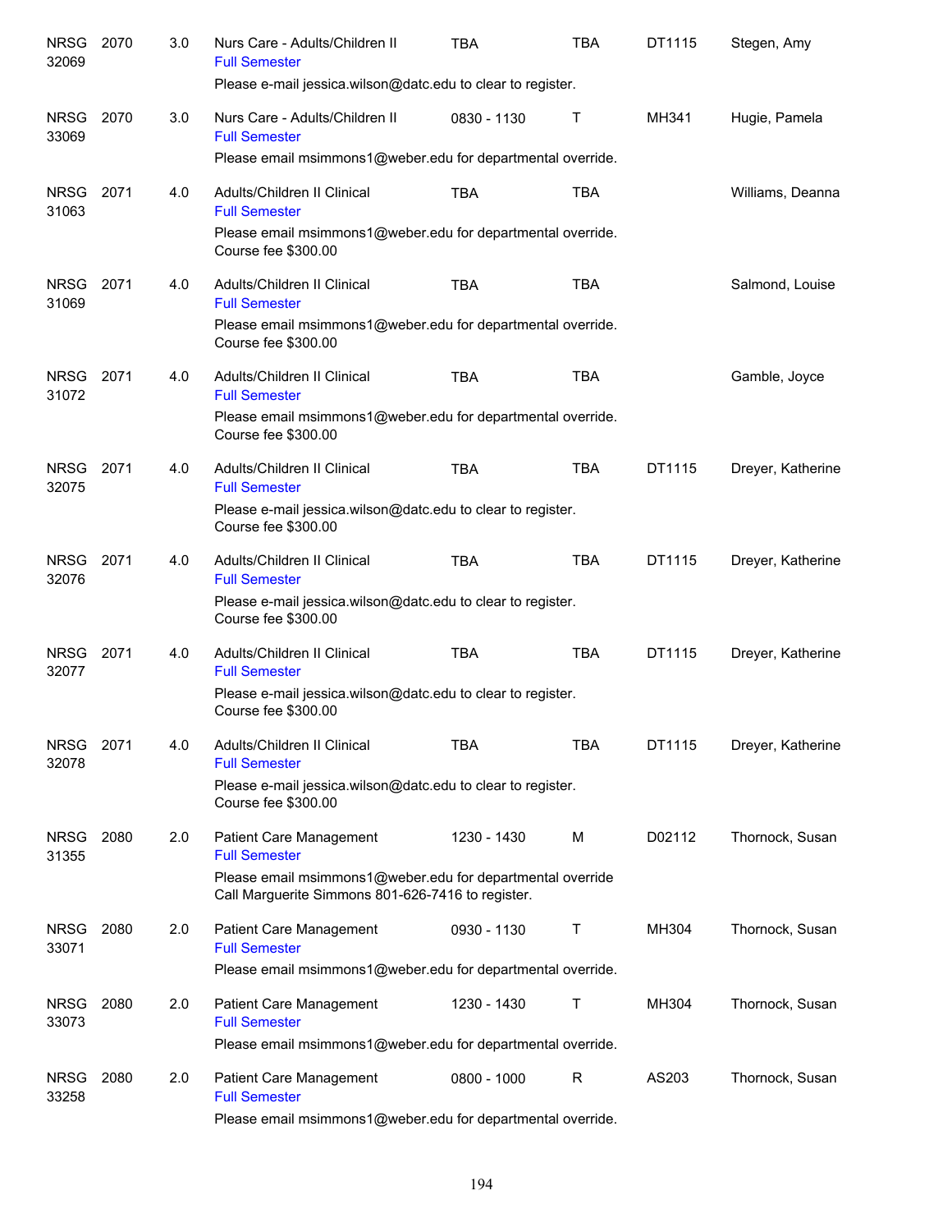| | | | | | | | |
|---|---|---|---|---|---|---|---|
| NRSG 32069 | 2070 | 3.0 | Nurs Care - Adults/Children II<br>Full Semester<br>Please e-mail jessica.wilson@datc.edu to clear to register. | TBA | TBA | DT1115 | Stegen, Amy |
| NRSG 33069 | 2070 | 3.0 | Nurs Care - Adults/Children II<br>Full Semester<br>Please email msimmons1@weber.edu for departmental override. | 0830 - 1130 | T | MH341 | Hugie, Pamela |
| NRSG 31063 | 2071 | 4.0 | Adults/Children II Clinical<br>Full Semester<br>Please email msimmons1@weber.edu for departmental override.<br>Course fee $300.00 | TBA | TBA | | Williams, Deanna |
| NRSG 31069 | 2071 | 4.0 | Adults/Children II Clinical<br>Full Semester<br>Please email msimmons1@weber.edu for departmental override.<br>Course fee $300.00 | TBA | TBA | | Salmond, Louise |
| NRSG 31072 | 2071 | 4.0 | Adults/Children II Clinical<br>Full Semester<br>Please email msimmons1@weber.edu for departmental override.<br>Course fee $300.00 | TBA | TBA | | Gamble, Joyce |
| NRSG 32075 | 2071 | 4.0 | Adults/Children II Clinical<br>Full Semester<br>Please e-mail jessica.wilson@datc.edu to clear to register.<br>Course fee $300.00 | TBA | TBA | DT1115 | Dreyer, Katherine |
| NRSG 32076 | 2071 | 4.0 | Adults/Children II Clinical<br>Full Semester<br>Please e-mail jessica.wilson@datc.edu to clear to register.<br>Course fee $300.00 | TBA | TBA | DT1115 | Dreyer, Katherine |
| NRSG 32077 | 2071 | 4.0 | Adults/Children II Clinical<br>Full Semester<br>Please e-mail jessica.wilson@datc.edu to clear to register.<br>Course fee $300.00 | TBA | TBA | DT1115 | Dreyer, Katherine |
| NRSG 32078 | 2071 | 4.0 | Adults/Children II Clinical<br>Full Semester<br>Please e-mail jessica.wilson@datc.edu to clear to register.<br>Course fee $300.00 | TBA | TBA | DT1115 | Dreyer, Katherine |
| NRSG 31355 | 2080 | 2.0 | Patient Care Management<br>Full Semester<br>Please email msimmons1@weber.edu for departmental override<br>Call Marguerite Simmons 801-626-7416 to register. | 1230 - 1430 | M | D02112 | Thornock, Susan |
| NRSG 33071 | 2080 | 2.0 | Patient Care Management<br>Full Semester<br>Please email msimmons1@weber.edu for departmental override. | 0930 - 1130 | T | MH304 | Thornock, Susan |
| NRSG 33073 | 2080 | 2.0 | Patient Care Management<br>Full Semester<br>Please email msimmons1@weber.edu for departmental override. | 1230 - 1430 | T | MH304 | Thornock, Susan |
| NRSG 33258 | 2080 | 2.0 | Patient Care Management<br>Full Semester<br>Please email msimmons1@weber.edu for departmental override. | 0800 - 1000 | R | AS203 | Thornock, Susan |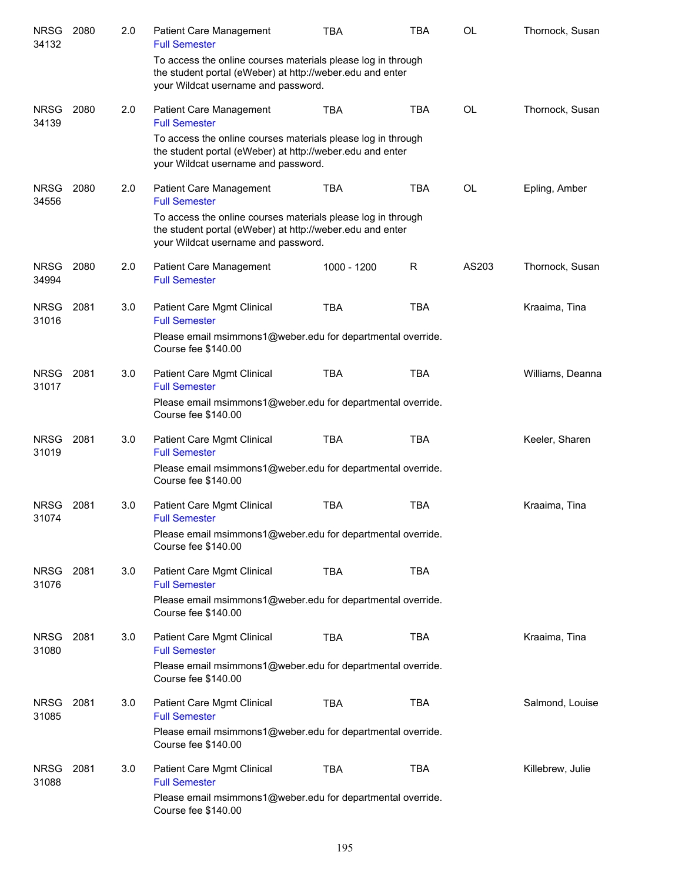| Course | | Credits | Title | Time | Days | Room | Instructor |
|---|---|---|---|---|---|---|---|
| NRSG 34132 | 2080 | 2.0 | Patient Care Management<br>Full Semester<br>To access the online courses materials please log in through the student portal (eWeber) at http://weber.edu and enter your Wildcat username and password. | TBA | TBA | OL | Thornock, Susan |
| NRSG 34139 | 2080 | 2.0 | Patient Care Management<br>Full Semester<br>To access the online courses materials please log in through the student portal (eWeber) at http://weber.edu and enter your Wildcat username and password. | TBA | TBA | OL | Thornock, Susan |
| NRSG 34556 | 2080 | 2.0 | Patient Care Management<br>Full Semester<br>To access the online courses materials please log in through the student portal (eWeber) at http://weber.edu and enter your Wildcat username and password. | TBA | TBA | OL | Epling, Amber |
| NRSG 34994 | 2080 | 2.0 | Patient Care Management<br>Full Semester | 1000 - 1200 | R | AS203 | Thornock, Susan |
| NRSG 31016 | 2081 | 3.0 | Patient Care Mgmt Clinical<br>Full Semester<br>Please email msimmons1@weber.edu for departmental override. Course fee $140.00 | TBA | TBA | | Kraaima, Tina |
| NRSG 31017 | 2081 | 3.0 | Patient Care Mgmt Clinical<br>Full Semester<br>Please email msimmons1@weber.edu for departmental override. Course fee $140.00 | TBA | TBA | | Williams, Deanna |
| NRSG 31019 | 2081 | 3.0 | Patient Care Mgmt Clinical<br>Full Semester<br>Please email msimmons1@weber.edu for departmental override. Course fee $140.00 | TBA | TBA | | Keeler, Sharen |
| NRSG 31074 | 2081 | 3.0 | Patient Care Mgmt Clinical<br>Full Semester<br>Please email msimmons1@weber.edu for departmental override. Course fee $140.00 | TBA | TBA | | Kraaima, Tina |
| NRSG 31076 | 2081 | 3.0 | Patient Care Mgmt Clinical<br>Full Semester<br>Please email msimmons1@weber.edu for departmental override. Course fee $140.00 | TBA | TBA | | |
| NRSG 31080 | 2081 | 3.0 | Patient Care Mgmt Clinical<br>Full Semester<br>Please email msimmons1@weber.edu for departmental override. Course fee $140.00 | TBA | TBA | | Kraaima, Tina |
| NRSG 31085 | 2081 | 3.0 | Patient Care Mgmt Clinical<br>Full Semester<br>Please email msimmons1@weber.edu for departmental override. Course fee $140.00 | TBA | TBA | | Salmond, Louise |
| NRSG 31088 | 2081 | 3.0 | Patient Care Mgmt Clinical<br>Full Semester<br>Please email msimmons1@weber.edu for departmental override. Course fee $140.00 | TBA | TBA | | Killebrew, Julie |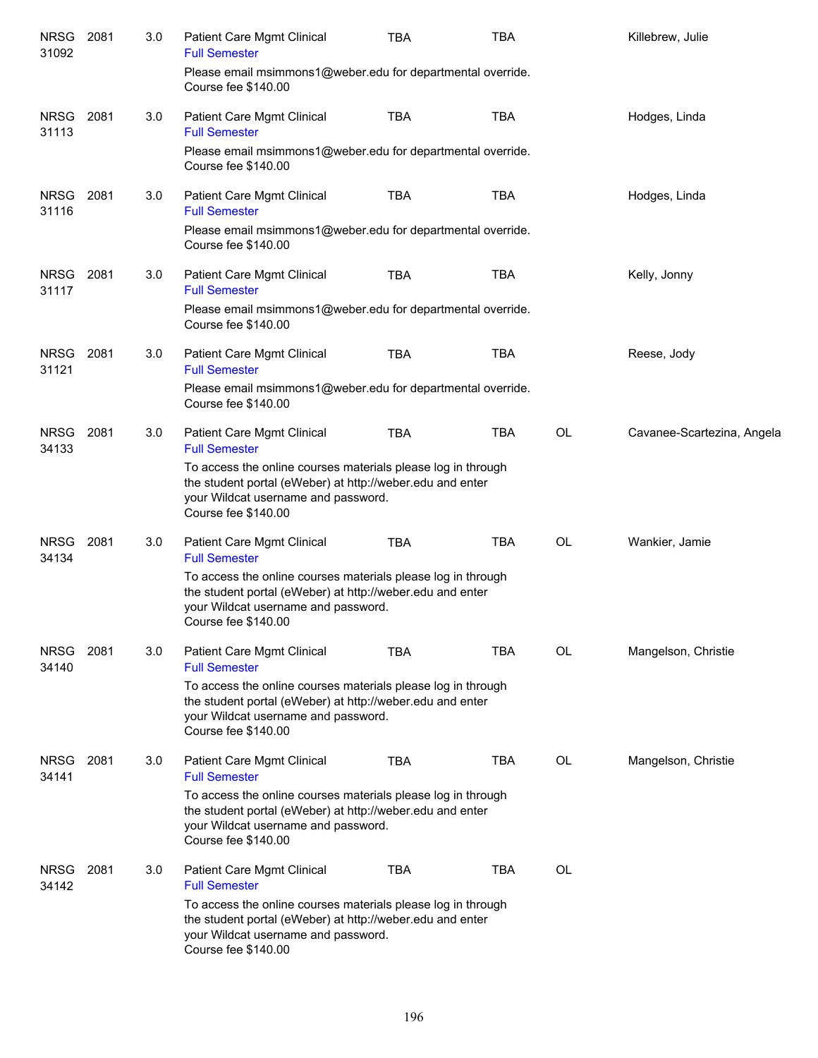| | | | | | | | |
|---|---|---|---|---|---|---|---|
| NRSG 31092 | 2081 | 3.0 | Patient Care Mgmt Clinical<br>Full Semester<br>Please email msimmons1@weber.edu for departmental override.<br>Course fee $140.00 | TBA | TBA | | Killebrew, Julie |
| NRSG 31113 | 2081 | 3.0 | Patient Care Mgmt Clinical<br>Full Semester<br>Please email msimmons1@weber.edu for departmental override.<br>Course fee $140.00 | TBA | TBA | | Hodges, Linda |
| NRSG 31116 | 2081 | 3.0 | Patient Care Mgmt Clinical<br>Full Semester<br>Please email msimmons1@weber.edu for departmental override.<br>Course fee $140.00 | TBA | TBA | | Hodges, Linda |
| NRSG 31117 | 2081 | 3.0 | Patient Care Mgmt Clinical<br>Full Semester<br>Please email msimmons1@weber.edu for departmental override.<br>Course fee $140.00 | TBA | TBA | | Kelly, Jonny |
| NRSG 31121 | 2081 | 3.0 | Patient Care Mgmt Clinical<br>Full Semester<br>Please email msimmons1@weber.edu for departmental override.<br>Course fee $140.00 | TBA | TBA | | Reese, Jody |
| NRSG 34133 | 2081 | 3.0 | Patient Care Mgmt Clinical<br>Full Semester<br>To access the online courses materials please log in through the student portal (eWeber) at http://weber.edu and enter your Wildcat username and password.<br>Course fee $140.00 | TBA | TBA | OL | Cavanee-Scartezina, Angela |
| NRSG 34134 | 2081 | 3.0 | Patient Care Mgmt Clinical<br>Full Semester<br>To access the online courses materials please log in through the student portal (eWeber) at http://weber.edu and enter your Wildcat username and password.<br>Course fee $140.00 | TBA | TBA | OL | Wankier, Jamie |
| NRSG 34140 | 2081 | 3.0 | Patient Care Mgmt Clinical<br>Full Semester<br>To access the online courses materials please log in through the student portal (eWeber) at http://weber.edu and enter your Wildcat username and password.<br>Course fee $140.00 | TBA | TBA | OL | Mangelson, Christie |
| NRSG 34141 | 2081 | 3.0 | Patient Care Mgmt Clinical<br>Full Semester<br>To access the online courses materials please log in through the student portal (eWeber) at http://weber.edu and enter your Wildcat username and password.<br>Course fee $140.00 | TBA | TBA | OL | Mangelson, Christie |
| NRSG 34142 | 2081 | 3.0 | Patient Care Mgmt Clinical<br>Full Semester<br>To access the online courses materials please log in through the student portal (eWeber) at http://weber.edu and enter your Wildcat username and password.<br>Course fee $140.00 | TBA | TBA | OL | |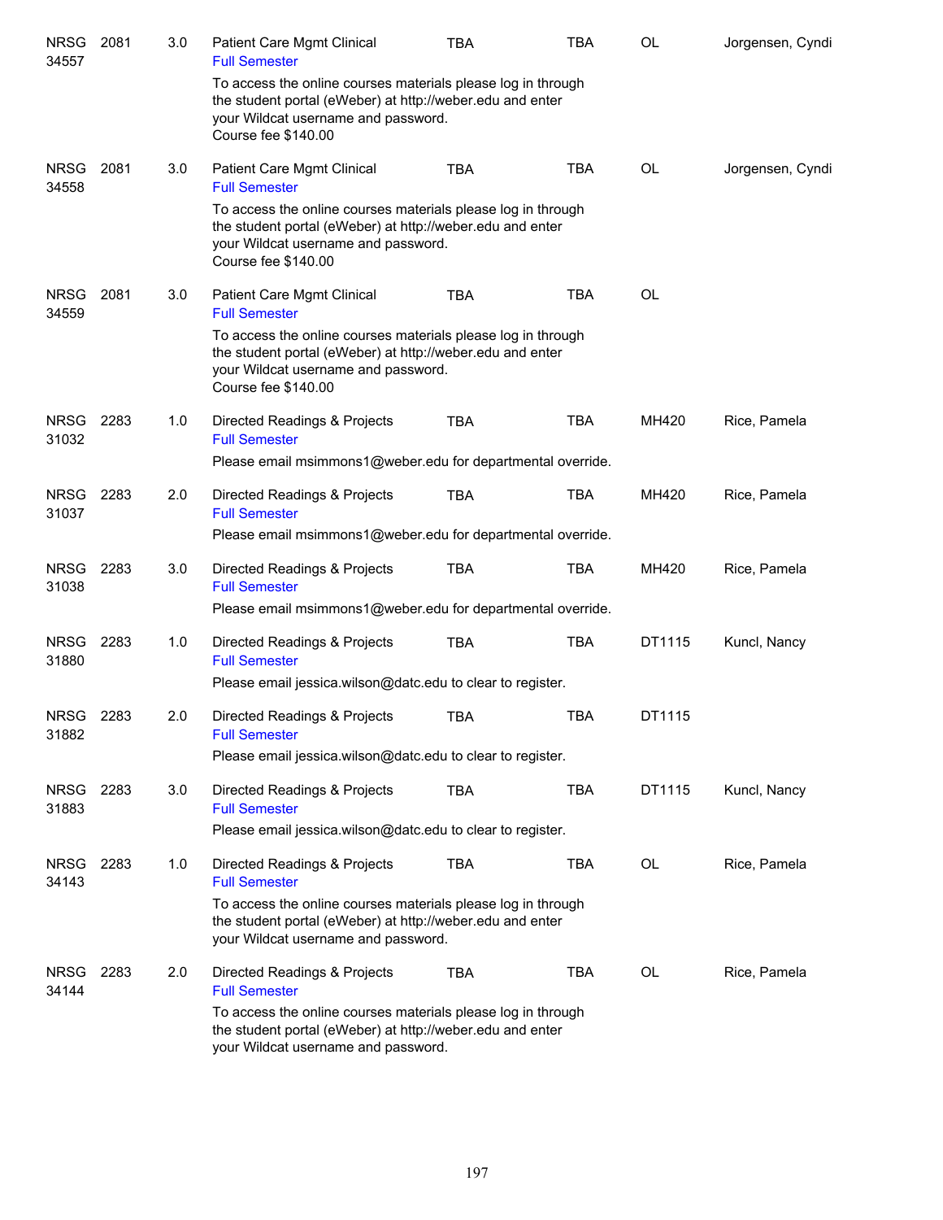| | | | | | | | |
|---|---|---|---|---|---|---|---|
| NRSG 34557 | 2081 | 3.0 | Patient Care Mgmt Clinical<br>Full Semester<br>To access the online courses materials please log in through the student portal (eWeber) at http://weber.edu and enter your Wildcat username and password.<br>Course fee $140.00 | TBA | TBA | OL | Jorgensen, Cyndi |
| NRSG 34558 | 2081 | 3.0 | Patient Care Mgmt Clinical<br>Full Semester<br>To access the online courses materials please log in through the student portal (eWeber) at http://weber.edu and enter your Wildcat username and password.<br>Course fee $140.00 | TBA | TBA | OL | Jorgensen, Cyndi |
| NRSG 34559 | 2081 | 3.0 | Patient Care Mgmt Clinical<br>Full Semester<br>To access the online courses materials please log in through the student portal (eWeber) at http://weber.edu and enter your Wildcat username and password.<br>Course fee $140.00 | TBA | TBA | OL | |
| NRSG 31032 | 2283 | 1.0 | Directed Readings & Projects<br>Full Semester<br>Please email msimmons1@weber.edu for departmental override. | TBA | TBA | MH420 | Rice, Pamela |
| NRSG 31037 | 2283 | 2.0 | Directed Readings & Projects<br>Full Semester<br>Please email msimmons1@weber.edu for departmental override. | TBA | TBA | MH420 | Rice, Pamela |
| NRSG 31038 | 2283 | 3.0 | Directed Readings & Projects<br>Full Semester<br>Please email msimmons1@weber.edu for departmental override. | TBA | TBA | MH420 | Rice, Pamela |
| NRSG 31880 | 2283 | 1.0 | Directed Readings & Projects<br>Full Semester<br>Please email jessica.wilson@datc.edu to clear to register. | TBA | TBA | DT1115 | Kuncl, Nancy |
| NRSG 31882 | 2283 | 2.0 | Directed Readings & Projects<br>Full Semester<br>Please email jessica.wilson@datc.edu to clear to register. | TBA | TBA | DT1115 | |
| NRSG 31883 | 2283 | 3.0 | Directed Readings & Projects<br>Full Semester<br>Please email jessica.wilson@datc.edu to clear to register. | TBA | TBA | DT1115 | Kuncl, Nancy |
| NRSG 34143 | 2283 | 1.0 | Directed Readings & Projects<br>Full Semester<br>To access the online courses materials please log in through the student portal (eWeber) at http://weber.edu and enter your Wildcat username and password. | TBA | TBA | OL | Rice, Pamela |
| NRSG 34144 | 2283 | 2.0 | Directed Readings & Projects<br>Full Semester<br>To access the online courses materials please log in through the student portal (eWeber) at http://weber.edu and enter your Wildcat username and password. | TBA | TBA | OL | Rice, Pamela |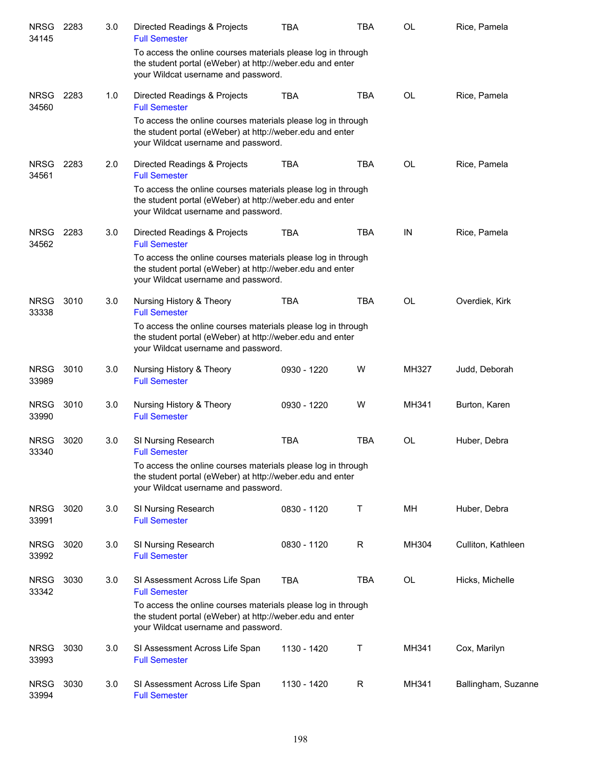| | | | | | | | |
|---|---|---|---|---|---|---|---|
| NRSG 34145 | 2283 | 3.0 | Directed Readings & Projects<br>Full Semester<br>To access the online courses materials please log in through the student portal (eWeber) at http://weber.edu and enter your Wildcat username and password. | TBA | TBA | OL | Rice, Pamela |
| NRSG 34560 | 2283 | 1.0 | Directed Readings & Projects<br>Full Semester<br>To access the online courses materials please log in through the student portal (eWeber) at http://weber.edu and enter your Wildcat username and password. | TBA | TBA | OL | Rice, Pamela |
| NRSG 34561 | 2283 | 2.0 | Directed Readings & Projects<br>Full Semester<br>To access the online courses materials please log in through the student portal (eWeber) at http://weber.edu and enter your Wildcat username and password. | TBA | TBA | OL | Rice, Pamela |
| NRSG 34562 | 2283 | 3.0 | Directed Readings & Projects<br>Full Semester<br>To access the online courses materials please log in through the student portal (eWeber) at http://weber.edu and enter your Wildcat username and password. | TBA | TBA | IN | Rice, Pamela |
| NRSG 33338 | 3010 | 3.0 | Nursing History & Theory<br>Full Semester<br>To access the online courses materials please log in through the student portal (eWeber) at http://weber.edu and enter your Wildcat username and password. | TBA | TBA | OL | Overdiek, Kirk |
| NRSG 33989 | 3010 | 3.0 | Nursing History & Theory<br>Full Semester | 0930 - 1220 | W | MH327 | Judd, Deborah |
| NRSG 33990 | 3010 | 3.0 | Nursing History & Theory<br>Full Semester | 0930 - 1220 | W | MH341 | Burton, Karen |
| NRSG 33340 | 3020 | 3.0 | SI Nursing Research<br>Full Semester<br>To access the online courses materials please log in through the student portal (eWeber) at http://weber.edu and enter your Wildcat username and password. | TBA | TBA | OL | Huber, Debra |
| NRSG 33991 | 3020 | 3.0 | SI Nursing Research<br>Full Semester | 0830 - 1120 | T | MH | Huber, Debra |
| NRSG 33992 | 3020 | 3.0 | SI Nursing Research<br>Full Semester | 0830 - 1120 | R | MH304 | Culliton, Kathleen |
| NRSG 33342 | 3030 | 3.0 | SI Assessment Across Life Span<br>Full Semester<br>To access the online courses materials please log in through the student portal (eWeber) at http://weber.edu and enter your Wildcat username and password. | TBA | TBA | OL | Hicks, Michelle |
| NRSG 33993 | 3030 | 3.0 | SI Assessment Across Life Span<br>Full Semester | 1130 - 1420 | T | MH341 | Cox, Marilyn |
| NRSG 33994 | 3030 | 3.0 | SI Assessment Across Life Span<br>Full Semester | 1130 - 1420 | R | MH341 | Ballingham, Suzanne |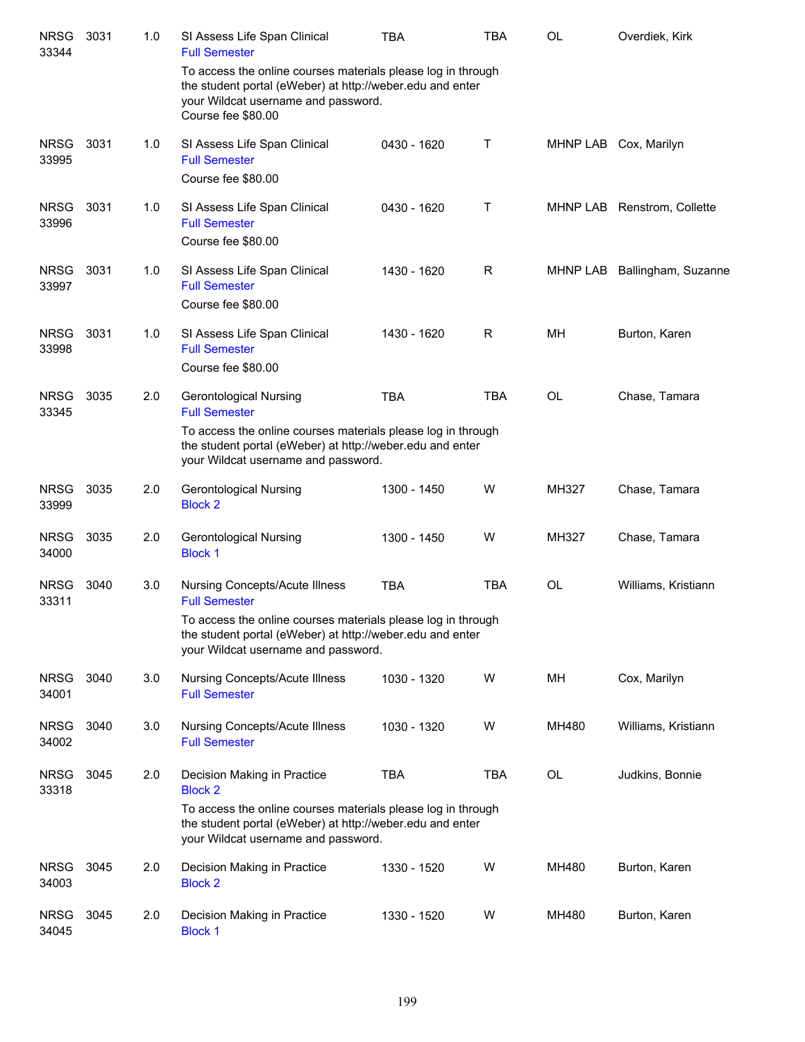| | | | | | | | |
|---|---|---|---|---|---|---|---|
| NRSG 33344 | 3031 | 1.0 | SI Assess Life Span Clinical<br>Full Semester<br>To access the online courses materials please log in through the student portal (eWeber) at http://weber.edu and enter your Wildcat username and password.<br>Course fee $80.00 | TBA | TBA | OL | Overdiek, Kirk |
| NRSG 33995 | 3031 | 1.0 | SI Assess Life Span Clinical<br>Full Semester<br>Course fee $80.00 | 0430 - 1620 | T | MHNP LAB | Cox, Marilyn |
| NRSG 33996 | 3031 | 1.0 | SI Assess Life Span Clinical<br>Full Semester<br>Course fee $80.00 | 0430 - 1620 | T | MHNP LAB | Renstrom, Collette |
| NRSG 33997 | 3031 | 1.0 | SI Assess Life Span Clinical<br>Full Semester<br>Course fee $80.00 | 1430 - 1620 | R | MHNP LAB | Ballingham, Suzanne |
| NRSG 33998 | 3031 | 1.0 | SI Assess Life Span Clinical<br>Full Semester<br>Course fee $80.00 | 1430 - 1620 | R | MH | Burton, Karen |
| NRSG 33345 | 3035 | 2.0 | Gerontological Nursing<br>Full Semester<br>To access the online courses materials please log in through the student portal (eWeber) at http://weber.edu and enter your Wildcat username and password. | TBA | TBA | OL | Chase, Tamara |
| NRSG 33999 | 3035 | 2.0 | Gerontological Nursing<br>Block 2 | 1300 - 1450 | W | MH327 | Chase, Tamara |
| NRSG 34000 | 3035 | 2.0 | Gerontological Nursing<br>Block 1 | 1300 - 1450 | W | MH327 | Chase, Tamara |
| NRSG 33311 | 3040 | 3.0 | Nursing Concepts/Acute Illness<br>Full Semester<br>To access the online courses materials please log in through the student portal (eWeber) at http://weber.edu and enter your Wildcat username and password. | TBA | TBA | OL | Williams, Kristiann |
| NRSG 34001 | 3040 | 3.0 | Nursing Concepts/Acute Illness<br>Full Semester | 1030 - 1320 | W | MH | Cox, Marilyn |
| NRSG 34002 | 3040 | 3.0 | Nursing Concepts/Acute Illness<br>Full Semester | 1030 - 1320 | W | MH480 | Williams, Kristiann |
| NRSG 33318 | 3045 | 2.0 | Decision Making in Practice<br>Block 2<br>To access the online courses materials please log in through the student portal (eWeber) at http://weber.edu and enter your Wildcat username and password. | TBA | TBA | OL | Judkins, Bonnie |
| NRSG 34003 | 3045 | 2.0 | Decision Making in Practice<br>Block 2 | 1330 - 1520 | W | MH480 | Burton, Karen |
| NRSG 34045 | 3045 | 2.0 | Decision Making in Practice<br>Block 1 | 1330 - 1520 | W | MH480 | Burton, Karen |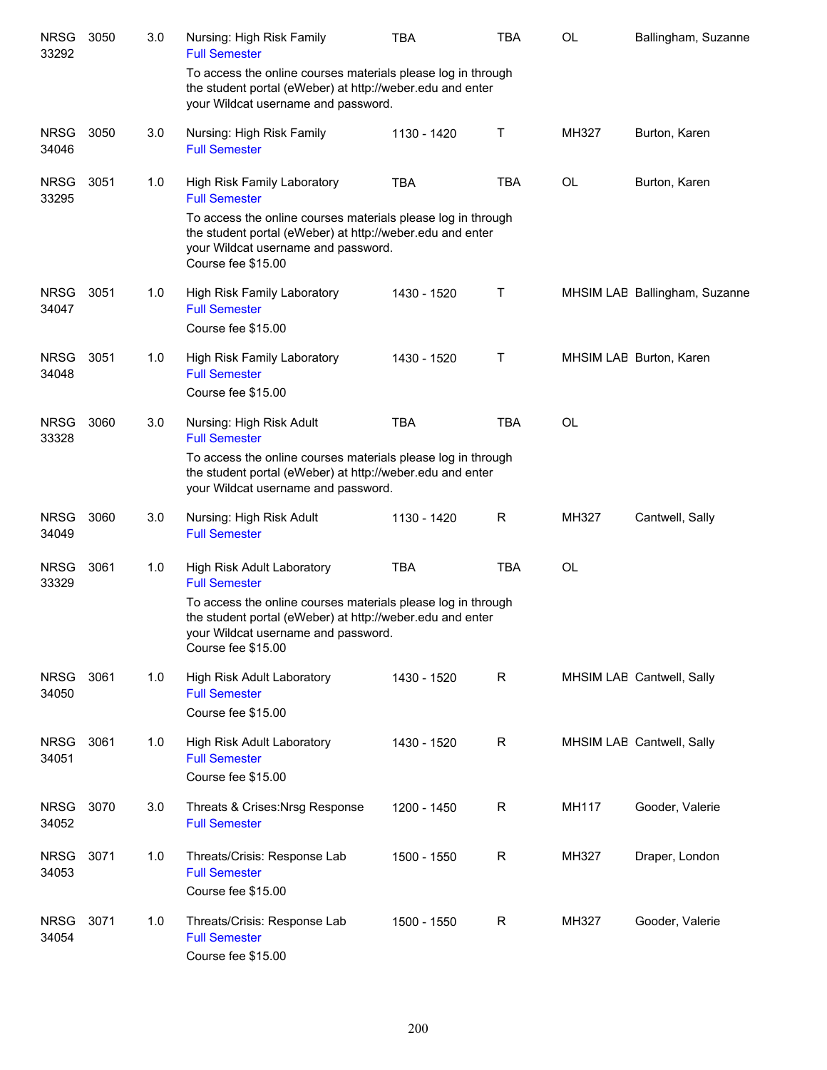| Subject / CRN | Course | Credits | Title | Time | Days | Room | Instructor |
|---|---|---|---|---|---|---|---|
| NRSG 33292 | 3050 | 3.0 | Nursing: High Risk Family<br>Full Semester<br>To access the online courses materials please log in through the student portal (eWeber) at http://weber.edu and enter your Wildcat username and password. | TBA | TBA | OL | Ballingham, Suzanne |
| NRSG 34046 | 3050 | 3.0 | Nursing: High Risk Family<br>Full Semester | 1130 - 1420 | T | MH327 | Burton, Karen |
| NRSG 33295 | 3051 | 1.0 | High Risk Family Laboratory<br>Full Semester<br>To access the online courses materials please log in through the student portal (eWeber) at http://weber.edu and enter your Wildcat username and password.<br>Course fee $15.00 | TBA | TBA | OL | Burton, Karen |
| NRSG 34047 | 3051 | 1.0 | High Risk Family Laboratory<br>Full Semester<br>Course fee $15.00 | 1430 - 1520 | T | MHSIM LAB | Ballingham, Suzanne |
| NRSG 34048 | 3051 | 1.0 | High Risk Family Laboratory<br>Full Semester<br>Course fee $15.00 | 1430 - 1520 | T | MHSIM LAB | Burton, Karen |
| NRSG 33328 | 3060 | 3.0 | Nursing: High Risk Adult<br>Full Semester<br>To access the online courses materials please log in through the student portal (eWeber) at http://weber.edu and enter your Wildcat username and password. | TBA | TBA | OL | |
| NRSG 34049 | 3060 | 3.0 | Nursing: High Risk Adult<br>Full Semester | 1130 - 1420 | R | MH327 | Cantwell, Sally |
| NRSG 33329 | 3061 | 1.0 | High Risk Adult Laboratory<br>Full Semester<br>To access the online courses materials please log in through the student portal (eWeber) at http://weber.edu and enter your Wildcat username and password.<br>Course fee $15.00 | TBA | TBA | OL | |
| NRSG 34050 | 3061 | 1.0 | High Risk Adult Laboratory<br>Full Semester<br>Course fee $15.00 | 1430 - 1520 | R | MHSIM LAB | Cantwell, Sally |
| NRSG 34051 | 3061 | 1.0 | High Risk Adult Laboratory<br>Full Semester<br>Course fee $15.00 | 1430 - 1520 | R | MHSIM LAB | Cantwell, Sally |
| NRSG 34052 | 3070 | 3.0 | Threats & Crises:Nrsg Response<br>Full Semester | 1200 - 1450 | R | MH117 | Gooder, Valerie |
| NRSG 34053 | 3071 | 1.0 | Threats/Crisis: Response Lab<br>Full Semester<br>Course fee $15.00 | 1500 - 1550 | R | MH327 | Draper, London |
| NRSG 34054 | 3071 | 1.0 | Threats/Crisis: Response Lab<br>Full Semester<br>Course fee $15.00 | 1500 - 1550 | R | MH327 | Gooder, Valerie |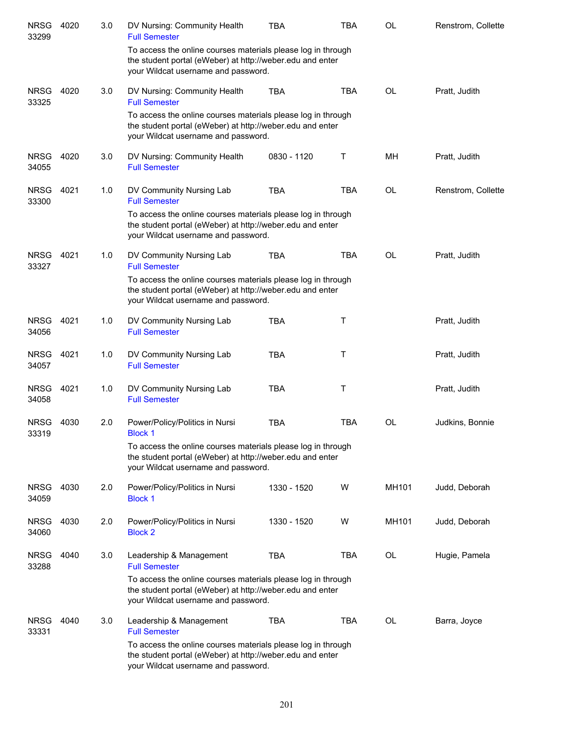| | | | | | | | |
|---|---|---|---|---|---|---|---|
| NRSG 33299 | 4020 | 3.0 | DV Nursing: Community Health<br>Full Semester | TBA | TBA | OL | Renstrom, Collette |
| | | | To access the online courses materials please log in through the student portal (eWeber) at http://weber.edu and enter your Wildcat username and password. | | | | |
| NRSG 33325 | 4020 | 3.0 | DV Nursing: Community Health<br>Full Semester | TBA | TBA | OL | Pratt, Judith |
| | | | To access the online courses materials please log in through the student portal (eWeber) at http://weber.edu and enter your Wildcat username and password. | | | | |
| NRSG 34055 | 4020 | 3.0 | DV Nursing: Community Health<br>Full Semester | 0830 - 1120 | T | MH | Pratt, Judith |
| NRSG 33300 | 4021 | 1.0 | DV Community Nursing Lab<br>Full Semester | TBA | TBA | OL | Renstrom, Collette |
| | | | To access the online courses materials please log in through the student portal (eWeber) at http://weber.edu and enter your Wildcat username and password. | | | | |
| NRSG 33327 | 4021 | 1.0 | DV Community Nursing Lab<br>Full Semester | TBA | TBA | OL | Pratt, Judith |
| | | | To access the online courses materials please log in through the student portal (eWeber) at http://weber.edu and enter your Wildcat username and password. | | | | |
| NRSG 34056 | 4021 | 1.0 | DV Community Nursing Lab<br>Full Semester | TBA | T | | Pratt, Judith |
| NRSG 34057 | 4021 | 1.0 | DV Community Nursing Lab<br>Full Semester | TBA | T | | Pratt, Judith |
| NRSG 34058 | 4021 | 1.0 | DV Community Nursing Lab<br>Full Semester | TBA | T | | Pratt, Judith |
| NRSG 33319 | 4030 | 2.0 | Power/Policy/Politics in Nursi<br>Block 1 | TBA | TBA | OL | Judkins, Bonnie |
| | | | To access the online courses materials please log in through the student portal (eWeber) at http://weber.edu and enter your Wildcat username and password. | | | | |
| NRSG 34059 | 4030 | 2.0 | Power/Policy/Politics in Nursi<br>Block 1 | 1330 - 1520 | W | MH101 | Judd, Deborah |
| NRSG 34060 | 4030 | 2.0 | Power/Policy/Politics in Nursi<br>Block 2 | 1330 - 1520 | W | MH101 | Judd, Deborah |
| NRSG 33288 | 4040 | 3.0 | Leadership & Management<br>Full Semester | TBA | TBA | OL | Hugie, Pamela |
| | | | To access the online courses materials please log in through the student portal (eWeber) at http://weber.edu and enter your Wildcat username and password. | | | | |
| NRSG 33331 | 4040 | 3.0 | Leadership & Management<br>Full Semester | TBA | TBA | OL | Barra, Joyce |
| | | | To access the online courses materials please log in through the student portal (eWeber) at http://weber.edu and enter your Wildcat username and password. | | | | |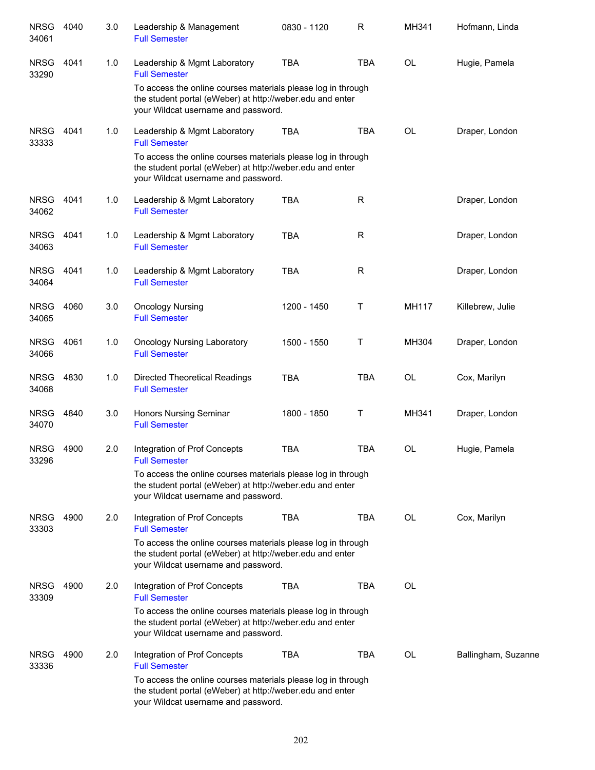| Subject / CRN | Course | Credits | Title | Time | Days | Room | Instructor |
|---|---|---|---|---|---|---|---|
| NRSG 34061 | 4040 | 3.0 | Leadership & Management<br>Full Semester | 0830 - 1120 | R | MH341 | Hofmann, Linda |
| NRSG 33290 | 4041 | 1.0 | Leadership & Mgmt Laboratory<br>Full Semester<br>To access the online courses materials please log in through the student portal (eWeber) at http://weber.edu and enter your Wildcat username and password. | TBA | TBA | OL | Hugie, Pamela |
| NRSG 33333 | 4041 | 1.0 | Leadership & Mgmt Laboratory<br>Full Semester<br>To access the online courses materials please log in through the student portal (eWeber) at http://weber.edu and enter your Wildcat username and password. | TBA | TBA | OL | Draper, London |
| NRSG 34062 | 4041 | 1.0 | Leadership & Mgmt Laboratory<br>Full Semester | TBA | R | | Draper, London |
| NRSG 34063 | 4041 | 1.0 | Leadership & Mgmt Laboratory<br>Full Semester | TBA | R | | Draper, London |
| NRSG 34064 | 4041 | 1.0 | Leadership & Mgmt Laboratory<br>Full Semester | TBA | R | | Draper, London |
| NRSG 34065 | 4060 | 3.0 | Oncology Nursing<br>Full Semester | 1200 - 1450 | T | MH117 | Killebrew, Julie |
| NRSG 34066 | 4061 | 1.0 | Oncology Nursing Laboratory<br>Full Semester | 1500 - 1550 | T | MH304 | Draper, London |
| NRSG 34068 | 4830 | 1.0 | Directed Theoretical Readings<br>Full Semester | TBA | TBA | OL | Cox, Marilyn |
| NRSG 34070 | 4840 | 3.0 | Honors Nursing Seminar<br>Full Semester | 1800 - 1850 | T | MH341 | Draper, London |
| NRSG 33296 | 4900 | 2.0 | Integration of Prof Concepts<br>Full Semester<br>To access the online courses materials please log in through the student portal (eWeber) at http://weber.edu and enter your Wildcat username and password. | TBA | TBA | OL | Hugie, Pamela |
| NRSG 33303 | 4900 | 2.0 | Integration of Prof Concepts<br>Full Semester<br>To access the online courses materials please log in through the student portal (eWeber) at http://weber.edu and enter your Wildcat username and password. | TBA | TBA | OL | Cox, Marilyn |
| NRSG 33309 | 4900 | 2.0 | Integration of Prof Concepts<br>Full Semester<br>To access the online courses materials please log in through the student portal (eWeber) at http://weber.edu and enter your Wildcat username and password. | TBA | TBA | OL | |
| NRSG 33336 | 4900 | 2.0 | Integration of Prof Concepts<br>Full Semester<br>To access the online courses materials please log in through the student portal (eWeber) at http://weber.edu and enter your Wildcat username and password. | TBA | TBA | OL | Ballingham, Suzanne |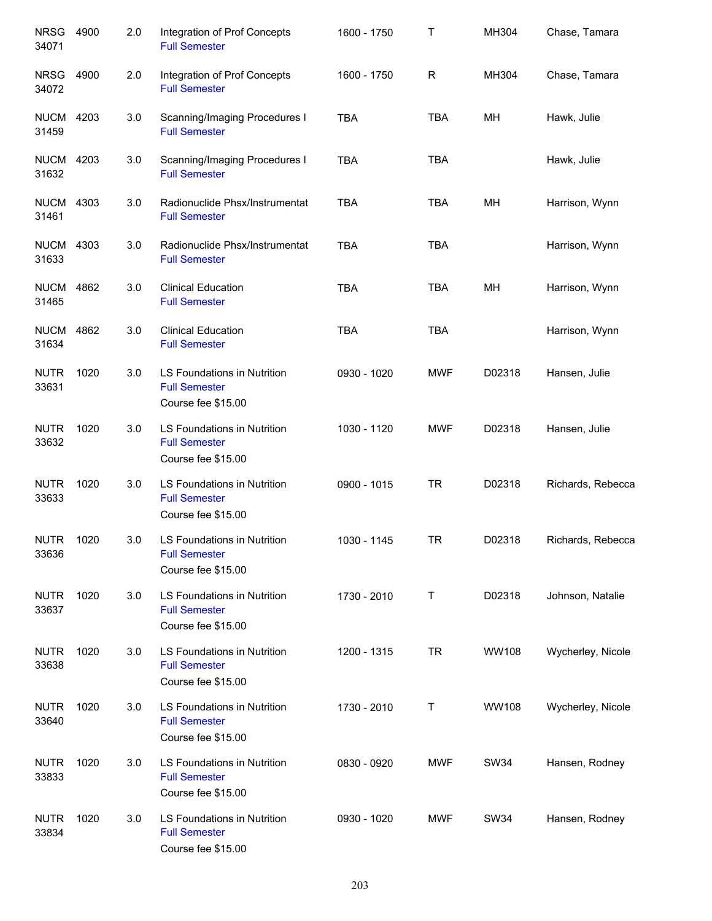| | | | | | | | |
|---|---|---|---|---|---|---|---|
| NRSG 34071 | 4900 | 2.0 | Integration of Prof Concepts<br>Full Semester | 1600 - 1750 | T | MH304 | Chase, Tamara |
| NRSG 34072 | 4900 | 2.0 | Integration of Prof Concepts<br>Full Semester | 1600 - 1750 | R | MH304 | Chase, Tamara |
| NUCM 31459 | 4203 | 3.0 | Scanning/Imaging Procedures I<br>Full Semester | TBA | TBA | MH | Hawk, Julie |
| NUCM 31632 | 4203 | 3.0 | Scanning/Imaging Procedures I<br>Full Semester | TBA | TBA | | Hawk, Julie |
| NUCM 31461 | 4303 | 3.0 | Radionuclide Phsx/Instrumentat<br>Full Semester | TBA | TBA | MH | Harrison, Wynn |
| NUCM 31633 | 4303 | 3.0 | Radionuclide Phsx/Instrumentat<br>Full Semester | TBA | TBA | | Harrison, Wynn |
| NUCM 31465 | 4862 | 3.0 | Clinical Education<br>Full Semester | TBA | TBA | MH | Harrison, Wynn |
| NUCM 31634 | 4862 | 3.0 | Clinical Education<br>Full Semester | TBA | TBA | | Harrison, Wynn |
| NUTR 33631 | 1020 | 3.0 | LS Foundations in Nutrition<br>Full Semester<br>Course fee $15.00 | 0930 - 1020 | MWF | D02318 | Hansen, Julie |
| NUTR 33632 | 1020 | 3.0 | LS Foundations in Nutrition<br>Full Semester<br>Course fee $15.00 | 1030 - 1120 | MWF | D02318 | Hansen, Julie |
| NUTR 33633 | 1020 | 3.0 | LS Foundations in Nutrition<br>Full Semester<br>Course fee $15.00 | 0900 - 1015 | TR | D02318 | Richards, Rebecca |
| NUTR 33636 | 1020 | 3.0 | LS Foundations in Nutrition<br>Full Semester<br>Course fee $15.00 | 1030 - 1145 | TR | D02318 | Richards, Rebecca |
| NUTR 33637 | 1020 | 3.0 | LS Foundations in Nutrition<br>Full Semester<br>Course fee $15.00 | 1730 - 2010 | T | D02318 | Johnson, Natalie |
| NUTR 33638 | 1020 | 3.0 | LS Foundations in Nutrition<br>Full Semester<br>Course fee $15.00 | 1200 - 1315 | TR | WW108 | Wycherley, Nicole |
| NUTR 33640 | 1020 | 3.0 | LS Foundations in Nutrition<br>Full Semester<br>Course fee $15.00 | 1730 - 2010 | T | WW108 | Wycherley, Nicole |
| NUTR 33833 | 1020 | 3.0 | LS Foundations in Nutrition<br>Full Semester<br>Course fee $15.00 | 0830 - 0920 | MWF | SW34 | Hansen, Rodney |
| NUTR 33834 | 1020 | 3.0 | LS Foundations in Nutrition<br>Full Semester<br>Course fee $15.00 | 0930 - 1020 | MWF | SW34 | Hansen, Rodney |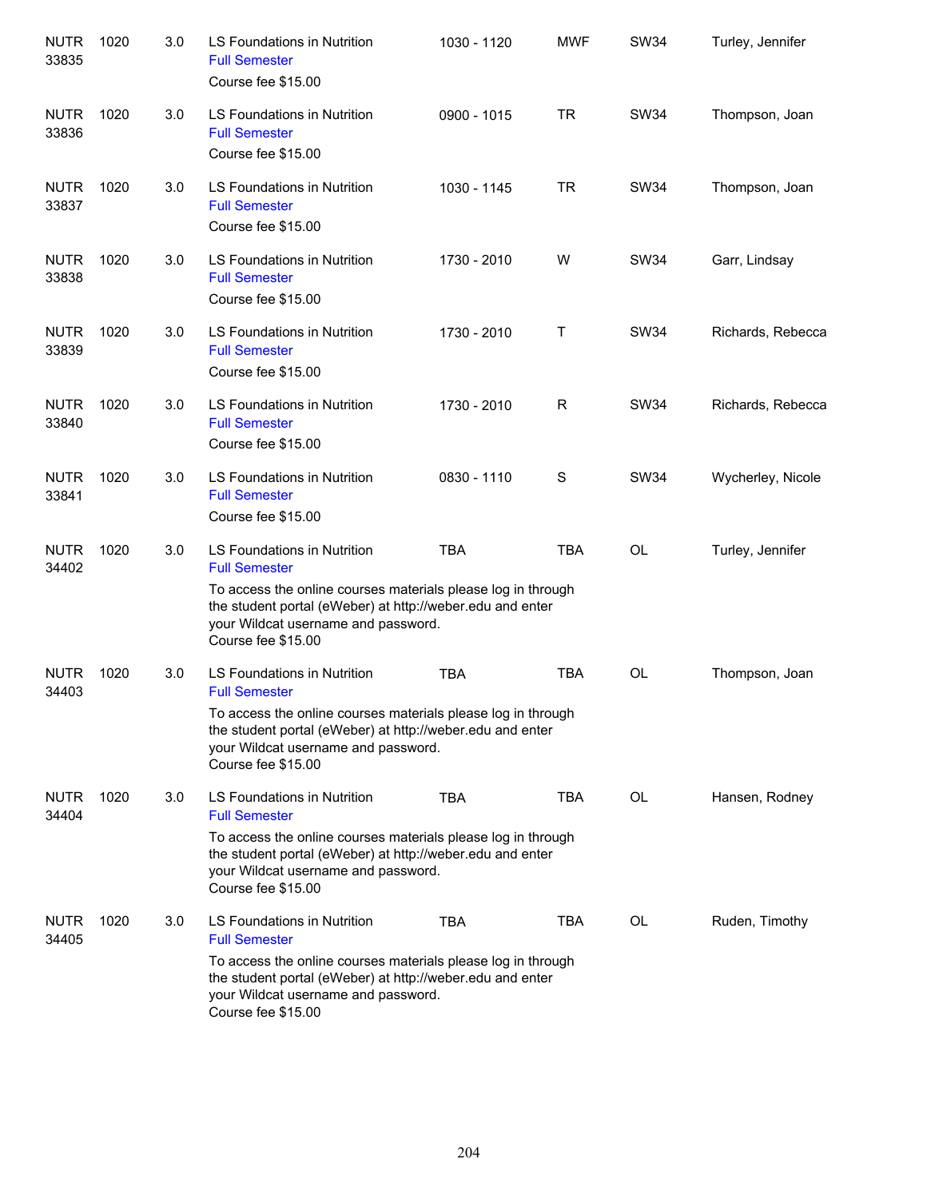| | | | | | | | |
|---|---|---|---|---|---|---|---|
| NUTR 33835 | 1020 | 3.0 | LS Foundations in Nutrition<br>Full Semester<br>Course fee $15.00 | 1030 - 1120 | MWF | SW34 | Turley, Jennifer |
| NUTR 33836 | 1020 | 3.0 | LS Foundations in Nutrition<br>Full Semester<br>Course fee $15.00 | 0900 - 1015 | TR | SW34 | Thompson, Joan |
| NUTR 33837 | 1020 | 3.0 | LS Foundations in Nutrition<br>Full Semester<br>Course fee $15.00 | 1030 - 1145 | TR | SW34 | Thompson, Joan |
| NUTR 33838 | 1020 | 3.0 | LS Foundations in Nutrition<br>Full Semester<br>Course fee $15.00 | 1730 - 2010 | W | SW34 | Garr, Lindsay |
| NUTR 33839 | 1020 | 3.0 | LS Foundations in Nutrition<br>Full Semester<br>Course fee $15.00 | 1730 - 2010 | T | SW34 | Richards, Rebecca |
| NUTR 33840 | 1020 | 3.0 | LS Foundations in Nutrition<br>Full Semester<br>Course fee $15.00 | 1730 - 2010 | R | SW34 | Richards, Rebecca |
| NUTR 33841 | 1020 | 3.0 | LS Foundations in Nutrition<br>Full Semester<br>Course fee $15.00 | 0830 - 1110 | S | SW34 | Wycherley, Nicole |
| NUTR 34402 | 1020 | 3.0 | LS Foundations in Nutrition<br>Full Semester<br>To access the online courses materials please log in through the student portal (eWeber) at http://weber.edu and enter your Wildcat username and password.<br>Course fee $15.00 | TBA | TBA | OL | Turley, Jennifer |
| NUTR 34403 | 1020 | 3.0 | LS Foundations in Nutrition<br>Full Semester<br>To access the online courses materials please log in through the student portal (eWeber) at http://weber.edu and enter your Wildcat username and password.<br>Course fee $15.00 | TBA | TBA | OL | Thompson, Joan |
| NUTR 34404 | 1020 | 3.0 | LS Foundations in Nutrition<br>Full Semester<br>To access the online courses materials please log in through the student portal (eWeber) at http://weber.edu and enter your Wildcat username and password.<br>Course fee $15.00 | TBA | TBA | OL | Hansen, Rodney |
| NUTR 34405 | 1020 | 3.0 | LS Foundations in Nutrition<br>Full Semester<br>To access the online courses materials please log in through the student portal (eWeber) at http://weber.edu and enter your Wildcat username and password.<br>Course fee $15.00 | TBA | TBA | OL | Ruden, Timothy |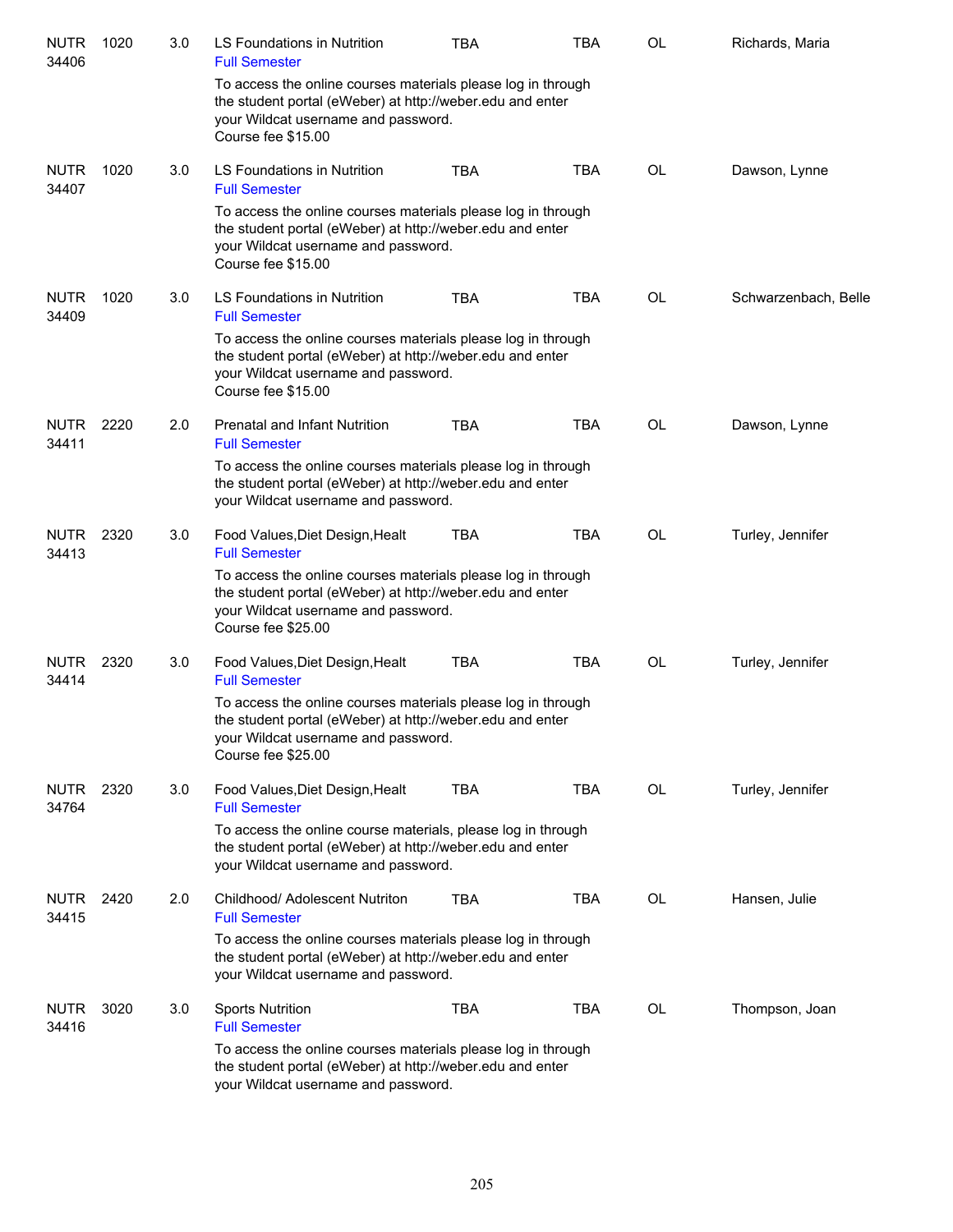| | | | | | | | |
|---|---|---|---|---|---|---|---|
| NUTR 34406 | 1020 | 3.0 | LS Foundations in Nutrition<br>Full Semester | TBA | TBA | OL | Richards, Maria |
| | | | To access the online courses materials please log in through the student portal (eWeber) at http://weber.edu and enter your Wildcat username and password.<br>Course fee $15.00 | | | | |
| NUTR 34407 | 1020 | 3.0 | LS Foundations in Nutrition<br>Full Semester | TBA | TBA | OL | Dawson, Lynne |
| | | | To access the online courses materials please log in through the student portal (eWeber) at http://weber.edu and enter your Wildcat username and password.<br>Course fee $15.00 | | | | |
| NUTR 34409 | 1020 | 3.0 | LS Foundations in Nutrition<br>Full Semester | TBA | TBA | OL | Schwarzenbach, Belle |
| | | | To access the online courses materials please log in through the student portal (eWeber) at http://weber.edu and enter your Wildcat username and password.<br>Course fee $15.00 | | | | |
| NUTR 34411 | 2220 | 2.0 | Prenatal and Infant Nutrition<br>Full Semester | TBA | TBA | OL | Dawson, Lynne |
| | | | To access the online courses materials please log in through the student portal (eWeber) at http://weber.edu and enter your Wildcat username and password. | | | | |
| NUTR 34413 | 2320 | 3.0 | Food Values,Diet Design,Healt<br>Full Semester | TBA | TBA | OL | Turley, Jennifer |
| | | | To access the online courses materials please log in through the student portal (eWeber) at http://weber.edu and enter your Wildcat username and password.<br>Course fee $25.00 | | | | |
| NUTR 34414 | 2320 | 3.0 | Food Values,Diet Design,Healt<br>Full Semester | TBA | TBA | OL | Turley, Jennifer |
| | | | To access the online courses materials please log in through the student portal (eWeber) at http://weber.edu and enter your Wildcat username and password.<br>Course fee $25.00 | | | | |
| NUTR 34764 | 2320 | 3.0 | Food Values,Diet Design,Healt<br>Full Semester | TBA | TBA | OL | Turley, Jennifer |
| | | | To access the online course materials, please log in through the student portal (eWeber) at http://weber.edu and enter your Wildcat username and password. | | | | |
| NUTR 34415 | 2420 | 2.0 | Childhood/ Adolescent Nutriton<br>Full Semester | TBA | TBA | OL | Hansen, Julie |
| | | | To access the online courses materials please log in through the student portal (eWeber) at http://weber.edu and enter your Wildcat username and password. | | | | |
| NUTR 34416 | 3020 | 3.0 | Sports Nutrition<br>Full Semester | TBA | TBA | OL | Thompson, Joan |
| | | | To access the online courses materials please log in through the student portal (eWeber) at http://weber.edu and enter your Wildcat username and password. | | | | |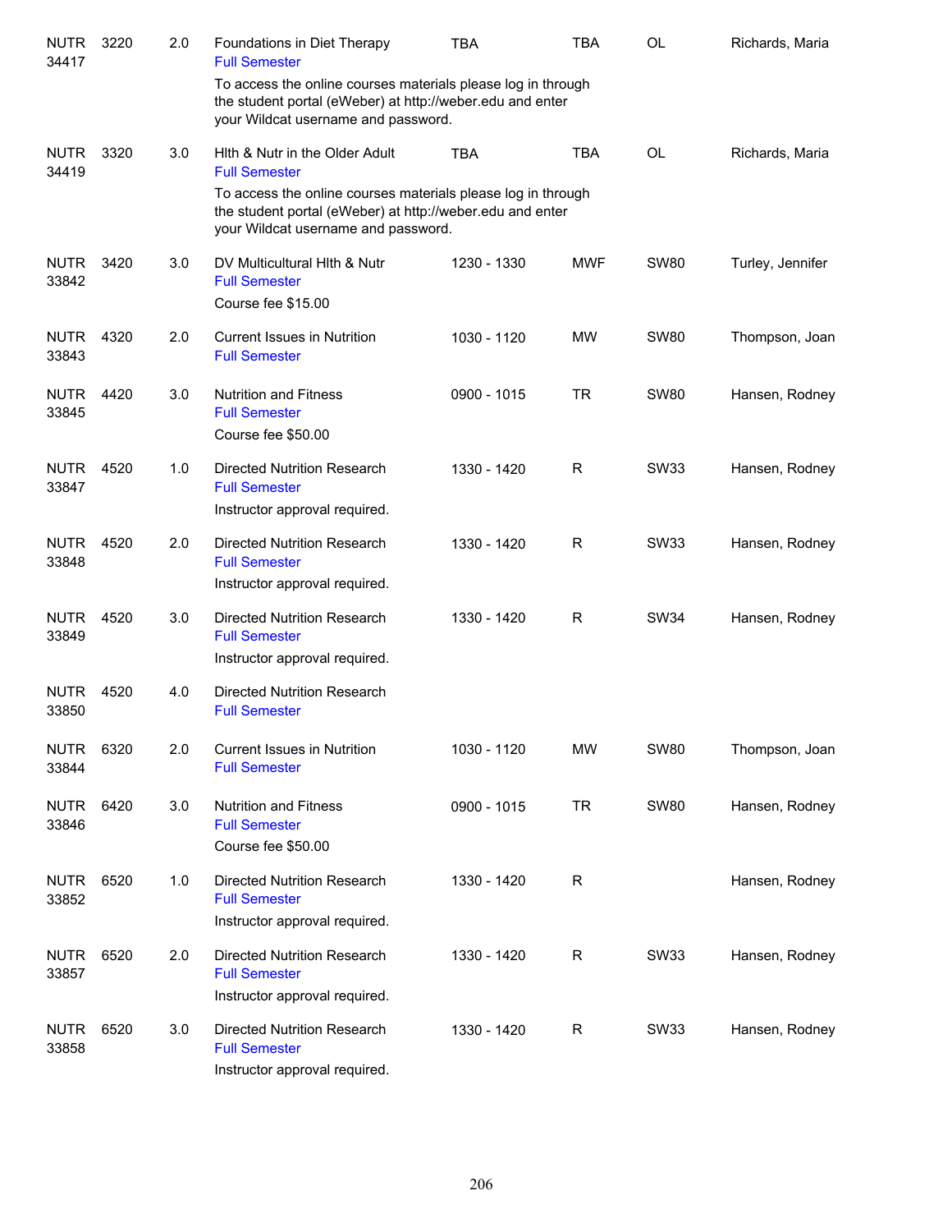| | | | | | | | |
|---|---|---|---|---|---|---|---|
| NUTR 34417 | 3220 | 2.0 | Foundations in Diet Therapy<br>Full Semester<br>To access the online courses materials please log in through the student portal (eWeber) at http://weber.edu and enter your Wildcat username and password. | TBA | TBA | OL | Richards, Maria |
| NUTR 34419 | 3320 | 3.0 | Hlth & Nutr in the Older Adult<br>Full Semester<br>To access the online courses materials please log in through the student portal (eWeber) at http://weber.edu and enter your Wildcat username and password. | TBA | TBA | OL | Richards, Maria |
| NUTR 33842 | 3420 | 3.0 | DV Multicultural Hlth & Nutr<br>Full Semester<br>Course fee $15.00 | 1230 - 1330 | MWF | SW80 | Turley, Jennifer |
| NUTR 33843 | 4320 | 2.0 | Current Issues in Nutrition<br>Full Semester | 1030 - 1120 | MW | SW80 | Thompson, Joan |
| NUTR 33845 | 4420 | 3.0 | Nutrition and Fitness<br>Full Semester<br>Course fee $50.00 | 0900 - 1015 | TR | SW80 | Hansen, Rodney |
| NUTR 33847 | 4520 | 1.0 | Directed Nutrition Research<br>Full Semester<br>Instructor approval required. | 1330 - 1420 | R | SW33 | Hansen, Rodney |
| NUTR 33848 | 4520 | 2.0 | Directed Nutrition Research<br>Full Semester<br>Instructor approval required. | 1330 - 1420 | R | SW33 | Hansen, Rodney |
| NUTR 33849 | 4520 | 3.0 | Directed Nutrition Research<br>Full Semester<br>Instructor approval required. | 1330 - 1420 | R | SW34 | Hansen, Rodney |
| NUTR 33850 | 4520 | 4.0 | Directed Nutrition Research<br>Full Semester | | | | |
| NUTR 33844 | 6320 | 2.0 | Current Issues in Nutrition<br>Full Semester | 1030 - 1120 | MW | SW80 | Thompson, Joan |
| NUTR 33846 | 6420 | 3.0 | Nutrition and Fitness<br>Full Semester<br>Course fee $50.00 | 0900 - 1015 | TR | SW80 | Hansen, Rodney |
| NUTR 33852 | 6520 | 1.0 | Directed Nutrition Research<br>Full Semester<br>Instructor approval required. | 1330 - 1420 | R | | Hansen, Rodney |
| NUTR 33857 | 6520 | 2.0 | Directed Nutrition Research<br>Full Semester<br>Instructor approval required. | 1330 - 1420 | R | SW33 | Hansen, Rodney |
| NUTR 33858 | 6520 | 3.0 | Directed Nutrition Research<br>Full Semester<br>Instructor approval required. | 1330 - 1420 | R | SW33 | Hansen, Rodney |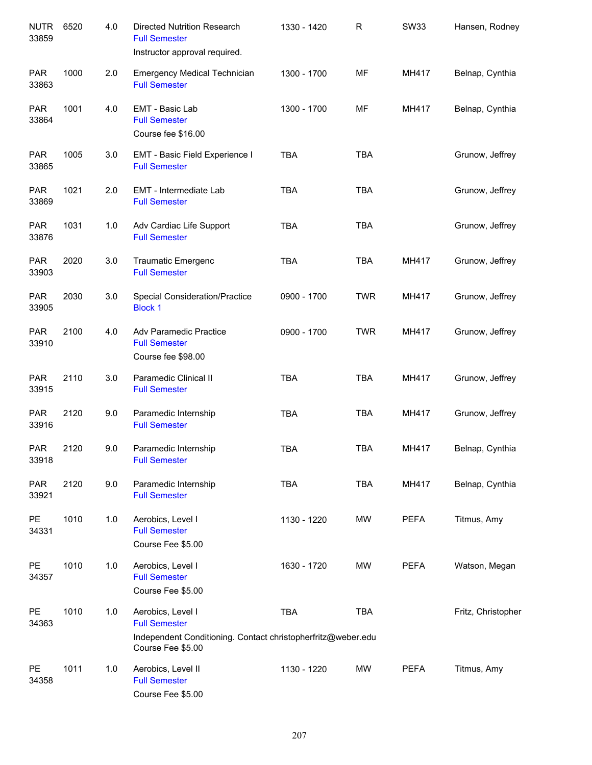| Course | Number | Credits | Title | Time | Days | Room | Instructor |
|---|---|---|---|---|---|---|---|
| NUTR 33859 | 6520 | 4.0 | Directed Nutrition Research<br>Full Semester<br>Instructor approval required. | 1330 - 1420 | R | SW33 | Hansen, Rodney |
| PAR 33863 | 1000 | 2.0 | Emergency Medical Technician<br>Full Semester | 1300 - 1700 | MF | MH417 | Belnap, Cynthia |
| PAR 33864 | 1001 | 4.0 | EMT - Basic Lab<br>Full Semester<br>Course fee $16.00 | 1300 - 1700 | MF | MH417 | Belnap, Cynthia |
| PAR 33865 | 1005 | 3.0 | EMT - Basic Field Experience I<br>Full Semester | TBA | TBA | | Grunow, Jeffrey |
| PAR 33869 | 1021 | 2.0 | EMT - Intermediate Lab<br>Full Semester | TBA | TBA | | Grunow, Jeffrey |
| PAR 33876 | 1031 | 1.0 | Adv Cardiac Life Support<br>Full Semester | TBA | TBA | | Grunow, Jeffrey |
| PAR 33903 | 2020 | 3.0 | Traumatic Emergenc<br>Full Semester | TBA | TBA | MH417 | Grunow, Jeffrey |
| PAR 33905 | 2030 | 3.0 | Special Consideration/Practice<br>Block 1 | 0900 - 1700 | TWR | MH417 | Grunow, Jeffrey |
| PAR 33910 | 2100 | 4.0 | Adv Paramedic Practice<br>Full Semester<br>Course fee $98.00 | 0900 - 1700 | TWR | MH417 | Grunow, Jeffrey |
| PAR 33915 | 2110 | 3.0 | Paramedic Clinical II<br>Full Semester | TBA | TBA | MH417 | Grunow, Jeffrey |
| PAR 33916 | 2120 | 9.0 | Paramedic Internship<br>Full Semester | TBA | TBA | MH417 | Grunow, Jeffrey |
| PAR 33918 | 2120 | 9.0 | Paramedic Internship<br>Full Semester | TBA | TBA | MH417 | Belnap, Cynthia |
| PAR 33921 | 2120 | 9.0 | Paramedic Internship<br>Full Semester | TBA | TBA | MH417 | Belnap, Cynthia |
| PE 34331 | 1010 | 1.0 | Aerobics, Level I<br>Full Semester<br>Course Fee $5.00 | 1130 - 1220 | MW | PEFA | Titmus, Amy |
| PE 34357 | 1010 | 1.0 | Aerobics, Level I<br>Full Semester<br>Course Fee $5.00 | 1630 - 1720 | MW | PEFA | Watson, Megan |
| PE 34363 | 1010 | 1.0 | Aerobics, Level I<br>Full Semester<br>Independent Conditioning. Contact christopherfritz@weber.edu<br>Course Fee $5.00 | TBA | TBA | | Fritz, Christopher |
| PE 34358 | 1011 | 1.0 | Aerobics, Level II<br>Full Semester<br>Course Fee $5.00 | 1130 - 1220 | MW | PEFA | Titmus, Amy |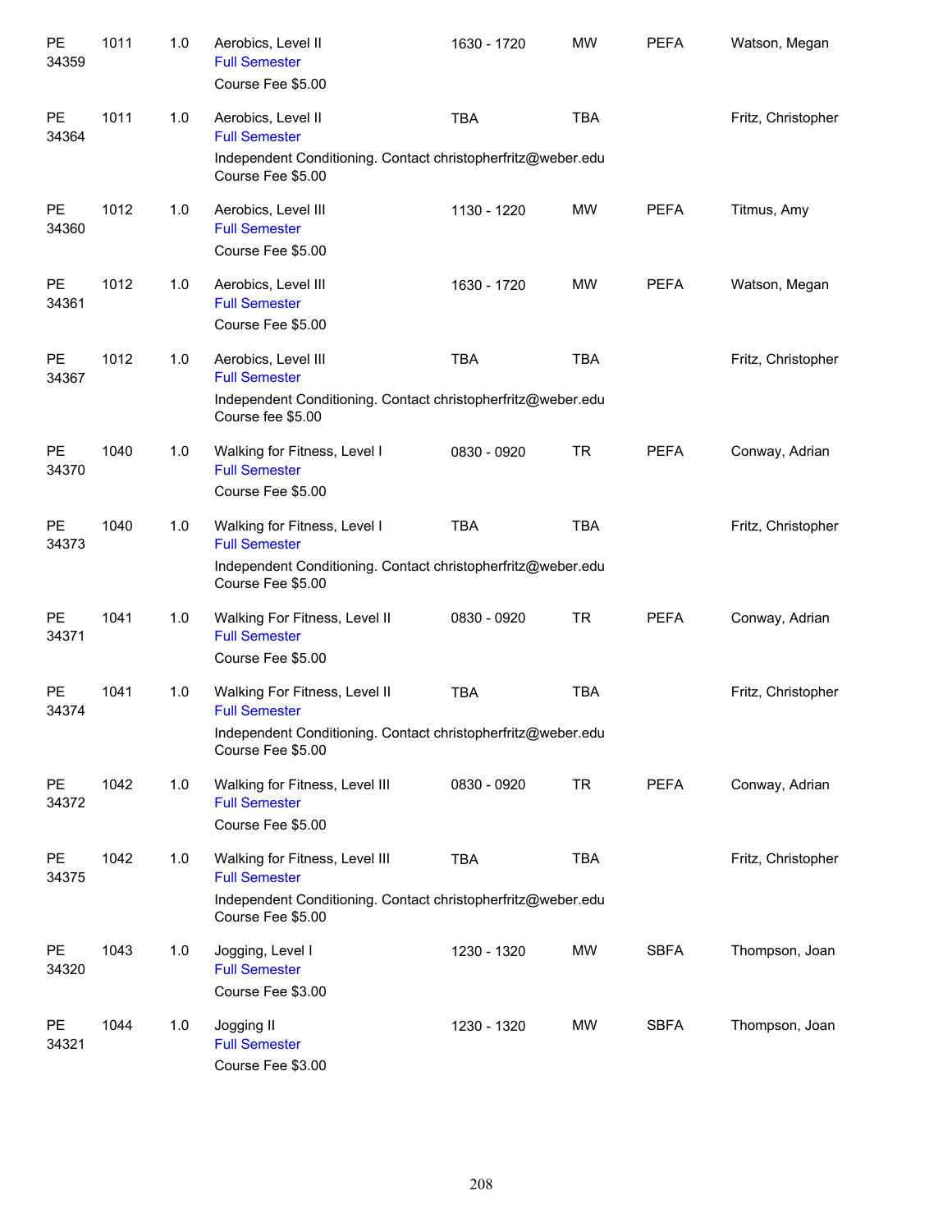| | | | | | | | |
|---|---|---|---|---|---|---|---|
| PE 34359 | 1011 | 1.0 | Aerobics, Level II<br>Full Semester<br>Course Fee $5.00 | 1630 - 1720 | MW | PEFA | Watson, Megan |
| PE 34364 | 1011 | 1.0 | Aerobics, Level II<br>Full Semester<br>Independent Conditioning. Contact christopherfritz@weber.edu<br>Course Fee $5.00 | TBA | TBA | | Fritz, Christopher |
| PE 34360 | 1012 | 1.0 | Aerobics, Level III<br>Full Semester<br>Course Fee $5.00 | 1130 - 1220 | MW | PEFA | Titmus, Amy |
| PE 34361 | 1012 | 1.0 | Aerobics, Level III<br>Full Semester<br>Course Fee $5.00 | 1630 - 1720 | MW | PEFA | Watson, Megan |
| PE 34367 | 1012 | 1.0 | Aerobics, Level III<br>Full Semester<br>Independent Conditioning. Contact christopherfritz@weber.edu<br>Course fee $5.00 | TBA | TBA | | Fritz, Christopher |
| PE 34370 | 1040 | 1.0 | Walking for Fitness, Level I<br>Full Semester<br>Course Fee $5.00 | 0830 - 0920 | TR | PEFA | Conway, Adrian |
| PE 34373 | 1040 | 1.0 | Walking for Fitness, Level I<br>Full Semester<br>Independent Conditioning. Contact christopherfritz@weber.edu<br>Course Fee $5.00 | TBA | TBA | | Fritz, Christopher |
| PE 34371 | 1041 | 1.0 | Walking For Fitness, Level II<br>Full Semester<br>Course Fee $5.00 | 0830 - 0920 | TR | PEFA | Conway, Adrian |
| PE 34374 | 1041 | 1.0 | Walking For Fitness, Level II<br>Full Semester<br>Independent Conditioning. Contact christopherfritz@weber.edu<br>Course Fee $5.00 | TBA | TBA | | Fritz, Christopher |
| PE 34372 | 1042 | 1.0 | Walking for Fitness, Level III<br>Full Semester<br>Course Fee $5.00 | 0830 - 0920 | TR | PEFA | Conway, Adrian |
| PE 34375 | 1042 | 1.0 | Walking for Fitness, Level III<br>Full Semester<br>Independent Conditioning. Contact christopherfritz@weber.edu<br>Course Fee $5.00 | TBA | TBA | | Fritz, Christopher |
| PE 34320 | 1043 | 1.0 | Jogging, Level I<br>Full Semester<br>Course Fee $3.00 | 1230 - 1320 | MW | SBFA | Thompson, Joan |
| PE 34321 | 1044 | 1.0 | Jogging II<br>Full Semester<br>Course Fee $3.00 | 1230 - 1320 | MW | SBFA | Thompson, Joan |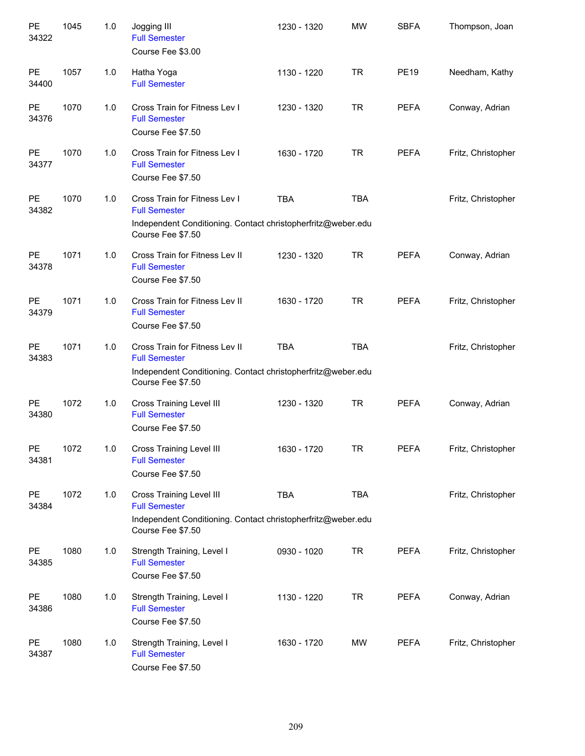| | | | | | | | |
|---|---|---|---|---|---|---|---|
| PE 34322 | 1045 | 1.0 | Jogging III<br>Full Semester<br>Course Fee $3.00 | 1230 - 1320 | MW | SBFA | Thompson, Joan |
| PE 34400 | 1057 | 1.0 | Hatha Yoga<br>Full Semester | 1130 - 1220 | TR | PE19 | Needham, Kathy |
| PE 34376 | 1070 | 1.0 | Cross Train for Fitness Lev I<br>Full Semester<br>Course Fee $7.50 | 1230 - 1320 | TR | PEFA | Conway, Adrian |
| PE 34377 | 1070 | 1.0 | Cross Train for Fitness Lev I<br>Full Semester<br>Course Fee $7.50 | 1630 - 1720 | TR | PEFA | Fritz, Christopher |
| PE 34382 | 1070 | 1.0 | Cross Train for Fitness Lev I<br>Full Semester<br>Independent Conditioning. Contact christopherfritz@weber.edu<br>Course Fee $7.50 | TBA | TBA | | Fritz, Christopher |
| PE 34378 | 1071 | 1.0 | Cross Train for Fitness Lev II<br>Full Semester<br>Course Fee $7.50 | 1230 - 1320 | TR | PEFA | Conway, Adrian |
| PE 34379 | 1071 | 1.0 | Cross Train for Fitness Lev II<br>Full Semester<br>Course Fee $7.50 | 1630 - 1720 | TR | PEFA | Fritz, Christopher |
| PE 34383 | 1071 | 1.0 | Cross Train for Fitness Lev II<br>Full Semester<br>Independent Conditioning. Contact christopherfritz@weber.edu<br>Course Fee $7.50 | TBA | TBA | | Fritz, Christopher |
| PE 34380 | 1072 | 1.0 | Cross Training Level III<br>Full Semester<br>Course Fee $7.50 | 1230 - 1320 | TR | PEFA | Conway, Adrian |
| PE 34381 | 1072 | 1.0 | Cross Training Level III<br>Full Semester<br>Course Fee $7.50 | 1630 - 1720 | TR | PEFA | Fritz, Christopher |
| PE 34384 | 1072 | 1.0 | Cross Training Level III<br>Full Semester<br>Independent Conditioning. Contact christopherfritz@weber.edu<br>Course Fee $7.50 | TBA | TBA | | Fritz, Christopher |
| PE 34385 | 1080 | 1.0 | Strength Training, Level I<br>Full Semester<br>Course Fee $7.50 | 0930 - 1020 | TR | PEFA | Fritz, Christopher |
| PE 34386 | 1080 | 1.0 | Strength Training, Level I<br>Full Semester<br>Course Fee $7.50 | 1130 - 1220 | TR | PEFA | Conway, Adrian |
| PE 34387 | 1080 | 1.0 | Strength Training, Level I<br>Full Semester<br>Course Fee $7.50 | 1630 - 1720 | MW | PEFA | Fritz, Christopher |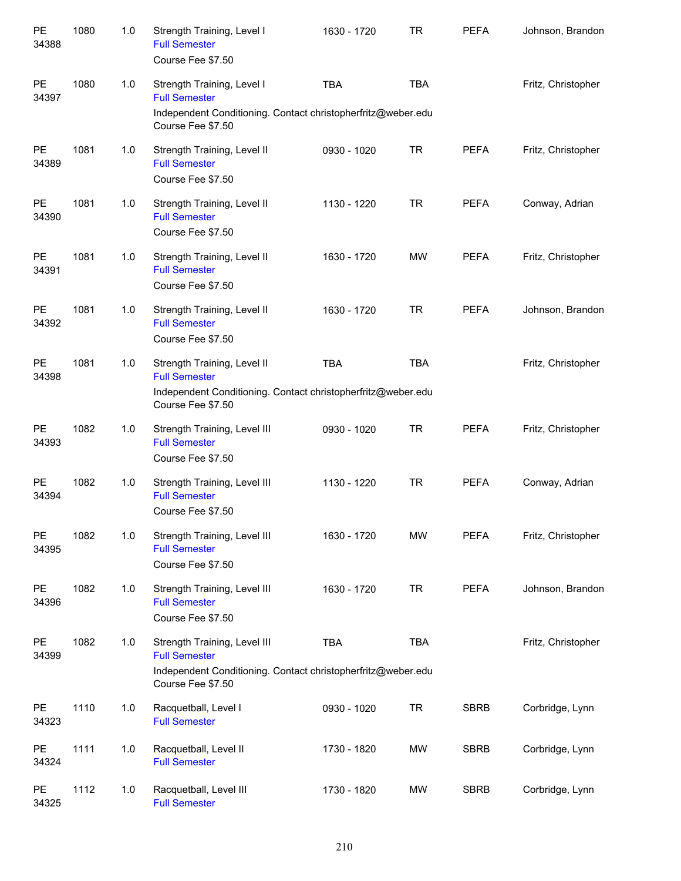| | | | | | | | |
|---|---|---|---|---|---|---|---|
| PE 34388 | 1080 | 1.0 | Strength Training, Level I<br>Full Semester<br>Course Fee $7.50 | 1630 - 1720 | TR | PEFA | Johnson, Brandon |
| PE 34397 | 1080 | 1.0 | Strength Training, Level I<br>Full Semester<br>Independent Conditioning. Contact christopherfritz@weber.edu<br>Course Fee $7.50 | TBA | TBA | | Fritz, Christopher |
| PE 34389 | 1081 | 1.0 | Strength Training, Level II<br>Full Semester<br>Course Fee $7.50 | 0930 - 1020 | TR | PEFA | Fritz, Christopher |
| PE 34390 | 1081 | 1.0 | Strength Training, Level II<br>Full Semester<br>Course Fee $7.50 | 1130 - 1220 | TR | PEFA | Conway, Adrian |
| PE 34391 | 1081 | 1.0 | Strength Training, Level II<br>Full Semester<br>Course Fee $7.50 | 1630 - 1720 | MW | PEFA | Fritz, Christopher |
| PE 34392 | 1081 | 1.0 | Strength Training, Level II<br>Full Semester<br>Course Fee $7.50 | 1630 - 1720 | TR | PEFA | Johnson, Brandon |
| PE 34398 | 1081 | 1.0 | Strength Training, Level II<br>Full Semester<br>Independent Conditioning. Contact christopherfritz@weber.edu<br>Course Fee $7.50 | TBA | TBA | | Fritz, Christopher |
| PE 34393 | 1082 | 1.0 | Strength Training, Level III<br>Full Semester<br>Course Fee $7.50 | 0930 - 1020 | TR | PEFA | Fritz, Christopher |
| PE 34394 | 1082 | 1.0 | Strength Training, Level III<br>Full Semester<br>Course Fee $7.50 | 1130 - 1220 | TR | PEFA | Conway, Adrian |
| PE 34395 | 1082 | 1.0 | Strength Training, Level III<br>Full Semester<br>Course Fee $7.50 | 1630 - 1720 | MW | PEFA | Fritz, Christopher |
| PE 34396 | 1082 | 1.0 | Strength Training, Level III<br>Full Semester<br>Course Fee $7.50 | 1630 - 1720 | TR | PEFA | Johnson, Brandon |
| PE 34399 | 1082 | 1.0 | Strength Training, Level III<br>Full Semester<br>Independent Conditioning. Contact christopherfritz@weber.edu<br>Course Fee $7.50 | TBA | TBA | | Fritz, Christopher |
| PE 34323 | 1110 | 1.0 | Racquetball, Level I<br>Full Semester | 0930 - 1020 | TR | SBRB | Corbridge, Lynn |
| PE 34324 | 1111 | 1.0 | Racquetball, Level II<br>Full Semester | 1730 - 1820 | MW | SBRB | Corbridge, Lynn |
| PE 34325 | 1112 | 1.0 | Racquetball, Level III<br>Full Semester | 1730 - 1820 | MW | SBRB | Corbridge, Lynn |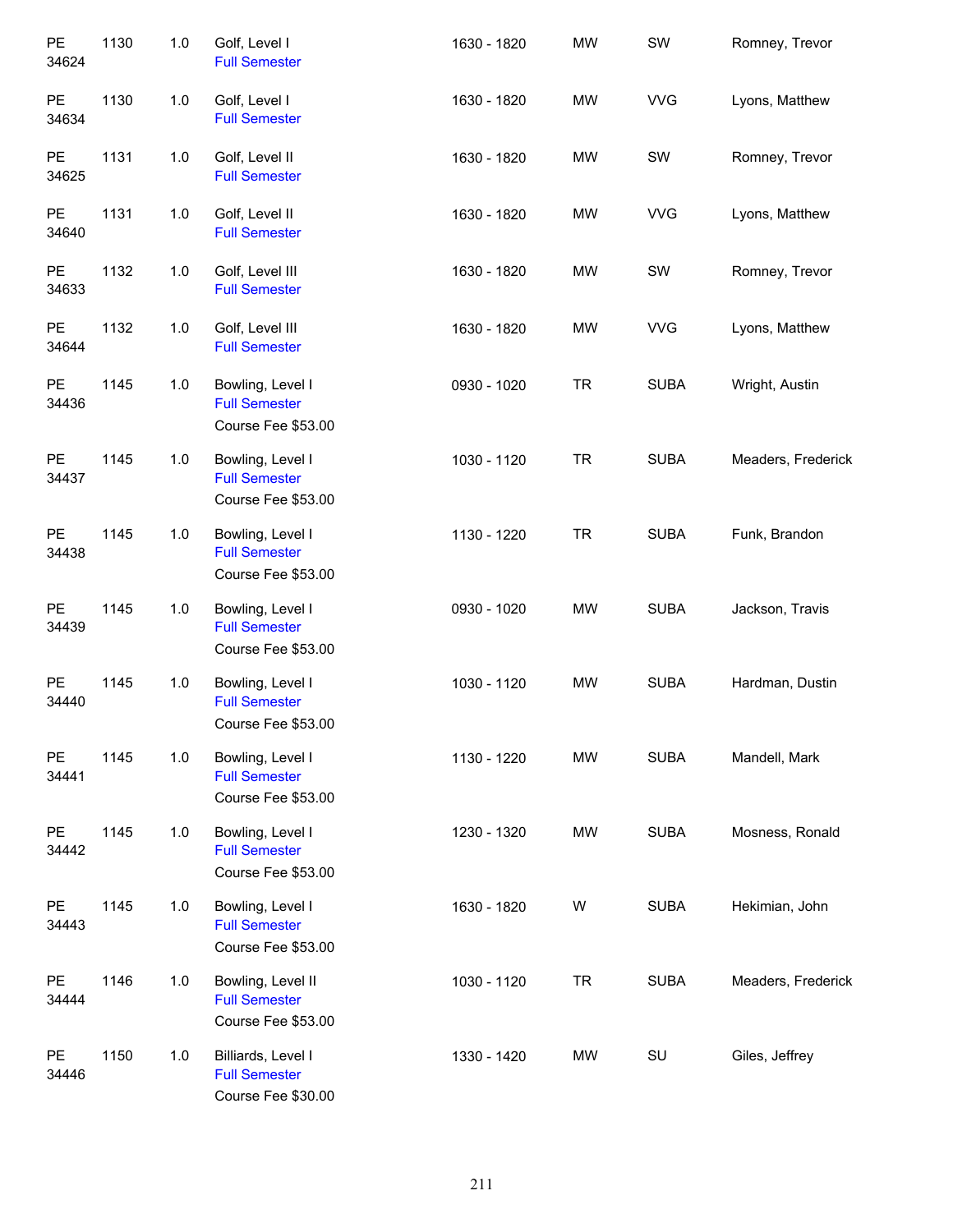| | | | | | | | |
|---|---|---|---|---|---|---|---|
| PE 34624 | 1130 | 1.0 | Golf, Level I<br>Full Semester | 1630 - 1820 | MW | SW | Romney, Trevor |
| PE 34634 | 1130 | 1.0 | Golf, Level I<br>Full Semester | 1630 - 1820 | MW | VVG | Lyons, Matthew |
| PE 34625 | 1131 | 1.0 | Golf, Level II<br>Full Semester | 1630 - 1820 | MW | SW | Romney, Trevor |
| PE 34640 | 1131 | 1.0 | Golf, Level II<br>Full Semester | 1630 - 1820 | MW | VVG | Lyons, Matthew |
| PE 34633 | 1132 | 1.0 | Golf, Level III<br>Full Semester | 1630 - 1820 | MW | SW | Romney, Trevor |
| PE 34644 | 1132 | 1.0 | Golf, Level III<br>Full Semester | 1630 - 1820 | MW | VVG | Lyons, Matthew |
| PE 34436 | 1145 | 1.0 | Bowling, Level I<br>Full Semester<br>Course Fee $53.00 | 0930 - 1020 | TR | SUBA | Wright, Austin |
| PE 34437 | 1145 | 1.0 | Bowling, Level I<br>Full Semester<br>Course Fee $53.00 | 1030 - 1120 | TR | SUBA | Meaders, Frederick |
| PE 34438 | 1145 | 1.0 | Bowling, Level I<br>Full Semester<br>Course Fee $53.00 | 1130 - 1220 | TR | SUBA | Funk, Brandon |
| PE 34439 | 1145 | 1.0 | Bowling, Level I<br>Full Semester<br>Course Fee $53.00 | 0930 - 1020 | MW | SUBA | Jackson, Travis |
| PE 34440 | 1145 | 1.0 | Bowling, Level I<br>Full Semester<br>Course Fee $53.00 | 1030 - 1120 | MW | SUBA | Hardman, Dustin |
| PE 34441 | 1145 | 1.0 | Bowling, Level I<br>Full Semester<br>Course Fee $53.00 | 1130 - 1220 | MW | SUBA | Mandell, Mark |
| PE 34442 | 1145 | 1.0 | Bowling, Level I<br>Full Semester<br>Course Fee $53.00 | 1230 - 1320 | MW | SUBA | Mosness, Ronald |
| PE 34443 | 1145 | 1.0 | Bowling, Level I<br>Full Semester<br>Course Fee $53.00 | 1630 - 1820 | W | SUBA | Hekimian, John |
| PE 34444 | 1146 | 1.0 | Bowling, Level II<br>Full Semester<br>Course Fee $53.00 | 1030 - 1120 | TR | SUBA | Meaders, Frederick |
| PE 34446 | 1150 | 1.0 | Billiards, Level I<br>Full Semester<br>Course Fee $30.00 | 1330 - 1420 | MW | SU | Giles, Jeffrey |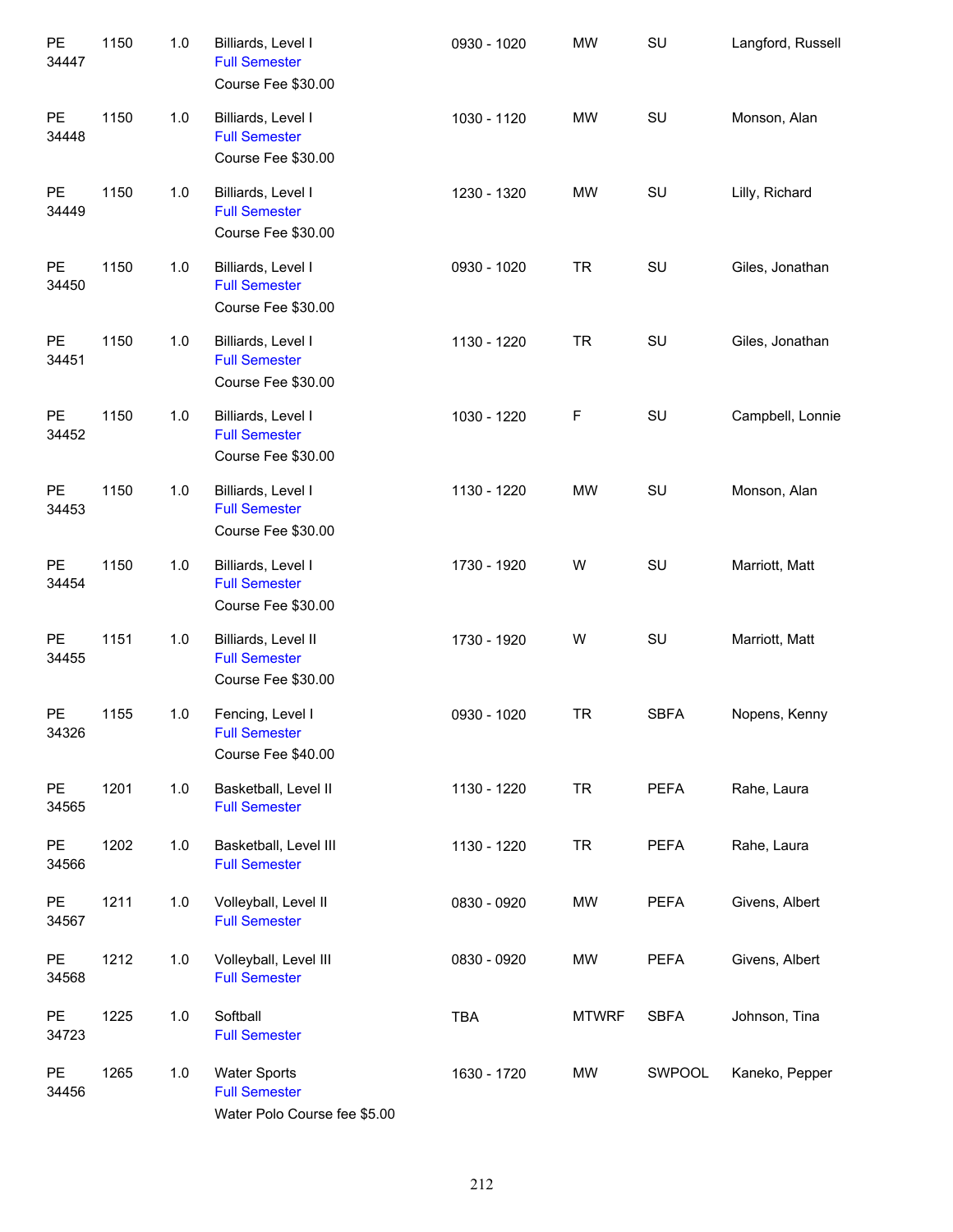| | | | | | | | |
|---|---|---|---|---|---|---|---|
| PE 34447 | 1150 | 1.0 | Billiards, Level I<br>Full Semester<br>Course Fee $30.00 | 0930 - 1020 | MW | SU | Langford, Russell |
| PE 34448 | 1150 | 1.0 | Billiards, Level I<br>Full Semester<br>Course Fee $30.00 | 1030 - 1120 | MW | SU | Monson, Alan |
| PE 34449 | 1150 | 1.0 | Billiards, Level I<br>Full Semester<br>Course Fee $30.00 | 1230 - 1320 | MW | SU | Lilly, Richard |
| PE 34450 | 1150 | 1.0 | Billiards, Level I<br>Full Semester<br>Course Fee $30.00 | 0930 - 1020 | TR | SU | Giles, Jonathan |
| PE 34451 | 1150 | 1.0 | Billiards, Level I<br>Full Semester<br>Course Fee $30.00 | 1130 - 1220 | TR | SU | Giles, Jonathan |
| PE 34452 | 1150 | 1.0 | Billiards, Level I<br>Full Semester<br>Course Fee $30.00 | 1030 - 1220 | F | SU | Campbell, Lonnie |
| PE 34453 | 1150 | 1.0 | Billiards, Level I<br>Full Semester<br>Course Fee $30.00 | 1130 - 1220 | MW | SU | Monson, Alan |
| PE 34454 | 1150 | 1.0 | Billiards, Level I<br>Full Semester<br>Course Fee $30.00 | 1730 - 1920 | W | SU | Marriott, Matt |
| PE 34455 | 1151 | 1.0 | Billiards, Level II<br>Full Semester<br>Course Fee $30.00 | 1730 - 1920 | W | SU | Marriott, Matt |
| PE 34326 | 1155 | 1.0 | Fencing, Level I<br>Full Semester<br>Course Fee $40.00 | 0930 - 1020 | TR | SBFA | Nopens, Kenny |
| PE 34565 | 1201 | 1.0 | Basketball, Level II<br>Full Semester | 1130 - 1220 | TR | PEFA | Rahe, Laura |
| PE 34566 | 1202 | 1.0 | Basketball, Level III<br>Full Semester | 1130 - 1220 | TR | PEFA | Rahe, Laura |
| PE 34567 | 1211 | 1.0 | Volleyball, Level II<br>Full Semester | 0830 - 0920 | MW | PEFA | Givens, Albert |
| PE 34568 | 1212 | 1.0 | Volleyball, Level III<br>Full Semester | 0830 - 0920 | MW | PEFA | Givens, Albert |
| PE 34723 | 1225 | 1.0 | Softball<br>Full Semester | TBA | MTWRF | SBFA | Johnson, Tina |
| PE 34456 | 1265 | 1.0 | Water Sports<br>Full Semester<br>Water Polo Course fee $5.00 | 1630 - 1720 | MW | SWPOOL | Kaneko, Pepper |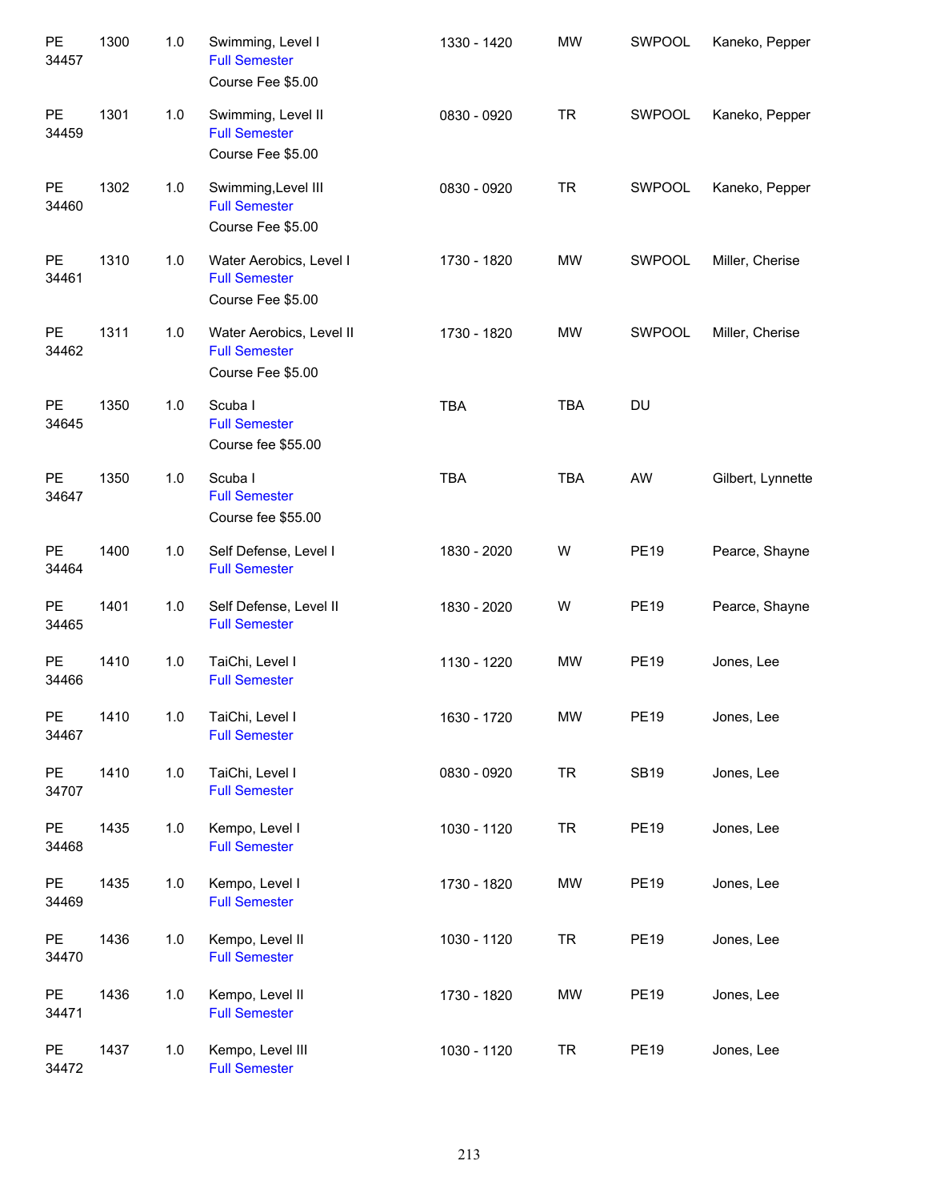| | | | | | | | |
|---|---|---|---|---|---|---|---|
| PE 34457 | 1300 | 1.0 | Swimming, Level I<br>Full Semester<br>Course Fee $5.00 | 1330 - 1420 | MW | SWPOOL | Kaneko, Pepper |
| PE 34459 | 1301 | 1.0 | Swimming, Level II<br>Full Semester<br>Course Fee $5.00 | 0830 - 0920 | TR | SWPOOL | Kaneko, Pepper |
| PE 34460 | 1302 | 1.0 | Swimming,Level III<br>Full Semester<br>Course Fee $5.00 | 0830 - 0920 | TR | SWPOOL | Kaneko, Pepper |
| PE 34461 | 1310 | 1.0 | Water Aerobics, Level I<br>Full Semester<br>Course Fee $5.00 | 1730 - 1820 | MW | SWPOOL | Miller, Cherise |
| PE 34462 | 1311 | 1.0 | Water Aerobics, Level II<br>Full Semester<br>Course Fee $5.00 | 1730 - 1820 | MW | SWPOOL | Miller, Cherise |
| PE 34645 | 1350 | 1.0 | Scuba I<br>Full Semester<br>Course fee $55.00 | TBA | TBA | DU | |
| PE 34647 | 1350 | 1.0 | Scuba I<br>Full Semester<br>Course fee $55.00 | TBA | TBA | AW | Gilbert, Lynnette |
| PE 34464 | 1400 | 1.0 | Self Defense, Level I<br>Full Semester | 1830 - 2020 | W | PE19 | Pearce, Shayne |
| PE 34465 | 1401 | 1.0 | Self Defense, Level II<br>Full Semester | 1830 - 2020 | W | PE19 | Pearce, Shayne |
| PE 34466 | 1410 | 1.0 | TaiChi, Level I<br>Full Semester | 1130 - 1220 | MW | PE19 | Jones, Lee |
| PE 34467 | 1410 | 1.0 | TaiChi, Level I<br>Full Semester | 1630 - 1720 | MW | PE19 | Jones, Lee |
| PE 34707 | 1410 | 1.0 | TaiChi, Level I<br>Full Semester | 0830 - 0920 | TR | SB19 | Jones, Lee |
| PE 34468 | 1435 | 1.0 | Kempo, Level I<br>Full Semester | 1030 - 1120 | TR | PE19 | Jones, Lee |
| PE 34469 | 1435 | 1.0 | Kempo, Level I<br>Full Semester | 1730 - 1820 | MW | PE19 | Jones, Lee |
| PE 34470 | 1436 | 1.0 | Kempo, Level II<br>Full Semester | 1030 - 1120 | TR | PE19 | Jones, Lee |
| PE 34471 | 1436 | 1.0 | Kempo, Level II<br>Full Semester | 1730 - 1820 | MW | PE19 | Jones, Lee |
| PE 34472 | 1437 | 1.0 | Kempo, Level III<br>Full Semester | 1030 - 1120 | TR | PE19 | Jones, Lee |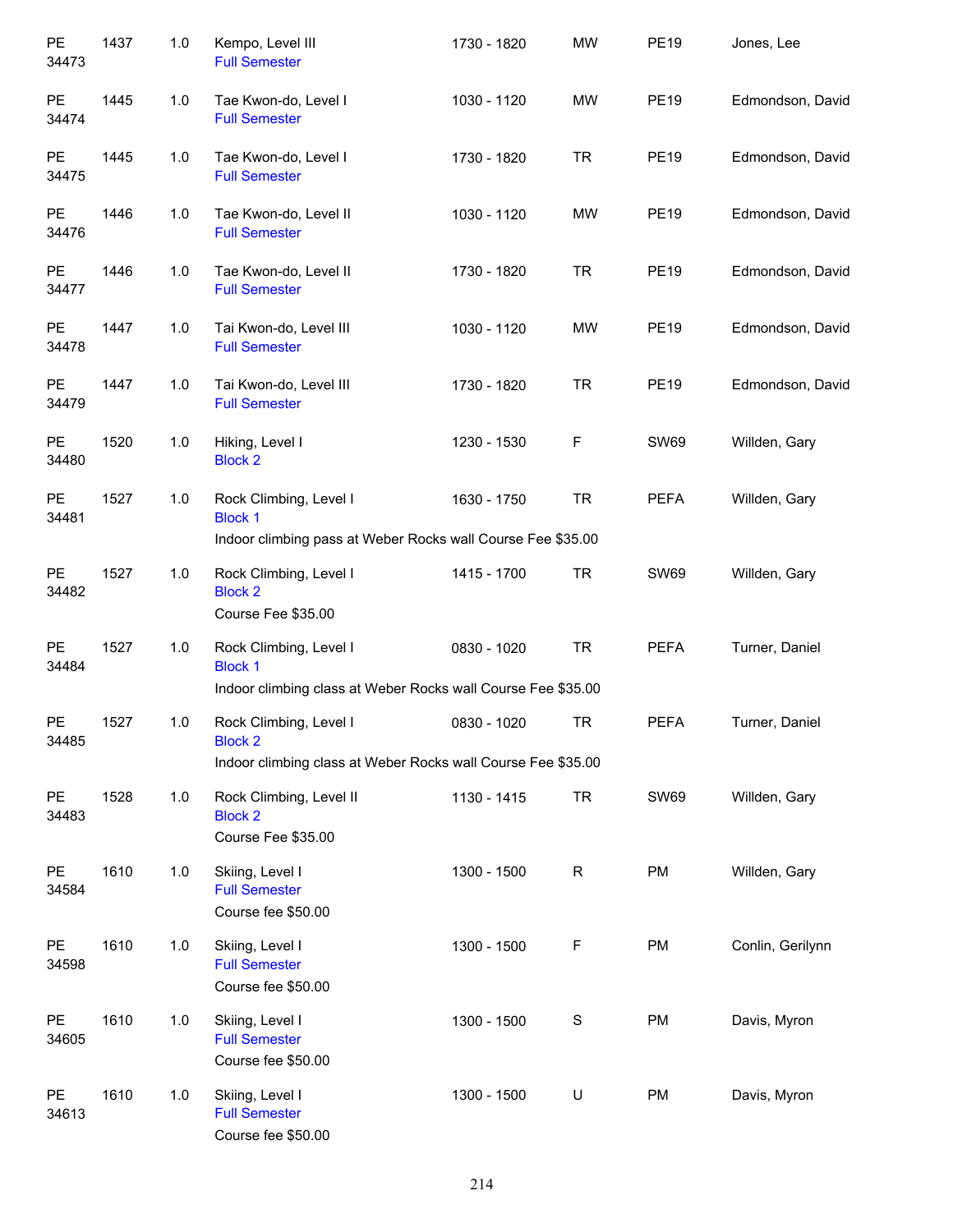| | | | | | | | |
|---|---|---|---|---|---|---|---|
| PE 34473 | 1437 | 1.0 | Kempo, Level III<br>Full Semester | 1730 - 1820 | MW | PE19 | Jones, Lee |
| PE 34474 | 1445 | 1.0 | Tae Kwon-do, Level I<br>Full Semester | 1030 - 1120 | MW | PE19 | Edmondson, David |
| PE 34475 | 1445 | 1.0 | Tae Kwon-do, Level I<br>Full Semester | 1730 - 1820 | TR | PE19 | Edmondson, David |
| PE 34476 | 1446 | 1.0 | Tae Kwon-do, Level II<br>Full Semester | 1030 - 1120 | MW | PE19 | Edmondson, David |
| PE 34477 | 1446 | 1.0 | Tae Kwon-do, Level II<br>Full Semester | 1730 - 1820 | TR | PE19 | Edmondson, David |
| PE 34478 | 1447 | 1.0 | Tai Kwon-do, Level III<br>Full Semester | 1030 - 1120 | MW | PE19 | Edmondson, David |
| PE 34479 | 1447 | 1.0 | Tai Kwon-do, Level III<br>Full Semester | 1730 - 1820 | TR | PE19 | Edmondson, David |
| PE 34480 | 1520 | 1.0 | Hiking, Level I<br>Block 2 | 1230 - 1530 | F | SW69 | Willden, Gary |
| PE 34481 | 1527 | 1.0 | Rock Climbing, Level I<br>Block 1<br>Indoor climbing pass at Weber Rocks wall Course Fee $35.00 | 1630 - 1750 | TR | PEFA | Willden, Gary |
| PE 34482 | 1527 | 1.0 | Rock Climbing, Level I<br>Block 2<br>Course Fee $35.00 | 1415 - 1700 | TR | SW69 | Willden, Gary |
| PE 34484 | 1527 | 1.0 | Rock Climbing, Level I<br>Block 1<br>Indoor climbing class at Weber Rocks wall Course Fee $35.00 | 0830 - 1020 | TR | PEFA | Turner, Daniel |
| PE 34485 | 1527 | 1.0 | Rock Climbing, Level I<br>Block 2<br>Indoor climbing class at Weber Rocks wall Course Fee $35.00 | 0830 - 1020 | TR | PEFA | Turner, Daniel |
| PE 34483 | 1528 | 1.0 | Rock Climbing, Level II<br>Block 2<br>Course Fee $35.00 | 1130 - 1415 | TR | SW69 | Willden, Gary |
| PE 34584 | 1610 | 1.0 | Skiing, Level I<br>Full Semester<br>Course fee $50.00 | 1300 - 1500 | R | PM | Willden, Gary |
| PE 34598 | 1610 | 1.0 | Skiing, Level I<br>Full Semester<br>Course fee $50.00 | 1300 - 1500 | F | PM | Conlin, Gerilynn |
| PE 34605 | 1610 | 1.0 | Skiing, Level I<br>Full Semester<br>Course fee $50.00 | 1300 - 1500 | S | PM | Davis, Myron |
| PE 34613 | 1610 | 1.0 | Skiing, Level I<br>Full Semester<br>Course fee $50.00 | 1300 - 1500 | U | PM | Davis, Myron |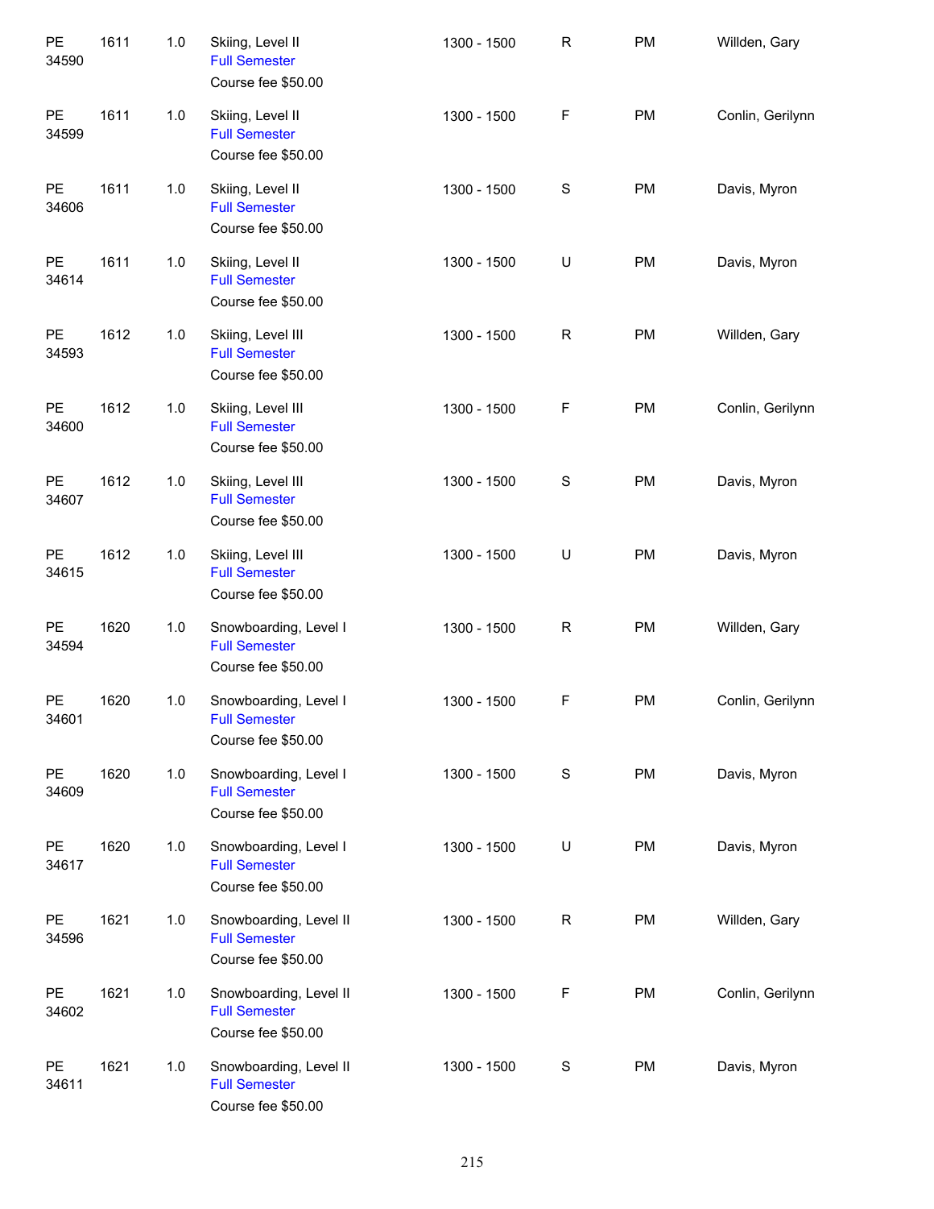| | | | | | | | |
|---|---|---|---|---|---|---|---|
| PE 34590 | 1611 | 1.0 | Skiing, Level II<br>Full Semester<br>Course fee $50.00 | 1300 - 1500 | R | PM | Willden, Gary |
| PE 34599 | 1611 | 1.0 | Skiing, Level II<br>Full Semester<br>Course fee $50.00 | 1300 - 1500 | F | PM | Conlin, Gerilynn |
| PE 34606 | 1611 | 1.0 | Skiing, Level II<br>Full Semester<br>Course fee $50.00 | 1300 - 1500 | S | PM | Davis, Myron |
| PE 34614 | 1611 | 1.0 | Skiing, Level II<br>Full Semester<br>Course fee $50.00 | 1300 - 1500 | U | PM | Davis, Myron |
| PE 34593 | 1612 | 1.0 | Skiing, Level III<br>Full Semester<br>Course fee $50.00 | 1300 - 1500 | R | PM | Willden, Gary |
| PE 34600 | 1612 | 1.0 | Skiing, Level III<br>Full Semester<br>Course fee $50.00 | 1300 - 1500 | F | PM | Conlin, Gerilynn |
| PE 34607 | 1612 | 1.0 | Skiing, Level III<br>Full Semester<br>Course fee $50.00 | 1300 - 1500 | S | PM | Davis, Myron |
| PE 34615 | 1612 | 1.0 | Skiing, Level III<br>Full Semester<br>Course fee $50.00 | 1300 - 1500 | U | PM | Davis, Myron |
| PE 34594 | 1620 | 1.0 | Snowboarding, Level I<br>Full Semester<br>Course fee $50.00 | 1300 - 1500 | R | PM | Willden, Gary |
| PE 34601 | 1620 | 1.0 | Snowboarding, Level I<br>Full Semester<br>Course fee $50.00 | 1300 - 1500 | F | PM | Conlin, Gerilynn |
| PE 34609 | 1620 | 1.0 | Snowboarding, Level I<br>Full Semester<br>Course fee $50.00 | 1300 - 1500 | S | PM | Davis, Myron |
| PE 34617 | 1620 | 1.0 | Snowboarding, Level I<br>Full Semester<br>Course fee $50.00 | 1300 - 1500 | U | PM | Davis, Myron |
| PE 34596 | 1621 | 1.0 | Snowboarding, Level II<br>Full Semester<br>Course fee $50.00 | 1300 - 1500 | R | PM | Willden, Gary |
| PE 34602 | 1621 | 1.0 | Snowboarding, Level II<br>Full Semester<br>Course fee $50.00 | 1300 - 1500 | F | PM | Conlin, Gerilynn |
| PE 34611 | 1621 | 1.0 | Snowboarding, Level II<br>Full Semester<br>Course fee $50.00 | 1300 - 1500 | S | PM | Davis, Myron |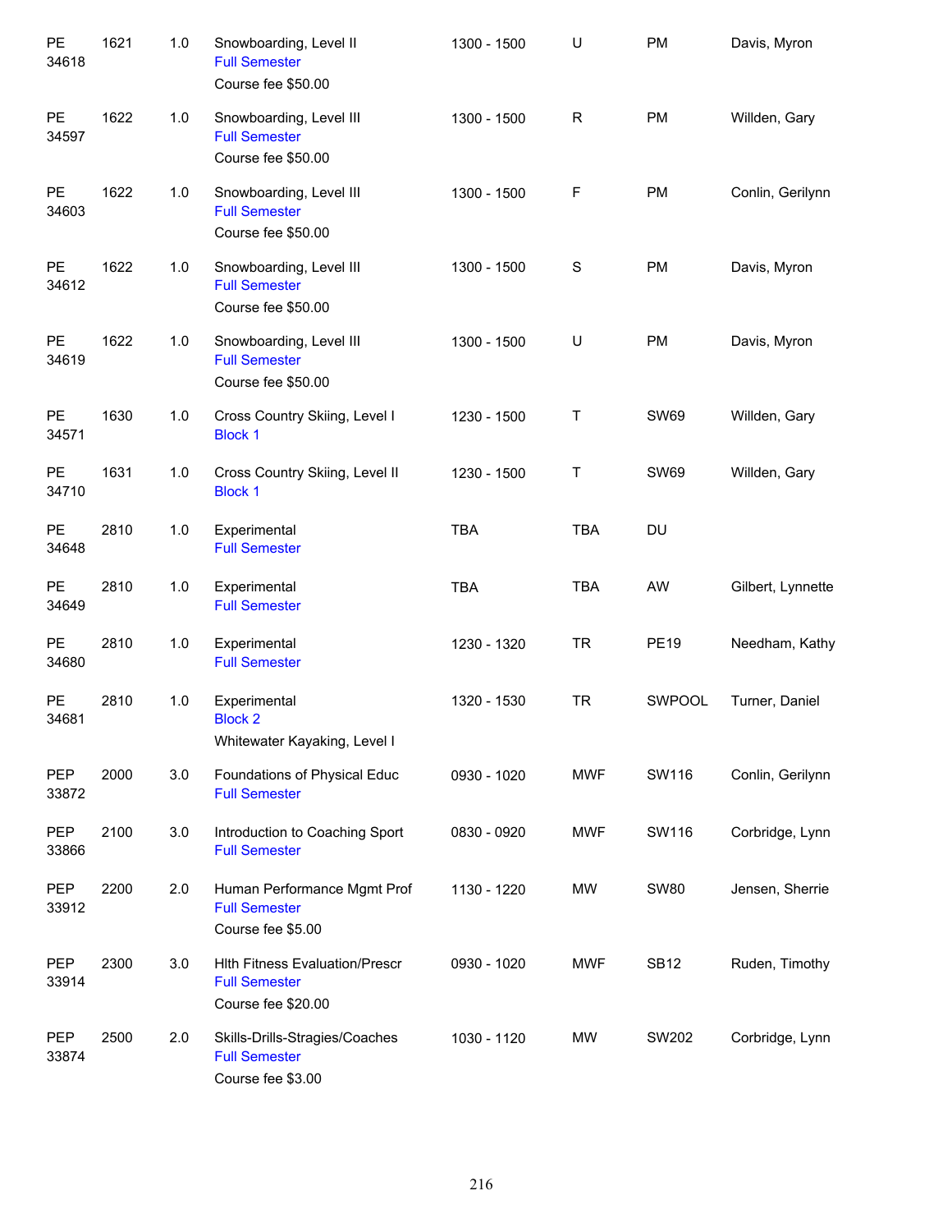| | | | | | | | |
|---|---|---|---|---|---|---|---|
| PE 34618 | 1621 | 1.0 | Snowboarding, Level II<br>Full Semester<br>Course fee $50.00 | 1300 - 1500 | U | PM | Davis, Myron |
| PE 34597 | 1622 | 1.0 | Snowboarding, Level III<br>Full Semester<br>Course fee $50.00 | 1300 - 1500 | R | PM | Willden, Gary |
| PE 34603 | 1622 | 1.0 | Snowboarding, Level III<br>Full Semester<br>Course fee $50.00 | 1300 - 1500 | F | PM | Conlin, Gerilynn |
| PE 34612 | 1622 | 1.0 | Snowboarding, Level III<br>Full Semester<br>Course fee $50.00 | 1300 - 1500 | S | PM | Davis, Myron |
| PE 34619 | 1622 | 1.0 | Snowboarding, Level III<br>Full Semester<br>Course fee $50.00 | 1300 - 1500 | U | PM | Davis, Myron |
| PE 34571 | 1630 | 1.0 | Cross Country Skiing, Level I<br>Block 1 | 1230 - 1500 | T | SW69 | Willden, Gary |
| PE 34710 | 1631 | 1.0 | Cross Country Skiing, Level II<br>Block 1 | 1230 - 1500 | T | SW69 | Willden, Gary |
| PE 34648 | 2810 | 1.0 | Experimental<br>Full Semester | TBA | TBA | DU | |
| PE 34649 | 2810 | 1.0 | Experimental<br>Full Semester | TBA | TBA | AW | Gilbert, Lynnette |
| PE 34680 | 2810 | 1.0 | Experimental<br>Full Semester | 1230 - 1320 | TR | PE19 | Needham, Kathy |
| PE 34681 | 2810 | 1.0 | Experimental<br>Block 2<br>Whitewater Kayaking, Level I | 1320 - 1530 | TR | SWPOOL | Turner, Daniel |
| PEP 33872 | 2000 | 3.0 | Foundations of Physical Educ<br>Full Semester | 0930 - 1020 | MWF | SW116 | Conlin, Gerilynn |
| PEP 33866 | 2100 | 3.0 | Introduction to Coaching Sport<br>Full Semester | 0830 - 0920 | MWF | SW116 | Corbridge, Lynn |
| PEP 33912 | 2200 | 2.0 | Human Performance Mgmt Prof<br>Full Semester<br>Course fee $5.00 | 1130 - 1220 | MW | SW80 | Jensen, Sherrie |
| PEP 33914 | 2300 | 3.0 | Hlth Fitness Evaluation/Prescr<br>Full Semester<br>Course fee $20.00 | 0930 - 1020 | MWF | SB12 | Ruden, Timothy |
| PEP 33874 | 2500 | 2.0 | Skills-Drills-Stragies/Coaches<br>Full Semester<br>Course fee $3.00 | 1030 - 1120 | MW | SW202 | Corbridge, Lynn |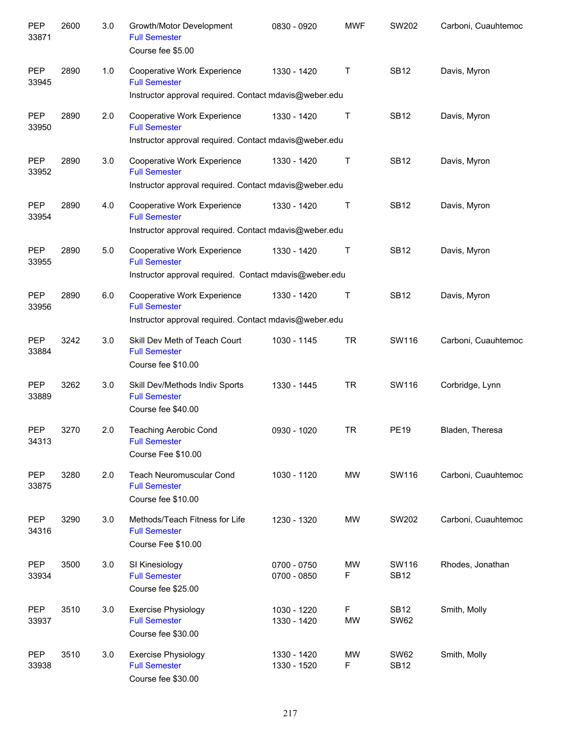| | | | | | | | |
|---|---|---|---|---|---|---|---|
| PEP 33871 | 2600 | 3.0 | Growth/Motor Development<br>Full Semester<br>Course fee $5.00 | 0830 - 0920 | MWF | SW202 | Carboni, Cuauhtemoc |
| PEP 33945 | 2890 | 1.0 | Cooperative Work Experience<br>Full Semester<br>Instructor approval required. Contact mdavis@weber.edu | 1330 - 1420 | T | SB12 | Davis, Myron |
| PEP 33950 | 2890 | 2.0 | Cooperative Work Experience<br>Full Semester<br>Instructor approval required. Contact mdavis@weber.edu | 1330 - 1420 | T | SB12 | Davis, Myron |
| PEP 33952 | 2890 | 3.0 | Cooperative Work Experience<br>Full Semester<br>Instructor approval required. Contact mdavis@weber.edu | 1330 - 1420 | T | SB12 | Davis, Myron |
| PEP 33954 | 2890 | 4.0 | Cooperative Work Experience<br>Full Semester<br>Instructor approval required. Contact mdavis@weber.edu | 1330 - 1420 | T | SB12 | Davis, Myron |
| PEP 33955 | 2890 | 5.0 | Cooperative Work Experience<br>Full Semester<br>Instructor approval required. Contact mdavis@weber.edu | 1330 - 1420 | T | SB12 | Davis, Myron |
| PEP 33956 | 2890 | 6.0 | Cooperative Work Experience<br>Full Semester<br>Instructor approval required. Contact mdavis@weber.edu | 1330 - 1420 | T | SB12 | Davis, Myron |
| PEP 33884 | 3242 | 3.0 | Skill Dev Meth of Teach Court<br>Full Semester<br>Course fee $10.00 | 1030 - 1145 | TR | SW116 | Carboni, Cuauhtemoc |
| PEP 33889 | 3262 | 3.0 | Skill Dev/Methods Indiv Sports<br>Full Semester<br>Course fee $40.00 | 1330 - 1445 | TR | SW116 | Corbridge, Lynn |
| PEP 34313 | 3270 | 2.0 | Teaching Aerobic Cond<br>Full Semester<br>Course Fee $10.00 | 0930 - 1020 | TR | PE19 | Bladen, Theresa |
| PEP 33875 | 3280 | 2.0 | Teach Neuromuscular Cond<br>Full Semester<br>Course fee $10.00 | 1030 - 1120 | MW | SW116 | Carboni, Cuauhtemoc |
| PEP 34316 | 3290 | 3.0 | Methods/Teach Fitness for Life<br>Full Semester<br>Course Fee $10.00 | 1230 - 1320 | MW | SW202 | Carboni, Cuauhtemoc |
| PEP 33934 | 3500 | 3.0 | SI Kinesiology<br>Full Semester<br>Course fee $25.00 | 0700 - 0750<br>0700 - 0850 | MW<br>F | SW116<br>SB12 | Rhodes, Jonathan |
| PEP 33937 | 3510 | 3.0 | Exercise Physiology<br>Full Semester<br>Course fee $30.00 | 1030 - 1220<br>1330 - 1420 | F<br>MW | SB12<br>SW62 | Smith, Molly |
| PEP 33938 | 3510 | 3.0 | Exercise Physiology<br>Full Semester<br>Course fee $30.00 | 1330 - 1420<br>1330 - 1520 | MW<br>F | SW62<br>SB12 | Smith, Molly |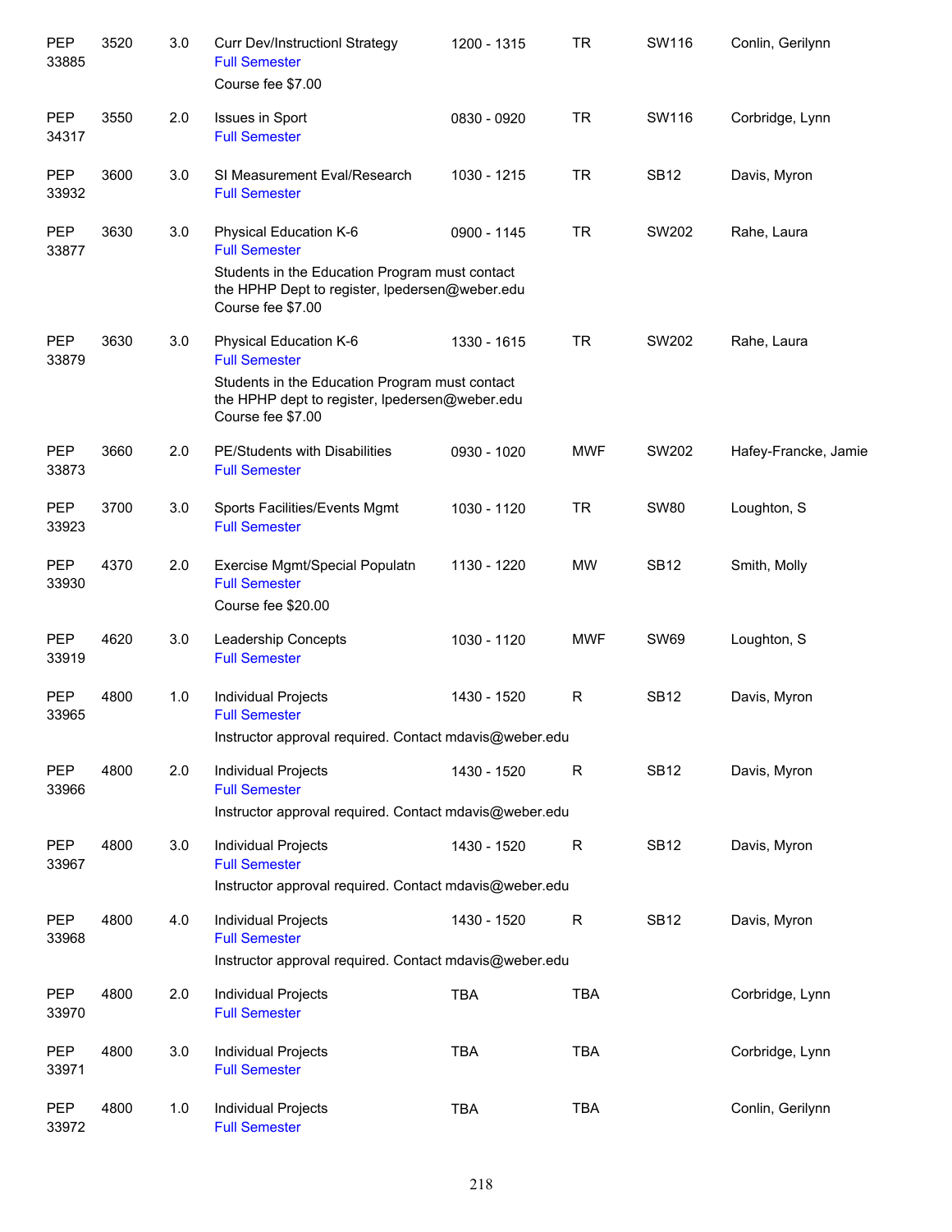| | | | | | | | |
|---|---|---|---|---|---|---|---|
| PEP 33885 | 3520 | 3.0 | Curr Dev/Instructionl Strategy<br>Full Semester<br>Course fee $7.00 | 1200 - 1315 | TR | SW116 | Conlin, Gerilynn |
| PEP 34317 | 3550 | 2.0 | Issues in Sport<br>Full Semester | 0830 - 0920 | TR | SW116 | Corbridge, Lynn |
| PEP 33932 | 3600 | 3.0 | SI Measurement Eval/Research<br>Full Semester | 1030 - 1215 | TR | SB12 | Davis, Myron |
| PEP 33877 | 3630 | 3.0 | Physical Education K-6<br>Full Semester<br>Students in the Education Program must contact the HPHP Dept to register, lpedersen@weber.edu<br>Course fee $7.00 | 0900 - 1145 | TR | SW202 | Rahe, Laura |
| PEP 33879 | 3630 | 3.0 | Physical Education K-6<br>Full Semester<br>Students in the Education Program must contact the HPHP dept to register, lpedersen@weber.edu<br>Course fee $7.00 | 1330 - 1615 | TR | SW202 | Rahe, Laura |
| PEP 33873 | 3660 | 2.0 | PE/Students with Disabilities<br>Full Semester | 0930 - 1020 | MWF | SW202 | Hafey-Francke, Jamie |
| PEP 33923 | 3700 | 3.0 | Sports Facilities/Events Mgmt<br>Full Semester | 1030 - 1120 | TR | SW80 | Loughton, S |
| PEP 33930 | 4370 | 2.0 | Exercise Mgmt/Special Populatn<br>Full Semester<br>Course fee $20.00 | 1130 - 1220 | MW | SB12 | Smith, Molly |
| PEP 33919 | 4620 | 3.0 | Leadership Concepts<br>Full Semester | 1030 - 1120 | MWF | SW69 | Loughton, S |
| PEP 33965 | 4800 | 1.0 | Individual Projects<br>Full Semester<br>Instructor approval required. Contact mdavis@weber.edu | 1430 - 1520 | R | SB12 | Davis, Myron |
| PEP 33966 | 4800 | 2.0 | Individual Projects<br>Full Semester<br>Instructor approval required. Contact mdavis@weber.edu | 1430 - 1520 | R | SB12 | Davis, Myron |
| PEP 33967 | 4800 | 3.0 | Individual Projects<br>Full Semester<br>Instructor approval required. Contact mdavis@weber.edu | 1430 - 1520 | R | SB12 | Davis, Myron |
| PEP 33968 | 4800 | 4.0 | Individual Projects<br>Full Semester<br>Instructor approval required. Contact mdavis@weber.edu | 1430 - 1520 | R | SB12 | Davis, Myron |
| PEP 33970 | 4800 | 2.0 | Individual Projects<br>Full Semester | TBA | TBA | | Corbridge, Lynn |
| PEP 33971 | 4800 | 3.0 | Individual Projects<br>Full Semester | TBA | TBA | | Corbridge, Lynn |
| PEP 33972 | 4800 | 1.0 | Individual Projects<br>Full Semester | TBA | TBA | | Conlin, Gerilynn |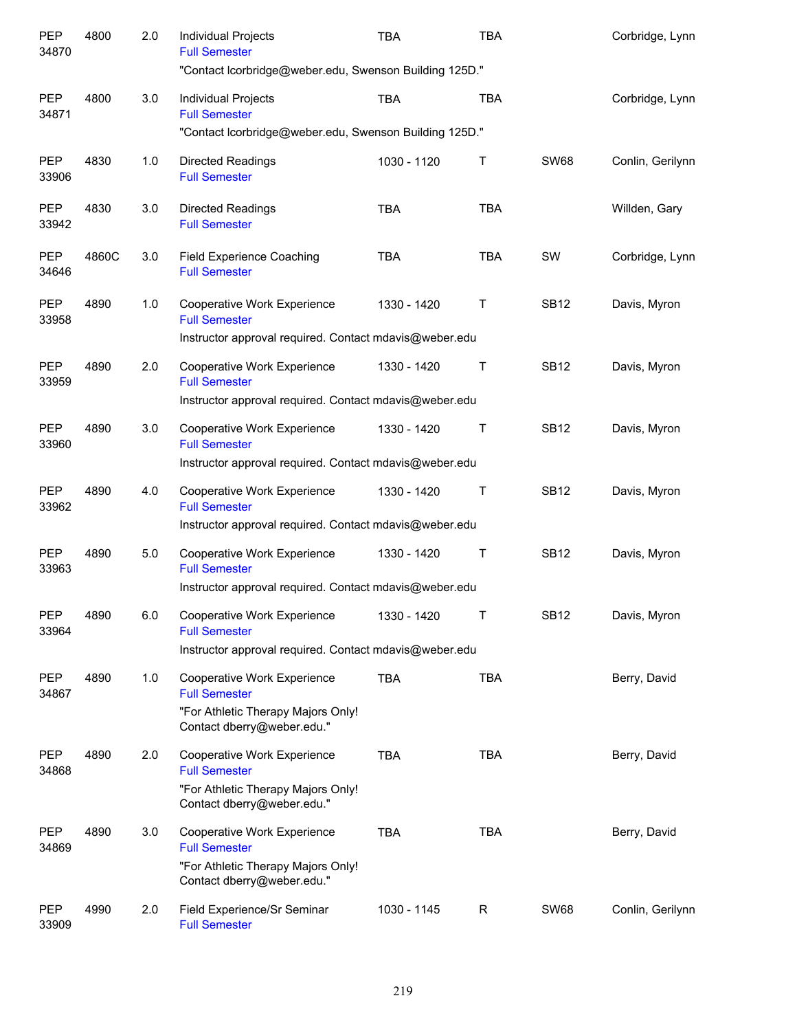| | | | | | | | |
|---|---|---|---|---|---|---|---|
| PEP 34870 | 4800 | 2.0 | Individual Projects<br>Full Semester<br>"Contact lcorbridge@weber.edu, Swenson Building 125D." | TBA | TBA | | Corbridge, Lynn |
| PEP 34871 | 4800 | 3.0 | Individual Projects<br>Full Semester<br>"Contact lcorbridge@weber.edu, Swenson Building 125D." | TBA | TBA | | Corbridge, Lynn |
| PEP 33906 | 4830 | 1.0 | Directed Readings<br>Full Semester | 1030 - 1120 | T | SW68 | Conlin, Gerilynn |
| PEP 33942 | 4830 | 3.0 | Directed Readings<br>Full Semester | TBA | TBA | | Willden, Gary |
| PEP 34646 | 4860C | 3.0 | Field Experience Coaching<br>Full Semester | TBA | TBA | SW | Corbridge, Lynn |
| PEP 33958 | 4890 | 1.0 | Cooperative Work Experience<br>Full Semester<br>Instructor approval required. Contact mdavis@weber.edu | 1330 - 1420 | T | SB12 | Davis, Myron |
| PEP 33959 | 4890 | 2.0 | Cooperative Work Experience<br>Full Semester<br>Instructor approval required. Contact mdavis@weber.edu | 1330 - 1420 | T | SB12 | Davis, Myron |
| PEP 33960 | 4890 | 3.0 | Cooperative Work Experience<br>Full Semester<br>Instructor approval required. Contact mdavis@weber.edu | 1330 - 1420 | T | SB12 | Davis, Myron |
| PEP 33962 | 4890 | 4.0 | Cooperative Work Experience<br>Full Semester<br>Instructor approval required. Contact mdavis@weber.edu | 1330 - 1420 | T | SB12 | Davis, Myron |
| PEP 33963 | 4890 | 5.0 | Cooperative Work Experience<br>Full Semester<br>Instructor approval required. Contact mdavis@weber.edu | 1330 - 1420 | T | SB12 | Davis, Myron |
| PEP 33964 | 4890 | 6.0 | Cooperative Work Experience<br>Full Semester<br>Instructor approval required. Contact mdavis@weber.edu | 1330 - 1420 | T | SB12 | Davis, Myron |
| PEP 34867 | 4890 | 1.0 | Cooperative Work Experience<br>Full Semester<br>"For Athletic Therapy Majors Only! Contact dberry@weber.edu." | TBA | TBA | | Berry, David |
| PEP 34868 | 4890 | 2.0 | Cooperative Work Experience<br>Full Semester<br>"For Athletic Therapy Majors Only! Contact dberry@weber.edu." | TBA | TBA | | Berry, David |
| PEP 34869 | 4890 | 3.0 | Cooperative Work Experience<br>Full Semester<br>"For Athletic Therapy Majors Only! Contact dberry@weber.edu." | TBA | TBA | | Berry, David |
| PEP 33909 | 4990 | 2.0 | Field Experience/Sr Seminar<br>Full Semester | 1030 - 1145 | R | SW68 | Conlin, Gerilynn |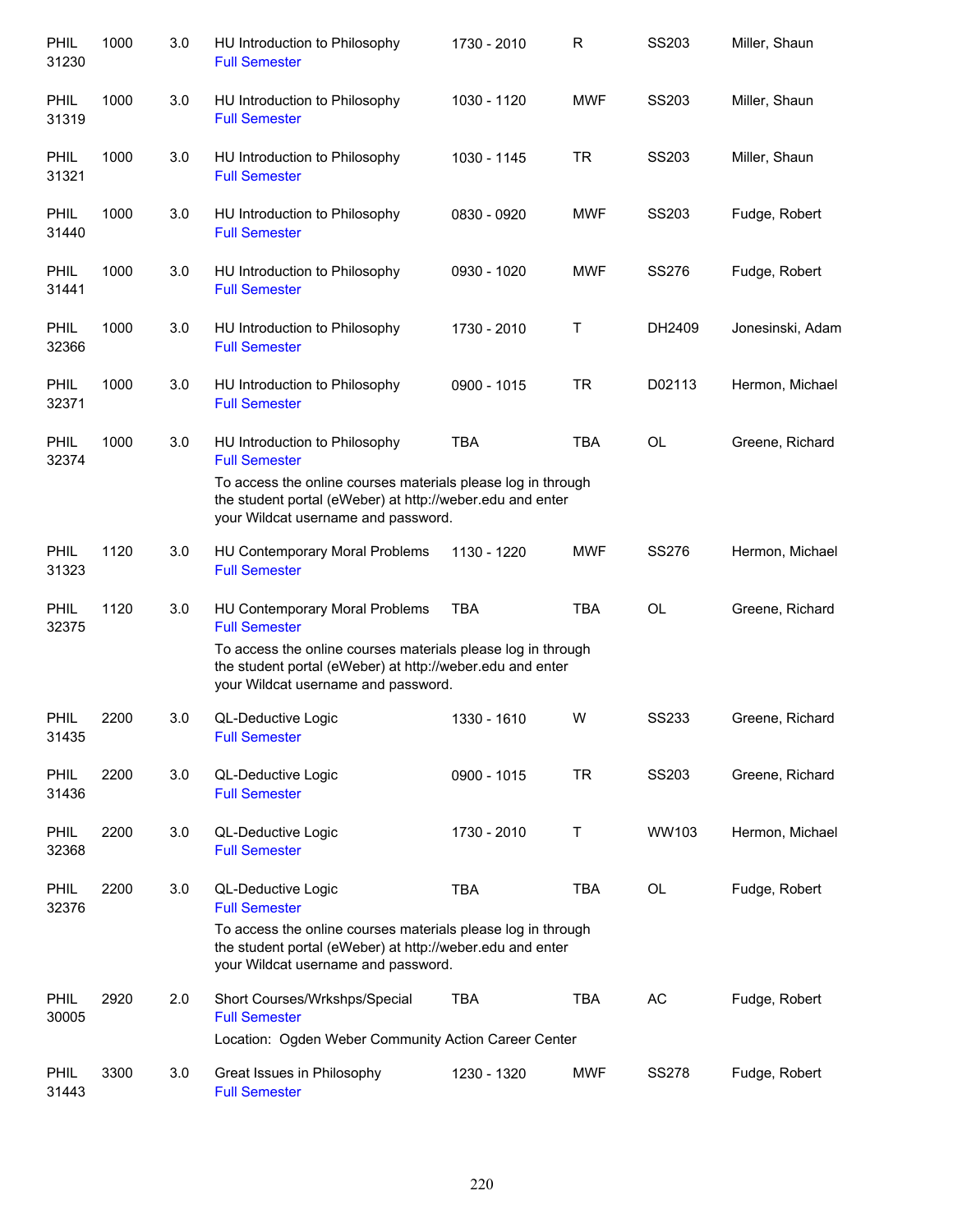| | | | | | | | |
|---|---|---|---|---|---|---|---|
| PHIL 31230 | 1000 | 3.0 | HU Introduction to Philosophy<br>Full Semester | 1730 - 2010 | R | SS203 | Miller, Shaun |
| PHIL 31319 | 1000 | 3.0 | HU Introduction to Philosophy<br>Full Semester | 1030 - 1120 | MWF | SS203 | Miller, Shaun |
| PHIL 31321 | 1000 | 3.0 | HU Introduction to Philosophy<br>Full Semester | 1030 - 1145 | TR | SS203 | Miller, Shaun |
| PHIL 31440 | 1000 | 3.0 | HU Introduction to Philosophy<br>Full Semester | 0830 - 0920 | MWF | SS203 | Fudge, Robert |
| PHIL 31441 | 1000 | 3.0 | HU Introduction to Philosophy<br>Full Semester | 0930 - 1020 | MWF | SS276 | Fudge, Robert |
| PHIL 32366 | 1000 | 3.0 | HU Introduction to Philosophy<br>Full Semester | 1730 - 2010 | T | DH2409 | Jonesinski, Adam |
| PHIL 32371 | 1000 | 3.0 | HU Introduction to Philosophy<br>Full Semester | 0900 - 1015 | TR | D02113 | Hermon, Michael |
| PHIL 32374 | 1000 | 3.0 | HU Introduction to Philosophy<br>Full Semester<br>To access the online courses materials please log in through the student portal (eWeber) at http://weber.edu and enter your Wildcat username and password. | TBA | TBA | OL | Greene, Richard |
| PHIL 31323 | 1120 | 3.0 | HU Contemporary Moral Problems<br>Full Semester | 1130 - 1220 | MWF | SS276 | Hermon, Michael |
| PHIL 32375 | 1120 | 3.0 | HU Contemporary Moral Problems<br>Full Semester<br>To access the online courses materials please log in through the student portal (eWeber) at http://weber.edu and enter your Wildcat username and password. | TBA | TBA | OL | Greene, Richard |
| PHIL 31435 | 2200 | 3.0 | QL-Deductive Logic<br>Full Semester | 1330 - 1610 | W | SS233 | Greene, Richard |
| PHIL 31436 | 2200 | 3.0 | QL-Deductive Logic<br>Full Semester | 0900 - 1015 | TR | SS203 | Greene, Richard |
| PHIL 32368 | 2200 | 3.0 | QL-Deductive Logic<br>Full Semester | 1730 - 2010 | T | WW103 | Hermon, Michael |
| PHIL 32376 | 2200 | 3.0 | QL-Deductive Logic<br>Full Semester<br>To access the online courses materials please log in through the student portal (eWeber) at http://weber.edu and enter your Wildcat username and password. | TBA | TBA | OL | Fudge, Robert |
| PHIL 30005 | 2920 | 2.0 | Short Courses/Wrkshps/Special<br>Full Semester<br>Location: Ogden Weber Community Action Career Center | TBA | TBA | AC | Fudge, Robert |
| PHIL 31443 | 3300 | 3.0 | Great Issues in Philosophy<br>Full Semester | 1230 - 1320 | MWF | SS278 | Fudge, Robert |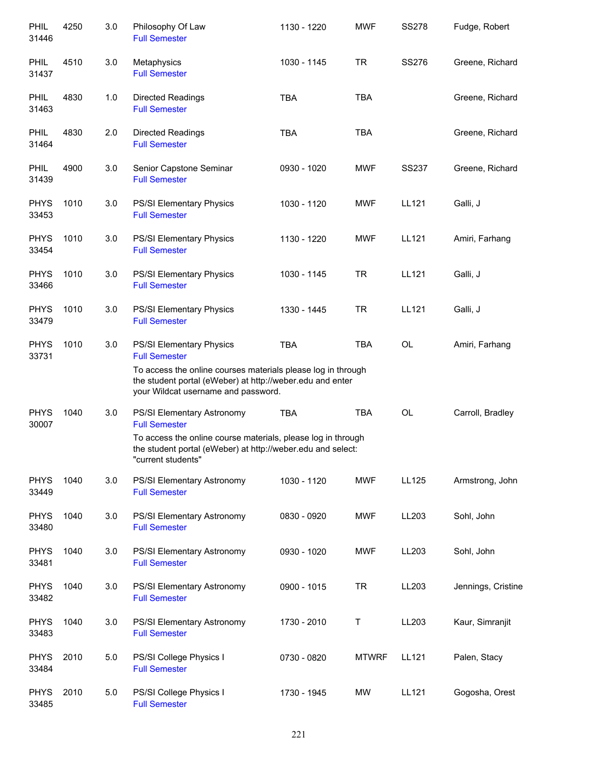| | | | | | | | |
|---|---|---|---|---|---|---|---|
| PHIL 31446 | 4250 | 3.0 | Philosophy Of Law<br>Full Semester | 1130 - 1220 | MWF | SS278 | Fudge, Robert |
| PHIL 31437 | 4510 | 3.0 | Metaphysics<br>Full Semester | 1030 - 1145 | TR | SS276 | Greene, Richard |
| PHIL 31463 | 4830 | 1.0 | Directed Readings<br>Full Semester | TBA | TBA | | Greene, Richard |
| PHIL 31464 | 4830 | 2.0 | Directed Readings<br>Full Semester | TBA | TBA | | Greene, Richard |
| PHIL 31439 | 4900 | 3.0 | Senior Capstone Seminar<br>Full Semester | 0930 - 1020 | MWF | SS237 | Greene, Richard |
| PHYS 33453 | 1010 | 3.0 | PS/SI Elementary Physics<br>Full Semester | 1030 - 1120 | MWF | LL121 | Galli, J |
| PHYS 33454 | 1010 | 3.0 | PS/SI Elementary Physics<br>Full Semester | 1130 - 1220 | MWF | LL121 | Amiri, Farhang |
| PHYS 33466 | 1010 | 3.0 | PS/SI Elementary Physics<br>Full Semester | 1030 - 1145 | TR | LL121 | Galli, J |
| PHYS 33479 | 1010 | 3.0 | PS/SI Elementary Physics<br>Full Semester | 1330 - 1445 | TR | LL121 | Galli, J |
| PHYS 33731 | 1010 | 3.0 | PS/SI Elementary Physics<br>Full Semester<br>To access the online courses materials please log in through the student portal (eWeber) at http://weber.edu and enter your Wildcat username and password. | TBA | TBA | OL | Amiri, Farhang |
| PHYS 30007 | 1040 | 3.0 | PS/SI Elementary Astronomy<br>Full Semester<br>To access the online course materials, please log in through the student portal (eWeber) at http://weber.edu and select: "current students" | TBA | TBA | OL | Carroll, Bradley |
| PHYS 33449 | 1040 | 3.0 | PS/SI Elementary Astronomy<br>Full Semester | 1030 - 1120 | MWF | LL125 | Armstrong, John |
| PHYS 33480 | 1040 | 3.0 | PS/SI Elementary Astronomy<br>Full Semester | 0830 - 0920 | MWF | LL203 | Sohl, John |
| PHYS 33481 | 1040 | 3.0 | PS/SI Elementary Astronomy<br>Full Semester | 0930 - 1020 | MWF | LL203 | Sohl, John |
| PHYS 33482 | 1040 | 3.0 | PS/SI Elementary Astronomy<br>Full Semester | 0900 - 1015 | TR | LL203 | Jennings, Cristine |
| PHYS 33483 | 1040 | 3.0 | PS/SI Elementary Astronomy<br>Full Semester | 1730 - 2010 | T | LL203 | Kaur, Simranjit |
| PHYS 33484 | 2010 | 5.0 | PS/SI College Physics I<br>Full Semester | 0730 - 0820 | MTWRF | LL121 | Palen, Stacy |
| PHYS 33485 | 2010 | 5.0 | PS/SI College Physics I<br>Full Semester | 1730 - 1945 | MW | LL121 | Gogosha, Orest |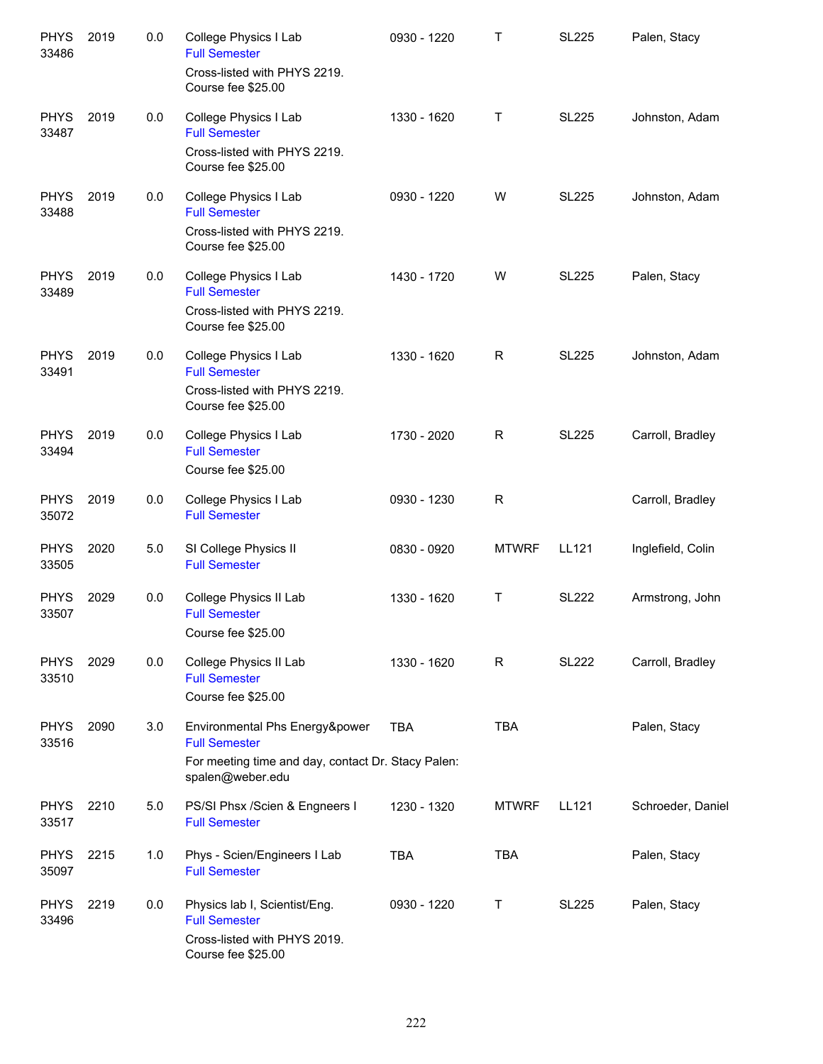| | | | | | | | |
|---|---|---|---|---|---|---|---|
| PHYS 33486 | 2019 | 0.0 | College Physics I Lab<br>Full Semester<br>Cross-listed with PHYS 2219.<br>Course fee $25.00 | 0930 - 1220 | T | SL225 | Palen, Stacy |
| PHYS 33487 | 2019 | 0.0 | College Physics I Lab<br>Full Semester<br>Cross-listed with PHYS 2219.<br>Course fee $25.00 | 1330 - 1620 | T | SL225 | Johnston, Adam |
| PHYS 33488 | 2019 | 0.0 | College Physics I Lab<br>Full Semester<br>Cross-listed with PHYS 2219.<br>Course fee $25.00 | 0930 - 1220 | W | SL225 | Johnston, Adam |
| PHYS 33489 | 2019 | 0.0 | College Physics I Lab<br>Full Semester<br>Cross-listed with PHYS 2219.<br>Course fee $25.00 | 1430 - 1720 | W | SL225 | Palen, Stacy |
| PHYS 33491 | 2019 | 0.0 | College Physics I Lab<br>Full Semester<br>Cross-listed with PHYS 2219.<br>Course fee $25.00 | 1330 - 1620 | R | SL225 | Johnston, Adam |
| PHYS 33494 | 2019 | 0.0 | College Physics I Lab<br>Full Semester<br>Course fee $25.00 | 1730 - 2020 | R | SL225 | Carroll, Bradley |
| PHYS 35072 | 2019 | 0.0 | College Physics I Lab<br>Full Semester | 0930 - 1230 | R | | Carroll, Bradley |
| PHYS 33505 | 2020 | 5.0 | SI College Physics II<br>Full Semester | 0830 - 0920 | MTWRF | LL121 | Inglefield, Colin |
| PHYS 33507 | 2029 | 0.0 | College Physics II Lab<br>Full Semester<br>Course fee $25.00 | 1330 - 1620 | T | SL222 | Armstrong, John |
| PHYS 33510 | 2029 | 0.0 | College Physics II Lab<br>Full Semester<br>Course fee $25.00 | 1330 - 1620 | R | SL222 | Carroll, Bradley |
| PHYS 33516 | 2090 | 3.0 | Environmental Phs Energy&power<br>Full Semester<br>For meeting time and day, contact Dr. Stacy Palen: spalen@weber.edu | TBA | TBA | | Palen, Stacy |
| PHYS 33517 | 2210 | 5.0 | PS/SI Phsx /Scien & Engneers I<br>Full Semester | 1230 - 1320 | MTWRF | LL121 | Schroeder, Daniel |
| PHYS 35097 | 2215 | 1.0 | Phys - Scien/Engineers I Lab<br>Full Semester | TBA | TBA | | Palen, Stacy |
| PHYS 33496 | 2219 | 0.0 | Physics lab I, Scientist/Eng.<br>Full Semester<br>Cross-listed with PHYS 2019.<br>Course fee $25.00 | 0930 - 1220 | T | SL225 | Palen, Stacy |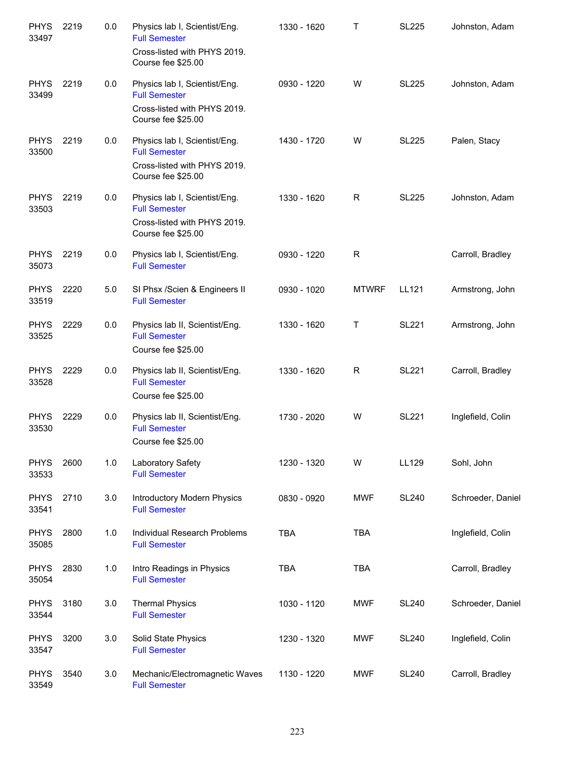| | | | | | | | |
|---|---|---|---|---|---|---|---|
| PHYS 33497 | 2219 | 0.0 | Physics lab I, Scientist/Eng.<br>Full Semester<br>Cross-listed with PHYS 2019.<br>Course fee $25.00 | 1330 - 1620 | T | SL225 | Johnston, Adam |
| PHYS 33499 | 2219 | 0.0 | Physics lab I, Scientist/Eng.<br>Full Semester<br>Cross-listed with PHYS 2019.<br>Course fee $25.00 | 0930 - 1220 | W | SL225 | Johnston, Adam |
| PHYS 33500 | 2219 | 0.0 | Physics lab I, Scientist/Eng.<br>Full Semester<br>Cross-listed with PHYS 2019.<br>Course fee $25.00 | 1430 - 1720 | W | SL225 | Palen, Stacy |
| PHYS 33503 | 2219 | 0.0 | Physics lab I, Scientist/Eng.<br>Full Semester<br>Cross-listed with PHYS 2019.<br>Course fee $25.00 | 1330 - 1620 | R | SL225 | Johnston, Adam |
| PHYS 35073 | 2219 | 0.0 | Physics lab I, Scientist/Eng.<br>Full Semester | 0930 - 1220 | R | | Carroll, Bradley |
| PHYS 33519 | 2220 | 5.0 | SI Phsx /Scien & Engineers II<br>Full Semester | 0930 - 1020 | MTWRF | LL121 | Armstrong, John |
| PHYS 33525 | 2229 | 0.0 | Physics lab II, Scientist/Eng.<br>Full Semester<br>Course fee $25.00 | 1330 - 1620 | T | SL221 | Armstrong, John |
| PHYS 33528 | 2229 | 0.0 | Physics lab II, Scientist/Eng.<br>Full Semester<br>Course fee $25.00 | 1330 - 1620 | R | SL221 | Carroll, Bradley |
| PHYS 33530 | 2229 | 0.0 | Physics lab II, Scientist/Eng.<br>Full Semester<br>Course fee $25.00 | 1730 - 2020 | W | SL221 | Inglefield, Colin |
| PHYS 33533 | 2600 | 1.0 | Laboratory Safety<br>Full Semester | 1230 - 1320 | W | LL129 | Sohl, John |
| PHYS 33541 | 2710 | 3.0 | Introductory Modern Physics<br>Full Semester | 0830 - 0920 | MWF | SL240 | Schroeder, Daniel |
| PHYS 35085 | 2800 | 1.0 | Individual Research Problems<br>Full Semester | TBA | TBA | | Inglefield, Colin |
| PHYS 35054 | 2830 | 1.0 | Intro Readings in Physics<br>Full Semester | TBA | TBA | | Carroll, Bradley |
| PHYS 33544 | 3180 | 3.0 | Thermal Physics<br>Full Semester | 1030 - 1120 | MWF | SL240 | Schroeder, Daniel |
| PHYS 33547 | 3200 | 3.0 | Solid State Physics<br>Full Semester | 1230 - 1320 | MWF | SL240 | Inglefield, Colin |
| PHYS 33549 | 3540 | 3.0 | Mechanic/Electromagnetic Waves<br>Full Semester | 1130 - 1220 | MWF | SL240 | Carroll, Bradley |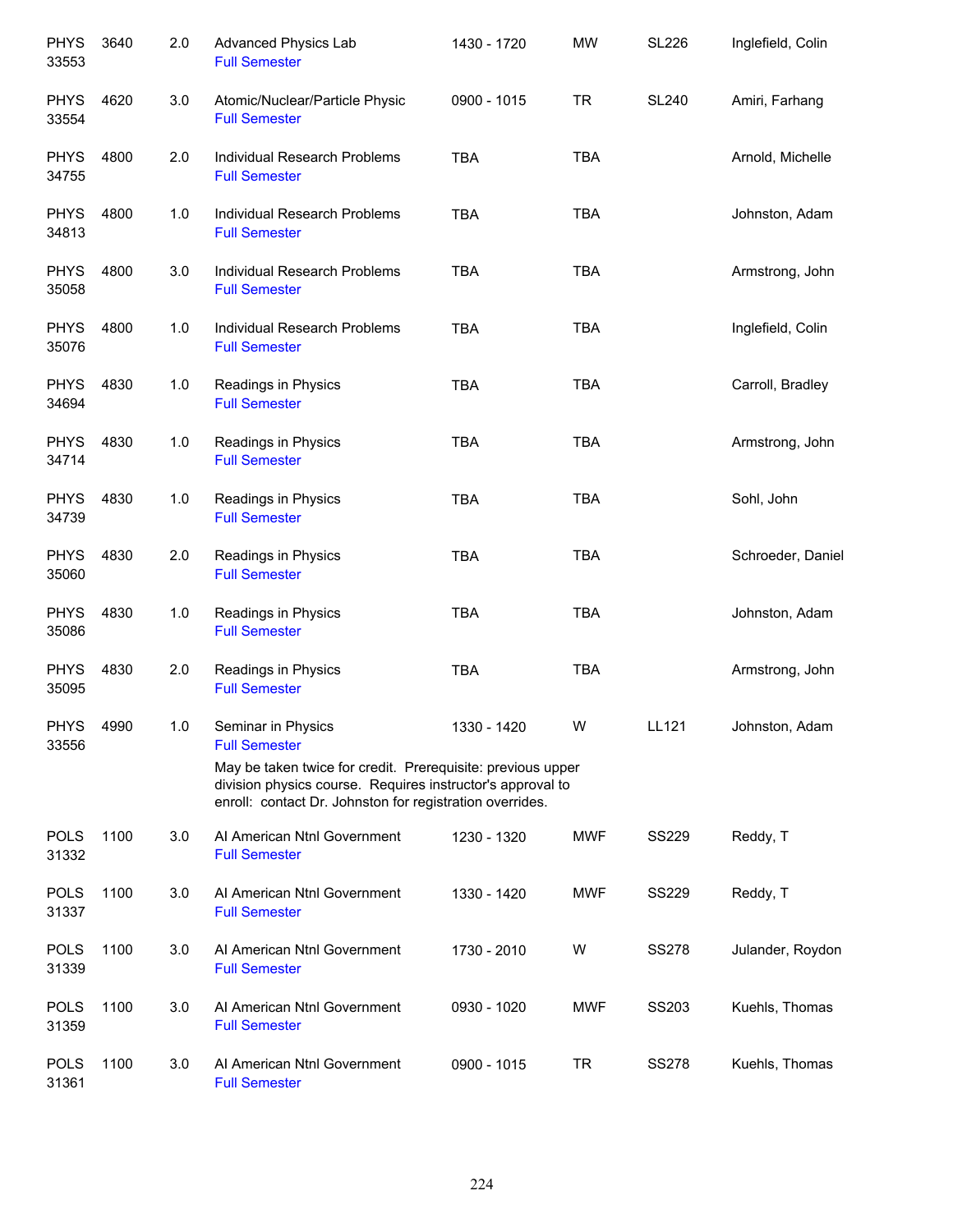| | | | | | | | |
|---|---|---|---|---|---|---|---|
| PHYS 33553 | 3640 | 2.0 | Advanced Physics Lab<br>Full Semester | 1430 - 1720 | MW | SL226 | Inglefield, Colin |
| PHYS 33554 | 4620 | 3.0 | Atomic/Nuclear/Particle Physic<br>Full Semester | 0900 - 1015 | TR | SL240 | Amiri, Farhang |
| PHYS 34755 | 4800 | 2.0 | Individual Research Problems<br>Full Semester | TBA | TBA | | Arnold, Michelle |
| PHYS 34813 | 4800 | 1.0 | Individual Research Problems<br>Full Semester | TBA | TBA | | Johnston, Adam |
| PHYS 35058 | 4800 | 3.0 | Individual Research Problems<br>Full Semester | TBA | TBA | | Armstrong, John |
| PHYS 35076 | 4800 | 1.0 | Individual Research Problems<br>Full Semester | TBA | TBA | | Inglefield, Colin |
| PHYS 34694 | 4830 | 1.0 | Readings in Physics<br>Full Semester | TBA | TBA | | Carroll, Bradley |
| PHYS 34714 | 4830 | 1.0 | Readings in Physics<br>Full Semester | TBA | TBA | | Armstrong, John |
| PHYS 34739 | 4830 | 1.0 | Readings in Physics<br>Full Semester | TBA | TBA | | Sohl, John |
| PHYS 35060 | 4830 | 2.0 | Readings in Physics<br>Full Semester | TBA | TBA | | Schroeder, Daniel |
| PHYS 35086 | 4830 | 1.0 | Readings in Physics<br>Full Semester | TBA | TBA | | Johnston, Adam |
| PHYS 35095 | 4830 | 2.0 | Readings in Physics<br>Full Semester | TBA | TBA | | Armstrong, John |
| PHYS 33556 | 4990 | 1.0 | Seminar in Physics<br>Full Semester<br>May be taken twice for credit. Prerequisite: previous upper division physics course. Requires instructor's approval to enroll: contact Dr. Johnston for registration overrides. | 1330 - 1420 | W | LL121 | Johnston, Adam |
| POLS 31332 | 1100 | 3.0 | AI American Ntnl Government<br>Full Semester | 1230 - 1320 | MWF | SS229 | Reddy, T |
| POLS 31337 | 1100 | 3.0 | AI American Ntnl Government<br>Full Semester | 1330 - 1420 | MWF | SS229 | Reddy, T |
| POLS 31339 | 1100 | 3.0 | AI American Ntnl Government<br>Full Semester | 1730 - 2010 | W | SS278 | Julander, Roydon |
| POLS 31359 | 1100 | 3.0 | AI American Ntnl Government<br>Full Semester | 0930 - 1020 | MWF | SS203 | Kuehls, Thomas |
| POLS 31361 | 1100 | 3.0 | AI American Ntnl Government<br>Full Semester | 0900 - 1015 | TR | SS278 | Kuehls, Thomas |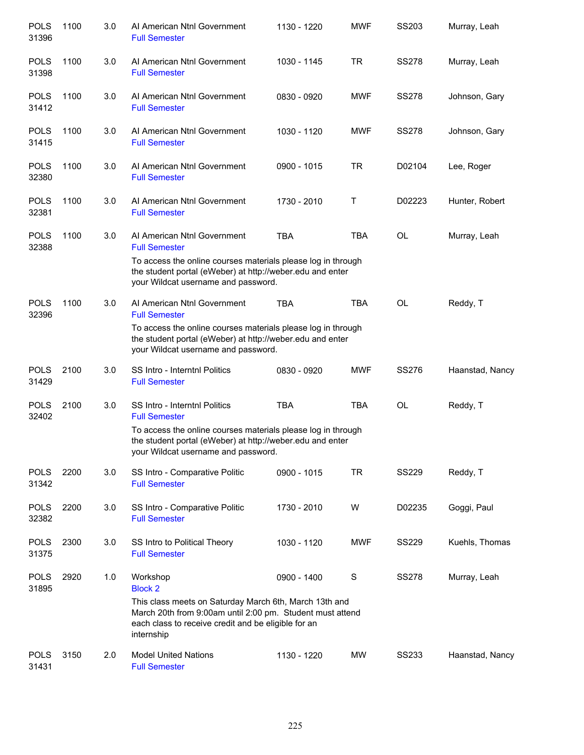| Course | Number | Credits | Title | Time | Days | Room | Instructor |
|---|---|---|---|---|---|---|---|
| POLS 31396 | 1100 | 3.0 | AI American Ntnl Government<br>Full Semester | 1130 - 1220 | MWF | SS203 | Murray, Leah |
| POLS 31398 | 1100 | 3.0 | AI American Ntnl Government<br>Full Semester | 1030 - 1145 | TR | SS278 | Murray, Leah |
| POLS 31412 | 1100 | 3.0 | AI American Ntnl Government<br>Full Semester | 0830 - 0920 | MWF | SS278 | Johnson, Gary |
| POLS 31415 | 1100 | 3.0 | AI American Ntnl Government<br>Full Semester | 1030 - 1120 | MWF | SS278 | Johnson, Gary |
| POLS 32380 | 1100 | 3.0 | AI American Ntnl Government<br>Full Semester | 0900 - 1015 | TR | D02104 | Lee, Roger |
| POLS 32381 | 1100 | 3.0 | AI American Ntnl Government<br>Full Semester | 1730 - 2010 | T | D02223 | Hunter, Robert |
| POLS 32388 | 1100 | 3.0 | AI American Ntnl Government<br>Full Semester<br>To access the online courses materials please log in through the student portal (eWeber) at http://weber.edu and enter your Wildcat username and password. | TBA | TBA | OL | Murray, Leah |
| POLS 32396 | 1100 | 3.0 | AI American Ntnl Government<br>Full Semester<br>To access the online courses materials please log in through the student portal (eWeber) at http://weber.edu and enter your Wildcat username and password. | TBA | TBA | OL | Reddy, T |
| POLS 31429 | 2100 | 3.0 | SS Intro - Interntnl Politics<br>Full Semester | 0830 - 0920 | MWF | SS276 | Haanstad, Nancy |
| POLS 32402 | 2100 | 3.0 | SS Intro - Interntnl Politics<br>Full Semester<br>To access the online courses materials please log in through the student portal (eWeber) at http://weber.edu and enter your Wildcat username and password. | TBA | TBA | OL | Reddy, T |
| POLS 31342 | 2200 | 3.0 | SS Intro - Comparative Politic<br>Full Semester | 0900 - 1015 | TR | SS229 | Reddy, T |
| POLS 32382 | 2200 | 3.0 | SS Intro - Comparative Politic<br>Full Semester | 1730 - 2010 | W | D02235 | Goggi, Paul |
| POLS 31375 | 2300 | 3.0 | SS Intro to Political Theory<br>Full Semester | 1030 - 1120 | MWF | SS229 | Kuehls, Thomas |
| POLS 31895 | 2920 | 1.0 | Workshop<br>Block 2<br>This class meets on Saturday March 6th, March 13th and March 20th from 9:00am until 2:00 pm. Student must attend each class to receive credit and be eligible for an internship | 0900 - 1400 | S | SS278 | Murray, Leah |
| POLS 31431 | 3150 | 2.0 | Model United Nations<br>Full Semester | 1130 - 1220 | MW | SS233 | Haanstad, Nancy |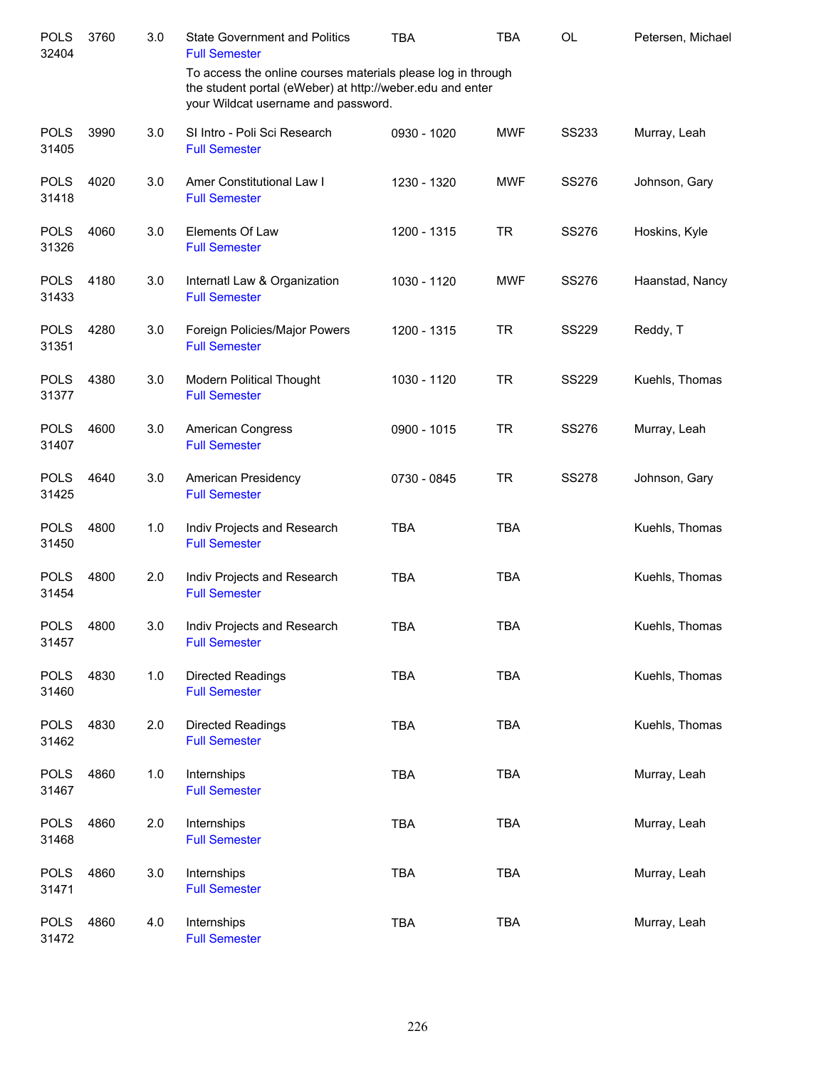| | | | | | | | |
|---|---|---|---|---|---|---|---|
| POLS 32404 | 3760 | 3.0 | State Government and Politics<br>Full Semester<br>To access the online courses materials please log in through the student portal (eWeber) at http://weber.edu and enter your Wildcat username and password. | TBA | TBA | OL | Petersen, Michael |
| POLS 31405 | 3990 | 3.0 | SI Intro - Poli Sci Research<br>Full Semester | 0930 - 1020 | MWF | SS233 | Murray, Leah |
| POLS 31418 | 4020 | 3.0 | Amer Constitutional Law I<br>Full Semester | 1230 - 1320 | MWF | SS276 | Johnson, Gary |
| POLS 31326 | 4060 | 3.0 | Elements Of Law<br>Full Semester | 1200 - 1315 | TR | SS276 | Hoskins, Kyle |
| POLS 31433 | 4180 | 3.0 | Internatl Law & Organization<br>Full Semester | 1030 - 1120 | MWF | SS276 | Haanstad, Nancy |
| POLS 31351 | 4280 | 3.0 | Foreign Policies/Major Powers<br>Full Semester | 1200 - 1315 | TR | SS229 | Reddy, T |
| POLS 31377 | 4380 | 3.0 | Modern Political Thought<br>Full Semester | 1030 - 1120 | TR | SS229 | Kuehls, Thomas |
| POLS 31407 | 4600 | 3.0 | American Congress<br>Full Semester | 0900 - 1015 | TR | SS276 | Murray, Leah |
| POLS 31425 | 4640 | 3.0 | American Presidency<br>Full Semester | 0730 - 0845 | TR | SS278 | Johnson, Gary |
| POLS 31450 | 4800 | 1.0 | Indiv Projects and Research<br>Full Semester | TBA | TBA | | Kuehls, Thomas |
| POLS 31454 | 4800 | 2.0 | Indiv Projects and Research<br>Full Semester | TBA | TBA | | Kuehls, Thomas |
| POLS 31457 | 4800 | 3.0 | Indiv Projects and Research<br>Full Semester | TBA | TBA | | Kuehls, Thomas |
| POLS 31460 | 4830 | 1.0 | Directed Readings<br>Full Semester | TBA | TBA | | Kuehls, Thomas |
| POLS 31462 | 4830 | 2.0 | Directed Readings<br>Full Semester | TBA | TBA | | Kuehls, Thomas |
| POLS 31467 | 4860 | 1.0 | Internships<br>Full Semester | TBA | TBA | | Murray, Leah |
| POLS 31468 | 4860 | 2.0 | Internships<br>Full Semester | TBA | TBA | | Murray, Leah |
| POLS 31471 | 4860 | 3.0 | Internships<br>Full Semester | TBA | TBA | | Murray, Leah |
| POLS 31472 | 4860 | 4.0 | Internships<br>Full Semester | TBA | TBA | | Murray, Leah |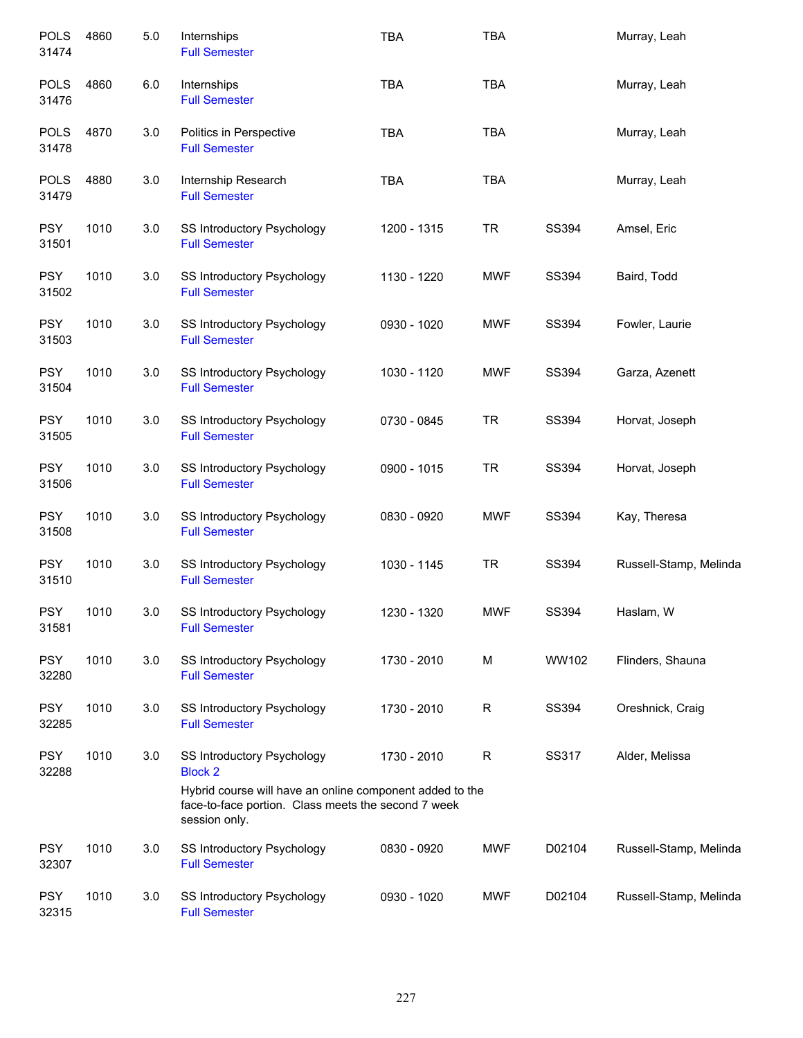| | | | | | | | |
|---|---|---|---|---|---|---|---|
| POLS 31474 | 4860 | 5.0 | Internships<br>Full Semester | TBA | TBA | | Murray, Leah |
| POLS 31476 | 4860 | 6.0 | Internships<br>Full Semester | TBA | TBA | | Murray, Leah |
| POLS 31478 | 4870 | 3.0 | Politics in Perspective<br>Full Semester | TBA | TBA | | Murray, Leah |
| POLS 31479 | 4880 | 3.0 | Internship Research<br>Full Semester | TBA | TBA | | Murray, Leah |
| PSY 31501 | 1010 | 3.0 | SS Introductory Psychology<br>Full Semester | 1200 - 1315 | TR | SS394 | Amsel, Eric |
| PSY 31502 | 1010 | 3.0 | SS Introductory Psychology<br>Full Semester | 1130 - 1220 | MWF | SS394 | Baird, Todd |
| PSY 31503 | 1010 | 3.0 | SS Introductory Psychology<br>Full Semester | 0930 - 1020 | MWF | SS394 | Fowler, Laurie |
| PSY 31504 | 1010 | 3.0 | SS Introductory Psychology<br>Full Semester | 1030 - 1120 | MWF | SS394 | Garza, Azenett |
| PSY 31505 | 1010 | 3.0 | SS Introductory Psychology<br>Full Semester | 0730 - 0845 | TR | SS394 | Horvat, Joseph |
| PSY 31506 | 1010 | 3.0 | SS Introductory Psychology<br>Full Semester | 0900 - 1015 | TR | SS394 | Horvat, Joseph |
| PSY 31508 | 1010 | 3.0 | SS Introductory Psychology<br>Full Semester | 0830 - 0920 | MWF | SS394 | Kay, Theresa |
| PSY 31510 | 1010 | 3.0 | SS Introductory Psychology<br>Full Semester | 1030 - 1145 | TR | SS394 | Russell-Stamp, Melinda |
| PSY 31581 | 1010 | 3.0 | SS Introductory Psychology<br>Full Semester | 1230 - 1320 | MWF | SS394 | Haslam, W |
| PSY 32280 | 1010 | 3.0 | SS Introductory Psychology<br>Full Semester | 1730 - 2010 | M | WW102 | Flinders, Shauna |
| PSY 32285 | 1010 | 3.0 | SS Introductory Psychology<br>Full Semester | 1730 - 2010 | R | SS394 | Oreshnick, Craig |
| PSY 32288 | 1010 | 3.0 | SS Introductory Psychology<br>Block 2<br>Hybrid course will have an online component added to the face-to-face portion. Class meets the second 7 week session only. | 1730 - 2010 | R | SS317 | Alder, Melissa |
| PSY 32307 | 1010 | 3.0 | SS Introductory Psychology<br>Full Semester | 0830 - 0920 | MWF | D02104 | Russell-Stamp, Melinda |
| PSY 32315 | 1010 | 3.0 | SS Introductory Psychology<br>Full Semester | 0930 - 1020 | MWF | D02104 | Russell-Stamp, Melinda |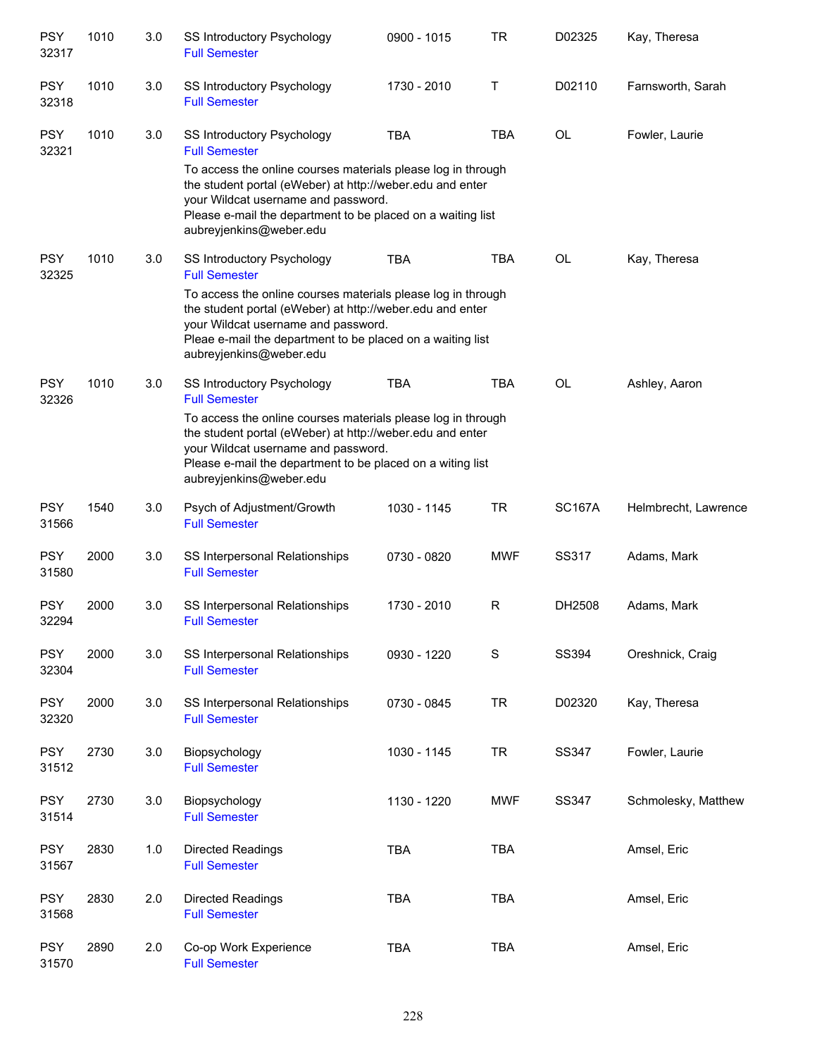| | | | | | | | |
|---|---|---|---|---|---|---|---|
| PSY 32317 | 1010 | 3.0 | SS Introductory Psychology<br>Full Semester | 0900 - 1015 | TR | D02325 | Kay, Theresa |
| PSY 32318 | 1010 | 3.0 | SS Introductory Psychology<br>Full Semester | 1730 - 2010 | T | D02110 | Farnsworth, Sarah |
| PSY 32321 | 1010 | 3.0 | SS Introductory Psychology<br>Full Semester<br>To access the online courses materials please log in through the student portal (eWeber) at http://weber.edu and enter your Wildcat username and password.<br>Please e-mail the department to be placed on a waiting list aubreyjenkins@weber.edu | TBA | TBA | OL | Fowler, Laurie |
| PSY 32325 | 1010 | 3.0 | SS Introductory Psychology<br>Full Semester<br>To access the online courses materials please log in through the student portal (eWeber) at http://weber.edu and enter your Wildcat username and password.<br>Pleae e-mail the department to be placed on a waiting list aubreyjenkins@weber.edu | TBA | TBA | OL | Kay, Theresa |
| PSY 32326 | 1010 | 3.0 | SS Introductory Psychology<br>Full Semester<br>To access the online courses materials please log in through the student portal (eWeber) at http://weber.edu and enter your Wildcat username and password.<br>Please e-mail the department to be placed on a witing list aubreyjenkins@weber.edu | TBA | TBA | OL | Ashley, Aaron |
| PSY 31566 | 1540 | 3.0 | Psych of Adjustment/Growth<br>Full Semester | 1030 - 1145 | TR | SC167A | Helmbrecht, Lawrence |
| PSY 31580 | 2000 | 3.0 | SS Interpersonal Relationships<br>Full Semester | 0730 - 0820 | MWF | SS317 | Adams, Mark |
| PSY 32294 | 2000 | 3.0 | SS Interpersonal Relationships<br>Full Semester | 1730 - 2010 | R | DH2508 | Adams, Mark |
| PSY 32304 | 2000 | 3.0 | SS Interpersonal Relationships<br>Full Semester | 0930 - 1220 | S | SS394 | Oreshnick, Craig |
| PSY 32320 | 2000 | 3.0 | SS Interpersonal Relationships<br>Full Semester | 0730 - 0845 | TR | D02320 | Kay, Theresa |
| PSY 31512 | 2730 | 3.0 | Biopsychology<br>Full Semester | 1030 - 1145 | TR | SS347 | Fowler, Laurie |
| PSY 31514 | 2730 | 3.0 | Biopsychology<br>Full Semester | 1130 - 1220 | MWF | SS347 | Schmolesky, Matthew |
| PSY 31567 | 2830 | 1.0 | Directed Readings<br>Full Semester | TBA | TBA | | Amsel, Eric |
| PSY 31568 | 2830 | 2.0 | Directed Readings<br>Full Semester | TBA | TBA | | Amsel, Eric |
| PSY 31570 | 2890 | 2.0 | Co-op Work Experience<br>Full Semester | TBA | TBA | | Amsel, Eric |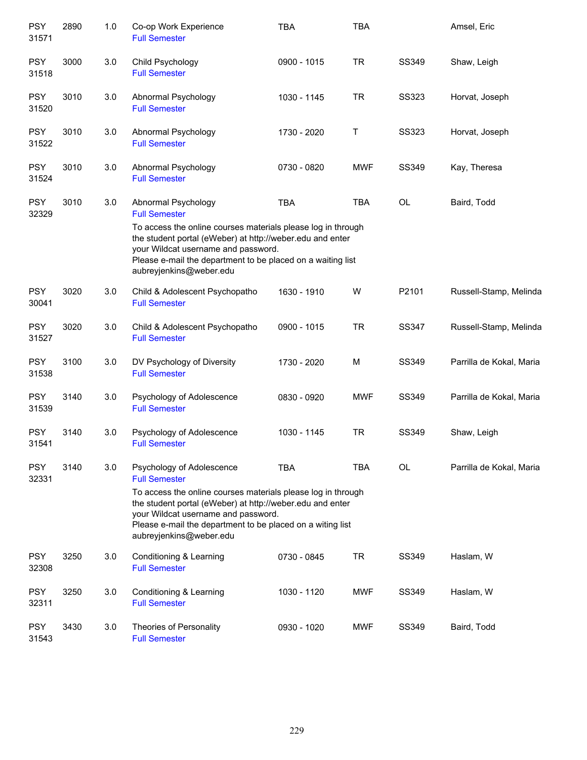| | | | | | | | |
|---|---|---|---|---|---|---|---|
| PSY 31571 | 2890 | 1.0 | Co-op Work Experience<br>Full Semester | TBA | TBA | | Amsel, Eric |
| PSY 31518 | 3000 | 3.0 | Child Psychology<br>Full Semester | 0900 - 1015 | TR | SS349 | Shaw, Leigh |
| PSY 31520 | 3010 | 3.0 | Abnormal Psychology<br>Full Semester | 1030 - 1145 | TR | SS323 | Horvat, Joseph |
| PSY 31522 | 3010 | 3.0 | Abnormal Psychology<br>Full Semester | 1730 - 2020 | T | SS323 | Horvat, Joseph |
| PSY 31524 | 3010 | 3.0 | Abnormal Psychology<br>Full Semester | 0730 - 0820 | MWF | SS349 | Kay, Theresa |
| PSY 32329 | 3010 | 3.0 | Abnormal Psychology<br>Full Semester<br>To access the online courses materials please log in through the student portal (eWeber) at http://weber.edu and enter your Wildcat username and password.<br>Please e-mail the department to be placed on a waiting list aubreyjenkins@weber.edu | TBA | TBA | OL | Baird, Todd |
| PSY 30041 | 3020 | 3.0 | Child & Adolescent Psychopatho<br>Full Semester | 1630 - 1910 | W | P2101 | Russell-Stamp, Melinda |
| PSY 31527 | 3020 | 3.0 | Child & Adolescent Psychopatho<br>Full Semester | 0900 - 1015 | TR | SS347 | Russell-Stamp, Melinda |
| PSY 31538 | 3100 | 3.0 | DV Psychology of Diversity<br>Full Semester | 1730 - 2020 | M | SS349 | Parrilla de Kokal, Maria |
| PSY 31539 | 3140 | 3.0 | Psychology of Adolescence<br>Full Semester | 0830 - 0920 | MWF | SS349 | Parrilla de Kokal, Maria |
| PSY 31541 | 3140 | 3.0 | Psychology of Adolescence<br>Full Semester | 1030 - 1145 | TR | SS349 | Shaw, Leigh |
| PSY 32331 | 3140 | 3.0 | Psychology of Adolescence<br>Full Semester<br>To access the online courses materials please log in through the student portal (eWeber) at http://weber.edu and enter your Wildcat username and password.<br>Please e-mail the department to be placed on a witing list aubreyjenkins@weber.edu | TBA | TBA | OL | Parrilla de Kokal, Maria |
| PSY 32308 | 3250 | 3.0 | Conditioning & Learning<br>Full Semester | 0730 - 0845 | TR | SS349 | Haslam, W |
| PSY 32311 | 3250 | 3.0 | Conditioning & Learning<br>Full Semester | 1030 - 1120 | MWF | SS349 | Haslam, W |
| PSY 31543 | 3430 | 3.0 | Theories of Personality<br>Full Semester | 0930 - 1020 | MWF | SS349 | Baird, Todd |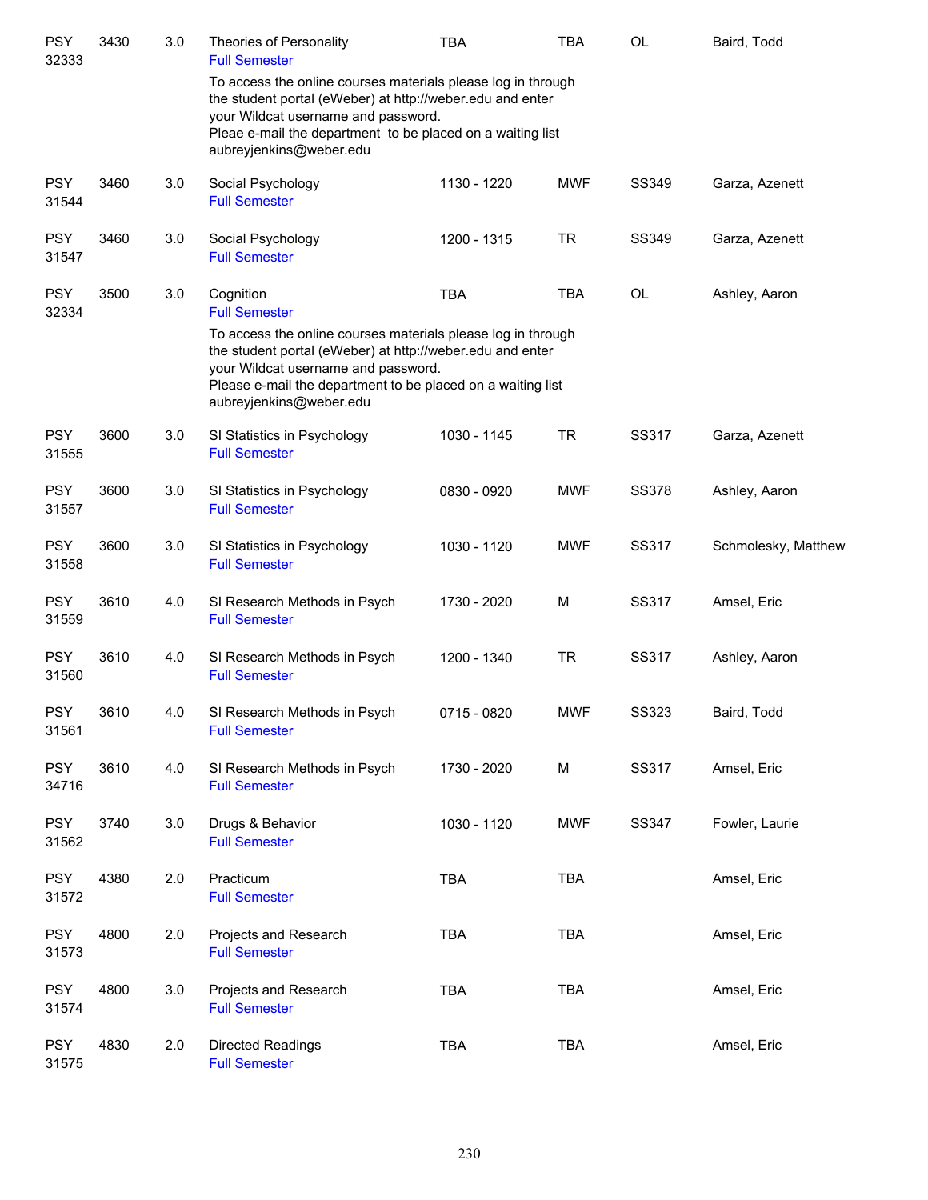| | | | | | | | |
|---|---|---|---|---|---|---|---|
| PSY 32333 | 3430 | 3.0 | Theories of Personality<br>Full Semester<br>To access the online courses materials please log in through the student portal (eWeber) at http://weber.edu and enter your Wildcat username and password.<br>Pleae e-mail the department to be placed on a waiting list aubreyjenkins@weber.edu | TBA | TBA | OL | Baird, Todd |
| PSY 31544 | 3460 | 3.0 | Social Psychology<br>Full Semester | 1130 - 1220 | MWF | SS349 | Garza, Azenett |
| PSY 31547 | 3460 | 3.0 | Social Psychology<br>Full Semester | 1200 - 1315 | TR | SS349 | Garza, Azenett |
| PSY 32334 | 3500 | 3.0 | Cognition<br>Full Semester<br>To access the online courses materials please log in through the student portal (eWeber) at http://weber.edu and enter your Wildcat username and password.<br>Please e-mail the department to be placed on a waiting list aubreyjenkins@weber.edu | TBA | TBA | OL | Ashley, Aaron |
| PSY 31555 | 3600 | 3.0 | SI Statistics in Psychology<br>Full Semester | 1030 - 1145 | TR | SS317 | Garza, Azenett |
| PSY 31557 | 3600 | 3.0 | SI Statistics in Psychology<br>Full Semester | 0830 - 0920 | MWF | SS378 | Ashley, Aaron |
| PSY 31558 | 3600 | 3.0 | SI Statistics in Psychology<br>Full Semester | 1030 - 1120 | MWF | SS317 | Schmolesky, Matthew |
| PSY 31559 | 3610 | 4.0 | SI Research Methods in Psych<br>Full Semester | 1730 - 2020 | M | SS317 | Amsel, Eric |
| PSY 31560 | 3610 | 4.0 | SI Research Methods in Psych<br>Full Semester | 1200 - 1340 | TR | SS317 | Ashley, Aaron |
| PSY 31561 | 3610 | 4.0 | SI Research Methods in Psych<br>Full Semester | 0715 - 0820 | MWF | SS323 | Baird, Todd |
| PSY 34716 | 3610 | 4.0 | SI Research Methods in Psych<br>Full Semester | 1730 - 2020 | M | SS317 | Amsel, Eric |
| PSY 31562 | 3740 | 3.0 | Drugs & Behavior<br>Full Semester | 1030 - 1120 | MWF | SS347 | Fowler, Laurie |
| PSY 31572 | 4380 | 2.0 | Practicum<br>Full Semester | TBA | TBA | | Amsel, Eric |
| PSY 31573 | 4800 | 2.0 | Projects and Research<br>Full Semester | TBA | TBA | | Amsel, Eric |
| PSY 31574 | 4800 | 3.0 | Projects and Research<br>Full Semester | TBA | TBA | | Amsel, Eric |
| PSY 31575 | 4830 | 2.0 | Directed Readings<br>Full Semester | TBA | TBA | | Amsel, Eric |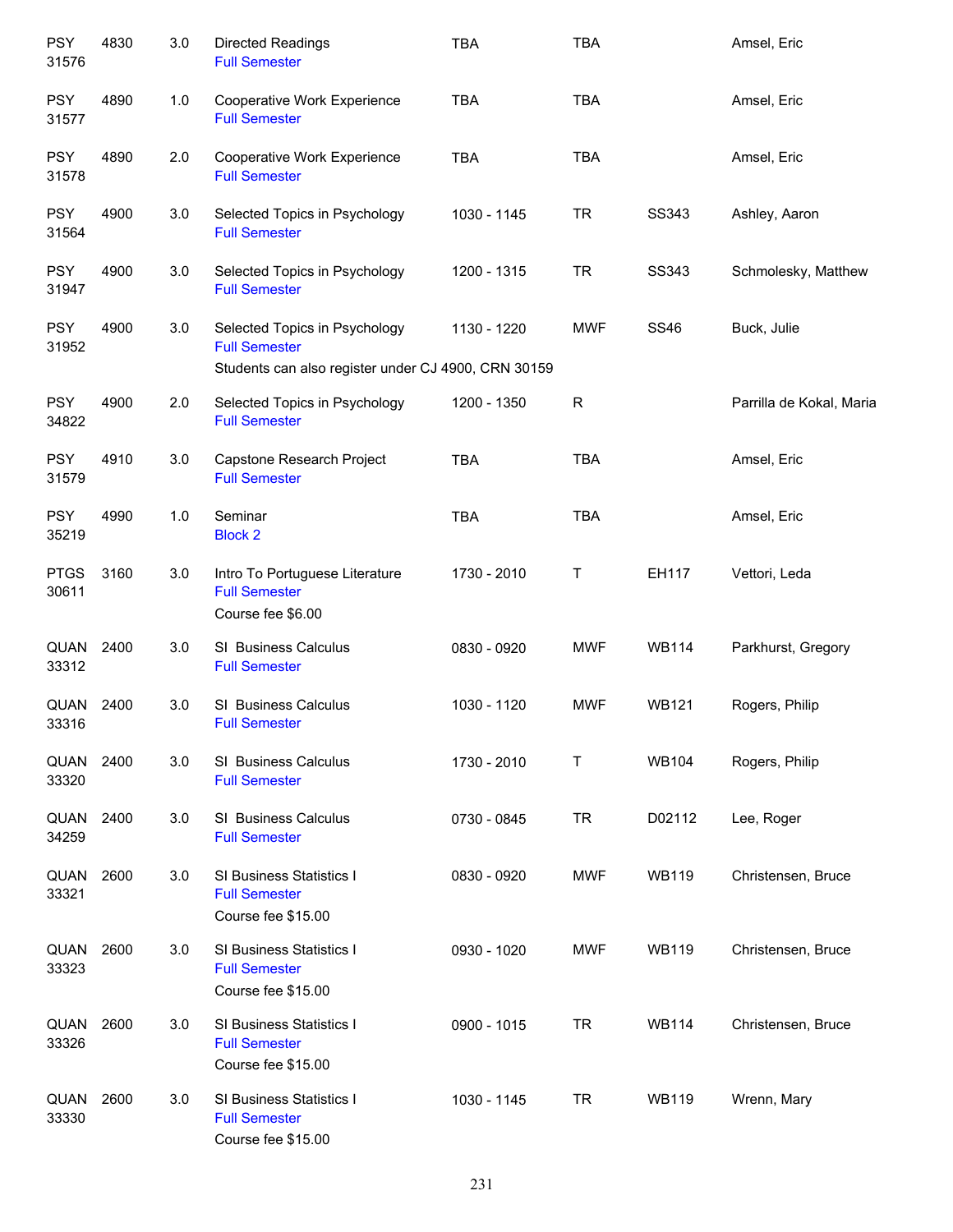| | | | | | | | |
|---|---|---|---|---|---|---|---|
| PSY 31576 | 4830 | 3.0 | Directed Readings<br>Full Semester | TBA | TBA | | Amsel, Eric |
| PSY 31577 | 4890 | 1.0 | Cooperative Work Experience<br>Full Semester | TBA | TBA | | Amsel, Eric |
| PSY 31578 | 4890 | 2.0 | Cooperative Work Experience<br>Full Semester | TBA | TBA | | Amsel, Eric |
| PSY 31564 | 4900 | 3.0 | Selected Topics in Psychology<br>Full Semester | 1030 - 1145 | TR | SS343 | Ashley, Aaron |
| PSY 31947 | 4900 | 3.0 | Selected Topics in Psychology<br>Full Semester | 1200 - 1315 | TR | SS343 | Schmolesky, Matthew |
| PSY 31952 | 4900 | 3.0 | Selected Topics in Psychology<br>Full Semester<br>Students can also register under CJ 4900, CRN 30159 | 1130 - 1220 | MWF | SS46 | Buck, Julie |
| PSY 34822 | 4900 | 2.0 | Selected Topics in Psychology<br>Full Semester | 1200 - 1350 | R | | Parrilla de Kokal, Maria |
| PSY 31579 | 4910 | 3.0 | Capstone Research Project<br>Full Semester | TBA | TBA | | Amsel, Eric |
| PSY 35219 | 4990 | 1.0 | Seminar<br>Block 2 | TBA | TBA | | Amsel, Eric |
| PTGS 30611 | 3160 | 3.0 | Intro To Portuguese Literature<br>Full Semester<br>Course fee $6.00 | 1730 - 2010 | T | EH117 | Vettori, Leda |
| QUAN 33312 | 2400 | 3.0 | SI Business Calculus<br>Full Semester | 0830 - 0920 | MWF | WB114 | Parkhurst, Gregory |
| QUAN 33316 | 2400 | 3.0 | SI Business Calculus<br>Full Semester | 1030 - 1120 | MWF | WB121 | Rogers, Philip |
| QUAN 33320 | 2400 | 3.0 | SI Business Calculus<br>Full Semester | 1730 - 2010 | T | WB104 | Rogers, Philip |
| QUAN 34259 | 2400 | 3.0 | SI Business Calculus<br>Full Semester | 0730 - 0845 | TR | D02112 | Lee, Roger |
| QUAN 33321 | 2600 | 3.0 | SI Business Statistics I<br>Full Semester<br>Course fee $15.00 | 0830 - 0920 | MWF | WB119 | Christensen, Bruce |
| QUAN 33323 | 2600 | 3.0 | SI Business Statistics I<br>Full Semester<br>Course fee $15.00 | 0930 - 1020 | MWF | WB119 | Christensen, Bruce |
| QUAN 33326 | 2600 | 3.0 | SI Business Statistics I<br>Full Semester<br>Course fee $15.00 | 0900 - 1015 | TR | WB114 | Christensen, Bruce |
| QUAN 33330 | 2600 | 3.0 | SI Business Statistics I<br>Full Semester<br>Course fee $15.00 | 1030 - 1145 | TR | WB119 | Wrenn, Mary |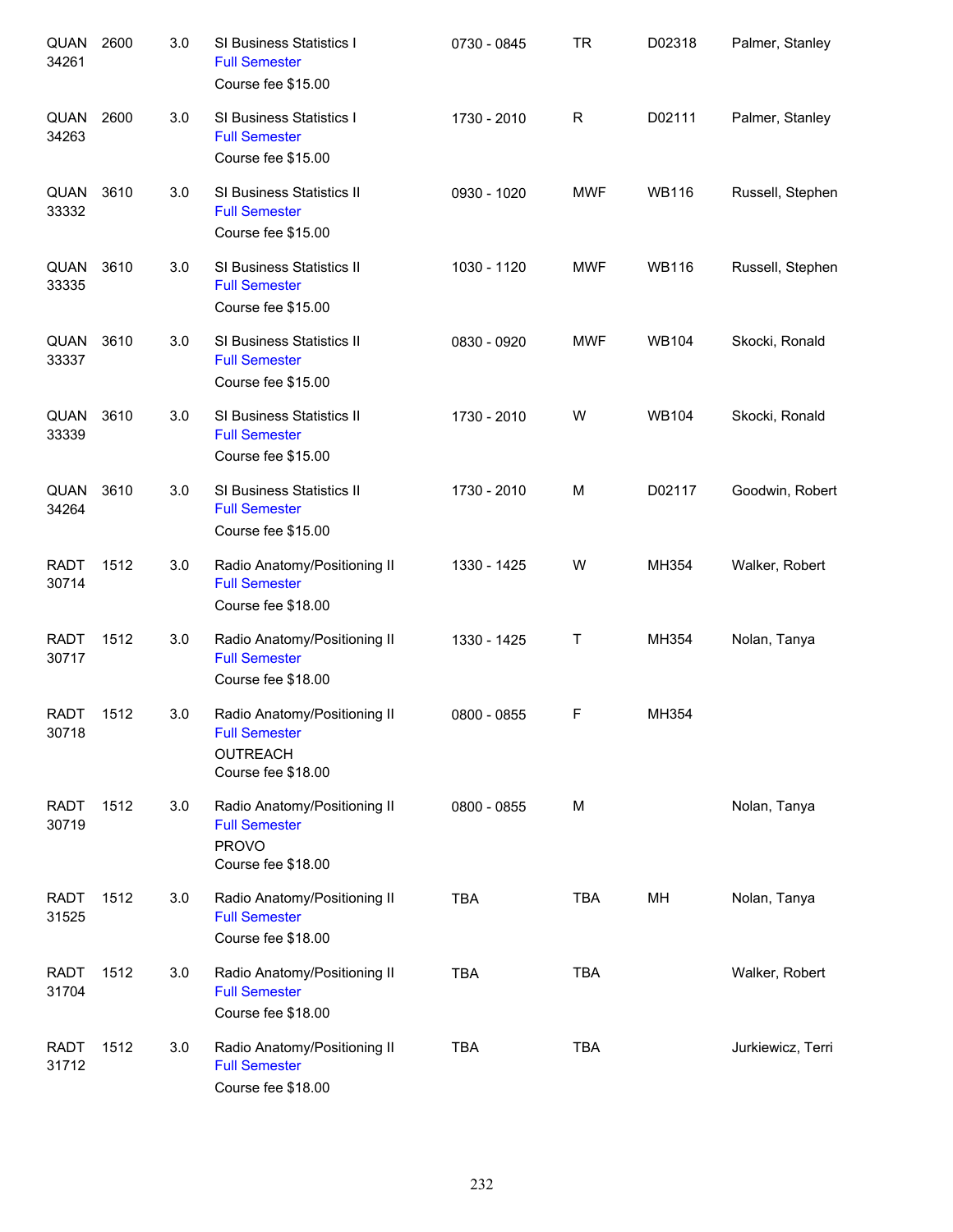| | | | | | | | |
|---|---|---|---|---|---|---|---|
| QUAN 34261 | 2600 | 3.0 | SI Business Statistics I<br>Full Semester<br>Course fee $15.00 | 0730 - 0845 | TR | D02318 | Palmer, Stanley |
| QUAN 34263 | 2600 | 3.0 | SI Business Statistics I<br>Full Semester<br>Course fee $15.00 | 1730 - 2010 | R | D02111 | Palmer, Stanley |
| QUAN 33332 | 3610 | 3.0 | SI Business Statistics II<br>Full Semester<br>Course fee $15.00 | 0930 - 1020 | MWF | WB116 | Russell, Stephen |
| QUAN 33335 | 3610 | 3.0 | SI Business Statistics II<br>Full Semester<br>Course fee $15.00 | 1030 - 1120 | MWF | WB116 | Russell, Stephen |
| QUAN 33337 | 3610 | 3.0 | SI Business Statistics II<br>Full Semester<br>Course fee $15.00 | 0830 - 0920 | MWF | WB104 | Skocki, Ronald |
| QUAN 33339 | 3610 | 3.0 | SI Business Statistics II<br>Full Semester<br>Course fee $15.00 | 1730 - 2010 | W | WB104 | Skocki, Ronald |
| QUAN 34264 | 3610 | 3.0 | SI Business Statistics II<br>Full Semester<br>Course fee $15.00 | 1730 - 2010 | M | D02117 | Goodwin, Robert |
| RADT 30714 | 1512 | 3.0 | Radio Anatomy/Positioning II<br>Full Semester<br>Course fee $18.00 | 1330 - 1425 | W | MH354 | Walker, Robert |
| RADT 30717 | 1512 | 3.0 | Radio Anatomy/Positioning II<br>Full Semester<br>Course fee $18.00 | 1330 - 1425 | T | MH354 | Nolan, Tanya |
| RADT 30718 | 1512 | 3.0 | Radio Anatomy/Positioning II<br>Full Semester<br>OUTREACH<br>Course fee $18.00 | 0800 - 0855 | F | MH354 | |
| RADT 30719 | 1512 | 3.0 | Radio Anatomy/Positioning II<br>Full Semester<br>PROVO<br>Course fee $18.00 | 0800 - 0855 | M | | Nolan, Tanya |
| RADT 31525 | 1512 | 3.0 | Radio Anatomy/Positioning II<br>Full Semester<br>Course fee $18.00 | TBA | TBA | MH | Nolan, Tanya |
| RADT 31704 | 1512 | 3.0 | Radio Anatomy/Positioning II<br>Full Semester<br>Course fee $18.00 | TBA | TBA | | Walker, Robert |
| RADT 31712 | 1512 | 3.0 | Radio Anatomy/Positioning II<br>Full Semester<br>Course fee $18.00 | TBA | TBA | | Jurkiewicz, Terri |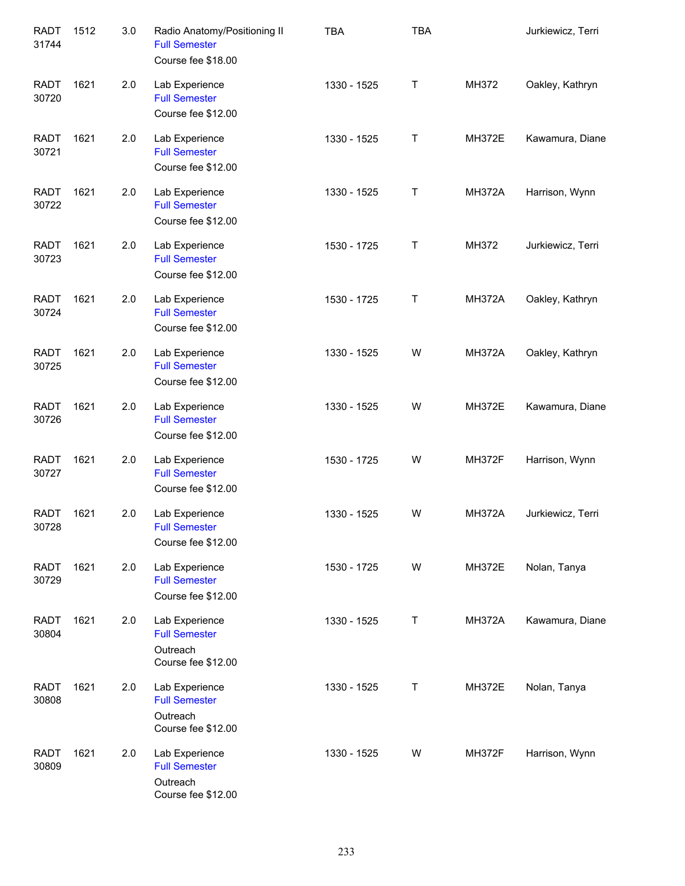| | | | | | | | |
|---|---|---|---|---|---|---|---|
| RADT 31744 | 1512 | 3.0 | Radio Anatomy/Positioning II<br>Full Semester<br>Course fee $18.00 | TBA | TBA | | Jurkiewicz, Terri |
| RADT 30720 | 1621 | 2.0 | Lab Experience<br>Full Semester<br>Course fee $12.00 | 1330 - 1525 | T | MH372 | Oakley, Kathryn |
| RADT 30721 | 1621 | 2.0 | Lab Experience<br>Full Semester<br>Course fee $12.00 | 1330 - 1525 | T | MH372E | Kawamura, Diane |
| RADT 30722 | 1621 | 2.0 | Lab Experience<br>Full Semester<br>Course fee $12.00 | 1330 - 1525 | T | MH372A | Harrison, Wynn |
| RADT 30723 | 1621 | 2.0 | Lab Experience<br>Full Semester<br>Course fee $12.00 | 1530 - 1725 | T | MH372 | Jurkiewicz, Terri |
| RADT 30724 | 1621 | 2.0 | Lab Experience<br>Full Semester<br>Course fee $12.00 | 1530 - 1725 | T | MH372A | Oakley, Kathryn |
| RADT 30725 | 1621 | 2.0 | Lab Experience<br>Full Semester<br>Course fee $12.00 | 1330 - 1525 | W | MH372A | Oakley, Kathryn |
| RADT 30726 | 1621 | 2.0 | Lab Experience<br>Full Semester<br>Course fee $12.00 | 1330 - 1525 | W | MH372E | Kawamura, Diane |
| RADT 30727 | 1621 | 2.0 | Lab Experience<br>Full Semester<br>Course fee $12.00 | 1530 - 1725 | W | MH372F | Harrison, Wynn |
| RADT 30728 | 1621 | 2.0 | Lab Experience<br>Full Semester<br>Course fee $12.00 | 1330 - 1525 | W | MH372A | Jurkiewicz, Terri |
| RADT 30729 | 1621 | 2.0 | Lab Experience<br>Full Semester<br>Course fee $12.00 | 1530 - 1725 | W | MH372E | Nolan, Tanya |
| RADT 30804 | 1621 | 2.0 | Lab Experience<br>Full Semester<br>Outreach<br>Course fee $12.00 | 1330 - 1525 | T | MH372A | Kawamura, Diane |
| RADT 30808 | 1621 | 2.0 | Lab Experience<br>Full Semester<br>Outreach<br>Course fee $12.00 | 1330 - 1525 | T | MH372E | Nolan, Tanya |
| RADT 30809 | 1621 | 2.0 | Lab Experience<br>Full Semester<br>Outreach<br>Course fee $12.00 | 1330 - 1525 | W | MH372F | Harrison, Wynn |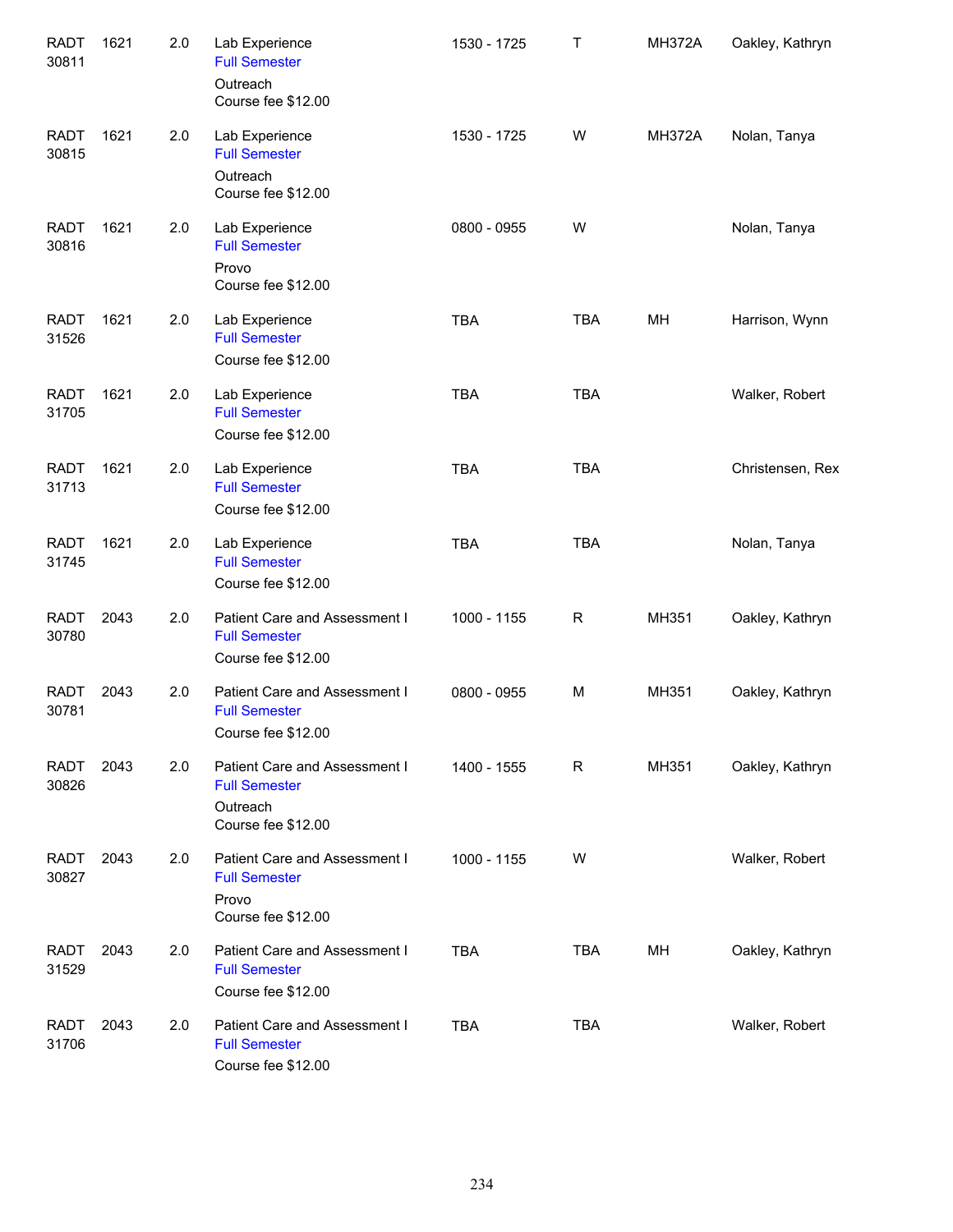| | | | | | | | |
|---|---|---|---|---|---|---|---|
| RADT 30811 | 1621 | 2.0 | Lab Experience<br>Full Semester<br>Outreach<br>Course fee $12.00 | 1530 - 1725 | T | MH372A | Oakley, Kathryn |
| RADT 30815 | 1621 | 2.0 | Lab Experience<br>Full Semester<br>Outreach<br>Course fee $12.00 | 1530 - 1725 | W | MH372A | Nolan, Tanya |
| RADT 30816 | 1621 | 2.0 | Lab Experience<br>Full Semester<br>Provo<br>Course fee $12.00 | 0800 - 0955 | W | | Nolan, Tanya |
| RADT 31526 | 1621 | 2.0 | Lab Experience<br>Full Semester<br>Course fee $12.00 | TBA | TBA | MH | Harrison, Wynn |
| RADT 31705 | 1621 | 2.0 | Lab Experience<br>Full Semester<br>Course fee $12.00 | TBA | TBA | | Walker, Robert |
| RADT 31713 | 1621 | 2.0 | Lab Experience<br>Full Semester<br>Course fee $12.00 | TBA | TBA | | Christensen, Rex |
| RADT 31745 | 1621 | 2.0 | Lab Experience<br>Full Semester<br>Course fee $12.00 | TBA | TBA | | Nolan, Tanya |
| RADT 30780 | 2043 | 2.0 | Patient Care and Assessment I<br>Full Semester<br>Course fee $12.00 | 1000 - 1155 | R | MH351 | Oakley, Kathryn |
| RADT 30781 | 2043 | 2.0 | Patient Care and Assessment I<br>Full Semester<br>Course fee $12.00 | 0800 - 0955 | M | MH351 | Oakley, Kathryn |
| RADT 30826 | 2043 | 2.0 | Patient Care and Assessment I<br>Full Semester<br>Outreach<br>Course fee $12.00 | 1400 - 1555 | R | MH351 | Oakley, Kathryn |
| RADT 30827 | 2043 | 2.0 | Patient Care and Assessment I<br>Full Semester<br>Provo<br>Course fee $12.00 | 1000 - 1155 | W | | Walker, Robert |
| RADT 31529 | 2043 | 2.0 | Patient Care and Assessment I<br>Full Semester<br>Course fee $12.00 | TBA | TBA | MH | Oakley, Kathryn |
| RADT 31706 | 2043 | 2.0 | Patient Care and Assessment I<br>Full Semester<br>Course fee $12.00 | TBA | TBA | | Walker, Robert |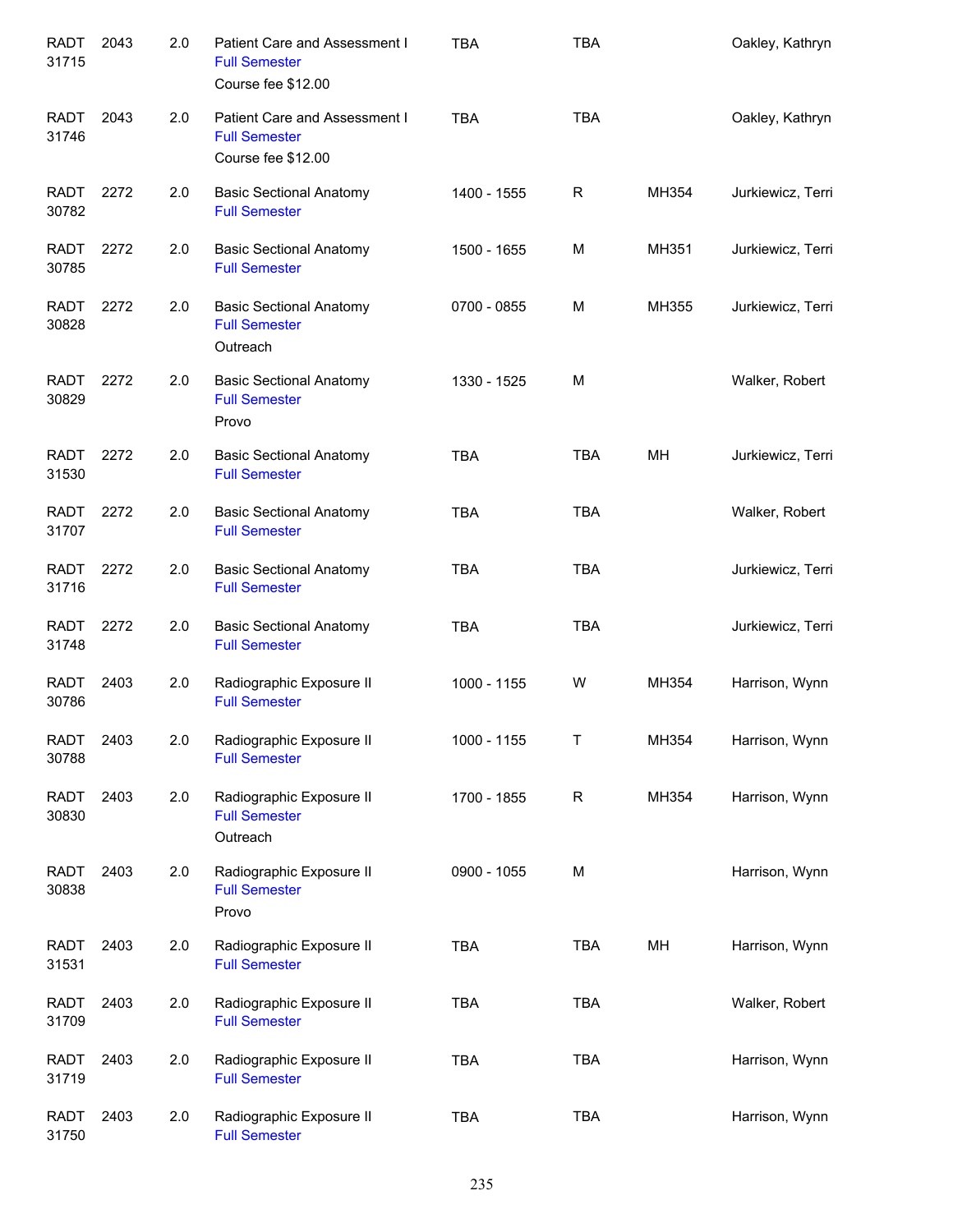| | | | | | | | |
|---|---|---|---|---|---|---|---|
| RADT 31715 | 2043 | 2.0 | Patient Care and Assessment I<br>Full Semester<br>Course fee $12.00 | TBA | TBA | | Oakley, Kathryn |
| RADT 31746 | 2043 | 2.0 | Patient Care and Assessment I<br>Full Semester<br>Course fee $12.00 | TBA | TBA | | Oakley, Kathryn |
| RADT 30782 | 2272 | 2.0 | Basic Sectional Anatomy<br>Full Semester | 1400 - 1555 | R | MH354 | Jurkiewicz, Terri |
| RADT 30785 | 2272 | 2.0 | Basic Sectional Anatomy<br>Full Semester | 1500 - 1655 | M | MH351 | Jurkiewicz, Terri |
| RADT 30828 | 2272 | 2.0 | Basic Sectional Anatomy<br>Full Semester<br>Outreach | 0700 - 0855 | M | MH355 | Jurkiewicz, Terri |
| RADT 30829 | 2272 | 2.0 | Basic Sectional Anatomy<br>Full Semester<br>Provo | 1330 - 1525 | M | | Walker, Robert |
| RADT 31530 | 2272 | 2.0 | Basic Sectional Anatomy<br>Full Semester | TBA | TBA | MH | Jurkiewicz, Terri |
| RADT 31707 | 2272 | 2.0 | Basic Sectional Anatomy<br>Full Semester | TBA | TBA | | Walker, Robert |
| RADT 31716 | 2272 | 2.0 | Basic Sectional Anatomy<br>Full Semester | TBA | TBA | | Jurkiewicz, Terri |
| RADT 31748 | 2272 | 2.0 | Basic Sectional Anatomy<br>Full Semester | TBA | TBA | | Jurkiewicz, Terri |
| RADT 30786 | 2403 | 2.0 | Radiographic Exposure II<br>Full Semester | 1000 - 1155 | W | MH354 | Harrison, Wynn |
| RADT 30788 | 2403 | 2.0 | Radiographic Exposure II<br>Full Semester | 1000 - 1155 | T | MH354 | Harrison, Wynn |
| RADT 30830 | 2403 | 2.0 | Radiographic Exposure II<br>Full Semester<br>Outreach | 1700 - 1855 | R | MH354 | Harrison, Wynn |
| RADT 30838 | 2403 | 2.0 | Radiographic Exposure II<br>Full Semester<br>Provo | 0900 - 1055 | M | | Harrison, Wynn |
| RADT 31531 | 2403 | 2.0 | Radiographic Exposure II<br>Full Semester | TBA | TBA | MH | Harrison, Wynn |
| RADT 31709 | 2403 | 2.0 | Radiographic Exposure II<br>Full Semester | TBA | TBA | | Walker, Robert |
| RADT 31719 | 2403 | 2.0 | Radiographic Exposure II<br>Full Semester | TBA | TBA | | Harrison, Wynn |
| RADT 31750 | 2403 | 2.0 | Radiographic Exposure II<br>Full Semester | TBA | TBA | | Harrison, Wynn |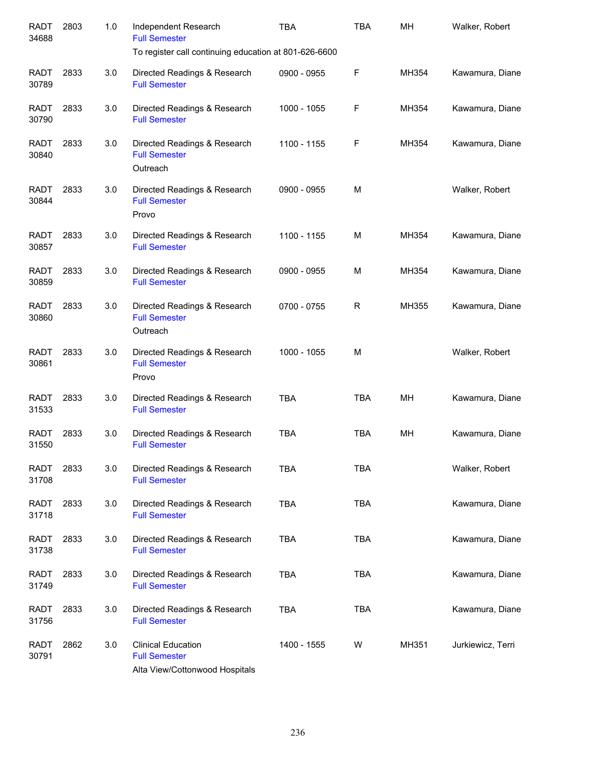| Course | Number | Credits | Title | Time | Days | Room | Instructor |
|---|---|---|---|---|---|---|---|
| RADT 34688 | 2803 | 1.0 | Independent Research<br>Full Semester<br>To register call continuing education at 801-626-6600 | TBA | TBA | MH | Walker, Robert |
| RADT 30789 | 2833 | 3.0 | Directed Readings & Research<br>Full Semester | 0900 - 0955 | F | MH354 | Kawamura, Diane |
| RADT 30790 | 2833 | 3.0 | Directed Readings & Research<br>Full Semester | 1000 - 1055 | F | MH354 | Kawamura, Diane |
| RADT 30840 | 2833 | 3.0 | Directed Readings & Research<br>Full Semester<br>Outreach | 1100 - 1155 | F | MH354 | Kawamura, Diane |
| RADT 30844 | 2833 | 3.0 | Directed Readings & Research<br>Full Semester<br>Provo | 0900 - 0955 | M | | Walker, Robert |
| RADT 30857 | 2833 | 3.0 | Directed Readings & Research<br>Full Semester | 1100 - 1155 | M | MH354 | Kawamura, Diane |
| RADT 30859 | 2833 | 3.0 | Directed Readings & Research<br>Full Semester | 0900 - 0955 | M | MH354 | Kawamura, Diane |
| RADT 30860 | 2833 | 3.0 | Directed Readings & Research<br>Full Semester<br>Outreach | 0700 - 0755 | R | MH355 | Kawamura, Diane |
| RADT 30861 | 2833 | 3.0 | Directed Readings & Research<br>Full Semester<br>Provo | 1000 - 1055 | M | | Walker, Robert |
| RADT 31533 | 2833 | 3.0 | Directed Readings & Research<br>Full Semester | TBA | TBA | MH | Kawamura, Diane |
| RADT 31550 | 2833 | 3.0 | Directed Readings & Research<br>Full Semester | TBA | TBA | MH | Kawamura, Diane |
| RADT 31708 | 2833 | 3.0 | Directed Readings & Research<br>Full Semester | TBA | TBA | | Walker, Robert |
| RADT 31718 | 2833 | 3.0 | Directed Readings & Research<br>Full Semester | TBA | TBA | | Kawamura, Diane |
| RADT 31738 | 2833 | 3.0 | Directed Readings & Research<br>Full Semester | TBA | TBA | | Kawamura, Diane |
| RADT 31749 | 2833 | 3.0 | Directed Readings & Research<br>Full Semester | TBA | TBA | | Kawamura, Diane |
| RADT 31756 | 2833 | 3.0 | Directed Readings & Research<br>Full Semester | TBA | TBA | | Kawamura, Diane |
| RADT 30791 | 2862 | 3.0 | Clinical Education<br>Full Semester<br>Alta View/Cottonwood Hospitals | 1400 - 1555 | W | MH351 | Jurkiewicz, Terri |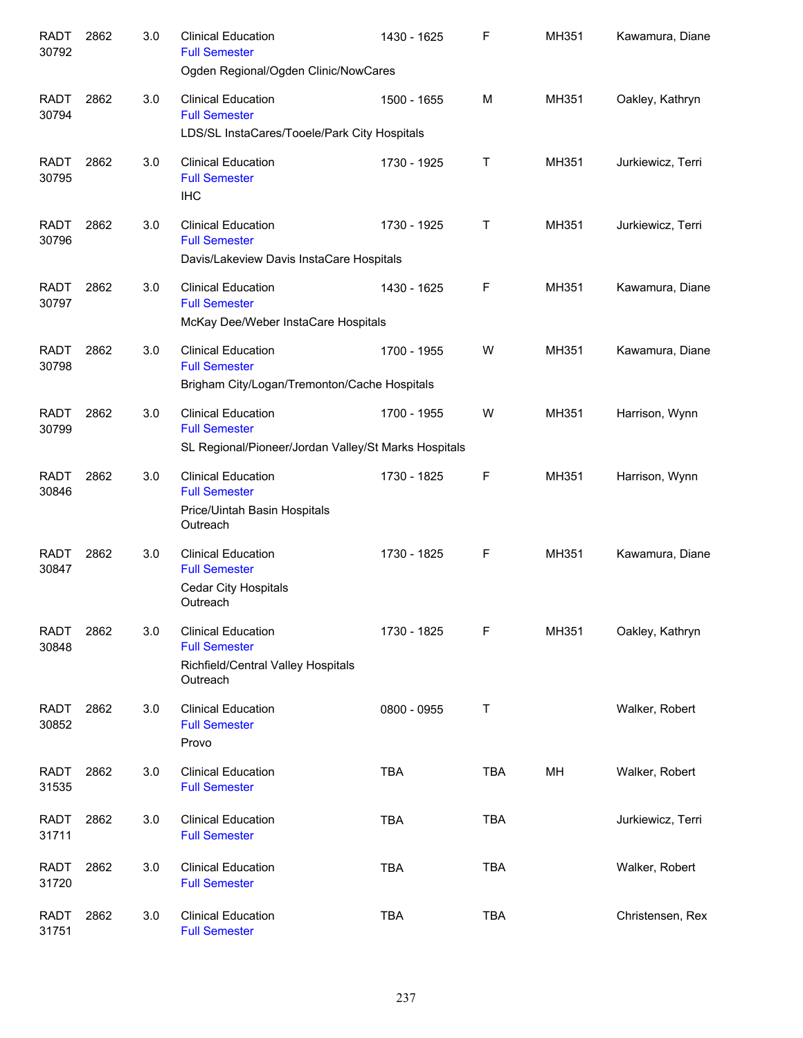| | | | | | | | |
|---|---|---|---|---|---|---|---|
| RADT 30792 | 2862 | 3.0 | Clinical Education<br>Full Semester<br>Ogden Regional/Ogden Clinic/NowCares | 1430 - 1625 | F | MH351 | Kawamura, Diane |
| RADT 30794 | 2862 | 3.0 | Clinical Education<br>Full Semester<br>LDS/SL InstaCares/Tooele/Park City Hospitals | 1500 - 1655 | M | MH351 | Oakley, Kathryn |
| RADT 30795 | 2862 | 3.0 | Clinical Education<br>Full Semester<br>IHC | 1730 - 1925 | T | MH351 | Jurkiewicz, Terri |
| RADT 30796 | 2862 | 3.0 | Clinical Education<br>Full Semester<br>Davis/Lakeview Davis InstaCare Hospitals | 1730 - 1925 | T | MH351 | Jurkiewicz, Terri |
| RADT 30797 | 2862 | 3.0 | Clinical Education<br>Full Semester<br>McKay Dee/Weber InstaCare Hospitals | 1430 - 1625 | F | MH351 | Kawamura, Diane |
| RADT 30798 | 2862 | 3.0 | Clinical Education<br>Full Semester<br>Brigham City/Logan/Tremonton/Cache Hospitals | 1700 - 1955 | W | MH351 | Kawamura, Diane |
| RADT 30799 | 2862 | 3.0 | Clinical Education<br>Full Semester<br>SL Regional/Pioneer/Jordan Valley/St Marks Hospitals | 1700 - 1955 | W | MH351 | Harrison, Wynn |
| RADT 30846 | 2862 | 3.0 | Clinical Education<br>Full Semester<br>Price/Uintah Basin Hospitals<br>Outreach | 1730 - 1825 | F | MH351 | Harrison, Wynn |
| RADT 30847 | 2862 | 3.0 | Clinical Education<br>Full Semester<br>Cedar City Hospitals<br>Outreach | 1730 - 1825 | F | MH351 | Kawamura, Diane |
| RADT 30848 | 2862 | 3.0 | Clinical Education<br>Full Semester<br>Richfield/Central Valley Hospitals<br>Outreach | 1730 - 1825 | F | MH351 | Oakley, Kathryn |
| RADT 30852 | 2862 | 3.0 | Clinical Education<br>Full Semester<br>Provo | 0800 - 0955 | T | | Walker, Robert |
| RADT 31535 | 2862 | 3.0 | Clinical Education<br>Full Semester | TBA | TBA | MH | Walker, Robert |
| RADT 31711 | 2862 | 3.0 | Clinical Education<br>Full Semester | TBA | TBA | | Jurkiewicz, Terri |
| RADT 31720 | 2862 | 3.0 | Clinical Education<br>Full Semester | TBA | TBA | | Walker, Robert |
| RADT 31751 | 2862 | 3.0 | Clinical Education<br>Full Semester | TBA | TBA | | Christensen, Rex |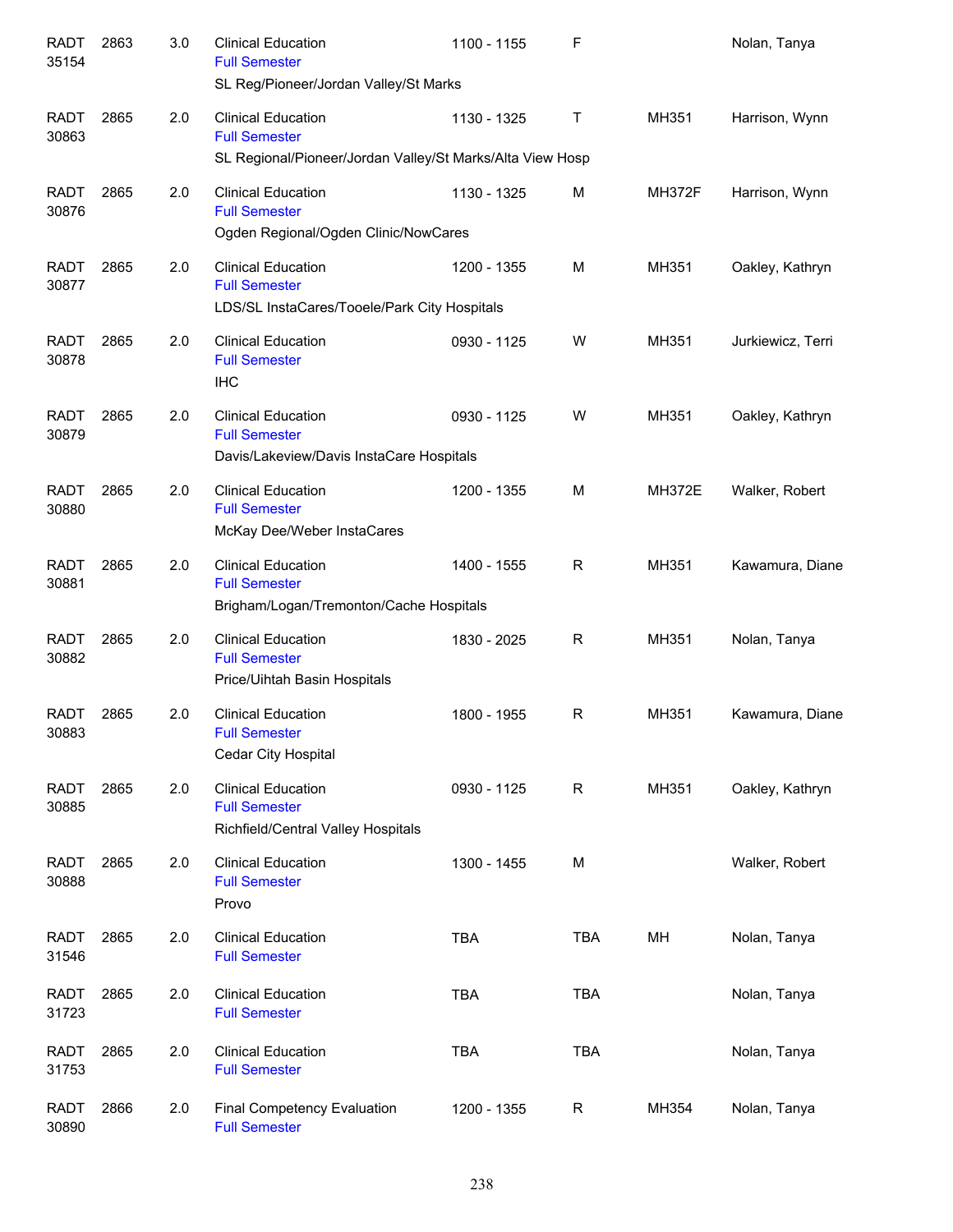| | | | | | | | |
|---|---|---|---|---|---|---|---|
| RADT 35154 | 2863 | 3.0 | Clinical Education<br>Full Semester<br>SL Reg/Pioneer/Jordan Valley/St Marks | 1100 - 1155 | F | | Nolan, Tanya |
| RADT 30863 | 2865 | 2.0 | Clinical Education<br>Full Semester<br>SL Regional/Pioneer/Jordan Valley/St Marks/Alta View Hosp | 1130 - 1325 | T | MH351 | Harrison, Wynn |
| RADT 30876 | 2865 | 2.0 | Clinical Education<br>Full Semester<br>Ogden Regional/Ogden Clinic/NowCares | 1130 - 1325 | M | MH372F | Harrison, Wynn |
| RADT 30877 | 2865 | 2.0 | Clinical Education<br>Full Semester<br>LDS/SL InstaCares/Tooele/Park City Hospitals | 1200 - 1355 | M | MH351 | Oakley, Kathryn |
| RADT 30878 | 2865 | 2.0 | Clinical Education<br>Full Semester<br>IHC | 0930 - 1125 | W | MH351 | Jurkiewicz, Terri |
| RADT 30879 | 2865 | 2.0 | Clinical Education<br>Full Semester<br>Davis/Lakeview/Davis InstaCare Hospitals | 0930 - 1125 | W | MH351 | Oakley, Kathryn |
| RADT 30880 | 2865 | 2.0 | Clinical Education<br>Full Semester<br>McKay Dee/Weber InstaCares | 1200 - 1355 | M | MH372E | Walker, Robert |
| RADT 30881 | 2865 | 2.0 | Clinical Education<br>Full Semester<br>Brigham/Logan/Tremonton/Cache Hospitals | 1400 - 1555 | R | MH351 | Kawamura, Diane |
| RADT 30882 | 2865 | 2.0 | Clinical Education<br>Full Semester<br>Price/Uihtah Basin Hospitals | 1830 - 2025 | R | MH351 | Nolan, Tanya |
| RADT 30883 | 2865 | 2.0 | Clinical Education<br>Full Semester<br>Cedar City Hospital | 1800 - 1955 | R | MH351 | Kawamura, Diane |
| RADT 30885 | 2865 | 2.0 | Clinical Education<br>Full Semester<br>Richfield/Central Valley Hospitals | 0930 - 1125 | R | MH351 | Oakley, Kathryn |
| RADT 30888 | 2865 | 2.0 | Clinical Education<br>Full Semester<br>Provo | 1300 - 1455 | M | | Walker, Robert |
| RADT 31546 | 2865 | 2.0 | Clinical Education<br>Full Semester | TBA | TBA | MH | Nolan, Tanya |
| RADT 31723 | 2865 | 2.0 | Clinical Education<br>Full Semester | TBA | TBA | | Nolan, Tanya |
| RADT 31753 | 2865 | 2.0 | Clinical Education<br>Full Semester | TBA | TBA | | Nolan, Tanya |
| RADT 30890 | 2866 | 2.0 | Final Competency Evaluation<br>Full Semester | 1200 - 1355 | R | MH354 | Nolan, Tanya |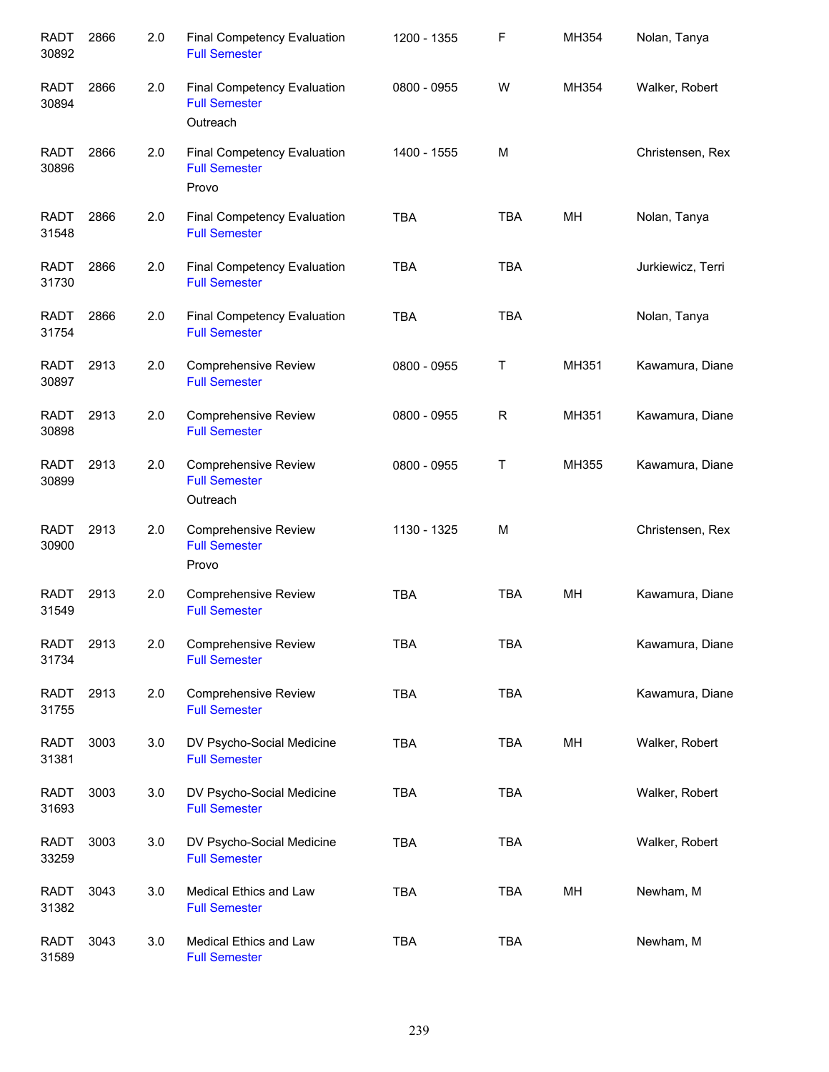| | | | | | | | |
|---|---|---|---|---|---|---|---|
| RADT 30892 | 2866 | 2.0 | Final Competency Evaluation<br>Full Semester | 1200 - 1355 | F | MH354 | Nolan, Tanya |
| RADT 30894 | 2866 | 2.0 | Final Competency Evaluation<br>Full Semester<br>Outreach | 0800 - 0955 | W | MH354 | Walker, Robert |
| RADT 30896 | 2866 | 2.0 | Final Competency Evaluation<br>Full Semester<br>Provo | 1400 - 1555 | M | | Christensen, Rex |
| RADT 31548 | 2866 | 2.0 | Final Competency Evaluation<br>Full Semester | TBA | TBA | MH | Nolan, Tanya |
| RADT 31730 | 2866 | 2.0 | Final Competency Evaluation<br>Full Semester | TBA | TBA | | Jurkiewicz, Terri |
| RADT 31754 | 2866 | 2.0 | Final Competency Evaluation<br>Full Semester | TBA | TBA | | Nolan, Tanya |
| RADT 30897 | 2913 | 2.0 | Comprehensive Review<br>Full Semester | 0800 - 0955 | T | MH351 | Kawamura, Diane |
| RADT 30898 | 2913 | 2.0 | Comprehensive Review<br>Full Semester | 0800 - 0955 | R | MH351 | Kawamura, Diane |
| RADT 30899 | 2913 | 2.0 | Comprehensive Review<br>Full Semester<br>Outreach | 0800 - 0955 | T | MH355 | Kawamura, Diane |
| RADT 30900 | 2913 | 2.0 | Comprehensive Review<br>Full Semester<br>Provo | 1130 - 1325 | M | | Christensen, Rex |
| RADT 31549 | 2913 | 2.0 | Comprehensive Review<br>Full Semester | TBA | TBA | MH | Kawamura, Diane |
| RADT 31734 | 2913 | 2.0 | Comprehensive Review<br>Full Semester | TBA | TBA | | Kawamura, Diane |
| RADT 31755 | 2913 | 2.0 | Comprehensive Review<br>Full Semester | TBA | TBA | | Kawamura, Diane |
| RADT 31381 | 3003 | 3.0 | DV Psycho-Social Medicine<br>Full Semester | TBA | TBA | MH | Walker, Robert |
| RADT 31693 | 3003 | 3.0 | DV Psycho-Social Medicine<br>Full Semester | TBA | TBA | | Walker, Robert |
| RADT 33259 | 3003 | 3.0 | DV Psycho-Social Medicine<br>Full Semester | TBA | TBA | | Walker, Robert |
| RADT 31382 | 3043 | 3.0 | Medical Ethics and Law<br>Full Semester | TBA | TBA | MH | Newham, M |
| RADT 31589 | 3043 | 3.0 | Medical Ethics and Law<br>Full Semester | TBA | TBA | | Newham, M |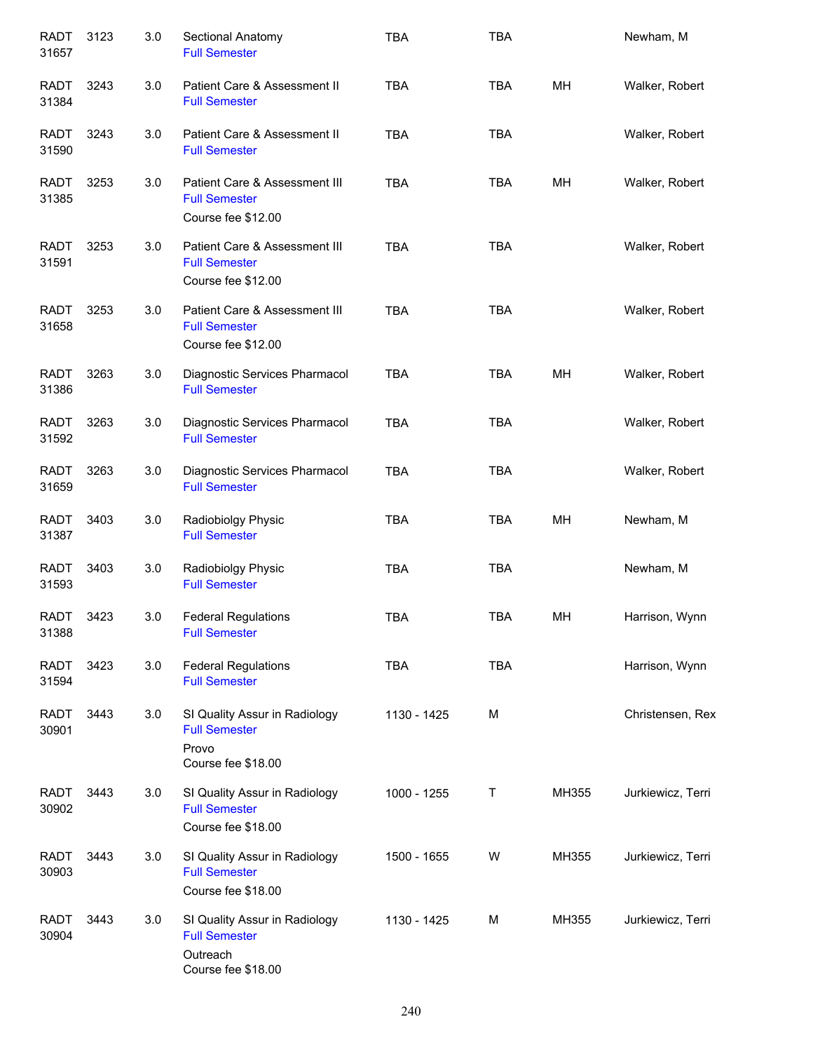| | | | | | | | |
|---|---|---|---|---|---|---|---|
| RADT 31657 | 3123 | 3.0 | Sectional Anatomy<br>Full Semester | TBA | TBA | | Newham, M |
| RADT 31384 | 3243 | 3.0 | Patient Care & Assessment II<br>Full Semester | TBA | TBA | MH | Walker, Robert |
| RADT 31590 | 3243 | 3.0 | Patient Care & Assessment II<br>Full Semester | TBA | TBA | | Walker, Robert |
| RADT 31385 | 3253 | 3.0 | Patient Care & Assessment III<br>Full Semester<br>Course fee $12.00 | TBA | TBA | MH | Walker, Robert |
| RADT 31591 | 3253 | 3.0 | Patient Care & Assessment III<br>Full Semester<br>Course fee $12.00 | TBA | TBA | | Walker, Robert |
| RADT 31658 | 3253 | 3.0 | Patient Care & Assessment III<br>Full Semester<br>Course fee $12.00 | TBA | TBA | | Walker, Robert |
| RADT 31386 | 3263 | 3.0 | Diagnostic Services Pharmacol<br>Full Semester | TBA | TBA | MH | Walker, Robert |
| RADT 31592 | 3263 | 3.0 | Diagnostic Services Pharmacol<br>Full Semester | TBA | TBA | | Walker, Robert |
| RADT 31659 | 3263 | 3.0 | Diagnostic Services Pharmacol<br>Full Semester | TBA | TBA | | Walker, Robert |
| RADT 31387 | 3403 | 3.0 | Radiobiolgy Physic<br>Full Semester | TBA | TBA | MH | Newham, M |
| RADT 31593 | 3403 | 3.0 | Radiobiolgy Physic<br>Full Semester | TBA | TBA | | Newham, M |
| RADT 31388 | 3423 | 3.0 | Federal Regulations<br>Full Semester | TBA | TBA | MH | Harrison, Wynn |
| RADT 31594 | 3423 | 3.0 | Federal Regulations<br>Full Semester | TBA | TBA | | Harrison, Wynn |
| RADT 30901 | 3443 | 3.0 | SI Quality Assur in Radiology<br>Full Semester<br>Provo<br>Course fee $18.00 | 1130 - 1425 | M | | Christensen, Rex |
| RADT 30902 | 3443 | 3.0 | SI Quality Assur in Radiology<br>Full Semester<br>Course fee $18.00 | 1000 - 1255 | T | MH355 | Jurkiewicz, Terri |
| RADT 30903 | 3443 | 3.0 | SI Quality Assur in Radiology<br>Full Semester<br>Course fee $18.00 | 1500 - 1655 | W | MH355 | Jurkiewicz, Terri |
| RADT 30904 | 3443 | 3.0 | SI Quality Assur in Radiology<br>Full Semester<br>Outreach<br>Course fee $18.00 | 1130 - 1425 | M | MH355 | Jurkiewicz, Terri |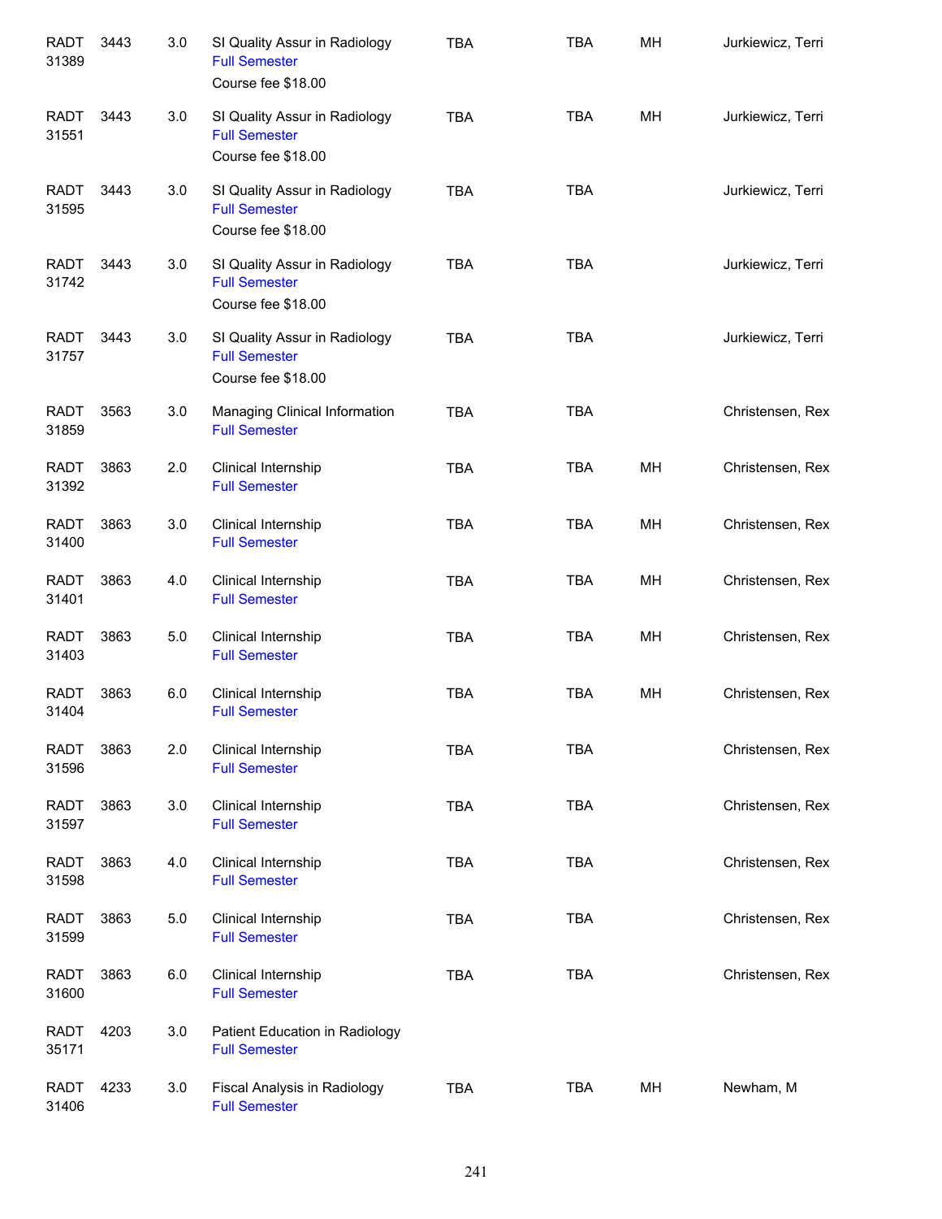| | | | | | | | |
|---|---|---|---|---|---|---|---|
| RADT 31389 | 3443 | 3.0 | SI Quality Assur in Radiology<br>Full Semester<br>Course fee $18.00 | TBA | TBA | MH | Jurkiewicz, Terri |
| RADT 31551 | 3443 | 3.0 | SI Quality Assur in Radiology<br>Full Semester<br>Course fee $18.00 | TBA | TBA | MH | Jurkiewicz, Terri |
| RADT 31595 | 3443 | 3.0 | SI Quality Assur in Radiology<br>Full Semester<br>Course fee $18.00 | TBA | TBA | | Jurkiewicz, Terri |
| RADT 31742 | 3443 | 3.0 | SI Quality Assur in Radiology<br>Full Semester<br>Course fee $18.00 | TBA | TBA | | Jurkiewicz, Terri |
| RADT 31757 | 3443 | 3.0 | SI Quality Assur in Radiology<br>Full Semester<br>Course fee $18.00 | TBA | TBA | | Jurkiewicz, Terri |
| RADT 31859 | 3563 | 3.0 | Managing Clinical Information<br>Full Semester | TBA | TBA | | Christensen, Rex |
| RADT 31392 | 3863 | 2.0 | Clinical Internship<br>Full Semester | TBA | TBA | MH | Christensen, Rex |
| RADT 31400 | 3863 | 3.0 | Clinical Internship<br>Full Semester | TBA | TBA | MH | Christensen, Rex |
| RADT 31401 | 3863 | 4.0 | Clinical Internship<br>Full Semester | TBA | TBA | MH | Christensen, Rex |
| RADT 31403 | 3863 | 5.0 | Clinical Internship<br>Full Semester | TBA | TBA | MH | Christensen, Rex |
| RADT 31404 | 3863 | 6.0 | Clinical Internship<br>Full Semester | TBA | TBA | MH | Christensen, Rex |
| RADT 31596 | 3863 | 2.0 | Clinical Internship<br>Full Semester | TBA | TBA | | Christensen, Rex |
| RADT 31597 | 3863 | 3.0 | Clinical Internship<br>Full Semester | TBA | TBA | | Christensen, Rex |
| RADT 31598 | 3863 | 4.0 | Clinical Internship<br>Full Semester | TBA | TBA | | Christensen, Rex |
| RADT 31599 | 3863 | 5.0 | Clinical Internship<br>Full Semester | TBA | TBA | | Christensen, Rex |
| RADT 31600 | 3863 | 6.0 | Clinical Internship<br>Full Semester | TBA | TBA | | Christensen, Rex |
| RADT 35171 | 4203 | 3.0 | Patient Education in Radiology<br>Full Semester | | | | |
| RADT 31406 | 4233 | 3.0 | Fiscal Analysis in Radiology<br>Full Semester | TBA | TBA | MH | Newham, M |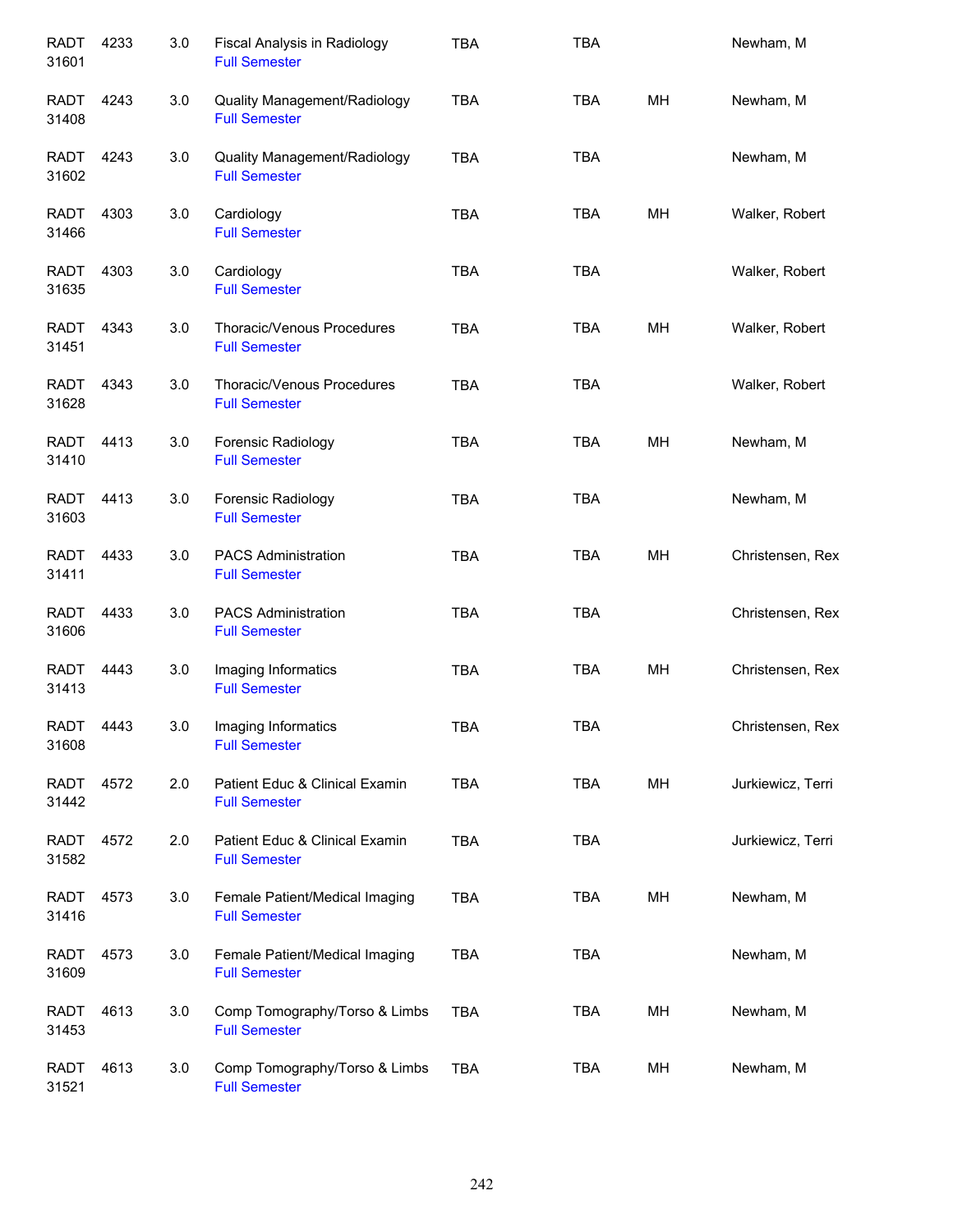| | | | | | | | |
|---|---|---|---|---|---|---|---|
| RADT 31601 | 4233 | 3.0 | Fiscal Analysis in Radiology<br>Full Semester | TBA | TBA | | Newham, M |
| RADT 31408 | 4243 | 3.0 | Quality Management/Radiology<br>Full Semester | TBA | TBA | MH | Newham, M |
| RADT 31602 | 4243 | 3.0 | Quality Management/Radiology<br>Full Semester | TBA | TBA | | Newham, M |
| RADT 31466 | 4303 | 3.0 | Cardiology<br>Full Semester | TBA | TBA | MH | Walker, Robert |
| RADT 31635 | 4303 | 3.0 | Cardiology<br>Full Semester | TBA | TBA | | Walker, Robert |
| RADT 31451 | 4343 | 3.0 | Thoracic/Venous Procedures<br>Full Semester | TBA | TBA | MH | Walker, Robert |
| RADT 31628 | 4343 | 3.0 | Thoracic/Venous Procedures<br>Full Semester | TBA | TBA | | Walker, Robert |
| RADT 31410 | 4413 | 3.0 | Forensic Radiology<br>Full Semester | TBA | TBA | MH | Newham, M |
| RADT 31603 | 4413 | 3.0 | Forensic Radiology<br>Full Semester | TBA | TBA | | Newham, M |
| RADT 31411 | 4433 | 3.0 | PACS Administration<br>Full Semester | TBA | TBA | MH | Christensen, Rex |
| RADT 31606 | 4433 | 3.0 | PACS Administration<br>Full Semester | TBA | TBA | | Christensen, Rex |
| RADT 31413 | 4443 | 3.0 | Imaging Informatics<br>Full Semester | TBA | TBA | MH | Christensen, Rex |
| RADT 31608 | 4443 | 3.0 | Imaging Informatics<br>Full Semester | TBA | TBA | | Christensen, Rex |
| RADT 31442 | 4572 | 2.0 | Patient Educ & Clinical Examin<br>Full Semester | TBA | TBA | MH | Jurkiewicz, Terri |
| RADT 31582 | 4572 | 2.0 | Patient Educ & Clinical Examin<br>Full Semester | TBA | TBA | | Jurkiewicz, Terri |
| RADT 31416 | 4573 | 3.0 | Female Patient/Medical Imaging<br>Full Semester | TBA | TBA | MH | Newham, M |
| RADT 31609 | 4573 | 3.0 | Female Patient/Medical Imaging<br>Full Semester | TBA | TBA | | Newham, M |
| RADT 31453 | 4613 | 3.0 | Comp Tomography/Torso & Limbs<br>Full Semester | TBA | TBA | MH | Newham, M |
| RADT 31521 | 4613 | 3.0 | Comp Tomography/Torso & Limbs<br>Full Semester | TBA | TBA | MH | Newham, M |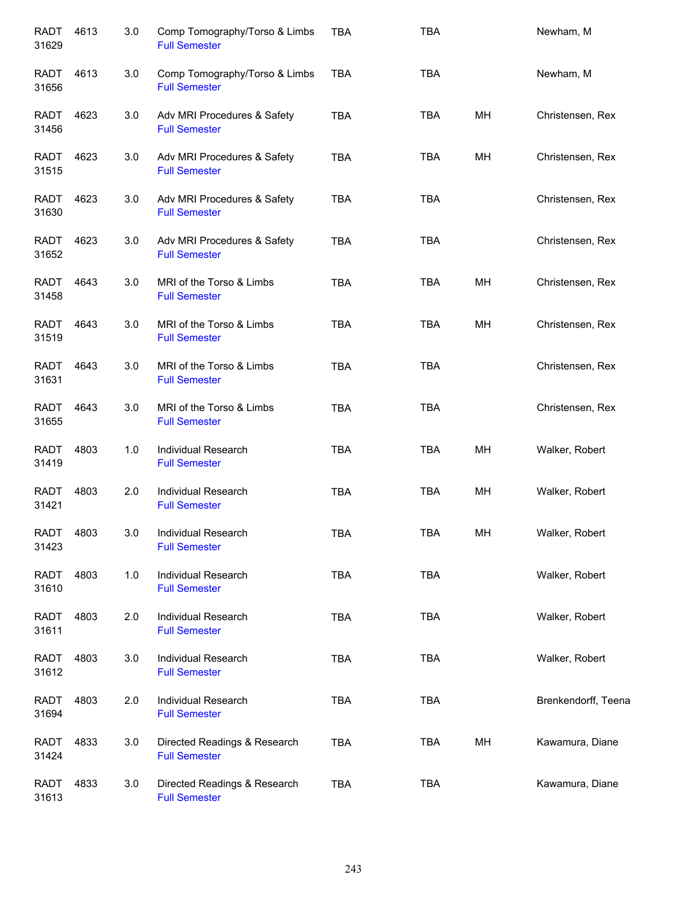| | | | | | | | |
|---|---|---|---|---|---|---|---|
| RADT 31629 | 4613 | 3.0 | Comp Tomography/Torso & Limbs<br>Full Semester | TBA | TBA | | Newham, M |
| RADT 31656 | 4613 | 3.0 | Comp Tomography/Torso & Limbs<br>Full Semester | TBA | TBA | | Newham, M |
| RADT 31456 | 4623 | 3.0 | Adv MRI Procedures & Safety<br>Full Semester | TBA | TBA | MH | Christensen, Rex |
| RADT 31515 | 4623 | 3.0 | Adv MRI Procedures & Safety<br>Full Semester | TBA | TBA | MH | Christensen, Rex |
| RADT 31630 | 4623 | 3.0 | Adv MRI Procedures & Safety<br>Full Semester | TBA | TBA | | Christensen, Rex |
| RADT 31652 | 4623 | 3.0 | Adv MRI Procedures & Safety<br>Full Semester | TBA | TBA | | Christensen, Rex |
| RADT 31458 | 4643 | 3.0 | MRI of the Torso & Limbs<br>Full Semester | TBA | TBA | MH | Christensen, Rex |
| RADT 31519 | 4643 | 3.0 | MRI of the Torso & Limbs<br>Full Semester | TBA | TBA | MH | Christensen, Rex |
| RADT 31631 | 4643 | 3.0 | MRI of the Torso & Limbs<br>Full Semester | TBA | TBA | | Christensen, Rex |
| RADT 31655 | 4643 | 3.0 | MRI of the Torso & Limbs<br>Full Semester | TBA | TBA | | Christensen, Rex |
| RADT 31419 | 4803 | 1.0 | Individual Research<br>Full Semester | TBA | TBA | MH | Walker, Robert |
| RADT 31421 | 4803 | 2.0 | Individual Research<br>Full Semester | TBA | TBA | MH | Walker, Robert |
| RADT 31423 | 4803 | 3.0 | Individual Research<br>Full Semester | TBA | TBA | MH | Walker, Robert |
| RADT 31610 | 4803 | 1.0 | Individual Research<br>Full Semester | TBA | TBA | | Walker, Robert |
| RADT 31611 | 4803 | 2.0 | Individual Research<br>Full Semester | TBA | TBA | | Walker, Robert |
| RADT 31612 | 4803 | 3.0 | Individual Research<br>Full Semester | TBA | TBA | | Walker, Robert |
| RADT 31694 | 4803 | 2.0 | Individual Research<br>Full Semester | TBA | TBA | | Brenkendorff, Teena |
| RADT 31424 | 4833 | 3.0 | Directed Readings & Research<br>Full Semester | TBA | TBA | MH | Kawamura, Diane |
| RADT 31613 | 4833 | 3.0 | Directed Readings & Research<br>Full Semester | TBA | TBA | | Kawamura, Diane |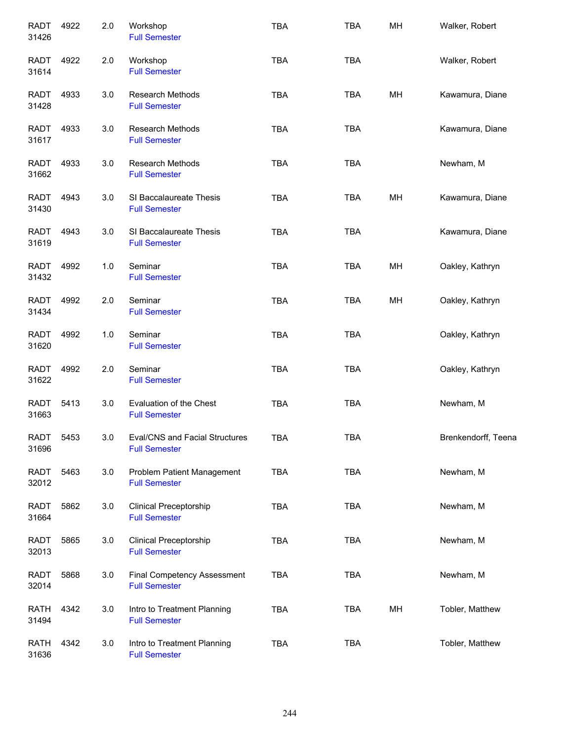| | | | | | | | |
|---|---|---|---|---|---|---|---|
| RADT 31426 | 4922 | 2.0 | Workshop<br>Full Semester | TBA | TBA | MH | Walker, Robert |
| RADT 31614 | 4922 | 2.0 | Workshop<br>Full Semester | TBA | TBA | | Walker, Robert |
| RADT 31428 | 4933 | 3.0 | Research Methods<br>Full Semester | TBA | TBA | MH | Kawamura, Diane |
| RADT 31617 | 4933 | 3.0 | Research Methods<br>Full Semester | TBA | TBA | | Kawamura, Diane |
| RADT 31662 | 4933 | 3.0 | Research Methods<br>Full Semester | TBA | TBA | | Newham, M |
| RADT 31430 | 4943 | 3.0 | SI Baccalaureate Thesis<br>Full Semester | TBA | TBA | MH | Kawamura, Diane |
| RADT 31619 | 4943 | 3.0 | SI Baccalaureate Thesis<br>Full Semester | TBA | TBA | | Kawamura, Diane |
| RADT 31432 | 4992 | 1.0 | Seminar<br>Full Semester | TBA | TBA | MH | Oakley, Kathryn |
| RADT 31434 | 4992 | 2.0 | Seminar<br>Full Semester | TBA | TBA | MH | Oakley, Kathryn |
| RADT 31620 | 4992 | 1.0 | Seminar<br>Full Semester | TBA | TBA | | Oakley, Kathryn |
| RADT 31622 | 4992 | 2.0 | Seminar<br>Full Semester | TBA | TBA | | Oakley, Kathryn |
| RADT 31663 | 5413 | 3.0 | Evaluation of the Chest<br>Full Semester | TBA | TBA | | Newham, M |
| RADT 31696 | 5453 | 3.0 | Eval/CNS and Facial Structures<br>Full Semester | TBA | TBA | | Brenkendorff, Teena |
| RADT 32012 | 5463 | 3.0 | Problem Patient Management<br>Full Semester | TBA | TBA | | Newham, M |
| RADT 31664 | 5862 | 3.0 | Clinical Preceptorship<br>Full Semester | TBA | TBA | | Newham, M |
| RADT 32013 | 5865 | 3.0 | Clinical Preceptorship<br>Full Semester | TBA | TBA | | Newham, M |
| RADT 32014 | 5868 | 3.0 | Final Competency Assessment<br>Full Semester | TBA | TBA | | Newham, M |
| RATH 31494 | 4342 | 3.0 | Intro to Treatment Planning<br>Full Semester | TBA | TBA | MH | Tobler, Matthew |
| RATH 31636 | 4342 | 3.0 | Intro to Treatment Planning<br>Full Semester | TBA | TBA | | Tobler, Matthew |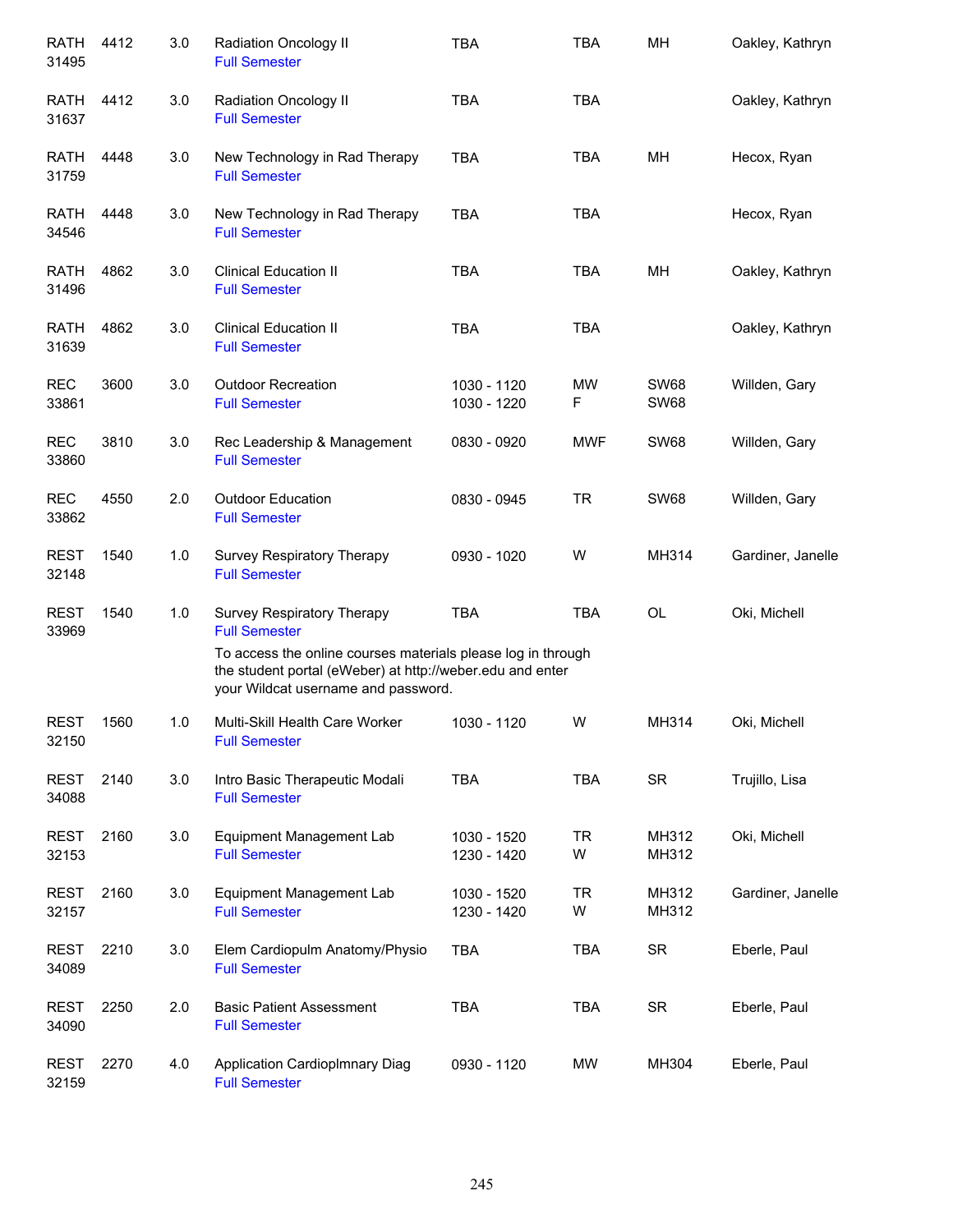| | | | | | | | |
|---|---|---|---|---|---|---|---|
| RATH 31495 | 4412 | 3.0 | Radiation Oncology II<br>Full Semester | TBA | TBA | MH | Oakley, Kathryn |
| RATH 31637 | 4412 | 3.0 | Radiation Oncology II<br>Full Semester | TBA | TBA | | Oakley, Kathryn |
| RATH 31759 | 4448 | 3.0 | New Technology in Rad Therapy<br>Full Semester | TBA | TBA | MH | Hecox, Ryan |
| RATH 34546 | 4448 | 3.0 | New Technology in Rad Therapy<br>Full Semester | TBA | TBA | | Hecox, Ryan |
| RATH 31496 | 4862 | 3.0 | Clinical Education II<br>Full Semester | TBA | TBA | MH | Oakley, Kathryn |
| RATH 31639 | 4862 | 3.0 | Clinical Education II<br>Full Semester | TBA | TBA | | Oakley, Kathryn |
| REC 33861 | 3600 | 3.0 | Outdoor Recreation<br>Full Semester | 1030 - 1120<br>1030 - 1220 | MW<br>F | SW68<br>SW68 | Willden, Gary |
| REC 33860 | 3810 | 3.0 | Rec Leadership & Management<br>Full Semester | 0830 - 0920 | MWF | SW68 | Willden, Gary |
| REC 33862 | 4550 | 2.0 | Outdoor Education<br>Full Semester | 0830 - 0945 | TR | SW68 | Willden, Gary |
| REST 32148 | 1540 | 1.0 | Survey Respiratory Therapy<br>Full Semester | 0930 - 1020 | W | MH314 | Gardiner, Janelle |
| REST 33969 | 1540 | 1.0 | Survey Respiratory Therapy<br>Full Semester<br>To access the online courses materials please log in through the student portal (eWeber) at http://weber.edu and enter your Wildcat username and password. | TBA | TBA | OL | Oki, Michell |
| REST 32150 | 1560 | 1.0 | Multi-Skill Health Care Worker<br>Full Semester | 1030 - 1120 | W | MH314 | Oki, Michell |
| REST 34088 | 2140 | 3.0 | Intro Basic Therapeutic Modali<br>Full Semester | TBA | TBA | SR | Trujillo, Lisa |
| REST 32153 | 2160 | 3.0 | Equipment Management Lab<br>Full Semester | 1030 - 1520<br>1230 - 1420 | TR<br>W | MH312<br>MH312 | Oki, Michell |
| REST 32157 | 2160 | 3.0 | Equipment Management Lab<br>Full Semester | 1030 - 1520<br>1230 - 1420 | TR<br>W | MH312<br>MH312 | Gardiner, Janelle |
| REST 34089 | 2210 | 3.0 | Elem Cardiopulm Anatomy/Physio<br>Full Semester | TBA | TBA | SR | Eberle, Paul |
| REST 34090 | 2250 | 2.0 | Basic Patient Assessment<br>Full Semester | TBA | TBA | SR | Eberle, Paul |
| REST 32159 | 2270 | 4.0 | Application Cardioplmnary Diag<br>Full Semester | 0930 - 1120 | MW | MH304 | Eberle, Paul |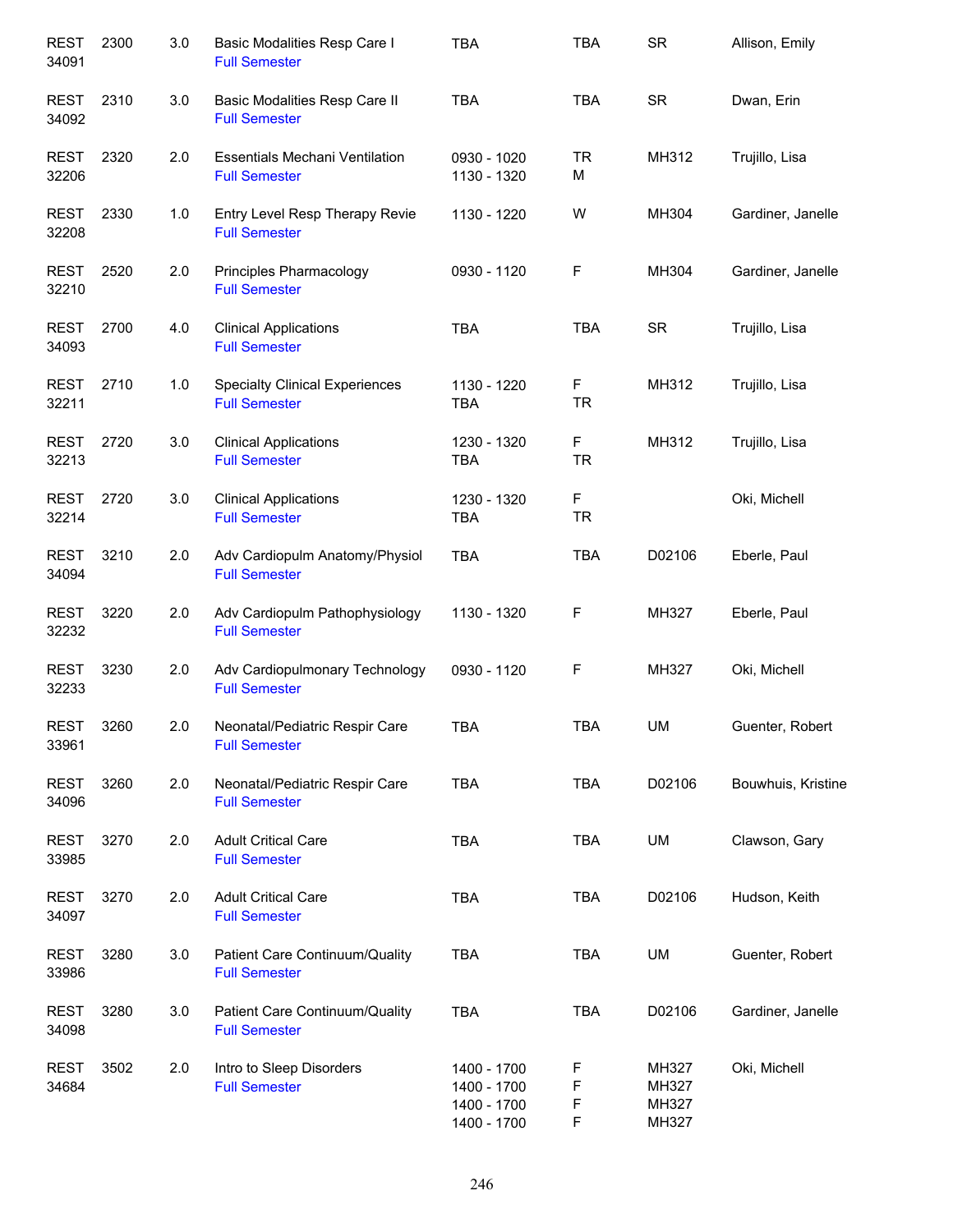| | | | | | | | |
|---|---|---|---|---|---|---|---|
| REST 34091 | 2300 | 3.0 | Basic Modalities Resp Care I<br>Full Semester | TBA | TBA | SR | Allison, Emily |
| REST 34092 | 2310 | 3.0 | Basic Modalities Resp Care II<br>Full Semester | TBA | TBA | SR | Dwan, Erin |
| REST 32206 | 2320 | 2.0 | Essentials Mechani Ventilation<br>Full Semester | 0930 - 1020<br>1130 - 1320 | TR<br>M | MH312 | Trujillo, Lisa |
| REST 32208 | 2330 | 1.0 | Entry Level Resp Therapy Revie<br>Full Semester | 1130 - 1220 | W | MH304 | Gardiner, Janelle |
| REST 32210 | 2520 | 2.0 | Principles Pharmacology<br>Full Semester | 0930 - 1120 | F | MH304 | Gardiner, Janelle |
| REST 34093 | 2700 | 4.0 | Clinical Applications<br>Full Semester | TBA | TBA | SR | Trujillo, Lisa |
| REST 32211 | 2710 | 1.0 | Specialty Clinical Experiences<br>Full Semester | 1130 - 1220<br>TBA | F<br>TR | MH312 | Trujillo, Lisa |
| REST 32213 | 2720 | 3.0 | Clinical Applications<br>Full Semester | 1230 - 1320<br>TBA | F<br>TR | MH312 | Trujillo, Lisa |
| REST 32214 | 2720 | 3.0 | Clinical Applications<br>Full Semester | 1230 - 1320<br>TBA | F<br>TR | | Oki, Michell |
| REST 34094 | 3210 | 2.0 | Adv Cardiopulm Anatomy/Physiol<br>Full Semester | TBA | TBA | D02106 | Eberle, Paul |
| REST 32232 | 3220 | 2.0 | Adv Cardiopulm Pathophysiology<br>Full Semester | 1130 - 1320 | F | MH327 | Eberle, Paul |
| REST 32233 | 3230 | 2.0 | Adv Cardiopulmonary Technology<br>Full Semester | 0930 - 1120 | F | MH327 | Oki, Michell |
| REST 33961 | 3260 | 2.0 | Neonatal/Pediatric Respir Care<br>Full Semester | TBA | TBA | UM | Guenter, Robert |
| REST 34096 | 3260 | 2.0 | Neonatal/Pediatric Respir Care<br>Full Semester | TBA | TBA | D02106 | Bouwhuis, Kristine |
| REST 33985 | 3270 | 2.0 | Adult Critical Care<br>Full Semester | TBA | TBA | UM | Clawson, Gary |
| REST 34097 | 3270 | 2.0 | Adult Critical Care<br>Full Semester | TBA | TBA | D02106 | Hudson, Keith |
| REST 33986 | 3280 | 3.0 | Patient Care Continuum/Quality<br>Full Semester | TBA | TBA | UM | Guenter, Robert |
| REST 34098 | 3280 | 3.0 | Patient Care Continuum/Quality<br>Full Semester | TBA | TBA | D02106 | Gardiner, Janelle |
| REST 34684 | 3502 | 2.0 | Intro to Sleep Disorders<br>Full Semester | 1400 - 1700<br>1400 - 1700<br>1400 - 1700<br>1400 - 1700 | F<br>F<br>F<br>F | MH327<br>MH327<br>MH327<br>MH327 | Oki, Michell |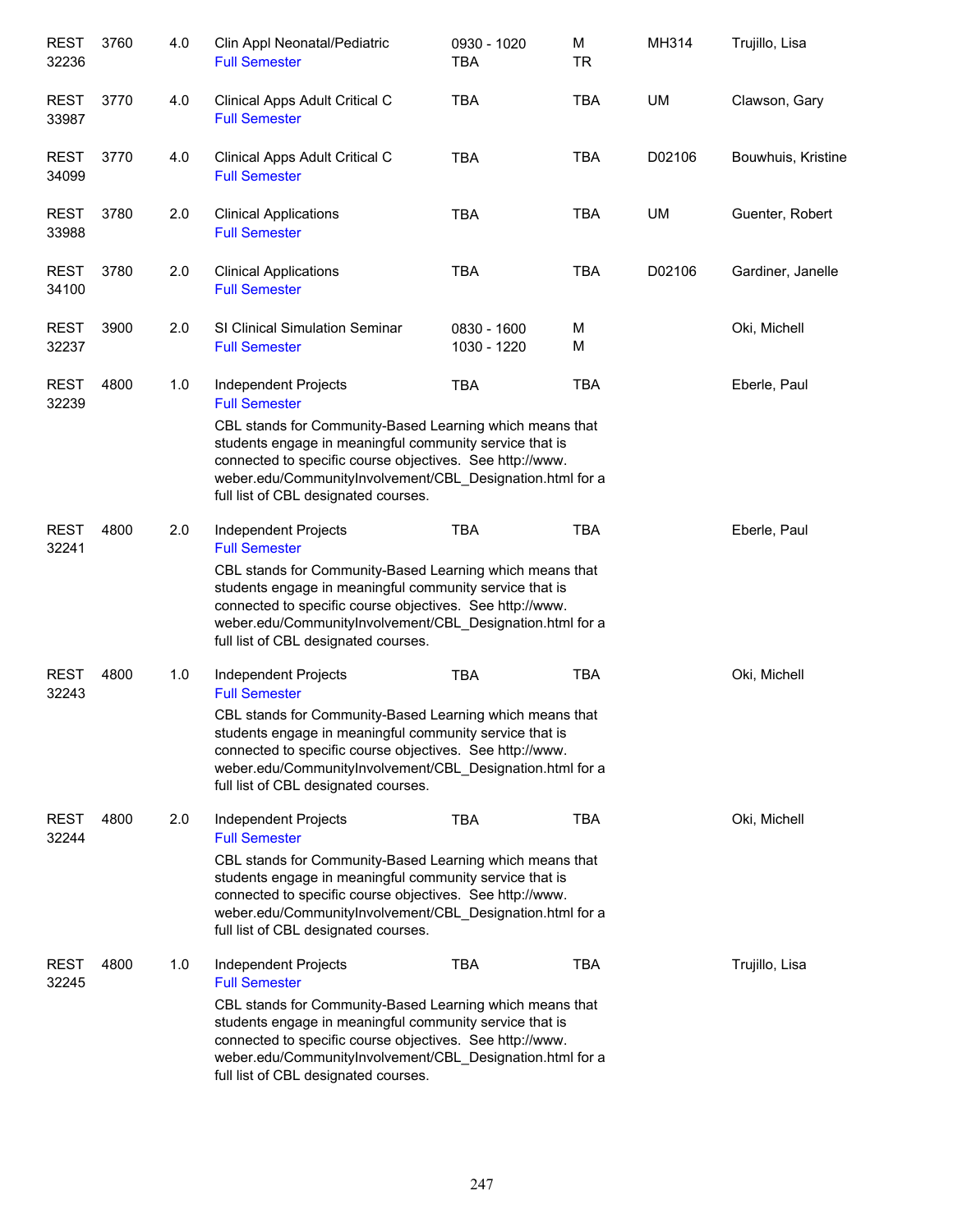| | | | | | | | |
|---|---|---|---|---|---|---|---|
| REST 32236 | 3760 | 4.0 | Clin Appl Neonatal/Pediatric<br>Full Semester | 0930 - 1020<br>TBA | M<br>TR | MH314 | Trujillo, Lisa |
| REST 33987 | 3770 | 4.0 | Clinical Apps Adult Critical C<br>Full Semester | TBA | TBA | UM | Clawson, Gary |
| REST 34099 | 3770 | 4.0 | Clinical Apps Adult Critical C<br>Full Semester | TBA | TBA | D02106 | Bouwhuis, Kristine |
| REST 33988 | 3780 | 2.0 | Clinical Applications<br>Full Semester | TBA | TBA | UM | Guenter, Robert |
| REST 34100 | 3780 | 2.0 | Clinical Applications<br>Full Semester | TBA | TBA | D02106 | Gardiner, Janelle |
| REST 32237 | 3900 | 2.0 | SI Clinical Simulation Seminar<br>Full Semester | 0830 - 1600<br>1030 - 1220 | M<br>M | | Oki, Michell |
| REST 32239 | 4800 | 1.0 | Independent Projects<br>Full Semester<br>CBL stands for Community-Based Learning which means that students engage in meaningful community service that is connected to specific course objectives. See http://www.weber.edu/CommunityInvolvement/CBL_Designation.html for a full list of CBL designated courses. | TBA | TBA | | Eberle, Paul |
| REST 32241 | 4800 | 2.0 | Independent Projects<br>Full Semester<br>CBL stands for Community-Based Learning which means that students engage in meaningful community service that is connected to specific course objectives. See http://www.weber.edu/CommunityInvolvement/CBL_Designation.html for a full list of CBL designated courses. | TBA | TBA | | Eberle, Paul |
| REST 32243 | 4800 | 1.0 | Independent Projects<br>Full Semester<br>CBL stands for Community-Based Learning which means that students engage in meaningful community service that is connected to specific course objectives. See http://www.weber.edu/CommunityInvolvement/CBL_Designation.html for a full list of CBL designated courses. | TBA | TBA | | Oki, Michell |
| REST 32244 | 4800 | 2.0 | Independent Projects<br>Full Semester<br>CBL stands for Community-Based Learning which means that students engage in meaningful community service that is connected to specific course objectives. See http://www.weber.edu/CommunityInvolvement/CBL_Designation.html for a full list of CBL designated courses. | TBA | TBA | | Oki, Michell |
| REST 32245 | 4800 | 1.0 | Independent Projects<br>Full Semester<br>CBL stands for Community-Based Learning which means that students engage in meaningful community service that is connected to specific course objectives. See http://www.weber.edu/CommunityInvolvement/CBL_Designation.html for a full list of CBL designated courses. | TBA | TBA | | Trujillo, Lisa |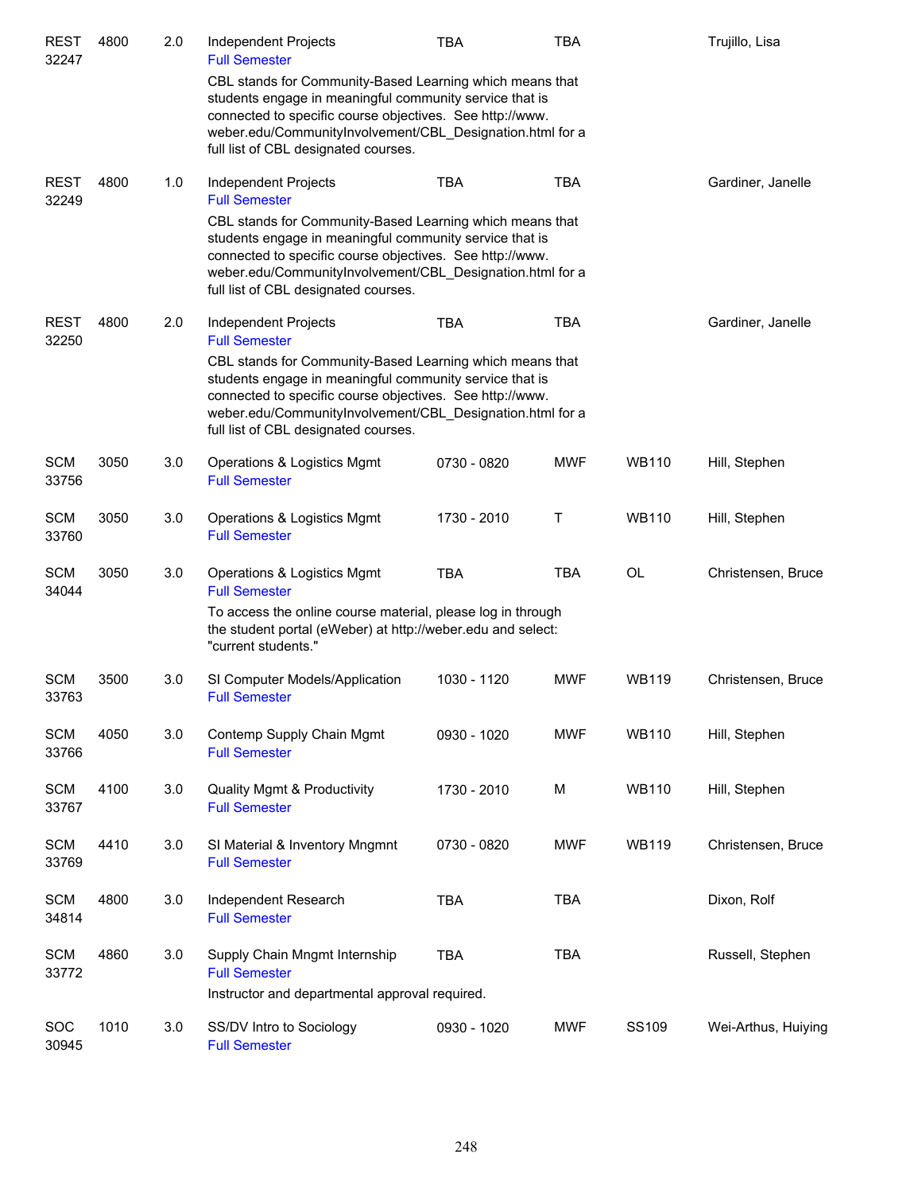| | | | | | | | |
|---|---|---|---|---|---|---|---|
| REST 32247 | 4800 | 2.0 | Independent Projects<br>Full Semester<br>CBL stands for Community-Based Learning which means that students engage in meaningful community service that is connected to specific course objectives. See http://www.weber.edu/CommunityInvolvement/CBL_Designation.html for a full list of CBL designated courses. | TBA | TBA | | Trujillo, Lisa |
| REST 32249 | 4800 | 1.0 | Independent Projects<br>Full Semester<br>CBL stands for Community-Based Learning which means that students engage in meaningful community service that is connected to specific course objectives. See http://www.weber.edu/CommunityInvolvement/CBL_Designation.html for a full list of CBL designated courses. | TBA | TBA | | Gardiner, Janelle |
| REST 32250 | 4800 | 2.0 | Independent Projects<br>Full Semester<br>CBL stands for Community-Based Learning which means that students engage in meaningful community service that is connected to specific course objectives. See http://www.weber.edu/CommunityInvolvement/CBL_Designation.html for a full list of CBL designated courses. | TBA | TBA | | Gardiner, Janelle |
| SCM 33756 | 3050 | 3.0 | Operations & Logistics Mgmt<br>Full Semester | 0730 - 0820 | MWF | WB110 | Hill, Stephen |
| SCM 33760 | 3050 | 3.0 | Operations & Logistics Mgmt<br>Full Semester | 1730 - 2010 | T | WB110 | Hill, Stephen |
| SCM 34044 | 3050 | 3.0 | Operations & Logistics Mgmt<br>Full Semester<br>To access the online course material, please log in through the student portal (eWeber) at http://weber.edu and select: "current students." | TBA | TBA | OL | Christensen, Bruce |
| SCM 33763 | 3500 | 3.0 | SI Computer Models/Application<br>Full Semester | 1030 - 1120 | MWF | WB119 | Christensen, Bruce |
| SCM 33766 | 4050 | 3.0 | Contemp Supply Chain Mgmt<br>Full Semester | 0930 - 1020 | MWF | WB110 | Hill, Stephen |
| SCM 33767 | 4100 | 3.0 | Quality Mgmt & Productivity<br>Full Semester | 1730 - 2010 | M | WB110 | Hill, Stephen |
| SCM 33769 | 4410 | 3.0 | SI Material & Inventory Mngmnt<br>Full Semester | 0730 - 0820 | MWF | WB119 | Christensen, Bruce |
| SCM 34814 | 4800 | 3.0 | Independent Research<br>Full Semester | TBA | TBA | | Dixon, Rolf |
| SCM 33772 | 4860 | 3.0 | Supply Chain Mngmt Internship<br>Full Semester<br>Instructor and departmental approval required. | TBA | TBA | | Russell, Stephen |
| SOC 30945 | 1010 | 3.0 | SS/DV Intro to Sociology<br>Full Semester | 0930 - 1020 | MWF | SS109 | Wei-Arthus, Huiying |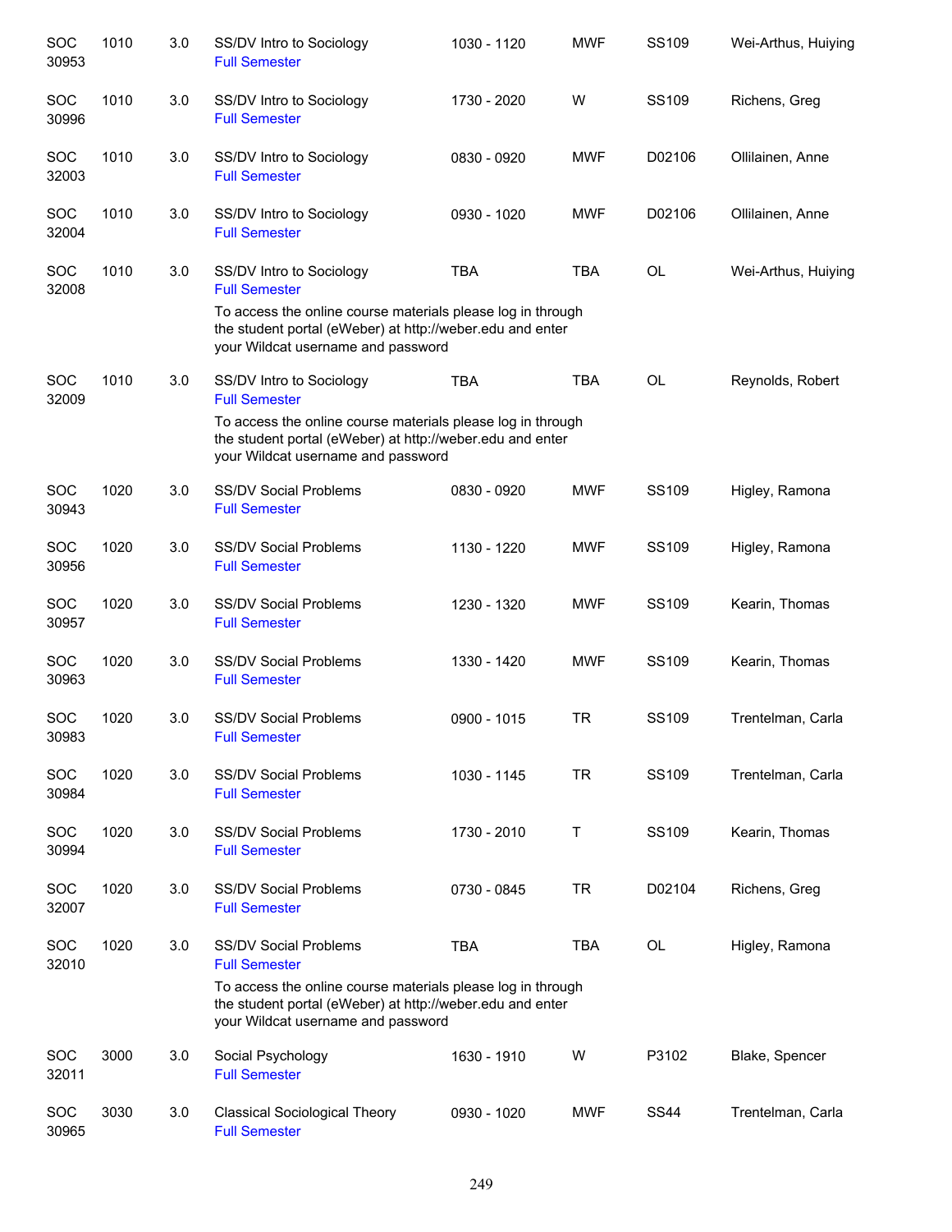| | | | | | | | |
|---|---|---|---|---|---|---|---|
| SOC 30953 | 1010 | 3.0 | SS/DV Intro to Sociology<br>Full Semester | 1030 - 1120 | MWF | SS109 | Wei-Arthus, Huiying |
| SOC 30996 | 1010 | 3.0 | SS/DV Intro to Sociology<br>Full Semester | 1730 - 2020 | W | SS109 | Richens, Greg |
| SOC 32003 | 1010 | 3.0 | SS/DV Intro to Sociology<br>Full Semester | 0830 - 0920 | MWF | D02106 | Ollilainen, Anne |
| SOC 32004 | 1010 | 3.0 | SS/DV Intro to Sociology<br>Full Semester | 0930 - 1020 | MWF | D02106 | Ollilainen, Anne |
| SOC 32008 | 1010 | 3.0 | SS/DV Intro to Sociology<br>Full Semester<br>To access the online course materials please log in through the student portal (eWeber) at http://weber.edu and enter your Wildcat username and password | TBA | TBA | OL | Wei-Arthus, Huiying |
| SOC 32009 | 1010 | 3.0 | SS/DV Intro to Sociology<br>Full Semester<br>To access the online course materials please log in through the student portal (eWeber) at http://weber.edu and enter your Wildcat username and password | TBA | TBA | OL | Reynolds, Robert |
| SOC 30943 | 1020 | 3.0 | SS/DV Social Problems<br>Full Semester | 0830 - 0920 | MWF | SS109 | Higley, Ramona |
| SOC 30956 | 1020 | 3.0 | SS/DV Social Problems<br>Full Semester | 1130 - 1220 | MWF | SS109 | Higley, Ramona |
| SOC 30957 | 1020 | 3.0 | SS/DV Social Problems<br>Full Semester | 1230 - 1320 | MWF | SS109 | Kearin, Thomas |
| SOC 30963 | 1020 | 3.0 | SS/DV Social Problems<br>Full Semester | 1330 - 1420 | MWF | SS109 | Kearin, Thomas |
| SOC 30983 | 1020 | 3.0 | SS/DV Social Problems<br>Full Semester | 0900 - 1015 | TR | SS109 | Trentelman, Carla |
| SOC 30984 | 1020 | 3.0 | SS/DV Social Problems<br>Full Semester | 1030 - 1145 | TR | SS109 | Trentelman, Carla |
| SOC 30994 | 1020 | 3.0 | SS/DV Social Problems<br>Full Semester | 1730 - 2010 | T | SS109 | Kearin, Thomas |
| SOC 32007 | 1020 | 3.0 | SS/DV Social Problems<br>Full Semester | 0730 - 0845 | TR | D02104 | Richens, Greg |
| SOC 32010 | 1020 | 3.0 | SS/DV Social Problems<br>Full Semester<br>To access the online course materials please log in through the student portal (eWeber) at http://weber.edu and enter your Wildcat username and password | TBA | TBA | OL | Higley, Ramona |
| SOC 32011 | 3000 | 3.0 | Social Psychology<br>Full Semester | 1630 - 1910 | W | P3102 | Blake, Spencer |
| SOC 30965 | 3030 | 3.0 | Classical Sociological Theory<br>Full Semester | 0930 - 1020 | MWF | SS44 | Trentelman, Carla |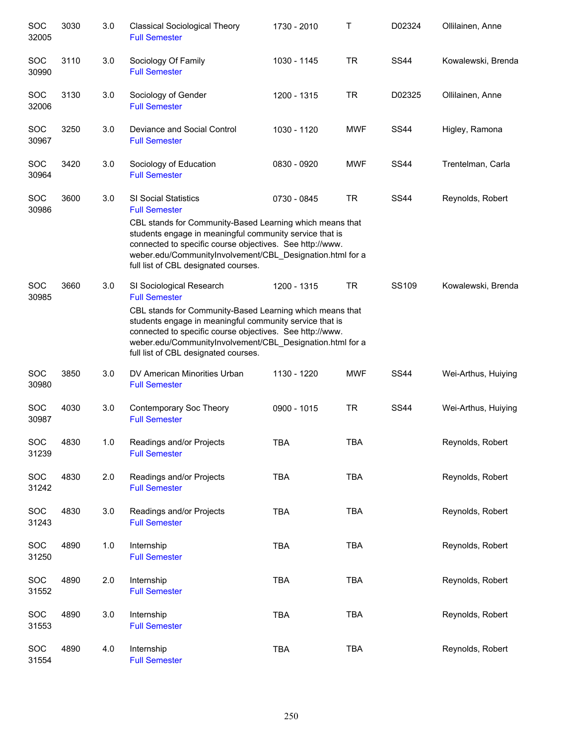| | | | | | | | |
|---|---|---|---|---|---|---|---|
| SOC 32005 | 3030 | 3.0 | Classical Sociological Theory<br>Full Semester | 1730 - 2010 | T | D02324 | Ollilainen, Anne |
| SOC 30990 | 3110 | 3.0 | Sociology Of Family<br>Full Semester | 1030 - 1145 | TR | SS44 | Kowalewski, Brenda |
| SOC 32006 | 3130 | 3.0 | Sociology of Gender<br>Full Semester | 1200 - 1315 | TR | D02325 | Ollilainen, Anne |
| SOC 30967 | 3250 | 3.0 | Deviance and Social Control<br>Full Semester | 1030 - 1120 | MWF | SS44 | Higley, Ramona |
| SOC 30964 | 3420 | 3.0 | Sociology of Education<br>Full Semester | 0830 - 0920 | MWF | SS44 | Trentelman, Carla |
| SOC 30986 | 3600 | 3.0 | SI Social Statistics<br>Full Semester<br>CBL stands for Community-Based Learning which means that students engage in meaningful community service that is connected to specific course objectives. See http://www.weber.edu/CommunityInvolvement/CBL_Designation.html for a full list of CBL designated courses. | 0730 - 0845 | TR | SS44 | Reynolds, Robert |
| SOC 30985 | 3660 | 3.0 | SI Sociological Research<br>Full Semester<br>CBL stands for Community-Based Learning which means that students engage in meaningful community service that is connected to specific course objectives. See http://www.weber.edu/CommunityInvolvement/CBL_Designation.html for a full list of CBL designated courses. | 1200 - 1315 | TR | SS109 | Kowalewski, Brenda |
| SOC 30980 | 3850 | 3.0 | DV American Minorities Urban<br>Full Semester | 1130 - 1220 | MWF | SS44 | Wei-Arthus, Huiying |
| SOC 30987 | 4030 | 3.0 | Contemporary Soc Theory<br>Full Semester | 0900 - 1015 | TR | SS44 | Wei-Arthus, Huiying |
| SOC 31239 | 4830 | 1.0 | Readings and/or Projects<br>Full Semester | TBA | TBA | | Reynolds, Robert |
| SOC 31242 | 4830 | 2.0 | Readings and/or Projects<br>Full Semester | TBA | TBA | | Reynolds, Robert |
| SOC 31243 | 4830 | 3.0 | Readings and/or Projects<br>Full Semester | TBA | TBA | | Reynolds, Robert |
| SOC 31250 | 4890 | 1.0 | Internship<br>Full Semester | TBA | TBA | | Reynolds, Robert |
| SOC 31552 | 4890 | 2.0 | Internship<br>Full Semester | TBA | TBA | | Reynolds, Robert |
| SOC 31553 | 4890 | 3.0 | Internship<br>Full Semester | TBA | TBA | | Reynolds, Robert |
| SOC 31554 | 4890 | 4.0 | Internship<br>Full Semester | TBA | TBA | | Reynolds, Robert |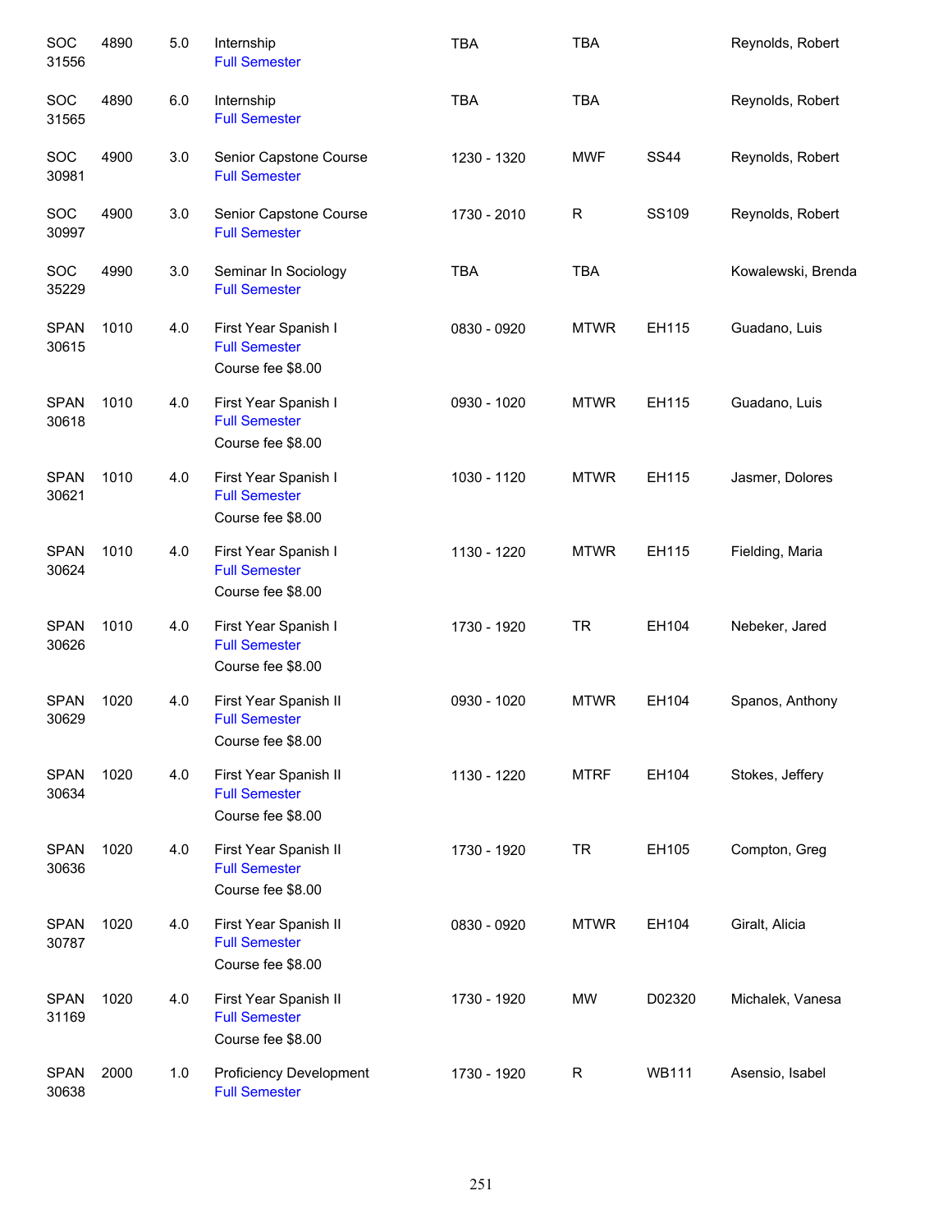| | | | | | | | |
|---|---|---|---|---|---|---|---|
| SOC 31556 | 4890 | 5.0 | Internship<br>Full Semester | TBA | TBA | | Reynolds, Robert |
| SOC 31565 | 4890 | 6.0 | Internship<br>Full Semester | TBA | TBA | | Reynolds, Robert |
| SOC 30981 | 4900 | 3.0 | Senior Capstone Course<br>Full Semester | 1230 - 1320 | MWF | SS44 | Reynolds, Robert |
| SOC 30997 | 4900 | 3.0 | Senior Capstone Course<br>Full Semester | 1730 - 2010 | R | SS109 | Reynolds, Robert |
| SOC 35229 | 4990 | 3.0 | Seminar In Sociology<br>Full Semester | TBA | TBA | | Kowalewski, Brenda |
| SPAN 30615 | 1010 | 4.0 | First Year Spanish I<br>Full Semester<br>Course fee $8.00 | 0830 - 0920 | MTWR | EH115 | Guadano, Luis |
| SPAN 30618 | 1010 | 4.0 | First Year Spanish I<br>Full Semester<br>Course fee $8.00 | 0930 - 1020 | MTWR | EH115 | Guadano, Luis |
| SPAN 30621 | 1010 | 4.0 | First Year Spanish I<br>Full Semester<br>Course fee $8.00 | 1030 - 1120 | MTWR | EH115 | Jasmer, Dolores |
| SPAN 30624 | 1010 | 4.0 | First Year Spanish I<br>Full Semester<br>Course fee $8.00 | 1130 - 1220 | MTWR | EH115 | Fielding, Maria |
| SPAN 30626 | 1010 | 4.0 | First Year Spanish I<br>Full Semester<br>Course fee $8.00 | 1730 - 1920 | TR | EH104 | Nebeker, Jared |
| SPAN 30629 | 1020 | 4.0 | First Year Spanish II<br>Full Semester<br>Course fee $8.00 | 0930 - 1020 | MTWR | EH104 | Spanos, Anthony |
| SPAN 30634 | 1020 | 4.0 | First Year Spanish II<br>Full Semester<br>Course fee $8.00 | 1130 - 1220 | MTRF | EH104 | Stokes, Jeffery |
| SPAN 30636 | 1020 | 4.0 | First Year Spanish II<br>Full Semester<br>Course fee $8.00 | 1730 - 1920 | TR | EH105 | Compton, Greg |
| SPAN 30787 | 1020 | 4.0 | First Year Spanish II<br>Full Semester<br>Course fee $8.00 | 0830 - 0920 | MTWR | EH104 | Giralt, Alicia |
| SPAN 31169 | 1020 | 4.0 | First Year Spanish II<br>Full Semester<br>Course fee $8.00 | 1730 - 1920 | MW | D02320 | Michalek, Vanesa |
| SPAN 30638 | 2000 | 1.0 | Proficiency Development<br>Full Semester | 1730 - 1920 | R | WB111 | Asensio, Isabel |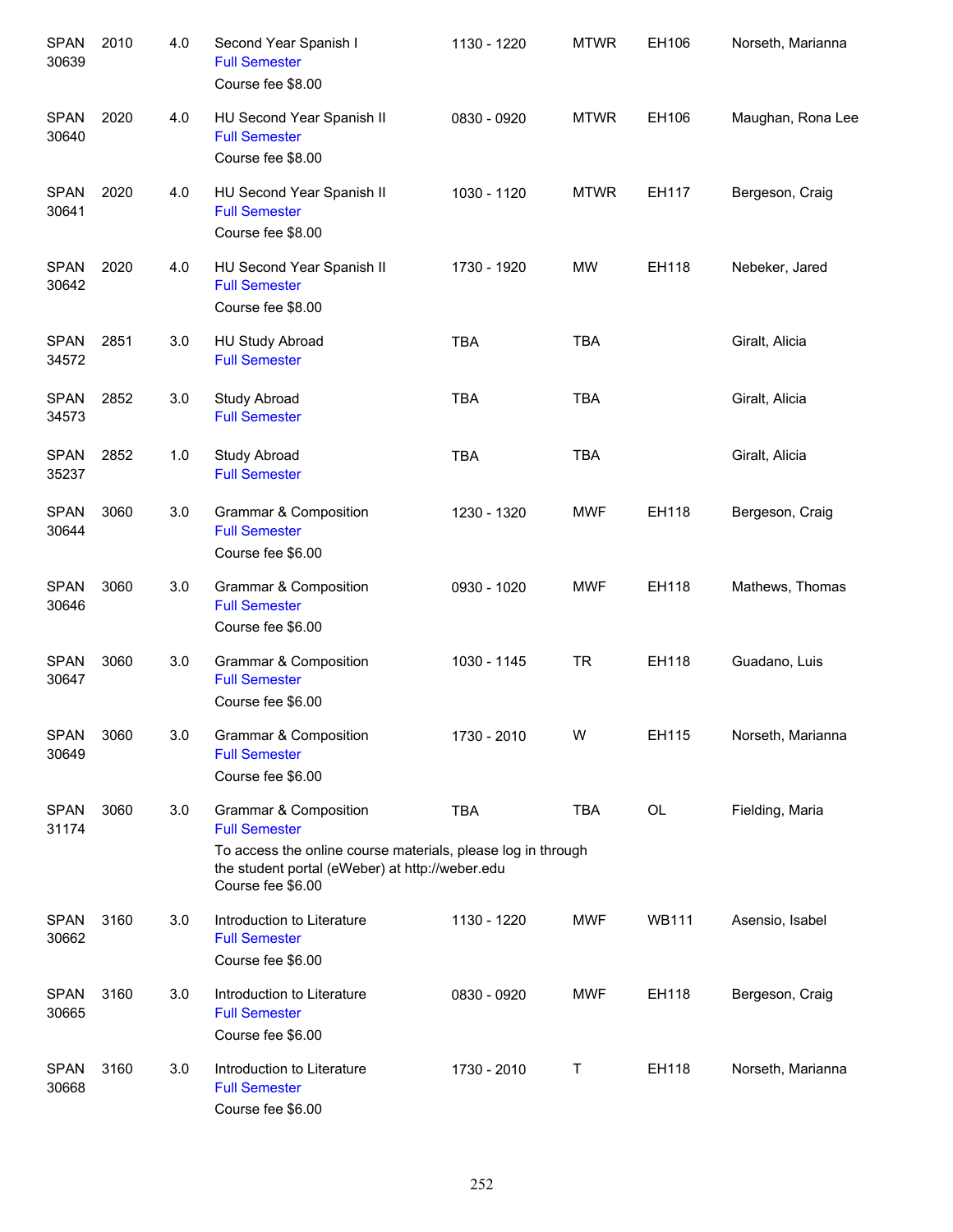| | | | | | | | |
|---|---|---|---|---|---|---|---|
| SPAN 30639 | 2010 | 4.0 | Second Year Spanish I<br>Full Semester<br>Course fee $8.00 | 1130 - 1220 | MTWR | EH106 | Norseth, Marianna |
| SPAN 30640 | 2020 | 4.0 | HU Second Year Spanish II<br>Full Semester<br>Course fee $8.00 | 0830 - 0920 | MTWR | EH106 | Maughan, Rona Lee |
| SPAN 30641 | 2020 | 4.0 | HU Second Year Spanish II<br>Full Semester<br>Course fee $8.00 | 1030 - 1120 | MTWR | EH117 | Bergeson, Craig |
| SPAN 30642 | 2020 | 4.0 | HU Second Year Spanish II<br>Full Semester<br>Course fee $8.00 | 1730 - 1920 | MW | EH118 | Nebeker, Jared |
| SPAN 34572 | 2851 | 3.0 | HU Study Abroad<br>Full Semester | TBA | TBA | | Giralt, Alicia |
| SPAN 34573 | 2852 | 3.0 | Study Abroad<br>Full Semester | TBA | TBA | | Giralt, Alicia |
| SPAN 35237 | 2852 | 1.0 | Study Abroad<br>Full Semester | TBA | TBA | | Giralt, Alicia |
| SPAN 30644 | 3060 | 3.0 | Grammar & Composition<br>Full Semester<br>Course fee $6.00 | 1230 - 1320 | MWF | EH118 | Bergeson, Craig |
| SPAN 30646 | 3060 | 3.0 | Grammar & Composition<br>Full Semester<br>Course fee $6.00 | 0930 - 1020 | MWF | EH118 | Mathews, Thomas |
| SPAN 30647 | 3060 | 3.0 | Grammar & Composition<br>Full Semester<br>Course fee $6.00 | 1030 - 1145 | TR | EH118 | Guadano, Luis |
| SPAN 30649 | 3060 | 3.0 | Grammar & Composition<br>Full Semester<br>Course fee $6.00 | 1730 - 2010 | W | EH115 | Norseth, Marianna |
| SPAN 31174 | 3060 | 3.0 | Grammar & Composition<br>Full Semester<br>To access the online course materials, please log in through the student portal (eWeber) at http://weber.edu<br>Course fee $6.00 | TBA | TBA | OL | Fielding, Maria |
| SPAN 30662 | 3160 | 3.0 | Introduction to Literature<br>Full Semester<br>Course fee $6.00 | 1130 - 1220 | MWF | WB111 | Asensio, Isabel |
| SPAN 30665 | 3160 | 3.0 | Introduction to Literature<br>Full Semester<br>Course fee $6.00 | 0830 - 0920 | MWF | EH118 | Bergeson, Craig |
| SPAN 30668 | 3160 | 3.0 | Introduction to Literature<br>Full Semester<br>Course fee $6.00 | 1730 - 2010 | T | EH118 | Norseth, Marianna |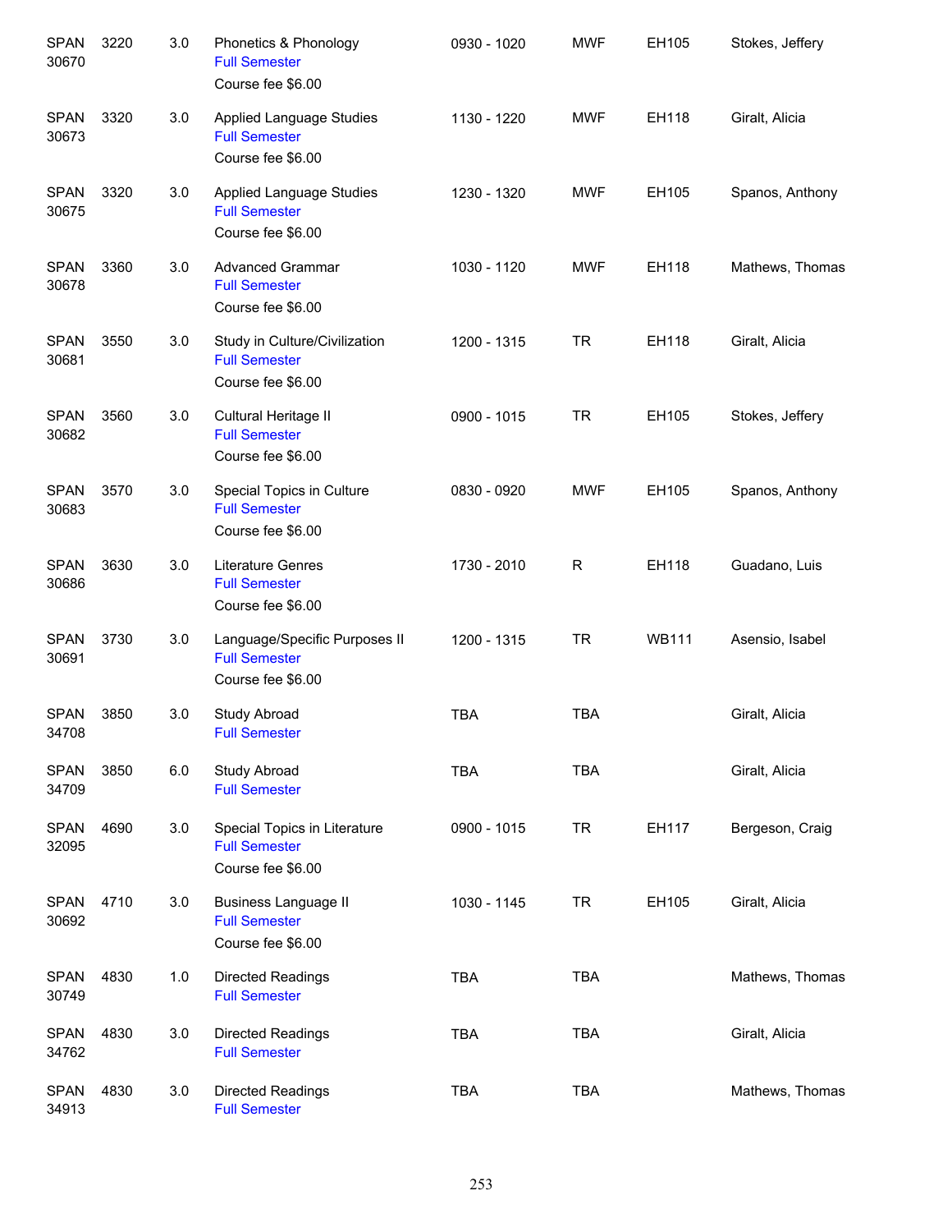| | | | | | | | |
|---|---|---|---|---|---|---|---|
| SPAN 30670 | 3220 | 3.0 | Phonetics & Phonology<br>Full Semester<br>Course fee $6.00 | 0930 - 1020 | MWF | EH105 | Stokes, Jeffery |
| SPAN 30673 | 3320 | 3.0 | Applied Language Studies<br>Full Semester<br>Course fee $6.00 | 1130 - 1220 | MWF | EH118 | Giralt, Alicia |
| SPAN 30675 | 3320 | 3.0 | Applied Language Studies<br>Full Semester<br>Course fee $6.00 | 1230 - 1320 | MWF | EH105 | Spanos, Anthony |
| SPAN 30678 | 3360 | 3.0 | Advanced Grammar<br>Full Semester<br>Course fee $6.00 | 1030 - 1120 | MWF | EH118 | Mathews, Thomas |
| SPAN 30681 | 3550 | 3.0 | Study in Culture/Civilization<br>Full Semester<br>Course fee $6.00 | 1200 - 1315 | TR | EH118 | Giralt, Alicia |
| SPAN 30682 | 3560 | 3.0 | Cultural Heritage II<br>Full Semester<br>Course fee $6.00 | 0900 - 1015 | TR | EH105 | Stokes, Jeffery |
| SPAN 30683 | 3570 | 3.0 | Special Topics in Culture<br>Full Semester<br>Course fee $6.00 | 0830 - 0920 | MWF | EH105 | Spanos, Anthony |
| SPAN 30686 | 3630 | 3.0 | Literature Genres<br>Full Semester<br>Course fee $6.00 | 1730 - 2010 | R | EH118 | Guadano, Luis |
| SPAN 30691 | 3730 | 3.0 | Language/Specific Purposes II<br>Full Semester<br>Course fee $6.00 | 1200 - 1315 | TR | WB111 | Asensio, Isabel |
| SPAN 34708 | 3850 | 3.0 | Study Abroad<br>Full Semester | TBA | TBA | | Giralt, Alicia |
| SPAN 34709 | 3850 | 6.0 | Study Abroad<br>Full Semester | TBA | TBA | | Giralt, Alicia |
| SPAN 32095 | 4690 | 3.0 | Special Topics in Literature<br>Full Semester<br>Course fee $6.00 | 0900 - 1015 | TR | EH117 | Bergeson, Craig |
| SPAN 30692 | 4710 | 3.0 | Business Language II<br>Full Semester<br>Course fee $6.00 | 1030 - 1145 | TR | EH105 | Giralt, Alicia |
| SPAN 30749 | 4830 | 1.0 | Directed Readings<br>Full Semester | TBA | TBA | | Mathews, Thomas |
| SPAN 34762 | 4830 | 3.0 | Directed Readings<br>Full Semester | TBA | TBA | | Giralt, Alicia |
| SPAN 34913 | 4830 | 3.0 | Directed Readings<br>Full Semester | TBA | TBA | | Mathews, Thomas |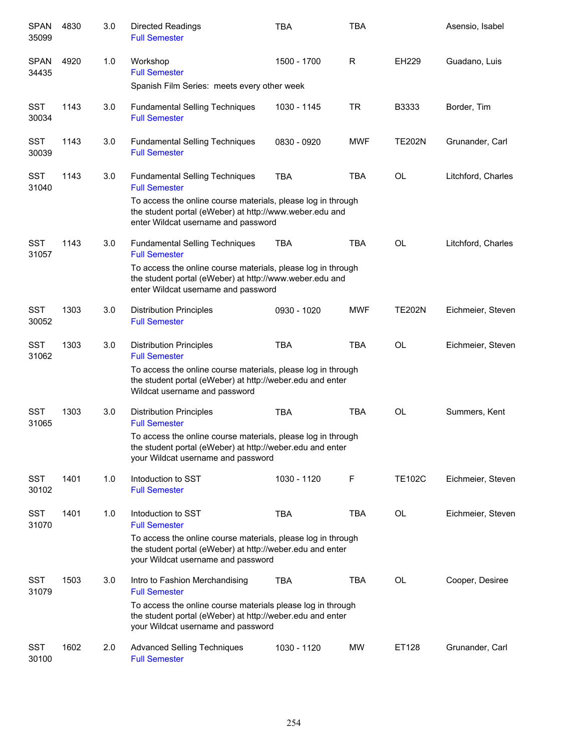| | | | | | | | |
|---|---|---|---|---|---|---|---|
| SPAN 35099 | 4830 | 3.0 | Directed Readings<br>Full Semester | TBA | TBA | | Asensio, Isabel |
| SPAN 34435 | 4920 | 1.0 | Workshop<br>Full Semester<br>Spanish Film Series:  meets every other week | 1500 - 1700 | R | EH229 | Guadano, Luis |
| SST 30034 | 1143 | 3.0 | Fundamental Selling Techniques<br>Full Semester | 1030 - 1145 | TR | B3333 | Border, Tim |
| SST 30039 | 1143 | 3.0 | Fundamental Selling Techniques<br>Full Semester | 0830 - 0920 | MWF | TE202N | Grunander, Carl |
| SST 31040 | 1143 | 3.0 | Fundamental Selling Techniques<br>Full Semester<br>To access the online course materials, please log in through the student portal (eWeber) at http://www.weber.edu and enter Wildcat username and password | TBA | TBA | OL | Litchford, Charles |
| SST 31057 | 1143 | 3.0 | Fundamental Selling Techniques<br>Full Semester<br>To access the online course materials, please log in through the student portal (eWeber) at http://www.weber.edu and enter Wildcat username and password | TBA | TBA | OL | Litchford, Charles |
| SST 30052 | 1303 | 3.0 | Distribution Principles<br>Full Semester | 0930 - 1020 | MWF | TE202N | Eichmeier, Steven |
| SST 31062 | 1303 | 3.0 | Distribution Principles<br>Full Semester<br>To access the online course materials, please log in through the student portal (eWeber) at http://weber.edu and enter Wildcat username and password | TBA | TBA | OL | Eichmeier, Steven |
| SST 31065 | 1303 | 3.0 | Distribution Principles<br>Full Semester<br>To access the online course materials, please log in through the student portal (eWeber) at http://weber.edu and enter your Wildcat username and password | TBA | TBA | OL | Summers, Kent |
| SST 30102 | 1401 | 1.0 | Intoduction to SST<br>Full Semester | 1030 - 1120 | F | TE102C | Eichmeier, Steven |
| SST 31070 | 1401 | 1.0 | Intoduction to SST<br>Full Semester<br>To access the online course materials, please log in through the student portal (eWeber) at http://weber.edu and enter your Wildcat username and password | TBA | TBA | OL | Eichmeier, Steven |
| SST 31079 | 1503 | 3.0 | Intro to Fashion Merchandising<br>Full Semester<br>To access the online course materials please log in through the student portal (eWeber) at http://weber.edu and enter your Wildcat username and password | TBA | TBA | OL | Cooper, Desiree |
| SST 30100 | 1602 | 2.0 | Advanced Selling Techniques<br>Full Semester | 1030 - 1120 | MW | ET128 | Grunander, Carl |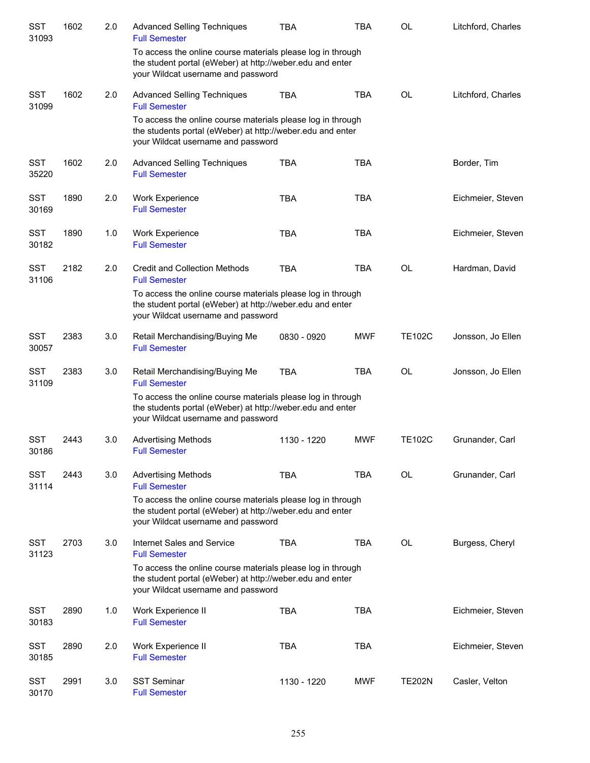| | | | | | | | |
|---|---|---|---|---|---|---|---|
| SST 31093 | 1602 | 2.0 | Advanced Selling Techniques<br>Full Semester<br>To access the online course materials please log in through the student portal (eWeber) at http://weber.edu and enter your Wildcat username and password | TBA | TBA | OL | Litchford, Charles |
| SST 31099 | 1602 | 2.0 | Advanced Selling Techniques<br>Full Semester<br>To access the online course materials please log in through the students portal (eWeber) at http://weber.edu and enter your Wildcat username and password | TBA | TBA | OL | Litchford, Charles |
| SST 35220 | 1602 | 2.0 | Advanced Selling Techniques<br>Full Semester | TBA | TBA | | Border, Tim |
| SST 30169 | 1890 | 2.0 | Work Experience<br>Full Semester | TBA | TBA | | Eichmeier, Steven |
| SST 30182 | 1890 | 1.0 | Work Experience<br>Full Semester | TBA | TBA | | Eichmeier, Steven |
| SST 31106 | 2182 | 2.0 | Credit and Collection Methods<br>Full Semester<br>To access the online course materials please log in through the student portal (eWeber) at http://weber.edu and enter your Wildcat username and password | TBA | TBA | OL | Hardman, David |
| SST 30057 | 2383 | 3.0 | Retail Merchandising/Buying Me<br>Full Semester | 0830 - 0920 | MWF | TE102C | Jonsson, Jo Ellen |
| SST 31109 | 2383 | 3.0 | Retail Merchandising/Buying Me<br>Full Semester<br>To access the online course materials please log in through the students portal (eWeber) at http://weber.edu and enter your Wildcat username and password | TBA | TBA | OL | Jonsson, Jo Ellen |
| SST 30186 | 2443 | 3.0 | Advertising Methods<br>Full Semester | 1130 - 1220 | MWF | TE102C | Grunander, Carl |
| SST 31114 | 2443 | 3.0 | Advertising Methods<br>Full Semester<br>To access the online course materials please log in through the student portal (eWeber) at http://weber.edu and enter your Wildcat username and password | TBA | TBA | OL | Grunander, Carl |
| SST 31123 | 2703 | 3.0 | Internet Sales and Service<br>Full Semester<br>To access the online course materials please log in through the student portal (eWeber) at http://weber.edu and enter your Wildcat username and password | TBA | TBA | OL | Burgess, Cheryl |
| SST 30183 | 2890 | 1.0 | Work Experience II<br>Full Semester | TBA | TBA | | Eichmeier, Steven |
| SST 30185 | 2890 | 2.0 | Work Experience II<br>Full Semester | TBA | TBA | | Eichmeier, Steven |
| SST 30170 | 2991 | 3.0 | SST Seminar<br>Full Semester | 1130 - 1220 | MWF | TE202N | Casler, Velton |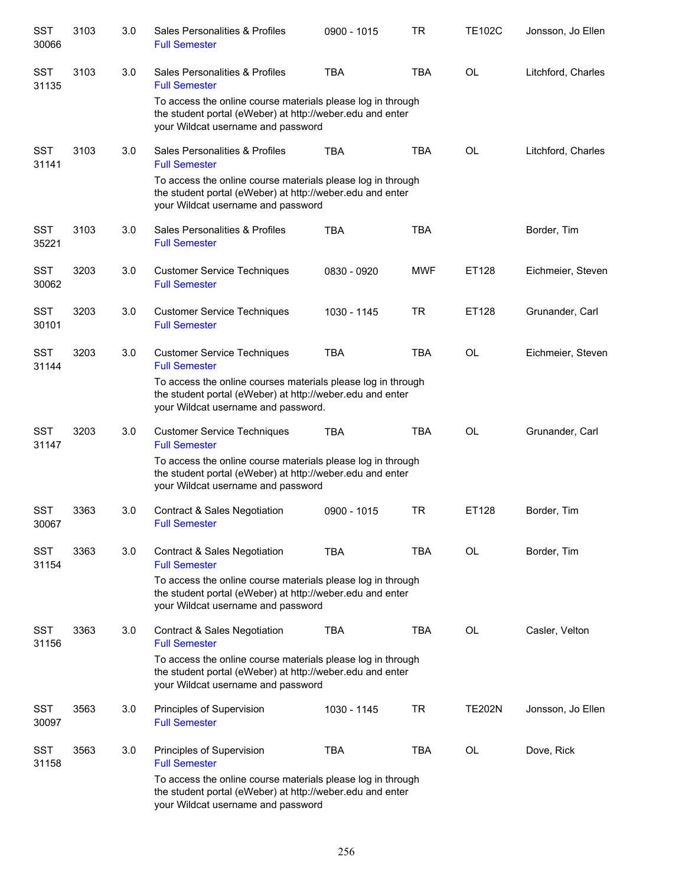| | | | | | | | |
|---|---|---|---|---|---|---|---|
| SST 30066 | 3103 | 3.0 | Sales Personalities & Profiles<br>Full Semester | 0900 - 1015 | TR | TE102C | Jonsson, Jo Ellen |
| SST 31135 | 3103 | 3.0 | Sales Personalities & Profiles<br>Full Semester<br>To access the online course materials please log in through the student portal (eWeber) at http://weber.edu and enter your Wildcat username and password | TBA | TBA | OL | Litchford, Charles |
| SST 31141 | 3103 | 3.0 | Sales Personalities & Profiles<br>Full Semester<br>To access the online course materials please log in through the student portal (eWeber) at http://weber.edu and enter your Wildcat username and password | TBA | TBA | OL | Litchford, Charles |
| SST 35221 | 3103 | 3.0 | Sales Personalities & Profiles<br>Full Semester | TBA | TBA | | Border, Tim |
| SST 30062 | 3203 | 3.0 | Customer Service Techniques<br>Full Semester | 0830 - 0920 | MWF | ET128 | Eichmeier, Steven |
| SST 30101 | 3203 | 3.0 | Customer Service Techniques<br>Full Semester | 1030 - 1145 | TR | ET128 | Grunander, Carl |
| SST 31144 | 3203 | 3.0 | Customer Service Techniques<br>Full Semester<br>To access the online courses materials please log in through the student portal (eWeber) at http://weber.edu and enter your Wildcat username and password. | TBA | TBA | OL | Eichmeier, Steven |
| SST 31147 | 3203 | 3.0 | Customer Service Techniques<br>Full Semester<br>To access the online course materials please log in through the student portal (eWeber) at http://weber.edu and enter your Wildcat username and password | TBA | TBA | OL | Grunander, Carl |
| SST 30067 | 3363 | 3.0 | Contract & Sales Negotiation<br>Full Semester | 0900 - 1015 | TR | ET128 | Border, Tim |
| SST 31154 | 3363 | 3.0 | Contract & Sales Negotiation<br>Full Semester<br>To access the online course materials please log in through the student portal (eWeber) at http://weber.edu and enter your Wildcat username and password | TBA | TBA | OL | Border, Tim |
| SST 31156 | 3363 | 3.0 | Contract & Sales Negotiation<br>Full Semester<br>To access the online course materials please log in through the student portal (eWeber) at http://weber.edu and enter your Wildcat username and password | TBA | TBA | OL | Casler, Velton |
| SST 30097 | 3563 | 3.0 | Principles of Supervision<br>Full Semester | 1030 - 1145 | TR | TE202N | Jonsson, Jo Ellen |
| SST 31158 | 3563 | 3.0 | Principles of Supervision<br>Full Semester<br>To access the online course materials please log in through the student portal (eWeber) at http://weber.edu and enter your Wildcat username and password | TBA | TBA | OL | Dove, Rick |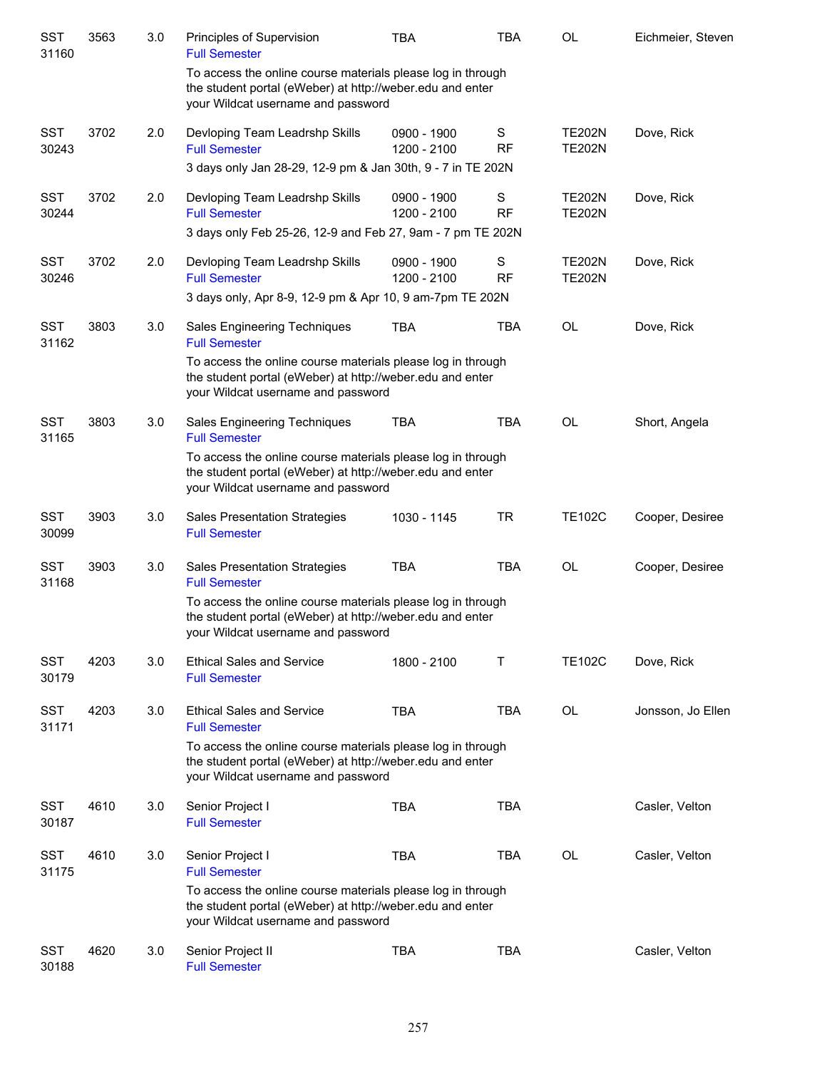| Subject / CRN | Course | Credits | Title | Time | Days | Room | Instructor |
|---|---|---|---|---|---|---|---|
| SST 31160 | 3563 | 3.0 | Principles of Supervision<br>Full Semester<br>To access the online course materials please log in through the student portal (eWeber) at http://weber.edu and enter your Wildcat username and password | TBA | TBA | OL | Eichmeier, Steven |
| SST 30243 | 3702 | 2.0 | Devloping Team Leadrshp Skills<br>Full Semester<br>3 days only Jan 28-29, 12-9 pm & Jan 30th, 9 - 7 in TE 202N | 0900 - 1900<br>1200 - 2100 | S<br>RF | TE202N<br>TE202N | Dove, Rick |
| SST 30244 | 3702 | 2.0 | Devloping Team Leadrshp Skills<br>Full Semester<br>3 days only Feb 25-26, 12-9 and Feb 27, 9am - 7 pm TE 202N | 0900 - 1900<br>1200 - 2100 | S<br>RF | TE202N<br>TE202N | Dove, Rick |
| SST 30246 | 3702 | 2.0 | Devloping Team Leadrshp Skills<br>Full Semester<br>3 days only, Apr 8-9, 12-9 pm & Apr 10, 9 am-7pm TE 202N | 0900 - 1900<br>1200 - 2100 | S<br>RF | TE202N<br>TE202N | Dove, Rick |
| SST 31162 | 3803 | 3.0 | Sales Engineering Techniques<br>Full Semester<br>To access the online course materials please log in through the student portal (eWeber) at http://weber.edu and enter your Wildcat username and password | TBA | TBA | OL | Dove, Rick |
| SST 31165 | 3803 | 3.0 | Sales Engineering Techniques<br>Full Semester<br>To access the online course materials please log in through the student portal (eWeber) at http://weber.edu and enter your Wildcat username and password | TBA | TBA | OL | Short, Angela |
| SST 30099 | 3903 | 3.0 | Sales Presentation Strategies<br>Full Semester | 1030 - 1145 | TR | TE102C | Cooper, Desiree |
| SST 31168 | 3903 | 3.0 | Sales Presentation Strategies<br>Full Semester<br>To access the online course materials please log in through the student portal (eWeber) at http://weber.edu and enter your Wildcat username and password | TBA | TBA | OL | Cooper, Desiree |
| SST 30179 | 4203 | 3.0 | Ethical Sales and Service<br>Full Semester | 1800 - 2100 | T | TE102C | Dove, Rick |
| SST 31171 | 4203 | 3.0 | Ethical Sales and Service<br>Full Semester<br>To access the online course materials please log in through the student portal (eWeber) at http://weber.edu and enter your Wildcat username and password | TBA | TBA | OL | Jonsson, Jo Ellen |
| SST 30187 | 4610 | 3.0 | Senior Project I<br>Full Semester | TBA | TBA | | Casler, Velton |
| SST 31175 | 4610 | 3.0 | Senior Project I<br>Full Semester<br>To access the online course materials please log in through the student portal (eWeber) at http://weber.edu and enter your Wildcat username and password | TBA | TBA | OL | Casler, Velton |
| SST 30188 | 4620 | 3.0 | Senior Project II<br>Full Semester | TBA | TBA | | Casler, Velton |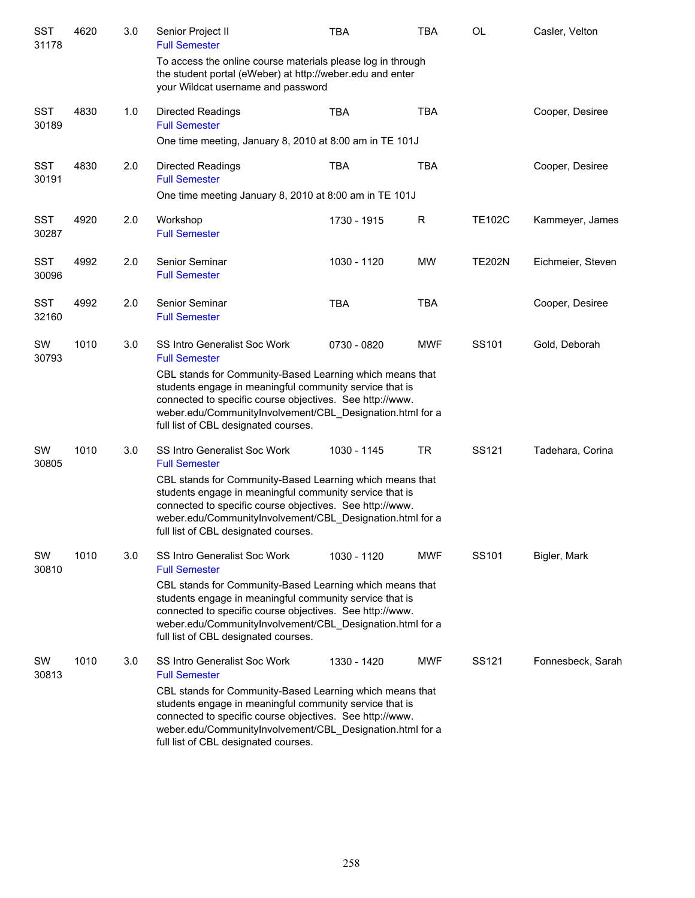| | | | | | | | |
|---|---|---|---|---|---|---|---|
| SST 31178 | 4620 | 3.0 | Senior Project II<br>Full Semester<br>To access the online course materials please log in through the student portal (eWeber) at http://weber.edu and enter your Wildcat username and password | TBA | TBA | OL | Casler, Velton |
| SST 30189 | 4830 | 1.0 | Directed Readings<br>Full Semester<br>One time meeting, January 8, 2010 at 8:00 am in TE 101J | TBA | TBA | | Cooper, Desiree |
| SST 30191 | 4830 | 2.0 | Directed Readings<br>Full Semester<br>One time meeting January 8, 2010 at 8:00 am in TE 101J | TBA | TBA | | Cooper, Desiree |
| SST 30287 | 4920 | 2.0 | Workshop<br>Full Semester | 1730 - 1915 | R | TE102C | Kammeyer, James |
| SST 30096 | 4992 | 2.0 | Senior Seminar<br>Full Semester | 1030 - 1120 | MW | TE202N | Eichmeier, Steven |
| SST 32160 | 4992 | 2.0 | Senior Seminar<br>Full Semester | TBA | TBA | | Cooper, Desiree |
| SW 30793 | 1010 | 3.0 | SS Intro Generalist Soc Work<br>Full Semester<br>CBL stands for Community-Based Learning which means that students engage in meaningful community service that is connected to specific course objectives. See http://www.weber.edu/CommunityInvolvement/CBL_Designation.html for a full list of CBL designated courses. | 0730 - 0820 | MWF | SS101 | Gold, Deborah |
| SW 30805 | 1010 | 3.0 | SS Intro Generalist Soc Work<br>Full Semester<br>CBL stands for Community-Based Learning which means that students engage in meaningful community service that is connected to specific course objectives. See http://www.weber.edu/CommunityInvolvement/CBL_Designation.html for a full list of CBL designated courses. | 1030 - 1145 | TR | SS121 | Tadehara, Corina |
| SW 30810 | 1010 | 3.0 | SS Intro Generalist Soc Work<br>Full Semester<br>CBL stands for Community-Based Learning which means that students engage in meaningful community service that is connected to specific course objectives. See http://www.weber.edu/CommunityInvolvement/CBL_Designation.html for a full list of CBL designated courses. | 1030 - 1120 | MWF | SS101 | Bigler, Mark |
| SW 30813 | 1010 | 3.0 | SS Intro Generalist Soc Work<br>Full Semester<br>CBL stands for Community-Based Learning which means that students engage in meaningful community service that is connected to specific course objectives. See http://www.weber.edu/CommunityInvolvement/CBL_Designation.html for a full list of CBL designated courses. | 1330 - 1420 | MWF | SS121 | Fonnesbeck, Sarah |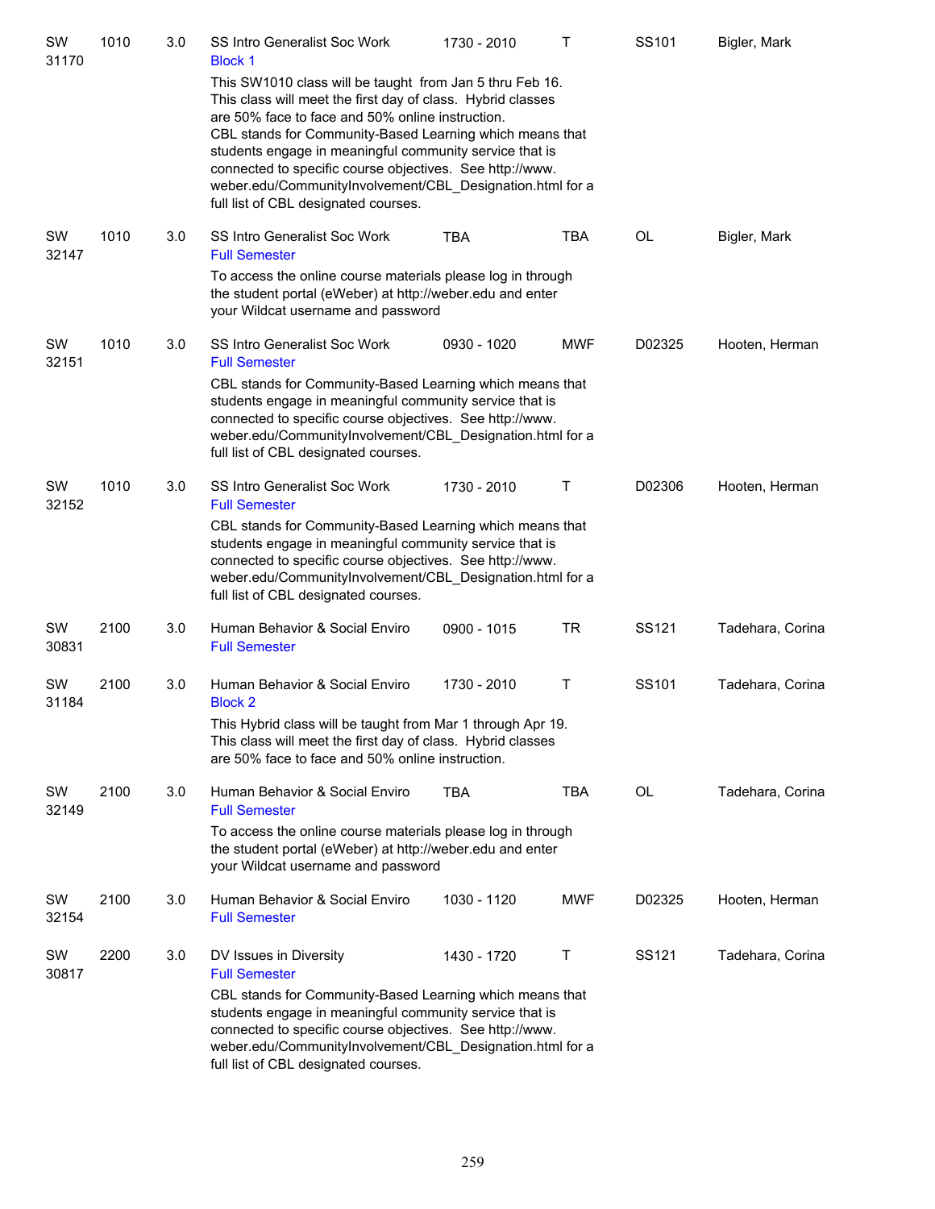| | | | | | | | |
|---|---|---|---|---|---|---|---|
| SW 31170 | 1010 | 3.0 | SS Intro Generalist Soc Work<br>Block 1 | 1730 - 2010 | T | SS101 | Bigler, Mark |
| | | | This SW1010 class will be taught from Jan 5 thru Feb 16. This class will meet the first day of class. Hybrid classes are 50% face to face and 50% online instruction. CBL stands for Community-Based Learning which means that students engage in meaningful community service that is connected to specific course objectives. See http://www.weber.edu/CommunityInvolvement/CBL_Designation.html for a full list of CBL designated courses. | | | | |
| SW 32147 | 1010 | 3.0 | SS Intro Generalist Soc Work<br>Full Semester | TBA | TBA | OL | Bigler, Mark |
| | | | To access the online course materials please log in through the student portal (eWeber) at http://weber.edu and enter your Wildcat username and password | | | | |
| SW 32151 | 1010 | 3.0 | SS Intro Generalist Soc Work<br>Full Semester | 0930 - 1020 | MWF | D02325 | Hooten, Herman |
| | | | CBL stands for Community-Based Learning which means that students engage in meaningful community service that is connected to specific course objectives. See http://www.weber.edu/CommunityInvolvement/CBL_Designation.html for a full list of CBL designated courses. | | | | |
| SW 32152 | 1010 | 3.0 | SS Intro Generalist Soc Work<br>Full Semester | 1730 - 2010 | T | D02306 | Hooten, Herman |
| | | | CBL stands for Community-Based Learning which means that students engage in meaningful community service that is connected to specific course objectives. See http://www.weber.edu/CommunityInvolvement/CBL_Designation.html for a full list of CBL designated courses. | | | | |
| SW 30831 | 2100 | 3.0 | Human Behavior & Social Enviro<br>Full Semester | 0900 - 1015 | TR | SS121 | Tadehara, Corina |
| SW 31184 | 2100 | 3.0 | Human Behavior & Social Enviro<br>Block 2 | 1730 - 2010 | T | SS101 | Tadehara, Corina |
| | | | This Hybrid class will be taught from Mar 1 through Apr 19. This class will meet the first day of class. Hybrid classes are 50% face to face and 50% online instruction. | | | | |
| SW 32149 | 2100 | 3.0 | Human Behavior & Social Enviro<br>Full Semester | TBA | TBA | OL | Tadehara, Corina |
| | | | To access the online course materials please log in through the student portal (eWeber) at http://weber.edu and enter your Wildcat username and password | | | | |
| SW 32154 | 2100 | 3.0 | Human Behavior & Social Enviro<br>Full Semester | 1030 - 1120 | MWF | D02325 | Hooten, Herman |
| SW 30817 | 2200 | 3.0 | DV Issues in Diversity<br>Full Semester | 1430 - 1720 | T | SS121 | Tadehara, Corina |
| | | | CBL stands for Community-Based Learning which means that students engage in meaningful community service that is connected to specific course objectives. See http://www.weber.edu/CommunityInvolvement/CBL_Designation.html for a full list of CBL designated courses. | | | | |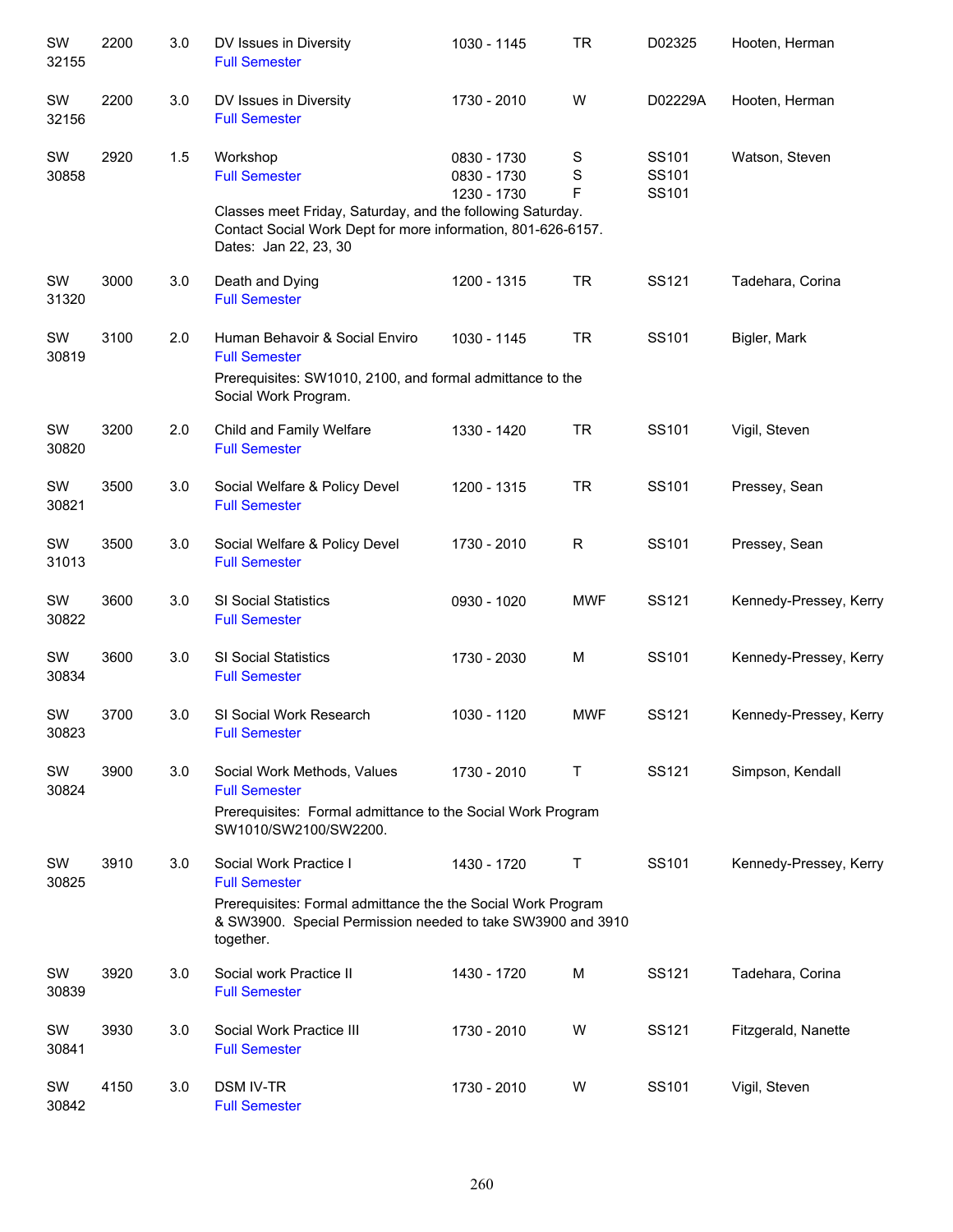| | | | | | | | |
|---|---|---|---|---|---|---|---|
| SW 32155 | 2200 | 3.0 | DV Issues in Diversity<br>Full Semester | 1030 - 1145 | TR | D02325 | Hooten, Herman |
| SW 32156 | 2200 | 3.0 | DV Issues in Diversity<br>Full Semester | 1730 - 2010 | W | D02229A | Hooten, Herman |
| SW 30858 | 2920 | 1.5 | Workshop<br>Full Semester<br>Classes meet Friday, Saturday, and the following Saturday. Contact Social Work Dept for more information, 801-626-6157. Dates: Jan 22, 23, 30 | 0830 - 1730<br>0830 - 1730<br>1230 - 1730 | S<br>S<br>F | SS101<br>SS101<br>SS101 | Watson, Steven |
| SW 31320 | 3000 | 3.0 | Death and Dying<br>Full Semester | 1200 - 1315 | TR | SS121 | Tadehara, Corina |
| SW 30819 | 3100 | 2.0 | Human Behavoir & Social Enviro<br>Full Semester<br>Prerequisites: SW1010, 2100, and formal admittance to the Social Work Program. | 1030 - 1145 | TR | SS101 | Bigler, Mark |
| SW 30820 | 3200 | 2.0 | Child and Family Welfare<br>Full Semester | 1330 - 1420 | TR | SS101 | Vigil, Steven |
| SW 30821 | 3500 | 3.0 | Social Welfare & Policy Devel<br>Full Semester | 1200 - 1315 | TR | SS101 | Pressey, Sean |
| SW 31013 | 3500 | 3.0 | Social Welfare & Policy Devel<br>Full Semester | 1730 - 2010 | R | SS101 | Pressey, Sean |
| SW 30822 | 3600 | 3.0 | SI Social Statistics<br>Full Semester | 0930 - 1020 | MWF | SS121 | Kennedy-Pressey, Kerry |
| SW 30834 | 3600 | 3.0 | SI Social Statistics<br>Full Semester | 1730 - 2030 | M | SS101 | Kennedy-Pressey, Kerry |
| SW 30823 | 3700 | 3.0 | SI Social Work Research<br>Full Semester | 1030 - 1120 | MWF | SS121 | Kennedy-Pressey, Kerry |
| SW 30824 | 3900 | 3.0 | Social Work Methods, Values<br>Full Semester<br>Prerequisites: Formal admittance to the Social Work Program SW1010/SW2100/SW2200. | 1730 - 2010 | T | SS121 | Simpson, Kendall |
| SW 30825 | 3910 | 3.0 | Social Work Practice I<br>Full Semester<br>Prerequisites: Formal admittance the the Social Work Program & SW3900. Special Permission needed to take SW3900 and 3910 together. | 1430 - 1720 | T | SS101 | Kennedy-Pressey, Kerry |
| SW 30839 | 3920 | 3.0 | Social work Practice II<br>Full Semester | 1430 - 1720 | M | SS121 | Tadehara, Corina |
| SW 30841 | 3930 | 3.0 | Social Work Practice III<br>Full Semester | 1730 - 2010 | W | SS121 | Fitzgerald, Nanette |
| SW 30842 | 4150 | 3.0 | DSM IV-TR<br>Full Semester | 1730 - 2010 | W | SS101 | Vigil, Steven |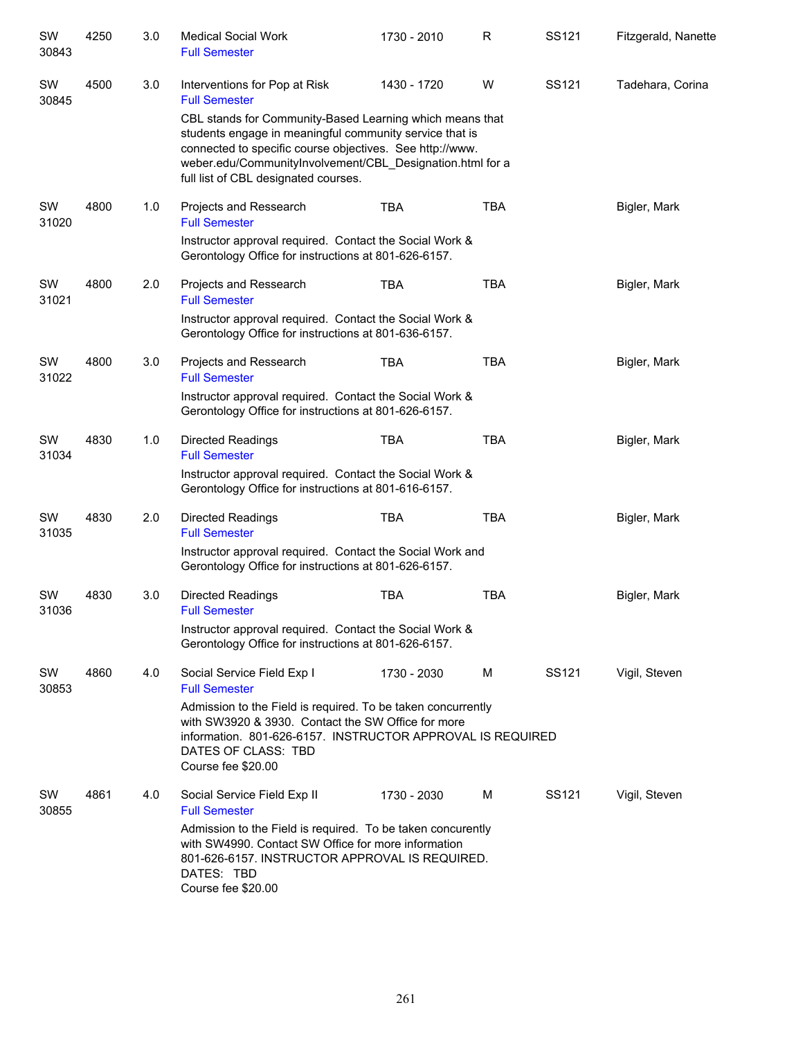| Subject / CRN | Course | Credits | Title | Time | Days | Room | Instructor |
|---|---|---|---|---|---|---|---|
| SW 30843 | 4250 | 3.0 | Medical Social Work<br>Full Semester | 1730 - 2010 | R | SS121 | Fitzgerald, Nanette |
| SW 30845 | 4500 | 3.0 | Interventions for Pop at Risk<br>Full Semester<br>CBL stands for Community-Based Learning which means that students engage in meaningful community service that is connected to specific course objectives. See http://www.weber.edu/CommunityInvolvement/CBL_Designation.html for a full list of CBL designated courses. | 1430 - 1720 | W | SS121 | Tadehara, Corina |
| SW 31020 | 4800 | 1.0 | Projects and Research<br>Full Semester<br>Instructor approval required. Contact the Social Work & Gerontology Office for instructions at 801-626-6157. | TBA | TBA | | Bigler, Mark |
| SW 31021 | 4800 | 2.0 | Projects and Research<br>Full Semester<br>Instructor approval required. Contact the Social Work & Gerontology Office for instructions at 801-636-6157. | TBA | TBA | | Bigler, Mark |
| SW 31022 | 4800 | 3.0 | Projects and Research<br>Full Semester<br>Instructor approval required. Contact the Social Work & Gerontology Office for instructions at 801-626-6157. | TBA | TBA | | Bigler, Mark |
| SW 31034 | 4830 | 1.0 | Directed Readings<br>Full Semester<br>Instructor approval required. Contact the Social Work & Gerontology Office for instructions at 801-616-6157. | TBA | TBA | | Bigler, Mark |
| SW 31035 | 4830 | 2.0 | Directed Readings<br>Full Semester<br>Instructor approval required. Contact the Social Work and Gerontology Office for instructions at 801-626-6157. | TBA | TBA | | Bigler, Mark |
| SW 31036 | 4830 | 3.0 | Directed Readings<br>Full Semester<br>Instructor approval required. Contact the Social Work & Gerontology Office for instructions at 801-626-6157. | TBA | TBA | | Bigler, Mark |
| SW 30853 | 4860 | 4.0 | Social Service Field Exp I<br>Full Semester<br>Admission to the Field is required. To be taken concurrently with SW3920 & 3930. Contact the SW Office for more information. 801-626-6157. INSTRUCTOR APPROVAL IS REQUIRED<br>DATES OF CLASS: TBD<br>Course fee $20.00 | 1730 - 2030 | M | SS121 | Vigil, Steven |
| SW 30855 | 4861 | 4.0 | Social Service Field Exp II<br>Full Semester<br>Admission to the Field is required. To be taken concurently with SW4990. Contact SW Office for more information 801-626-6157. INSTRUCTOR APPROVAL IS REQUIRED.<br>DATES: TBD<br>Course fee $20.00 | 1730 - 2030 | M | SS121 | Vigil, Steven |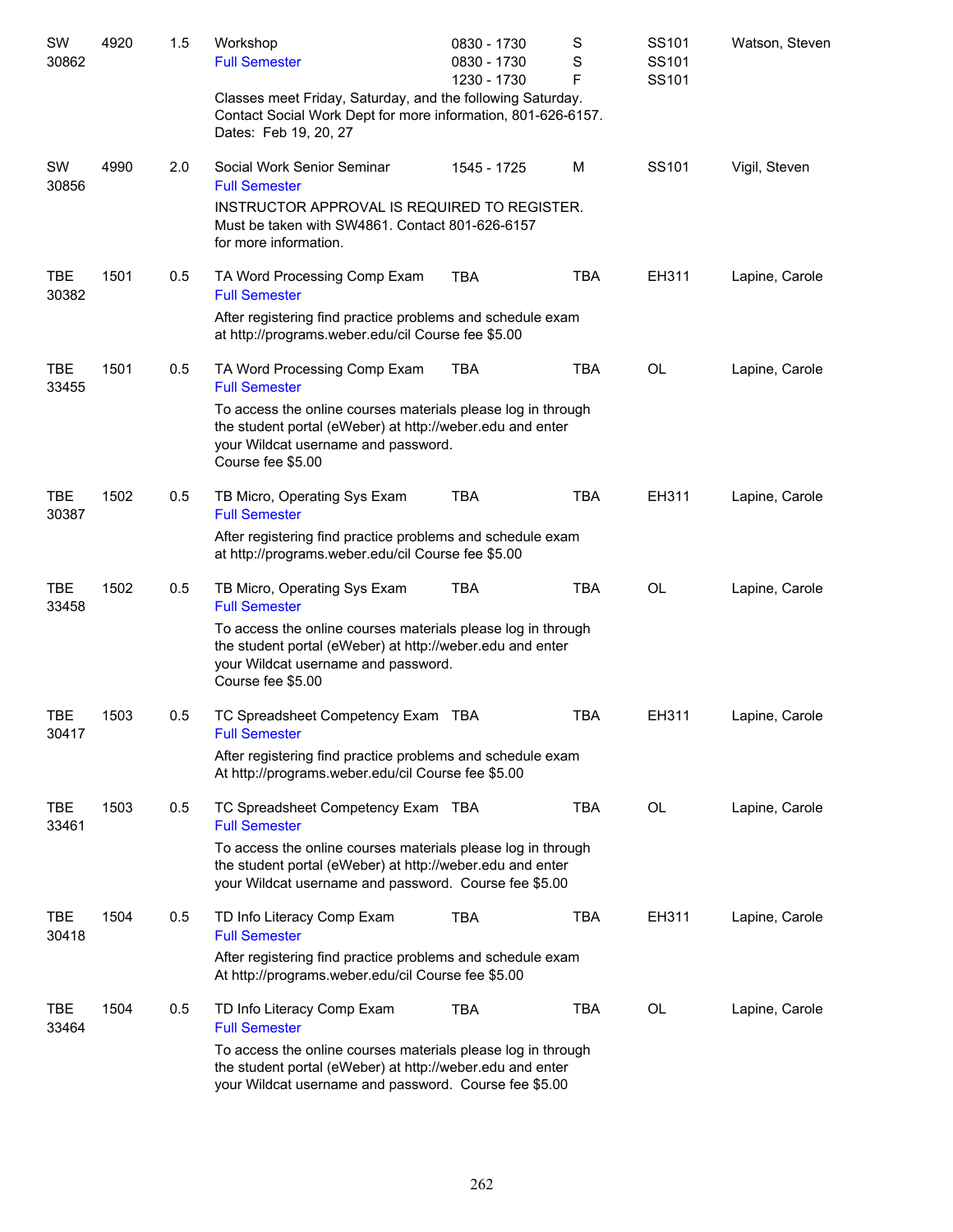| | | | | | | | |
|---|---|---|---|---|---|---|---|
| SW 30862 | 4920 | 1.5 | Workshop<br>Full Semester | 0830 - 1730<br>0830 - 1730<br>1230 - 1730 | S<br>S<br>F | SS101<br>SS101<br>SS101 | Watson, Steven |
| | | | Classes meet Friday, Saturday, and the following Saturday. Contact Social Work Dept for more information, 801-626-6157. Dates: Feb 19, 20, 27 | | | | |
| SW 30856 | 4990 | 2.0 | Social Work Senior Seminar<br>Full Semester | 1545 - 1725 | M | SS101 | Vigil, Steven |
| | | | INSTRUCTOR APPROVAL IS REQUIRED TO REGISTER. Must be taken with SW4861. Contact 801-626-6157 for more information. | | | | |
| TBE 30382 | 1501 | 0.5 | TA Word Processing Comp Exam<br>Full Semester | TBA | TBA | EH311 | Lapine, Carole |
| | | | After registering find practice problems and schedule exam at http://programs.weber.edu/cil Course fee $5.00 | | | | |
| TBE 33455 | 1501 | 0.5 | TA Word Processing Comp Exam<br>Full Semester | TBA | TBA | OL | Lapine, Carole |
| | | | To access the online courses materials please log in through the student portal (eWeber) at http://weber.edu and enter your Wildcat username and password. Course fee $5.00 | | | | |
| TBE 30387 | 1502 | 0.5 | TB Micro, Operating Sys Exam<br>Full Semester | TBA | TBA | EH311 | Lapine, Carole |
| | | | After registering find practice problems and schedule exam at http://programs.weber.edu/cil Course fee $5.00 | | | | |
| TBE 33458 | 1502 | 0.5 | TB Micro, Operating Sys Exam<br>Full Semester | TBA | TBA | OL | Lapine, Carole |
| | | | To access the online courses materials please log in through the student portal (eWeber) at http://weber.edu and enter your Wildcat username and password. Course fee $5.00 | | | | |
| TBE 30417 | 1503 | 0.5 | TC Spreadsheet Competency Exam<br>Full Semester | TBA | TBA | EH311 | Lapine, Carole |
| | | | After registering find practice problems and schedule exam At http://programs.weber.edu/cil Course fee $5.00 | | | | |
| TBE 33461 | 1503 | 0.5 | TC Spreadsheet Competency Exam<br>Full Semester | TBA | TBA | OL | Lapine, Carole |
| | | | To access the online courses materials please log in through the student portal (eWeber) at http://weber.edu and enter your Wildcat username and password. Course fee $5.00 | | | | |
| TBE 30418 | 1504 | 0.5 | TD Info Literacy Comp Exam<br>Full Semester | TBA | TBA | EH311 | Lapine, Carole |
| | | | After registering find practice problems and schedule exam At http://programs.weber.edu/cil Course fee $5.00 | | | | |
| TBE 33464 | 1504 | 0.5 | TD Info Literacy Comp Exam<br>Full Semester | TBA | TBA | OL | Lapine, Carole |
| | | | To access the online courses materials please log in through the student portal (eWeber) at http://weber.edu and enter your Wildcat username and password. Course fee $5.00 | | | | |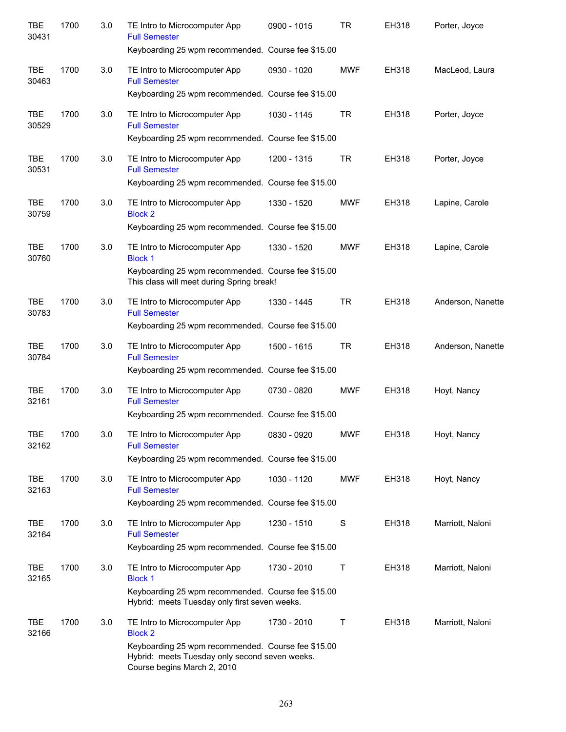| | | | | | | | |
|---|---|---|---|---|---|---|---|
| TBE 30431 | 1700 | 3.0 | TE Intro to Microcomputer App<br>Full Semester<br>Keyboarding 25 wpm recommended.  Course fee $15.00 | 0900 - 1015 | TR | EH318 | Porter, Joyce |
| TBE 30463 | 1700 | 3.0 | TE Intro to Microcomputer App<br>Full Semester<br>Keyboarding 25 wpm recommended.  Course fee $15.00 | 0930 - 1020 | MWF | EH318 | MacLeod, Laura |
| TBE 30529 | 1700 | 3.0 | TE Intro to Microcomputer App<br>Full Semester<br>Keyboarding 25 wpm recommended.  Course fee $15.00 | 1030 - 1145 | TR | EH318 | Porter, Joyce |
| TBE 30531 | 1700 | 3.0 | TE Intro to Microcomputer App<br>Full Semester<br>Keyboarding 25 wpm recommended.  Course fee $15.00 | 1200 - 1315 | TR | EH318 | Porter, Joyce |
| TBE 30759 | 1700 | 3.0 | TE Intro to Microcomputer App<br>Block 2<br>Keyboarding 25 wpm recommended.  Course fee $15.00 | 1330 - 1520 | MWF | EH318 | Lapine, Carole |
| TBE 30760 | 1700 | 3.0 | TE Intro to Microcomputer App<br>Block 1<br>Keyboarding 25 wpm recommended.  Course fee $15.00<br>This class will meet during Spring break! | 1330 - 1520 | MWF | EH318 | Lapine, Carole |
| TBE 30783 | 1700 | 3.0 | TE Intro to Microcomputer App<br>Full Semester<br>Keyboarding 25 wpm recommended.  Course fee $15.00 | 1330 - 1445 | TR | EH318 | Anderson, Nanette |
| TBE 30784 | 1700 | 3.0 | TE Intro to Microcomputer App<br>Full Semester<br>Keyboarding 25 wpm recommended.  Course fee $15.00 | 1500 - 1615 | TR | EH318 | Anderson, Nanette |
| TBE 32161 | 1700 | 3.0 | TE Intro to Microcomputer App<br>Full Semester<br>Keyboarding 25 wpm recommended.  Course fee $15.00 | 0730 - 0820 | MWF | EH318 | Hoyt, Nancy |
| TBE 32162 | 1700 | 3.0 | TE Intro to Microcomputer App<br>Full Semester<br>Keyboarding 25 wpm recommended.  Course fee $15.00 | 0830 - 0920 | MWF | EH318 | Hoyt, Nancy |
| TBE 32163 | 1700 | 3.0 | TE Intro to Microcomputer App<br>Full Semester<br>Keyboarding 25 wpm recommended.  Course fee $15.00 | 1030 - 1120 | MWF | EH318 | Hoyt, Nancy |
| TBE 32164 | 1700 | 3.0 | TE Intro to Microcomputer App<br>Full Semester<br>Keyboarding 25 wpm recommended.  Course fee $15.00 | 1230 - 1510 | S | EH318 | Marriott, Naloni |
| TBE 32165 | 1700 | 3.0 | TE Intro to Microcomputer App<br>Block 1<br>Keyboarding 25 wpm recommended.  Course fee $15.00<br>Hybrid:  meets Tuesday only first seven weeks. | 1730 - 2010 | T | EH318 | Marriott, Naloni |
| TBE 32166 | 1700 | 3.0 | TE Intro to Microcomputer App<br>Block 2<br>Keyboarding 25 wpm recommended.  Course fee $15.00<br>Hybrid:  meets Tuesday only second seven weeks.<br>Course begins March 2, 2010 | 1730 - 2010 | T | EH318 | Marriott, Naloni |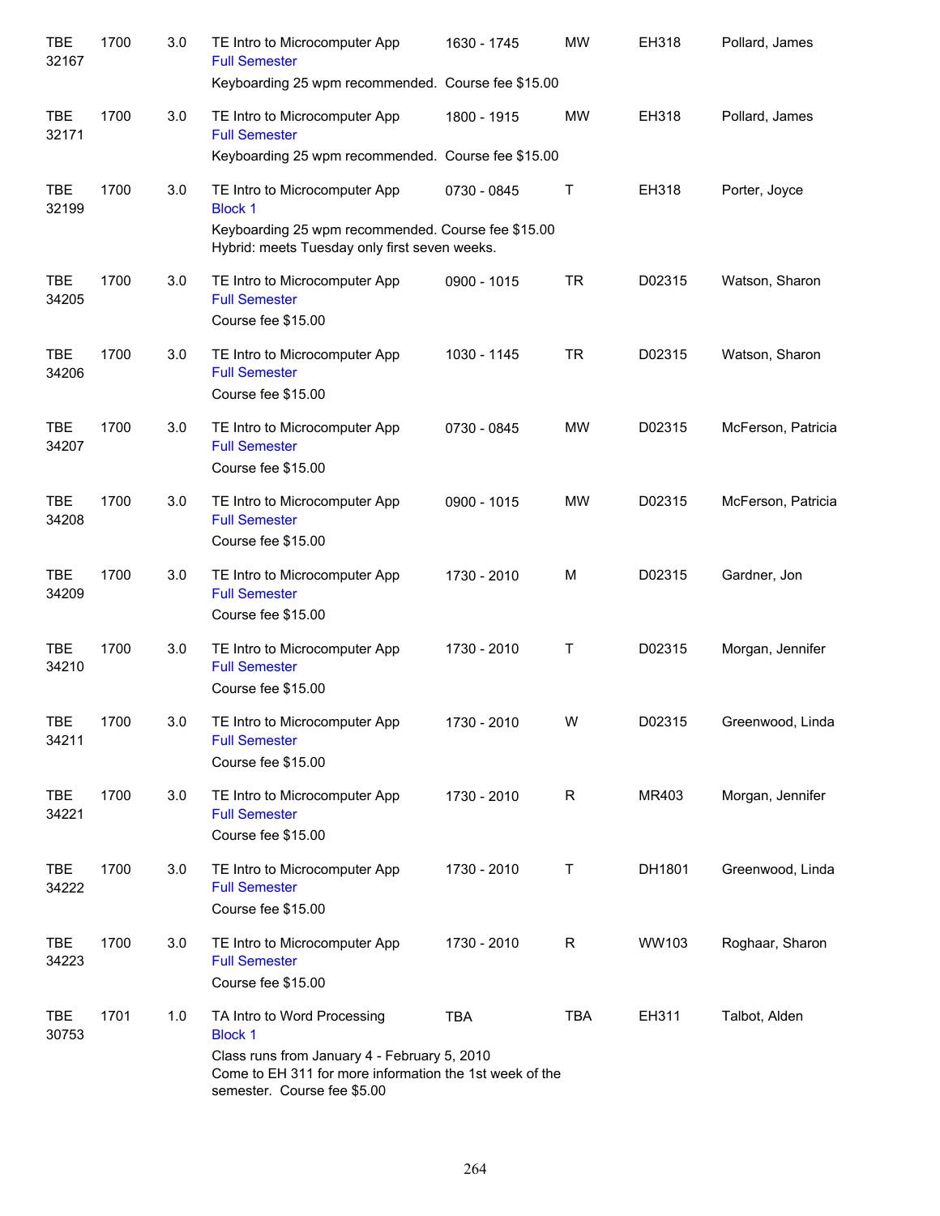| | | | | | | | |
|---|---|---|---|---|---|---|---|
| TBE 32167 | 1700 | 3.0 | TE Intro to Microcomputer App<br>Full Semester<br>Keyboarding 25 wpm recommended. Course fee $15.00 | 1630 - 1745 | MW | EH318 | Pollard, James |
| TBE 32171 | 1700 | 3.0 | TE Intro to Microcomputer App<br>Full Semester<br>Keyboarding 25 wpm recommended. Course fee $15.00 | 1800 - 1915 | MW | EH318 | Pollard, James |
| TBE 32199 | 1700 | 3.0 | TE Intro to Microcomputer App<br>Block 1<br>Keyboarding 25 wpm recommended. Course fee $15.00 Hybrid: meets Tuesday only first seven weeks. | 0730 - 0845 | T | EH318 | Porter, Joyce |
| TBE 34205 | 1700 | 3.0 | TE Intro to Microcomputer App<br>Full Semester<br>Course fee $15.00 | 0900 - 1015 | TR | D02315 | Watson, Sharon |
| TBE 34206 | 1700 | 3.0 | TE Intro to Microcomputer App<br>Full Semester<br>Course fee $15.00 | 1030 - 1145 | TR | D02315 | Watson, Sharon |
| TBE 34207 | 1700 | 3.0 | TE Intro to Microcomputer App<br>Full Semester<br>Course fee $15.00 | 0730 - 0845 | MW | D02315 | McFerson, Patricia |
| TBE 34208 | 1700 | 3.0 | TE Intro to Microcomputer App<br>Full Semester<br>Course fee $15.00 | 0900 - 1015 | MW | D02315 | McFerson, Patricia |
| TBE 34209 | 1700 | 3.0 | TE Intro to Microcomputer App<br>Full Semester<br>Course fee $15.00 | 1730 - 2010 | M | D02315 | Gardner, Jon |
| TBE 34210 | 1700 | 3.0 | TE Intro to Microcomputer App<br>Full Semester<br>Course fee $15.00 | 1730 - 2010 | T | D02315 | Morgan, Jennifer |
| TBE 34211 | 1700 | 3.0 | TE Intro to Microcomputer App<br>Full Semester<br>Course fee $15.00 | 1730 - 2010 | W | D02315 | Greenwood, Linda |
| TBE 34221 | 1700 | 3.0 | TE Intro to Microcomputer App<br>Full Semester<br>Course fee $15.00 | 1730 - 2010 | R | MR403 | Morgan, Jennifer |
| TBE 34222 | 1700 | 3.0 | TE Intro to Microcomputer App<br>Full Semester<br>Course fee $15.00 | 1730 - 2010 | T | DH1801 | Greenwood, Linda |
| TBE 34223 | 1700 | 3.0 | TE Intro to Microcomputer App<br>Full Semester<br>Course fee $15.00 | 1730 - 2010 | R | WW103 | Roghaar, Sharon |
| TBE 30753 | 1701 | 1.0 | TA Intro to Word Processing<br>Block 1<br>Class runs from January 4 - February 5, 2010 Come to EH 311 for more information the 1st week of the semester. Course fee $5.00 | TBA | TBA | EH311 | Talbot, Alden |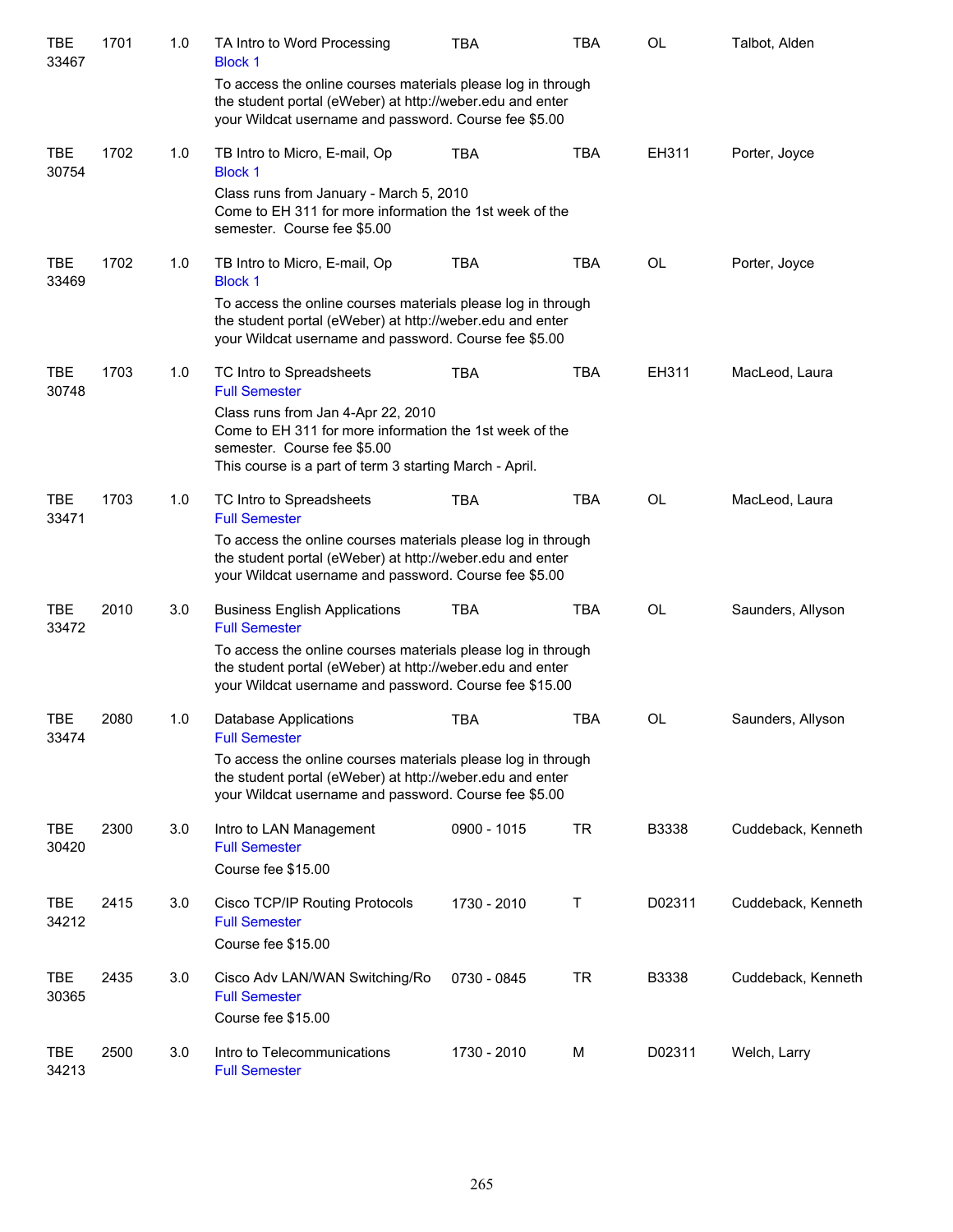| | | | | | | | |
|---|---|---|---|---|---|---|---|
| TBE 33467 | 1701 | 1.0 | TA Intro to Word Processing<br>Block 1<br>To access the online courses materials please log in through the student portal (eWeber) at http://weber.edu and enter your Wildcat username and password. Course fee $5.00 | TBA | TBA | OL | Talbot, Alden |
| TBE 30754 | 1702 | 1.0 | TB Intro to Micro, E-mail, Op<br>Block 1<br>Class runs from January - March 5, 2010<br>Come to EH 311 for more information the 1st week of the semester. Course fee $5.00 | TBA | TBA | EH311 | Porter, Joyce |
| TBE 33469 | 1702 | 1.0 | TB Intro to Micro, E-mail, Op<br>Block 1<br>To access the online courses materials please log in through the student portal (eWeber) at http://weber.edu and enter your Wildcat username and password. Course fee $5.00 | TBA | TBA | OL | Porter, Joyce |
| TBE 30748 | 1703 | 1.0 | TC Intro to Spreadsheets<br>Full Semester<br>Class runs from Jan 4-Apr 22, 2010<br>Come to EH 311 for more information the 1st week of the semester. Course fee $5.00<br>This course is a part of term 3 starting March - April. | TBA | TBA | EH311 | MacLeod, Laura |
| TBE 33471 | 1703 | 1.0 | TC Intro to Spreadsheets<br>Full Semester<br>To access the online courses materials please log in through the student portal (eWeber) at http://weber.edu and enter your Wildcat username and password. Course fee $5.00 | TBA | TBA | OL | MacLeod, Laura |
| TBE 33472 | 2010 | 3.0 | Business English Applications<br>Full Semester<br>To access the online courses materials please log in through the student portal (eWeber) at http://weber.edu and enter your Wildcat username and password. Course fee $15.00 | TBA | TBA | OL | Saunders, Allyson |
| TBE 33474 | 2080 | 1.0 | Database Applications<br>Full Semester<br>To access the online courses materials please log in through the student portal (eWeber) at http://weber.edu and enter your Wildcat username and password. Course fee $5.00 | TBA | TBA | OL | Saunders, Allyson |
| TBE 30420 | 2300 | 3.0 | Intro to LAN Management<br>Full Semester<br>Course fee $15.00 | 0900 - 1015 | TR | B3338 | Cuddeback, Kenneth |
| TBE 34212 | 2415 | 3.0 | Cisco TCP/IP Routing Protocols<br>Full Semester<br>Course fee $15.00 | 1730 - 2010 | T | D02311 | Cuddeback, Kenneth |
| TBE 30365 | 2435 | 3.0 | Cisco Adv LAN/WAN Switching/Ro<br>Full Semester<br>Course fee $15.00 | 0730 - 0845 | TR | B3338 | Cuddeback, Kenneth |
| TBE 34213 | 2500 | 3.0 | Intro to Telecommunications<br>Full Semester | 1730 - 2010 | M | D02311 | Welch, Larry |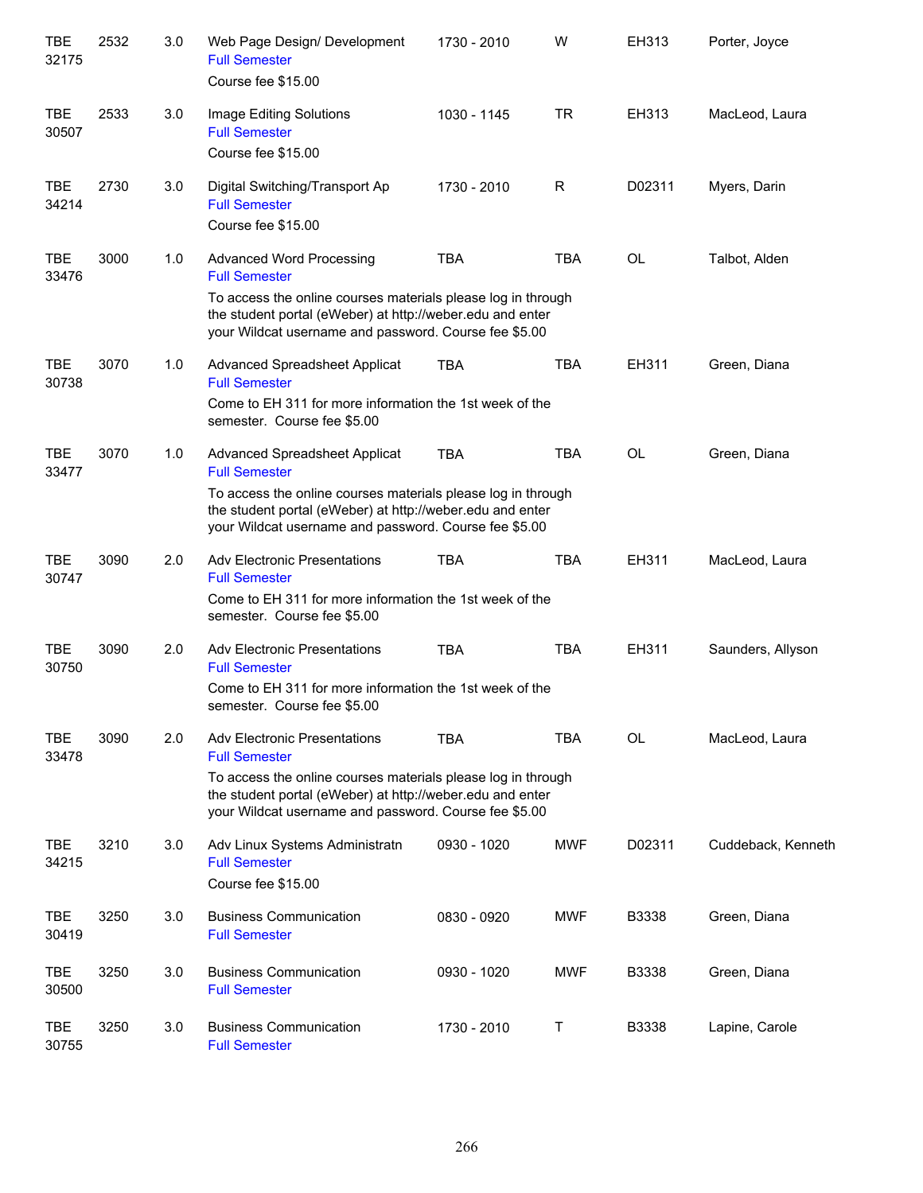| | | | | | | | |
|---|---|---|---|---|---|---|---|
| TBE 32175 | 2532 | 3.0 | Web Page Design/ Development<br>Full Semester<br>Course fee $15.00 | 1730 - 2010 | W | EH313 | Porter, Joyce |
| TBE 30507 | 2533 | 3.0 | Image Editing Solutions<br>Full Semester<br>Course fee $15.00 | 1030 - 1145 | TR | EH313 | MacLeod, Laura |
| TBE 34214 | 2730 | 3.0 | Digital Switching/Transport Ap<br>Full Semester<br>Course fee $15.00 | 1730 - 2010 | R | D02311 | Myers, Darin |
| TBE 33476 | 3000 | 1.0 | Advanced Word Processing<br>Full Semester<br>To access the online courses materials please log in through the student portal (eWeber) at http://weber.edu and enter your Wildcat username and password. Course fee $5.00 | TBA | TBA | OL | Talbot, Alden |
| TBE 30738 | 3070 | 1.0 | Advanced Spreadsheet Applicat<br>Full Semester<br>Come to EH 311 for more information the 1st week of the semester. Course fee $5.00 | TBA | TBA | EH311 | Green, Diana |
| TBE 33477 | 3070 | 1.0 | Advanced Spreadsheet Applicat<br>Full Semester<br>To access the online courses materials please log in through the student portal (eWeber) at http://weber.edu and enter your Wildcat username and password. Course fee $5.00 | TBA | TBA | OL | Green, Diana |
| TBE 30747 | 3090 | 2.0 | Adv Electronic Presentations<br>Full Semester<br>Come to EH 311 for more information the 1st week of the semester. Course fee $5.00 | TBA | TBA | EH311 | MacLeod, Laura |
| TBE 30750 | 3090 | 2.0 | Adv Electronic Presentations<br>Full Semester<br>Come to EH 311 for more information the 1st week of the semester. Course fee $5.00 | TBA | TBA | EH311 | Saunders, Allyson |
| TBE 33478 | 3090 | 2.0 | Adv Electronic Presentations<br>Full Semester<br>To access the online courses materials please log in through the student portal (eWeber) at http://weber.edu and enter your Wildcat username and password. Course fee $5.00 | TBA | TBA | OL | MacLeod, Laura |
| TBE 34215 | 3210 | 3.0 | Adv Linux Systems Administratn<br>Full Semester<br>Course fee $15.00 | 0930 - 1020 | MWF | D02311 | Cuddeback, Kenneth |
| TBE 30419 | 3250 | 3.0 | Business Communication<br>Full Semester | 0830 - 0920 | MWF | B3338 | Green, Diana |
| TBE 30500 | 3250 | 3.0 | Business Communication<br>Full Semester | 0930 - 1020 | MWF | B3338 | Green, Diana |
| TBE 30755 | 3250 | 3.0 | Business Communication<br>Full Semester | 1730 - 2010 | T | B3338 | Lapine, Carole |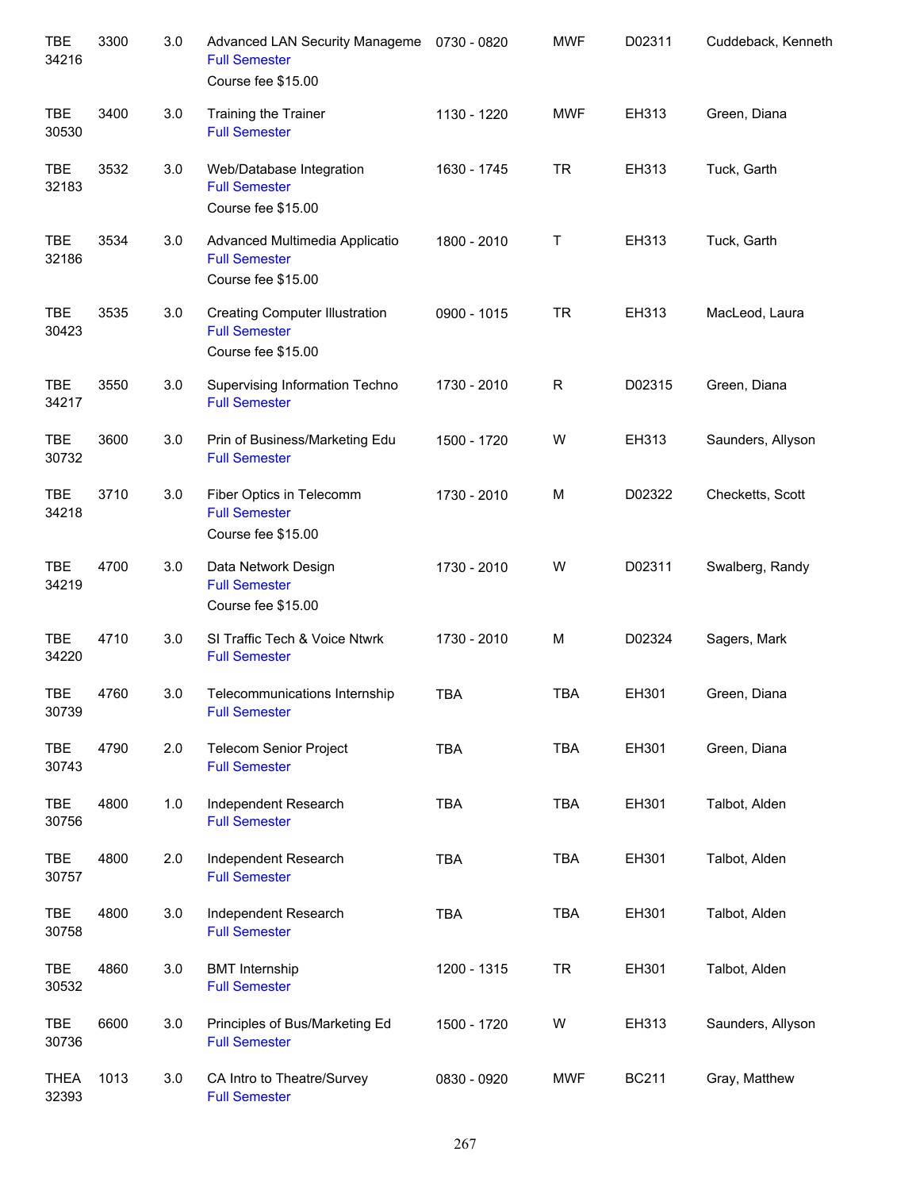| | | | | | | | |
|---|---|---|---|---|---|---|---|
| TBE 34216 | 3300 | 3.0 | Advanced LAN Security Manageme<br>Full Semester<br>Course fee $15.00 | 0730 - 0820 | MWF | D02311 | Cuddeback, Kenneth |
| TBE 30530 | 3400 | 3.0 | Training the Trainer<br>Full Semester | 1130 - 1220 | MWF | EH313 | Green, Diana |
| TBE 32183 | 3532 | 3.0 | Web/Database Integration<br>Full Semester<br>Course fee $15.00 | 1630 - 1745 | TR | EH313 | Tuck, Garth |
| TBE 32186 | 3534 | 3.0 | Advanced Multimedia Applicatio<br>Full Semester<br>Course fee $15.00 | 1800 - 2010 | T | EH313 | Tuck, Garth |
| TBE 30423 | 3535 | 3.0 | Creating Computer Illustration<br>Full Semester<br>Course fee $15.00 | 0900 - 1015 | TR | EH313 | MacLeod, Laura |
| TBE 34217 | 3550 | 3.0 | Supervising Information Techno<br>Full Semester | 1730 - 2010 | R | D02315 | Green, Diana |
| TBE 30732 | 3600 | 3.0 | Prin of Business/Marketing Edu<br>Full Semester | 1500 - 1720 | W | EH313 | Saunders, Allyson |
| TBE 34218 | 3710 | 3.0 | Fiber Optics in Telecomm<br>Full Semester<br>Course fee $15.00 | 1730 - 2010 | M | D02322 | Checketts, Scott |
| TBE 34219 | 4700 | 3.0 | Data Network Design<br>Full Semester<br>Course fee $15.00 | 1730 - 2010 | W | D02311 | Swalberg, Randy |
| TBE 34220 | 4710 | 3.0 | SI Traffic Tech & Voice Ntwrk<br>Full Semester | 1730 - 2010 | M | D02324 | Sagers, Mark |
| TBE 30739 | 4760 | 3.0 | Telecommunications Internship<br>Full Semester | TBA | TBA | EH301 | Green, Diana |
| TBE 30743 | 4790 | 2.0 | Telecom Senior Project<br>Full Semester | TBA | TBA | EH301 | Green, Diana |
| TBE 30756 | 4800 | 1.0 | Independent Research<br>Full Semester | TBA | TBA | EH301 | Talbot, Alden |
| TBE 30757 | 4800 | 2.0 | Independent Research<br>Full Semester | TBA | TBA | EH301 | Talbot, Alden |
| TBE 30758 | 4800 | 3.0 | Independent Research<br>Full Semester | TBA | TBA | EH301 | Talbot, Alden |
| TBE 30532 | 4860 | 3.0 | BMT Internship<br>Full Semester | 1200 - 1315 | TR | EH301 | Talbot, Alden |
| TBE 30736 | 6600 | 3.0 | Principles of Bus/Marketing Ed<br>Full Semester | 1500 - 1720 | W | EH313 | Saunders, Allyson |
| THEA 32393 | 1013 | 3.0 | CA Intro to Theatre/Survey<br>Full Semester | 0830 - 0920 | MWF | BC211 | Gray, Matthew |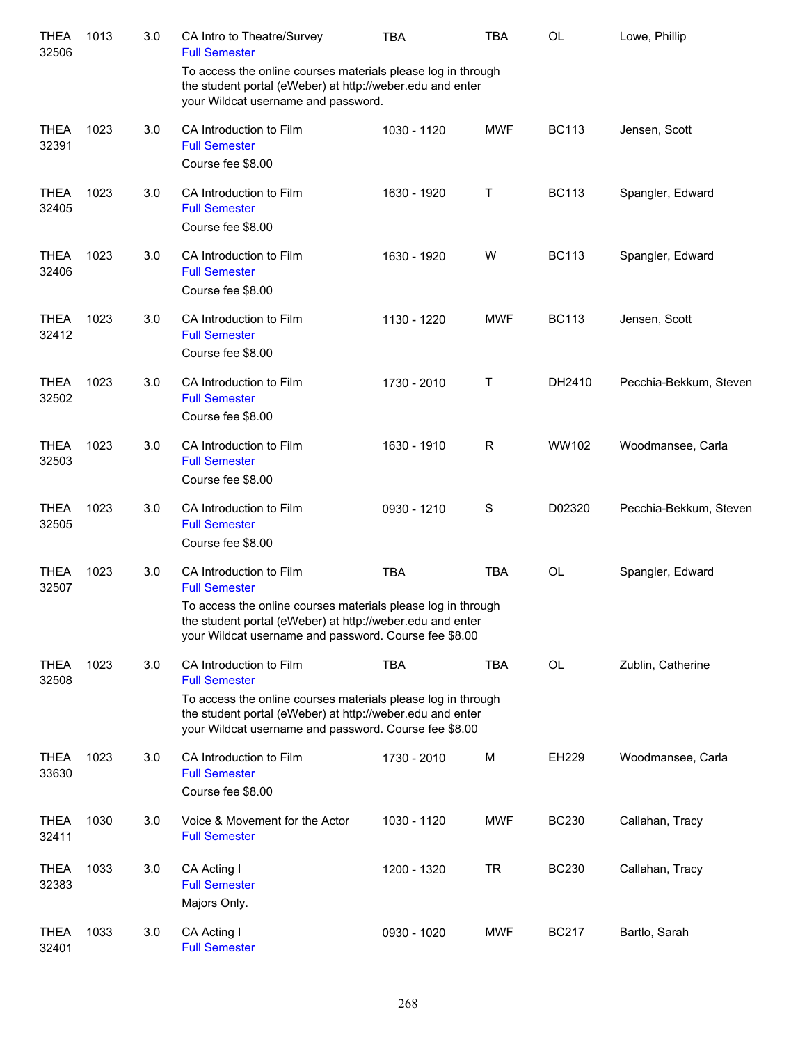| | | | | | | | |
|---|---|---|---|---|---|---|---|
| THEA 32506 | 1013 | 3.0 | CA Intro to Theatre/Survey<br>Full Semester<br>To access the online courses materials please log in through the student portal (eWeber) at http://weber.edu and enter your Wildcat username and password. | TBA | TBA | OL | Lowe, Phillip |
| THEA 32391 | 1023 | 3.0 | CA Introduction to Film<br>Full Semester<br>Course fee $8.00 | 1030 - 1120 | MWF | BC113 | Jensen, Scott |
| THEA 32405 | 1023 | 3.0 | CA Introduction to Film<br>Full Semester<br>Course fee $8.00 | 1630 - 1920 | T | BC113 | Spangler, Edward |
| THEA 32406 | 1023 | 3.0 | CA Introduction to Film<br>Full Semester<br>Course fee $8.00 | 1630 - 1920 | W | BC113 | Spangler, Edward |
| THEA 32412 | 1023 | 3.0 | CA Introduction to Film<br>Full Semester<br>Course fee $8.00 | 1130 - 1220 | MWF | BC113 | Jensen, Scott |
| THEA 32502 | 1023 | 3.0 | CA Introduction to Film<br>Full Semester<br>Course fee $8.00 | 1730 - 2010 | T | DH2410 | Pecchia-Bekkum, Steven |
| THEA 32503 | 1023 | 3.0 | CA Introduction to Film<br>Full Semester<br>Course fee $8.00 | 1630 - 1910 | R | WW102 | Woodmansee, Carla |
| THEA 32505 | 1023 | 3.0 | CA Introduction to Film<br>Full Semester<br>Course fee $8.00 | 0930 - 1210 | S | D02320 | Pecchia-Bekkum, Steven |
| THEA 32507 | 1023 | 3.0 | CA Introduction to Film<br>Full Semester<br>To access the online courses materials please log in through the student portal (eWeber) at http://weber.edu and enter your Wildcat username and password. Course fee $8.00 | TBA | TBA | OL | Spangler, Edward |
| THEA 32508 | 1023 | 3.0 | CA Introduction to Film<br>Full Semester<br>To access the online courses materials please log in through the student portal (eWeber) at http://weber.edu and enter your Wildcat username and password. Course fee $8.00 | TBA | TBA | OL | Zublin, Catherine |
| THEA 33630 | 1023 | 3.0 | CA Introduction to Film<br>Full Semester<br>Course fee $8.00 | 1730 - 2010 | M | EH229 | Woodmansee, Carla |
| THEA 32411 | 1030 | 3.0 | Voice & Movement for the Actor<br>Full Semester | 1030 - 1120 | MWF | BC230 | Callahan, Tracy |
| THEA 32383 | 1033 | 3.0 | CA Acting I<br>Full Semester<br>Majors Only. | 1200 - 1320 | TR | BC230 | Callahan, Tracy |
| THEA 32401 | 1033 | 3.0 | CA Acting I<br>Full Semester | 0930 - 1020 | MWF | BC217 | Bartlo, Sarah |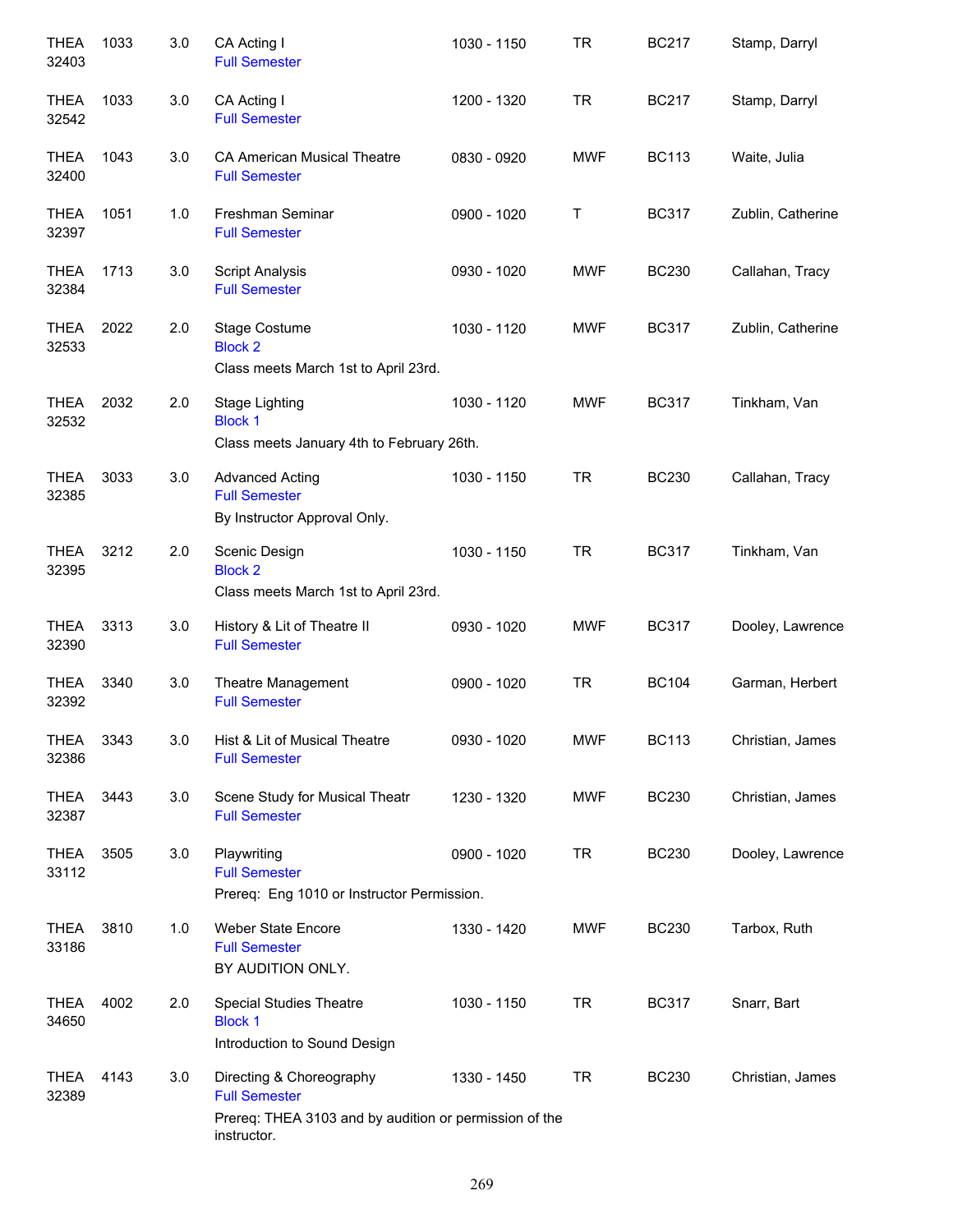| Subject / CRN | Course | Credits | Title | Time | Days | Room | Instructor |
|---|---|---|---|---|---|---|---|
| THEA 32403 | 1033 | 3.0 | CA Acting I<br>Full Semester | 1030 - 1150 | TR | BC217 | Stamp, Darryl |
| THEA 32542 | 1033 | 3.0 | CA Acting I<br>Full Semester | 1200 - 1320 | TR | BC217 | Stamp, Darryl |
| THEA 32400 | 1043 | 3.0 | CA American Musical Theatre<br>Full Semester | 0830 - 0920 | MWF | BC113 | Waite, Julia |
| THEA 32397 | 1051 | 1.0 | Freshman Seminar<br>Full Semester | 0900 - 1020 | T | BC317 | Zublin, Catherine |
| THEA 32384 | 1713 | 3.0 | Script Analysis<br>Full Semester | 0930 - 1020 | MWF | BC230 | Callahan, Tracy |
| THEA 32533 | 2022 | 2.0 | Stage Costume<br>Block 2<br>Class meets March 1st to April 23rd. | 1030 - 1120 | MWF | BC317 | Zublin, Catherine |
| THEA 32532 | 2032 | 2.0 | Stage Lighting<br>Block 1<br>Class meets January 4th to February 26th. | 1030 - 1120 | MWF | BC317 | Tinkham, Van |
| THEA 32385 | 3033 | 3.0 | Advanced Acting<br>Full Semester<br>By Instructor Approval Only. | 1030 - 1150 | TR | BC230 | Callahan, Tracy |
| THEA 32395 | 3212 | 2.0 | Scenic Design<br>Block 2<br>Class meets March 1st to April 23rd. | 1030 - 1150 | TR | BC317 | Tinkham, Van |
| THEA 32390 | 3313 | 3.0 | History & Lit of Theatre II<br>Full Semester | 0930 - 1020 | MWF | BC317 | Dooley, Lawrence |
| THEA 32392 | 3340 | 3.0 | Theatre Management<br>Full Semester | 0900 - 1020 | TR | BC104 | Garman, Herbert |
| THEA 32386 | 3343 | 3.0 | Hist & Lit of Musical Theatre<br>Full Semester | 0930 - 1020 | MWF | BC113 | Christian, James |
| THEA 32387 | 3443 | 3.0 | Scene Study for Musical Theatr<br>Full Semester | 1230 - 1320 | MWF | BC230 | Christian, James |
| THEA 33112 | 3505 | 3.0 | Playwriting<br>Full Semester<br>Prereq: Eng 1010 or Instructor Permission. | 0900 - 1020 | TR | BC230 | Dooley, Lawrence |
| THEA 33186 | 3810 | 1.0 | Weber State Encore<br>Full Semester<br>BY AUDITION ONLY. | 1330 - 1420 | MWF | BC230 | Tarbox, Ruth |
| THEA 34650 | 4002 | 2.0 | Special Studies Theatre<br>Block 1<br>Introduction to Sound Design | 1030 - 1150 | TR | BC317 | Snarr, Bart |
| THEA 32389 | 4143 | 3.0 | Directing & Choreography<br>Full Semester<br>Prereq: THEA 3103 and by audition or permission of the instructor. | 1330 - 1450 | TR | BC230 | Christian, James |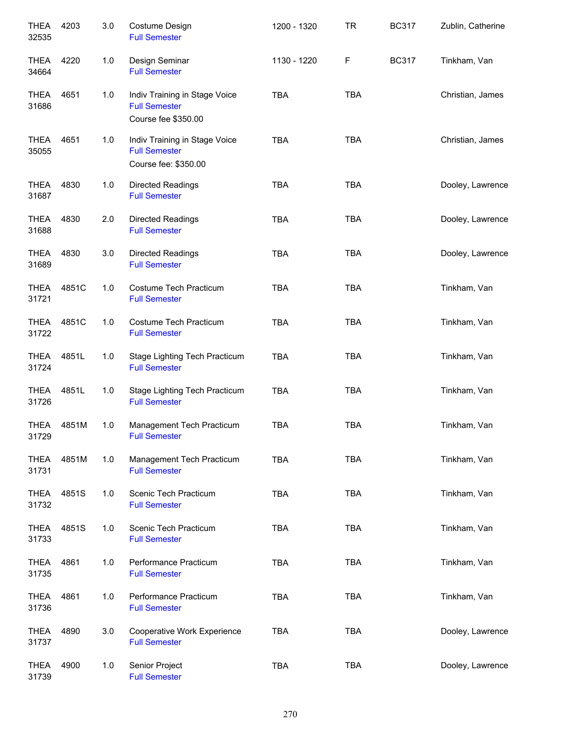| | | | | | | | |
|---|---|---|---|---|---|---|---|
| THEA 32535 | 4203 | 3.0 | Costume Design<br>Full Semester | 1200 - 1320 | TR | BC317 | Zublin, Catherine |
| THEA 34664 | 4220 | 1.0 | Design Seminar<br>Full Semester | 1130 - 1220 | F | BC317 | Tinkham, Van |
| THEA 31686 | 4651 | 1.0 | Indiv Training in Stage Voice<br>Full Semester<br>Course fee $350.00 | TBA | TBA | | Christian, James |
| THEA 35055 | 4651 | 1.0 | Indiv Training in Stage Voice<br>Full Semester<br>Course fee: $350.00 | TBA | TBA | | Christian, James |
| THEA 31687 | 4830 | 1.0 | Directed Readings<br>Full Semester | TBA | TBA | | Dooley, Lawrence |
| THEA 31688 | 4830 | 2.0 | Directed Readings<br>Full Semester | TBA | TBA | | Dooley, Lawrence |
| THEA 31689 | 4830 | 3.0 | Directed Readings<br>Full Semester | TBA | TBA | | Dooley, Lawrence |
| THEA 31721 | 4851C | 1.0 | Costume Tech Practicum<br>Full Semester | TBA | TBA | | Tinkham, Van |
| THEA 31722 | 4851C | 1.0 | Costume Tech Practicum<br>Full Semester | TBA | TBA | | Tinkham, Van |
| THEA 31724 | 4851L | 1.0 | Stage Lighting Tech Practicum<br>Full Semester | TBA | TBA | | Tinkham, Van |
| THEA 31726 | 4851L | 1.0 | Stage Lighting Tech Practicum<br>Full Semester | TBA | TBA | | Tinkham, Van |
| THEA 31729 | 4851M | 1.0 | Management Tech Practicum<br>Full Semester | TBA | TBA | | Tinkham, Van |
| THEA 31731 | 4851M | 1.0 | Management Tech Practicum<br>Full Semester | TBA | TBA | | Tinkham, Van |
| THEA 31732 | 4851S | 1.0 | Scenic Tech Practicum<br>Full Semester | TBA | TBA | | Tinkham, Van |
| THEA 31733 | 4851S | 1.0 | Scenic Tech Practicum<br>Full Semester | TBA | TBA | | Tinkham, Van |
| THEA 31735 | 4861 | 1.0 | Performance Practicum<br>Full Semester | TBA | TBA | | Tinkham, Van |
| THEA 31736 | 4861 | 1.0 | Performance Practicum<br>Full Semester | TBA | TBA | | Tinkham, Van |
| THEA 31737 | 4890 | 3.0 | Cooperative Work Experience<br>Full Semester | TBA | TBA | | Dooley, Lawrence |
| THEA 31739 | 4900 | 1.0 | Senior Project<br>Full Semester | TBA | TBA | | Dooley, Lawrence |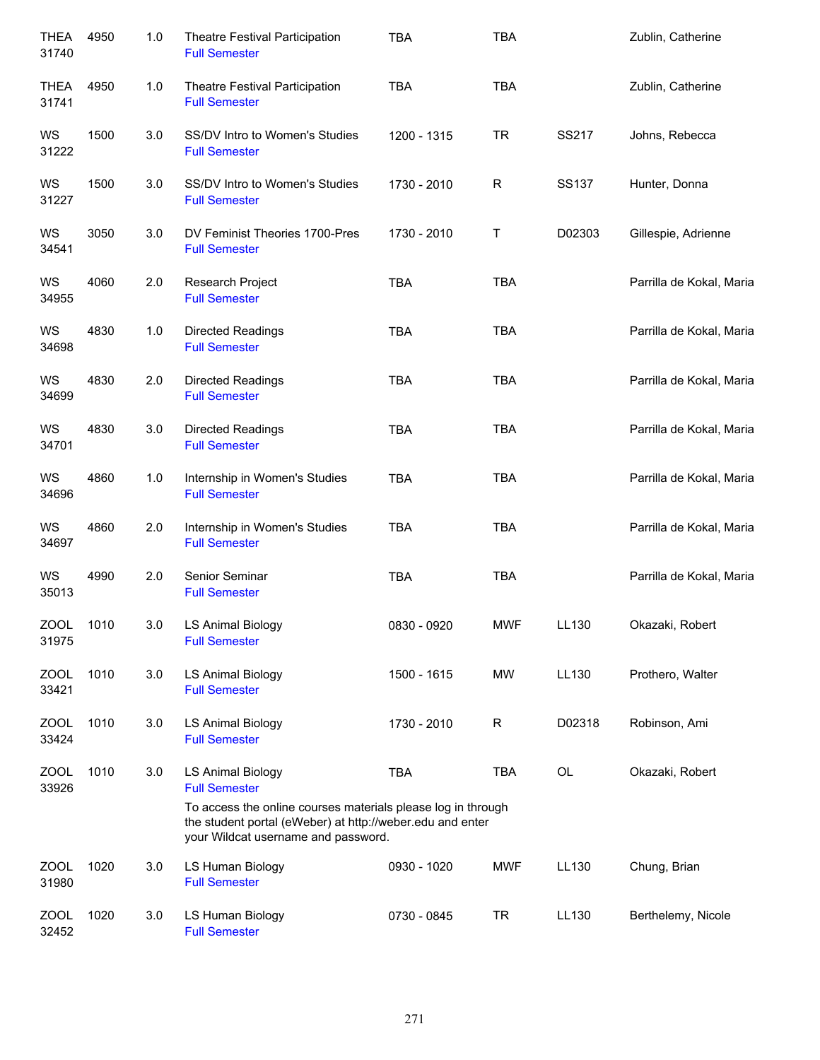| | | | | | | | |
|---|---|---|---|---|---|---|---|
| THEA 31740 | 4950 | 1.0 | Theatre Festival Participation<br>Full Semester | TBA | TBA | | Zublin, Catherine |
| THEA 31741 | 4950 | 1.0 | Theatre Festival Participation<br>Full Semester | TBA | TBA | | Zublin, Catherine |
| WS 31222 | 1500 | 3.0 | SS/DV Intro to Women's Studies<br>Full Semester | 1200 - 1315 | TR | SS217 | Johns, Rebecca |
| WS 31227 | 1500 | 3.0 | SS/DV Intro to Women's Studies<br>Full Semester | 1730 - 2010 | R | SS137 | Hunter, Donna |
| WS 34541 | 3050 | 3.0 | DV Feminist Theories 1700-Pres<br>Full Semester | 1730 - 2010 | T | D02303 | Gillespie, Adrienne |
| WS 34955 | 4060 | 2.0 | Research Project<br>Full Semester | TBA | TBA | | Parrilla de Kokal, Maria |
| WS 34698 | 4830 | 1.0 | Directed Readings<br>Full Semester | TBA | TBA | | Parrilla de Kokal, Maria |
| WS 34699 | 4830 | 2.0 | Directed Readings<br>Full Semester | TBA | TBA | | Parrilla de Kokal, Maria |
| WS 34701 | 4830 | 3.0 | Directed Readings<br>Full Semester | TBA | TBA | | Parrilla de Kokal, Maria |
| WS 34696 | 4860 | 1.0 | Internship in Women's Studies<br>Full Semester | TBA | TBA | | Parrilla de Kokal, Maria |
| WS 34697 | 4860 | 2.0 | Internship in Women's Studies<br>Full Semester | TBA | TBA | | Parrilla de Kokal, Maria |
| WS 35013 | 4990 | 2.0 | Senior Seminar<br>Full Semester | TBA | TBA | | Parrilla de Kokal, Maria |
| ZOOL 31975 | 1010 | 3.0 | LS Animal Biology<br>Full Semester | 0830 - 0920 | MWF | LL130 | Okazaki, Robert |
| ZOOL 33421 | 1010 | 3.0 | LS Animal Biology<br>Full Semester | 1500 - 1615 | MW | LL130 | Prothero, Walter |
| ZOOL 33424 | 1010 | 3.0 | LS Animal Biology<br>Full Semester | 1730 - 2010 | R | D02318 | Robinson, Ami |
| ZOOL 33926 | 1010 | 3.0 | LS Animal Biology<br>Full Semester<br>To access the online courses materials please log in through the student portal (eWeber) at http://weber.edu and enter your Wildcat username and password. | TBA | TBA | OL | Okazaki, Robert |
| ZOOL 31980 | 1020 | 3.0 | LS Human Biology<br>Full Semester | 0930 - 1020 | MWF | LL130 | Chung, Brian |
| ZOOL 32452 | 1020 | 3.0 | LS Human Biology<br>Full Semester | 0730 - 0845 | TR | LL130 | Berthelemy, Nicole |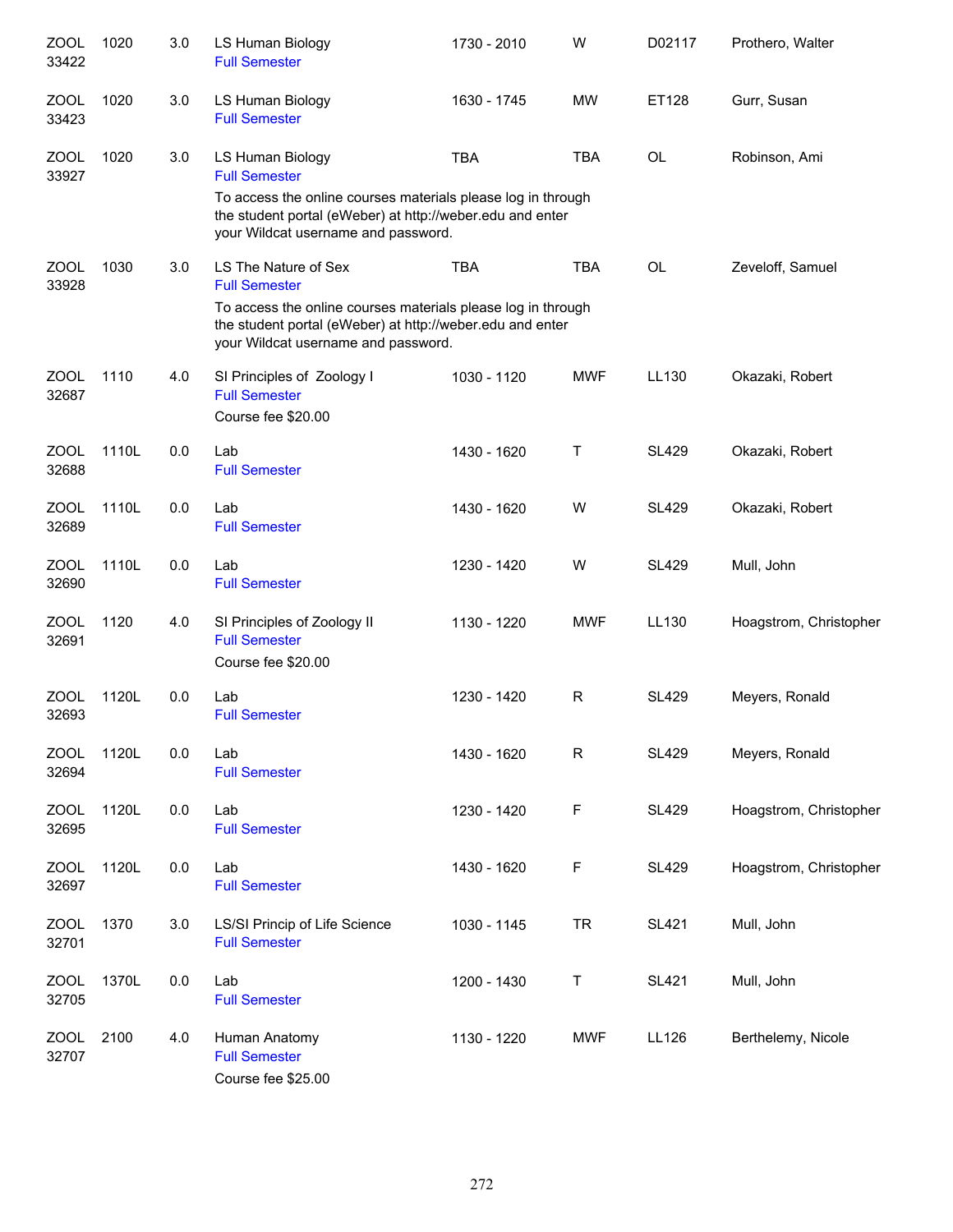| | | | | | | | |
|---|---|---|---|---|---|---|---|
| ZOOL 33422 | 1020 | 3.0 | LS Human Biology<br>Full Semester | 1730 - 2010 | W | D02117 | Prothero, Walter |
| ZOOL 33423 | 1020 | 3.0 | LS Human Biology<br>Full Semester | 1630 - 1745 | MW | ET128 | Gurr, Susan |
| ZOOL 33927 | 1020 | 3.0 | LS Human Biology<br>Full Semester<br>To access the online courses materials please log in through the student portal (eWeber) at http://weber.edu and enter your Wildcat username and password. | TBA | TBA | OL | Robinson, Ami |
| ZOOL 33928 | 1030 | 3.0 | LS The Nature of Sex<br>Full Semester<br>To access the online courses materials please log in through the student portal (eWeber) at http://weber.edu and enter your Wildcat username and password. | TBA | TBA | OL | Zeveloff, Samuel |
| ZOOL 32687 | 1110 | 4.0 | SI Principles of Zoology I<br>Full Semester<br>Course fee $20.00 | 1030 - 1120 | MWF | LL130 | Okazaki, Robert |
| ZOOL 32688 | 1110L | 0.0 | Lab<br>Full Semester | 1430 - 1620 | T | SL429 | Okazaki, Robert |
| ZOOL 32689 | 1110L | 0.0 | Lab<br>Full Semester | 1430 - 1620 | W | SL429 | Okazaki, Robert |
| ZOOL 32690 | 1110L | 0.0 | Lab<br>Full Semester | 1230 - 1420 | W | SL429 | Mull, John |
| ZOOL 32691 | 1120 | 4.0 | SI Principles of Zoology II<br>Full Semester<br>Course fee $20.00 | 1130 - 1220 | MWF | LL130 | Hoagstrom, Christopher |
| ZOOL 32693 | 1120L | 0.0 | Lab<br>Full Semester | 1230 - 1420 | R | SL429 | Meyers, Ronald |
| ZOOL 32694 | 1120L | 0.0 | Lab<br>Full Semester | 1430 - 1620 | R | SL429 | Meyers, Ronald |
| ZOOL 32695 | 1120L | 0.0 | Lab<br>Full Semester | 1230 - 1420 | F | SL429 | Hoagstrom, Christopher |
| ZOOL 32697 | 1120L | 0.0 | Lab<br>Full Semester | 1430 - 1620 | F | SL429 | Hoagstrom, Christopher |
| ZOOL 32701 | 1370 | 3.0 | LS/SI Princip of Life Science<br>Full Semester | 1030 - 1145 | TR | SL421 | Mull, John |
| ZOOL 32705 | 1370L | 0.0 | Lab<br>Full Semester | 1200 - 1430 | T | SL421 | Mull, John |
| ZOOL 32707 | 2100 | 4.0 | Human Anatomy<br>Full Semester<br>Course fee $25.00 | 1130 - 1220 | MWF | LL126 | Berthelemy, Nicole |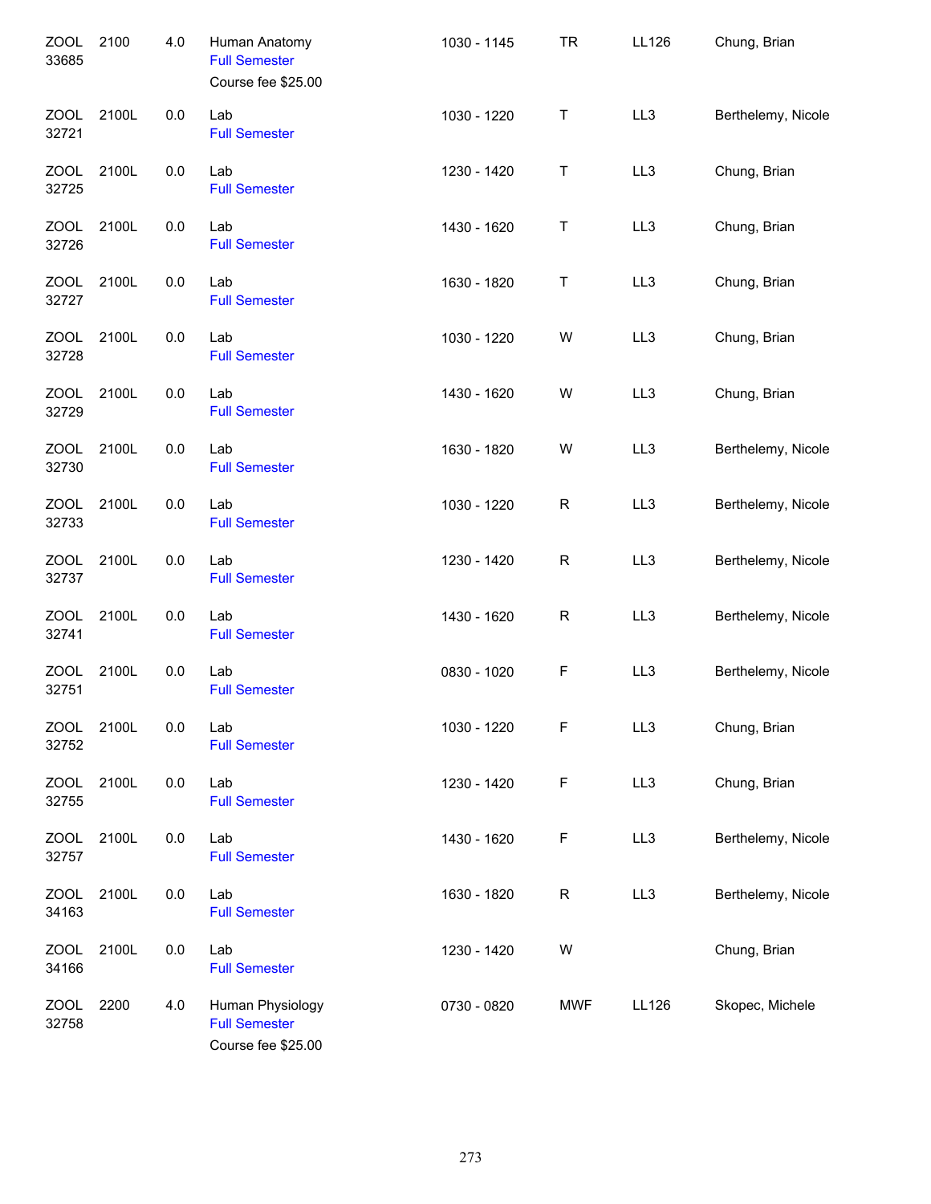| Subject / CRN | Course | Credits | Title | Time | Days | Room | Instructor |
|---|---|---|---|---|---|---|---|
| ZOOL 33685 | 2100 | 4.0 | Human Anatomy<br>Full Semester<br>Course fee $25.00 | 1030 - 1145 | TR | LL126 | Chung, Brian |
| ZOOL 32721 | 2100L | 0.0 | Lab<br>Full Semester | 1030 - 1220 | T | LL3 | Berthelemy, Nicole |
| ZOOL 32725 | 2100L | 0.0 | Lab<br>Full Semester | 1230 - 1420 | T | LL3 | Chung, Brian |
| ZOOL 32726 | 2100L | 0.0 | Lab<br>Full Semester | 1430 - 1620 | T | LL3 | Chung, Brian |
| ZOOL 32727 | 2100L | 0.0 | Lab<br>Full Semester | 1630 - 1820 | T | LL3 | Chung, Brian |
| ZOOL 32728 | 2100L | 0.0 | Lab<br>Full Semester | 1030 - 1220 | W | LL3 | Chung, Brian |
| ZOOL 32729 | 2100L | 0.0 | Lab<br>Full Semester | 1430 - 1620 | W | LL3 | Chung, Brian |
| ZOOL 32730 | 2100L | 0.0 | Lab<br>Full Semester | 1630 - 1820 | W | LL3 | Berthelemy, Nicole |
| ZOOL 32733 | 2100L | 0.0 | Lab<br>Full Semester | 1030 - 1220 | R | LL3 | Berthelemy, Nicole |
| ZOOL 32737 | 2100L | 0.0 | Lab<br>Full Semester | 1230 - 1420 | R | LL3 | Berthelemy, Nicole |
| ZOOL 32741 | 2100L | 0.0 | Lab<br>Full Semester | 1430 - 1620 | R | LL3 | Berthelemy, Nicole |
| ZOOL 32751 | 2100L | 0.0 | Lab<br>Full Semester | 0830 - 1020 | F | LL3 | Berthelemy, Nicole |
| ZOOL 32752 | 2100L | 0.0 | Lab<br>Full Semester | 1030 - 1220 | F | LL3 | Chung, Brian |
| ZOOL 32755 | 2100L | 0.0 | Lab<br>Full Semester | 1230 - 1420 | F | LL3 | Chung, Brian |
| ZOOL 32757 | 2100L | 0.0 | Lab<br>Full Semester | 1430 - 1620 | F | LL3 | Berthelemy, Nicole |
| ZOOL 34163 | 2100L | 0.0 | Lab<br>Full Semester | 1630 - 1820 | R | LL3 | Berthelemy, Nicole |
| ZOOL 34166 | 2100L | 0.0 | Lab<br>Full Semester | 1230 - 1420 | W | | Chung, Brian |
| ZOOL 32758 | 2200 | 4.0 | Human Physiology<br>Full Semester<br>Course fee $25.00 | 0730 - 0820 | MWF | LL126 | Skopec, Michele |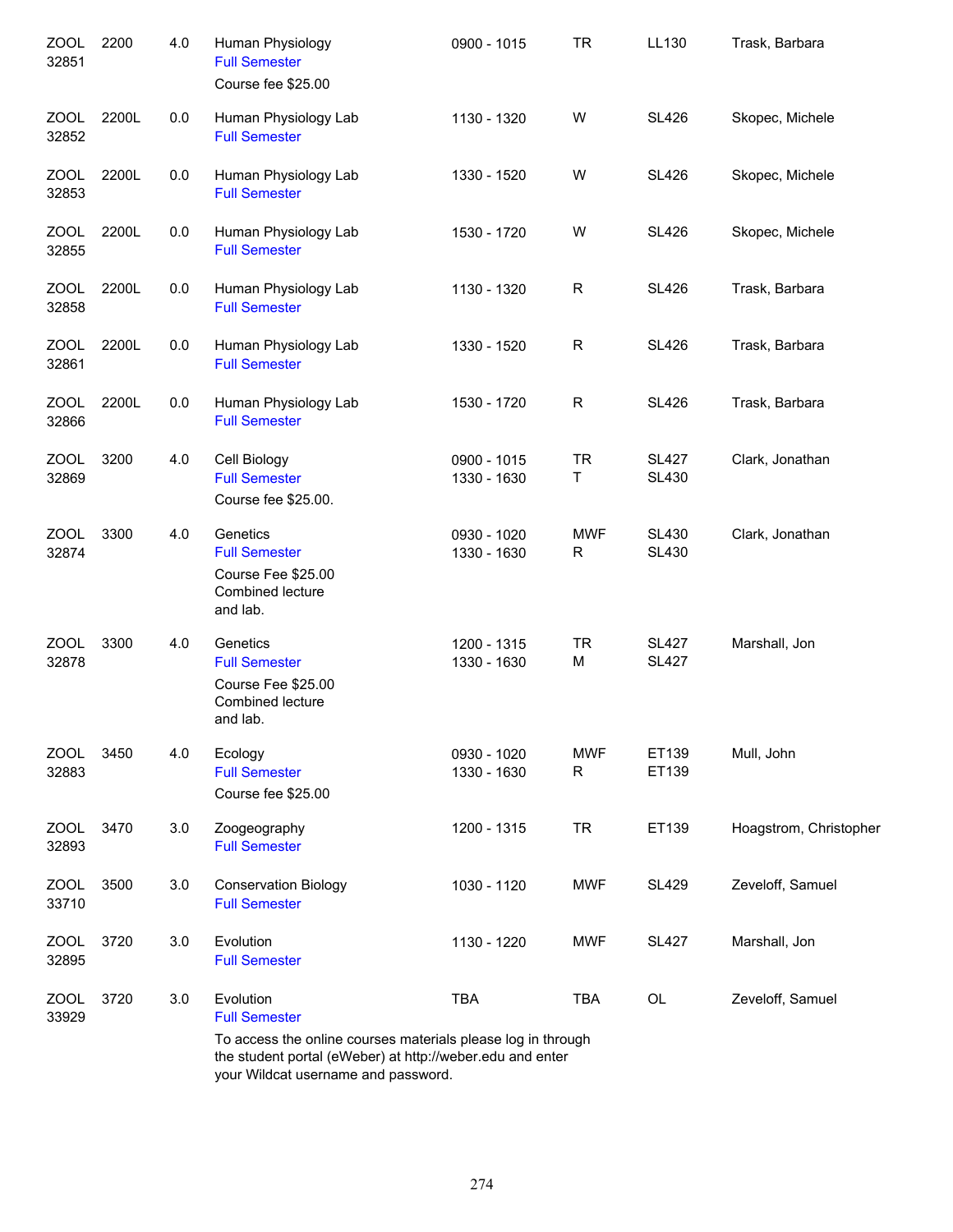| | | | | | | | |
|---|---|---|---|---|---|---|---|
| ZOOL 32851 | 2200 | 4.0 | Human Physiology<br>Full Semester<br>Course fee $25.00 | 0900 - 1015 | TR | LL130 | Trask, Barbara |
| ZOOL 32852 | 2200L | 0.0 | Human Physiology Lab<br>Full Semester | 1130 - 1320 | W | SL426 | Skopec, Michele |
| ZOOL 32853 | 2200L | 0.0 | Human Physiology Lab<br>Full Semester | 1330 - 1520 | W | SL426 | Skopec, Michele |
| ZOOL 32855 | 2200L | 0.0 | Human Physiology Lab<br>Full Semester | 1530 - 1720 | W | SL426 | Skopec, Michele |
| ZOOL 32858 | 2200L | 0.0 | Human Physiology Lab<br>Full Semester | 1130 - 1320 | R | SL426 | Trask, Barbara |
| ZOOL 32861 | 2200L | 0.0 | Human Physiology Lab<br>Full Semester | 1330 - 1520 | R | SL426 | Trask, Barbara |
| ZOOL 32866 | 2200L | 0.0 | Human Physiology Lab<br>Full Semester | 1530 - 1720 | R | SL426 | Trask, Barbara |
| ZOOL 32869 | 3200 | 4.0 | Cell Biology<br>Full Semester<br>Course fee $25.00. | 0900 - 1015<br>1330 - 1630 | TR<br>T | SL427<br>SL430 | Clark, Jonathan |
| ZOOL 32874 | 3300 | 4.0 | Genetics<br>Full Semester<br>Course Fee $25.00<br>Combined lecture and lab. | 0930 - 1020<br>1330 - 1630 | MWF<br>R | SL430<br>SL430 | Clark, Jonathan |
| ZOOL 32878 | 3300 | 4.0 | Genetics<br>Full Semester<br>Course Fee $25.00<br>Combined lecture and lab. | 1200 - 1315<br>1330 - 1630 | TR<br>M | SL427<br>SL427 | Marshall, Jon |
| ZOOL 32883 | 3450 | 4.0 | Ecology<br>Full Semester<br>Course fee $25.00 | 0930 - 1020<br>1330 - 1630 | MWF<br>R | ET139<br>ET139 | Mull, John |
| ZOOL 32893 | 3470 | 3.0 | Zoogeography<br>Full Semester | 1200 - 1315 | TR | ET139 | Hoagstrom, Christopher |
| ZOOL 33710 | 3500 | 3.0 | Conservation Biology<br>Full Semester | 1030 - 1120 | MWF | SL429 | Zeveloff, Samuel |
| ZOOL 32895 | 3720 | 3.0 | Evolution<br>Full Semester | 1130 - 1220 | MWF | SL427 | Marshall, Jon |
| ZOOL 33929 | 3720 | 3.0 | Evolution<br>Full Semester<br>To access the online courses materials please log in through the student portal (eWeber) at http://weber.edu and enter your Wildcat username and password. | TBA | TBA | OL | Zeveloff, Samuel |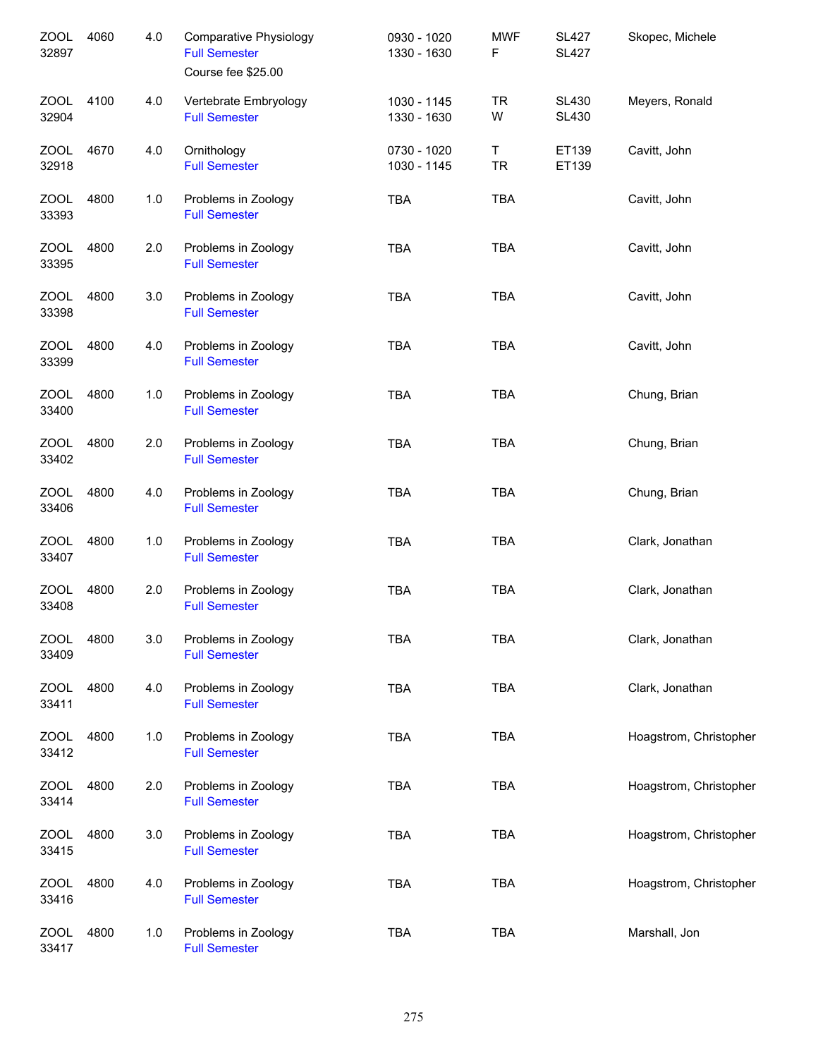| Subject / CRN | Course | Credits | Title | Time | Days | Room | Instructor |
|---|---|---|---|---|---|---|---|
| ZOOL 32897 | 4060 | 4.0 | Comparative Physiology<br>Full Semester<br>Course fee $25.00 | 0930 - 1020<br>1330 - 1630 | MWF<br>F | SL427<br>SL427 | Skopec, Michele |
| ZOOL 32904 | 4100 | 4.0 | Vertebrate Embryology<br>Full Semester | 1030 - 1145<br>1330 - 1630 | TR<br>W | SL430<br>SL430 | Meyers, Ronald |
| ZOOL 32918 | 4670 | 4.0 | Ornithology<br>Full Semester | 0730 - 1020<br>1030 - 1145 | T<br>TR | ET139<br>ET139 | Cavitt, John |
| ZOOL 33393 | 4800 | 1.0 | Problems in Zoology<br>Full Semester | TBA | TBA | | Cavitt, John |
| ZOOL 33395 | 4800 | 2.0 | Problems in Zoology<br>Full Semester | TBA | TBA | | Cavitt, John |
| ZOOL 33398 | 4800 | 3.0 | Problems in Zoology<br>Full Semester | TBA | TBA | | Cavitt, John |
| ZOOL 33399 | 4800 | 4.0 | Problems in Zoology<br>Full Semester | TBA | TBA | | Cavitt, John |
| ZOOL 33400 | 4800 | 1.0 | Problems in Zoology<br>Full Semester | TBA | TBA | | Chung, Brian |
| ZOOL 33402 | 4800 | 2.0 | Problems in Zoology<br>Full Semester | TBA | TBA | | Chung, Brian |
| ZOOL 33406 | 4800 | 4.0 | Problems in Zoology<br>Full Semester | TBA | TBA | | Chung, Brian |
| ZOOL 33407 | 4800 | 1.0 | Problems in Zoology<br>Full Semester | TBA | TBA | | Clark, Jonathan |
| ZOOL 33408 | 4800 | 2.0 | Problems in Zoology<br>Full Semester | TBA | TBA | | Clark, Jonathan |
| ZOOL 33409 | 4800 | 3.0 | Problems in Zoology<br>Full Semester | TBA | TBA | | Clark, Jonathan |
| ZOOL 33411 | 4800 | 4.0 | Problems in Zoology<br>Full Semester | TBA | TBA | | Clark, Jonathan |
| ZOOL 33412 | 4800 | 1.0 | Problems in Zoology<br>Full Semester | TBA | TBA | | Hoagstrom, Christopher |
| ZOOL 33414 | 4800 | 2.0 | Problems in Zoology<br>Full Semester | TBA | TBA | | Hoagstrom, Christopher |
| ZOOL 33415 | 4800 | 3.0 | Problems in Zoology<br>Full Semester | TBA | TBA | | Hoagstrom, Christopher |
| ZOOL 33416 | 4800 | 4.0 | Problems in Zoology<br>Full Semester | TBA | TBA | | Hoagstrom, Christopher |
| ZOOL 33417 | 4800 | 1.0 | Problems in Zoology<br>Full Semester | TBA | TBA | | Marshall, Jon |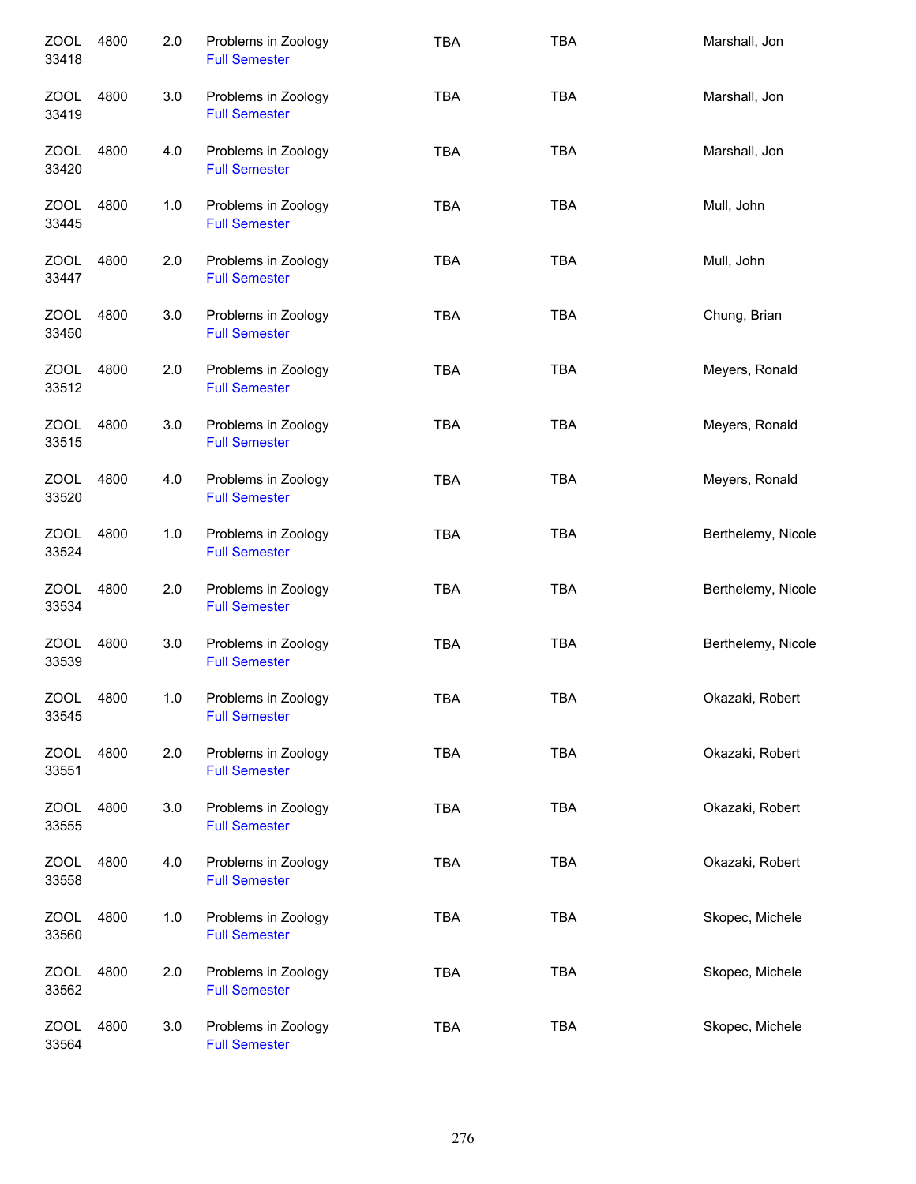| | | | | | | |
|---|---|---|---|---|---|---|
| ZOOL 33418 | 4800 | 2.0 | Problems in Zoology Full Semester | TBA | TBA | Marshall, Jon |
| ZOOL 33419 | 4800 | 3.0 | Problems in Zoology Full Semester | TBA | TBA | Marshall, Jon |
| ZOOL 33420 | 4800 | 4.0 | Problems in Zoology Full Semester | TBA | TBA | Marshall, Jon |
| ZOOL 33445 | 4800 | 1.0 | Problems in Zoology Full Semester | TBA | TBA | Mull, John |
| ZOOL 33447 | 4800 | 2.0 | Problems in Zoology Full Semester | TBA | TBA | Mull, John |
| ZOOL 33450 | 4800 | 3.0 | Problems in Zoology Full Semester | TBA | TBA | Chung, Brian |
| ZOOL 33512 | 4800 | 2.0 | Problems in Zoology Full Semester | TBA | TBA | Meyers, Ronald |
| ZOOL 33515 | 4800 | 3.0 | Problems in Zoology Full Semester | TBA | TBA | Meyers, Ronald |
| ZOOL 33520 | 4800 | 4.0 | Problems in Zoology Full Semester | TBA | TBA | Meyers, Ronald |
| ZOOL 33524 | 4800 | 1.0 | Problems in Zoology Full Semester | TBA | TBA | Berthelemy, Nicole |
| ZOOL 33534 | 4800 | 2.0 | Problems in Zoology Full Semester | TBA | TBA | Berthelemy, Nicole |
| ZOOL 33539 | 4800 | 3.0 | Problems in Zoology Full Semester | TBA | TBA | Berthelemy, Nicole |
| ZOOL 33545 | 4800 | 1.0 | Problems in Zoology Full Semester | TBA | TBA | Okazaki, Robert |
| ZOOL 33551 | 4800 | 2.0 | Problems in Zoology Full Semester | TBA | TBA | Okazaki, Robert |
| ZOOL 33555 | 4800 | 3.0 | Problems in Zoology Full Semester | TBA | TBA | Okazaki, Robert |
| ZOOL 33558 | 4800 | 4.0 | Problems in Zoology Full Semester | TBA | TBA | Okazaki, Robert |
| ZOOL 33560 | 4800 | 1.0 | Problems in Zoology Full Semester | TBA | TBA | Skopec, Michele |
| ZOOL 33562 | 4800 | 2.0 | Problems in Zoology Full Semester | TBA | TBA | Skopec, Michele |
| ZOOL 33564 | 4800 | 3.0 | Problems in Zoology Full Semester | TBA | TBA | Skopec, Michele |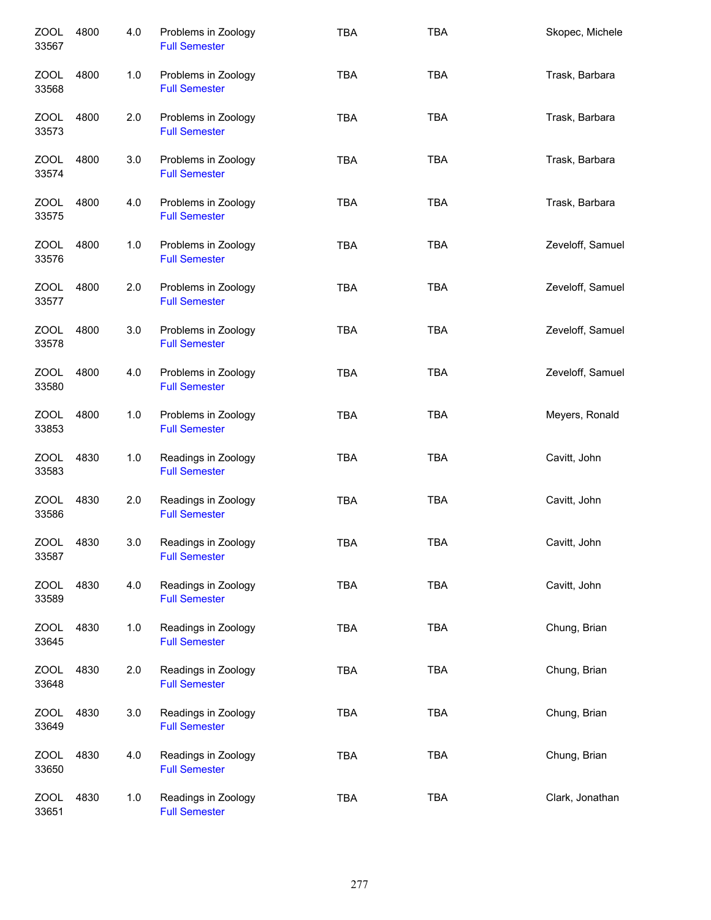| | | | | | | |
|---|---|---|---|---|---|---|
| ZOOL 33567 | 4800 | 4.0 | Problems in Zoology<br>Full Semester | TBA | TBA | Skopec, Michele |
| ZOOL 33568 | 4800 | 1.0 | Problems in Zoology<br>Full Semester | TBA | TBA | Trask, Barbara |
| ZOOL 33573 | 4800 | 2.0 | Problems in Zoology<br>Full Semester | TBA | TBA | Trask, Barbara |
| ZOOL 33574 | 4800 | 3.0 | Problems in Zoology<br>Full Semester | TBA | TBA | Trask, Barbara |
| ZOOL 33575 | 4800 | 4.0 | Problems in Zoology<br>Full Semester | TBA | TBA | Trask, Barbara |
| ZOOL 33576 | 4800 | 1.0 | Problems in Zoology<br>Full Semester | TBA | TBA | Zeveloff, Samuel |
| ZOOL 33577 | 4800 | 2.0 | Problems in Zoology<br>Full Semester | TBA | TBA | Zeveloff, Samuel |
| ZOOL 33578 | 4800 | 3.0 | Problems in Zoology<br>Full Semester | TBA | TBA | Zeveloff, Samuel |
| ZOOL 33580 | 4800 | 4.0 | Problems in Zoology<br>Full Semester | TBA | TBA | Zeveloff, Samuel |
| ZOOL 33853 | 4800 | 1.0 | Problems in Zoology<br>Full Semester | TBA | TBA | Meyers, Ronald |
| ZOOL 33583 | 4830 | 1.0 | Readings in Zoology<br>Full Semester | TBA | TBA | Cavitt, John |
| ZOOL 33586 | 4830 | 2.0 | Readings in Zoology<br>Full Semester | TBA | TBA | Cavitt, John |
| ZOOL 33587 | 4830 | 3.0 | Readings in Zoology<br>Full Semester | TBA | TBA | Cavitt, John |
| ZOOL 33589 | 4830 | 4.0 | Readings in Zoology<br>Full Semester | TBA | TBA | Cavitt, John |
| ZOOL 33645 | 4830 | 1.0 | Readings in Zoology<br>Full Semester | TBA | TBA | Chung, Brian |
| ZOOL 33648 | 4830 | 2.0 | Readings in Zoology<br>Full Semester | TBA | TBA | Chung, Brian |
| ZOOL 33649 | 4830 | 3.0 | Readings in Zoology<br>Full Semester | TBA | TBA | Chung, Brian |
| ZOOL 33650 | 4830 | 4.0 | Readings in Zoology<br>Full Semester | TBA | TBA | Chung, Brian |
| ZOOL 33651 | 4830 | 1.0 | Readings in Zoology<br>Full Semester | TBA | TBA | Clark, Jonathan |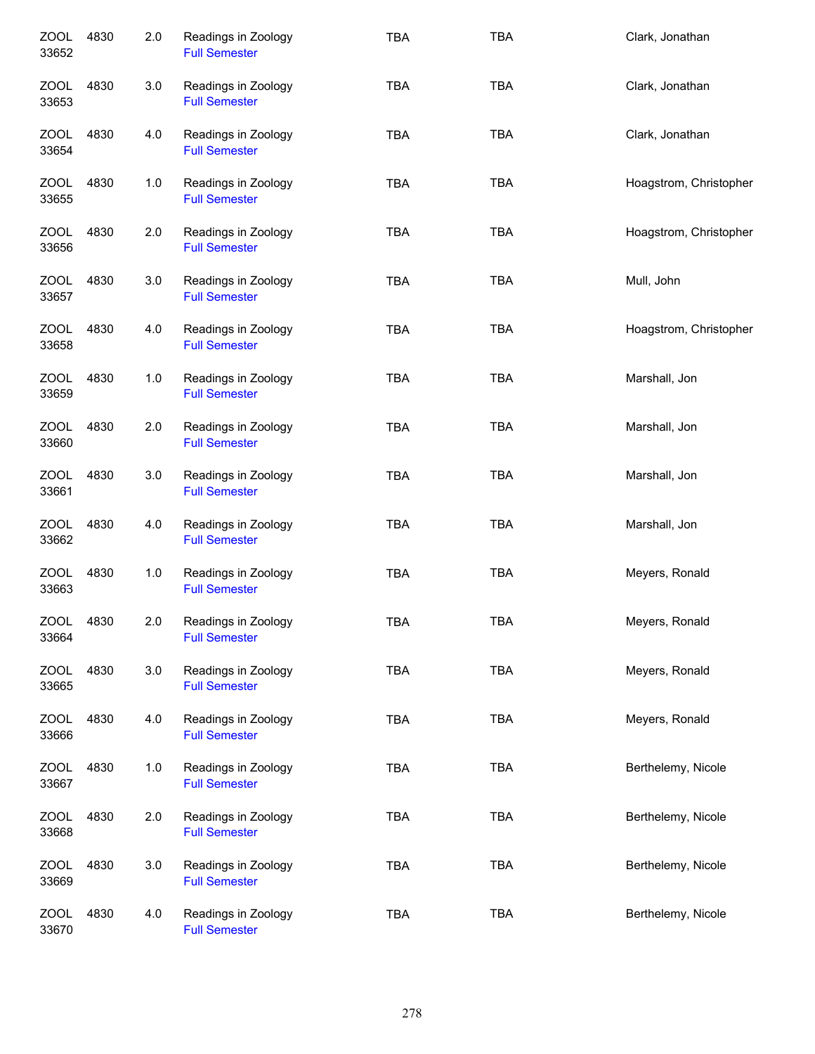| | | | | | | |
|---|---|---|---|---|---|---|
| ZOOL 33652 | 4830 | 2.0 | Readings in Zoology<br>Full Semester | TBA | TBA | Clark, Jonathan |
| ZOOL 33653 | 4830 | 3.0 | Readings in Zoology<br>Full Semester | TBA | TBA | Clark, Jonathan |
| ZOOL 33654 | 4830 | 4.0 | Readings in Zoology<br>Full Semester | TBA | TBA | Clark, Jonathan |
| ZOOL 33655 | 4830 | 1.0 | Readings in Zoology<br>Full Semester | TBA | TBA | Hoagstrom, Christopher |
| ZOOL 33656 | 4830 | 2.0 | Readings in Zoology<br>Full Semester | TBA | TBA | Hoagstrom, Christopher |
| ZOOL 33657 | 4830 | 3.0 | Readings in Zoology<br>Full Semester | TBA | TBA | Mull, John |
| ZOOL 33658 | 4830 | 4.0 | Readings in Zoology<br>Full Semester | TBA | TBA | Hoagstrom, Christopher |
| ZOOL 33659 | 4830 | 1.0 | Readings in Zoology<br>Full Semester | TBA | TBA | Marshall, Jon |
| ZOOL 33660 | 4830 | 2.0 | Readings in Zoology<br>Full Semester | TBA | TBA | Marshall, Jon |
| ZOOL 33661 | 4830 | 3.0 | Readings in Zoology<br>Full Semester | TBA | TBA | Marshall, Jon |
| ZOOL 33662 | 4830 | 4.0 | Readings in Zoology<br>Full Semester | TBA | TBA | Marshall, Jon |
| ZOOL 33663 | 4830 | 1.0 | Readings in Zoology<br>Full Semester | TBA | TBA | Meyers, Ronald |
| ZOOL 33664 | 4830 | 2.0 | Readings in Zoology<br>Full Semester | TBA | TBA | Meyers, Ronald |
| ZOOL 33665 | 4830 | 3.0 | Readings in Zoology<br>Full Semester | TBA | TBA | Meyers, Ronald |
| ZOOL 33666 | 4830 | 4.0 | Readings in Zoology<br>Full Semester | TBA | TBA | Meyers, Ronald |
| ZOOL 33667 | 4830 | 1.0 | Readings in Zoology<br>Full Semester | TBA | TBA | Berthelemy, Nicole |
| ZOOL 33668 | 4830 | 2.0 | Readings in Zoology<br>Full Semester | TBA | TBA | Berthelemy, Nicole |
| ZOOL 33669 | 4830 | 3.0 | Readings in Zoology<br>Full Semester | TBA | TBA | Berthelemy, Nicole |
| ZOOL 33670 | 4830 | 4.0 | Readings in Zoology<br>Full Semester | TBA | TBA | Berthelemy, Nicole |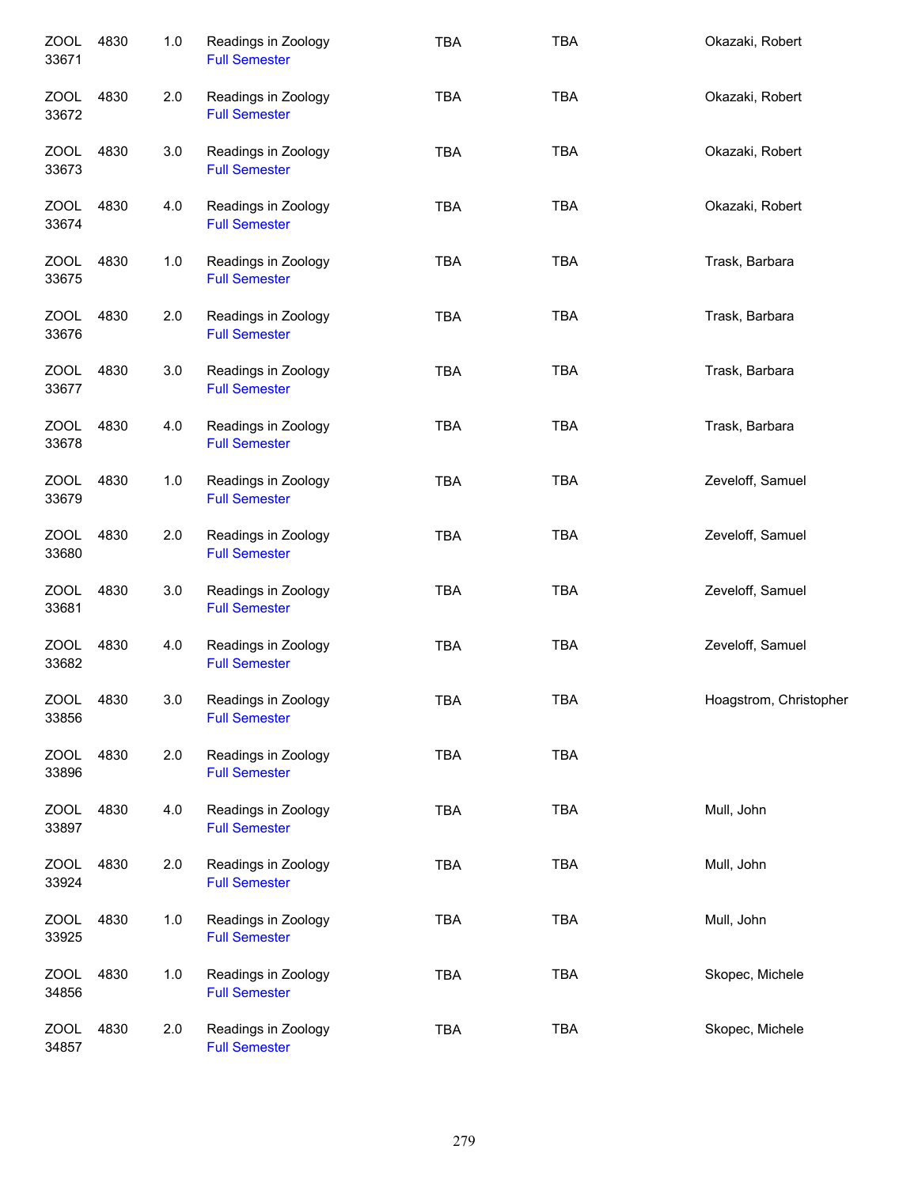| | | | | | | |
|---|---|---|---|---|---|---|
| ZOOL 33671 | 4830 | 1.0 | Readings in Zoology Full Semester | TBA | TBA | Okazaki, Robert |
| ZOOL 33672 | 4830 | 2.0 | Readings in Zoology Full Semester | TBA | TBA | Okazaki, Robert |
| ZOOL 33673 | 4830 | 3.0 | Readings in Zoology Full Semester | TBA | TBA | Okazaki, Robert |
| ZOOL 33674 | 4830 | 4.0 | Readings in Zoology Full Semester | TBA | TBA | Okazaki, Robert |
| ZOOL 33675 | 4830 | 1.0 | Readings in Zoology Full Semester | TBA | TBA | Trask, Barbara |
| ZOOL 33676 | 4830 | 2.0 | Readings in Zoology Full Semester | TBA | TBA | Trask, Barbara |
| ZOOL 33677 | 4830 | 3.0 | Readings in Zoology Full Semester | TBA | TBA | Trask, Barbara |
| ZOOL 33678 | 4830 | 4.0 | Readings in Zoology Full Semester | TBA | TBA | Trask, Barbara |
| ZOOL 33679 | 4830 | 1.0 | Readings in Zoology Full Semester | TBA | TBA | Zeveloff, Samuel |
| ZOOL 33680 | 4830 | 2.0 | Readings in Zoology Full Semester | TBA | TBA | Zeveloff, Samuel |
| ZOOL 33681 | 4830 | 3.0 | Readings in Zoology Full Semester | TBA | TBA | Zeveloff, Samuel |
| ZOOL 33682 | 4830 | 4.0 | Readings in Zoology Full Semester | TBA | TBA | Zeveloff, Samuel |
| ZOOL 33856 | 4830 | 3.0 | Readings in Zoology Full Semester | TBA | TBA | Hoagstrom, Christopher |
| ZOOL 33896 | 4830 | 2.0 | Readings in Zoology Full Semester | TBA | TBA | |
| ZOOL 33897 | 4830 | 4.0 | Readings in Zoology Full Semester | TBA | TBA | Mull, John |
| ZOOL 33924 | 4830 | 2.0 | Readings in Zoology Full Semester | TBA | TBA | Mull, John |
| ZOOL 33925 | 4830 | 1.0 | Readings in Zoology Full Semester | TBA | TBA | Mull, John |
| ZOOL 34856 | 4830 | 1.0 | Readings in Zoology Full Semester | TBA | TBA | Skopec, Michele |
| ZOOL 34857 | 4830 | 2.0 | Readings in Zoology Full Semester | TBA | TBA | Skopec, Michele |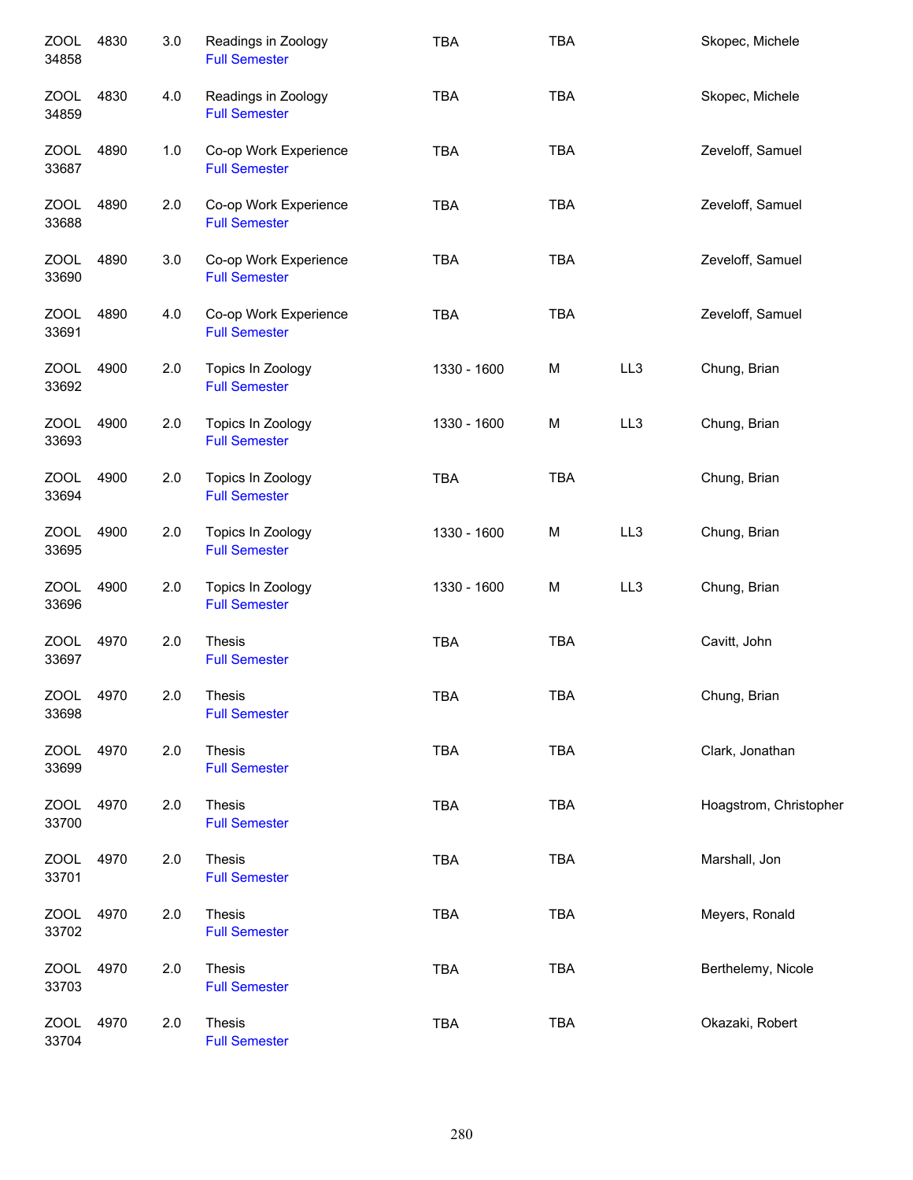| | | | | | | | |
|---|---|---|---|---|---|---|---|
| ZOOL 34858 | 4830 | 3.0 | Readings in Zoology<br>Full Semester | TBA | TBA | | Skopec, Michele |
| ZOOL 34859 | 4830 | 4.0 | Readings in Zoology<br>Full Semester | TBA | TBA | | Skopec, Michele |
| ZOOL 33687 | 4890 | 1.0 | Co-op Work Experience<br>Full Semester | TBA | TBA | | Zeveloff, Samuel |
| ZOOL 33688 | 4890 | 2.0 | Co-op Work Experience<br>Full Semester | TBA | TBA | | Zeveloff, Samuel |
| ZOOL 33690 | 4890 | 3.0 | Co-op Work Experience<br>Full Semester | TBA | TBA | | Zeveloff, Samuel |
| ZOOL 33691 | 4890 | 4.0 | Co-op Work Experience<br>Full Semester | TBA | TBA | | Zeveloff, Samuel |
| ZOOL 33692 | 4900 | 2.0 | Topics In Zoology<br>Full Semester | 1330 - 1600 | M | LL3 | Chung, Brian |
| ZOOL 33693 | 4900 | 2.0 | Topics In Zoology<br>Full Semester | 1330 - 1600 | M | LL3 | Chung, Brian |
| ZOOL 33694 | 4900 | 2.0 | Topics In Zoology<br>Full Semester | TBA | TBA | | Chung, Brian |
| ZOOL 33695 | 4900 | 2.0 | Topics In Zoology<br>Full Semester | 1330 - 1600 | M | LL3 | Chung, Brian |
| ZOOL 33696 | 4900 | 2.0 | Topics In Zoology<br>Full Semester | 1330 - 1600 | M | LL3 | Chung, Brian |
| ZOOL 33697 | 4970 | 2.0 | Thesis<br>Full Semester | TBA | TBA | | Cavitt, John |
| ZOOL 33698 | 4970 | 2.0 | Thesis<br>Full Semester | TBA | TBA | | Chung, Brian |
| ZOOL 33699 | 4970 | 2.0 | Thesis<br>Full Semester | TBA | TBA | | Clark, Jonathan |
| ZOOL 33700 | 4970 | 2.0 | Thesis<br>Full Semester | TBA | TBA | | Hoagstrom, Christopher |
| ZOOL 33701 | 4970 | 2.0 | Thesis<br>Full Semester | TBA | TBA | | Marshall, Jon |
| ZOOL 33702 | 4970 | 2.0 | Thesis<br>Full Semester | TBA | TBA | | Meyers, Ronald |
| ZOOL 33703 | 4970 | 2.0 | Thesis<br>Full Semester | TBA | TBA | | Berthelemy, Nicole |
| ZOOL 33704 | 4970 | 2.0 | Thesis<br>Full Semester | TBA | TBA | | Okazaki, Robert |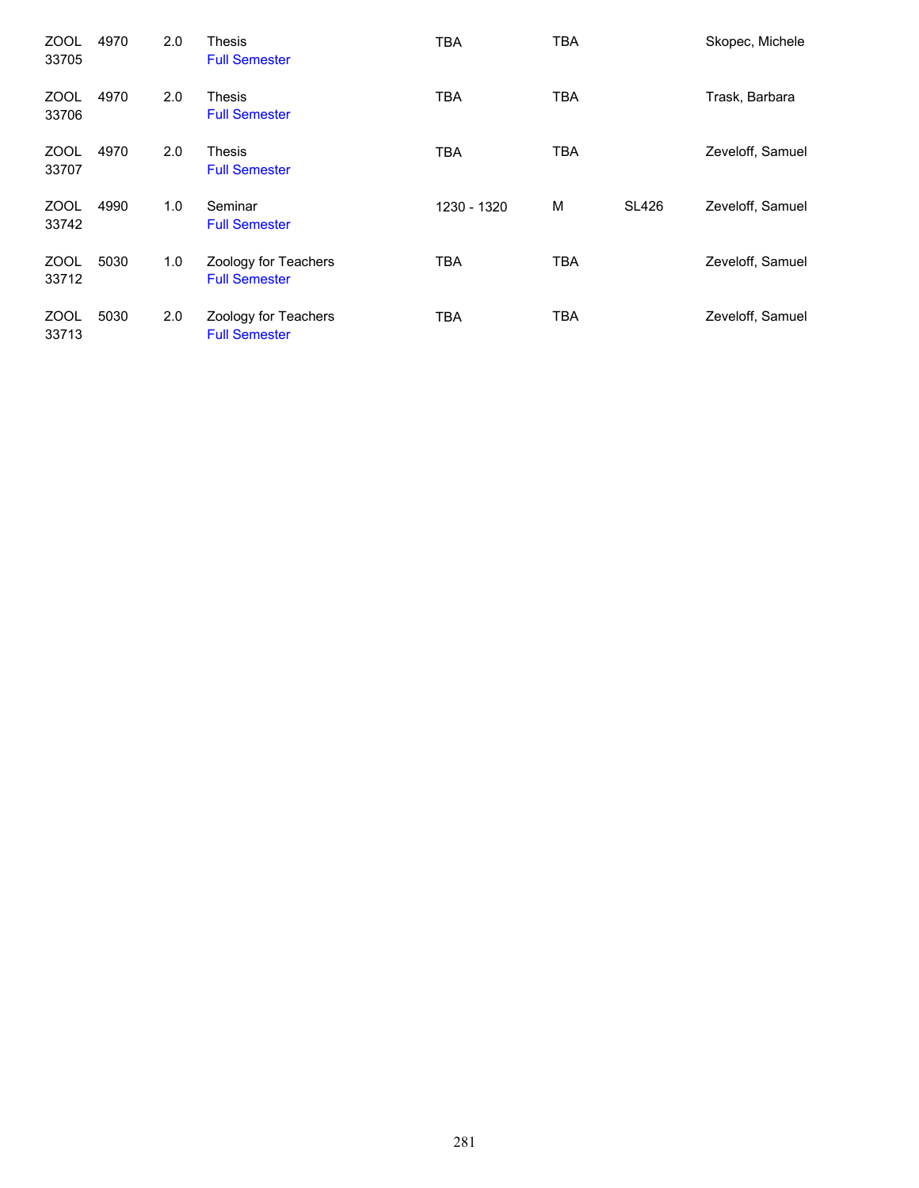| | | | | | | | |
|---|---|---|---|---|---|---|---|
| ZOOL 33705 | 4970 | 2.0 | Thesis<br>Full Semester | TBA | TBA | | Skopec, Michele |
| ZOOL 33706 | 4970 | 2.0 | Thesis<br>Full Semester | TBA | TBA | | Trask, Barbara |
| ZOOL 33707 | 4970 | 2.0 | Thesis<br>Full Semester | TBA | TBA | | Zeveloff, Samuel |
| ZOOL 33742 | 4990 | 1.0 | Seminar<br>Full Semester | 1230 - 1320 | M | SL426 | Zeveloff, Samuel |
| ZOOL 33712 | 5030 | 1.0 | Zoology for Teachers<br>Full Semester | TBA | TBA | | Zeveloff, Samuel |
| ZOOL 33713 | 5030 | 2.0 | Zoology for Teachers<br>Full Semester | TBA | TBA | | Zeveloff, Samuel |